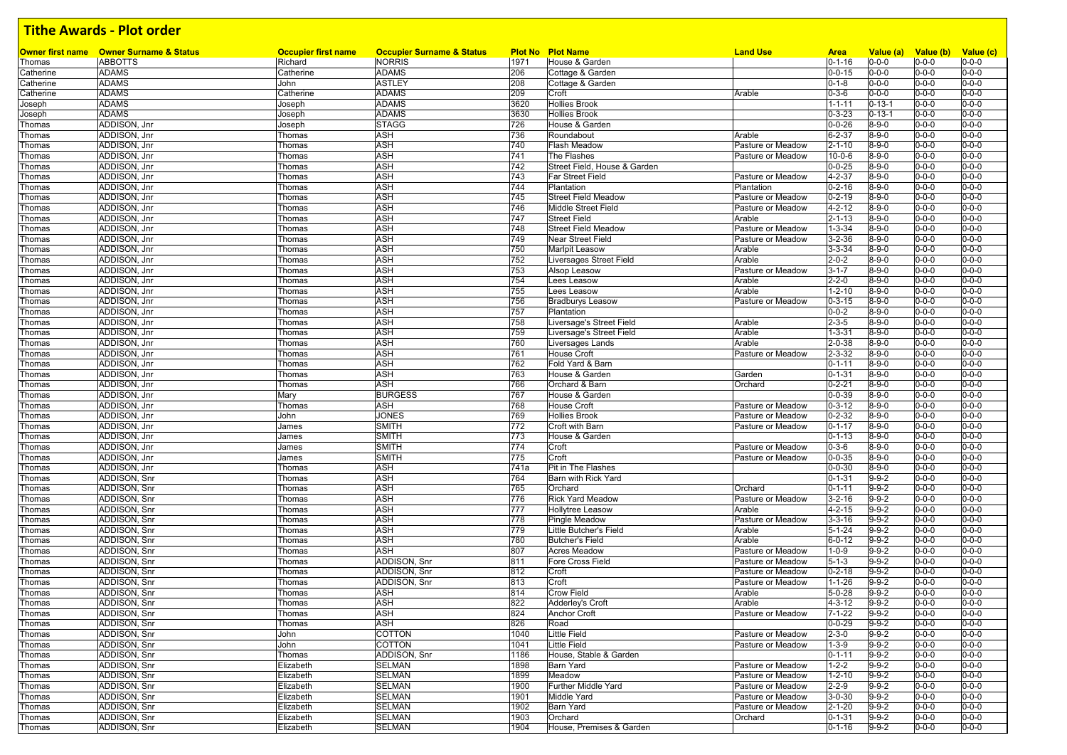# Tithe Awards - Plot order

| Owner first name | Owner Surname & Status | Occupier first name | Occupier Surname & Status | Plot No | Plot Name | Land Use | Area | Value (a) | Value (b) | Value (c) |
|---|---|---|---|---|---|---|---|---|---|---|
| Thomas | ABBOTTS | Richard | NORRIS | 1971 | House & Garden | | 0-1-16 | 0-0-0 | 0-0-0 | 0-0-0 |
| Catherine | ADAMS | Catherine | ADAMS | 206 | Cottage & Garden | | 0-0-15 | 0-0-0 | 0-0-0 | 0-0-0 |
| Catherine | ADAMS | John | ASTLEY | 208 | Cottage & Garden | | 0-1-8 | 0-0-0 | 0-0-0 | 0-0-0 |
| Catherine | ADAMS | Catherine | ADAMS | 209 | Croft | Arable | 0-3-6 | 0-0-0 | 0-0-0 | 0-0-0 |
| Joseph | ADAMS | Joseph | ADAMS | 3620 | Hollies Brook | | 1-1-11 | 0-13-1 | 0-0-0 | 0-0-0 |
| Joseph | ADAMS | Joseph | ADAMS | 3630 | Hollies Brook | | 0-3-23 | 0-13-1 | 0-0-0 | 0-0-0 |
| Thomas | ADDISON, Jnr | Joseph | STAGG | 726 | House & Garden | | 0-0-26 | 8-9-0 | 0-0-0 | 0-0-0 |
| Thomas | ADDISON, Jnr | Thomas | ASH | 736 | Roundabout | Arable | 6-2-37 | 8-9-0 | 0-0-0 | 0-0-0 |
| Thomas | ADDISON, Jnr | Thomas | ASH | 740 | Flash Meadow | Pasture or Meadow | 2-1-10 | 8-9-0 | 0-0-0 | 0-0-0 |
| Thomas | ADDISON, Jnr | Thomas | ASH | 741 | The Flashes | Pasture or Meadow | 10-0-6 | 8-9-0 | 0-0-0 | 0-0-0 |
| Thomas | ADDISON, Jnr | Thomas | ASH | 742 | Street Field, House & Garden | | 0-0-25 | 8-9-0 | 0-0-0 | 0-0-0 |
| Thomas | ADDISON, Jnr | Thomas | ASH | 743 | Far Street Field | Pasture or Meadow | 4-2-37 | 8-9-0 | 0-0-0 | 0-0-0 |
| Thomas | ADDISON, Jnr | Thomas | ASH | 744 | Plantation | Plantation | 0-2-16 | 8-9-0 | 0-0-0 | 0-0-0 |
| Thomas | ADDISON, Jnr | Thomas | ASH | 745 | Street Field Meadow | Pasture or Meadow | 0-2-19 | 8-9-0 | 0-0-0 | 0-0-0 |
| Thomas | ADDISON, Jnr | Thomas | ASH | 746 | Middle Street Field | Pasture or Meadow | 4-2-12 | 8-9-0 | 0-0-0 | 0-0-0 |
| Thomas | ADDISON, Jnr | Thomas | ASH | 747 | Street Field | Arable | 2-1-13 | 8-9-0 | 0-0-0 | 0-0-0 |
| Thomas | ADDISON, Jnr | Thomas | ASH | 748 | Street Field Meadow | Pasture or Meadow | 1-3-34 | 8-9-0 | 0-0-0 | 0-0-0 |
| Thomas | ADDISON, Jnr | Thomas | ASH | 749 | Near Street Field | Pasture or Meadow | 3-2-36 | 8-9-0 | 0-0-0 | 0-0-0 |
| Thomas | ADDISON, Jnr | Thomas | ASH | 750 | Marlpit Leasow | Arable | 3-3-34 | 8-9-0 | 0-0-0 | 0-0-0 |
| Thomas | ADDISON, Jnr | Thomas | ASH | 752 | Liversages Street Field | Arable | 2-0-2 | 8-9-0 | 0-0-0 | 0-0-0 |
| Thomas | ADDISON, Jnr | Thomas | ASH | 753 | Alsop Leasow | Pasture or Meadow | 3-1-7 | 8-9-0 | 0-0-0 | 0-0-0 |
| Thomas | ADDISON, Jnr | Thomas | ASH | 754 | Lees Leasow | Arable | 2-2-0 | 8-9-0 | 0-0-0 | 0-0-0 |
| Thomas | ADDISON, Jnr | Thomas | ASH | 755 | Lees Leasow | Arable | 1-2-10 | 8-9-0 | 0-0-0 | 0-0-0 |
| Thomas | ADDISON, Jnr | Thomas | ASH | 756 | Bradburys Leasow | Pasture or Meadow | 0-3-15 | 8-9-0 | 0-0-0 | 0-0-0 |
| Thomas | ADDISON, Jnr | Thomas | ASH | 757 | Plantation | | 0-0-2 | 8-9-0 | 0-0-0 | 0-0-0 |
| Thomas | ADDISON, Jnr | Thomas | ASH | 758 | Liversage's Street Field | Arable | 2-3-5 | 8-9-0 | 0-0-0 | 0-0-0 |
| Thomas | ADDISON, Jnr | Thomas | ASH | 759 | Liversage's Street Field | Arable | 1-3-31 | 8-9-0 | 0-0-0 | 0-0-0 |
| Thomas | ADDISON, Jnr | Thomas | ASH | 760 | Liversages Lands | Arable | 2-0-38 | 8-9-0 | 0-0-0 | 0-0-0 |
| Thomas | ADDISON, Jnr | Thomas | ASH | 761 | House Croft | Pasture or Meadow | 2-3-32 | 8-9-0 | 0-0-0 | 0-0-0 |
| Thomas | ADDISON, Jnr | Thomas | ASH | 762 | Fold Yard & Barn | | 0-1-11 | 8-9-0 | 0-0-0 | 0-0-0 |
| Thomas | ADDISON, Jnr | Thomas | ASH | 763 | House & Garden | Garden | 0-1-31 | 8-9-0 | 0-0-0 | 0-0-0 |
| Thomas | ADDISON, Jnr | Thomas | ASH | 766 | Orchard & Barn | Orchard | 0-2-21 | 8-9-0 | 0-0-0 | 0-0-0 |
| Thomas | ADDISON, Jnr | Mary | BURGESS | 767 | House & Garden | | 0-0-39 | 8-9-0 | 0-0-0 | 0-0-0 |
| Thomas | ADDISON, Jnr | Thomas | ASH | 768 | House Croft | Pasture or Meadow | 0-3-12 | 8-9-0 | 0-0-0 | 0-0-0 |
| Thomas | ADDISON, Jnr | John | JONES | 769 | Hollies Brook | Pasture or Meadow | 0-2-32 | 8-9-0 | 0-0-0 | 0-0-0 |
| Thomas | ADDISON, Jnr | James | SMITH | 772 | Croft with Barn | Pasture or Meadow | 0-1-17 | 8-9-0 | 0-0-0 | 0-0-0 |
| Thomas | ADDISON, Jnr | James | SMITH | 773 | House & Garden | | 0-1-13 | 8-9-0 | 0-0-0 | 0-0-0 |
| Thomas | ADDISON, Jnr | James | SMITH | 774 | Croft | Pasture or Meadow | 0-3-6 | 8-9-0 | 0-0-0 | 0-0-0 |
| Thomas | ADDISON, Jnr | James | SMITH | 775 | Croft | Pasture or Meadow | 0-0-35 | 8-9-0 | 0-0-0 | 0-0-0 |
| Thomas | ADDISON, Jnr | Thomas | ASH | 741a | Pit in The Flashes | | 0-0-30 | 8-9-0 | 0-0-0 | 0-0-0 |
| Thomas | ADDISON, Snr | Thomas | ASH | 764 | Barn with Rick Yard | | 0-1-31 | 9-9-2 | 0-0-0 | 0-0-0 |
| Thomas | ADDISON, Snr | Thomas | ASH | 765 | Orchard | Orchard | 0-1-11 | 9-9-2 | 0-0-0 | 0-0-0 |
| Thomas | ADDISON, Snr | Thomas | ASH | 776 | Rick Yard Meadow | Pasture or Meadow | 3-2-16 | 9-9-2 | 0-0-0 | 0-0-0 |
| Thomas | ADDISON, Snr | Thomas | ASH | 777 | Hollytree Leasow | Arable | 4-2-15 | 9-9-2 | 0-0-0 | 0-0-0 |
| Thomas | ADDISON, Snr | Thomas | ASH | 778 | Pingle Meadow | Pasture or Meadow | 3-3-16 | 9-9-2 | 0-0-0 | 0-0-0 |
| Thomas | ADDISON, Snr | Thomas | ASH | 779 | Little Butcher's Field | Arable | 5-1-24 | 9-9-2 | 0-0-0 | 0-0-0 |
| Thomas | ADDISON, Snr | Thomas | ASH | 780 | Butcher's Field | Arable | 6-0-12 | 9-9-2 | 0-0-0 | 0-0-0 |
| Thomas | ADDISON, Snr | Thomas | ASH | 807 | Acres Meadow | Pasture or Meadow | 1-0-9 | 9-9-2 | 0-0-0 | 0-0-0 |
| Thomas | ADDISON, Snr | Thomas | ADDISON, Snr | 811 | Fore Cross Field | Pasture or Meadow | 5-1-3 | 9-9-2 | 0-0-0 | 0-0-0 |
| Thomas | ADDISON, Snr | Thomas | ADDISON, Snr | 812 | Croft | Pasture or Meadow | 0-2-18 | 9-9-2 | 0-0-0 | 0-0-0 |
| Thomas | ADDISON, Snr | Thomas | ADDISON, Snr | 813 | Croft | Pasture or Meadow | 1-1-26 | 9-9-2 | 0-0-0 | 0-0-0 |
| Thomas | ADDISON, Snr | Thomas | ASH | 814 | Crow Field | Arable | 5-0-28 | 9-9-2 | 0-0-0 | 0-0-0 |
| Thomas | ADDISON, Snr | Thomas | ASH | 822 | Adderley's Croft | Arable | 4-3-12 | 9-9-2 | 0-0-0 | 0-0-0 |
| Thomas | ADDISON, Snr | Thomas | ASH | 824 | Anchor Croft | Pasture or Meadow | 7-1-22 | 9-9-2 | 0-0-0 | 0-0-0 |
| Thomas | ADDISON, Snr | Thomas | ASH | 826 | Road | | 0-0-29 | 9-9-2 | 0-0-0 | 0-0-0 |
| Thomas | ADDISON, Snr | John | COTTON | 1040 | Little Field | Pasture or Meadow | 2-3-0 | 9-9-2 | 0-0-0 | 0-0-0 |
| Thomas | ADDISON, Snr | John | COTTON | 1041 | Little Field | Pasture or Meadow | 1-3-9 | 9-9-2 | 0-0-0 | 0-0-0 |
| Thomas | ADDISON, Snr | Thomas | ADDISON, Snr | 1186 | House, Stable & Garden | | 0-1-11 | 9-9-2 | 0-0-0 | 0-0-0 |
| Thomas | ADDISON, Snr | Elizabeth | SELMAN | 1898 | Barn Yard | Pasture or Meadow | 1-2-2 | 9-9-2 | 0-0-0 | 0-0-0 |
| Thomas | ADDISON, Snr | Elizabeth | SELMAN | 1899 | Meadow | Pasture or Meadow | 1-2-10 | 9-9-2 | 0-0-0 | 0-0-0 |
| Thomas | ADDISON, Snr | Elizabeth | SELMAN | 1900 | Further Middle Yard | Pasture or Meadow | 2-2-9 | 9-9-2 | 0-0-0 | 0-0-0 |
| Thomas | ADDISON, Snr | Elizabeth | SELMAN | 1901 | Middle Yard | Pasture or Meadow | 3-0-30 | 9-9-2 | 0-0-0 | 0-0-0 |
| Thomas | ADDISON, Snr | Elizabeth | SELMAN | 1902 | Barn Yard | Pasture or Meadow | 2-1-20 | 9-9-2 | 0-0-0 | 0-0-0 |
| Thomas | ADDISON, Snr | Elizabeth | SELMAN | 1903 | Orchard | Orchard | 0-1-31 | 9-9-2 | 0-0-0 | 0-0-0 |
| Thomas | ADDISON, Snr | Elizabeth | SELMAN | 1904 | House, Premises & Garden | | 0-1-16 | 9-9-2 | 0-0-0 | 0-0-0 |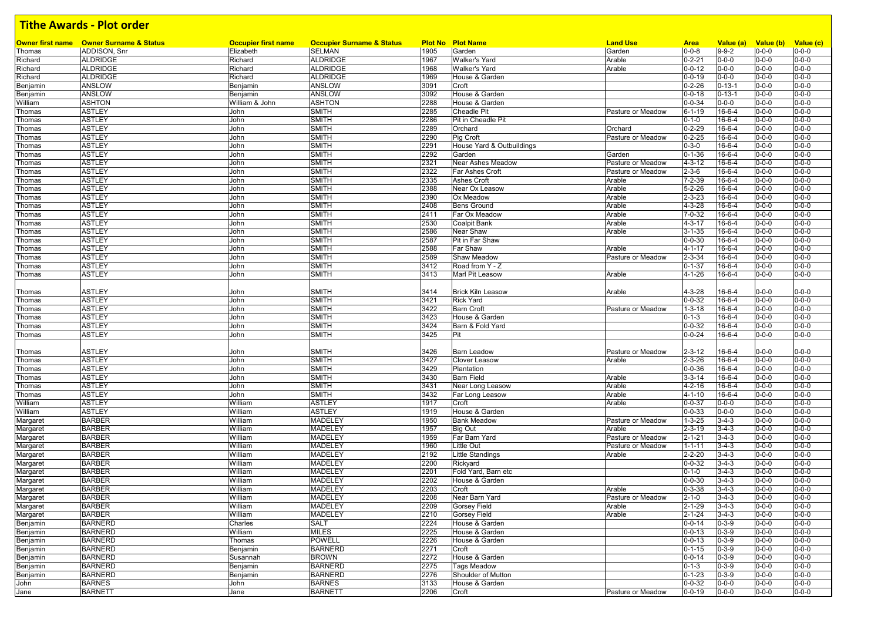# Tithe Awards - Plot order

| Owner first name | Owner Surname & Status | Occupier first name | Occupier Surname & Status | Plot No | Plot Name | Land Use | Area | Value (a) | Value (b) | Value (c) |
|---|---|---|---|---|---|---|---|---|---|---|
| Thomas | ADDISON, Snr | Elizabeth | SELMAN | 1905 | Garden | Garden | 0-0-8 | 9-9-2 | 0-0-0 | 0-0-0 |
| Richard | ALDRIDGE | Richard | ALDRIDGE | 1967 | Walker's Yard | Arable | 0-2-21 | 0-0-0 | 0-0-0 | 0-0-0 |
| Richard | ALDRIDGE | Richard | ALDRIDGE | 1968 | Walker's Yard | Arable | 0-0-12 | 0-0-0 | 0-0-0 | 0-0-0 |
| Richard | ALDRIDGE | Richard | ALDRIDGE | 1969 | House & Garden | | 0-0-19 | 0-0-0 | 0-0-0 | 0-0-0 |
| Benjamin | ANSLOW | Benjamin | ANSLOW | 3091 | Croft | | 0-2-26 | 0-13-1 | 0-0-0 | 0-0-0 |
| Benjamin | ANSLOW | Benjamin | ANSLOW | 3092 | House & Garden | | 0-0-18 | 0-13-1 | 0-0-0 | 0-0-0 |
| William | ASHTON | William & John | ASHTON | 2288 | House & Garden | | 0-0-34 | 0-0-0 | 0-0-0 | 0-0-0 |
| Thomas | ASTLEY | John | SMITH | 2285 | Cheadle Pit | Pasture or Meadow | 6-1-19 | 16-6-4 | 0-0-0 | 0-0-0 |
| Thomas | ASTLEY | John | SMITH | 2286 | Pit in Cheadle Pit | | 0-1-0 | 16-6-4 | 0-0-0 | 0-0-0 |
| Thomas | ASTLEY | John | SMITH | 2289 | Orchard | Orchard | 0-2-29 | 16-6-4 | 0-0-0 | 0-0-0 |
| Thomas | ASTLEY | John | SMITH | 2290 | Pig Croft | Pasture or Meadow | 0-2-25 | 16-6-4 | 0-0-0 | 0-0-0 |
| Thomas | ASTLEY | John | SMITH | 2291 | House Yard & Outbuildings | | 0-3-0 | 16-6-4 | 0-0-0 | 0-0-0 |
| Thomas | ASTLEY | John | SMITH | 2292 | Garden | Garden | 0-1-36 | 16-6-4 | 0-0-0 | 0-0-0 |
| Thomas | ASTLEY | John | SMITH | 2321 | Near Ashes Meadow | Pasture or Meadow | 4-3-12 | 16-6-4 | 0-0-0 | 0-0-0 |
| Thomas | ASTLEY | John | SMITH | 2322 | Far Ashes Croft | Pasture or Meadow | 2-3-6 | 16-6-4 | 0-0-0 | 0-0-0 |
| Thomas | ASTLEY | John | SMITH | 2335 | Ashes Croft | Arable | 7-2-39 | 16-6-4 | 0-0-0 | 0-0-0 |
| Thomas | ASTLEY | John | SMITH | 2388 | Near Ox Leasow | Arable | 5-2-26 | 16-6-4 | 0-0-0 | 0-0-0 |
| Thomas | ASTLEY | John | SMITH | 2390 | Ox Meadow | Arable | 2-3-23 | 16-6-4 | 0-0-0 | 0-0-0 |
| Thomas | ASTLEY | John | SMITH | 2408 | Bens Ground | Arable | 4-3-28 | 16-6-4 | 0-0-0 | 0-0-0 |
| Thomas | ASTLEY | John | SMITH | 2411 | Far Ox Meadow | Arable | 7-0-32 | 16-6-4 | 0-0-0 | 0-0-0 |
| Thomas | ASTLEY | John | SMITH | 2530 | Coalpit Bank | Arable | 4-3-17 | 16-6-4 | 0-0-0 | 0-0-0 |
| Thomas | ASTLEY | John | SMITH | 2586 | Near Shaw | Arable | 3-1-35 | 16-6-4 | 0-0-0 | 0-0-0 |
| Thomas | ASTLEY | John | SMITH | 2587 | Pit in Far Shaw | | 0-0-30 | 16-6-4 | 0-0-0 | 0-0-0 |
| Thomas | ASTLEY | John | SMITH | 2588 | Far Shaw | Arable | 4-1-17 | 16-6-4 | 0-0-0 | 0-0-0 |
| Thomas | ASTLEY | John | SMITH | 2589 | Shaw Meadow | Pasture or Meadow | 2-3-34 | 16-6-4 | 0-0-0 | 0-0-0 |
| Thomas | ASTLEY | John | SMITH | 3412 | Road from Y - Z | | 0-1-37 | 16-6-4 | 0-0-0 | 0-0-0 |
| Thomas | ASTLEY | John | SMITH | 3413 | Marl Pit Leasow | Arable | 4-1-26 | 16-6-4 | 0-0-0 | 0-0-0 |
| Thomas | ASTLEY | John | SMITH | 3414 | Brick Kiln Leasow | Arable | 4-3-28 | 16-6-4 | 0-0-0 | 0-0-0 |
| Thomas | ASTLEY | John | SMITH | 3421 | Rick Yard | | 0-0-32 | 16-6-4 | 0-0-0 | 0-0-0 |
| Thomas | ASTLEY | John | SMITH | 3422 | Barn Croft | Pasture or Meadow | 1-3-18 | 16-6-4 | 0-0-0 | 0-0-0 |
| Thomas | ASTLEY | John | SMITH | 3423 | House & Garden | | 0-1-3 | 16-6-4 | 0-0-0 | 0-0-0 |
| Thomas | ASTLEY | John | SMITH | 3424 | Barn & Fold Yard | | 0-0-32 | 16-6-4 | 0-0-0 | 0-0-0 |
| Thomas | ASTLEY | John | SMITH | 3425 | Pit | | 0-0-24 | 16-6-4 | 0-0-0 | 0-0-0 |
| Thomas | ASTLEY | John | SMITH | 3426 | Barn Leadow | Pasture or Meadow | 2-3-12 | 16-6-4 | 0-0-0 | 0-0-0 |
| Thomas | ASTLEY | John | SMITH | 3427 | Clover Leasow | Arable | 2-3-26 | 16-6-4 | 0-0-0 | 0-0-0 |
| Thomas | ASTLEY | John | SMITH | 3429 | Plantation | | 0-0-36 | 16-6-4 | 0-0-0 | 0-0-0 |
| Thomas | ASTLEY | John | SMITH | 3430 | Barn Field | Arable | 3-3-14 | 16-6-4 | 0-0-0 | 0-0-0 |
| Thomas | ASTLEY | John | SMITH | 3431 | Near Long Leasow | Arable | 4-2-16 | 16-6-4 | 0-0-0 | 0-0-0 |
| Thomas | ASTLEY | John | SMITH | 3432 | Far Long Leasow | Arable | 4-1-10 | 16-6-4 | 0-0-0 | 0-0-0 |
| William | ASTLEY | William | ASTLEY | 1917 | Croft | Arable | 0-0-37 | 0-0-0 | 0-0-0 | 0-0-0 |
| William | ASTLEY | William | ASTLEY | 1919 | House & Garden | | 0-0-33 | 0-0-0 | 0-0-0 | 0-0-0 |
| Margaret | BARBER | William | MADELEY | 1950 | Bank Meadow | Pasture or Meadow | 1-3-25 | 3-4-3 | 0-0-0 | 0-0-0 |
| Margaret | BARBER | William | MADELEY | 1957 | Big Out | Arable | 2-3-19 | 3-4-3 | 0-0-0 | 0-0-0 |
| Margaret | BARBER | William | MADELEY | 1959 | Far Barn Yard | Pasture or Meadow | 2-1-21 | 3-4-3 | 0-0-0 | 0-0-0 |
| Margaret | BARBER | William | MADELEY | 1960 | Little Out | Pasture or Meadow | 1-1-11 | 3-4-3 | 0-0-0 | 0-0-0 |
| Margaret | BARBER | William | MADELEY | 2192 | Little Standings | Arable | 2-2-20 | 3-4-3 | 0-0-0 | 0-0-0 |
| Margaret | BARBER | William | MADELEY | 2200 | Rickyard | | 0-0-32 | 3-4-3 | 0-0-0 | 0-0-0 |
| Margaret | BARBER | William | MADELEY | 2201 | Fold Yard, Barn etc | | 0-1-0 | 3-4-3 | 0-0-0 | 0-0-0 |
| Margaret | BARBER | William | MADELEY | 2202 | House & Garden | | 0-0-30 | 3-4-3 | 0-0-0 | 0-0-0 |
| Margaret | BARBER | William | MADELEY | 2203 | Croft | Arable | 0-3-38 | 3-4-3 | 0-0-0 | 0-0-0 |
| Margaret | BARBER | William | MADELEY | 2208 | Near Barn Yard | Pasture or Meadow | 2-1-0 | 3-4-3 | 0-0-0 | 0-0-0 |
| Margaret | BARBER | William | MADELEY | 2209 | Gorsey Field | Arable | 2-1-29 | 3-4-3 | 0-0-0 | 0-0-0 |
| Margaret | BARBER | William | MADELEY | 2210 | Gorsey Field | Arable | 2-1-24 | 3-4-3 | 0-0-0 | 0-0-0 |
| Benjamin | BARNERD | Charles | SALT | 2224 | House & Garden | | 0-0-14 | 0-3-9 | 0-0-0 | 0-0-0 |
| Benjamin | BARNERD | William | MILES | 2225 | House & Garden | | 0-0-13 | 0-3-9 | 0-0-0 | 0-0-0 |
| Benjamin | BARNERD | Thomas | POWELL | 2226 | House & Garden | | 0-0-13 | 0-3-9 | 0-0-0 | 0-0-0 |
| Benjamin | BARNERD | Benjamin | BARNERD | 2271 | Croft | | 0-1-15 | 0-3-9 | 0-0-0 | 0-0-0 |
| Benjamin | BARNERD | Susannah | BROWN | 2272 | House & Garden | | 0-0-14 | 0-3-9 | 0-0-0 | 0-0-0 |
| Benjamin | BARNERD | Benjamin | BARNERD | 2275 | Tags Meadow | | 0-1-3 | 0-3-9 | 0-0-0 | 0-0-0 |
| Benjamin | BARNERD | Benjamin | BARNERD | 2276 | Shoulder of Mutton | | 0-1-23 | 0-3-9 | 0-0-0 | 0-0-0 |
| John | BARNES | John | BARNES | 3133 | House & Garden | | 0-0-32 | 0-0-0 | 0-0-0 | 0-0-0 |
| Jane | BARNETT | Jane | BARNETT | 2206 | Croft | Pasture or Meadow | 0-0-19 | 0-0-0 | 0-0-0 | 0-0-0 |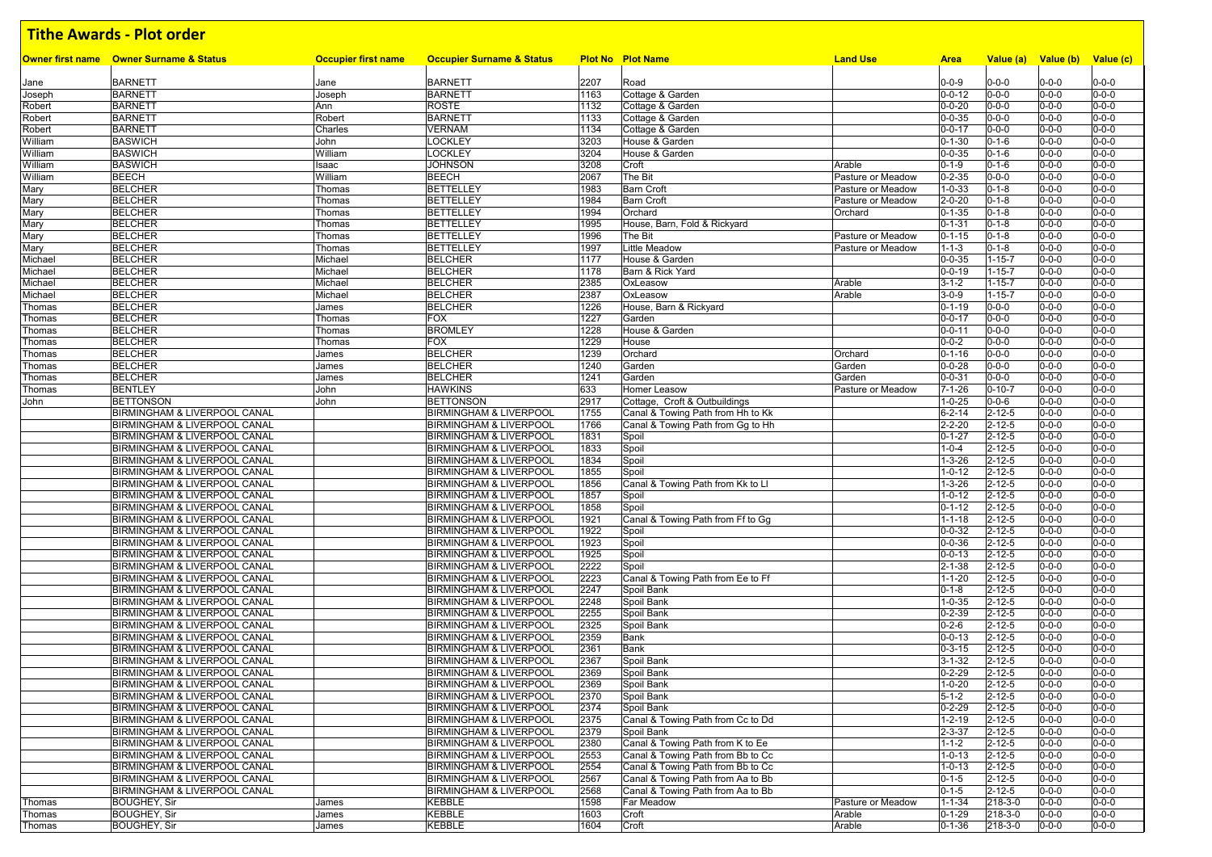# Tithe Awards - Plot order

| Owner first name | Owner Surname & Status | Occupier first name | Occupier Surname & Status | Plot No | Plot Name | Land Use | Area | Value (a) | Value (b) | Value (c) |
|---|---|---|---|---|---|---|---|---|---|---|
| Jane | BARNETT | Jane | BARNETT | 2207 | Road | | 0-0-9 | 0-0-0 | 0-0-0 | 0-0-0 |
| Joseph | BARNETT | Joseph | BARNETT | 1163 | Cottage & Garden | | 0-0-12 | 0-0-0 | 0-0-0 | 0-0-0 |
| Robert | BARNETT | Ann | ROSTE | 1132 | Cottage & Garden | | 0-0-20 | 0-0-0 | 0-0-0 | 0-0-0 |
| Robert | BARNETT | Robert | BARNETT | 1133 | Cottage & Garden | | 0-0-35 | 0-0-0 | 0-0-0 | 0-0-0 |
| Robert | BARNETT | Charles | VERNAM | 1134 | Cottage & Garden | | 0-0-17 | 0-0-0 | 0-0-0 | 0-0-0 |
| William | BASWICH | John | LOCKLEY | 3203 | House & Garden | | 0-1-30 | 0-1-6 | 0-0-0 | 0-0-0 |
| William | BASWICH | William | LOCKLEY | 3204 | House & Garden | | 0-0-35 | 0-1-6 | 0-0-0 | 0-0-0 |
| William | BASWICH | Isaac | JOHNSON | 3208 | Croft | Arable | 0-1-9 | 0-1-6 | 0-0-0 | 0-0-0 |
| William | BEECH | William | BEECH | 2067 | The Bit | Pasture or Meadow | 0-2-35 | 0-0-0 | 0-0-0 | 0-0-0 |
| Mary | BELCHER | Thomas | BETTELLEY | 1983 | Barn Croft | Pasture or Meadow | 1-0-33 | 0-1-8 | 0-0-0 | 0-0-0 |
| Mary | BELCHER | Thomas | BETTELLEY | 1984 | Barn Croft | Pasture or Meadow | 2-0-20 | 0-1-8 | 0-0-0 | 0-0-0 |
| Mary | BELCHER | Thomas | BETTELLEY | 1994 | Orchard | Orchard | 0-1-35 | 0-1-8 | 0-0-0 | 0-0-0 |
| Mary | BELCHER | Thomas | BETTELLEY | 1995 | House, Barn, Fold & Rickyard | | 0-1-31 | 0-1-8 | 0-0-0 | 0-0-0 |
| Mary | BELCHER | Thomas | BETTELLEY | 1996 | The Bit | Pasture or Meadow | 0-1-15 | 0-1-8 | 0-0-0 | 0-0-0 |
| Mary | BELCHER | Thomas | BETTELLEY | 1997 | Little Meadow | Pasture or Meadow | 1-1-3 | 0-1-8 | 0-0-0 | 0-0-0 |
| Michael | BELCHER | Michael | BELCHER | 1177 | House & Garden | | 0-0-35 | 1-15-7 | 0-0-0 | 0-0-0 |
| Michael | BELCHER | Michael | BELCHER | 1178 | Barn & Rick Yard | | 0-0-19 | 1-15-7 | 0-0-0 | 0-0-0 |
| Michael | BELCHER | Michael | BELCHER | 2385 | OxLeasow | Arable | 3-1-2 | 1-15-7 | 0-0-0 | 0-0-0 |
| Michael | BELCHER | Michael | BELCHER | 2387 | OxLeasow | Arable | 3-0-9 | 1-15-7 | 0-0-0 | 0-0-0 |
| Thomas | BELCHER | James | BELCHER | 1226 | House, Barn & Rickyard | | 0-1-19 | 0-0-0 | 0-0-0 | 0-0-0 |
| Thomas | BELCHER | Thomas | FOX | 1227 | Garden | | 0-0-17 | 0-0-0 | 0-0-0 | 0-0-0 |
| Thomas | BELCHER | Thomas | BROMLEY | 1228 | House & Garden | | 0-0-11 | 0-0-0 | 0-0-0 | 0-0-0 |
| Thomas | BELCHER | Thomas | FOX | 1229 | House | | 0-0-2 | 0-0-0 | 0-0-0 | 0-0-0 |
| Thomas | BELCHER | James | BELCHER | 1239 | Orchard | Orchard | 0-1-16 | 0-0-0 | 0-0-0 | 0-0-0 |
| Thomas | BELCHER | James | BELCHER | 1240 | Garden | Garden | 0-0-28 | 0-0-0 | 0-0-0 | 0-0-0 |
| Thomas | BELCHER | James | BELCHER | 1241 | Garden | Garden | 0-0-31 | 0-0-0 | 0-0-0 | 0-0-0 |
| Thomas | BENTLEY | John | HAWKINS | 633 | Homer Leasow | Pasture or Meadow | 7-1-26 | 0-10-7 | 0-0-0 | 0-0-0 |
| John | BETTONSON | John | BETTONSON | 2917 | Cottage, Croft & Outbuildings | | 1-0-25 | 0-0-6 | 0-0-0 | 0-0-0 |
| | BIRMINGHAM & LIVERPOOL CANAL | | BIRMINGHAM & LIVERPOOL | 1755 | Canal & Towing Path from Hh to Kk | | 6-2-14 | 2-12-5 | 0-0-0 | 0-0-0 |
| | BIRMINGHAM & LIVERPOOL CANAL | | BIRMINGHAM & LIVERPOOL | 1766 | Canal & Towing Path from Gg to Hh | | 2-2-20 | 2-12-5 | 0-0-0 | 0-0-0 |
| | BIRMINGHAM & LIVERPOOL CANAL | | BIRMINGHAM & LIVERPOOL | 1831 | Spoil | | 0-1-27 | 2-12-5 | 0-0-0 | 0-0-0 |
| | BIRMINGHAM & LIVERPOOL CANAL | | BIRMINGHAM & LIVERPOOL | 1833 | Spoil | | 1-0-4 | 2-12-5 | 0-0-0 | 0-0-0 |
| | BIRMINGHAM & LIVERPOOL CANAL | | BIRMINGHAM & LIVERPOOL | 1834 | Spoil | | 1-3-26 | 2-12-5 | 0-0-0 | 0-0-0 |
| | BIRMINGHAM & LIVERPOOL CANAL | | BIRMINGHAM & LIVERPOOL | 1855 | Spoil | | 1-0-12 | 2-12-5 | 0-0-0 | 0-0-0 |
| | BIRMINGHAM & LIVERPOOL CANAL | | BIRMINGHAM & LIVERPOOL | 1856 | Canal & Towing Path from Kk to Ll | | 1-3-26 | 2-12-5 | 0-0-0 | 0-0-0 |
| | BIRMINGHAM & LIVERPOOL CANAL | | BIRMINGHAM & LIVERPOOL | 1857 | Spoil | | 1-0-12 | 2-12-5 | 0-0-0 | 0-0-0 |
| | BIRMINGHAM & LIVERPOOL CANAL | | BIRMINGHAM & LIVERPOOL | 1858 | Spoil | | 0-1-12 | 2-12-5 | 0-0-0 | 0-0-0 |
| | BIRMINGHAM & LIVERPOOL CANAL | | BIRMINGHAM & LIVERPOOL | 1921 | Canal & Towing Path from Ff to Gg | | 1-1-18 | 2-12-5 | 0-0-0 | 0-0-0 |
| | BIRMINGHAM & LIVERPOOL CANAL | | BIRMINGHAM & LIVERPOOL | 1922 | Spoil | | 0-0-32 | 2-12-5 | 0-0-0 | 0-0-0 |
| | BIRMINGHAM & LIVERPOOL CANAL | | BIRMINGHAM & LIVERPOOL | 1923 | Spoil | | 0-0-36 | 2-12-5 | 0-0-0 | 0-0-0 |
| | BIRMINGHAM & LIVERPOOL CANAL | | BIRMINGHAM & LIVERPOOL | 1925 | Spoil | | 0-0-13 | 2-12-5 | 0-0-0 | 0-0-0 |
| | BIRMINGHAM & LIVERPOOL CANAL | | BIRMINGHAM & LIVERPOOL | 2222 | Spoil | | 2-1-38 | 2-12-5 | 0-0-0 | 0-0-0 |
| | BIRMINGHAM & LIVERPOOL CANAL | | BIRMINGHAM & LIVERPOOL | 2223 | Canal & Towing Path from Ee to Ff | | 1-1-20 | 2-12-5 | 0-0-0 | 0-0-0 |
| | BIRMINGHAM & LIVERPOOL CANAL | | BIRMINGHAM & LIVERPOOL | 2247 | Spoil Bank | | 0-1-8 | 2-12-5 | 0-0-0 | 0-0-0 |
| | BIRMINGHAM & LIVERPOOL CANAL | | BIRMINGHAM & LIVERPOOL | 2248 | Spoil Bank | | 1-0-35 | 2-12-5 | 0-0-0 | 0-0-0 |
| | BIRMINGHAM & LIVERPOOL CANAL | | BIRMINGHAM & LIVERPOOL | 2255 | Spoil Bank | | 0-2-39 | 2-12-5 | 0-0-0 | 0-0-0 |
| | BIRMINGHAM & LIVERPOOL CANAL | | BIRMINGHAM & LIVERPOOL | 2325 | Spoil Bank | | 0-2-6 | 2-12-5 | 0-0-0 | 0-0-0 |
| | BIRMINGHAM & LIVERPOOL CANAL | | BIRMINGHAM & LIVERPOOL | 2359 | Bank | | 0-0-13 | 2-12-5 | 0-0-0 | 0-0-0 |
| | BIRMINGHAM & LIVERPOOL CANAL | | BIRMINGHAM & LIVERPOOL | 2361 | Bank | | 0-3-15 | 2-12-5 | 0-0-0 | 0-0-0 |
| | BIRMINGHAM & LIVERPOOL CANAL | | BIRMINGHAM & LIVERPOOL | 2367 | Spoil Bank | | 3-1-32 | 2-12-5 | 0-0-0 | 0-0-0 |
| | BIRMINGHAM & LIVERPOOL CANAL | | BIRMINGHAM & LIVERPOOL | 2369 | Spoil Bank | | 0-2-29 | 2-12-5 | 0-0-0 | 0-0-0 |
| | BIRMINGHAM & LIVERPOOL CANAL | | BIRMINGHAM & LIVERPOOL | 2369 | Spoil Bank | | 1-0-20 | 2-12-5 | 0-0-0 | 0-0-0 |
| | BIRMINGHAM & LIVERPOOL CANAL | | BIRMINGHAM & LIVERPOOL | 2370 | Spoil Bank | | 5-1-2 | 2-12-5 | 0-0-0 | 0-0-0 |
| | BIRMINGHAM & LIVERPOOL CANAL | | BIRMINGHAM & LIVERPOOL | 2374 | Spoil Bank | | 0-2-29 | 2-12-5 | 0-0-0 | 0-0-0 |
| | BIRMINGHAM & LIVERPOOL CANAL | | BIRMINGHAM & LIVERPOOL | 2375 | Canal & Towing Path from Cc to Dd | | 1-2-19 | 2-12-5 | 0-0-0 | 0-0-0 |
| | BIRMINGHAM & LIVERPOOL CANAL | | BIRMINGHAM & LIVERPOOL | 2379 | Spoil Bank | | 2-3-37 | 2-12-5 | 0-0-0 | 0-0-0 |
| | BIRMINGHAM & LIVERPOOL CANAL | | BIRMINGHAM & LIVERPOOL | 2380 | Canal & Towing Path from K to Ee | | 1-1-2 | 2-12-5 | 0-0-0 | 0-0-0 |
| | BIRMINGHAM & LIVERPOOL CANAL | | BIRMINGHAM & LIVERPOOL | 2553 | Canal & Towing Path from Bb to Cc | | 1-0-13 | 2-12-5 | 0-0-0 | 0-0-0 |
| | BIRMINGHAM & LIVERPOOL CANAL | | BIRMINGHAM & LIVERPOOL | 2554 | Canal & Towing Path from Bb to Cc | | 1-0-13 | 2-12-5 | 0-0-0 | 0-0-0 |
| | BIRMINGHAM & LIVERPOOL CANAL | | BIRMINGHAM & LIVERPOOL | 2567 | Canal & Towing Path from Aa to Bb | | 0-1-5 | 2-12-5 | 0-0-0 | 0-0-0 |
| | BIRMINGHAM & LIVERPOOL CANAL | | BIRMINGHAM & LIVERPOOL | 2568 | Canal & Towing Path from Aa to Bb | | 0-1-5 | 2-12-5 | 0-0-0 | 0-0-0 |
| Thomas | BOUGHEY, Sir | James | KEBBLE | 1598 | Far Meadow | Pasture or Meadow | 1-1-34 | 218-3-0 | 0-0-0 | 0-0-0 |
| Thomas | BOUGHEY, Sir | James | KEBBLE | 1603 | Croft | Arable | 0-1-29 | 218-3-0 | 0-0-0 | 0-0-0 |
| Thomas | BOUGHEY, Sir | James | KEBBLE | 1604 | Croft | Arable | 0-1-36 | 218-3-0 | 0-0-0 | 0-0-0 |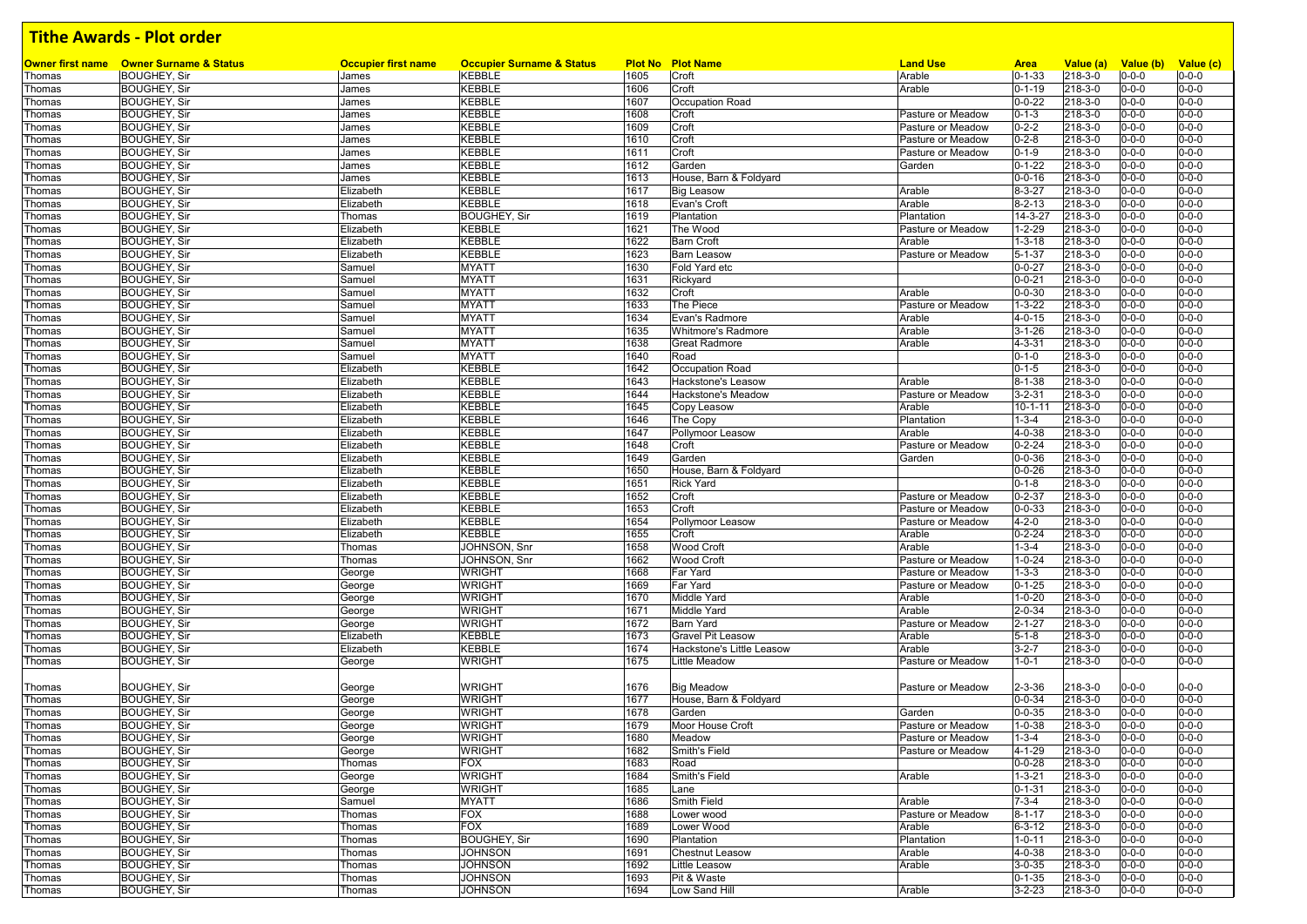# Tithe Awards - Plot order

| Owner first name | Owner Surname & Status | Occupier first name | Occupier Surname & Status | Plot No | Plot Name | Land Use | Area | Value (a) | Value (b) | Value (c) |
|---|---|---|---|---|---|---|---|---|---|---|
| Thomas | BOUGHEY, Sir | James | KEBBLE | 1605 | Croft | Arable | 0-1-33 | 218-3-0 | 0-0-0 | 0-0-0 |
| Thomas | BOUGHEY, Sir | James | KEBBLE | 1606 | Croft | Arable | 0-1-19 | 218-3-0 | 0-0-0 | 0-0-0 |
| Thomas | BOUGHEY, Sir | James | KEBBLE | 1607 | Occupation Road | | 0-0-22 | 218-3-0 | 0-0-0 | 0-0-0 |
| Thomas | BOUGHEY, Sir | James | KEBBLE | 1608 | Croft | Pasture or Meadow | 0-1-3 | 218-3-0 | 0-0-0 | 0-0-0 |
| Thomas | BOUGHEY, Sir | James | KEBBLE | 1609 | Croft | Pasture or Meadow | 0-2-2 | 218-3-0 | 0-0-0 | 0-0-0 |
| Thomas | BOUGHEY, Sir | James | KEBBLE | 1610 | Croft | Pasture or Meadow | 0-2-8 | 218-3-0 | 0-0-0 | 0-0-0 |
| Thomas | BOUGHEY, Sir | James | KEBBLE | 1611 | Croft | Pasture or Meadow | 0-1-9 | 218-3-0 | 0-0-0 | 0-0-0 |
| Thomas | BOUGHEY, Sir | James | KEBBLE | 1612 | Garden | Garden | 0-1-22 | 218-3-0 | 0-0-0 | 0-0-0 |
| Thomas | BOUGHEY, Sir | James | KEBBLE | 1613 | House, Barn & Foldyard | | 0-0-16 | 218-3-0 | 0-0-0 | 0-0-0 |
| Thomas | BOUGHEY, Sir | Elizabeth | KEBBLE | 1617 | Big Leasow | Arable | 8-3-27 | 218-3-0 | 0-0-0 | 0-0-0 |
| Thomas | BOUGHEY, Sir | Elizabeth | KEBBLE | 1618 | Evan's Croft | Arable | 8-2-13 | 218-3-0 | 0-0-0 | 0-0-0 |
| Thomas | BOUGHEY, Sir | Thomas | BOUGHEY, Sir | 1619 | Plantation | Plantation | 14-3-27 | 218-3-0 | 0-0-0 | 0-0-0 |
| Thomas | BOUGHEY, Sir | Elizabeth | KEBBLE | 1621 | The Wood | Pasture or Meadow | 1-2-29 | 218-3-0 | 0-0-0 | 0-0-0 |
| Thomas | BOUGHEY, Sir | Elizabeth | KEBBLE | 1622 | Barn Croft | Arable | 1-3-18 | 218-3-0 | 0-0-0 | 0-0-0 |
| Thomas | BOUGHEY, Sir | Elizabeth | KEBBLE | 1623 | Barn Leasow | Pasture or Meadow | 5-1-37 | 218-3-0 | 0-0-0 | 0-0-0 |
| Thomas | BOUGHEY, Sir | Samuel | MYATT | 1630 | Fold Yard etc | | 0-0-27 | 218-3-0 | 0-0-0 | 0-0-0 |
| Thomas | BOUGHEY, Sir | Samuel | MYATT | 1631 | Rickyard | | 0-0-21 | 218-3-0 | 0-0-0 | 0-0-0 |
| Thomas | BOUGHEY, Sir | Samuel | MYATT | 1632 | Croft | Arable | 0-0-30 | 218-3-0 | 0-0-0 | 0-0-0 |
| Thomas | BOUGHEY, Sir | Samuel | MYATT | 1633 | The Piece | Pasture or Meadow | 1-3-22 | 218-3-0 | 0-0-0 | 0-0-0 |
| Thomas | BOUGHEY, Sir | Samuel | MYATT | 1634 | Evan's Radmore | Arable | 4-0-15 | 218-3-0 | 0-0-0 | 0-0-0 |
| Thomas | BOUGHEY, Sir | Samuel | MYATT | 1635 | Whitmore's Radmore | Arable | 3-1-26 | 218-3-0 | 0-0-0 | 0-0-0 |
| Thomas | BOUGHEY, Sir | Samuel | MYATT | 1638 | Great Radmore | Arable | 4-3-31 | 218-3-0 | 0-0-0 | 0-0-0 |
| Thomas | BOUGHEY, Sir | Samuel | MYATT | 1640 | Road | | 0-1-0 | 218-3-0 | 0-0-0 | 0-0-0 |
| Thomas | BOUGHEY, Sir | Elizabeth | KEBBLE | 1642 | Occupation Road | | 0-1-5 | 218-3-0 | 0-0-0 | 0-0-0 |
| Thomas | BOUGHEY, Sir | Elizabeth | KEBBLE | 1643 | Hackstone's Leasow | Arable | 8-1-38 | 218-3-0 | 0-0-0 | 0-0-0 |
| Thomas | BOUGHEY, Sir | Elizabeth | KEBBLE | 1644 | Hackstone's Meadow | Pasture or Meadow | 3-2-31 | 218-3-0 | 0-0-0 | 0-0-0 |
| Thomas | BOUGHEY, Sir | Elizabeth | KEBBLE | 1645 | Copy Leasow | Arable | 10-1-11 | 218-3-0 | 0-0-0 | 0-0-0 |
| Thomas | BOUGHEY, Sir | Elizabeth | KEBBLE | 1646 | The Copy | Plantation | 1-3-4 | 218-3-0 | 0-0-0 | 0-0-0 |
| Thomas | BOUGHEY, Sir | Elizabeth | KEBBLE | 1647 | Pollymoor Leasow | Arable | 4-0-38 | 218-3-0 | 0-0-0 | 0-0-0 |
| Thomas | BOUGHEY, Sir | Elizabeth | KEBBLE | 1648 | Croft | Pasture or Meadow | 0-2-24 | 218-3-0 | 0-0-0 | 0-0-0 |
| Thomas | BOUGHEY, Sir | Elizabeth | KEBBLE | 1649 | Garden | Garden | 0-0-36 | 218-3-0 | 0-0-0 | 0-0-0 |
| Thomas | BOUGHEY, Sir | Elizabeth | KEBBLE | 1650 | House, Barn & Foldyard | | 0-0-26 | 218-3-0 | 0-0-0 | 0-0-0 |
| Thomas | BOUGHEY, Sir | Elizabeth | KEBBLE | 1651 | Rick Yard | | 0-1-8 | 218-3-0 | 0-0-0 | 0-0-0 |
| Thomas | BOUGHEY, Sir | Elizabeth | KEBBLE | 1652 | Croft | Pasture or Meadow | 0-2-37 | 218-3-0 | 0-0-0 | 0-0-0 |
| Thomas | BOUGHEY, Sir | Elizabeth | KEBBLE | 1653 | Croft | Pasture or Meadow | 0-0-33 | 218-3-0 | 0-0-0 | 0-0-0 |
| Thomas | BOUGHEY, Sir | Elizabeth | KEBBLE | 1654 | Pollymoor Leasow | Pasture or Meadow | 4-2-0 | 218-3-0 | 0-0-0 | 0-0-0 |
| Thomas | BOUGHEY, Sir | Elizabeth | KEBBLE | 1655 | Croft | Arable | 0-2-24 | 218-3-0 | 0-0-0 | 0-0-0 |
| Thomas | BOUGHEY, Sir | Thomas | JOHNSON, Snr | 1658 | Wood Croft | Arable | 1-3-4 | 218-3-0 | 0-0-0 | 0-0-0 |
| Thomas | BOUGHEY, Sir | Thomas | JOHNSON, Snr | 1662 | Wood Croft | Pasture or Meadow | 1-0-24 | 218-3-0 | 0-0-0 | 0-0-0 |
| Thomas | BOUGHEY, Sir | George | WRIGHT | 1668 | Far Yard | Pasture or Meadow | 1-3-3 | 218-3-0 | 0-0-0 | 0-0-0 |
| Thomas | BOUGHEY, Sir | George | WRIGHT | 1669 | Far Yard | Pasture or Meadow | 0-1-25 | 218-3-0 | 0-0-0 | 0-0-0 |
| Thomas | BOUGHEY, Sir | George | WRIGHT | 1670 | Middle Yard | Arable | 1-0-20 | 218-3-0 | 0-0-0 | 0-0-0 |
| Thomas | BOUGHEY, Sir | George | WRIGHT | 1671 | Middle Yard | Arable | 2-0-34 | 218-3-0 | 0-0-0 | 0-0-0 |
| Thomas | BOUGHEY, Sir | George | WRIGHT | 1672 | Barn Yard | Pasture or Meadow | 2-1-27 | 218-3-0 | 0-0-0 | 0-0-0 |
| Thomas | BOUGHEY, Sir | Elizabeth | KEBBLE | 1673 | Gravel Pit Leasow | Arable | 5-1-8 | 218-3-0 | 0-0-0 | 0-0-0 |
| Thomas | BOUGHEY, Sir | Elizabeth | KEBBLE | 1674 | Hackstone's Little Leasow | Arable | 3-2-7 | 218-3-0 | 0-0-0 | 0-0-0 |
| Thomas | BOUGHEY, Sir | George | WRIGHT | 1675 | Little Meadow | Pasture or Meadow | 1-0-1 | 218-3-0 | 0-0-0 | 0-0-0 |
| Thomas | BOUGHEY, Sir | George | WRIGHT | 1676 | Big Meadow | Pasture or Meadow | 2-3-36 | 218-3-0 | 0-0-0 | 0-0-0 |
| Thomas | BOUGHEY, Sir | George | WRIGHT | 1677 | House, Barn & Foldyard | | 0-0-34 | 218-3-0 | 0-0-0 | 0-0-0 |
| Thomas | BOUGHEY, Sir | George | WRIGHT | 1678 | Garden | Garden | 0-0-35 | 218-3-0 | 0-0-0 | 0-0-0 |
| Thomas | BOUGHEY, Sir | George | WRIGHT | 1679 | Moor House Croft | Pasture or Meadow | 1-0-38 | 218-3-0 | 0-0-0 | 0-0-0 |
| Thomas | BOUGHEY, Sir | George | WRIGHT | 1680 | Meadow | Pasture or Meadow | 1-3-4 | 218-3-0 | 0-0-0 | 0-0-0 |
| Thomas | BOUGHEY, Sir | George | WRIGHT | 1682 | Smith's Field | Pasture or Meadow | 4-1-29 | 218-3-0 | 0-0-0 | 0-0-0 |
| Thomas | BOUGHEY, Sir | Thomas | FOX | 1683 | Road | | 0-0-28 | 218-3-0 | 0-0-0 | 0-0-0 |
| Thomas | BOUGHEY, Sir | George | WRIGHT | 1684 | Smith's Field | Arable | 1-3-21 | 218-3-0 | 0-0-0 | 0-0-0 |
| Thomas | BOUGHEY, Sir | George | WRIGHT | 1685 | Lane | | 0-1-31 | 218-3-0 | 0-0-0 | 0-0-0 |
| Thomas | BOUGHEY, Sir | Samuel | MYATT | 1686 | Smith Field | Arable | 7-3-4 | 218-3-0 | 0-0-0 | 0-0-0 |
| Thomas | BOUGHEY, Sir | Thomas | FOX | 1688 | Lower wood | Pasture or Meadow | 8-1-17 | 218-3-0 | 0-0-0 | 0-0-0 |
| Thomas | BOUGHEY, Sir | Thomas | FOX | 1689 | Lower Wood | Arable | 6-3-12 | 218-3-0 | 0-0-0 | 0-0-0 |
| Thomas | BOUGHEY, Sir | Thomas | BOUGHEY, Sir | 1690 | Plantation | Plantation | 1-0-11 | 218-3-0 | 0-0-0 | 0-0-0 |
| Thomas | BOUGHEY, Sir | Thomas | JOHNSON | 1691 | Chestnut Leasow | Arable | 4-0-38 | 218-3-0 | 0-0-0 | 0-0-0 |
| Thomas | BOUGHEY, Sir | Thomas | JOHNSON | 1692 | Little Leasow | Arable | 3-0-35 | 218-3-0 | 0-0-0 | 0-0-0 |
| Thomas | BOUGHEY, Sir | Thomas | JOHNSON | 1693 | Pit & Waste | | 0-1-35 | 218-3-0 | 0-0-0 | 0-0-0 |
| Thomas | BOUGHEY, Sir | Thomas | JOHNSON | 1694 | Low Sand Hill | Arable | 3-2-23 | 218-3-0 | 0-0-0 | 0-0-0 |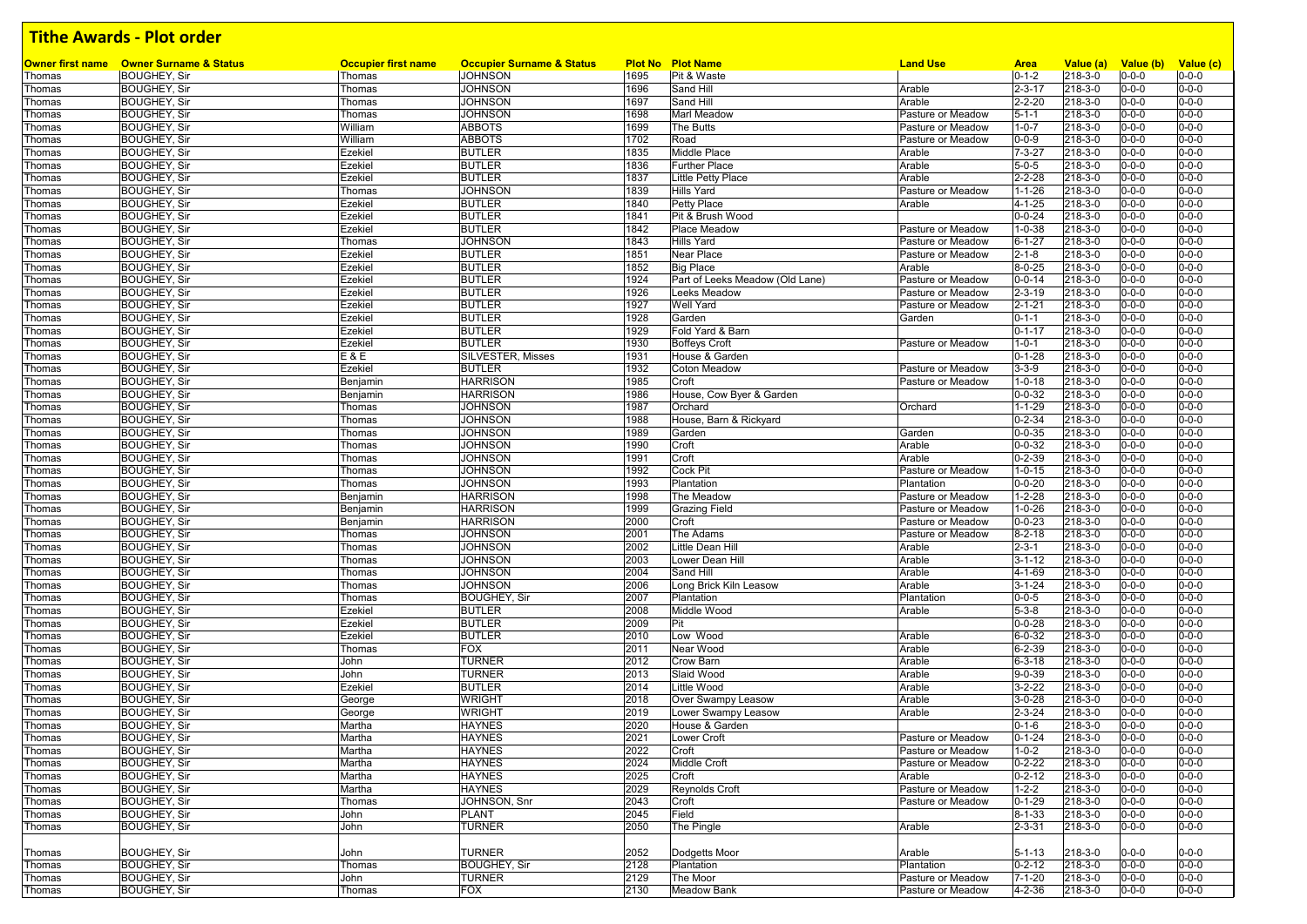# Tithe Awards - Plot order

| Owner first name | Owner Surname & Status | Occupier first name | Occupier Surname & Status | Plot No | Plot Name | Land Use | Area | Value (a) | Value (b) | Value (c) |
|---|---|---|---|---|---|---|---|---|---|---|
| Thomas | BOUGHEY, Sir | Thomas | JOHNSON | 1695 | Pit & Waste | | 0-1-2 | 218-3-0 | 0-0-0 | 0-0-0 |
| Thomas | BOUGHEY, Sir | Thomas | JOHNSON | 1696 | Sand Hill | Arable | 2-3-17 | 218-3-0 | 0-0-0 | 0-0-0 |
| Thomas | BOUGHEY, Sir | Thomas | JOHNSON | 1697 | Sand Hill | Arable | 2-2-20 | 218-3-0 | 0-0-0 | 0-0-0 |
| Thomas | BOUGHEY, Sir | Thomas | JOHNSON | 1698 | Marl Meadow | Pasture or Meadow | 5-1-1 | 218-3-0 | 0-0-0 | 0-0-0 |
| Thomas | BOUGHEY, Sir | William | ABBOTS | 1699 | The Butts | Pasture or Meadow | 1-0-7 | 218-3-0 | 0-0-0 | 0-0-0 |
| Thomas | BOUGHEY, Sir | William | ABBOTS | 1702 | Road | Pasture or Meadow | 0-0-9 | 218-3-0 | 0-0-0 | 0-0-0 |
| Thomas | BOUGHEY, Sir | Ezekiel | BUTLER | 1835 | Middle Place | Arable | 7-3-27 | 218-3-0 | 0-0-0 | 0-0-0 |
| Thomas | BOUGHEY, Sir | Ezekiel | BUTLER | 1836 | Further Place | Arable | 5-0-5 | 218-3-0 | 0-0-0 | 0-0-0 |
| Thomas | BOUGHEY, Sir | Ezekiel | BUTLER | 1837 | Little Petty Place | Arable | 2-2-28 | 218-3-0 | 0-0-0 | 0-0-0 |
| Thomas | BOUGHEY, Sir | Thomas | JOHNSON | 1839 | Hills Yard | Pasture or Meadow | 1-1-26 | 218-3-0 | 0-0-0 | 0-0-0 |
| Thomas | BOUGHEY, Sir | Ezekiel | BUTLER | 1840 | Petty Place | Arable | 4-1-25 | 218-3-0 | 0-0-0 | 0-0-0 |
| Thomas | BOUGHEY, Sir | Ezekiel | BUTLER | 1841 | Pit & Brush Wood | | 0-0-24 | 218-3-0 | 0-0-0 | 0-0-0 |
| Thomas | BOUGHEY, Sir | Ezekiel | BUTLER | 1842 | Place Meadow | Pasture or Meadow | 1-0-38 | 218-3-0 | 0-0-0 | 0-0-0 |
| Thomas | BOUGHEY, Sir | Thomas | JOHNSON | 1843 | Hills Yard | Pasture or Meadow | 6-1-27 | 218-3-0 | 0-0-0 | 0-0-0 |
| Thomas | BOUGHEY, Sir | Ezekiel | BUTLER | 1851 | Near Place | Pasture or Meadow | 2-1-8 | 218-3-0 | 0-0-0 | 0-0-0 |
| Thomas | BOUGHEY, Sir | Ezekiel | BUTLER | 1852 | Big Place | Arable | 8-0-25 | 218-3-0 | 0-0-0 | 0-0-0 |
| Thomas | BOUGHEY, Sir | Ezekiel | BUTLER | 1924 | Part of Leeks Meadow (Old Lane) | Pasture or Meadow | 0-0-14 | 218-3-0 | 0-0-0 | 0-0-0 |
| Thomas | BOUGHEY, Sir | Ezekiel | BUTLER | 1926 | Leeks Meadow | Pasture or Meadow | 2-3-19 | 218-3-0 | 0-0-0 | 0-0-0 |
| Thomas | BOUGHEY, Sir | Ezekiel | BUTLER | 1927 | Well Yard | Pasture or Meadow | 2-1-21 | 218-3-0 | 0-0-0 | 0-0-0 |
| Thomas | BOUGHEY, Sir | Ezekiel | BUTLER | 1928 | Garden | Garden | 0-1-1 | 218-3-0 | 0-0-0 | 0-0-0 |
| Thomas | BOUGHEY, Sir | Ezekiel | BUTLER | 1929 | Fold Yard & Barn | | 0-1-17 | 218-3-0 | 0-0-0 | 0-0-0 |
| Thomas | BOUGHEY, Sir | Ezekiel | BUTLER | 1930 | Boffeys Croft | Pasture or Meadow | 1-0-1 | 218-3-0 | 0-0-0 | 0-0-0 |
| Thomas | BOUGHEY, Sir | E & E | SILVESTER, Misses | 1931 | House & Garden | | 0-1-28 | 218-3-0 | 0-0-0 | 0-0-0 |
| Thomas | BOUGHEY, Sir | Ezekiel | BUTLER | 1932 | Coton Meadow | Pasture or Meadow | 3-3-9 | 218-3-0 | 0-0-0 | 0-0-0 |
| Thomas | BOUGHEY, Sir | Benjamin | HARRISON | 1985 | Croft | Pasture or Meadow | 1-0-18 | 218-3-0 | 0-0-0 | 0-0-0 |
| Thomas | BOUGHEY, Sir | Benjamin | HARRISON | 1986 | House, Cow Byer & Garden | | 0-0-32 | 218-3-0 | 0-0-0 | 0-0-0 |
| Thomas | BOUGHEY, Sir | Thomas | JOHNSON | 1987 | Orchard | Orchard | 1-1-29 | 218-3-0 | 0-0-0 | 0-0-0 |
| Thomas | BOUGHEY, Sir | Thomas | JOHNSON | 1988 | House, Barn & Rickyard | | 0-2-34 | 218-3-0 | 0-0-0 | 0-0-0 |
| Thomas | BOUGHEY, Sir | Thomas | JOHNSON | 1989 | Garden | Garden | 0-0-35 | 218-3-0 | 0-0-0 | 0-0-0 |
| Thomas | BOUGHEY, Sir | Thomas | JOHNSON | 1990 | Croft | Arable | 0-0-32 | 218-3-0 | 0-0-0 | 0-0-0 |
| Thomas | BOUGHEY, Sir | Thomas | JOHNSON | 1991 | Croft | Arable | 0-2-39 | 218-3-0 | 0-0-0 | 0-0-0 |
| Thomas | BOUGHEY, Sir | Thomas | JOHNSON | 1992 | Cock Pit | Pasture or Meadow | 1-0-15 | 218-3-0 | 0-0-0 | 0-0-0 |
| Thomas | BOUGHEY, Sir | Thomas | JOHNSON | 1993 | Plantation | Plantation | 0-0-20 | 218-3-0 | 0-0-0 | 0-0-0 |
| Thomas | BOUGHEY, Sir | Benjamin | HARRISON | 1998 | The Meadow | Pasture or Meadow | 1-2-28 | 218-3-0 | 0-0-0 | 0-0-0 |
| Thomas | BOUGHEY, Sir | Benjamin | HARRISON | 1999 | Grazing Field | Pasture or Meadow | 1-0-26 | 218-3-0 | 0-0-0 | 0-0-0 |
| Thomas | BOUGHEY, Sir | Benjamin | HARRISON | 2000 | Croft | Pasture or Meadow | 0-0-23 | 218-3-0 | 0-0-0 | 0-0-0 |
| Thomas | BOUGHEY, Sir | Thomas | JOHNSON | 2001 | The Adams | Pasture or Meadow | 8-2-18 | 218-3-0 | 0-0-0 | 0-0-0 |
| Thomas | BOUGHEY, Sir | Thomas | JOHNSON | 2002 | Little Dean Hill | Arable | 2-3-1 | 218-3-0 | 0-0-0 | 0-0-0 |
| Thomas | BOUGHEY, Sir | Thomas | JOHNSON | 2003 | Lower Dean Hill | Arable | 3-1-12 | 218-3-0 | 0-0-0 | 0-0-0 |
| Thomas | BOUGHEY, Sir | Thomas | JOHNSON | 2004 | Sand Hill | Arable | 4-1-69 | 218-3-0 | 0-0-0 | 0-0-0 |
| Thomas | BOUGHEY, Sir | Thomas | JOHNSON | 2006 | Long Brick Kiln Leasow | Arable | 3-1-24 | 218-3-0 | 0-0-0 | 0-0-0 |
| Thomas | BOUGHEY, Sir | Thomas | BOUGHEY, Sir | 2007 | Plantation | Plantation | 0-0-5 | 218-3-0 | 0-0-0 | 0-0-0 |
| Thomas | BOUGHEY, Sir | Ezekiel | BUTLER | 2008 | Middle Wood | Arable | 5-3-8 | 218-3-0 | 0-0-0 | 0-0-0 |
| Thomas | BOUGHEY, Sir | Ezekiel | BUTLER | 2009 | Pit | | 0-0-28 | 218-3-0 | 0-0-0 | 0-0-0 |
| Thomas | BOUGHEY, Sir | Ezekiel | BUTLER | 2010 | Low Wood | Arable | 6-0-32 | 218-3-0 | 0-0-0 | 0-0-0 |
| Thomas | BOUGHEY, Sir | Thomas | FOX | 2011 | Near Wood | Arable | 6-2-39 | 218-3-0 | 0-0-0 | 0-0-0 |
| Thomas | BOUGHEY, Sir | John | TURNER | 2012 | Crow Barn | Arable | 6-3-18 | 218-3-0 | 0-0-0 | 0-0-0 |
| Thomas | BOUGHEY, Sir | John | TURNER | 2013 | Slaid Wood | Arable | 9-0-39 | 218-3-0 | 0-0-0 | 0-0-0 |
| Thomas | BOUGHEY, Sir | Ezekiel | BUTLER | 2014 | Little Wood | Arable | 3-2-22 | 218-3-0 | 0-0-0 | 0-0-0 |
| Thomas | BOUGHEY, Sir | George | WRIGHT | 2018 | Over Swampy Leasow | Arable | 3-0-28 | 218-3-0 | 0-0-0 | 0-0-0 |
| Thomas | BOUGHEY, Sir | George | WRIGHT | 2019 | Lower Swampy Leasow | Arable | 2-3-24 | 218-3-0 | 0-0-0 | 0-0-0 |
| Thomas | BOUGHEY, Sir | Martha | HAYNES | 2020 | House & Garden | | 0-1-6 | 218-3-0 | 0-0-0 | 0-0-0 |
| Thomas | BOUGHEY, Sir | Martha | HAYNES | 2021 | Lower Croft | Pasture or Meadow | 0-1-24 | 218-3-0 | 0-0-0 | 0-0-0 |
| Thomas | BOUGHEY, Sir | Martha | HAYNES | 2022 | Croft | Pasture or Meadow | 1-0-2 | 218-3-0 | 0-0-0 | 0-0-0 |
| Thomas | BOUGHEY, Sir | Martha | HAYNES | 2024 | Middle Croft | Pasture or Meadow | 0-2-22 | 218-3-0 | 0-0-0 | 0-0-0 |
| Thomas | BOUGHEY, Sir | Martha | HAYNES | 2025 | Croft | Arable | 0-2-12 | 218-3-0 | 0-0-0 | 0-0-0 |
| Thomas | BOUGHEY, Sir | Martha | HAYNES | 2029 | Reynolds Croft | Pasture or Meadow | 1-2-2 | 218-3-0 | 0-0-0 | 0-0-0 |
| Thomas | BOUGHEY, Sir | Thomas | JOHNSON, Snr | 2043 | Croft | Pasture or Meadow | 0-1-29 | 218-3-0 | 0-0-0 | 0-0-0 |
| Thomas | BOUGHEY, Sir | John | PLANT | 2045 | Field | | 8-1-33 | 218-3-0 | 0-0-0 | 0-0-0 |
| Thomas | BOUGHEY, Sir | John | TURNER | 2050 | The Pingle | Arable | 2-3-31 | 218-3-0 | 0-0-0 | 0-0-0 |
| Thomas | BOUGHEY, Sir | John | TURNER | 2052 | Dodgetts Moor | Arable | 5-1-13 | 218-3-0 | 0-0-0 | 0-0-0 |
| Thomas | BOUGHEY, Sir | Thomas | BOUGHEY, Sir | 2128 | Plantation | Plantation | 0-2-12 | 218-3-0 | 0-0-0 | 0-0-0 |
| Thomas | BOUGHEY, Sir | John | TURNER | 2129 | The Moor | Pasture or Meadow | 7-1-20 | 218-3-0 | 0-0-0 | 0-0-0 |
| Thomas | BOUGHEY, Sir | Thomas | FOX | 2130 | Meadow Bank | Pasture or Meadow | 4-2-36 | 218-3-0 | 0-0-0 | 0-0-0 |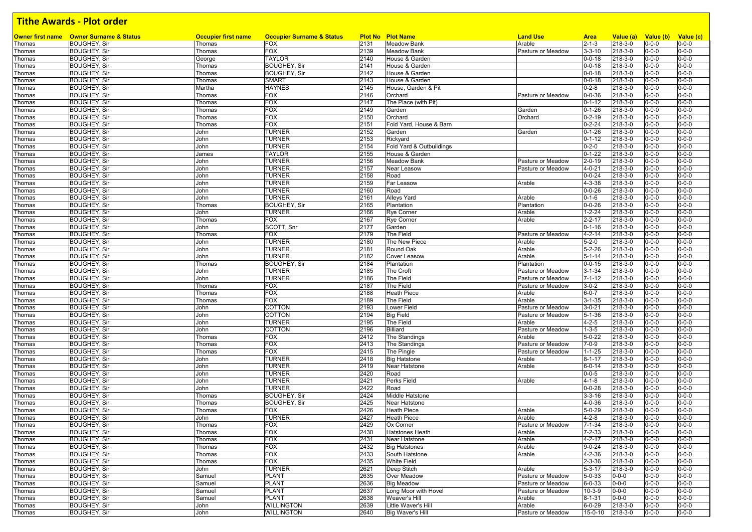# Tithe Awards - Plot order

| Owner first name | Owner Surname & Status | Occupier first name | Occupier Surname & Status | Plot No | Plot Name | Land Use | Area | Value (a) | Value (b) | Value (c) |
|---|---|---|---|---|---|---|---|---|---|---|
| Thomas | BOUGHEY, Sir | Thomas | FOX | 2131 | Meadow Bank | Arable | 2-1-3 | 218-3-0 | 0-0-0 | 0-0-0 |
| Thomas | BOUGHEY, Sir | Thomas | FOX | 2139 | Meadow Bank | Pasture or Meadow | 3-3-10 | 218-3-0 | 0-0-0 | 0-0-0 |
| Thomas | BOUGHEY, Sir | George | TAYLOR | 2140 | House & Garden | | 0-0-18 | 218-3-0 | 0-0-0 | 0-0-0 |
| Thomas | BOUGHEY, Sir | Thomas | BOUGHEY, Sir | 2141 | House & Garden | | 0-0-18 | 218-3-0 | 0-0-0 | 0-0-0 |
| Thomas | BOUGHEY, Sir | Thomas | BOUGHEY, Sir | 2142 | House & Garden | | 0-0-18 | 218-3-0 | 0-0-0 | 0-0-0 |
| Thomas | BOUGHEY, Sir | Thomas | SMART | 2143 | House & Garden | | 0-0-18 | 218-3-0 | 0-0-0 | 0-0-0 |
| Thomas | BOUGHEY, Sir | Martha | HAYNES | 2145 | House, Garden & Pit | | 0-2-8 | 218-3-0 | 0-0-0 | 0-0-0 |
| Thomas | BOUGHEY, Sir | Thomas | FOX | 2146 | Orchard | Pasture or Meadow | 0-0-36 | 218-3-0 | 0-0-0 | 0-0-0 |
| Thomas | BOUGHEY, Sir | Thomas | FOX | 2147 | The Place (with Pit) | | 0-1-12 | 218-3-0 | 0-0-0 | 0-0-0 |
| Thomas | BOUGHEY, Sir | Thomas | FOX | 2149 | Garden | Garden | 0-1-26 | 218-3-0 | 0-0-0 | 0-0-0 |
| Thomas | BOUGHEY, Sir | Thomas | FOX | 2150 | Orchard | Orchard | 0-2-19 | 218-3-0 | 0-0-0 | 0-0-0 |
| Thomas | BOUGHEY, Sir | Thomas | FOX | 2151 | Fold Yard, House & Barn | | 0-2-24 | 218-3-0 | 0-0-0 | 0-0-0 |
| Thomas | BOUGHEY, Sir | John | TURNER | 2152 | Garden | Garden | 0-1-26 | 218-3-0 | 0-0-0 | 0-0-0 |
| Thomas | BOUGHEY, Sir | John | TURNER | 2153 | Rickyard | | 0-1-12 | 218-3-0 | 0-0-0 | 0-0-0 |
| Thomas | BOUGHEY, Sir | John | TURNER | 2154 | Fold Yard & Outbuildings | | 0-2-0 | 218-3-0 | 0-0-0 | 0-0-0 |
| Thomas | BOUGHEY, Sir | James | TAYLOR | 2155 | House & Garden | | 0-1-22 | 218-3-0 | 0-0-0 | 0-0-0 |
| Thomas | BOUGHEY, Sir | John | TURNER | 2156 | Meadow Bank | Pasture or Meadow | 2-0-19 | 218-3-0 | 0-0-0 | 0-0-0 |
| Thomas | BOUGHEY, Sir | John | TURNER | 2157 | Near Leasow | Pasture or Meadow | 4-0-21 | 218-3-0 | 0-0-0 | 0-0-0 |
| Thomas | BOUGHEY, Sir | John | TURNER | 2158 | Road | | 0-0-24 | 218-3-0 | 0-0-0 | 0-0-0 |
| Thomas | BOUGHEY, Sir | John | TURNER | 2159 | Far Leasow | Arable | 4-3-38 | 218-3-0 | 0-0-0 | 0-0-0 |
| Thomas | BOUGHEY, Sir | John | TURNER | 2160 | Road | | 0-0-26 | 218-3-0 | 0-0-0 | 0-0-0 |
| Thomas | BOUGHEY, Sir | John | TURNER | 2161 | Alleys Yard | Arable | 0-1-6 | 218-3-0 | 0-0-0 | 0-0-0 |
| Thomas | BOUGHEY, Sir | Thomas | BOUGHEY, Sir | 2165 | Plantation | Plantation | 0-0-26 | 218-3-0 | 0-0-0 | 0-0-0 |
| Thomas | BOUGHEY, Sir | John | TURNER | 2166 | Rye Corner | Arable | 1-2-24 | 218-3-0 | 0-0-0 | 0-0-0 |
| Thomas | BOUGHEY, Sir | Thomas | FOX | 2167 | Rye Corner | Arable | 2-2-17 | 218-3-0 | 0-0-0 | 0-0-0 |
| Thomas | BOUGHEY, Sir | John | SCOTT, Snr | 2177 | Garden | | 0-1-16 | 218-3-0 | 0-0-0 | 0-0-0 |
| Thomas | BOUGHEY, Sir | Thomas | FOX | 2179 | The Field | Pasture or Meadow | 4-2-14 | 218-3-0 | 0-0-0 | 0-0-0 |
| Thomas | BOUGHEY, Sir | John | TURNER | 2180 | The New Piece | Arable | 5-2-0 | 218-3-0 | 0-0-0 | 0-0-0 |
| Thomas | BOUGHEY, Sir | John | TURNER | 2181 | Round Oak | Arable | 5-2-26 | 218-3-0 | 0-0-0 | 0-0-0 |
| Thomas | BOUGHEY, Sir | John | TURNER | 2182 | Cover Leasow | Arable | 5-1-14 | 218-3-0 | 0-0-0 | 0-0-0 |
| Thomas | BOUGHEY, Sir | Thomas | BOUGHEY, Sir | 2184 | Plantation | Plantation | 0-0-15 | 218-3-0 | 0-0-0 | 0-0-0 |
| Thomas | BOUGHEY, Sir | John | TURNER | 2185 | The Croft | Pasture or Meadow | 3-1-34 | 218-3-0 | 0-0-0 | 0-0-0 |
| Thomas | BOUGHEY, Sir | John | TURNER | 2186 | The Field | Pasture or Meadow | 7-1-12 | 218-3-0 | 0-0-0 | 0-0-0 |
| Thomas | BOUGHEY, Sir | Thomas | FOX | 2187 | The Field | Pasture or Meadow | 3-0-2 | 218-3-0 | 0-0-0 | 0-0-0 |
| Thomas | BOUGHEY, Sir | Thomas | FOX | 2188 | Heath Piece | Arable | 6-0-7 | 218-3-0 | 0-0-0 | 0-0-0 |
| Thomas | BOUGHEY, Sir | Thomas | FOX | 2189 | The Field | Arable | 3-1-35 | 218-3-0 | 0-0-0 | 0-0-0 |
| Thomas | BOUGHEY, Sir | John | COTTON | 2193 | Lower Field | Pasture or Meadow | 3-0-21 | 218-3-0 | 0-0-0 | 0-0-0 |
| Thomas | BOUGHEY, Sir | John | COTTON | 2194 | Big Field | Pasture or Meadow | 5-1-36 | 218-3-0 | 0-0-0 | 0-0-0 |
| Thomas | BOUGHEY, Sir | John | TURNER | 2195 | The Field | Arable | 4-2-5 | 218-3-0 | 0-0-0 | 0-0-0 |
| Thomas | BOUGHEY, Sir | John | COTTON | 2196 | Billiard | Pasture or Meadow | 1-3-5 | 218-3-0 | 0-0-0 | 0-0-0 |
| Thomas | BOUGHEY, Sir | Thomas | FOX | 2412 | The Standings | Arable | 5-0-22 | 218-3-0 | 0-0-0 | 0-0-0 |
| Thomas | BOUGHEY, Sir | Thomas | FOX | 2413 | The Standings | Pasture or Meadow | 7-0-9 | 218-3-0 | 0-0-0 | 0-0-0 |
| Thomas | BOUGHEY, Sir | Thomas | FOX | 2415 | The Pingle | Pasture or Meadow | 1-1-25 | 218-3-0 | 0-0-0 | 0-0-0 |
| Thomas | BOUGHEY, Sir | John | TURNER | 2418 | Big Hatstone | Arable | 8-1-17 | 218-3-0 | 0-0-0 | 0-0-0 |
| Thomas | BOUGHEY, Sir | John | TURNER | 2419 | Near Hatstone | Arable | 6-0-14 | 218-3-0 | 0-0-0 | 0-0-0 |
| Thomas | BOUGHEY, Sir | John | TURNER | 2420 | Road | | 0-0-5 | 218-3-0 | 0-0-0 | 0-0-0 |
| Thomas | BOUGHEY, Sir | John | TURNER | 2421 | Perks Field | Arable | 4-1-8 | 218-3-0 | 0-0-0 | 0-0-0 |
| Thomas | BOUGHEY, Sir | John | TURNER | 2422 | Road | | 0-0-28 | 218-3-0 | 0-0-0 | 0-0-0 |
| Thomas | BOUGHEY, Sir | Thomas | BOUGHEY, Sir | 2424 | Middle Hatstone | | 3-3-16 | 218-3-0 | 0-0-0 | 0-0-0 |
| Thomas | BOUGHEY, Sir | Thomas | BOUGHEY, Sir | 2425 | Near Hatstone | | 4-0-36 | 218-3-0 | 0-0-0 | 0-0-0 |
| Thomas | BOUGHEY, Sir | Thomas | FOX | 2426 | Heath Piece | Arable | 5-0-29 | 218-3-0 | 0-0-0 | 0-0-0 |
| Thomas | BOUGHEY, Sir | John | TURNER | 2427 | Heath Piece | Arable | 4-2-8 | 218-3-0 | 0-0-0 | 0-0-0 |
| Thomas | BOUGHEY, Sir | Thomas | FOX | 2429 | Ox Corner | Pasture or Meadow | 7-1-34 | 218-3-0 | 0-0-0 | 0-0-0 |
| Thomas | BOUGHEY, Sir | Thomas | FOX | 2430 | Hatstones Heath | Arable | 7-2-33 | 218-3-0 | 0-0-0 | 0-0-0 |
| Thomas | BOUGHEY, Sir | Thomas | FOX | 2431 | Near Hatstone | Arable | 4-2-17 | 218-3-0 | 0-0-0 | 0-0-0 |
| Thomas | BOUGHEY, Sir | Thomas | FOX | 2432 | Big Hatstones | Arable | 9-0-24 | 218-3-0 | 0-0-0 | 0-0-0 |
| Thomas | BOUGHEY, Sir | Thomas | FOX | 2433 | South Hatstone | Arable | 4-2-36 | 218-3-0 | 0-0-0 | 0-0-0 |
| Thomas | BOUGHEY, Sir | Thomas | FOX | 2435 | White Field | | 2-3-36 | 218-3-0 | 0-0-0 | 0-0-0 |
| Thomas | BOUGHEY, Sir | John | TURNER | 2621 | Deep Stitch | Arable | 5-3-17 | 218-3-0 | 0-0-0 | 0-0-0 |
| Thomas | BOUGHEY, Sir | Samuel | PLANT | 2635 | Over Meadow | Pasture or Meadow | 5-0-33 | 0-0-0 | 0-0-0 | 0-0-0 |
| Thomas | BOUGHEY, Sir | Samuel | PLANT | 2636 | Big Meadow | Pasture or Meadow | 6-0-33 | 0-0-0 | 0-0-0 | 0-0-0 |
| Thomas | BOUGHEY, Sir | Samuel | PLANT | 2637 | Long Moor with Hovel | Pasture or Meadow | 10-3-9 | 0-0-0 | 0-0-0 | 0-0-0 |
| Thomas | BOUGHEY, Sir | Samuel | PLANT | 2638 | Weaver's Hill | Arable | 8-1-31 | 0-0-0 | 0-0-0 | 0-0-0 |
| Thomas | BOUGHEY, Sir | John | WILLINGTON | 2639 | Little Waver's Hill | Arable | 6-0-29 | 218-3-0 | 0-0-0 | 0-0-0 |
| Thomas | BOUGHEY, Sir | John | WILLINGTON | 2640 | Big Waver's Hill | Pasture or Meadow | 15-0-10 | 218-3-0 | 0-0-0 | 0-0-0 |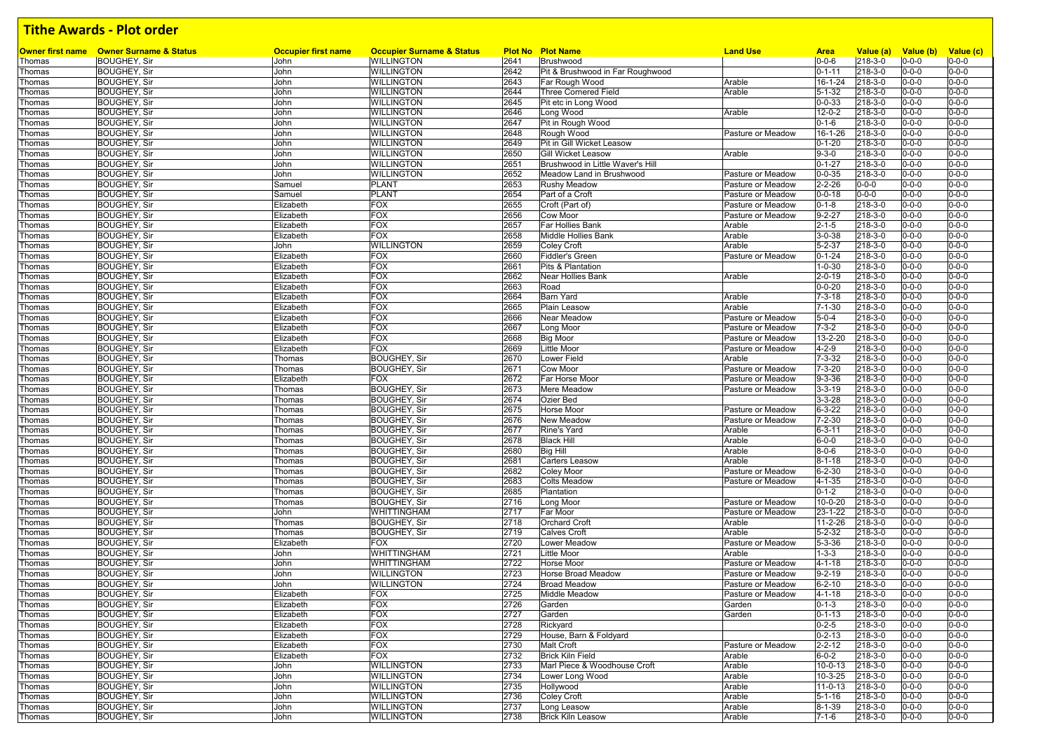## Tithe Awards - Plot order

| Owner first name | Owner Surname & Status | Occupier first name | Occupier Surname & Status | Plot No | Plot Name | Land Use | Area | Value (a) | Value (b) | Value (c) |
|---|---|---|---|---|---|---|---|---|---|---|
| Thomas | BOUGHEY, Sir | John | WILLINGTON | 2641 | Brushwood | | 0-0-6 | 218-3-0 | 0-0-0 | 0-0-0 |
| Thomas | BOUGHEY, Sir | John | WILLINGTON | 2642 | Pit & Brushwood in Far Roughwood | | 0-1-11 | 218-3-0 | 0-0-0 | 0-0-0 |
| Thomas | BOUGHEY, Sir | John | WILLINGTON | 2643 | Far Rough Wood | Arable | 16-1-24 | 218-3-0 | 0-0-0 | 0-0-0 |
| Thomas | BOUGHEY, Sir | John | WILLINGTON | 2644 | Three Cornered Field | Arable | 5-1-32 | 218-3-0 | 0-0-0 | 0-0-0 |
| Thomas | BOUGHEY, Sir | John | WILLINGTON | 2645 | Pit etc in Long Wood | | 0-0-33 | 218-3-0 | 0-0-0 | 0-0-0 |
| Thomas | BOUGHEY, Sir | John | WILLINGTON | 2646 | Long Wood | Arable | 12-0-2 | 218-3-0 | 0-0-0 | 0-0-0 |
| Thomas | BOUGHEY, Sir | John | WILLINGTON | 2647 | Pit in Rough Wood | | 0-1-6 | 218-3-0 | 0-0-0 | 0-0-0 |
| Thomas | BOUGHEY, Sir | John | WILLINGTON | 2648 | Rough Wood | Pasture or Meadow | 16-1-26 | 218-3-0 | 0-0-0 | 0-0-0 |
| Thomas | BOUGHEY, Sir | John | WILLINGTON | 2649 | Pit in Gill Wicket Leasow | | 0-1-20 | 218-3-0 | 0-0-0 | 0-0-0 |
| Thomas | BOUGHEY, Sir | John | WILLINGTON | 2650 | Gill Wicket Leasow | Arable | 9-3-0 | 218-3-0 | 0-0-0 | 0-0-0 |
| Thomas | BOUGHEY, Sir | John | WILLINGTON | 2651 | Brushwood in Little Waver's Hill | | 0-1-27 | 218-3-0 | 0-0-0 | 0-0-0 |
| Thomas | BOUGHEY, Sir | John | WILLINGTON | 2652 | Meadow Land in Brushwood | Pasture or Meadow | 0-0-35 | 218-3-0 | 0-0-0 | 0-0-0 |
| Thomas | BOUGHEY, Sir | Samuel | PLANT | 2653 | Rushy Meadow | Pasture or Meadow | 2-2-26 | 0-0-0 | 0-0-0 | 0-0-0 |
| Thomas | BOUGHEY, Sir | Samuel | PLANT | 2654 | Part of a Croft | Pasture or Meadow | 0-0-18 | 0-0-0 | 0-0-0 | 0-0-0 |
| Thomas | BOUGHEY, Sir | Elizabeth | FOX | 2655 | Croft (Part of) | Pasture or Meadow | 0-1-8 | 218-3-0 | 0-0-0 | 0-0-0 |
| Thomas | BOUGHEY, Sir | Elizabeth | FOX | 2656 | Cow Moor | Pasture or Meadow | 9-2-27 | 218-3-0 | 0-0-0 | 0-0-0 |
| Thomas | BOUGHEY, Sir | Elizabeth | FOX | 2657 | Far Hollies Bank | Arable | 2-1-5 | 218-3-0 | 0-0-0 | 0-0-0 |
| Thomas | BOUGHEY, Sir | Elizabeth | FOX | 2658 | Middle Hollies Bank | Arable | 3-0-38 | 218-3-0 | 0-0-0 | 0-0-0 |
| Thomas | BOUGHEY, Sir | John | WILLINGTON | 2659 | Coley Croft | Arable | 5-2-37 | 218-3-0 | 0-0-0 | 0-0-0 |
| Thomas | BOUGHEY, Sir | Elizabeth | FOX | 2660 | Fiddler's Green | Pasture or Meadow | 0-1-24 | 218-3-0 | 0-0-0 | 0-0-0 |
| Thomas | BOUGHEY, Sir | Elizabeth | FOX | 2661 | Pits & Plantation | | 1-0-30 | 218-3-0 | 0-0-0 | 0-0-0 |
| Thomas | BOUGHEY, Sir | Elizabeth | FOX | 2662 | Near Hollies Bank | Arable | 2-0-19 | 218-3-0 | 0-0-0 | 0-0-0 |
| Thomas | BOUGHEY, Sir | Elizabeth | FOX | 2663 | Road | | 0-0-20 | 218-3-0 | 0-0-0 | 0-0-0 |
| Thomas | BOUGHEY, Sir | Elizabeth | FOX | 2664 | Barn Yard | Arable | 7-3-18 | 218-3-0 | 0-0-0 | 0-0-0 |
| Thomas | BOUGHEY, Sir | Elizabeth | FOX | 2665 | Plain Leasow | Arable | 7-1-30 | 218-3-0 | 0-0-0 | 0-0-0 |
| Thomas | BOUGHEY, Sir | Elizabeth | FOX | 2666 | Near Meadow | Pasture or Meadow | 5-0-4 | 218-3-0 | 0-0-0 | 0-0-0 |
| Thomas | BOUGHEY, Sir | Elizabeth | FOX | 2667 | Long Moor | Pasture or Meadow | 7-3-2 | 218-3-0 | 0-0-0 | 0-0-0 |
| Thomas | BOUGHEY, Sir | Elizabeth | FOX | 2668 | Big Moor | Pasture or Meadow | 13-2-20 | 218-3-0 | 0-0-0 | 0-0-0 |
| Thomas | BOUGHEY, Sir | Elizabeth | FOX | 2669 | Little Moor | Pasture or Meadow | 4-2-9 | 218-3-0 | 0-0-0 | 0-0-0 |
| Thomas | BOUGHEY, Sir | Thomas | BOUGHEY, Sir | 2670 | Lower Field | Arable | 7-3-32 | 218-3-0 | 0-0-0 | 0-0-0 |
| Thomas | BOUGHEY, Sir | Thomas | BOUGHEY, Sir | 2671 | Cow Moor | Pasture or Meadow | 7-3-20 | 218-3-0 | 0-0-0 | 0-0-0 |
| Thomas | BOUGHEY, Sir | Elizabeth | FOX | 2672 | Far Horse Moor | Pasture or Meadow | 9-3-36 | 218-3-0 | 0-0-0 | 0-0-0 |
| Thomas | BOUGHEY, Sir | Thomas | BOUGHEY, Sir | 2673 | Mere Meadow | Pasture or Meadow | 3-3-19 | 218-3-0 | 0-0-0 | 0-0-0 |
| Thomas | BOUGHEY, Sir | Thomas | BOUGHEY, Sir | 2674 | Ozier Bed | | 3-3-28 | 218-3-0 | 0-0-0 | 0-0-0 |
| Thomas | BOUGHEY, Sir | Thomas | BOUGHEY, Sir | 2675 | Horse Moor | Pasture or Meadow | 6-3-22 | 218-3-0 | 0-0-0 | 0-0-0 |
| Thomas | BOUGHEY, Sir | Thomas | BOUGHEY, Sir | 2676 | New Meadow | Pasture or Meadow | 7-2-30 | 218-3-0 | 0-0-0 | 0-0-0 |
| Thomas | BOUGHEY, Sir | Thomas | BOUGHEY, Sir | 2677 | Rine's Yard | Arable | 6-3-11 | 218-3-0 | 0-0-0 | 0-0-0 |
| Thomas | BOUGHEY, Sir | Thomas | BOUGHEY, Sir | 2678 | Black Hill | Arable | 6-0-0 | 218-3-0 | 0-0-0 | 0-0-0 |
| Thomas | BOUGHEY, Sir | Thomas | BOUGHEY, Sir | 2680 | Big Hill | Arable | 8-0-6 | 218-3-0 | 0-0-0 | 0-0-0 |
| Thomas | BOUGHEY, Sir | Thomas | BOUGHEY, Sir | 2681 | Carters Leasow | Arable | 8-1-18 | 218-3-0 | 0-0-0 | 0-0-0 |
| Thomas | BOUGHEY, Sir | Thomas | BOUGHEY, Sir | 2682 | Coley Moor | Pasture or Meadow | 6-2-30 | 218-3-0 | 0-0-0 | 0-0-0 |
| Thomas | BOUGHEY, Sir | Thomas | BOUGHEY, Sir | 2683 | Colts Meadow | Pasture or Meadow | 4-1-35 | 218-3-0 | 0-0-0 | 0-0-0 |
| Thomas | BOUGHEY, Sir | Thomas | BOUGHEY, Sir | 2685 | Plantation | | 0-1-2 | 218-3-0 | 0-0-0 | 0-0-0 |
| Thomas | BOUGHEY, Sir | Thomas | BOUGHEY, Sir | 2716 | Long Moor | Pasture or Meadow | 10-0-20 | 218-3-0 | 0-0-0 | 0-0-0 |
| Thomas | BOUGHEY, Sir | John | WHITTINGHAM | 2717 | Far Moor | Pasture or Meadow | 23-1-22 | 218-3-0 | 0-0-0 | 0-0-0 |
| Thomas | BOUGHEY, Sir | Thomas | BOUGHEY, Sir | 2718 | Orchard Croft | Arable | 11-2-26 | 218-3-0 | 0-0-0 | 0-0-0 |
| Thomas | BOUGHEY, Sir | Thomas | BOUGHEY, Sir | 2719 | Calves Croft | Arable | 5-2-32 | 218-3-0 | 0-0-0 | 0-0-0 |
| Thomas | BOUGHEY, Sir | Elizabeth | FOX | 2720 | Lower Meadow | Pasture or Meadow | 5-3-36 | 218-3-0 | 0-0-0 | 0-0-0 |
| Thomas | BOUGHEY, Sir | John | WHITTINGHAM | 2721 | Little Moor | Arable | 1-3-3 | 218-3-0 | 0-0-0 | 0-0-0 |
| Thomas | BOUGHEY, Sir | John | WHITTINGHAM | 2722 | Horse Moor | Pasture or Meadow | 4-1-18 | 218-3-0 | 0-0-0 | 0-0-0 |
| Thomas | BOUGHEY, Sir | John | WILLINGTON | 2723 | Horse Broad Meadow | Pasture or Meadow | 9-2-19 | 218-3-0 | 0-0-0 | 0-0-0 |
| Thomas | BOUGHEY, Sir | John | WILLINGTON | 2724 | Broad Meadow | Pasture or Meadow | 6-2-10 | 218-3-0 | 0-0-0 | 0-0-0 |
| Thomas | BOUGHEY, Sir | Elizabeth | FOX | 2725 | Middle Meadow | Pasture or Meadow | 4-1-18 | 218-3-0 | 0-0-0 | 0-0-0 |
| Thomas | BOUGHEY, Sir | Elizabeth | FOX | 2726 | Garden | Garden | 0-1-3 | 218-3-0 | 0-0-0 | 0-0-0 |
| Thomas | BOUGHEY, Sir | Elizabeth | FOX | 2727 | Garden | Garden | 0-1-13 | 218-3-0 | 0-0-0 | 0-0-0 |
| Thomas | BOUGHEY, Sir | Elizabeth | FOX | 2728 | Rickyard | | 0-2-5 | 218-3-0 | 0-0-0 | 0-0-0 |
| Thomas | BOUGHEY, Sir | Elizabeth | FOX | 2729 | House, Barn & Foldyard | | 0-2-13 | 218-3-0 | 0-0-0 | 0-0-0 |
| Thomas | BOUGHEY, Sir | Elizabeth | FOX | 2730 | Malt Croft | Pasture or Meadow | 2-2-12 | 218-3-0 | 0-0-0 | 0-0-0 |
| Thomas | BOUGHEY, Sir | Elizabeth | FOX | 2732 | Brick Kiln Field | Arable | 6-0-2 | 218-3-0 | 0-0-0 | 0-0-0 |
| Thomas | BOUGHEY, Sir | John | WILLINGTON | 2733 | Marl Piece & Woodhouse Croft | Arable | 10-0-13 | 218-3-0 | 0-0-0 | 0-0-0 |
| Thomas | BOUGHEY, Sir | John | WILLINGTON | 2734 | Lower Long Wood | Arable | 10-3-25 | 218-3-0 | 0-0-0 | 0-0-0 |
| Thomas | BOUGHEY, Sir | John | WILLINGTON | 2735 | Hollywood | Arable | 11-0-13 | 218-3-0 | 0-0-0 | 0-0-0 |
| Thomas | BOUGHEY, Sir | John | WILLINGTON | 2736 | Coley Croft | Arable | 5-1-16 | 218-3-0 | 0-0-0 | 0-0-0 |
| Thomas | BOUGHEY, Sir | John | WILLINGTON | 2737 | Long Leasow | Arable | 8-1-39 | 218-3-0 | 0-0-0 | 0-0-0 |
| Thomas | BOUGHEY, Sir | John | WILLINGTON | 2738 | Brick Kiln Leasow | Arable | 7-1-6 | 218-3-0 | 0-0-0 | 0-0-0 |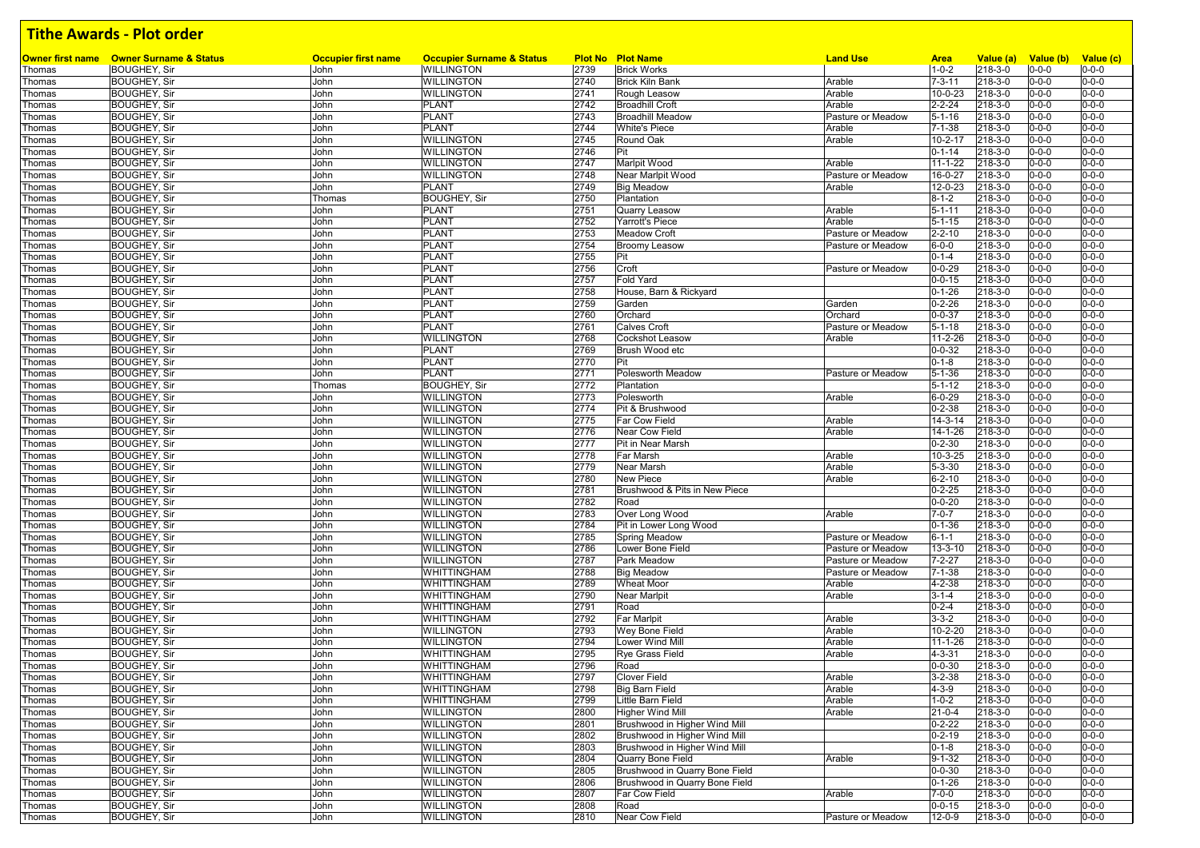# Tithe Awards - Plot order

| Owner first name | Owner Surname & Status | Occupier first name | Occupier Surname & Status | Plot No | Plot Name | Land Use | Area | Value (a) | Value (b) | Value (c) |
|---|---|---|---|---|---|---|---|---|---|---|
| Thomas | BOUGHEY, Sir | John | WILLINGTON | 2739 | Brick Works | | 1-0-2 | 218-3-0 | 0-0-0 | 0-0-0 |
| Thomas | BOUGHEY, Sir | John | WILLINGTON | 2740 | Brick Kiln Bank | Arable | 7-3-11 | 218-3-0 | 0-0-0 | 0-0-0 |
| Thomas | BOUGHEY, Sir | John | WILLINGTON | 2741 | Rough Leasow | Arable | 10-0-23 | 218-3-0 | 0-0-0 | 0-0-0 |
| Thomas | BOUGHEY, Sir | John | PLANT | 2742 | Broadhill Croft | Arable | 2-2-24 | 218-3-0 | 0-0-0 | 0-0-0 |
| Thomas | BOUGHEY, Sir | John | PLANT | 2743 | Broadhill Meadow | Pasture or Meadow | 5-1-16 | 218-3-0 | 0-0-0 | 0-0-0 |
| Thomas | BOUGHEY, Sir | John | PLANT | 2744 | White's Piece | Arable | 7-1-38 | 218-3-0 | 0-0-0 | 0-0-0 |
| Thomas | BOUGHEY, Sir | John | WILLINGTON | 2745 | Round Oak | Arable | 10-2-17 | 218-3-0 | 0-0-0 | 0-0-0 |
| Thomas | BOUGHEY, Sir | John | WILLINGTON | 2746 | Pit | | 0-1-14 | 218-3-0 | 0-0-0 | 0-0-0 |
| Thomas | BOUGHEY, Sir | John | WILLINGTON | 2747 | Marlpit Wood | Arable | 11-1-22 | 218-3-0 | 0-0-0 | 0-0-0 |
| Thomas | BOUGHEY, Sir | John | WILLINGTON | 2748 | Near Marlpit Wood | Pasture or Meadow | 16-0-27 | 218-3-0 | 0-0-0 | 0-0-0 |
| Thomas | BOUGHEY, Sir | John | PLANT | 2749 | Big Meadow | Arable | 12-0-23 | 218-3-0 | 0-0-0 | 0-0-0 |
| Thomas | BOUGHEY, Sir | Thomas | BOUGHEY, Sir | 2750 | Plantation | | 8-1-2 | 218-3-0 | 0-0-0 | 0-0-0 |
| Thomas | BOUGHEY, Sir | John | PLANT | 2751 | Quarry Leasow | Arable | 5-1-11 | 218-3-0 | 0-0-0 | 0-0-0 |
| Thomas | BOUGHEY, Sir | John | PLANT | 2752 | Yarrott's Piece | Arable | 5-1-15 | 218-3-0 | 0-0-0 | 0-0-0 |
| Thomas | BOUGHEY, Sir | John | PLANT | 2753 | Meadow Croft | Pasture or Meadow | 2-2-10 | 218-3-0 | 0-0-0 | 0-0-0 |
| Thomas | BOUGHEY, Sir | John | PLANT | 2754 | Broomy Leasow | Pasture or Meadow | 6-0-0 | 218-3-0 | 0-0-0 | 0-0-0 |
| Thomas | BOUGHEY, Sir | John | PLANT | 2755 | Pit | | 0-1-4 | 218-3-0 | 0-0-0 | 0-0-0 |
| Thomas | BOUGHEY, Sir | John | PLANT | 2756 | Croft | Pasture or Meadow | 0-0-29 | 218-3-0 | 0-0-0 | 0-0-0 |
| Thomas | BOUGHEY, Sir | John | PLANT | 2757 | Fold Yard | | 0-0-15 | 218-3-0 | 0-0-0 | 0-0-0 |
| Thomas | BOUGHEY, Sir | John | PLANT | 2758 | House, Barn & Rickyard | | 0-1-26 | 218-3-0 | 0-0-0 | 0-0-0 |
| Thomas | BOUGHEY, Sir | John | PLANT | 2759 | Garden | Garden | 0-2-26 | 218-3-0 | 0-0-0 | 0-0-0 |
| Thomas | BOUGHEY, Sir | John | PLANT | 2760 | Orchard | Orchard | 0-0-37 | 218-3-0 | 0-0-0 | 0-0-0 |
| Thomas | BOUGHEY, Sir | John | PLANT | 2761 | Calves Croft | Pasture or Meadow | 5-1-18 | 218-3-0 | 0-0-0 | 0-0-0 |
| Thomas | BOUGHEY, Sir | John | WILLINGTON | 2768 | Cockshot Leasow | Arable | 11-2-26 | 218-3-0 | 0-0-0 | 0-0-0 |
| Thomas | BOUGHEY, Sir | John | PLANT | 2769 | Brush Wood etc | | 0-0-32 | 218-3-0 | 0-0-0 | 0-0-0 |
| Thomas | BOUGHEY, Sir | John | PLANT | 2770 | Pit | | 0-1-8 | 218-3-0 | 0-0-0 | 0-0-0 |
| Thomas | BOUGHEY, Sir | John | PLANT | 2771 | Polesworth Meadow | Pasture or Meadow | 5-1-36 | 218-3-0 | 0-0-0 | 0-0-0 |
| Thomas | BOUGHEY, Sir | Thomas | BOUGHEY, Sir | 2772 | Plantation | | 5-1-12 | 218-3-0 | 0-0-0 | 0-0-0 |
| Thomas | BOUGHEY, Sir | John | WILLINGTON | 2773 | Polesworth | Arable | 6-0-29 | 218-3-0 | 0-0-0 | 0-0-0 |
| Thomas | BOUGHEY, Sir | John | WILLINGTON | 2774 | Pit & Brushwood | | 0-2-38 | 218-3-0 | 0-0-0 | 0-0-0 |
| Thomas | BOUGHEY, Sir | John | WILLINGTON | 2775 | Far Cow Field | Arable | 14-3-14 | 218-3-0 | 0-0-0 | 0-0-0 |
| Thomas | BOUGHEY, Sir | John | WILLINGTON | 2776 | Near Cow Field | Arable | 14-1-26 | 218-3-0 | 0-0-0 | 0-0-0 |
| Thomas | BOUGHEY, Sir | John | WILLINGTON | 2777 | Pit in Near Marsh | | 0-2-30 | 218-3-0 | 0-0-0 | 0-0-0 |
| Thomas | BOUGHEY, Sir | John | WILLINGTON | 2778 | Far Marsh | Arable | 10-3-25 | 218-3-0 | 0-0-0 | 0-0-0 |
| Thomas | BOUGHEY, Sir | John | WILLINGTON | 2779 | Near Marsh | Arable | 5-3-30 | 218-3-0 | 0-0-0 | 0-0-0 |
| Thomas | BOUGHEY, Sir | John | WILLINGTON | 2780 | New Piece | Arable | 6-2-10 | 218-3-0 | 0-0-0 | 0-0-0 |
| Thomas | BOUGHEY, Sir | John | WILLINGTON | 2781 | Brushwood & Pits in New Piece | | 0-2-25 | 218-3-0 | 0-0-0 | 0-0-0 |
| Thomas | BOUGHEY, Sir | John | WILLINGTON | 2782 | Road | | 0-0-20 | 218-3-0 | 0-0-0 | 0-0-0 |
| Thomas | BOUGHEY, Sir | John | WILLINGTON | 2783 | Over Long Wood | Arable | 7-0-7 | 218-3-0 | 0-0-0 | 0-0-0 |
| Thomas | BOUGHEY, Sir | John | WILLINGTON | 2784 | Pit in Lower Long Wood | | 0-1-36 | 218-3-0 | 0-0-0 | 0-0-0 |
| Thomas | BOUGHEY, Sir | John | WILLINGTON | 2785 | Spring Meadow | Pasture or Meadow | 6-1-1 | 218-3-0 | 0-0-0 | 0-0-0 |
| Thomas | BOUGHEY, Sir | John | WILLINGTON | 2786 | Lower Bone Field | Pasture or Meadow | 13-3-10 | 218-3-0 | 0-0-0 | 0-0-0 |
| Thomas | BOUGHEY, Sir | John | WILLINGTON | 2787 | Park Meadow | Pasture or Meadow | 7-2-27 | 218-3-0 | 0-0-0 | 0-0-0 |
| Thomas | BOUGHEY, Sir | John | WHITTINGHAM | 2788 | Big Meadow | Pasture or Meadow | 7-1-38 | 218-3-0 | 0-0-0 | 0-0-0 |
| Thomas | BOUGHEY, Sir | John | WHITTINGHAM | 2789 | Wheat Moor | Arable | 4-2-38 | 218-3-0 | 0-0-0 | 0-0-0 |
| Thomas | BOUGHEY, Sir | John | WHITTINGHAM | 2790 | Near Marlpit | Arable | 3-1-4 | 218-3-0 | 0-0-0 | 0-0-0 |
| Thomas | BOUGHEY, Sir | John | WHITTINGHAM | 2791 | Road | | 0-2-4 | 218-3-0 | 0-0-0 | 0-0-0 |
| Thomas | BOUGHEY, Sir | John | WHITTINGHAM | 2792 | Far Marlpit | Arable | 3-3-2 | 218-3-0 | 0-0-0 | 0-0-0 |
| Thomas | BOUGHEY, Sir | John | WILLINGTON | 2793 | Wey Bone Field | Arable | 10-2-20 | 218-3-0 | 0-0-0 | 0-0-0 |
| Thomas | BOUGHEY, Sir | John | WILLINGTON | 2794 | Lower Wind Mill | Arable | 11-1-26 | 218-3-0 | 0-0-0 | 0-0-0 |
| Thomas | BOUGHEY, Sir | John | WHITTINGHAM | 2795 | Rye Grass Field | Arable | 4-3-31 | 218-3-0 | 0-0-0 | 0-0-0 |
| Thomas | BOUGHEY, Sir | John | WHITTINGHAM | 2796 | Road | | 0-0-30 | 218-3-0 | 0-0-0 | 0-0-0 |
| Thomas | BOUGHEY, Sir | John | WHITTINGHAM | 2797 | Clover Field | Arable | 3-2-38 | 218-3-0 | 0-0-0 | 0-0-0 |
| Thomas | BOUGHEY, Sir | John | WHITTINGHAM | 2798 | Big Barn Field | Arable | 4-3-9 | 218-3-0 | 0-0-0 | 0-0-0 |
| Thomas | BOUGHEY, Sir | John | WHITTINGHAM | 2799 | Little Barn Field | Arable | 1-0-2 | 218-3-0 | 0-0-0 | 0-0-0 |
| Thomas | BOUGHEY, Sir | John | WILLINGTON | 2800 | Higher Wind Mill | Arable | 21-0-4 | 218-3-0 | 0-0-0 | 0-0-0 |
| Thomas | BOUGHEY, Sir | John | WILLINGTON | 2801 | Brushwood in Higher Wind Mill | | 0-2-22 | 218-3-0 | 0-0-0 | 0-0-0 |
| Thomas | BOUGHEY, Sir | John | WILLINGTON | 2802 | Brushwood in Higher Wind Mill | | 0-2-19 | 218-3-0 | 0-0-0 | 0-0-0 |
| Thomas | BOUGHEY, Sir | John | WILLINGTON | 2803 | Brushwood in Higher Wind Mill | | 0-1-8 | 218-3-0 | 0-0-0 | 0-0-0 |
| Thomas | BOUGHEY, Sir | John | WILLINGTON | 2804 | Quarry Bone Field | Arable | 9-1-32 | 218-3-0 | 0-0-0 | 0-0-0 |
| Thomas | BOUGHEY, Sir | John | WILLINGTON | 2805 | Brushwood in Quarry Bone Field | | 0-0-30 | 218-3-0 | 0-0-0 | 0-0-0 |
| Thomas | BOUGHEY, Sir | John | WILLINGTON | 2806 | Brushwood in Quarry Bone Field | | 0-1-26 | 218-3-0 | 0-0-0 | 0-0-0 |
| Thomas | BOUGHEY, Sir | John | WILLINGTON | 2807 | Far Cow Field | Arable | 7-0-0 | 218-3-0 | 0-0-0 | 0-0-0 |
| Thomas | BOUGHEY, Sir | John | WILLINGTON | 2808 | Road | | 0-0-15 | 218-3-0 | 0-0-0 | 0-0-0 |
| Thomas | BOUGHEY, Sir | John | WILLINGTON | 2810 | Near Cow Field | Pasture or Meadow | 12-0-9 | 218-3-0 | 0-0-0 | 0-0-0 |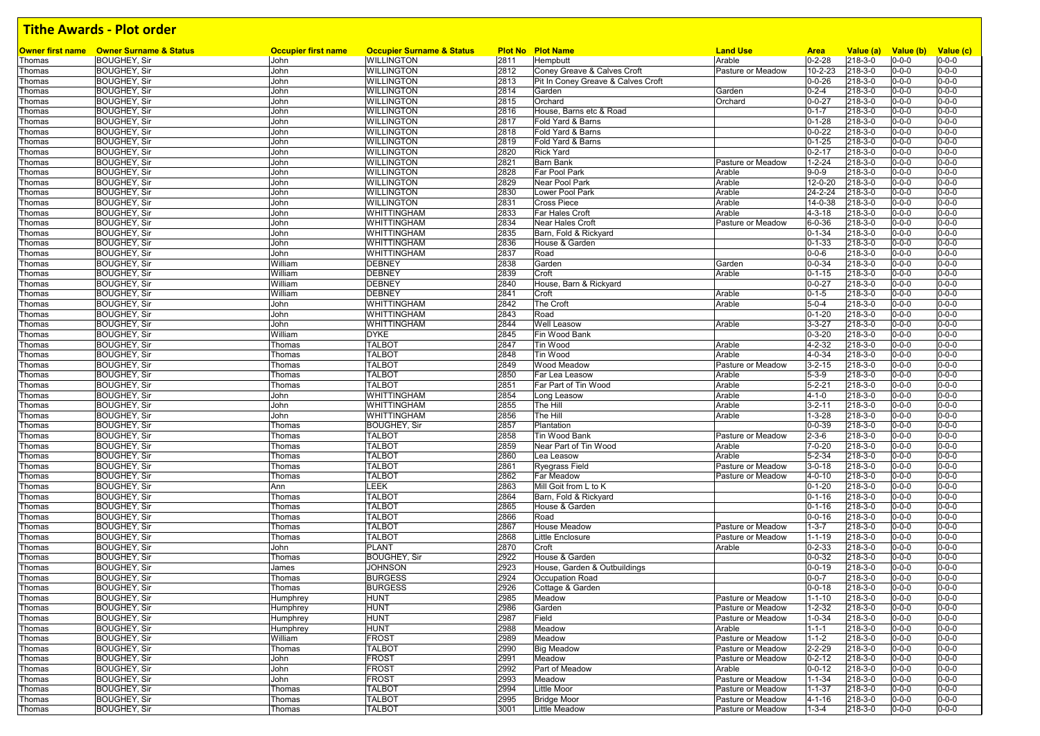# Tithe Awards - Plot order

| Owner first name | Owner Surname & Status | Occupier first name | Occupier Surname & Status | Plot No | Plot Name | Land Use | Area | Value (a) | Value (b) | Value (c) |
|---|---|---|---|---|---|---|---|---|---|---|
| Thomas | BOUGHEY, Sir | John | WILLINGTON | 2811 | Hempbutt | Arable | 0-2-28 | 218-3-0 | 0-0-0 | 0-0-0 |
| Thomas | BOUGHEY, Sir | John | WILLINGTON | 2812 | Coney Greave & Calves Croft | Pasture or Meadow | 10-2-23 | 218-3-0 | 0-0-0 | 0-0-0 |
| Thomas | BOUGHEY, Sir | John | WILLINGTON | 2813 | Pit In Coney Greave & Calves Croft | | 0-0-26 | 218-3-0 | 0-0-0 | 0-0-0 |
| Thomas | BOUGHEY, Sir | John | WILLINGTON | 2814 | Garden | Garden | 0-2-4 | 218-3-0 | 0-0-0 | 0-0-0 |
| Thomas | BOUGHEY, Sir | John | WILLINGTON | 2815 | Orchard | Orchard | 0-0-27 | 218-3-0 | 0-0-0 | 0-0-0 |
| Thomas | BOUGHEY, Sir | John | WILLINGTON | 2816 | House, Barns etc & Road | | 0-1-7 | 218-3-0 | 0-0-0 | 0-0-0 |
| Thomas | BOUGHEY, Sir | John | WILLINGTON | 2817 | Fold Yard & Barns | | 0-1-28 | 218-3-0 | 0-0-0 | 0-0-0 |
| Thomas | BOUGHEY, Sir | John | WILLINGTON | 2818 | Fold Yard & Barns | | 0-0-22 | 218-3-0 | 0-0-0 | 0-0-0 |
| Thomas | BOUGHEY, Sir | John | WILLINGTON | 2819 | Fold Yard & Barns | | 0-1-25 | 218-3-0 | 0-0-0 | 0-0-0 |
| Thomas | BOUGHEY, Sir | John | WILLINGTON | 2820 | Rick Yard | | 0-2-17 | 218-3-0 | 0-0-0 | 0-0-0 |
| Thomas | BOUGHEY, Sir | John | WILLINGTON | 2821 | Barn Bank | Pasture or Meadow | 1-2-24 | 218-3-0 | 0-0-0 | 0-0-0 |
| Thomas | BOUGHEY, Sir | John | WILLINGTON | 2828 | Far Pool Park | Arable | 9-0-9 | 218-3-0 | 0-0-0 | 0-0-0 |
| Thomas | BOUGHEY, Sir | John | WILLINGTON | 2829 | Near Pool Park | Arable | 12-0-20 | 218-3-0 | 0-0-0 | 0-0-0 |
| Thomas | BOUGHEY, Sir | John | WILLINGTON | 2830 | Lower Pool Park | Arable | 24-2-24 | 218-3-0 | 0-0-0 | 0-0-0 |
| Thomas | BOUGHEY, Sir | John | WILLINGTON | 2831 | Cross Piece | Arable | 14-0-38 | 218-3-0 | 0-0-0 | 0-0-0 |
| Thomas | BOUGHEY, Sir | John | WHITTINGHAM | 2833 | Far Hales Croft | Arable | 4-3-18 | 218-3-0 | 0-0-0 | 0-0-0 |
| Thomas | BOUGHEY, Sir | John | WHITTINGHAM | 2834 | Near Hales Croft | Pasture or Meadow | 6-0-36 | 218-3-0 | 0-0-0 | 0-0-0 |
| Thomas | BOUGHEY, Sir | John | WHITTINGHAM | 2835 | Barn, Fold & Rickyard | | 0-1-34 | 218-3-0 | 0-0-0 | 0-0-0 |
| Thomas | BOUGHEY, Sir | John | WHITTINGHAM | 2836 | House & Garden | | 0-1-33 | 218-3-0 | 0-0-0 | 0-0-0 |
| Thomas | BOUGHEY, Sir | John | WHITTINGHAM | 2837 | Road | | 0-0-6 | 218-3-0 | 0-0-0 | 0-0-0 |
| Thomas | BOUGHEY, Sir | William | DEBNEY | 2838 | Garden | Garden | 0-0-34 | 218-3-0 | 0-0-0 | 0-0-0 |
| Thomas | BOUGHEY, Sir | William | DEBNEY | 2839 | Croft | Arable | 0-1-15 | 218-3-0 | 0-0-0 | 0-0-0 |
| Thomas | BOUGHEY, Sir | William | DEBNEY | 2840 | House, Barn & Rickyard | | 0-0-27 | 218-3-0 | 0-0-0 | 0-0-0 |
| Thomas | BOUGHEY, Sir | William | DEBNEY | 2841 | Croft | Arable | 0-1-5 | 218-3-0 | 0-0-0 | 0-0-0 |
| Thomas | BOUGHEY, Sir | John | WHITTINGHAM | 2842 | The Croft | Arable | 5-0-4 | 218-3-0 | 0-0-0 | 0-0-0 |
| Thomas | BOUGHEY, Sir | John | WHITTINGHAM | 2843 | Road | | 0-1-20 | 218-3-0 | 0-0-0 | 0-0-0 |
| Thomas | BOUGHEY, Sir | John | WHITTINGHAM | 2844 | Well Leasow | Arable | 3-3-27 | 218-3-0 | 0-0-0 | 0-0-0 |
| Thomas | BOUGHEY, Sir | William | DYKE | 2845 | Fin Wood Bank | | 0-3-20 | 218-3-0 | 0-0-0 | 0-0-0 |
| Thomas | BOUGHEY, Sir | Thomas | TALBOT | 2847 | Tin Wood | Arable | 4-2-32 | 218-3-0 | 0-0-0 | 0-0-0 |
| Thomas | BOUGHEY, Sir | Thomas | TALBOT | 2848 | Tin Wood | Arable | 4-0-34 | 218-3-0 | 0-0-0 | 0-0-0 |
| Thomas | BOUGHEY, Sir | Thomas | TALBOT | 2849 | Wood Meadow | Pasture or Meadow | 3-2-15 | 218-3-0 | 0-0-0 | 0-0-0 |
| Thomas | BOUGHEY, Sir | Thomas | TALBOT | 2850 | Far Lea Leasow | Arable | 5-3-9 | 218-3-0 | 0-0-0 | 0-0-0 |
| Thomas | BOUGHEY, Sir | Thomas | TALBOT | 2851 | Far Part of Tin Wood | Arable | 5-2-21 | 218-3-0 | 0-0-0 | 0-0-0 |
| Thomas | BOUGHEY, Sir | John | WHITTINGHAM | 2854 | Long Leasow | Arable | 4-1-0 | 218-3-0 | 0-0-0 | 0-0-0 |
| Thomas | BOUGHEY, Sir | John | WHITTINGHAM | 2855 | The Hill | Arable | 3-2-11 | 218-3-0 | 0-0-0 | 0-0-0 |
| Thomas | BOUGHEY, Sir | John | WHITTINGHAM | 2856 | The Hill | Arable | 1-3-28 | 218-3-0 | 0-0-0 | 0-0-0 |
| Thomas | BOUGHEY, Sir | Thomas | BOUGHEY, Sir | 2857 | Plantation | | 0-0-39 | 218-3-0 | 0-0-0 | 0-0-0 |
| Thomas | BOUGHEY, Sir | Thomas | TALBOT | 2858 | Tin Wood Bank | Pasture or Meadow | 2-3-6 | 218-3-0 | 0-0-0 | 0-0-0 |
| Thomas | BOUGHEY, Sir | Thomas | TALBOT | 2859 | Near Part of Tin Wood | Arable | 7-0-20 | 218-3-0 | 0-0-0 | 0-0-0 |
| Thomas | BOUGHEY, Sir | Thomas | TALBOT | 2860 | Lea Leasow | Arable | 5-2-34 | 218-3-0 | 0-0-0 | 0-0-0 |
| Thomas | BOUGHEY, Sir | Thomas | TALBOT | 2861 | Ryegrass Field | Pasture or Meadow | 3-0-18 | 218-3-0 | 0-0-0 | 0-0-0 |
| Thomas | BOUGHEY, Sir | Thomas | TALBOT | 2862 | Far Meadow | Pasture or Meadow | 4-0-10 | 218-3-0 | 0-0-0 | 0-0-0 |
| Thomas | BOUGHEY, Sir | Ann | LEEK | 2863 | Mill Goit from L to K | | 0-1-20 | 218-3-0 | 0-0-0 | 0-0-0 |
| Thomas | BOUGHEY, Sir | Thomas | TALBOT | 2864 | Barn, Fold & Rickyard | | 0-1-16 | 218-3-0 | 0-0-0 | 0-0-0 |
| Thomas | BOUGHEY, Sir | Thomas | TALBOT | 2865 | House & Garden | | 0-1-16 | 218-3-0 | 0-0-0 | 0-0-0 |
| Thomas | BOUGHEY, Sir | Thomas | TALBOT | 2866 | Road | | 0-0-16 | 218-3-0 | 0-0-0 | 0-0-0 |
| Thomas | BOUGHEY, Sir | Thomas | TALBOT | 2867 | House Meadow | Pasture or Meadow | 1-3-7 | 218-3-0 | 0-0-0 | 0-0-0 |
| Thomas | BOUGHEY, Sir | Thomas | TALBOT | 2868 | Little Enclosure | Pasture or Meadow | 1-1-19 | 218-3-0 | 0-0-0 | 0-0-0 |
| Thomas | BOUGHEY, Sir | John | PLANT | 2870 | Croft | Arable | 0-2-33 | 218-3-0 | 0-0-0 | 0-0-0 |
| Thomas | BOUGHEY, Sir | Thomas | BOUGHEY, Sir | 2922 | House & Garden | | 0-0-32 | 218-3-0 | 0-0-0 | 0-0-0 |
| Thomas | BOUGHEY, Sir | James | JOHNSON | 2923 | House, Garden & Outbuildings | | 0-0-19 | 218-3-0 | 0-0-0 | 0-0-0 |
| Thomas | BOUGHEY, Sir | Thomas | BURGESS | 2924 | Occupation Road | | 0-0-7 | 218-3-0 | 0-0-0 | 0-0-0 |
| Thomas | BOUGHEY, Sir | Thomas | BURGESS | 2926 | Cottage & Garden | | 0-0-18 | 218-3-0 | 0-0-0 | 0-0-0 |
| Thomas | BOUGHEY, Sir | Humphrey | HUNT | 2985 | Meadow | Pasture or Meadow | 1-1-10 | 218-3-0 | 0-0-0 | 0-0-0 |
| Thomas | BOUGHEY, Sir | Humphrey | HUNT | 2986 | Garden | Pasture or Meadow | 1-2-32 | 218-3-0 | 0-0-0 | 0-0-0 |
| Thomas | BOUGHEY, Sir | Humphrey | HUNT | 2987 | Field | Pasture or Meadow | 1-0-34 | 218-3-0 | 0-0-0 | 0-0-0 |
| Thomas | BOUGHEY, Sir | Humphrey | HUNT | 2988 | Meadow | Arable | 1-1-1 | 218-3-0 | 0-0-0 | 0-0-0 |
| Thomas | BOUGHEY, Sir | William | FROST | 2989 | Meadow | Pasture or Meadow | 1-1-2 | 218-3-0 | 0-0-0 | 0-0-0 |
| Thomas | BOUGHEY, Sir | Thomas | TALBOT | 2990 | Big Meadow | Pasture or Meadow | 2-2-29 | 218-3-0 | 0-0-0 | 0-0-0 |
| Thomas | BOUGHEY, Sir | John | FROST | 2991 | Meadow | Pasture or Meadow | 0-2-12 | 218-3-0 | 0-0-0 | 0-0-0 |
| Thomas | BOUGHEY, Sir | John | FROST | 2992 | Part of Meadow | Arable | 0-0-12 | 218-3-0 | 0-0-0 | 0-0-0 |
| Thomas | BOUGHEY, Sir | John | FROST | 2993 | Meadow | Pasture or Meadow | 1-1-34 | 218-3-0 | 0-0-0 | 0-0-0 |
| Thomas | BOUGHEY, Sir | Thomas | TALBOT | 2994 | Little Moor | Pasture or Meadow | 1-1-37 | 218-3-0 | 0-0-0 | 0-0-0 |
| Thomas | BOUGHEY, Sir | Thomas | TALBOT | 2995 | Bridge Moor | Pasture or Meadow | 4-1-16 | 218-3-0 | 0-0-0 | 0-0-0 |
| Thomas | BOUGHEY, Sir | Thomas | TALBOT | 3001 | Little Meadow | Pasture or Meadow | 1-3-4 | 218-3-0 | 0-0-0 | 0-0-0 |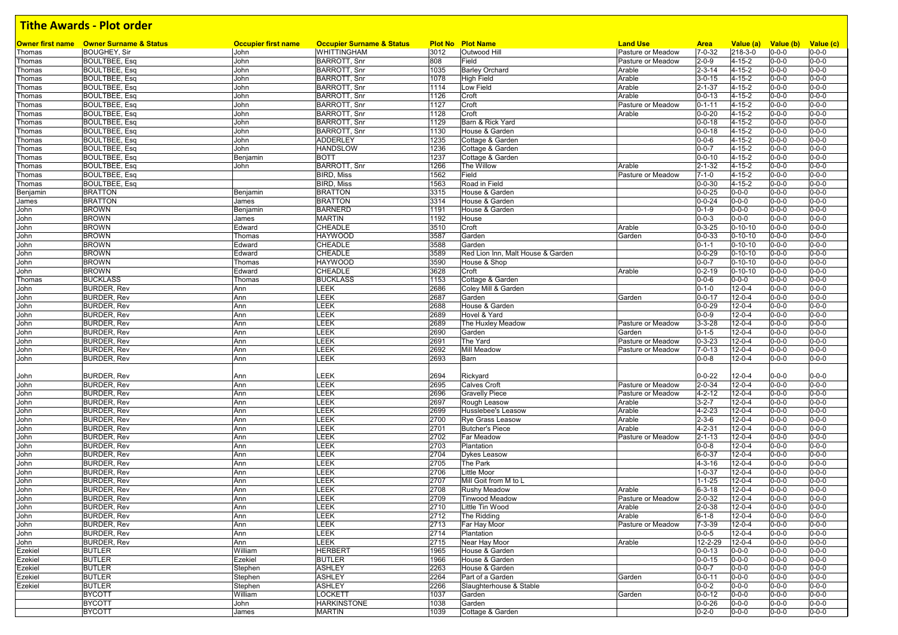# Tithe Awards - Plot order

| Owner first name | Owner Surname & Status | Occupier first name | Occupier Surname & Status | Plot No | Plot Name | Land Use | Area | Value (a) | Value (b) | Value (c) |
|---|---|---|---|---|---|---|---|---|---|---|
| Thomas | BOUGHEY, Sir | John | WHITTINGHAM | 3012 | Outwood Hill | Pasture or Meadow | 7-0-32 | 218-3-0 | 0-0-0 | 0-0-0 |
| Thomas | BOULTBEE, Esq | John | BARROTT, Snr | 808 | Field | Pasture or Meadow | 2-0-9 | 4-15-2 | 0-0-0 | 0-0-0 |
| Thomas | BOULTBEE, Esq | John | BARROTT, Snr | 1035 | Barley Orchard | Arable | 2-3-14 | 4-15-2 | 0-0-0 | 0-0-0 |
| Thomas | BOULTBEE, Esq | John | BARROTT, Snr | 1078 | High Field | Arable | 3-0-15 | 4-15-2 | 0-0-0 | 0-0-0 |
| Thomas | BOULTBEE, Esq | John | BARROTT, Snr | 1114 | Low Field | Arable | 2-1-37 | 4-15-2 | 0-0-0 | 0-0-0 |
| Thomas | BOULTBEE, Esq | John | BARROTT, Snr | 1126 | Croft | Arable | 0-0-13 | 4-15-2 | 0-0-0 | 0-0-0 |
| Thomas | BOULTBEE, Esq | John | BARROTT, Snr | 1127 | Croft | Pasture or Meadow | 0-1-11 | 4-15-2 | 0-0-0 | 0-0-0 |
| Thomas | BOULTBEE, Esq | John | BARROTT, Snr | 1128 | Croft | Arable | 0-0-20 | 4-15-2 | 0-0-0 | 0-0-0 |
| Thomas | BOULTBEE, Esq | John | BARROTT, Snr | 1129 | Barn & Rick Yard | | 0-0-18 | 4-15-2 | 0-0-0 | 0-0-0 |
| Thomas | BOULTBEE, Esq | John | BARROTT, Snr | 1130 | House & Garden | | 0-0-18 | 4-15-2 | 0-0-0 | 0-0-0 |
| Thomas | BOULTBEE, Esq | John | ADDERLEY | 1235 | Cottage & Garden | | 0-0-6 | 4-15-2 | 0-0-0 | 0-0-0 |
| Thomas | BOULTBEE, Esq | John | HANDSLOW | 1236 | Cottage & Garden | | 0-0-7 | 4-15-2 | 0-0-0 | 0-0-0 |
| Thomas | BOULTBEE, Esq | Benjamin | BOTT | 1237 | Cottage & Garden | | 0-0-10 | 4-15-2 | 0-0-0 | 0-0-0 |
| Thomas | BOULTBEE, Esq | John | BARROTT, Snr | 1266 | The Willow | Arable | 2-1-32 | 4-15-2 | 0-0-0 | 0-0-0 |
| Thomas | BOULTBEE, Esq | | BIRD, Miss | 1562 | Field | Pasture or Meadow | 7-1-0 | 4-15-2 | 0-0-0 | 0-0-0 |
| Thomas | BOULTBEE, Esq | | BIRD, Miss | 1563 | Road in Field | | 0-0-30 | 4-15-2 | 0-0-0 | 0-0-0 |
| Benjamin | BRATTON | Benjamin | BRATTON | 3315 | House & Garden | | 0-0-25 | 0-0-0 | 0-0-0 | 0-0-0 |
| James | BRATTON | James | BRATTON | 3314 | House & Garden | | 0-0-24 | 0-0-0 | 0-0-0 | 0-0-0 |
| John | BROWN | Benjamin | BARNERD | 1191 | House & Garden | | 0-1-9 | 0-0-0 | 0-0-0 | 0-0-0 |
| John | BROWN | James | MARTIN | 1192 | House | | 0-0-3 | 0-0-0 | 0-0-0 | 0-0-0 |
| John | BROWN | Edward | CHEADLE | 3510 | Croft | Arable | 0-3-25 | 0-10-10 | 0-0-0 | 0-0-0 |
| John | BROWN | Thomas | HAYWOOD | 3587 | Garden | Garden | 0-0-33 | 0-10-10 | 0-0-0 | 0-0-0 |
| John | BROWN | Edward | CHEADLE | 3588 | Garden | | 0-1-1 | 0-10-10 | 0-0-0 | 0-0-0 |
| John | BROWN | Edward | CHEADLE | 3589 | Red Lion Inn, Malt House & Garden | | 0-0-29 | 0-10-10 | 0-0-0 | 0-0-0 |
| John | BROWN | Thomas | HAYWOOD | 3590 | House & Shop | | 0-0-7 | 0-10-10 | 0-0-0 | 0-0-0 |
| John | BROWN | Edward | CHEADLE | 3628 | Croft | Arable | 0-2-19 | 0-10-10 | 0-0-0 | 0-0-0 |
| Thomas | BUCKLASS | Thomas | BUCKLASS | 1153 | Cottage & Garden | | 0-0-6 | 0-0-0 | 0-0-0 | 0-0-0 |
| John | BURDER, Rev | Ann | LEEK | 2686 | Coley Mill & Garden | | 0-1-0 | 12-0-4 | 0-0-0 | 0-0-0 |
| John | BURDER, Rev | Ann | LEEK | 2687 | Garden | Garden | 0-0-17 | 12-0-4 | 0-0-0 | 0-0-0 |
| John | BURDER, Rev | Ann | LEEK | 2688 | House & Garden | | 0-0-29 | 12-0-4 | 0-0-0 | 0-0-0 |
| John | BURDER, Rev | Ann | LEEK | 2689 | Hovel & Yard | | 0-0-9 | 12-0-4 | 0-0-0 | 0-0-0 |
| John | BURDER, Rev | Ann | LEEK | 2689 | The Huxley Meadow | Pasture or Meadow | 3-3-28 | 12-0-4 | 0-0-0 | 0-0-0 |
| John | BURDER, Rev | Ann | LEEK | 2690 | Garden | Garden | 0-1-5 | 12-0-4 | 0-0-0 | 0-0-0 |
| John | BURDER, Rev | Ann | LEEK | 2691 | The Yard | Pasture or Meadow | 0-3-23 | 12-0-4 | 0-0-0 | 0-0-0 |
| John | BURDER, Rev | Ann | LEEK | 2692 | Mill Meadow | Pasture or Meadow | 7-0-13 | 12-0-4 | 0-0-0 | 0-0-0 |
| John | BURDER, Rev | Ann | LEEK | 2693 | Barn | | 0-0-8 | 12-0-4 | 0-0-0 | 0-0-0 |
| John | BURDER, Rev | Ann | LEEK | 2694 | Rickyard | | 0-0-22 | 12-0-4 | 0-0-0 | 0-0-0 |
| John | BURDER, Rev | Ann | LEEK | 2695 | Calves Croft | Pasture or Meadow | 2-0-34 | 12-0-4 | 0-0-0 | 0-0-0 |
| John | BURDER, Rev | Ann | LEEK | 2696 | Gravelly Piece | Pasture or Meadow | 4-2-12 | 12-0-4 | 0-0-0 | 0-0-0 |
| John | BURDER, Rev | Ann | LEEK | 2697 | Rough Leasow | Arable | 3-2-7 | 12-0-4 | 0-0-0 | 0-0-0 |
| John | BURDER, Rev | Ann | LEEK | 2699 | Husslebee's Leasow | Arable | 4-2-23 | 12-0-4 | 0-0-0 | 0-0-0 |
| John | BURDER, Rev | Ann | LEEK | 2700 | Rye Grass Leasow | Arable | 2-3-6 | 12-0-4 | 0-0-0 | 0-0-0 |
| John | BURDER, Rev | Ann | LEEK | 2701 | Butcher's Piece | Arable | 4-2-31 | 12-0-4 | 0-0-0 | 0-0-0 |
| John | BURDER, Rev | Ann | LEEK | 2702 | Far Meadow | Pasture or Meadow | 2-1-13 | 12-0-4 | 0-0-0 | 0-0-0 |
| John | BURDER, Rev | Ann | LEEK | 2703 | Plantation | | 0-0-8 | 12-0-4 | 0-0-0 | 0-0-0 |
| John | BURDER, Rev | Ann | LEEK | 2704 | Dykes Leasow | | 6-0-37 | 12-0-4 | 0-0-0 | 0-0-0 |
| John | BURDER, Rev | Ann | LEEK | 2705 | The Park | | 4-3-16 | 12-0-4 | 0-0-0 | 0-0-0 |
| John | BURDER, Rev | Ann | LEEK | 2706 | Little Moor | | 1-0-37 | 12-0-4 | 0-0-0 | 0-0-0 |
| John | BURDER, Rev | Ann | LEEK | 2707 | Mill Goit from M to L | | 1-1-25 | 12-0-4 | 0-0-0 | 0-0-0 |
| John | BURDER, Rev | Ann | LEEK | 2708 | Rushy Meadow | Arable | 6-3-18 | 12-0-4 | 0-0-0 | 0-0-0 |
| John | BURDER, Rev | Ann | LEEK | 2709 | Tinwood Meadow | Pasture or Meadow | 2-0-32 | 12-0-4 | 0-0-0 | 0-0-0 |
| John | BURDER, Rev | Ann | LEEK | 2710 | Little Tin Wood | Arable | 2-0-38 | 12-0-4 | 0-0-0 | 0-0-0 |
| John | BURDER, Rev | Ann | LEEK | 2712 | The Ridding | Arable | 6-1-8 | 12-0-4 | 0-0-0 | 0-0-0 |
| John | BURDER, Rev | Ann | LEEK | 2713 | Far Hay Moor | Pasture or Meadow | 7-3-39 | 12-0-4 | 0-0-0 | 0-0-0 |
| John | BURDER, Rev | Ann | LEEK | 2714 | Plantation | | 0-0-5 | 12-0-4 | 0-0-0 | 0-0-0 |
| John | BURDER, Rev | Ann | LEEK | 2715 | Near Hay Moor | Arable | 12-2-29 | 12-0-4 | 0-0-0 | 0-0-0 |
| Ezekiel | BUTLER | William | HERBERT | 1965 | House & Garden | | 0-0-13 | 0-0-0 | 0-0-0 | 0-0-0 |
| Ezekiel | BUTLER | Ezekiel | BUTLER | 1966 | House & Garden | | 0-0-15 | 0-0-0 | 0-0-0 | 0-0-0 |
| Ezekiel | BUTLER | Stephen | ASHLEY | 2263 | House & Garden | | 0-0-7 | 0-0-0 | 0-0-0 | 0-0-0 |
| Ezekiel | BUTLER | Stephen | ASHLEY | 2264 | Part of a Garden | Garden | 0-0-11 | 0-0-0 | 0-0-0 | 0-0-0 |
| Ezekiel | BUTLER | Stephen | ASHLEY | 2266 | Slaughterhouse & Stable | | 0-0-2 | 0-0-0 | 0-0-0 | 0-0-0 |
| | BYCOTT | William | LOCKETT | 1037 | Garden | Garden | 0-0-12 | 0-0-0 | 0-0-0 | 0-0-0 |
| | BYCOTT | John | HARKINSTONE | 1038 | Garden | | 0-0-26 | 0-0-0 | 0-0-0 | 0-0-0 |
| | BYCOTT | James | MARTIN | 1039 | Cottage & Garden | | 0-2-0 | 0-0-0 | 0-0-0 | 0-0-0 |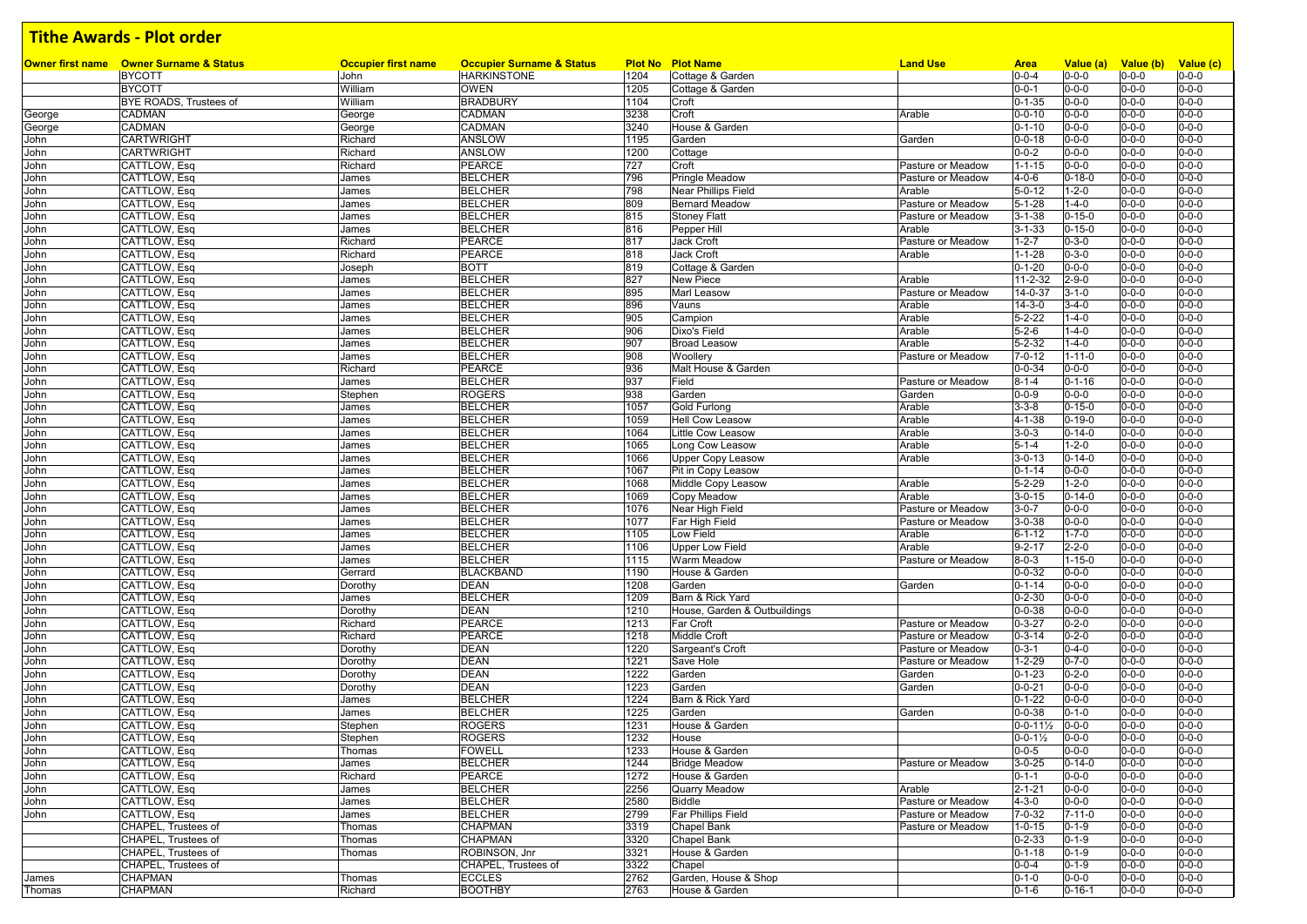# Tithe Awards - Plot order

| Owner first name | Owner Surname & Status | Occupier first name | Occupier Surname & Status | Plot No | Plot Name | Land Use | Area | Value (a) | Value (b) | Value (c) |
|---|---|---|---|---|---|---|---|---|---|---|
| | BYCOTT | John | HARKINSTONE | 1204 | Cottage & Garden | | 0-0-4 | 0-0-0 | 0-0-0 | 0-0-0 |
| | BYCOTT | William | OWEN | 1205 | Cottage & Garden | | 0-0-1 | 0-0-0 | 0-0-0 | 0-0-0 |
| | BYE ROADS, Trustees of | William | BRADBURY | 1104 | Croft | | 0-1-35 | 0-0-0 | 0-0-0 | 0-0-0 |
| George | CADMAN | George | CADMAN | 3238 | Croft | Arable | 0-0-10 | 0-0-0 | 0-0-0 | 0-0-0 |
| George | CADMAN | George | CADMAN | 3240 | House & Garden | | 0-1-10 | 0-0-0 | 0-0-0 | 0-0-0 |
| John | CARTWRIGHT | Richard | ANSLOW | 1195 | Garden | Garden | 0-0-18 | 0-0-0 | 0-0-0 | 0-0-0 |
| John | CARTWRIGHT | Richard | ANSLOW | 1200 | Cottage | | 0-0-2 | 0-0-0 | 0-0-0 | 0-0-0 |
| John | CATTLOW, Esq | Richard | PEARCE | 727 | Croft | Pasture or Meadow | 1-1-15 | 0-0-0 | 0-0-0 | 0-0-0 |
| John | CATTLOW, Esq | James | BELCHER | 796 | Pringle Meadow | Pasture or Meadow | 4-0-6 | 0-18-0 | 0-0-0 | 0-0-0 |
| John | CATTLOW, Esq | James | BELCHER | 798 | Near Phillips Field | Arable | 5-0-12 | 1-2-0 | 0-0-0 | 0-0-0 |
| John | CATTLOW, Esq | James | BELCHER | 809 | Bernard Meadow | Pasture or Meadow | 5-1-28 | 1-4-0 | 0-0-0 | 0-0-0 |
| John | CATTLOW, Esq | James | BELCHER | 815 | Stoney Flatt | Pasture or Meadow | 3-1-38 | 0-15-0 | 0-0-0 | 0-0-0 |
| John | CATTLOW, Esq | James | BELCHER | 816 | Pepper Hill | Arable | 3-1-33 | 0-15-0 | 0-0-0 | 0-0-0 |
| John | CATTLOW, Esq | Richard | PEARCE | 817 | Jack Croft | Pasture or Meadow | 1-2-7 | 0-3-0 | 0-0-0 | 0-0-0 |
| John | CATTLOW, Esq | Richard | PEARCE | 818 | Jack Croft | Arable | 1-1-28 | 0-3-0 | 0-0-0 | 0-0-0 |
| John | CATTLOW, Esq | Joseph | BOTT | 819 | Cottage & Garden | | 0-1-20 | 0-0-0 | 0-0-0 | 0-0-0 |
| John | CATTLOW, Esq | James | BELCHER | 827 | New Piece | Arable | 11-2-32 | 2-9-0 | 0-0-0 | 0-0-0 |
| John | CATTLOW, Esq | James | BELCHER | 895 | Marl Leasow | Pasture or Meadow | 14-0-37 | 3-1-0 | 0-0-0 | 0-0-0 |
| John | CATTLOW, Esq | James | BELCHER | 896 | Vauns | Arable | 14-3-0 | 3-4-0 | 0-0-0 | 0-0-0 |
| John | CATTLOW, Esq | James | BELCHER | 905 | Campion | Arable | 5-2-22 | 1-4-0 | 0-0-0 | 0-0-0 |
| John | CATTLOW, Esq | James | BELCHER | 906 | Dixo's Field | Arable | 5-2-6 | 1-4-0 | 0-0-0 | 0-0-0 |
| John | CATTLOW, Esq | James | BELCHER | 907 | Broad Leasow | Arable | 5-2-32 | 1-4-0 | 0-0-0 | 0-0-0 |
| John | CATTLOW, Esq | James | BELCHER | 908 | Woollery | Pasture or Meadow | 7-0-12 | 1-11-0 | 0-0-0 | 0-0-0 |
| John | CATTLOW, Esq | Richard | PEARCE | 936 | Malt House & Garden | | 0-0-34 | 0-0-0 | 0-0-0 | 0-0-0 |
| John | CATTLOW, Esq | James | BELCHER | 937 | Field | Pasture or Meadow | 8-1-4 | 0-1-16 | 0-0-0 | 0-0-0 |
| John | CATTLOW, Esq | Stephen | ROGERS | 938 | Garden | Garden | 0-0-9 | 0-0-0 | 0-0-0 | 0-0-0 |
| John | CATTLOW, Esq | James | BELCHER | 1057 | Gold Furlong | Arable | 3-3-8 | 0-15-0 | 0-0-0 | 0-0-0 |
| John | CATTLOW, Esq | James | BELCHER | 1059 | Hell Cow Leasow | Arable | 4-1-38 | 0-19-0 | 0-0-0 | 0-0-0 |
| John | CATTLOW, Esq | James | BELCHER | 1064 | Little Cow Leasow | Arable | 3-0-3 | 0-14-0 | 0-0-0 | 0-0-0 |
| John | CATTLOW, Esq | James | BELCHER | 1065 | Long Cow Leasow | Arable | 5-1-4 | 1-2-0 | 0-0-0 | 0-0-0 |
| John | CATTLOW, Esq | James | BELCHER | 1066 | Upper Copy Leasow | Arable | 3-0-13 | 0-14-0 | 0-0-0 | 0-0-0 |
| John | CATTLOW, Esq | James | BELCHER | 1067 | Pit in Copy Leasow | | 0-1-14 | 0-0-0 | 0-0-0 | 0-0-0 |
| John | CATTLOW, Esq | James | BELCHER | 1068 | Middle Copy Leasow | Arable | 5-2-29 | 1-2-0 | 0-0-0 | 0-0-0 |
| John | CATTLOW, Esq | James | BELCHER | 1069 | Copy Meadow | Arable | 3-0-15 | 0-14-0 | 0-0-0 | 0-0-0 |
| John | CATTLOW, Esq | James | BELCHER | 1076 | Near High Field | Pasture or Meadow | 3-0-7 | 0-0-0 | 0-0-0 | 0-0-0 |
| John | CATTLOW, Esq | James | BELCHER | 1077 | Far High Field | Pasture or Meadow | 3-0-38 | 0-0-0 | 0-0-0 | 0-0-0 |
| John | CATTLOW, Esq | James | BELCHER | 1105 | Low Field | Arable | 6-1-12 | 1-7-0 | 0-0-0 | 0-0-0 |
| John | CATTLOW, Esq | James | BELCHER | 1106 | Upper Low Field | Arable | 9-2-17 | 2-2-0 | 0-0-0 | 0-0-0 |
| John | CATTLOW, Esq | James | BELCHER | 1115 | Warm Meadow | Pasture or Meadow | 8-0-3 | 1-15-0 | 0-0-0 | 0-0-0 |
| John | CATTLOW, Esq | Gerrard | BLACKBAND | 1190 | House & Garden | | 0-0-32 | 0-0-0 | 0-0-0 | 0-0-0 |
| John | CATTLOW, Esq | Dorothy | DEAN | 1208 | Garden | Garden | 0-1-14 | 0-0-0 | 0-0-0 | 0-0-0 |
| John | CATTLOW, Esq | James | BELCHER | 1209 | Barn & Rick Yard | | 0-2-30 | 0-0-0 | 0-0-0 | 0-0-0 |
| John | CATTLOW, Esq | Dorothy | DEAN | 1210 | House, Garden & Outbuildings | | 0-0-38 | 0-0-0 | 0-0-0 | 0-0-0 |
| John | CATTLOW, Esq | Richard | PEARCE | 1213 | Far Croft | Pasture or Meadow | 0-3-27 | 0-2-0 | 0-0-0 | 0-0-0 |
| John | CATTLOW, Esq | Richard | PEARCE | 1218 | Middle Croft | Pasture or Meadow | 0-3-14 | 0-2-0 | 0-0-0 | 0-0-0 |
| John | CATTLOW, Esq | Dorothy | DEAN | 1220 | Sargeant's Croft | Pasture or Meadow | 0-3-1 | 0-4-0 | 0-0-0 | 0-0-0 |
| John | CATTLOW, Esq | Dorothy | DEAN | 1221 | Save Hole | Pasture or Meadow | 1-2-29 | 0-7-0 | 0-0-0 | 0-0-0 |
| John | CATTLOW, Esq | Dorothy | DEAN | 1222 | Garden | Garden | 0-1-23 | 0-2-0 | 0-0-0 | 0-0-0 |
| John | CATTLOW, Esq | Dorothy | DEAN | 1223 | Garden | Garden | 0-0-21 | 0-0-0 | 0-0-0 | 0-0-0 |
| John | CATTLOW, Esq | James | BELCHER | 1224 | Barn & Rick Yard | | 0-1-22 | 0-0-0 | 0-0-0 | 0-0-0 |
| John | CATTLOW, Esq | James | BELCHER | 1225 | Garden | Garden | 0-0-38 | 0-1-0 | 0-0-0 | 0-0-0 |
| John | CATTLOW, Esq | Stephen | ROGERS | 1231 | House & Garden | | 0-0-11½ | 0-0-0 | 0-0-0 | 0-0-0 |
| John | CATTLOW, Esq | Stephen | ROGERS | 1232 | House | | 0-0-1½ | 0-0-0 | 0-0-0 | 0-0-0 |
| John | CATTLOW, Esq | Thomas | FOWELL | 1233 | House & Garden | | 0-0-5 | 0-0-0 | 0-0-0 | 0-0-0 |
| John | CATTLOW, Esq | James | BELCHER | 1244 | Bridge Meadow | Pasture or Meadow | 3-0-25 | 0-14-0 | 0-0-0 | 0-0-0 |
| John | CATTLOW, Esq | Richard | PEARCE | 1272 | House & Garden | | 0-1-1 | 0-0-0 | 0-0-0 | 0-0-0 |
| John | CATTLOW, Esq | James | BELCHER | 2256 | Quarry Meadow | Arable | 2-1-21 | 0-0-0 | 0-0-0 | 0-0-0 |
| John | CATTLOW, Esq | James | BELCHER | 2580 | Biddle | Pasture or Meadow | 4-3-0 | 0-0-0 | 0-0-0 | 0-0-0 |
| John | CATTLOW, Esq | James | BELCHER | 2799 | Far Phillips Field | Pasture or Meadow | 7-0-32 | 7-11-0 | 0-0-0 | 0-0-0 |
| | CHAPEL, Trustees of | Thomas | CHAPMAN | 3319 | Chapel Bank | Pasture or Meadow | 1-0-15 | 0-1-9 | 0-0-0 | 0-0-0 |
| | CHAPEL, Trustees of | Thomas | CHAPMAN | 3320 | Chapel Bank | | 0-2-33 | 0-1-9 | 0-0-0 | 0-0-0 |
| | CHAPEL, Trustees of | Thomas | ROBINSON, Jnr | 3321 | House & Garden | | 0-1-18 | 0-1-9 | 0-0-0 | 0-0-0 |
| | CHAPEL, Trustees of | | CHAPEL, Trustees of | 3322 | Chapel | | 0-0-4 | 0-1-9 | 0-0-0 | 0-0-0 |
| James | CHAPMAN | Thomas | ECCLES | 2762 | Garden, House & Shop | | 0-1-0 | 0-0-0 | 0-0-0 | 0-0-0 |
| Thomas | CHAPMAN | Richard | BOOTHBY | 2763 | House & Garden | | 0-1-6 | 0-16-1 | 0-0-0 | 0-0-0 |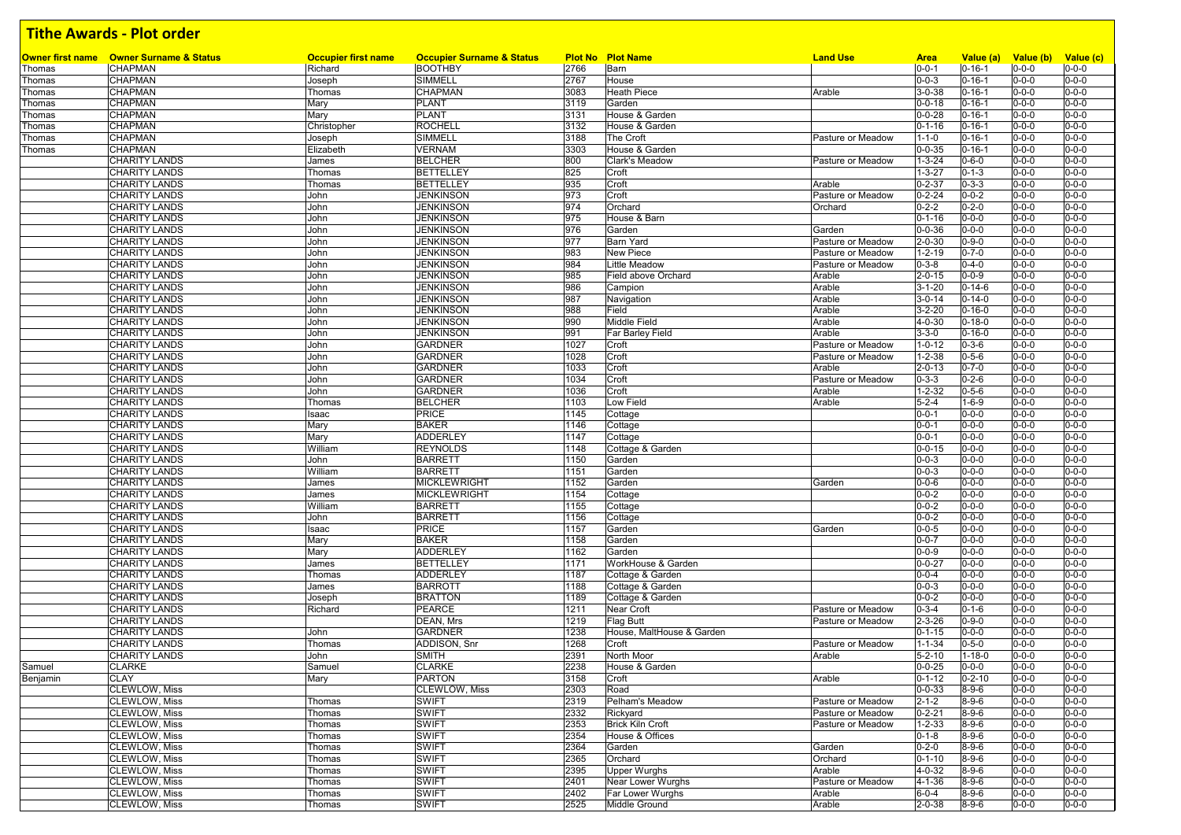# Tithe Awards - Plot order

| Owner first name | Owner Surname & Status | Occupier first name | Occupier Surname & Status | Plot No | Plot Name | Land Use | Area | Value (a) | Value (b) | Value (c) |
|---|---|---|---|---|---|---|---|---|---|---|
| Thomas | CHAPMAN | Richard | BOOTHBY | 2766 | Barn | | 0-0-1 | 0-16-1 | 0-0-0 | 0-0-0 |
| Thomas | CHAPMAN | Joseph | SIMMELL | 2767 | House | | 0-0-3 | 0-16-1 | 0-0-0 | 0-0-0 |
| Thomas | CHAPMAN | Thomas | CHAPMAN | 3083 | Heath Piece | Arable | 3-0-38 | 0-16-1 | 0-0-0 | 0-0-0 |
| Thomas | CHAPMAN | Mary | PLANT | 3119 | Garden | | 0-0-18 | 0-16-1 | 0-0-0 | 0-0-0 |
| Thomas | CHAPMAN | Mary | PLANT | 3131 | House & Garden | | 0-0-28 | 0-16-1 | 0-0-0 | 0-0-0 |
| Thomas | CHAPMAN | Christopher | ROCHELL | 3132 | House & Garden | | 0-1-16 | 0-16-1 | 0-0-0 | 0-0-0 |
| Thomas | CHAPMAN | Joseph | SIMMELL | 3188 | The Croft | Pasture or Meadow | 1-1-0 | 0-16-1 | 0-0-0 | 0-0-0 |
| Thomas | CHAPMAN | Elizabeth | VERNAM | 3303 | House & Garden | | 0-0-35 | 0-16-1 | 0-0-0 | 0-0-0 |
| | CHARITY LANDS | James | BELCHER | 800 | Clark's Meadow | Pasture or Meadow | 1-3-24 | 0-6-0 | 0-0-0 | 0-0-0 |
| | CHARITY LANDS | Thomas | BETTELLEY | 825 | Croft | | 1-3-27 | 0-1-3 | 0-0-0 | 0-0-0 |
| | CHARITY LANDS | Thomas | BETTELLEY | 935 | Croft | Arable | 0-2-37 | 0-3-3 | 0-0-0 | 0-0-0 |
| | CHARITY LANDS | John | JENKINSON | 973 | Croft | Pasture or Meadow | 0-2-24 | 0-0-2 | 0-0-0 | 0-0-0 |
| | CHARITY LANDS | John | JENKINSON | 974 | Orchard | Orchard | 0-2-2 | 0-2-0 | 0-0-0 | 0-0-0 |
| | CHARITY LANDS | John | JENKINSON | 975 | House & Barn | | 0-1-16 | 0-0-0 | 0-0-0 | 0-0-0 |
| | CHARITY LANDS | John | JENKINSON | 976 | Garden | Garden | 0-0-36 | 0-0-0 | 0-0-0 | 0-0-0 |
| | CHARITY LANDS | John | JENKINSON | 977 | Barn Yard | Pasture or Meadow | 2-0-30 | 0-9-0 | 0-0-0 | 0-0-0 |
| | CHARITY LANDS | John | JENKINSON | 983 | New Piece | Pasture or Meadow | 1-2-19 | 0-7-0 | 0-0-0 | 0-0-0 |
| | CHARITY LANDS | John | JENKINSON | 984 | Little Meadow | Pasture or Meadow | 0-3-8 | 0-4-0 | 0-0-0 | 0-0-0 |
| | CHARITY LANDS | John | JENKINSON | 985 | Field above Orchard | Arable | 2-0-15 | 0-0-9 | 0-0-0 | 0-0-0 |
| | CHARITY LANDS | John | JENKINSON | 986 | Campion | Arable | 3-1-20 | 0-14-6 | 0-0-0 | 0-0-0 |
| | CHARITY LANDS | John | JENKINSON | 987 | Navigation | Arable | 3-0-14 | 0-14-0 | 0-0-0 | 0-0-0 |
| | CHARITY LANDS | John | JENKINSON | 988 | Field | Arable | 3-2-20 | 0-16-0 | 0-0-0 | 0-0-0 |
| | CHARITY LANDS | John | JENKINSON | 990 | Middle Field | Arable | 4-0-30 | 0-18-0 | 0-0-0 | 0-0-0 |
| | CHARITY LANDS | John | JENKINSON | 991 | Far Barley Field | Arable | 3-3-0 | 0-16-0 | 0-0-0 | 0-0-0 |
| | CHARITY LANDS | John | GARDNER | 1027 | Croft | Pasture or Meadow | 1-0-12 | 0-3-6 | 0-0-0 | 0-0-0 |
| | CHARITY LANDS | John | GARDNER | 1028 | Croft | Pasture or Meadow | 1-2-38 | 0-5-6 | 0-0-0 | 0-0-0 |
| | CHARITY LANDS | John | GARDNER | 1033 | Croft | Arable | 2-0-13 | 0-7-0 | 0-0-0 | 0-0-0 |
| | CHARITY LANDS | John | GARDNER | 1034 | Croft | Pasture or Meadow | 0-3-3 | 0-2-6 | 0-0-0 | 0-0-0 |
| | CHARITY LANDS | John | GARDNER | 1036 | Croft | Arable | 1-2-32 | 0-5-6 | 0-0-0 | 0-0-0 |
| | CHARITY LANDS | Thomas | BELCHER | 1103 | Low Field | Arable | 5-2-4 | 1-6-9 | 0-0-0 | 0-0-0 |
| | CHARITY LANDS | Isaac | PRICE | 1145 | Cottage | | 0-0-1 | 0-0-0 | 0-0-0 | 0-0-0 |
| | CHARITY LANDS | Mary | BAKER | 1146 | Cottage | | 0-0-1 | 0-0-0 | 0-0-0 | 0-0-0 |
| | CHARITY LANDS | Mary | ADDERLEY | 1147 | Cottage | | 0-0-1 | 0-0-0 | 0-0-0 | 0-0-0 |
| | CHARITY LANDS | William | REYNOLDS | 1148 | Cottage & Garden | | 0-0-15 | 0-0-0 | 0-0-0 | 0-0-0 |
| | CHARITY LANDS | John | BARRETT | 1150 | Garden | | 0-0-3 | 0-0-0 | 0-0-0 | 0-0-0 |
| | CHARITY LANDS | William | BARRETT | 1151 | Garden | | 0-0-3 | 0-0-0 | 0-0-0 | 0-0-0 |
| | CHARITY LANDS | James | MICKLEWRIGHT | 1152 | Garden | Garden | 0-0-6 | 0-0-0 | 0-0-0 | 0-0-0 |
| | CHARITY LANDS | James | MICKLEWRIGHT | 1154 | Cottage | | 0-0-2 | 0-0-0 | 0-0-0 | 0-0-0 |
| | CHARITY LANDS | William | BARRETT | 1155 | Cottage | | 0-0-2 | 0-0-0 | 0-0-0 | 0-0-0 |
| | CHARITY LANDS | John | BARRETT | 1156 | Cottage | | 0-0-2 | 0-0-0 | 0-0-0 | 0-0-0 |
| | CHARITY LANDS | Isaac | PRICE | 1157 | Garden | Garden | 0-0-5 | 0-0-0 | 0-0-0 | 0-0-0 |
| | CHARITY LANDS | Mary | BAKER | 1158 | Garden | | 0-0-7 | 0-0-0 | 0-0-0 | 0-0-0 |
| | CHARITY LANDS | Mary | ADDERLEY | 1162 | Garden | | 0-0-9 | 0-0-0 | 0-0-0 | 0-0-0 |
| | CHARITY LANDS | James | BETTELLEY | 1171 | WorkHouse & Garden | | 0-0-27 | 0-0-0 | 0-0-0 | 0-0-0 |
| | CHARITY LANDS | Thomas | ADDERLEY | 1187 | Cottage & Garden | | 0-0-4 | 0-0-0 | 0-0-0 | 0-0-0 |
| | CHARITY LANDS | James | BARROTT | 1188 | Cottage & Garden | | 0-0-3 | 0-0-0 | 0-0-0 | 0-0-0 |
| | CHARITY LANDS | Joseph | BRATTON | 1189 | Cottage & Garden | | 0-0-2 | 0-0-0 | 0-0-0 | 0-0-0 |
| | CHARITY LANDS | Richard | PEARCE | 1211 | Near Croft | Pasture or Meadow | 0-3-4 | 0-1-6 | 0-0-0 | 0-0-0 |
| | CHARITY LANDS | | DEAN, Mrs | 1219 | Flag Butt | Pasture or Meadow | 2-3-26 | 0-9-0 | 0-0-0 | 0-0-0 |
| | CHARITY LANDS | John | GARDNER | 1238 | House, MaltHouse & Garden | | 0-1-15 | 0-0-0 | 0-0-0 | 0-0-0 |
| | CHARITY LANDS | Thomas | ADDISON, Snr | 1268 | Croft | Pasture or Meadow | 1-1-34 | 0-5-0 | 0-0-0 | 0-0-0 |
| | CHARITY LANDS | John | SMITH | 2391 | North Moor | Arable | 5-2-10 | 1-18-0 | 0-0-0 | 0-0-0 |
| Samuel | CLARKE | Samuel | CLARKE | 2238 | House & Garden | | 0-0-25 | 0-0-0 | 0-0-0 | 0-0-0 |
| Benjamin | CLAY | Mary | PARTON | 3158 | Croft | Arable | 0-1-12 | 0-2-10 | 0-0-0 | 0-0-0 |
| | CLEWLOW, Miss | | CLEWLOW, Miss | 2303 | Road | | 0-0-33 | 8-9-6 | 0-0-0 | 0-0-0 |
| | CLEWLOW, Miss | Thomas | SWIFT | 2319 | Pelham's Meadow | Pasture or Meadow | 2-1-2 | 8-9-6 | 0-0-0 | 0-0-0 |
| | CLEWLOW, Miss | Thomas | SWIFT | 2332 | Rickyard | Pasture or Meadow | 0-2-21 | 8-9-6 | 0-0-0 | 0-0-0 |
| | CLEWLOW, Miss | Thomas | SWIFT | 2353 | Brick Kiln Croft | Pasture or Meadow | 1-2-33 | 8-9-6 | 0-0-0 | 0-0-0 |
| | CLEWLOW, Miss | Thomas | SWIFT | 2354 | House & Offices | | 0-1-8 | 8-9-6 | 0-0-0 | 0-0-0 |
| | CLEWLOW, Miss | Thomas | SWIFT | 2364 | Garden | Garden | 0-2-0 | 8-9-6 | 0-0-0 | 0-0-0 |
| | CLEWLOW, Miss | Thomas | SWIFT | 2365 | Orchard | Orchard | 0-1-10 | 8-9-6 | 0-0-0 | 0-0-0 |
| | CLEWLOW, Miss | Thomas | SWIFT | 2395 | Upper Wurghs | Arable | 4-0-32 | 8-9-6 | 0-0-0 | 0-0-0 |
| | CLEWLOW, Miss | Thomas | SWIFT | 2401 | Near Lower Wurghs | Pasture or Meadow | 4-1-36 | 8-9-6 | 0-0-0 | 0-0-0 |
| | CLEWLOW, Miss | Thomas | SWIFT | 2402 | Far Lower Wurghs | Arable | 6-0-4 | 8-9-6 | 0-0-0 | 0-0-0 |
| | CLEWLOW, Miss | Thomas | SWIFT | 2525 | Middle Ground | Arable | 2-0-38 | 8-9-6 | 0-0-0 | 0-0-0 |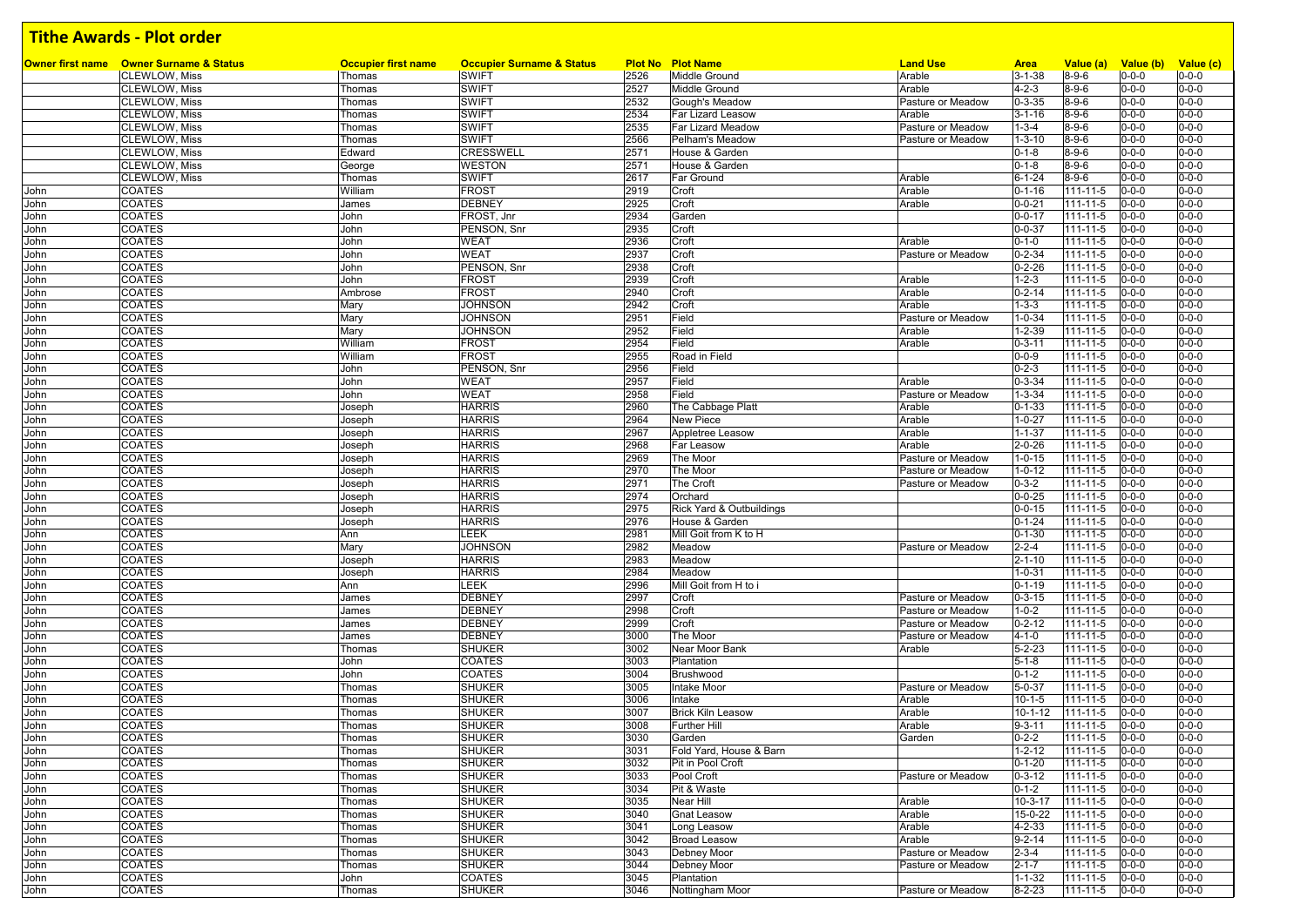# Tithe Awards - Plot order

| Owner first name | Owner Surname & Status | Occupier first name | Occupier Surname & Status | Plot No | Plot Name | Land Use | Area | Value (a) | Value (b) | Value (c) |
|---|---|---|---|---|---|---|---|---|---|---|
| | CLEWLOW, Miss | Thomas | SWIFT | 2526 | Middle Ground | Arable | 3-1-38 | 8-9-6 | 0-0-0 | 0-0-0 |
| | CLEWLOW, Miss | Thomas | SWIFT | 2527 | Middle Ground | Arable | 4-2-3 | 8-9-6 | 0-0-0 | 0-0-0 |
| | CLEWLOW, Miss | Thomas | SWIFT | 2532 | Gough's Meadow | Pasture or Meadow | 0-3-35 | 8-9-6 | 0-0-0 | 0-0-0 |
| | CLEWLOW, Miss | Thomas | SWIFT | 2534 | Far Lizard Leasow | Arable | 3-1-16 | 8-9-6 | 0-0-0 | 0-0-0 |
| | CLEWLOW, Miss | Thomas | SWIFT | 2535 | Far Lizard Meadow | Pasture or Meadow | 1-3-4 | 8-9-6 | 0-0-0 | 0-0-0 |
| | CLEWLOW, Miss | Thomas | SWIFT | 2566 | Pelham's Meadow | Pasture or Meadow | 1-3-10 | 8-9-6 | 0-0-0 | 0-0-0 |
| | CLEWLOW, Miss | Edward | CRESSWELL | 2571 | House & Garden | | 0-1-8 | 8-9-6 | 0-0-0 | 0-0-0 |
| | CLEWLOW, Miss | George | WESTON | 2571 | House & Garden | | 0-1-8 | 8-9-6 | 0-0-0 | 0-0-0 |
| | CLEWLOW, Miss | Thomas | SWIFT | 2617 | Far Ground | Arable | 6-1-24 | 8-9-6 | 0-0-0 | 0-0-0 |
| John | COATES | William | FROST | 2919 | Croft | Arable | 0-1-16 | 111-11-5 | 0-0-0 | 0-0-0 |
| John | COATES | James | DEBNEY | 2925 | Croft | Arable | 0-0-21 | 111-11-5 | 0-0-0 | 0-0-0 |
| John | COATES | John | FROST, Jnr | 2934 | Garden | | 0-0-17 | 111-11-5 | 0-0-0 | 0-0-0 |
| John | COATES | John | PENSON, Snr | 2935 | Croft | | 0-0-37 | 111-11-5 | 0-0-0 | 0-0-0 |
| John | COATES | John | WEAT | 2936 | Croft | Arable | 0-1-0 | 111-11-5 | 0-0-0 | 0-0-0 |
| John | COATES | John | WEAT | 2937 | Croft | Pasture or Meadow | 0-2-34 | 111-11-5 | 0-0-0 | 0-0-0 |
| John | COATES | John | PENSON, Snr | 2938 | Croft | | 0-2-26 | 111-11-5 | 0-0-0 | 0-0-0 |
| John | COATES | John | FROST | 2939 | Croft | Arable | 1-2-3 | 111-11-5 | 0-0-0 | 0-0-0 |
| John | COATES | Ambrose | FROST | 2940 | Croft | Arable | 0-2-14 | 111-11-5 | 0-0-0 | 0-0-0 |
| John | COATES | Mary | JOHNSON | 2942 | Croft | Arable | 1-3-3 | 111-11-5 | 0-0-0 | 0-0-0 |
| John | COATES | Mary | JOHNSON | 2951 | Field | Pasture or Meadow | 1-0-34 | 111-11-5 | 0-0-0 | 0-0-0 |
| John | COATES | Mary | JOHNSON | 2952 | Field | Arable | 1-2-39 | 111-11-5 | 0-0-0 | 0-0-0 |
| John | COATES | William | FROST | 2954 | Field | Arable | 0-3-11 | 111-11-5 | 0-0-0 | 0-0-0 |
| John | COATES | William | FROST | 2955 | Road in Field | | 0-0-9 | 111-11-5 | 0-0-0 | 0-0-0 |
| John | COATES | John | PENSON, Snr | 2956 | Field | | 0-2-3 | 111-11-5 | 0-0-0 | 0-0-0 |
| John | COATES | John | WEAT | 2957 | Field | Arable | 0-3-34 | 111-11-5 | 0-0-0 | 0-0-0 |
| John | COATES | John | WEAT | 2958 | Field | Pasture or Meadow | 1-3-34 | 111-11-5 | 0-0-0 | 0-0-0 |
| John | COATES | Joseph | HARRIS | 2960 | The Cabbage Platt | Arable | 0-1-33 | 111-11-5 | 0-0-0 | 0-0-0 |
| John | COATES | Joseph | HARRIS | 2964 | New Piece | Arable | 1-0-27 | 111-11-5 | 0-0-0 | 0-0-0 |
| John | COATES | Joseph | HARRIS | 2967 | Appletree Leasow | Arable | 1-1-37 | 111-11-5 | 0-0-0 | 0-0-0 |
| John | COATES | Joseph | HARRIS | 2968 | Far Leasow | Arable | 2-0-26 | 111-11-5 | 0-0-0 | 0-0-0 |
| John | COATES | Joseph | HARRIS | 2969 | The Moor | Pasture or Meadow | 1-0-15 | 111-11-5 | 0-0-0 | 0-0-0 |
| John | COATES | Joseph | HARRIS | 2970 | The Moor | Pasture or Meadow | 1-0-12 | 111-11-5 | 0-0-0 | 0-0-0 |
| John | COATES | Joseph | HARRIS | 2971 | The Croft | Pasture or Meadow | 0-3-2 | 111-11-5 | 0-0-0 | 0-0-0 |
| John | COATES | Joseph | HARRIS | 2974 | Orchard | | 0-0-25 | 111-11-5 | 0-0-0 | 0-0-0 |
| John | COATES | Joseph | HARRIS | 2975 | Rick Yard & Outbuildings | | 0-0-15 | 111-11-5 | 0-0-0 | 0-0-0 |
| John | COATES | Joseph | HARRIS | 2976 | House & Garden | | 0-1-24 | 111-11-5 | 0-0-0 | 0-0-0 |
| John | COATES | Ann | LEEK | 2981 | Mill Goit from K to H | | 0-1-30 | 111-11-5 | 0-0-0 | 0-0-0 |
| John | COATES | Mary | JOHNSON | 2982 | Meadow | Pasture or Meadow | 2-2-4 | 111-11-5 | 0-0-0 | 0-0-0 |
| John | COATES | Joseph | HARRIS | 2983 | Meadow | | 2-1-10 | 111-11-5 | 0-0-0 | 0-0-0 |
| John | COATES | Joseph | HARRIS | 2984 | Meadow | | 1-0-31 | 111-11-5 | 0-0-0 | 0-0-0 |
| John | COATES | Ann | LEEK | 2996 | Mill Goit from H to i | | 0-1-19 | 111-11-5 | 0-0-0 | 0-0-0 |
| John | COATES | James | DEBNEY | 2997 | Croft | Pasture or Meadow | 0-3-15 | 111-11-5 | 0-0-0 | 0-0-0 |
| John | COATES | James | DEBNEY | 2998 | Croft | Pasture or Meadow | 1-0-2 | 111-11-5 | 0-0-0 | 0-0-0 |
| John | COATES | James | DEBNEY | 2999 | Croft | Pasture or Meadow | 0-2-12 | 111-11-5 | 0-0-0 | 0-0-0 |
| John | COATES | James | DEBNEY | 3000 | The Moor | Pasture or Meadow | 4-1-0 | 111-11-5 | 0-0-0 | 0-0-0 |
| John | COATES | Thomas | SHUKER | 3002 | Near Moor Bank | Arable | 5-2-23 | 111-11-5 | 0-0-0 | 0-0-0 |
| John | COATES | John | COATES | 3003 | Plantation | | 5-1-8 | 111-11-5 | 0-0-0 | 0-0-0 |
| John | COATES | John | COATES | 3004 | Brushwood | | 0-1-2 | 111-11-5 | 0-0-0 | 0-0-0 |
| John | COATES | Thomas | SHUKER | 3005 | Intake Moor | Pasture or Meadow | 5-0-37 | 111-11-5 | 0-0-0 | 0-0-0 |
| John | COATES | Thomas | SHUKER | 3006 | Intake | Arable | 10-1-5 | 111-11-5 | 0-0-0 | 0-0-0 |
| John | COATES | Thomas | SHUKER | 3007 | Brick Kiln Leasow | Arable | 10-1-12 | 111-11-5 | 0-0-0 | 0-0-0 |
| John | COATES | Thomas | SHUKER | 3008 | Further Hill | Arable | 9-3-11 | 111-11-5 | 0-0-0 | 0-0-0 |
| John | COATES | Thomas | SHUKER | 3030 | Garden | Garden | 0-2-2 | 111-11-5 | 0-0-0 | 0-0-0 |
| John | COATES | Thomas | SHUKER | 3031 | Fold Yard, House & Barn | | 1-2-12 | 111-11-5 | 0-0-0 | 0-0-0 |
| John | COATES | Thomas | SHUKER | 3032 | Pit in Pool Croft | | 0-1-20 | 111-11-5 | 0-0-0 | 0-0-0 |
| John | COATES | Thomas | SHUKER | 3033 | Pool Croft | Pasture or Meadow | 0-3-12 | 111-11-5 | 0-0-0 | 0-0-0 |
| John | COATES | Thomas | SHUKER | 3034 | Pit & Waste | | 0-1-2 | 111-11-5 | 0-0-0 | 0-0-0 |
| John | COATES | Thomas | SHUKER | 3035 | Near Hill | Arable | 10-3-17 | 111-11-5 | 0-0-0 | 0-0-0 |
| John | COATES | Thomas | SHUKER | 3040 | Gnat Leasow | Arable | 15-0-22 | 111-11-5 | 0-0-0 | 0-0-0 |
| John | COATES | Thomas | SHUKER | 3041 | Long Leasow | Arable | 4-2-33 | 111-11-5 | 0-0-0 | 0-0-0 |
| John | COATES | Thomas | SHUKER | 3042 | Broad Leasow | Arable | 9-2-14 | 111-11-5 | 0-0-0 | 0-0-0 |
| John | COATES | Thomas | SHUKER | 3043 | Debney Moor | Pasture or Meadow | 2-3-4 | 111-11-5 | 0-0-0 | 0-0-0 |
| John | COATES | Thomas | SHUKER | 3044 | Debney Moor | Pasture or Meadow | 2-1-7 | 111-11-5 | 0-0-0 | 0-0-0 |
| John | COATES | John | COATES | 3045 | Plantation | | 1-1-32 | 111-11-5 | 0-0-0 | 0-0-0 |
| John | COATES | Thomas | SHUKER | 3046 | Nottingham Moor | Pasture or Meadow | 8-2-23 | 111-11-5 | 0-0-0 | 0-0-0 |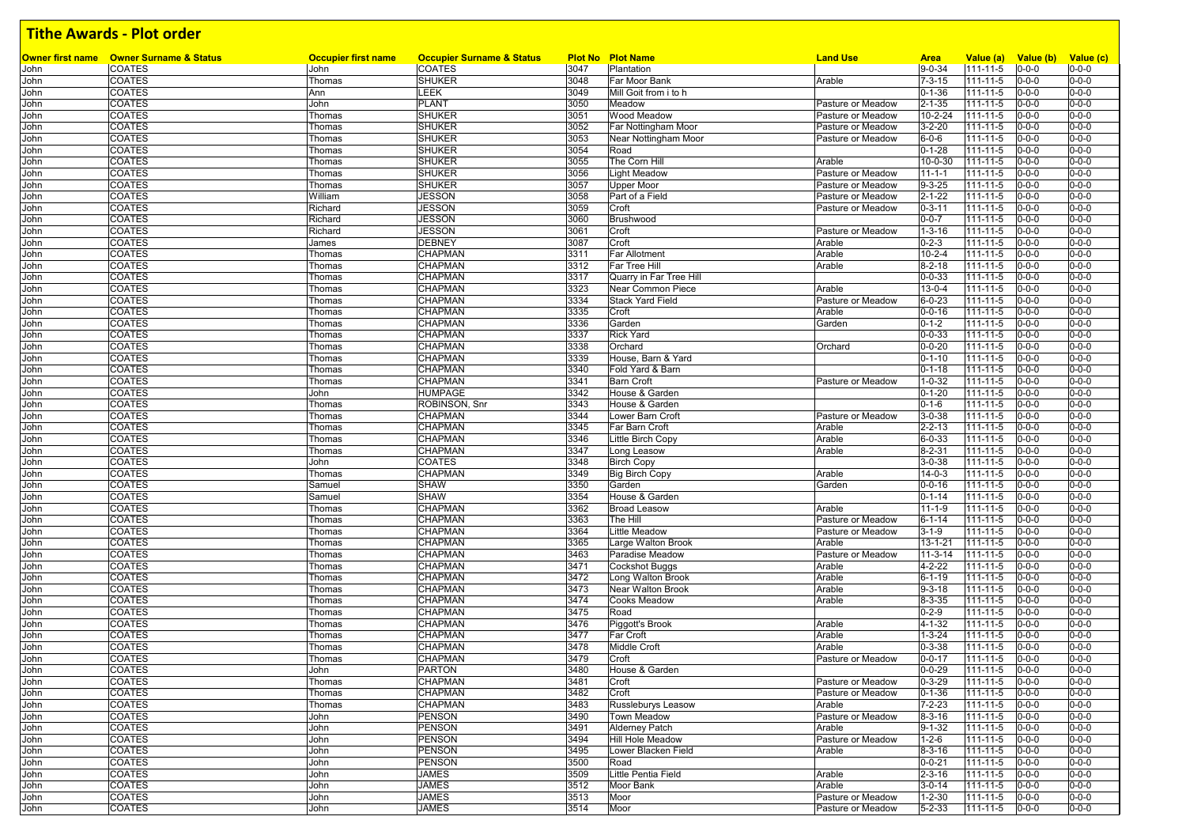# Tithe Awards - Plot order

| Owner first name | Owner Surname & Status | Occupier first name | Occupier Surname & Status | Plot No | Plot Name | Land Use | Area | Value (a) | Value (b) | Value (c) |
|---|---|---|---|---|---|---|---|---|---|---|
| John | COATES | John | COATES | 3047 | Plantation | | 9-0-34 | 111-11-5 | 0-0-0 | 0-0-0 |
| John | COATES | Thomas | SHUKER | 3048 | Far Moor Bank | Arable | 7-3-15 | 111-11-5 | 0-0-0 | 0-0-0 |
| John | COATES | Ann | LEEK | 3049 | Mill Goit from i to h | | 0-1-36 | 111-11-5 | 0-0-0 | 0-0-0 |
| John | COATES | John | PLANT | 3050 | Meadow | Pasture or Meadow | 2-1-35 | 111-11-5 | 0-0-0 | 0-0-0 |
| John | COATES | Thomas | SHUKER | 3051 | Wood Meadow | Pasture or Meadow | 10-2-24 | 111-11-5 | 0-0-0 | 0-0-0 |
| John | COATES | Thomas | SHUKER | 3052 | Far Nottingham Moor | Pasture or Meadow | 3-2-20 | 111-11-5 | 0-0-0 | 0-0-0 |
| John | COATES | Thomas | SHUKER | 3053 | Near Nottingham Moor | Pasture or Meadow | 6-0-6 | 111-11-5 | 0-0-0 | 0-0-0 |
| John | COATES | Thomas | SHUKER | 3054 | Road | | 0-1-28 | 111-11-5 | 0-0-0 | 0-0-0 |
| John | COATES | Thomas | SHUKER | 3055 | The Corn Hill | Arable | 10-0-30 | 111-11-5 | 0-0-0 | 0-0-0 |
| John | COATES | Thomas | SHUKER | 3056 | Light Meadow | Pasture or Meadow | 11-1-1 | 111-11-5 | 0-0-0 | 0-0-0 |
| John | COATES | Thomas | SHUKER | 3057 | Upper Moor | Pasture or Meadow | 9-3-25 | 111-11-5 | 0-0-0 | 0-0-0 |
| John | COATES | William | JESSON | 3058 | Part of a Field | Pasture or Meadow | 2-1-22 | 111-11-5 | 0-0-0 | 0-0-0 |
| John | COATES | Richard | JESSON | 3059 | Croft | Pasture or Meadow | 0-3-11 | 111-11-5 | 0-0-0 | 0-0-0 |
| John | COATES | Richard | JESSON | 3060 | Brushwood | | 0-0-7 | 111-11-5 | 0-0-0 | 0-0-0 |
| John | COATES | Richard | JESSON | 3061 | Croft | Pasture or Meadow | 1-3-16 | 111-11-5 | 0-0-0 | 0-0-0 |
| John | COATES | James | DEBNEY | 3087 | Croft | Arable | 0-2-3 | 111-11-5 | 0-0-0 | 0-0-0 |
| John | COATES | Thomas | CHAPMAN | 3311 | Far Allotment | Arable | 10-2-4 | 111-11-5 | 0-0-0 | 0-0-0 |
| John | COATES | Thomas | CHAPMAN | 3312 | Far Tree Hill | Arable | 8-2-18 | 111-11-5 | 0-0-0 | 0-0-0 |
| John | COATES | Thomas | CHAPMAN | 3317 | Quarry in Far Tree Hill | | 0-0-33 | 111-11-5 | 0-0-0 | 0-0-0 |
| John | COATES | Thomas | CHAPMAN | 3323 | Near Common Piece | Arable | 13-0-4 | 111-11-5 | 0-0-0 | 0-0-0 |
| John | COATES | Thomas | CHAPMAN | 3334 | Stack Yard Field | Pasture or Meadow | 6-0-23 | 111-11-5 | 0-0-0 | 0-0-0 |
| John | COATES | Thomas | CHAPMAN | 3335 | Croft | Arable | 0-0-16 | 111-11-5 | 0-0-0 | 0-0-0 |
| John | COATES | Thomas | CHAPMAN | 3336 | Garden | Garden | 0-1-2 | 111-11-5 | 0-0-0 | 0-0-0 |
| John | COATES | Thomas | CHAPMAN | 3337 | Rick Yard | | 0-0-33 | 111-11-5 | 0-0-0 | 0-0-0 |
| John | COATES | Thomas | CHAPMAN | 3338 | Orchard | Orchard | 0-0-20 | 111-11-5 | 0-0-0 | 0-0-0 |
| John | COATES | Thomas | CHAPMAN | 3339 | House, Barn & Yard | | 0-1-10 | 111-11-5 | 0-0-0 | 0-0-0 |
| John | COATES | Thomas | CHAPMAN | 3340 | Fold Yard & Barn | | 0-1-18 | 111-11-5 | 0-0-0 | 0-0-0 |
| John | COATES | Thomas | CHAPMAN | 3341 | Barn Croft | Pasture or Meadow | 1-0-32 | 111-11-5 | 0-0-0 | 0-0-0 |
| John | COATES | John | HUMPAGE | 3342 | House & Garden | | 0-1-20 | 111-11-5 | 0-0-0 | 0-0-0 |
| John | COATES | Thomas | ROBINSON, Snr | 3343 | House & Garden | | 0-1-6 | 111-11-5 | 0-0-0 | 0-0-0 |
| John | COATES | Thomas | CHAPMAN | 3344 | Lower Barn Croft | Pasture or Meadow | 3-0-38 | 111-11-5 | 0-0-0 | 0-0-0 |
| John | COATES | Thomas | CHAPMAN | 3345 | Far Barn Croft | Arable | 2-2-13 | 111-11-5 | 0-0-0 | 0-0-0 |
| John | COATES | Thomas | CHAPMAN | 3346 | Little Birch Copy | Arable | 6-0-33 | 111-11-5 | 0-0-0 | 0-0-0 |
| John | COATES | Thomas | CHAPMAN | 3347 | Long Leasow | Arable | 8-2-31 | 111-11-5 | 0-0-0 | 0-0-0 |
| John | COATES | John | COATES | 3348 | Birch Copy | | 3-0-38 | 111-11-5 | 0-0-0 | 0-0-0 |
| John | COATES | Thomas | CHAPMAN | 3349 | Big Birch Copy | Arable | 14-0-3 | 111-11-5 | 0-0-0 | 0-0-0 |
| John | COATES | Samuel | SHAW | 3350 | Garden | Garden | 0-0-16 | 111-11-5 | 0-0-0 | 0-0-0 |
| John | COATES | Samuel | SHAW | 3354 | House & Garden | | 0-1-14 | 111-11-5 | 0-0-0 | 0-0-0 |
| John | COATES | Thomas | CHAPMAN | 3362 | Broad Leasow | Arable | 11-1-9 | 111-11-5 | 0-0-0 | 0-0-0 |
| John | COATES | Thomas | CHAPMAN | 3363 | The Hill | Pasture or Meadow | 6-1-14 | 111-11-5 | 0-0-0 | 0-0-0 |
| John | COATES | Thomas | CHAPMAN | 3364 | Little Meadow | Pasture or Meadow | 3-1-9 | 111-11-5 | 0-0-0 | 0-0-0 |
| John | COATES | Thomas | CHAPMAN | 3365 | Large Walton Brook | Arable | 13-1-21 | 111-11-5 | 0-0-0 | 0-0-0 |
| John | COATES | Thomas | CHAPMAN | 3463 | Paradise Meadow | Pasture or Meadow | 11-3-14 | 111-11-5 | 0-0-0 | 0-0-0 |
| John | COATES | Thomas | CHAPMAN | 3471 | Cockshot Buggs | Arable | 4-2-22 | 111-11-5 | 0-0-0 | 0-0-0 |
| John | COATES | Thomas | CHAPMAN | 3472 | Long Walton Brook | Arable | 6-1-19 | 111-11-5 | 0-0-0 | 0-0-0 |
| John | COATES | Thomas | CHAPMAN | 3473 | Near Walton Brook | Arable | 9-3-18 | 111-11-5 | 0-0-0 | 0-0-0 |
| John | COATES | Thomas | CHAPMAN | 3474 | Cooks Meadow | Arable | 8-3-35 | 111-11-5 | 0-0-0 | 0-0-0 |
| John | COATES | Thomas | CHAPMAN | 3475 | Road | | 0-2-9 | 111-11-5 | 0-0-0 | 0-0-0 |
| John | COATES | Thomas | CHAPMAN | 3476 | Piggott's Brook | Arable | 4-1-32 | 111-11-5 | 0-0-0 | 0-0-0 |
| John | COATES | Thomas | CHAPMAN | 3477 | Far Croft | Arable | 1-3-24 | 111-11-5 | 0-0-0 | 0-0-0 |
| John | COATES | Thomas | CHAPMAN | 3478 | Middle Croft | Arable | 0-3-38 | 111-11-5 | 0-0-0 | 0-0-0 |
| John | COATES | Thomas | CHAPMAN | 3479 | Croft | Pasture or Meadow | 0-0-17 | 111-11-5 | 0-0-0 | 0-0-0 |
| John | COATES | John | PARTON | 3480 | House & Garden | | 0-0-29 | 111-11-5 | 0-0-0 | 0-0-0 |
| John | COATES | Thomas | CHAPMAN | 3481 | Croft | Pasture or Meadow | 0-3-29 | 111-11-5 | 0-0-0 | 0-0-0 |
| John | COATES | Thomas | CHAPMAN | 3482 | Croft | Pasture or Meadow | 0-1-36 | 111-11-5 | 0-0-0 | 0-0-0 |
| John | COATES | Thomas | CHAPMAN | 3483 | Russleburys Leasow | Arable | 7-2-23 | 111-11-5 | 0-0-0 | 0-0-0 |
| John | COATES | John | PENSON | 3490 | Town Meadow | Pasture or Meadow | 8-3-16 | 111-11-5 | 0-0-0 | 0-0-0 |
| John | COATES | John | PENSON | 3491 | Alderney Patch | Arable | 9-1-32 | 111-11-5 | 0-0-0 | 0-0-0 |
| John | COATES | John | PENSON | 3494 | Hill Hole Meadow | Pasture or Meadow | 1-2-6 | 111-11-5 | 0-0-0 | 0-0-0 |
| John | COATES | John | PENSON | 3495 | Lower Blacken Field | Arable | 8-3-16 | 111-11-5 | 0-0-0 | 0-0-0 |
| John | COATES | John | PENSON | 3500 | Road | | 0-0-21 | 111-11-5 | 0-0-0 | 0-0-0 |
| John | COATES | John | JAMES | 3509 | Little Pentia Field | Arable | 2-3-16 | 111-11-5 | 0-0-0 | 0-0-0 |
| John | COATES | John | JAMES | 3512 | Moor Bank | Arable | 3-0-14 | 111-11-5 | 0-0-0 | 0-0-0 |
| John | COATES | John | JAMES | 3513 | Moor | Pasture or Meadow | 1-2-30 | 111-11-5 | 0-0-0 | 0-0-0 |
| John | COATES | John | JAMES | 3514 | Moor | Pasture or Meadow | 5-2-33 | 111-11-5 | 0-0-0 | 0-0-0 |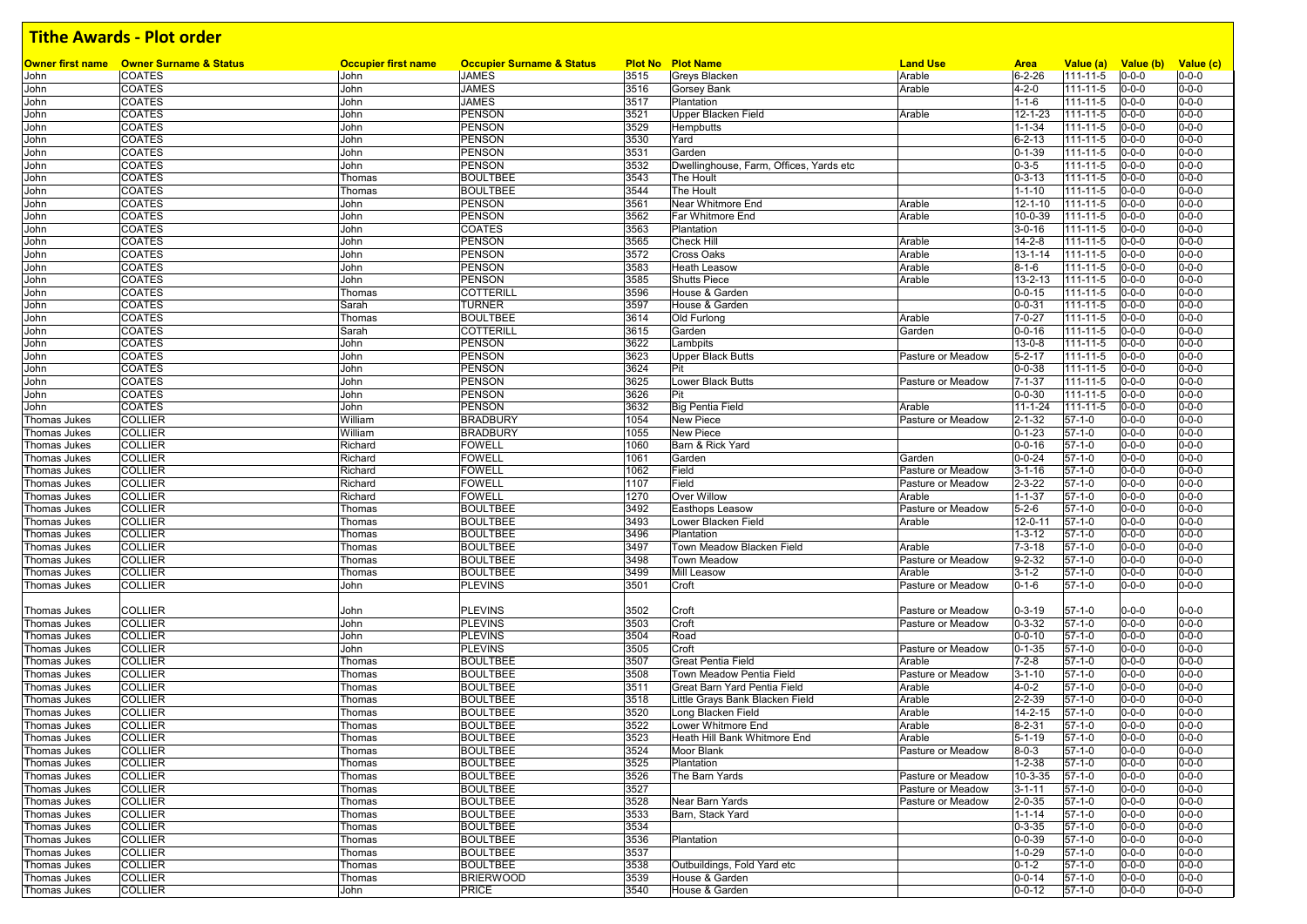# Tithe Awards - Plot order

| Owner first name | Owner Surname & Status | Occupier first name | Occupier Surname & Status | Plot No | Plot Name | Land Use | Area | Value (a) | Value (b) | Value (c) |
|---|---|---|---|---|---|---|---|---|---|---|
| John | COATES | John | JAMES | 3515 | Greys Blacken | Arable | 6-2-26 | 111-11-5 | 0-0-0 | 0-0-0 |
| John | COATES | John | JAMES | 3516 | Gorsey Bank | Arable | 4-2-0 | 111-11-5 | 0-0-0 | 0-0-0 |
| John | COATES | John | JAMES | 3517 | Plantation | | 1-1-6 | 111-11-5 | 0-0-0 | 0-0-0 |
| John | COATES | John | PENSON | 3521 | Upper Blacken Field | Arable | 12-1-23 | 111-11-5 | 0-0-0 | 0-0-0 |
| John | COATES | John | PENSON | 3529 | Hempbutts | | 1-1-34 | 111-11-5 | 0-0-0 | 0-0-0 |
| John | COATES | John | PENSON | 3530 | Yard | | 6-2-13 | 111-11-5 | 0-0-0 | 0-0-0 |
| John | COATES | John | PENSON | 3531 | Garden | | 0-1-39 | 111-11-5 | 0-0-0 | 0-0-0 |
| John | COATES | John | PENSON | 3532 | Dwellinghouse, Farm, Offices, Yards etc | | 0-3-5 | 111-11-5 | 0-0-0 | 0-0-0 |
| John | COATES | Thomas | BOULTBEE | 3543 | The Hoult | | 0-3-13 | 111-11-5 | 0-0-0 | 0-0-0 |
| John | COATES | Thomas | BOULTBEE | 3544 | The Hoult | | 1-1-10 | 111-11-5 | 0-0-0 | 0-0-0 |
| John | COATES | John | PENSON | 3561 | Near Whitmore End | Arable | 12-1-10 | 111-11-5 | 0-0-0 | 0-0-0 |
| John | COATES | John | PENSON | 3562 | Far Whitmore End | Arable | 10-0-39 | 111-11-5 | 0-0-0 | 0-0-0 |
| John | COATES | John | COATES | 3563 | Plantation | | 3-0-16 | 111-11-5 | 0-0-0 | 0-0-0 |
| John | COATES | John | PENSON | 3565 | Check Hill | Arable | 14-2-8 | 111-11-5 | 0-0-0 | 0-0-0 |
| John | COATES | John | PENSON | 3572 | Cross Oaks | Arable | 13-1-14 | 111-11-5 | 0-0-0 | 0-0-0 |
| John | COATES | John | PENSON | 3583 | Heath Leasow | Arable | 8-1-6 | 111-11-5 | 0-0-0 | 0-0-0 |
| John | COATES | John | PENSON | 3585 | Shutts Piece | Arable | 13-2-13 | 111-11-5 | 0-0-0 | 0-0-0 |
| John | COATES | Thomas | COTTERILL | 3596 | House & Garden | | 0-0-15 | 111-11-5 | 0-0-0 | 0-0-0 |
| John | COATES | Sarah | TURNER | 3597 | House & Garden | | 0-0-31 | 111-11-5 | 0-0-0 | 0-0-0 |
| John | COATES | Thomas | BOULTBEE | 3614 | Old Furlong | Arable | 7-0-27 | 111-11-5 | 0-0-0 | 0-0-0 |
| John | COATES | Sarah | COTTERILL | 3615 | Garden | Garden | 0-0-16 | 111-11-5 | 0-0-0 | 0-0-0 |
| John | COATES | John | PENSON | 3622 | Lambpits | | 13-0-8 | 111-11-5 | 0-0-0 | 0-0-0 |
| John | COATES | John | PENSON | 3623 | Upper Black Butts | Pasture or Meadow | 5-2-17 | 111-11-5 | 0-0-0 | 0-0-0 |
| John | COATES | John | PENSON | 3624 | Pit | | 0-0-38 | 111-11-5 | 0-0-0 | 0-0-0 |
| John | COATES | John | PENSON | 3625 | Lower Black Butts | Pasture or Meadow | 7-1-37 | 111-11-5 | 0-0-0 | 0-0-0 |
| John | COATES | John | PENSON | 3626 | Pit | | 0-0-30 | 111-11-5 | 0-0-0 | 0-0-0 |
| John | COATES | John | PENSON | 3632 | Big Pentia Field | Arable | 11-1-24 | 111-11-5 | 0-0-0 | 0-0-0 |
| Thomas Jukes | COLLIER | William | BRADBURY | 1054 | New Piece | Pasture or Meadow | 2-1-32 | 57-1-0 | 0-0-0 | 0-0-0 |
| Thomas Jukes | COLLIER | William | BRADBURY | 1055 | New Piece | | 0-1-23 | 57-1-0 | 0-0-0 | 0-0-0 |
| Thomas Jukes | COLLIER | Richard | FOWELL | 1060 | Barn & Rick Yard | | 0-0-16 | 57-1-0 | 0-0-0 | 0-0-0 |
| Thomas Jukes | COLLIER | Richard | FOWELL | 1061 | Garden | Garden | 0-0-24 | 57-1-0 | 0-0-0 | 0-0-0 |
| Thomas Jukes | COLLIER | Richard | FOWELL | 1062 | Field | Pasture or Meadow | 3-1-16 | 57-1-0 | 0-0-0 | 0-0-0 |
| Thomas Jukes | COLLIER | Richard | FOWELL | 1107 | Field | Pasture or Meadow | 2-3-22 | 57-1-0 | 0-0-0 | 0-0-0 |
| Thomas Jukes | COLLIER | Richard | FOWELL | 1270 | Over Willow | Arable | 1-1-37 | 57-1-0 | 0-0-0 | 0-0-0 |
| Thomas Jukes | COLLIER | Thomas | BOULTBEE | 3492 | Easthops Leasow | Pasture or Meadow | 5-2-6 | 57-1-0 | 0-0-0 | 0-0-0 |
| Thomas Jukes | COLLIER | Thomas | BOULTBEE | 3493 | Lower Blacken Field | Arable | 12-0-11 | 57-1-0 | 0-0-0 | 0-0-0 |
| Thomas Jukes | COLLIER | Thomas | BOULTBEE | 3496 | Plantation | | 1-3-12 | 57-1-0 | 0-0-0 | 0-0-0 |
| Thomas Jukes | COLLIER | Thomas | BOULTBEE | 3497 | Town Meadow Blacken Field | Arable | 7-3-18 | 57-1-0 | 0-0-0 | 0-0-0 |
| Thomas Jukes | COLLIER | Thomas | BOULTBEE | 3498 | Town Meadow | Pasture or Meadow | 9-2-32 | 57-1-0 | 0-0-0 | 0-0-0 |
| Thomas Jukes | COLLIER | Thomas | BOULTBEE | 3499 | Mill Leasow | Arable | 3-1-2 | 57-1-0 | 0-0-0 | 0-0-0 |
| Thomas Jukes | COLLIER | John | PLEVINS | 3501 | Croft | Pasture or Meadow | 0-1-6 | 57-1-0 | 0-0-0 | 0-0-0 |
| Thomas Jukes | COLLIER | John | PLEVINS | 3502 | Croft | Pasture or Meadow | 0-3-19 | 57-1-0 | 0-0-0 | 0-0-0 |
| Thomas Jukes | COLLIER | John | PLEVINS | 3503 | Croft | Pasture or Meadow | 0-3-32 | 57-1-0 | 0-0-0 | 0-0-0 |
| Thomas Jukes | COLLIER | John | PLEVINS | 3504 | Road | | 0-0-10 | 57-1-0 | 0-0-0 | 0-0-0 |
| Thomas Jukes | COLLIER | John | PLEVINS | 3505 | Croft | Pasture or Meadow | 0-1-35 | 57-1-0 | 0-0-0 | 0-0-0 |
| Thomas Jukes | COLLIER | Thomas | BOULTBEE | 3507 | Great Pentia Field | Arable | 7-2-8 | 57-1-0 | 0-0-0 | 0-0-0 |
| Thomas Jukes | COLLIER | Thomas | BOULTBEE | 3508 | Town Meadow Pentia Field | Pasture or Meadow | 3-1-10 | 57-1-0 | 0-0-0 | 0-0-0 |
| Thomas Jukes | COLLIER | Thomas | BOULTBEE | 3511 | Great Barn Yard Pentia Field | Arable | 4-0-2 | 57-1-0 | 0-0-0 | 0-0-0 |
| Thomas Jukes | COLLIER | Thomas | BOULTBEE | 3518 | Little Grays Bank Blacken Field | Arable | 2-2-39 | 57-1-0 | 0-0-0 | 0-0-0 |
| Thomas Jukes | COLLIER | Thomas | BOULTBEE | 3520 | Long Blacken Field | Arable | 14-2-15 | 57-1-0 | 0-0-0 | 0-0-0 |
| Thomas Jukes | COLLIER | Thomas | BOULTBEE | 3522 | Lower Whitmore End | Arable | 8-2-31 | 57-1-0 | 0-0-0 | 0-0-0 |
| Thomas Jukes | COLLIER | Thomas | BOULTBEE | 3523 | Heath Hill Bank Whitmore End | Arable | 5-1-19 | 57-1-0 | 0-0-0 | 0-0-0 |
| Thomas Jukes | COLLIER | Thomas | BOULTBEE | 3524 | Moor Blank | Pasture or Meadow | 8-0-3 | 57-1-0 | 0-0-0 | 0-0-0 |
| Thomas Jukes | COLLIER | Thomas | BOULTBEE | 3525 | Plantation | | 1-2-38 | 57-1-0 | 0-0-0 | 0-0-0 |
| Thomas Jukes | COLLIER | Thomas | BOULTBEE | 3526 | The Barn Yards | Pasture or Meadow | 10-3-35 | 57-1-0 | 0-0-0 | 0-0-0 |
| Thomas Jukes | COLLIER | Thomas | BOULTBEE | 3527 | | Pasture or Meadow | 3-1-11 | 57-1-0 | 0-0-0 | 0-0-0 |
| Thomas Jukes | COLLIER | Thomas | BOULTBEE | 3528 | Near Barn Yards | Pasture or Meadow | 2-0-35 | 57-1-0 | 0-0-0 | 0-0-0 |
| Thomas Jukes | COLLIER | Thomas | BOULTBEE | 3533 | Barn, Stack Yard | | 1-1-14 | 57-1-0 | 0-0-0 | 0-0-0 |
| Thomas Jukes | COLLIER | Thomas | BOULTBEE | 3534 | | | 0-3-35 | 57-1-0 | 0-0-0 | 0-0-0 |
| Thomas Jukes | COLLIER | Thomas | BOULTBEE | 3536 | Plantation | | 0-0-39 | 57-1-0 | 0-0-0 | 0-0-0 |
| Thomas Jukes | COLLIER | Thomas | BOULTBEE | 3537 | | | 1-0-29 | 57-1-0 | 0-0-0 | 0-0-0 |
| Thomas Jukes | COLLIER | Thomas | BOULTBEE | 3538 | Outbuildings, Fold Yard etc | | 0-1-2 | 57-1-0 | 0-0-0 | 0-0-0 |
| Thomas Jukes | COLLIER | Thomas | BRIERWOOD | 3539 | House & Garden | | 0-0-14 | 57-1-0 | 0-0-0 | 0-0-0 |
| Thomas Jukes | COLLIER | John | PRICE | 3540 | House & Garden | | 0-0-12 | 57-1-0 | 0-0-0 | 0-0-0 |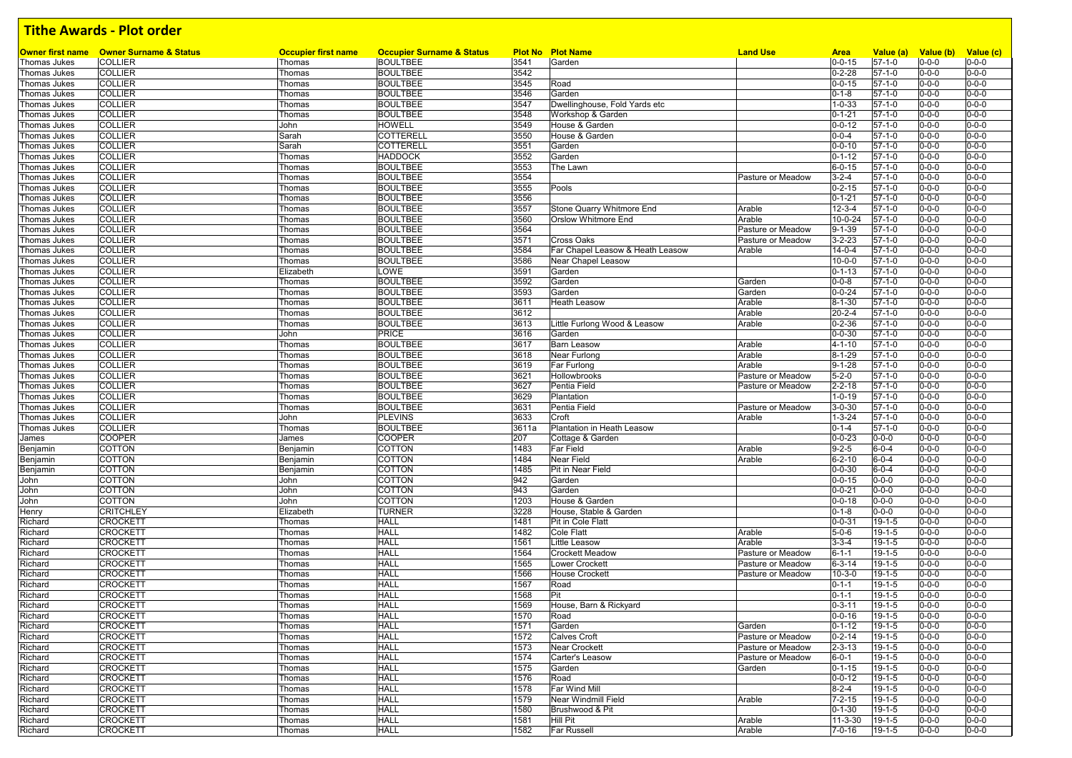# Tithe Awards - Plot order

| Owner first name | Owner Surname & Status | Occupier first name | Occupier Surname & Status | Plot No | Plot Name | Land Use | Area | Value (a) | Value (b) | Value (c) |
|---|---|---|---|---|---|---|---|---|---|---|
| Thomas Jukes | COLLIER | Thomas | BOULTBEE | 3541 | Garden | | 0-0-15 | 57-1-0 | 0-0-0 | 0-0-0 |
| Thomas Jukes | COLLIER | Thomas | BOULTBEE | 3542 | | | 0-2-28 | 57-1-0 | 0-0-0 | 0-0-0 |
| Thomas Jukes | COLLIER | Thomas | BOULTBEE | 3545 | Road | | 0-0-15 | 57-1-0 | 0-0-0 | 0-0-0 |
| Thomas Jukes | COLLIER | Thomas | BOULTBEE | 3546 | Garden | | 0-1-8 | 57-1-0 | 0-0-0 | 0-0-0 |
| Thomas Jukes | COLLIER | Thomas | BOULTBEE | 3547 | Dwellinghouse, Fold Yards etc | | 1-0-33 | 57-1-0 | 0-0-0 | 0-0-0 |
| Thomas Jukes | COLLIER | Thomas | BOULTBEE | 3548 | Workshop & Garden | | 0-1-21 | 57-1-0 | 0-0-0 | 0-0-0 |
| Thomas Jukes | COLLIER | John | HOWELL | 3549 | House & Garden | | 0-0-12 | 57-1-0 | 0-0-0 | 0-0-0 |
| Thomas Jukes | COLLIER | Sarah | COTTERELL | 3550 | House & Garden | | 0-0-4 | 57-1-0 | 0-0-0 | 0-0-0 |
| Thomas Jukes | COLLIER | Sarah | COTTERELL | 3551 | Garden | | 0-0-10 | 57-1-0 | 0-0-0 | 0-0-0 |
| Thomas Jukes | COLLIER | Thomas | HADDOCK | 3552 | Garden | | 0-1-12 | 57-1-0 | 0-0-0 | 0-0-0 |
| Thomas Jukes | COLLIER | Thomas | BOULTBEE | 3553 | The Lawn | | 6-0-15 | 57-1-0 | 0-0-0 | 0-0-0 |
| Thomas Jukes | COLLIER | Thomas | BOULTBEE | 3554 | | Pasture or Meadow | 3-2-4 | 57-1-0 | 0-0-0 | 0-0-0 |
| Thomas Jukes | COLLIER | Thomas | BOULTBEE | 3555 | Pools | | 0-2-15 | 57-1-0 | 0-0-0 | 0-0-0 |
| Thomas Jukes | COLLIER | Thomas | BOULTBEE | 3556 | | | 0-1-21 | 57-1-0 | 0-0-0 | 0-0-0 |
| Thomas Jukes | COLLIER | Thomas | BOULTBEE | 3557 | Stone Quarry Whitmore End | Arable | 12-3-4 | 57-1-0 | 0-0-0 | 0-0-0 |
| Thomas Jukes | COLLIER | Thomas | BOULTBEE | 3560 | Orslow Whitmore End | Arable | 10-0-24 | 57-1-0 | 0-0-0 | 0-0-0 |
| Thomas Jukes | COLLIER | Thomas | BOULTBEE | 3564 | | Pasture or Meadow | 9-1-39 | 57-1-0 | 0-0-0 | 0-0-0 |
| Thomas Jukes | COLLIER | Thomas | BOULTBEE | 3571 | Cross Oaks | Pasture or Meadow | 3-2-23 | 57-1-0 | 0-0-0 | 0-0-0 |
| Thomas Jukes | COLLIER | Thomas | BOULTBEE | 3584 | Far Chapel Leasow & Heath Leasow | Arable | 14-0-4 | 57-1-0 | 0-0-0 | 0-0-0 |
| Thomas Jukes | COLLIER | Thomas | BOULTBEE | 3586 | Near Chapel Leasow | | 10-0-0 | 57-1-0 | 0-0-0 | 0-0-0 |
| Thomas Jukes | COLLIER | Elizabeth | LOWE | 3591 | Garden | | 0-1-13 | 57-1-0 | 0-0-0 | 0-0-0 |
| Thomas Jukes | COLLIER | Thomas | BOULTBEE | 3592 | Garden | Garden | 0-0-8 | 57-1-0 | 0-0-0 | 0-0-0 |
| Thomas Jukes | COLLIER | Thomas | BOULTBEE | 3593 | Garden | Garden | 0-0-24 | 57-1-0 | 0-0-0 | 0-0-0 |
| Thomas Jukes | COLLIER | Thomas | BOULTBEE | 3611 | Heath Leasow | Arable | 8-1-30 | 57-1-0 | 0-0-0 | 0-0-0 |
| Thomas Jukes | COLLIER | Thomas | BOULTBEE | 3612 | | Arable | 20-2-4 | 57-1-0 | 0-0-0 | 0-0-0 |
| Thomas Jukes | COLLIER | Thomas | BOULTBEE | 3613 | Little Furlong Wood & Leasow | Arable | 0-2-36 | 57-1-0 | 0-0-0 | 0-0-0 |
| Thomas Jukes | COLLIER | John | PRICE | 3616 | Garden | | 0-0-30 | 57-1-0 | 0-0-0 | 0-0-0 |
| Thomas Jukes | COLLIER | Thomas | BOULTBEE | 3617 | Barn Leasow | Arable | 4-1-10 | 57-1-0 | 0-0-0 | 0-0-0 |
| Thomas Jukes | COLLIER | Thomas | BOULTBEE | 3618 | Near Furlong | Arable | 8-1-29 | 57-1-0 | 0-0-0 | 0-0-0 |
| Thomas Jukes | COLLIER | Thomas | BOULTBEE | 3619 | Far Furlong | Arable | 9-1-28 | 57-1-0 | 0-0-0 | 0-0-0 |
| Thomas Jukes | COLLIER | Thomas | BOULTBEE | 3621 | Hollowbrooks | Pasture or Meadow | 5-2-0 | 57-1-0 | 0-0-0 | 0-0-0 |
| Thomas Jukes | COLLIER | Thomas | BOULTBEE | 3627 | Pentia Field | Pasture or Meadow | 2-2-18 | 57-1-0 | 0-0-0 | 0-0-0 |
| Thomas Jukes | COLLIER | Thomas | BOULTBEE | 3629 | Plantation | | 1-0-19 | 57-1-0 | 0-0-0 | 0-0-0 |
| Thomas Jukes | COLLIER | Thomas | BOULTBEE | 3631 | Pentia Field | Pasture or Meadow | 3-0-30 | 57-1-0 | 0-0-0 | 0-0-0 |
| Thomas Jukes | COLLIER | John | PLEVINS | 3633 | Croft | Arable | 1-3-24 | 57-1-0 | 0-0-0 | 0-0-0 |
| Thomas Jukes | COLLIER | Thomas | BOULTBEE | 3611a | Plantation in Heath Leasow | | 0-1-4 | 57-1-0 | 0-0-0 | 0-0-0 |
| James | COOPER | James | COOPER | 207 | Cottage & Garden | | 0-0-23 | 0-0-0 | 0-0-0 | 0-0-0 |
| Benjamin | COTTON | Benjamin | COTTON | 1483 | Far Field | Arable | 9-2-5 | 6-0-4 | 0-0-0 | 0-0-0 |
| Benjamin | COTTON | Benjamin | COTTON | 1484 | Near Field | Arable | 6-2-10 | 6-0-4 | 0-0-0 | 0-0-0 |
| Benjamin | COTTON | Benjamin | COTTON | 1485 | Pit in Near Field | | 0-0-30 | 6-0-4 | 0-0-0 | 0-0-0 |
| John | COTTON | John | COTTON | 942 | Garden | | 0-0-15 | 0-0-0 | 0-0-0 | 0-0-0 |
| John | COTTON | John | COTTON | 943 | Garden | | 0-0-21 | 0-0-0 | 0-0-0 | 0-0-0 |
| John | COTTON | John | COTTON | 1203 | House & Garden | | 0-0-18 | 0-0-0 | 0-0-0 | 0-0-0 |
| Henry | CRITCHLEY | Elizabeth | TURNER | 3228 | House, Stable & Garden | | 0-1-8 | 0-0-0 | 0-0-0 | 0-0-0 |
| Richard | CROCKETT | Thomas | HALL | 1481 | Pit in Cole Flatt | | 0-0-31 | 19-1-5 | 0-0-0 | 0-0-0 |
| Richard | CROCKETT | Thomas | HALL | 1482 | Cole Flatt | Arable | 5-0-6 | 19-1-5 | 0-0-0 | 0-0-0 |
| Richard | CROCKETT | Thomas | HALL | 1561 | Little Leasow | Arable | 3-3-4 | 19-1-5 | 0-0-0 | 0-0-0 |
| Richard | CROCKETT | Thomas | HALL | 1564 | Crockett Meadow | Pasture or Meadow | 6-1-1 | 19-1-5 | 0-0-0 | 0-0-0 |
| Richard | CROCKETT | Thomas | HALL | 1565 | Lower Crockett | Pasture or Meadow | 6-3-14 | 19-1-5 | 0-0-0 | 0-0-0 |
| Richard | CROCKETT | Thomas | HALL | 1566 | House Crockett | Pasture or Meadow | 10-3-0 | 19-1-5 | 0-0-0 | 0-0-0 |
| Richard | CROCKETT | Thomas | HALL | 1567 | Road | | 0-1-1 | 19-1-5 | 0-0-0 | 0-0-0 |
| Richard | CROCKETT | Thomas | HALL | 1568 | Pit | | 0-1-1 | 19-1-5 | 0-0-0 | 0-0-0 |
| Richard | CROCKETT | Thomas | HALL | 1569 | House, Barn & Rickyard | | 0-3-11 | 19-1-5 | 0-0-0 | 0-0-0 |
| Richard | CROCKETT | Thomas | HALL | 1570 | Road | | 0-0-16 | 19-1-5 | 0-0-0 | 0-0-0 |
| Richard | CROCKETT | Thomas | HALL | 1571 | Garden | Garden | 0-1-12 | 19-1-5 | 0-0-0 | 0-0-0 |
| Richard | CROCKETT | Thomas | HALL | 1572 | Calves Croft | Pasture or Meadow | 0-2-14 | 19-1-5 | 0-0-0 | 0-0-0 |
| Richard | CROCKETT | Thomas | HALL | 1573 | Near Crockett | Pasture or Meadow | 2-3-13 | 19-1-5 | 0-0-0 | 0-0-0 |
| Richard | CROCKETT | Thomas | HALL | 1574 | Carter's Leasow | Pasture or Meadow | 6-0-1 | 19-1-5 | 0-0-0 | 0-0-0 |
| Richard | CROCKETT | Thomas | HALL | 1575 | Garden | Garden | 0-1-15 | 19-1-5 | 0-0-0 | 0-0-0 |
| Richard | CROCKETT | Thomas | HALL | 1576 | Road | | 0-0-12 | 19-1-5 | 0-0-0 | 0-0-0 |
| Richard | CROCKETT | Thomas | HALL | 1578 | Far Wind Mill | | 8-2-4 | 19-1-5 | 0-0-0 | 0-0-0 |
| Richard | CROCKETT | Thomas | HALL | 1579 | Near Windmill Field | Arable | 7-2-15 | 19-1-5 | 0-0-0 | 0-0-0 |
| Richard | CROCKETT | Thomas | HALL | 1580 | Brushwood & Pit | | 0-1-30 | 19-1-5 | 0-0-0 | 0-0-0 |
| Richard | CROCKETT | Thomas | HALL | 1581 | Hill Pit | Arable | 11-3-30 | 19-1-5 | 0-0-0 | 0-0-0 |
| Richard | CROCKETT | Thomas | HALL | 1582 | Far Russell | Arable | 7-0-16 | 19-1-5 | 0-0-0 | 0-0-0 |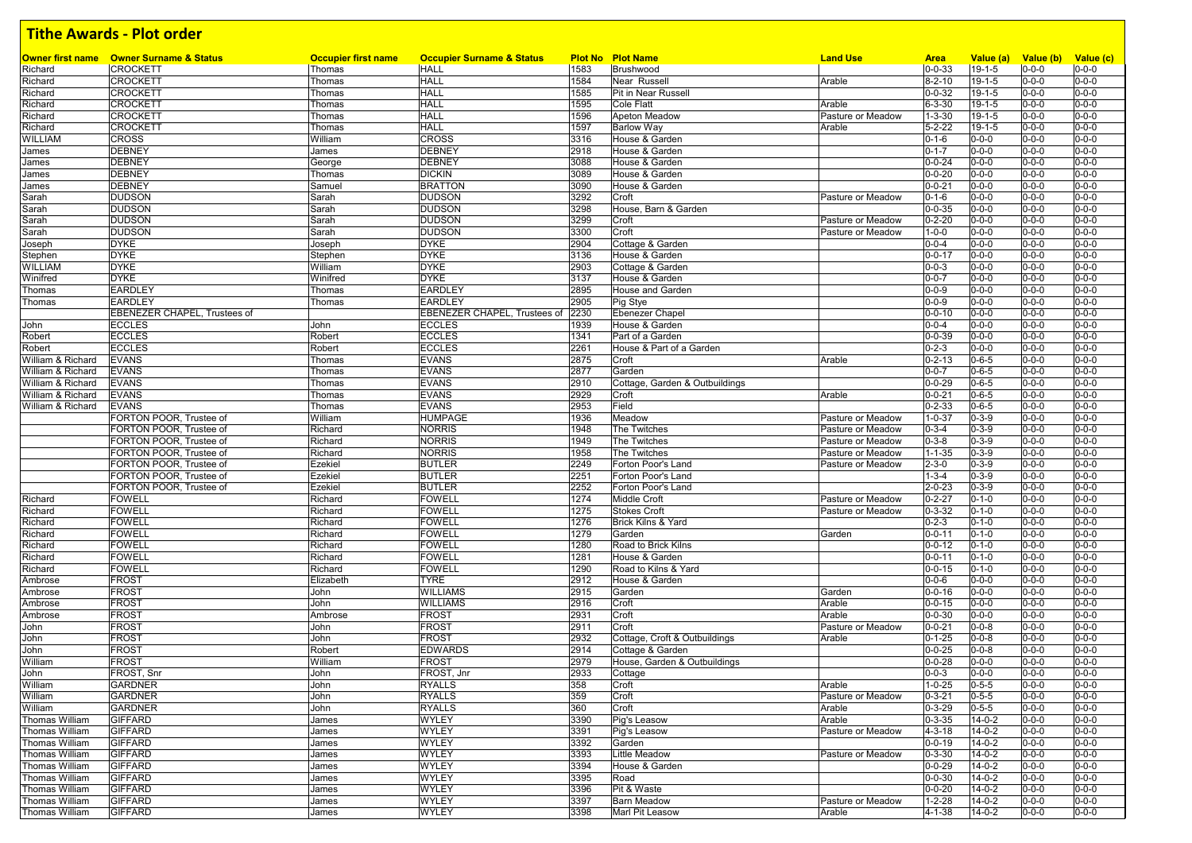## Tithe Awards - Plot order

| Owner first name | Owner Surname & Status | Occupier first name | Occupier Surname & Status | Plot No | Plot Name | Land Use | Area | Value (a) | Value (b) | Value (c) |
|---|---|---|---|---|---|---|---|---|---|---|
| Richard | CROCKETT | Thomas | HALL | 1583 | Brushwood | | 0-0-33 | 19-1-5 | 0-0-0 | 0-0-0 |
| Richard | CROCKETT | Thomas | HALL | 1584 | Near Russell | Arable | 8-2-10 | 19-1-5 | 0-0-0 | 0-0-0 |
| Richard | CROCKETT | Thomas | HALL | 1585 | Pit in Near Russell | | 0-0-32 | 19-1-5 | 0-0-0 | 0-0-0 |
| Richard | CROCKETT | Thomas | HALL | 1595 | Cole Flatt | Arable | 6-3-30 | 19-1-5 | 0-0-0 | 0-0-0 |
| Richard | CROCKETT | Thomas | HALL | 1596 | Apeton Meadow | Pasture or Meadow | 1-3-30 | 19-1-5 | 0-0-0 | 0-0-0 |
| Richard | CROCKETT | Thomas | HALL | 1597 | Barlow Way | Arable | 5-2-22 | 19-1-5 | 0-0-0 | 0-0-0 |
| WILLIAM | CROSS | William | CROSS | 3316 | House & Garden | | 0-1-6 | 0-0-0 | 0-0-0 | 0-0-0 |
| James | DEBNEY | James | DEBNEY | 2918 | House & Garden | | 0-1-7 | 0-0-0 | 0-0-0 | 0-0-0 |
| James | DEBNEY | George | DEBNEY | 3088 | House & Garden | | 0-0-24 | 0-0-0 | 0-0-0 | 0-0-0 |
| James | DEBNEY | Thomas | DICKIN | 3089 | House & Garden | | 0-0-20 | 0-0-0 | 0-0-0 | 0-0-0 |
| James | DEBNEY | Samuel | BRATTON | 3090 | House & Garden | | 0-0-21 | 0-0-0 | 0-0-0 | 0-0-0 |
| Sarah | DUDSON | Sarah | DUDSON | 3292 | Croft | Pasture or Meadow | 0-1-6 | 0-0-0 | 0-0-0 | 0-0-0 |
| Sarah | DUDSON | Sarah | DUDSON | 3298 | House, Barn & Garden | | 0-0-35 | 0-0-0 | 0-0-0 | 0-0-0 |
| Sarah | DUDSON | Sarah | DUDSON | 3299 | Croft | Pasture or Meadow | 0-2-20 | 0-0-0 | 0-0-0 | 0-0-0 |
| Sarah | DUDSON | Sarah | DUDSON | 3300 | Croft | Pasture or Meadow | 1-0-0 | 0-0-0 | 0-0-0 | 0-0-0 |
| Joseph | DYKE | Joseph | DYKE | 2904 | Cottage & Garden | | 0-0-4 | 0-0-0 | 0-0-0 | 0-0-0 |
| Stephen | DYKE | Stephen | DYKE | 3136 | House & Garden | | 0-0-17 | 0-0-0 | 0-0-0 | 0-0-0 |
| WILLIAM | DYKE | William | DYKE | 2903 | Cottage & Garden | | 0-0-3 | 0-0-0 | 0-0-0 | 0-0-0 |
| Winifred | DYKE | Winifred | DYKE | 3137 | House & Garden | | 0-0-7 | 0-0-0 | 0-0-0 | 0-0-0 |
| Thomas | EARDLEY | Thomas | EARDLEY | 2895 | House and Garden | | 0-0-9 | 0-0-0 | 0-0-0 | 0-0-0 |
| Thomas | EARDLEY | Thomas | EARDLEY | 2905 | Pig Stye | | 0-0-9 | 0-0-0 | 0-0-0 | 0-0-0 |
| | EBENEZER CHAPEL, Trustees of | | EBENEZER CHAPEL, Trustees of | 2230 | Ebenezer Chapel | | 0-0-10 | 0-0-0 | 0-0-0 | 0-0-0 |
| John | ECCLES | John | ECCLES | 1939 | House & Garden | | 0-0-4 | 0-0-0 | 0-0-0 | 0-0-0 |
| Robert | ECCLES | Robert | ECCLES | 1341 | Part of a Garden | | 0-0-39 | 0-0-0 | 0-0-0 | 0-0-0 |
| Robert | ECCLES | Robert | ECCLES | 2261 | House & Part of a Garden | | 0-2-3 | 0-0-0 | 0-0-0 | 0-0-0 |
| William & Richard | EVANS | Thomas | EVANS | 2875 | Croft | Arable | 0-2-13 | 0-6-5 | 0-0-0 | 0-0-0 |
| William & Richard | EVANS | Thomas | EVANS | 2877 | Garden | | 0-0-7 | 0-6-5 | 0-0-0 | 0-0-0 |
| William & Richard | EVANS | Thomas | EVANS | 2910 | Cottage, Garden & Outbuildings | | 0-0-29 | 0-6-5 | 0-0-0 | 0-0-0 |
| William & Richard | EVANS | Thomas | EVANS | 2929 | Croft | Arable | 0-0-21 | 0-6-5 | 0-0-0 | 0-0-0 |
| William & Richard | EVANS | Thomas | EVANS | 2953 | Field | | 0-2-33 | 0-6-5 | 0-0-0 | 0-0-0 |
| | FORTON POOR, Trustee of | William | HUMPAGE | 1936 | Meadow | Pasture or Meadow | 1-0-37 | 0-3-9 | 0-0-0 | 0-0-0 |
| | FORTON POOR, Trustee of | Richard | NORRIS | 1948 | The Twitches | Pasture or Meadow | 0-3-4 | 0-3-9 | 0-0-0 | 0-0-0 |
| | FORTON POOR, Trustee of | Richard | NORRIS | 1949 | The Twitches | Pasture or Meadow | 0-3-8 | 0-3-9 | 0-0-0 | 0-0-0 |
| | FORTON POOR, Trustee of | Richard | NORRIS | 1958 | The Twitches | Pasture or Meadow | 1-1-35 | 0-3-9 | 0-0-0 | 0-0-0 |
| | FORTON POOR, Trustee of | Ezekiel | BUTLER | 2249 | Forton Poor's Land | Pasture or Meadow | 2-3-0 | 0-3-9 | 0-0-0 | 0-0-0 |
| | FORTON POOR, Trustee of | Ezekiel | BUTLER | 2251 | Forton Poor's Land | | 1-3-4 | 0-3-9 | 0-0-0 | 0-0-0 |
| | FORTON POOR, Trustee of | Ezekiel | BUTLER | 2252 | Forton Poor's Land | | 2-0-23 | 0-3-9 | 0-0-0 | 0-0-0 |
| Richard | FOWELL | Richard | FOWELL | 1274 | Middle Croft | Pasture or Meadow | 0-2-27 | 0-1-0 | 0-0-0 | 0-0-0 |
| Richard | FOWELL | Richard | FOWELL | 1275 | Stokes Croft | Pasture or Meadow | 0-3-32 | 0-1-0 | 0-0-0 | 0-0-0 |
| Richard | FOWELL | Richard | FOWELL | 1276 | Brick Kilns & Yard | | 0-2-3 | 0-1-0 | 0-0-0 | 0-0-0 |
| Richard | FOWELL | Richard | FOWELL | 1279 | Garden | Garden | 0-0-11 | 0-1-0 | 0-0-0 | 0-0-0 |
| Richard | FOWELL | Richard | FOWELL | 1280 | Road to Brick Kilns | | 0-0-12 | 0-1-0 | 0-0-0 | 0-0-0 |
| Richard | FOWELL | Richard | FOWELL | 1281 | House & Garden | | 0-0-11 | 0-1-0 | 0-0-0 | 0-0-0 |
| Richard | FOWELL | Richard | FOWELL | 1290 | Road to Kilns & Yard | | 0-0-15 | 0-1-0 | 0-0-0 | 0-0-0 |
| Ambrose | FROST | Elizabeth | TYRE | 2912 | House & Garden | | 0-0-6 | 0-0-0 | 0-0-0 | 0-0-0 |
| Ambrose | FROST | John | WILLIAMS | 2915 | Garden | Garden | 0-0-16 | 0-0-0 | 0-0-0 | 0-0-0 |
| Ambrose | FROST | John | WILLIAMS | 2916 | Croft | Arable | 0-0-15 | 0-0-0 | 0-0-0 | 0-0-0 |
| Ambrose | FROST | Ambrose | FROST | 2931 | Croft | Arable | 0-0-30 | 0-0-0 | 0-0-0 | 0-0-0 |
| John | FROST | John | FROST | 2911 | Croft | Pasture or Meadow | 0-0-21 | 0-0-8 | 0-0-0 | 0-0-0 |
| John | FROST | John | FROST | 2932 | Cottage, Croft & Outbuildings | Arable | 0-1-25 | 0-0-8 | 0-0-0 | 0-0-0 |
| John | FROST | Robert | EDWARDS | 2914 | Cottage & Garden | | 0-0-25 | 0-0-8 | 0-0-0 | 0-0-0 |
| William | FROST | William | FROST | 2979 | House, Garden & Outbuildings | | 0-0-28 | 0-0-0 | 0-0-0 | 0-0-0 |
| John | FROST, Snr | John | FROST, Jnr | 2933 | Cottage | | 0-0-3 | 0-0-0 | 0-0-0 | 0-0-0 |
| William | GARDNER | John | RYALLS | 358 | Croft | Arable | 1-0-25 | 0-5-5 | 0-0-0 | 0-0-0 |
| William | GARDNER | John | RYALLS | 359 | Croft | Pasture or Meadow | 0-3-21 | 0-5-5 | 0-0-0 | 0-0-0 |
| William | GARDNER | John | RYALLS | 360 | Croft | Arable | 0-3-29 | 0-5-5 | 0-0-0 | 0-0-0 |
| Thomas William | GIFFARD | James | WYLEY | 3390 | Pig's Leasow | Arable | 0-3-35 | 14-0-2 | 0-0-0 | 0-0-0 |
| Thomas William | GIFFARD | James | WYLEY | 3391 | Pig's Leasow | Pasture or Meadow | 4-3-18 | 14-0-2 | 0-0-0 | 0-0-0 |
| Thomas William | GIFFARD | James | WYLEY | 3392 | Garden | | 0-0-19 | 14-0-2 | 0-0-0 | 0-0-0 |
| Thomas William | GIFFARD | James | WYLEY | 3393 | Little Meadow | Pasture or Meadow | 0-3-30 | 14-0-2 | 0-0-0 | 0-0-0 |
| Thomas William | GIFFARD | James | WYLEY | 3394 | House & Garden | | 0-0-29 | 14-0-2 | 0-0-0 | 0-0-0 |
| Thomas William | GIFFARD | James | WYLEY | 3395 | Road | | 0-0-30 | 14-0-2 | 0-0-0 | 0-0-0 |
| Thomas William | GIFFARD | James | WYLEY | 3396 | Pit & Waste | | 0-0-20 | 14-0-2 | 0-0-0 | 0-0-0 |
| Thomas William | GIFFARD | James | WYLEY | 3397 | Barn Meadow | Pasture or Meadow | 1-2-28 | 14-0-2 | 0-0-0 | 0-0-0 |
| Thomas William | GIFFARD | James | WYLEY | 3398 | Marl Pit Leasow | Arable | 4-1-38 | 14-0-2 | 0-0-0 | 0-0-0 |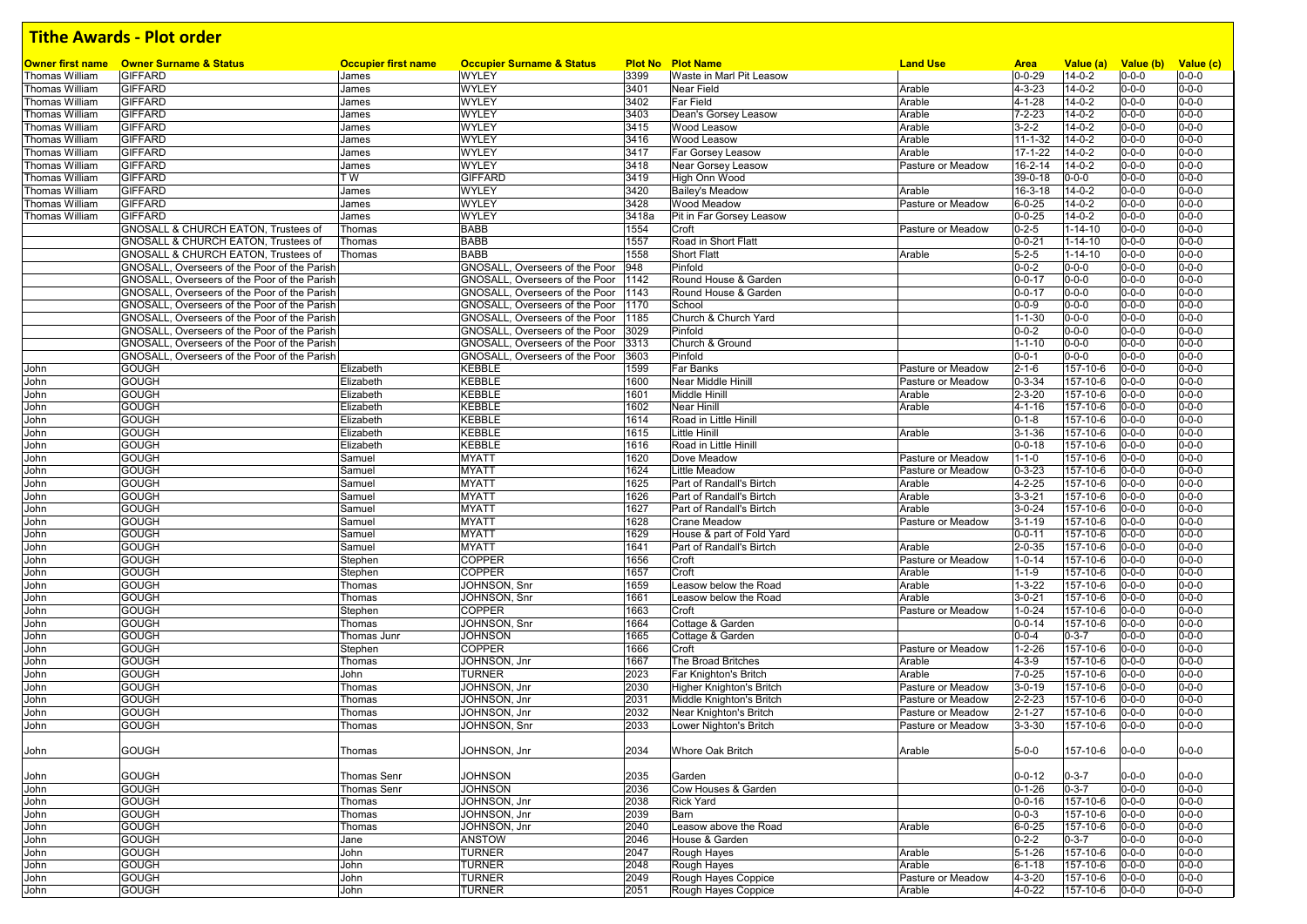## Tithe Awards - Plot order

| Owner first name | Owner Surname & Status | Occupier first name | Occupier Surname & Status | Plot No | Plot Name | Land Use | Area | Value (a) | Value (b) | Value (c) |
|---|---|---|---|---|---|---|---|---|---|---|
| Thomas William | GIFFARD | James | WYLEY | 3399 | Waste in Marl Pit Leasow | | 0-0-29 | 14-0-2 | 0-0-0 | 0-0-0 |
| Thomas William | GIFFARD | James | WYLEY | 3401 | Near Field | Arable | 4-3-23 | 14-0-2 | 0-0-0 | 0-0-0 |
| Thomas William | GIFFARD | James | WYLEY | 3402 | Far Field | Arable | 4-1-28 | 14-0-2 | 0-0-0 | 0-0-0 |
| Thomas William | GIFFARD | James | WYLEY | 3403 | Dean's Gorsey Leasow | Arable | 7-2-23 | 14-0-2 | 0-0-0 | 0-0-0 |
| Thomas William | GIFFARD | James | WYLEY | 3415 | Wood Leasow | Arable | 3-2-2 | 14-0-2 | 0-0-0 | 0-0-0 |
| Thomas William | GIFFARD | James | WYLEY | 3416 | Wood Leasow | Arable | 11-1-32 | 14-0-2 | 0-0-0 | 0-0-0 |
| Thomas William | GIFFARD | James | WYLEY | 3417 | Far Gorsey Leasow | Arable | 17-1-22 | 14-0-2 | 0-0-0 | 0-0-0 |
| Thomas William | GIFFARD | James | WYLEY | 3418 | Near Gorsey Leasow | Pasture or Meadow | 16-2-14 | 14-0-2 | 0-0-0 | 0-0-0 |
| Thomas William | GIFFARD | T W | GIFFARD | 3419 | High Onn Wood | | 39-0-18 | 0-0-0 | 0-0-0 | 0-0-0 |
| Thomas William | GIFFARD | James | WYLEY | 3420 | Bailey's Meadow | Arable | 16-3-18 | 14-0-2 | 0-0-0 | 0-0-0 |
| Thomas William | GIFFARD | James | WYLEY | 3428 | Wood Meadow | Pasture or Meadow | 6-0-25 | 14-0-2 | 0-0-0 | 0-0-0 |
| Thomas William | GIFFARD | James | WYLEY | 3418a | Pit in Far Gorsey Leasow | | 0-0-25 | 14-0-2 | 0-0-0 | 0-0-0 |
| | GNOSALL & CHURCH EATON, Trustees of | Thomas | BABB | 1554 | Croft | Pasture or Meadow | 0-2-5 | 1-14-10 | 0-0-0 | 0-0-0 |
| | GNOSALL & CHURCH EATON, Trustees of | Thomas | BABB | 1557 | Road in Short Flatt | | 0-0-21 | 1-14-10 | 0-0-0 | 0-0-0 |
| | GNOSALL & CHURCH EATON, Trustees of | Thomas | BABB | 1558 | Short Flatt | Arable | 5-2-5 | 1-14-10 | 0-0-0 | 0-0-0 |
| | GNOSALL, Overseers of the Poor of the Parish | | GNOSALL, Overseers of the Poor | 948 | Pinfold | | 0-0-2 | 0-0-0 | 0-0-0 | 0-0-0 |
| | GNOSALL, Overseers of the Poor of the Parish | | GNOSALL, Overseers of the Poor | 1142 | Round House & Garden | | 0-0-17 | 0-0-0 | 0-0-0 | 0-0-0 |
| | GNOSALL, Overseers of the Poor of the Parish | | GNOSALL, Overseers of the Poor | 1143 | Round House & Garden | | 0-0-17 | 0-0-0 | 0-0-0 | 0-0-0 |
| | GNOSALL, Overseers of the Poor of the Parish | | GNOSALL, Overseers of the Poor | 1170 | School | | 0-0-9 | 0-0-0 | 0-0-0 | 0-0-0 |
| | GNOSALL, Overseers of the Poor of the Parish | | GNOSALL, Overseers of the Poor | 1185 | Church & Church Yard | | 1-1-30 | 0-0-0 | 0-0-0 | 0-0-0 |
| | GNOSALL, Overseers of the Poor of the Parish | | GNOSALL, Overseers of the Poor | 3029 | Pinfold | | 0-0-2 | 0-0-0 | 0-0-0 | 0-0-0 |
| | GNOSALL, Overseers of the Poor of the Parish | | GNOSALL, Overseers of the Poor | 3313 | Church & Ground | | 1-1-10 | 0-0-0 | 0-0-0 | 0-0-0 |
| | GNOSALL, Overseers of the Poor of the Parish | | GNOSALL, Overseers of the Poor | 3603 | Pinfold | | 0-0-1 | 0-0-0 | 0-0-0 | 0-0-0 |
| John | GOUGH | Elizabeth | KEBBLE | 1599 | Far Banks | Pasture or Meadow | 2-1-6 | 157-10-6 | 0-0-0 | 0-0-0 |
| John | GOUGH | Elizabeth | KEBBLE | 1600 | Near Middle Hinill | Pasture or Meadow | 0-3-34 | 157-10-6 | 0-0-0 | 0-0-0 |
| John | GOUGH | Elizabeth | KEBBLE | 1601 | Middle Hinill | Arable | 2-3-20 | 157-10-6 | 0-0-0 | 0-0-0 |
| John | GOUGH | Elizabeth | KEBBLE | 1602 | Near Hinill | Arable | 4-1-16 | 157-10-6 | 0-0-0 | 0-0-0 |
| John | GOUGH | Elizabeth | KEBBLE | 1614 | Road in Little Hinill | | 0-1-8 | 157-10-6 | 0-0-0 | 0-0-0 |
| John | GOUGH | Elizabeth | KEBBLE | 1615 | Little Hinill | Arable | 3-1-36 | 157-10-6 | 0-0-0 | 0-0-0 |
| John | GOUGH | Elizabeth | KEBBLE | 1616 | Road in Little Hinill | | 0-0-18 | 157-10-6 | 0-0-0 | 0-0-0 |
| John | GOUGH | Samuel | MYATT | 1620 | Dove Meadow | Pasture or Meadow | 1-1-0 | 157-10-6 | 0-0-0 | 0-0-0 |
| John | GOUGH | Samuel | MYATT | 1624 | Little Meadow | Pasture or Meadow | 0-3-23 | 157-10-6 | 0-0-0 | 0-0-0 |
| John | GOUGH | Samuel | MYATT | 1625 | Part of Randall's Birtch | Arable | 4-2-25 | 157-10-6 | 0-0-0 | 0-0-0 |
| John | GOUGH | Samuel | MYATT | 1626 | Part of Randall's Birtch | Arable | 3-3-21 | 157-10-6 | 0-0-0 | 0-0-0 |
| John | GOUGH | Samuel | MYATT | 1627 | Part of Randall's Birtch | Arable | 3-0-24 | 157-10-6 | 0-0-0 | 0-0-0 |
| John | GOUGH | Samuel | MYATT | 1628 | Crane Meadow | Pasture or Meadow | 3-1-19 | 157-10-6 | 0-0-0 | 0-0-0 |
| John | GOUGH | Samuel | MYATT | 1629 | House & part of Fold Yard | | 0-0-11 | 157-10-6 | 0-0-0 | 0-0-0 |
| John | GOUGH | Samuel | MYATT | 1641 | Part of Randall's Birtch | Arable | 2-0-35 | 157-10-6 | 0-0-0 | 0-0-0 |
| John | GOUGH | Stephen | COPPER | 1656 | Croft | Pasture or Meadow | 1-0-14 | 157-10-6 | 0-0-0 | 0-0-0 |
| John | GOUGH | Stephen | COPPER | 1657 | Croft | Arable | 1-1-9 | 157-10-6 | 0-0-0 | 0-0-0 |
| John | GOUGH | Thomas | JOHNSON, Snr | 1659 | Leasow below the Road | Arable | 1-3-22 | 157-10-6 | 0-0-0 | 0-0-0 |
| John | GOUGH | Thomas | JOHNSON, Snr | 1661 | Leasow below the Road | Arable | 3-0-21 | 157-10-6 | 0-0-0 | 0-0-0 |
| John | GOUGH | Stephen | COPPER | 1663 | Croft | Pasture or Meadow | 1-0-24 | 157-10-6 | 0-0-0 | 0-0-0 |
| John | GOUGH | Thomas | JOHNSON, Snr | 1664 | Cottage & Garden | | 0-0-14 | 157-10-6 | 0-0-0 | 0-0-0 |
| John | GOUGH | Thomas Junr | JOHNSON | 1665 | Cottage & Garden | | 0-0-4 | 0-3-7 | 0-0-0 | 0-0-0 |
| John | GOUGH | Stephen | COPPER | 1666 | Croft | Pasture or Meadow | 1-2-26 | 157-10-6 | 0-0-0 | 0-0-0 |
| John | GOUGH | Thomas | JOHNSON, Jnr | 1667 | The Broad Britches | Arable | 4-3-9 | 157-10-6 | 0-0-0 | 0-0-0 |
| John | GOUGH | John | TURNER | 2023 | Far Knighton's Britch | Arable | 7-0-25 | 157-10-6 | 0-0-0 | 0-0-0 |
| John | GOUGH | Thomas | JOHNSON, Jnr | 2030 | Higher Knighton's Britch | Pasture or Meadow | 3-0-19 | 157-10-6 | 0-0-0 | 0-0-0 |
| John | GOUGH | Thomas | JOHNSON, Jnr | 2031 | Middle Knighton's Britch | Pasture or Meadow | 2-2-23 | 157-10-6 | 0-0-0 | 0-0-0 |
| John | GOUGH | Thomas | JOHNSON, Jnr | 2032 | Near Knighton's Britch | Pasture or Meadow | 2-1-27 | 157-10-6 | 0-0-0 | 0-0-0 |
| John | GOUGH | Thomas | JOHNSON, Snr | 2033 | Lower Nighton's Britch | Pasture or Meadow | 3-3-30 | 157-10-6 | 0-0-0 | 0-0-0 |
| John | GOUGH | Thomas | JOHNSON, Jnr | 2034 | Whore Oak Britch | Arable | 5-0-0 | 157-10-6 | 0-0-0 | 0-0-0 |
| John | GOUGH | Thomas Senr | JOHNSON | 2035 | Garden | | 0-0-12 | 0-3-7 | 0-0-0 | 0-0-0 |
| John | GOUGH | Thomas Senr | JOHNSON | 2036 | Cow Houses & Garden | | 0-1-26 | 0-3-7 | 0-0-0 | 0-0-0 |
| John | GOUGH | Thomas | JOHNSON, Jnr | 2038 | Rick Yard | | 0-0-16 | 157-10-6 | 0-0-0 | 0-0-0 |
| John | GOUGH | Thomas | JOHNSON, Jnr | 2039 | Barn | | 0-0-3 | 157-10-6 | 0-0-0 | 0-0-0 |
| John | GOUGH | Thomas | JOHNSON, Jnr | 2040 | Leasow above the Road | Arable | 6-0-25 | 157-10-6 | 0-0-0 | 0-0-0 |
| John | GOUGH | Jane | ANSTOW | 2046 | House & Garden | | 0-2-2 | 0-3-7 | 0-0-0 | 0-0-0 |
| John | GOUGH | John | TURNER | 2047 | Rough Hayes | Arable | 5-1-26 | 157-10-6 | 0-0-0 | 0-0-0 |
| John | GOUGH | John | TURNER | 2048 | Rough Hayes | Arable | 6-1-18 | 157-10-6 | 0-0-0 | 0-0-0 |
| John | GOUGH | John | TURNER | 2049 | Rough Hayes Coppice | Pasture or Meadow | 4-3-20 | 157-10-6 | 0-0-0 | 0-0-0 |
| John | GOUGH | John | TURNER | 2051 | Rough Hayes Coppice | Arable | 4-0-22 | 157-10-6 | 0-0-0 | 0-0-0 |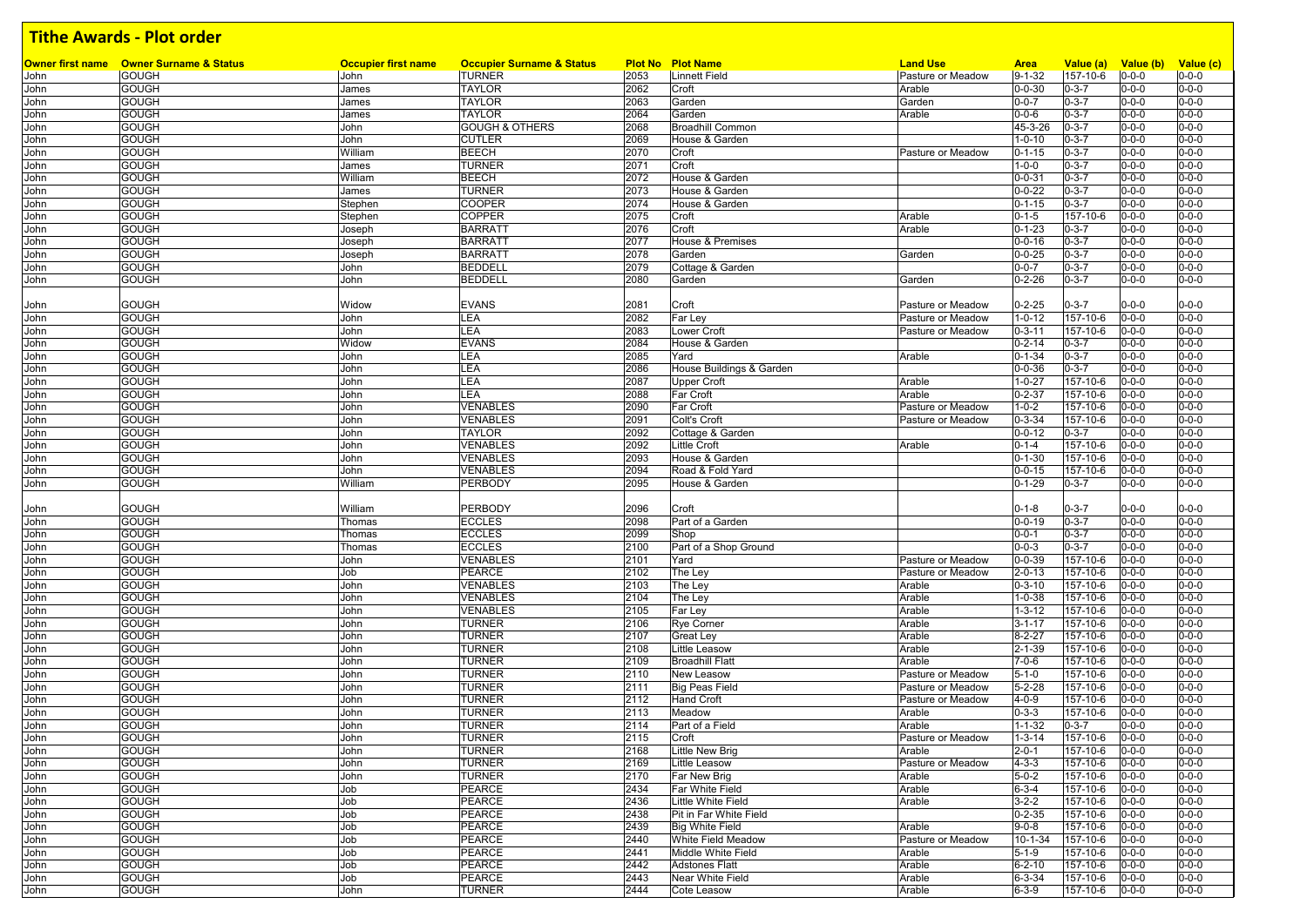# Tithe Awards - Plot order

| Owner first name | Owner Surname & Status | Occupier first name | Occupier Surname & Status | Plot No | Plot Name | Land Use | Area | Value (a) | Value (b) | Value (c) |
|---|---|---|---|---|---|---|---|---|---|---|
| John | GOUGH | John | TURNER | 2053 | Linnett Field | Pasture or Meadow | 9-1-32 | 157-10-6 | 0-0-0 | 0-0-0 |
| John | GOUGH | James | TAYLOR | 2062 | Croft | Arable | 0-0-30 | 0-3-7 | 0-0-0 | 0-0-0 |
| John | GOUGH | James | TAYLOR | 2063 | Garden | Garden | 0-0-7 | 0-3-7 | 0-0-0 | 0-0-0 |
| John | GOUGH | James | TAYLOR | 2064 | Garden | Arable | 0-0-6 | 0-3-7 | 0-0-0 | 0-0-0 |
| John | GOUGH | John | GOUGH & OTHERS | 2068 | Broadhill Common | | 45-3-26 | 0-3-7 | 0-0-0 | 0-0-0 |
| John | GOUGH | John | CUTLER | 2069 | House & Garden | | 1-0-10 | 0-3-7 | 0-0-0 | 0-0-0 |
| John | GOUGH | William | BEECH | 2070 | Croft | Pasture or Meadow | 0-1-15 | 0-3-7 | 0-0-0 | 0-0-0 |
| John | GOUGH | James | TURNER | 2071 | Croft | | 1-0-0 | 0-3-7 | 0-0-0 | 0-0-0 |
| John | GOUGH | William | BEECH | 2072 | House & Garden | | 0-0-31 | 0-3-7 | 0-0-0 | 0-0-0 |
| John | GOUGH | James | TURNER | 2073 | House & Garden | | 0-0-22 | 0-3-7 | 0-0-0 | 0-0-0 |
| John | GOUGH | Stephen | COOPER | 2074 | House & Garden | | 0-1-15 | 0-3-7 | 0-0-0 | 0-0-0 |
| John | GOUGH | Stephen | COPPER | 2075 | Croft | Arable | 0-1-5 | 157-10-6 | 0-0-0 | 0-0-0 |
| John | GOUGH | Joseph | BARRATT | 2076 | Croft | Arable | 0-1-23 | 0-3-7 | 0-0-0 | 0-0-0 |
| John | GOUGH | Joseph | BARRATT | 2077 | House & Premises | | 0-0-16 | 0-3-7 | 0-0-0 | 0-0-0 |
| John | GOUGH | Joseph | BARRATT | 2078 | Garden | Garden | 0-0-25 | 0-3-7 | 0-0-0 | 0-0-0 |
| John | GOUGH | John | BEDDELL | 2079 | Cottage & Garden | | 0-0-7 | 0-3-7 | 0-0-0 | 0-0-0 |
| John | GOUGH | John | BEDDELL | 2080 | Garden | Garden | 0-2-26 | 0-3-7 | 0-0-0 | 0-0-0 |
| John | GOUGH | Widow | EVANS | 2081 | Croft | Pasture or Meadow | 0-2-25 | 0-3-7 | 0-0-0 | 0-0-0 |
| John | GOUGH | John | LEA | 2082 | Far Ley | Pasture or Meadow | 1-0-12 | 157-10-6 | 0-0-0 | 0-0-0 |
| John | GOUGH | John | LEA | 2083 | Lower Croft | Pasture or Meadow | 0-3-11 | 157-10-6 | 0-0-0 | 0-0-0 |
| John | GOUGH | Widow | EVANS | 2084 | House & Garden | | 0-2-14 | 0-3-7 | 0-0-0 | 0-0-0 |
| John | GOUGH | John | LEA | 2085 | Yard | Arable | 0-1-34 | 0-3-7 | 0-0-0 | 0-0-0 |
| John | GOUGH | John | LEA | 2086 | House Buildings & Garden | | 0-0-36 | 0-3-7 | 0-0-0 | 0-0-0 |
| John | GOUGH | John | LEA | 2087 | Upper Croft | Arable | 1-0-27 | 157-10-6 | 0-0-0 | 0-0-0 |
| John | GOUGH | John | LEA | 2088 | Far Croft | Arable | 0-2-37 | 157-10-6 | 0-0-0 | 0-0-0 |
| John | GOUGH | John | VENABLES | 2090 | Far Croft | Pasture or Meadow | 1-0-2 | 157-10-6 | 0-0-0 | 0-0-0 |
| John | GOUGH | John | VENABLES | 2091 | Colt's Croft | Pasture or Meadow | 0-3-34 | 157-10-6 | 0-0-0 | 0-0-0 |
| John | GOUGH | John | TAYLOR | 2092 | Cottage & Garden | | 0-0-12 | 0-3-7 | 0-0-0 | 0-0-0 |
| John | GOUGH | John | VENABLES | 2092 | Little Croft | Arable | 0-1-4 | 157-10-6 | 0-0-0 | 0-0-0 |
| John | GOUGH | John | VENABLES | 2093 | House & Garden | | 0-1-30 | 157-10-6 | 0-0-0 | 0-0-0 |
| John | GOUGH | John | VENABLES | 2094 | Road & Fold Yard | | 0-0-15 | 157-10-6 | 0-0-0 | 0-0-0 |
| John | GOUGH | William | PERBODY | 2095 | House & Garden | | 0-1-29 | 0-3-7 | 0-0-0 | 0-0-0 |
| John | GOUGH | William | PERBODY | 2096 | Croft | | 0-1-8 | 0-3-7 | 0-0-0 | 0-0-0 |
| John | GOUGH | Thomas | ECCLES | 2098 | Part of a Garden | | 0-0-19 | 0-3-7 | 0-0-0 | 0-0-0 |
| John | GOUGH | Thomas | ECCLES | 2099 | Shop | | 0-0-1 | 0-3-7 | 0-0-0 | 0-0-0 |
| John | GOUGH | Thomas | ECCLES | 2100 | Part of a Shop Ground | | 0-0-3 | 0-3-7 | 0-0-0 | 0-0-0 |
| John | GOUGH | John | VENABLES | 2101 | Yard | Pasture or Meadow | 0-0-39 | 157-10-6 | 0-0-0 | 0-0-0 |
| John | GOUGH | Job | PEARCE | 2102 | The Ley | Pasture or Meadow | 2-0-13 | 157-10-6 | 0-0-0 | 0-0-0 |
| John | GOUGH | John | VENABLES | 2103 | The Ley | Arable | 0-3-10 | 157-10-6 | 0-0-0 | 0-0-0 |
| John | GOUGH | John | VENABLES | 2104 | The Ley | Arable | 1-0-38 | 157-10-6 | 0-0-0 | 0-0-0 |
| John | GOUGH | John | VENABLES | 2105 | Far Ley | Arable | 1-3-12 | 157-10-6 | 0-0-0 | 0-0-0 |
| John | GOUGH | John | TURNER | 2106 | Rye Corner | Arable | 3-1-17 | 157-10-6 | 0-0-0 | 0-0-0 |
| John | GOUGH | John | TURNER | 2107 | Great Ley | Arable | 8-2-27 | 157-10-6 | 0-0-0 | 0-0-0 |
| John | GOUGH | John | TURNER | 2108 | Little Leasow | Arable | 2-1-39 | 157-10-6 | 0-0-0 | 0-0-0 |
| John | GOUGH | John | TURNER | 2109 | Broadhill Flatt | Arable | 7-0-6 | 157-10-6 | 0-0-0 | 0-0-0 |
| John | GOUGH | John | TURNER | 2110 | New Leasow | Pasture or Meadow | 5-1-0 | 157-10-6 | 0-0-0 | 0-0-0 |
| John | GOUGH | John | TURNER | 2111 | Big Peas Field | Pasture or Meadow | 5-2-28 | 157-10-6 | 0-0-0 | 0-0-0 |
| John | GOUGH | John | TURNER | 2112 | Hand Croft | Pasture or Meadow | 4-0-9 | 157-10-6 | 0-0-0 | 0-0-0 |
| John | GOUGH | John | TURNER | 2113 | Meadow | Arable | 0-3-3 | 157-10-6 | 0-0-0 | 0-0-0 |
| John | GOUGH | John | TURNER | 2114 | Part of a Field | Arable | 1-1-32 | 0-3-7 | 0-0-0 | 0-0-0 |
| John | GOUGH | John | TURNER | 2115 | Croft | Pasture or Meadow | 1-3-14 | 157-10-6 | 0-0-0 | 0-0-0 |
| John | GOUGH | John | TURNER | 2168 | Little New Brig | Arable | 2-0-1 | 157-10-6 | 0-0-0 | 0-0-0 |
| John | GOUGH | John | TURNER | 2169 | Little Leasow | Pasture or Meadow | 4-3-3 | 157-10-6 | 0-0-0 | 0-0-0 |
| John | GOUGH | John | TURNER | 2170 | Far New Brig | Arable | 5-0-2 | 157-10-6 | 0-0-0 | 0-0-0 |
| John | GOUGH | Job | PEARCE | 2434 | Far White Field | Arable | 6-3-4 | 157-10-6 | 0-0-0 | 0-0-0 |
| John | GOUGH | Job | PEARCE | 2436 | Little White Field | Arable | 3-2-2 | 157-10-6 | 0-0-0 | 0-0-0 |
| John | GOUGH | Job | PEARCE | 2438 | Pit in Far White Field | | 0-2-35 | 157-10-6 | 0-0-0 | 0-0-0 |
| John | GOUGH | Job | PEARCE | 2439 | Big White Field | Arable | 9-0-8 | 157-10-6 | 0-0-0 | 0-0-0 |
| John | GOUGH | Job | PEARCE | 2440 | White Field Meadow | Pasture or Meadow | 10-1-34 | 157-10-6 | 0-0-0 | 0-0-0 |
| John | GOUGH | Job | PEARCE | 2441 | Middle White Field | Arable | 5-1-9 | 157-10-6 | 0-0-0 | 0-0-0 |
| John | GOUGH | Job | PEARCE | 2442 | Adstones Flatt | Arable | 6-2-10 | 157-10-6 | 0-0-0 | 0-0-0 |
| John | GOUGH | Job | PEARCE | 2443 | Near White Field | Arable | 6-3-34 | 157-10-6 | 0-0-0 | 0-0-0 |
| John | GOUGH | John | TURNER | 2444 | Cote Leasow | Arable | 6-3-9 | 157-10-6 | 0-0-0 | 0-0-0 |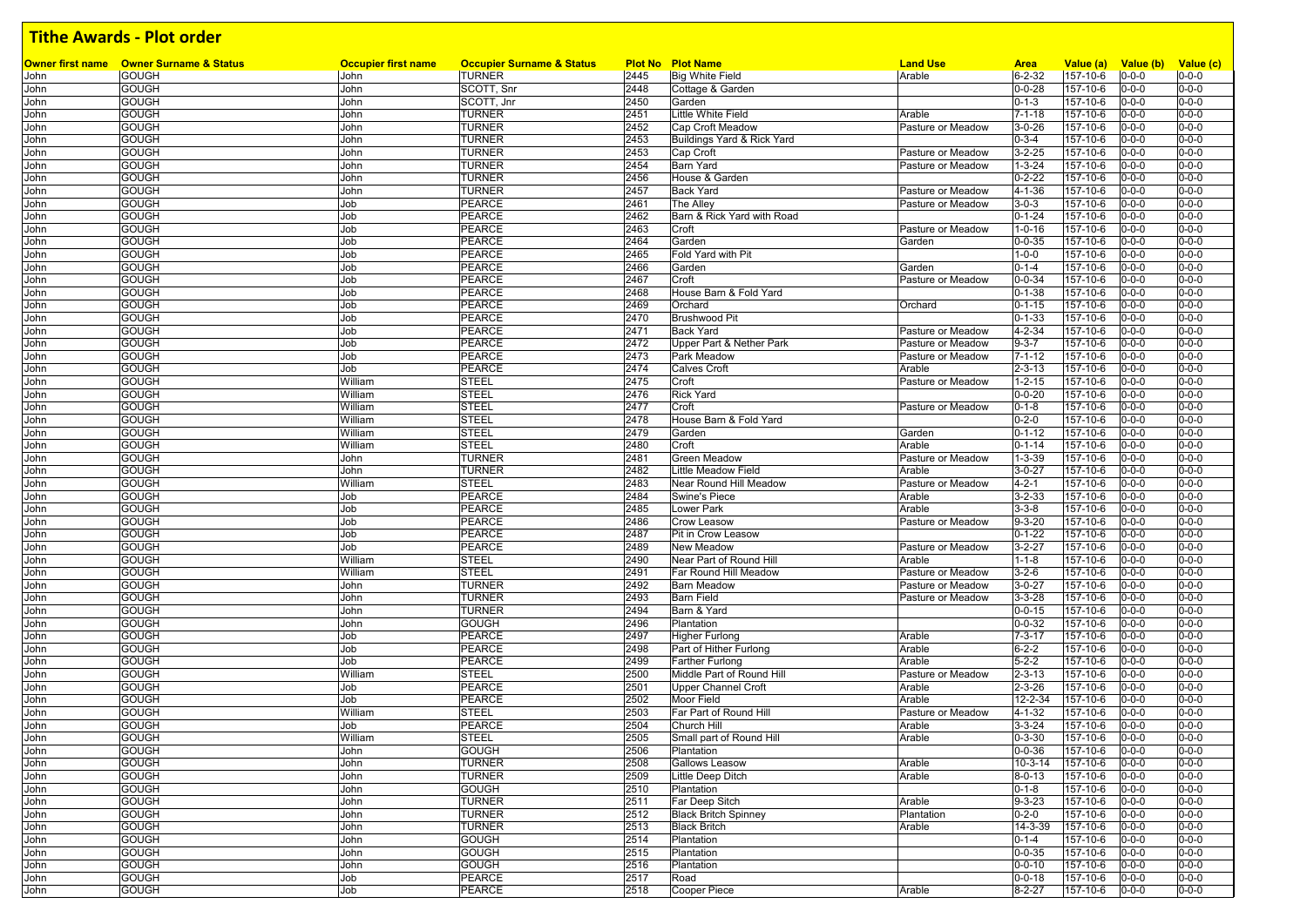## Tithe Awards - Plot order

| Owner first name | Owner Surname & Status | Occupier first name | Occupier Surname & Status | Plot No | Plot Name | Land Use | Area | Value (a) | Value (b) | Value (c) |
|---|---|---|---|---|---|---|---|---|---|---|
| John | GOUGH | John | TURNER | 2445 | Big White Field | Arable | 6-2-32 | 157-10-6 | 0-0-0 | 0-0-0 |
| John | GOUGH | John | SCOTT, Snr | 2448 | Cottage & Garden | | 0-0-28 | 157-10-6 | 0-0-0 | 0-0-0 |
| John | GOUGH | John | SCOTT, Jnr | 2450 | Garden | | 0-1-3 | 157-10-6 | 0-0-0 | 0-0-0 |
| John | GOUGH | John | TURNER | 2451 | Little White Field | Arable | 7-1-18 | 157-10-6 | 0-0-0 | 0-0-0 |
| John | GOUGH | John | TURNER | 2452 | Cap Croft Meadow | Pasture or Meadow | 3-0-26 | 157-10-6 | 0-0-0 | 0-0-0 |
| John | GOUGH | John | TURNER | 2453 | Buildings Yard & Rick Yard | | 0-3-4 | 157-10-6 | 0-0-0 | 0-0-0 |
| John | GOUGH | John | TURNER | 2453 | Cap Croft | Pasture or Meadow | 3-2-25 | 157-10-6 | 0-0-0 | 0-0-0 |
| John | GOUGH | John | TURNER | 2454 | Barn Yard | Pasture or Meadow | 1-3-24 | 157-10-6 | 0-0-0 | 0-0-0 |
| John | GOUGH | John | TURNER | 2456 | House & Garden | | 0-2-22 | 157-10-6 | 0-0-0 | 0-0-0 |
| John | GOUGH | John | TURNER | 2457 | Back Yard | Pasture or Meadow | 4-1-36 | 157-10-6 | 0-0-0 | 0-0-0 |
| John | GOUGH | Job | PEARCE | 2461 | The Alley | Pasture or Meadow | 3-0-3 | 157-10-6 | 0-0-0 | 0-0-0 |
| John | GOUGH | Job | PEARCE | 2462 | Barn & Rick Yard with Road | | 0-1-24 | 157-10-6 | 0-0-0 | 0-0-0 |
| John | GOUGH | Job | PEARCE | 2463 | Croft | Pasture or Meadow | 1-0-16 | 157-10-6 | 0-0-0 | 0-0-0 |
| John | GOUGH | Job | PEARCE | 2464 | Garden | Garden | 0-0-35 | 157-10-6 | 0-0-0 | 0-0-0 |
| John | GOUGH | Job | PEARCE | 2465 | Fold Yard with Pit | | 1-0-0 | 157-10-6 | 0-0-0 | 0-0-0 |
| John | GOUGH | Job | PEARCE | 2466 | Garden | Garden | 0-1-4 | 157-10-6 | 0-0-0 | 0-0-0 |
| John | GOUGH | Job | PEARCE | 2467 | Croft | Pasture or Meadow | 0-0-34 | 157-10-6 | 0-0-0 | 0-0-0 |
| John | GOUGH | Job | PEARCE | 2468 | House Barn & Fold Yard | | 0-1-38 | 157-10-6 | 0-0-0 | 0-0-0 |
| John | GOUGH | Job | PEARCE | 2469 | Orchard | Orchard | 0-1-15 | 157-10-6 | 0-0-0 | 0-0-0 |
| John | GOUGH | Job | PEARCE | 2470 | Brushwood Pit | | 0-1-33 | 157-10-6 | 0-0-0 | 0-0-0 |
| John | GOUGH | Job | PEARCE | 2471 | Back Yard | Pasture or Meadow | 4-2-34 | 157-10-6 | 0-0-0 | 0-0-0 |
| John | GOUGH | Job | PEARCE | 2472 | Upper Part & Nether Park | Pasture or Meadow | 9-3-7 | 157-10-6 | 0-0-0 | 0-0-0 |
| John | GOUGH | Job | PEARCE | 2473 | Park Meadow | Pasture or Meadow | 7-1-12 | 157-10-6 | 0-0-0 | 0-0-0 |
| John | GOUGH | Job | PEARCE | 2474 | Calves Croft | Arable | 2-3-13 | 157-10-6 | 0-0-0 | 0-0-0 |
| John | GOUGH | William | STEEL | 2475 | Croft | Pasture or Meadow | 1-2-15 | 157-10-6 | 0-0-0 | 0-0-0 |
| John | GOUGH | William | STEEL | 2476 | Rick Yard | | 0-0-20 | 157-10-6 | 0-0-0 | 0-0-0 |
| John | GOUGH | William | STEEL | 2477 | Croft | Pasture or Meadow | 0-1-8 | 157-10-6 | 0-0-0 | 0-0-0 |
| John | GOUGH | William | STEEL | 2478 | House Barn & Fold Yard | | 0-2-0 | 157-10-6 | 0-0-0 | 0-0-0 |
| John | GOUGH | William | STEEL | 2479 | Garden | Garden | 0-1-12 | 157-10-6 | 0-0-0 | 0-0-0 |
| John | GOUGH | William | STEEL | 2480 | Croft | Arable | 0-1-14 | 157-10-6 | 0-0-0 | 0-0-0 |
| John | GOUGH | John | TURNER | 2481 | Green Meadow | Pasture or Meadow | 1-3-39 | 157-10-6 | 0-0-0 | 0-0-0 |
| John | GOUGH | John | TURNER | 2482 | Little Meadow Field | Arable | 3-0-27 | 157-10-6 | 0-0-0 | 0-0-0 |
| John | GOUGH | William | STEEL | 2483 | Near Round Hill Meadow | Pasture or Meadow | 4-2-1 | 157-10-6 | 0-0-0 | 0-0-0 |
| John | GOUGH | Job | PEARCE | 2484 | Swine's Piece | Arable | 3-2-33 | 157-10-6 | 0-0-0 | 0-0-0 |
| John | GOUGH | Job | PEARCE | 2485 | Lower Park | Arable | 3-3-8 | 157-10-6 | 0-0-0 | 0-0-0 |
| John | GOUGH | Job | PEARCE | 2486 | Crow Leasow | Pasture or Meadow | 9-3-20 | 157-10-6 | 0-0-0 | 0-0-0 |
| John | GOUGH | Job | PEARCE | 2487 | Pit in Crow Leasow | | 0-1-22 | 157-10-6 | 0-0-0 | 0-0-0 |
| John | GOUGH | Job | PEARCE | 2489 | New Meadow | Pasture or Meadow | 3-2-27 | 157-10-6 | 0-0-0 | 0-0-0 |
| John | GOUGH | William | STEEL | 2490 | Near Part of Round Hill | Arable | 1-1-8 | 157-10-6 | 0-0-0 | 0-0-0 |
| John | GOUGH | William | STEEL | 2491 | Far Round Hill Meadow | Pasture or Meadow | 3-2-6 | 157-10-6 | 0-0-0 | 0-0-0 |
| John | GOUGH | John | TURNER | 2492 | Barn Meadow | Pasture or Meadow | 3-0-27 | 157-10-6 | 0-0-0 | 0-0-0 |
| John | GOUGH | John | TURNER | 2493 | Barn Field | Pasture or Meadow | 3-3-28 | 157-10-6 | 0-0-0 | 0-0-0 |
| John | GOUGH | John | TURNER | 2494 | Barn & Yard | | 0-0-15 | 157-10-6 | 0-0-0 | 0-0-0 |
| John | GOUGH | John | GOUGH | 2496 | Plantation | | 0-0-32 | 157-10-6 | 0-0-0 | 0-0-0 |
| John | GOUGH | Job | PEARCE | 2497 | Higher Furlong | Arable | 7-3-17 | 157-10-6 | 0-0-0 | 0-0-0 |
| John | GOUGH | Job | PEARCE | 2498 | Part of Hither Furlong | Arable | 6-2-2 | 157-10-6 | 0-0-0 | 0-0-0 |
| John | GOUGH | Job | PEARCE | 2499 | Farther Furlong | Arable | 5-2-2 | 157-10-6 | 0-0-0 | 0-0-0 |
| John | GOUGH | William | STEEL | 2500 | Middle Part of Round Hill | Pasture or Meadow | 2-3-13 | 157-10-6 | 0-0-0 | 0-0-0 |
| John | GOUGH | Job | PEARCE | 2501 | Upper Channel Croft | Arable | 2-3-26 | 157-10-6 | 0-0-0 | 0-0-0 |
| John | GOUGH | Job | PEARCE | 2502 | Moor Field | Arable | 12-2-34 | 157-10-6 | 0-0-0 | 0-0-0 |
| John | GOUGH | William | STEEL | 2503 | Far Part of Round Hill | Pasture or Meadow | 4-1-32 | 157-10-6 | 0-0-0 | 0-0-0 |
| John | GOUGH | Job | PEARCE | 2504 | Church Hill | Arable | 3-3-24 | 157-10-6 | 0-0-0 | 0-0-0 |
| John | GOUGH | William | STEEL | 2505 | Small part of Round Hill | Arable | 0-3-30 | 157-10-6 | 0-0-0 | 0-0-0 |
| John | GOUGH | John | GOUGH | 2506 | Plantation | | 0-0-36 | 157-10-6 | 0-0-0 | 0-0-0 |
| John | GOUGH | John | TURNER | 2508 | Gallows Leasow | Arable | 10-3-14 | 157-10-6 | 0-0-0 | 0-0-0 |
| John | GOUGH | John | TURNER | 2509 | Little Deep Ditch | Arable | 8-0-13 | 157-10-6 | 0-0-0 | 0-0-0 |
| John | GOUGH | John | GOUGH | 2510 | Plantation | | 0-1-8 | 157-10-6 | 0-0-0 | 0-0-0 |
| John | GOUGH | John | TURNER | 2511 | Far Deep Sitch | Arable | 9-3-23 | 157-10-6 | 0-0-0 | 0-0-0 |
| John | GOUGH | John | TURNER | 2512 | Black Britch Spinney | Plantation | 0-2-0 | 157-10-6 | 0-0-0 | 0-0-0 |
| John | GOUGH | John | TURNER | 2513 | Black Britch | Arable | 14-3-39 | 157-10-6 | 0-0-0 | 0-0-0 |
| John | GOUGH | John | GOUGH | 2514 | Plantation | | 0-1-4 | 157-10-6 | 0-0-0 | 0-0-0 |
| John | GOUGH | John | GOUGH | 2515 | Plantation | | 0-0-35 | 157-10-6 | 0-0-0 | 0-0-0 |
| John | GOUGH | John | GOUGH | 2516 | Plantation | | 0-0-10 | 157-10-6 | 0-0-0 | 0-0-0 |
| John | GOUGH | Job | PEARCE | 2517 | Road | | 0-0-18 | 157-10-6 | 0-0-0 | 0-0-0 |
| John | GOUGH | Job | PEARCE | 2518 | Cooper Piece | Arable | 8-2-27 | 157-10-6 | 0-0-0 | 0-0-0 |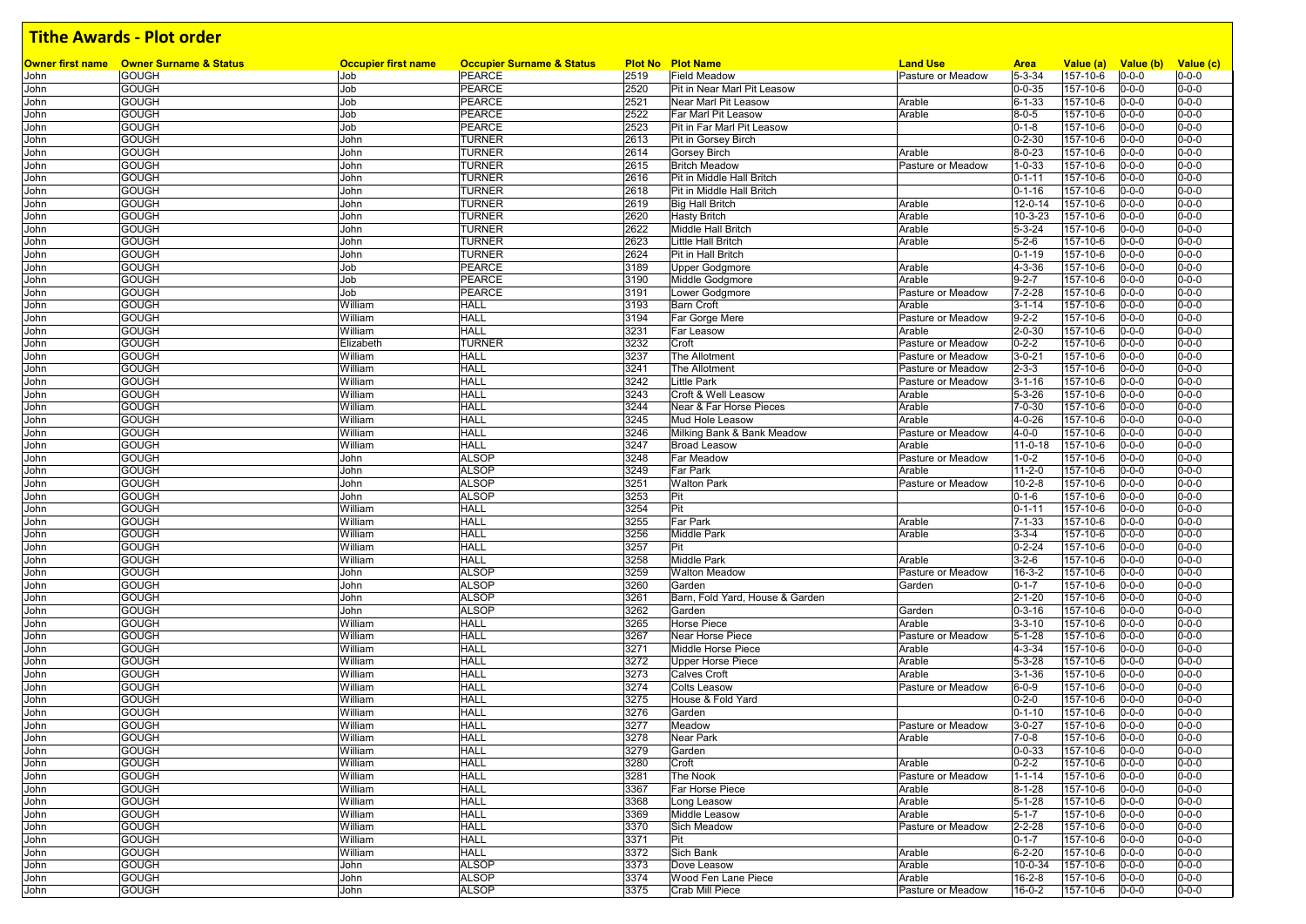# Tithe Awards - Plot order

| Owner first name | Owner Surname & Status | Occupier first name | Occupier Surname & Status | Plot No | Plot Name | Land Use | Area | Value (a) | Value (b) | Value (c) |
|---|---|---|---|---|---|---|---|---|---|---|
| John | GOUGH | Job | PEARCE | 2519 | Field Meadow | Pasture or Meadow | 5-3-34 | 157-10-6 | 0-0-0 | 0-0-0 |
| John | GOUGH | Job | PEARCE | 2520 | Pit in Near Marl Pit Leasow | | 0-0-35 | 157-10-6 | 0-0-0 | 0-0-0 |
| John | GOUGH | Job | PEARCE | 2521 | Near Marl Pit Leasow | Arable | 6-1-33 | 157-10-6 | 0-0-0 | 0-0-0 |
| John | GOUGH | Job | PEARCE | 2522 | Far Marl Pit Leasow | Arable | 8-0-5 | 157-10-6 | 0-0-0 | 0-0-0 |
| John | GOUGH | Job | PEARCE | 2523 | Pit in Far Marl Pit Leasow | | 0-1-8 | 157-10-6 | 0-0-0 | 0-0-0 |
| John | GOUGH | John | TURNER | 2613 | Pit in Gorsey Birch | | 0-2-30 | 157-10-6 | 0-0-0 | 0-0-0 |
| John | GOUGH | John | TURNER | 2614 | Gorsey Birch | Arable | 8-0-23 | 157-10-6 | 0-0-0 | 0-0-0 |
| John | GOUGH | John | TURNER | 2615 | Britch Meadow | Pasture or Meadow | 1-0-33 | 157-10-6 | 0-0-0 | 0-0-0 |
| John | GOUGH | John | TURNER | 2616 | Pit in Middle Hall Britch | | 0-1-11 | 157-10-6 | 0-0-0 | 0-0-0 |
| John | GOUGH | John | TURNER | 2618 | Pit in Middle Hall Britch | | 0-1-16 | 157-10-6 | 0-0-0 | 0-0-0 |
| John | GOUGH | John | TURNER | 2619 | Big Hall Britch | Arable | 12-0-14 | 157-10-6 | 0-0-0 | 0-0-0 |
| John | GOUGH | John | TURNER | 2620 | Hasty Britch | Arable | 10-3-23 | 157-10-6 | 0-0-0 | 0-0-0 |
| John | GOUGH | John | TURNER | 2622 | Middle Hall Britch | Arable | 5-3-24 | 157-10-6 | 0-0-0 | 0-0-0 |
| John | GOUGH | John | TURNER | 2623 | Little Hall Britch | Arable | 5-2-6 | 157-10-6 | 0-0-0 | 0-0-0 |
| John | GOUGH | John | TURNER | 2624 | Pit in Hall Britch | | 0-1-19 | 157-10-6 | 0-0-0 | 0-0-0 |
| John | GOUGH | Job | PEARCE | 3189 | Upper Godgmore | Arable | 4-3-36 | 157-10-6 | 0-0-0 | 0-0-0 |
| John | GOUGH | Job | PEARCE | 3190 | Middle Godgmore | Arable | 9-2-7 | 157-10-6 | 0-0-0 | 0-0-0 |
| John | GOUGH | Job | PEARCE | 3191 | Lower Godgmore | Pasture or Meadow | 7-2-28 | 157-10-6 | 0-0-0 | 0-0-0 |
| John | GOUGH | William | HALL | 3193 | Barn Croft | Arable | 3-1-14 | 157-10-6 | 0-0-0 | 0-0-0 |
| John | GOUGH | William | HALL | 3194 | Far Gorge Mere | Pasture or Meadow | 9-2-2 | 157-10-6 | 0-0-0 | 0-0-0 |
| John | GOUGH | William | HALL | 3231 | Far Leasow | Arable | 2-0-30 | 157-10-6 | 0-0-0 | 0-0-0 |
| John | GOUGH | Elizabeth | TURNER | 3232 | Croft | Pasture or Meadow | 0-2-2 | 157-10-6 | 0-0-0 | 0-0-0 |
| John | GOUGH | William | HALL | 3237 | The Allotment | Pasture or Meadow | 3-0-21 | 157-10-6 | 0-0-0 | 0-0-0 |
| John | GOUGH | William | HALL | 3241 | The Allotment | Pasture or Meadow | 2-3-3 | 157-10-6 | 0-0-0 | 0-0-0 |
| John | GOUGH | William | HALL | 3242 | Little Park | Pasture or Meadow | 3-1-16 | 157-10-6 | 0-0-0 | 0-0-0 |
| John | GOUGH | William | HALL | 3243 | Croft & Well Leasow | Arable | 5-3-26 | 157-10-6 | 0-0-0 | 0-0-0 |
| John | GOUGH | William | HALL | 3244 | Near & Far Horse Pieces | Arable | 7-0-30 | 157-10-6 | 0-0-0 | 0-0-0 |
| John | GOUGH | William | HALL | 3245 | Mud Hole Leasow | Arable | 4-0-26 | 157-10-6 | 0-0-0 | 0-0-0 |
| John | GOUGH | William | HALL | 3246 | Milking Bank & Bank Meadow | Pasture or Meadow | 4-0-0 | 157-10-6 | 0-0-0 | 0-0-0 |
| John | GOUGH | William | HALL | 3247 | Broad Leasow | Arable | 11-0-18 | 157-10-6 | 0-0-0 | 0-0-0 |
| John | GOUGH | John | ALSOP | 3248 | Far Meadow | Pasture or Meadow | 1-0-2 | 157-10-6 | 0-0-0 | 0-0-0 |
| John | GOUGH | John | ALSOP | 3249 | Far Park | Arable | 11-2-0 | 157-10-6 | 0-0-0 | 0-0-0 |
| John | GOUGH | John | ALSOP | 3251 | Walton Park | Pasture or Meadow | 10-2-8 | 157-10-6 | 0-0-0 | 0-0-0 |
| John | GOUGH | John | ALSOP | 3253 | Pit | | 0-1-6 | 157-10-6 | 0-0-0 | 0-0-0 |
| John | GOUGH | William | HALL | 3254 | Pit | | 0-1-11 | 157-10-6 | 0-0-0 | 0-0-0 |
| John | GOUGH | William | HALL | 3255 | Far Park | Arable | 7-1-33 | 157-10-6 | 0-0-0 | 0-0-0 |
| John | GOUGH | William | HALL | 3256 | Middle Park | Arable | 3-3-4 | 157-10-6 | 0-0-0 | 0-0-0 |
| John | GOUGH | William | HALL | 3257 | Pit | | 0-2-24 | 157-10-6 | 0-0-0 | 0-0-0 |
| John | GOUGH | William | HALL | 3258 | Middle Park | Arable | 3-2-6 | 157-10-6 | 0-0-0 | 0-0-0 |
| John | GOUGH | John | ALSOP | 3259 | Walton Meadow | Pasture or Meadow | 16-3-2 | 157-10-6 | 0-0-0 | 0-0-0 |
| John | GOUGH | John | ALSOP | 3260 | Garden | Garden | 0-1-7 | 157-10-6 | 0-0-0 | 0-0-0 |
| John | GOUGH | John | ALSOP | 3261 | Barn, Fold Yard, House & Garden | | 2-1-20 | 157-10-6 | 0-0-0 | 0-0-0 |
| John | GOUGH | John | ALSOP | 3262 | Garden | Garden | 0-3-16 | 157-10-6 | 0-0-0 | 0-0-0 |
| John | GOUGH | William | HALL | 3265 | Horse Piece | Arable | 3-3-10 | 157-10-6 | 0-0-0 | 0-0-0 |
| John | GOUGH | William | HALL | 3267 | Near Horse Piece | Pasture or Meadow | 5-1-28 | 157-10-6 | 0-0-0 | 0-0-0 |
| John | GOUGH | William | HALL | 3271 | Middle Horse Piece | Arable | 4-3-34 | 157-10-6 | 0-0-0 | 0-0-0 |
| John | GOUGH | William | HALL | 3272 | Upper Horse Piece | Arable | 5-3-28 | 157-10-6 | 0-0-0 | 0-0-0 |
| John | GOUGH | William | HALL | 3273 | Calves Croft | Arable | 3-1-36 | 157-10-6 | 0-0-0 | 0-0-0 |
| John | GOUGH | William | HALL | 3274 | Colts Leasow | Pasture or Meadow | 6-0-9 | 157-10-6 | 0-0-0 | 0-0-0 |
| John | GOUGH | William | HALL | 3275 | House & Fold Yard | | 0-2-0 | 157-10-6 | 0-0-0 | 0-0-0 |
| John | GOUGH | William | HALL | 3276 | Garden | | 0-1-10 | 157-10-6 | 0-0-0 | 0-0-0 |
| John | GOUGH | William | HALL | 3277 | Meadow | Pasture or Meadow | 3-0-27 | 157-10-6 | 0-0-0 | 0-0-0 |
| John | GOUGH | William | HALL | 3278 | Near Park | Arable | 7-0-8 | 157-10-6 | 0-0-0 | 0-0-0 |
| John | GOUGH | William | HALL | 3279 | Garden | | 0-0-33 | 157-10-6 | 0-0-0 | 0-0-0 |
| John | GOUGH | William | HALL | 3280 | Croft | Arable | 0-2-2 | 157-10-6 | 0-0-0 | 0-0-0 |
| John | GOUGH | William | HALL | 3281 | The Nook | Pasture or Meadow | 1-1-14 | 157-10-6 | 0-0-0 | 0-0-0 |
| John | GOUGH | William | HALL | 3367 | Far Horse Piece | Arable | 8-1-28 | 157-10-6 | 0-0-0 | 0-0-0 |
| John | GOUGH | William | HALL | 3368 | Long Leasow | Arable | 5-1-28 | 157-10-6 | 0-0-0 | 0-0-0 |
| John | GOUGH | William | HALL | 3369 | Middle Leasow | Arable | 5-1-7 | 157-10-6 | 0-0-0 | 0-0-0 |
| John | GOUGH | William | HALL | 3370 | Sich Meadow | Pasture or Meadow | 2-2-28 | 157-10-6 | 0-0-0 | 0-0-0 |
| John | GOUGH | William | HALL | 3371 | Pit | | 0-1-7 | 157-10-6 | 0-0-0 | 0-0-0 |
| John | GOUGH | William | HALL | 3372 | Sich Bank | Arable | 6-2-20 | 157-10-6 | 0-0-0 | 0-0-0 |
| John | GOUGH | John | ALSOP | 3373 | Dove Leasow | Arable | 10-0-34 | 157-10-6 | 0-0-0 | 0-0-0 |
| John | GOUGH | John | ALSOP | 3374 | Wood Fen Lane Piece | Arable | 16-2-8 | 157-10-6 | 0-0-0 | 0-0-0 |
| John | GOUGH | John | ALSOP | 3375 | Crab Mill Piece | Pasture or Meadow | 16-0-2 | 157-10-6 | 0-0-0 | 0-0-0 |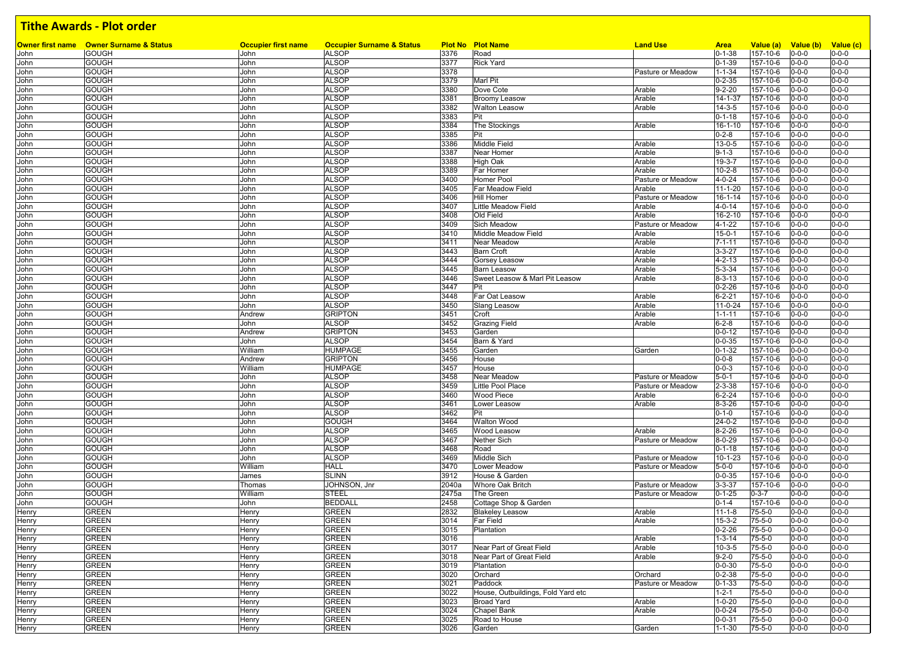# Tithe Awards - Plot order

| Owner first name | Owner Surname & Status | Occupier first name | Occupier Surname & Status | Plot No | Plot Name | Land Use | Area | Value (a) | Value (b) | Value (c) |
|---|---|---|---|---|---|---|---|---|---|---|
| John | GOUGH | John | ALSOP | 3376 | Road | | 0-1-38 | 157-10-6 | 0-0-0 | 0-0-0 |
| John | GOUGH | John | ALSOP | 3377 | Rick Yard | | 0-1-39 | 157-10-6 | 0-0-0 | 0-0-0 |
| John | GOUGH | John | ALSOP | 3378 | | Pasture or Meadow | 1-1-34 | 157-10-6 | 0-0-0 | 0-0-0 |
| John | GOUGH | John | ALSOP | 3379 | Marl Pit | | 0-2-35 | 157-10-6 | 0-0-0 | 0-0-0 |
| John | GOUGH | John | ALSOP | 3380 | Dove Cote | Arable | 9-2-20 | 157-10-6 | 0-0-0 | 0-0-0 |
| John | GOUGH | John | ALSOP | 3381 | Broomy Leasow | Arable | 14-1-37 | 157-10-6 | 0-0-0 | 0-0-0 |
| John | GOUGH | John | ALSOP | 3382 | Walton Leasow | Arable | 14-3-5 | 157-10-6 | 0-0-0 | 0-0-0 |
| John | GOUGH | John | ALSOP | 3383 | Pit | | 0-1-18 | 157-10-6 | 0-0-0 | 0-0-0 |
| John | GOUGH | John | ALSOP | 3384 | The Stockings | Arable | 16-1-10 | 157-10-6 | 0-0-0 | 0-0-0 |
| John | GOUGH | John | ALSOP | 3385 | Pit | | 0-2-8 | 157-10-6 | 0-0-0 | 0-0-0 |
| John | GOUGH | John | ALSOP | 3386 | Middle Field | Arable | 13-0-5 | 157-10-6 | 0-0-0 | 0-0-0 |
| John | GOUGH | John | ALSOP | 3387 | Near Homer | Arable | 9-1-3 | 157-10-6 | 0-0-0 | 0-0-0 |
| John | GOUGH | John | ALSOP | 3388 | High Oak | Arable | 19-3-7 | 157-10-6 | 0-0-0 | 0-0-0 |
| John | GOUGH | John | ALSOP | 3389 | Far Homer | Arable | 10-2-8 | 157-10-6 | 0-0-0 | 0-0-0 |
| John | GOUGH | John | ALSOP | 3400 | Homer Pool | Pasture or Meadow | 4-0-24 | 157-10-6 | 0-0-0 | 0-0-0 |
| John | GOUGH | John | ALSOP | 3405 | Far Meadow Field | Arable | 11-1-20 | 157-10-6 | 0-0-0 | 0-0-0 |
| John | GOUGH | John | ALSOP | 3406 | Hill Homer | Pasture or Meadow | 16-1-14 | 157-10-6 | 0-0-0 | 0-0-0 |
| John | GOUGH | John | ALSOP | 3407 | Little Meadow Field | Arable | 4-0-14 | 157-10-6 | 0-0-0 | 0-0-0 |
| John | GOUGH | John | ALSOP | 3408 | Old Field | Arable | 16-2-10 | 157-10-6 | 0-0-0 | 0-0-0 |
| John | GOUGH | John | ALSOP | 3409 | Sich Meadow | Pasture or Meadow | 4-1-22 | 157-10-6 | 0-0-0 | 0-0-0 |
| John | GOUGH | John | ALSOP | 3410 | Middle Meadow Field | Arable | 15-0-1 | 157-10-6 | 0-0-0 | 0-0-0 |
| John | GOUGH | John | ALSOP | 3411 | Near Meadow | Arable | 7-1-11 | 157-10-6 | 0-0-0 | 0-0-0 |
| John | GOUGH | John | ALSOP | 3443 | Barn Croft | Arable | 3-3-27 | 157-10-6 | 0-0-0 | 0-0-0 |
| John | GOUGH | John | ALSOP | 3444 | Gorsey Leasow | Arable | 4-2-13 | 157-10-6 | 0-0-0 | 0-0-0 |
| John | GOUGH | John | ALSOP | 3445 | Barn Leasow | Arable | 5-3-34 | 157-10-6 | 0-0-0 | 0-0-0 |
| John | GOUGH | John | ALSOP | 3446 | Sweet Leasow & Marl Pit Leasow | Arable | 8-3-13 | 157-10-6 | 0-0-0 | 0-0-0 |
| John | GOUGH | John | ALSOP | 3447 | Pit | | 0-2-26 | 157-10-6 | 0-0-0 | 0-0-0 |
| John | GOUGH | John | ALSOP | 3448 | Far Oat Leasow | Arable | 6-2-21 | 157-10-6 | 0-0-0 | 0-0-0 |
| John | GOUGH | John | ALSOP | 3450 | Slang Leasow | Arable | 11-0-24 | 157-10-6 | 0-0-0 | 0-0-0 |
| John | GOUGH | Andrew | GRIPTON | 3451 | Croft | Arable | 1-1-11 | 157-10-6 | 0-0-0 | 0-0-0 |
| John | GOUGH | John | ALSOP | 3452 | Grazing Field | Arable | 6-2-8 | 157-10-6 | 0-0-0 | 0-0-0 |
| John | GOUGH | Andrew | GRIPTON | 3453 | Garden | | 0-0-12 | 157-10-6 | 0-0-0 | 0-0-0 |
| John | GOUGH | John | ALSOP | 3454 | Barn & Yard | | 0-0-35 | 157-10-6 | 0-0-0 | 0-0-0 |
| John | GOUGH | William | HUMPAGE | 3455 | Garden | Garden | 0-1-32 | 157-10-6 | 0-0-0 | 0-0-0 |
| John | GOUGH | Andrew | GRIPTON | 3456 | House | | 0-0-8 | 157-10-6 | 0-0-0 | 0-0-0 |
| John | GOUGH | William | HUMPAGE | 3457 | House | | 0-0-3 | 157-10-6 | 0-0-0 | 0-0-0 |
| John | GOUGH | John | ALSOP | 3458 | Near Meadow | Pasture or Meadow | 5-0-1 | 157-10-6 | 0-0-0 | 0-0-0 |
| John | GOUGH | John | ALSOP | 3459 | Little Pool Place | Pasture or Meadow | 2-3-38 | 157-10-6 | 0-0-0 | 0-0-0 |
| John | GOUGH | John | ALSOP | 3460 | Wood Piece | Arable | 6-2-24 | 157-10-6 | 0-0-0 | 0-0-0 |
| John | GOUGH | John | ALSOP | 3461 | Lower Leasow | Arable | 8-3-26 | 157-10-6 | 0-0-0 | 0-0-0 |
| John | GOUGH | John | ALSOP | 3462 | Pit | | 0-1-0 | 157-10-6 | 0-0-0 | 0-0-0 |
| John | GOUGH | John | GOUGH | 3464 | Walton Wood | | 24-0-2 | 157-10-6 | 0-0-0 | 0-0-0 |
| John | GOUGH | John | ALSOP | 3465 | Wood Leasow | Arable | 8-2-26 | 157-10-6 | 0-0-0 | 0-0-0 |
| John | GOUGH | John | ALSOP | 3467 | Nether Sich | Pasture or Meadow | 8-0-29 | 157-10-6 | 0-0-0 | 0-0-0 |
| John | GOUGH | John | ALSOP | 3468 | Road | | 0-1-18 | 157-10-6 | 0-0-0 | 0-0-0 |
| John | GOUGH | John | ALSOP | 3469 | Middle Sich | Pasture or Meadow | 10-1-23 | 157-10-6 | 0-0-0 | 0-0-0 |
| John | GOUGH | William | HALL | 3470 | Lower Meadow | Pasture or Meadow | 5-0-0 | 157-10-6 | 0-0-0 | 0-0-0 |
| John | GOUGH | James | SLINN | 3912 | House & Garden | | 0-0-35 | 157-10-6 | 0-0-0 | 0-0-0 |
| John | GOUGH | Thomas | JOHNSON, Jnr | 2040a | Whore Oak Britch | Pasture or Meadow | 3-3-37 | 157-10-6 | 0-0-0 | 0-0-0 |
| John | GOUGH | William | STEEL | 2475a | The Green | Pasture or Meadow | 0-1-25 | 0-3-7 | 0-0-0 | 0-0-0 |
| John | GOUGH | John | BEDDALL | 2458 | Cottage Shop & Garden | | 0-1-4 | 157-10-6 | 0-0-0 | 0-0-0 |
| Henry | GREEN | Henry | GREEN | 2832 | Blakeley Leasow | Arable | 11-1-8 | 75-5-0 | 0-0-0 | 0-0-0 |
| Henry | GREEN | Henry | GREEN | 3014 | Far Field | Arable | 15-3-2 | 75-5-0 | 0-0-0 | 0-0-0 |
| Henry | GREEN | Henry | GREEN | 3015 | Plantation | | 0-2-26 | 75-5-0 | 0-0-0 | 0-0-0 |
| Henry | GREEN | Henry | GREEN | 3016 | | Arable | 1-3-14 | 75-5-0 | 0-0-0 | 0-0-0 |
| Henry | GREEN | Henry | GREEN | 3017 | Near Part of Great Field | Arable | 10-3-5 | 75-5-0 | 0-0-0 | 0-0-0 |
| Henry | GREEN | Henry | GREEN | 3018 | Near Part of Great Field | Arable | 9-2-0 | 75-5-0 | 0-0-0 | 0-0-0 |
| Henry | GREEN | Henry | GREEN | 3019 | Plantation | | 0-0-30 | 75-5-0 | 0-0-0 | 0-0-0 |
| Henry | GREEN | Henry | GREEN | 3020 | Orchard | Orchard | 0-2-38 | 75-5-0 | 0-0-0 | 0-0-0 |
| Henry | GREEN | Henry | GREEN | 3021 | Paddock | Pasture or Meadow | 0-1-33 | 75-5-0 | 0-0-0 | 0-0-0 |
| Henry | GREEN | Henry | GREEN | 3022 | House, Outbuildings, Fold Yard etc | | 1-2-1 | 75-5-0 | 0-0-0 | 0-0-0 |
| Henry | GREEN | Henry | GREEN | 3023 | Broad Yard | Arable | 1-0-20 | 75-5-0 | 0-0-0 | 0-0-0 |
| Henry | GREEN | Henry | GREEN | 3024 | Chapel Bank | Arable | 0-0-24 | 75-5-0 | 0-0-0 | 0-0-0 |
| Henry | GREEN | Henry | GREEN | 3025 | Road to House | | 0-0-31 | 75-5-0 | 0-0-0 | 0-0-0 |
| Henry | GREEN | Henry | GREEN | 3026 | Garden | Garden | 1-1-30 | 75-5-0 | 0-0-0 | 0-0-0 |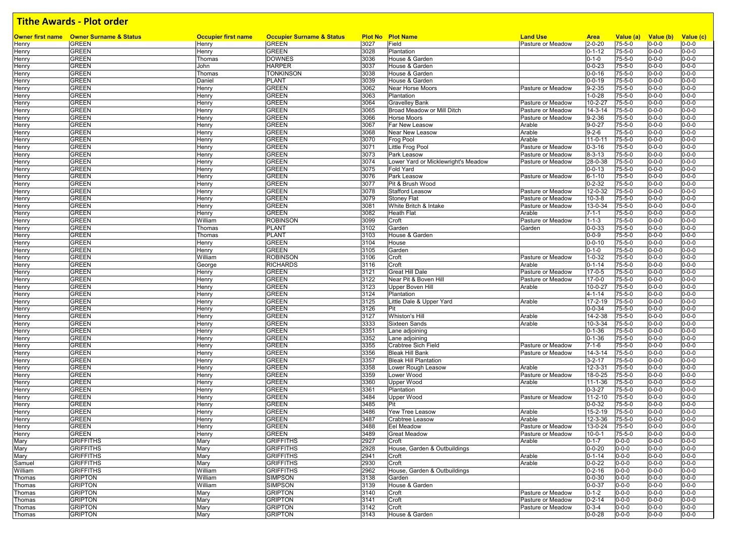# Tithe Awards - Plot order

| Owner first name | Owner Surname & Status | Occupier first name | Occupier Surname & Status | Plot No | Plot Name | Land Use | Area | Value (a) | Value (b) | Value (c) |
|---|---|---|---|---|---|---|---|---|---|---|
| Henry | GREEN | Henry | GREEN | 3027 | Field | Pasture or Meadow | 2-0-20 | 75-5-0 | 0-0-0 | 0-0-0 |
| Henry | GREEN | Henry | GREEN | 3028 | Plantation | | 0-1-12 | 75-5-0 | 0-0-0 | 0-0-0 |
| Henry | GREEN | Thomas | DOWNES | 3036 | House & Garden | | 0-1-0 | 75-5-0 | 0-0-0 | 0-0-0 |
| Henry | GREEN | John | HARPER | 3037 | House & Garden | | 0-0-23 | 75-5-0 | 0-0-0 | 0-0-0 |
| Henry | GREEN | Thomas | TONKINSON | 3038 | House & Garden | | 0-0-16 | 75-5-0 | 0-0-0 | 0-0-0 |
| Henry | GREEN | Daniel | PLANT | 3039 | House & Garden | | 0-0-19 | 75-5-0 | 0-0-0 | 0-0-0 |
| Henry | GREEN | Henry | GREEN | 3062 | Near Horse Moors | Pasture or Meadow | 9-2-35 | 75-5-0 | 0-0-0 | 0-0-0 |
| Henry | GREEN | Henry | GREEN | 3063 | Plantation | | 1-0-28 | 75-5-0 | 0-0-0 | 0-0-0 |
| Henry | GREEN | Henry | GREEN | 3064 | Gravelley Bank | Pasture or Meadow | 10-2-27 | 75-5-0 | 0-0-0 | 0-0-0 |
| Henry | GREEN | Henry | GREEN | 3065 | Broad Meadow or Mill Ditch | Pasture or Meadow | 14-3-14 | 75-5-0 | 0-0-0 | 0-0-0 |
| Henry | GREEN | Henry | GREEN | 3066 | Horse Moors | Pasture or Meadow | 9-2-36 | 75-5-0 | 0-0-0 | 0-0-0 |
| Henry | GREEN | Henry | GREEN | 3067 | Far New Leasow | Arable | 9-0-27 | 75-5-0 | 0-0-0 | 0-0-0 |
| Henry | GREEN | Henry | GREEN | 3068 | Near New Leasow | Arable | 9-2-6 | 75-5-0 | 0-0-0 | 0-0-0 |
| Henry | GREEN | Henry | GREEN | 3070 | Frog Pool | Arable | 11-0-11 | 75-5-0 | 0-0-0 | 0-0-0 |
| Henry | GREEN | Henry | GREEN | 3071 | Little Frog Pool | Pasture or Meadow | 0-3-16 | 75-5-0 | 0-0-0 | 0-0-0 |
| Henry | GREEN | Henry | GREEN | 3073 | Park Leasow | Pasture or Meadow | 8-3-13 | 75-5-0 | 0-0-0 | 0-0-0 |
| Henry | GREEN | Henry | GREEN | 3074 | Lower Yard or Micklewright's Meadow | Pasture or Meadow | 28-0-38 | 75-5-0 | 0-0-0 | 0-0-0 |
| Henry | GREEN | Henry | GREEN | 3075 | Fold Yard | | 0-0-13 | 75-5-0 | 0-0-0 | 0-0-0 |
| Henry | GREEN | Henry | GREEN | 3076 | Park Leasow | Pasture or Meadow | 6-1-10 | 75-5-0 | 0-0-0 | 0-0-0 |
| Henry | GREEN | Henry | GREEN | 3077 | Pit & Brush Wood | | 0-2-32 | 75-5-0 | 0-0-0 | 0-0-0 |
| Henry | GREEN | Henry | GREEN | 3078 | Stafford Leasow | Pasture or Meadow | 12-0-32 | 75-5-0 | 0-0-0 | 0-0-0 |
| Henry | GREEN | Henry | GREEN | 3079 | Stoney Flat | Pasture or Meadow | 10-3-8 | 75-5-0 | 0-0-0 | 0-0-0 |
| Henry | GREEN | Henry | GREEN | 3081 | White Britch & Intake | Pasture or Meadow | 13-0-34 | 75-5-0 | 0-0-0 | 0-0-0 |
| Henry | GREEN | Henry | GREEN | 3082 | Heath Flat | Arable | 7-1-1 | 75-5-0 | 0-0-0 | 0-0-0 |
| Henry | GREEN | William | ROBINSON | 3099 | Croft | Pasture or Meadow | 1-1-3 | 75-5-0 | 0-0-0 | 0-0-0 |
| Henry | GREEN | Thomas | PLANT | 3102 | Garden | Garden | 0-0-33 | 75-5-0 | 0-0-0 | 0-0-0 |
| Henry | GREEN | Thomas | PLANT | 3103 | House & Garden | | 0-0-9 | 75-5-0 | 0-0-0 | 0-0-0 |
| Henry | GREEN | Henry | GREEN | 3104 | House | | 0-0-10 | 75-5-0 | 0-0-0 | 0-0-0 |
| Henry | GREEN | Henry | GREEN | 3105 | Garden | | 0-1-0 | 75-5-0 | 0-0-0 | 0-0-0 |
| Henry | GREEN | William | ROBINSON | 3106 | Croft | Pasture or Meadow | 1-0-32 | 75-5-0 | 0-0-0 | 0-0-0 |
| Henry | GREEN | George | RICHARDS | 3116 | Croft | Arable | 0-1-14 | 75-5-0 | 0-0-0 | 0-0-0 |
| Henry | GREEN | Henry | GREEN | 3121 | Great Hill Dale | Pasture or Meadow | 17-0-5 | 75-5-0 | 0-0-0 | 0-0-0 |
| Henry | GREEN | Henry | GREEN | 3122 | Near Pit & Boven Hill | Pasture or Meadow | 17-0-0 | 75-5-0 | 0-0-0 | 0-0-0 |
| Henry | GREEN | Henry | GREEN | 3123 | Upper Boven Hill | Arable | 10-0-27 | 75-5-0 | 0-0-0 | 0-0-0 |
| Henry | GREEN | Henry | GREEN | 3124 | Plantation | | 4-1-14 | 75-5-0 | 0-0-0 | 0-0-0 |
| Henry | GREEN | Henry | GREEN | 3125 | Little Dale & Upper Yard | Arable | 17-2-19 | 75-5-0 | 0-0-0 | 0-0-0 |
| Henry | GREEN | Henry | GREEN | 3126 | Pit | | 0-0-34 | 75-5-0 | 0-0-0 | 0-0-0 |
| Henry | GREEN | Henry | GREEN | 3127 | Whiston's Hill | Arable | 14-2-38 | 75-5-0 | 0-0-0 | 0-0-0 |
| Henry | GREEN | Henry | GREEN | 3333 | Sixteen Sands | Arable | 10-3-34 | 75-5-0 | 0-0-0 | 0-0-0 |
| Henry | GREEN | Henry | GREEN | 3351 | Lane adjoining | | 0-1-36 | 75-5-0 | 0-0-0 | 0-0-0 |
| Henry | GREEN | Henry | GREEN | 3352 | Lane adjoining | | 0-1-36 | 75-5-0 | 0-0-0 | 0-0-0 |
| Henry | GREEN | Henry | GREEN | 3355 | Crabtree Sich Field | Pasture or Meadow | 7-1-6 | 75-5-0 | 0-0-0 | 0-0-0 |
| Henry | GREEN | Henry | GREEN | 3356 | Bleak Hill Bank | Pasture or Meadow | 14-3-14 | 75-5-0 | 0-0-0 | 0-0-0 |
| Henry | GREEN | Henry | GREEN | 3357 | Bleak Hill Plantation | | 3-2-17 | 75-5-0 | 0-0-0 | 0-0-0 |
| Henry | GREEN | Henry | GREEN | 3358 | Lower Rough Leasow | Arable | 12-3-31 | 75-5-0 | 0-0-0 | 0-0-0 |
| Henry | GREEN | Henry | GREEN | 3359 | Lower Wood | Pasture or Meadow | 18-0-25 | 75-5-0 | 0-0-0 | 0-0-0 |
| Henry | GREEN | Henry | GREEN | 3360 | Upper Wood | Arable | 11-1-36 | 75-5-0 | 0-0-0 | 0-0-0 |
| Henry | GREEN | Henry | GREEN | 3361 | Plantation | | 0-3-27 | 75-5-0 | 0-0-0 | 0-0-0 |
| Henry | GREEN | Henry | GREEN | 3484 | Upper Wood | Pasture or Meadow | 11-2-10 | 75-5-0 | 0-0-0 | 0-0-0 |
| Henry | GREEN | Henry | GREEN | 3485 | Pit | | 0-0-32 | 75-5-0 | 0-0-0 | 0-0-0 |
| Henry | GREEN | Henry | GREEN | 3486 | Yew Tree Leasow | Arable | 15-2-19 | 75-5-0 | 0-0-0 | 0-0-0 |
| Henry | GREEN | Henry | GREEN | 3487 | Crabtree Leasow | Arable | 12-3-36 | 75-5-0 | 0-0-0 | 0-0-0 |
| Henry | GREEN | Henry | GREEN | 3488 | Eel Meadow | Pasture or Meadow | 13-0-24 | 75-5-0 | 0-0-0 | 0-0-0 |
| Henry | GREEN | Henry | GREEN | 3489 | Great Meadow | Pasture or Meadow | 10-0-1 | 75-5-0 | 0-0-0 | 0-0-0 |
| Mary | GRIFFITHS | Mary | GRIFFITHS | 2927 | Croft | Arable | 0-1-7 | 0-0-0 | 0-0-0 | 0-0-0 |
| Mary | GRIFFITHS | Mary | GRIFFITHS | 2928 | House, Garden & Outbuildings | | 0-0-20 | 0-0-0 | 0-0-0 | 0-0-0 |
| Mary | GRIFFITHS | Mary | GRIFFITHS | 2941 | Croft | Arable | 0-1-14 | 0-0-0 | 0-0-0 | 0-0-0 |
| Samuel | GRIFFITHS | Mary | GRIFFITHS | 2930 | Croft | Arable | 0-0-22 | 0-0-0 | 0-0-0 | 0-0-0 |
| William | GRIFFITHS | William | GRIFFITHS | 2962 | House, Garden & Outbuildings | | 0-2-16 | 0-0-0 | 0-0-0 | 0-0-0 |
| Thomas | GRIPTON | William | SIMPSON | 3138 | Garden | | 0-0-30 | 0-0-0 | 0-0-0 | 0-0-0 |
| Thomas | GRIPTON | William | SIMPSON | 3139 | House & Garden | | 0-0-37 | 0-0-0 | 0-0-0 | 0-0-0 |
| Thomas | GRIPTON | Mary | GRIPTON | 3140 | Croft | Pasture or Meadow | 0-1-2 | 0-0-0 | 0-0-0 | 0-0-0 |
| Thomas | GRIPTON | Mary | GRIPTON | 3141 | Croft | Pasture or Meadow | 0-2-14 | 0-0-0 | 0-0-0 | 0-0-0 |
| Thomas | GRIPTON | Mary | GRIPTON | 3142 | Croft | Pasture or Meadow | 0-3-4 | 0-0-0 | 0-0-0 | 0-0-0 |
| Thomas | GRIPTON | Mary | GRIPTON | 3143 | House & Garden | | 0-0-28 | 0-0-0 | 0-0-0 | 0-0-0 |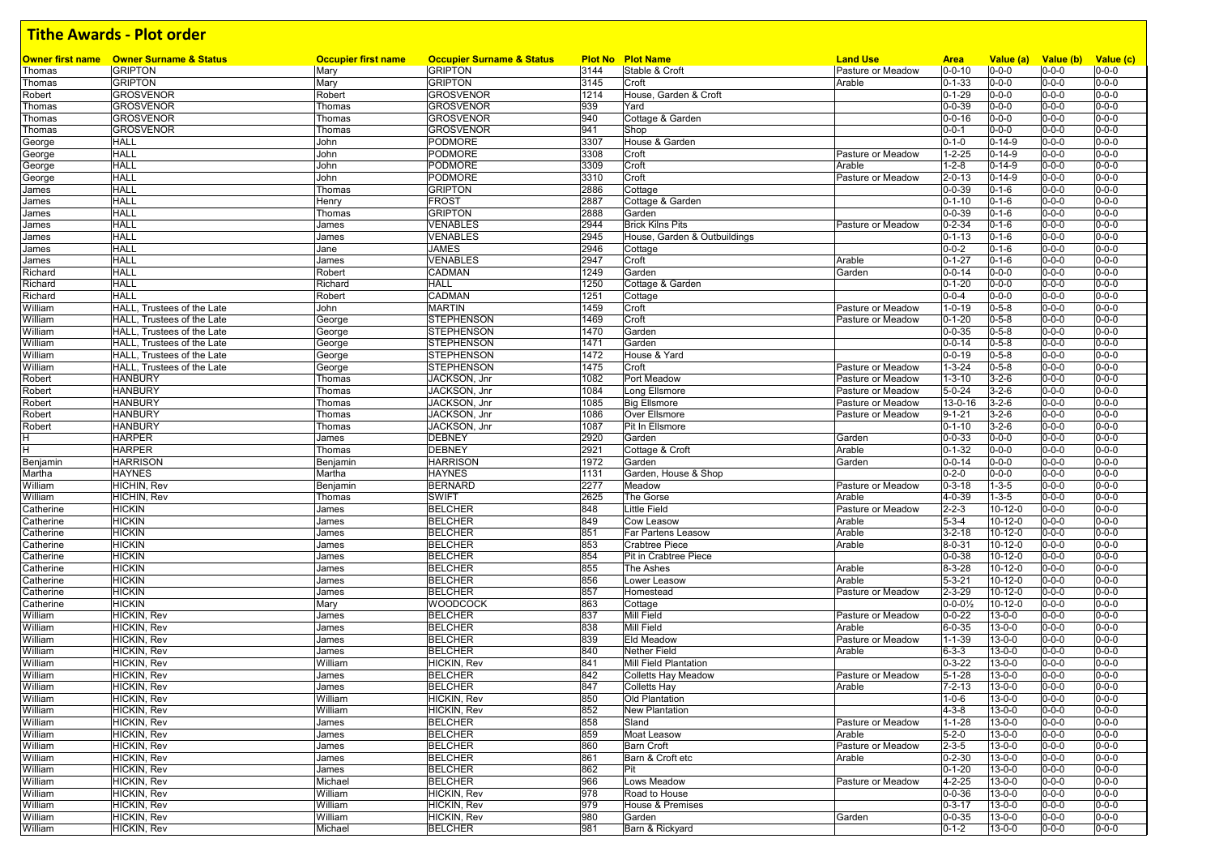# Tithe Awards - Plot order

| Owner first name | Owner Surname & Status | Occupier first name | Occupier Surname & Status | Plot No | Plot Name | Land Use | Area | Value (a) | Value (b) | Value (c) |
|---|---|---|---|---|---|---|---|---|---|---|
| Thomas | GRIPTON | Mary | GRIPTON | 3144 | Stable & Croft | Pasture or Meadow | 0-0-10 | 0-0-0 | 0-0-0 | 0-0-0 |
| Thomas | GRIPTON | Mary | GRIPTON | 3145 | Croft | Arable | 0-1-33 | 0-0-0 | 0-0-0 | 0-0-0 |
| Robert | GROSVENOR | Robert | GROSVENOR | 1214 | House, Garden & Croft | | 0-1-29 | 0-0-0 | 0-0-0 | 0-0-0 |
| Thomas | GROSVENOR | Thomas | GROSVENOR | 939 | Yard | | 0-0-39 | 0-0-0 | 0-0-0 | 0-0-0 |
| Thomas | GROSVENOR | Thomas | GROSVENOR | 940 | Cottage & Garden | | 0-0-16 | 0-0-0 | 0-0-0 | 0-0-0 |
| Thomas | GROSVENOR | Thomas | GROSVENOR | 941 | Shop | | 0-0-1 | 0-0-0 | 0-0-0 | 0-0-0 |
| George | HALL | John | PODMORE | 3307 | House & Garden | | 0-1-0 | 0-14-9 | 0-0-0 | 0-0-0 |
| George | HALL | John | PODMORE | 3308 | Croft | Pasture or Meadow | 1-2-25 | 0-14-9 | 0-0-0 | 0-0-0 |
| George | HALL | John | PODMORE | 3309 | Croft | Arable | 1-2-8 | 0-14-9 | 0-0-0 | 0-0-0 |
| George | HALL | John | PODMORE | 3310 | Croft | Pasture or Meadow | 2-0-13 | 0-14-9 | 0-0-0 | 0-0-0 |
| James | HALL | Thomas | GRIPTON | 2886 | Cottage | | 0-0-39 | 0-1-6 | 0-0-0 | 0-0-0 |
| James | HALL | Henry | FROST | 2887 | Cottage & Garden | | 0-1-10 | 0-1-6 | 0-0-0 | 0-0-0 |
| James | HALL | Thomas | GRIPTON | 2888 | Garden | | 0-0-39 | 0-1-6 | 0-0-0 | 0-0-0 |
| James | HALL | James | VENABLES | 2944 | Brick Kilns Pits | Pasture or Meadow | 0-2-34 | 0-1-6 | 0-0-0 | 0-0-0 |
| James | HALL | James | VENABLES | 2945 | House, Garden & Outbuildings | | 0-1-13 | 0-1-6 | 0-0-0 | 0-0-0 |
| James | HALL | Jane | JAMES | 2946 | Cottage | | 0-0-2 | 0-1-6 | 0-0-0 | 0-0-0 |
| James | HALL | James | VENABLES | 2947 | Croft | Arable | 0-1-27 | 0-1-6 | 0-0-0 | 0-0-0 |
| Richard | HALL | Robert | CADMAN | 1249 | Garden | Garden | 0-0-14 | 0-0-0 | 0-0-0 | 0-0-0 |
| Richard | HALL | Richard | HALL | 1250 | Cottage & Garden | | 0-1-20 | 0-0-0 | 0-0-0 | 0-0-0 |
| Richard | HALL | Robert | CADMAN | 1251 | Cottage | | 0-0-4 | 0-0-0 | 0-0-0 | 0-0-0 |
| William | HALL, Trustees of the Late | John | MARTIN | 1459 | Croft | Pasture or Meadow | 1-0-19 | 0-5-8 | 0-0-0 | 0-0-0 |
| William | HALL, Trustees of the Late | George | STEPHENSON | 1469 | Croft | Pasture or Meadow | 0-1-20 | 0-5-8 | 0-0-0 | 0-0-0 |
| William | HALL, Trustees of the Late | George | STEPHENSON | 1470 | Garden | | 0-0-35 | 0-5-8 | 0-0-0 | 0-0-0 |
| William | HALL, Trustees of the Late | George | STEPHENSON | 1471 | Garden | | 0-0-14 | 0-5-8 | 0-0-0 | 0-0-0 |
| William | HALL, Trustees of the Late | George | STEPHENSON | 1472 | House & Yard | | 0-0-19 | 0-5-8 | 0-0-0 | 0-0-0 |
| William | HALL, Trustees of the Late | George | STEPHENSON | 1475 | Croft | Pasture or Meadow | 1-3-24 | 0-5-8 | 0-0-0 | 0-0-0 |
| Robert | HANBURY | Thomas | JACKSON, Jnr | 1082 | Port Meadow | Pasture or Meadow | 1-3-10 | 3-2-6 | 0-0-0 | 0-0-0 |
| Robert | HANBURY | Thomas | JACKSON, Jnr | 1084 | Long Ellsmore | Pasture or Meadow | 5-0-24 | 3-2-6 | 0-0-0 | 0-0-0 |
| Robert | HANBURY | Thomas | JACKSON, Jnr | 1085 | Big Ellsmore | Pasture or Meadow | 13-0-16 | 3-2-6 | 0-0-0 | 0-0-0 |
| Robert | HANBURY | Thomas | JACKSON, Jnr | 1086 | Over Ellsmore | Pasture or Meadow | 9-1-21 | 3-2-6 | 0-0-0 | 0-0-0 |
| Robert | HANBURY | Thomas | JACKSON, Jnr | 1087 | Pit In Ellsmore | | 0-1-10 | 3-2-6 | 0-0-0 | 0-0-0 |
| H | HARPER | James | DEBNEY | 2920 | Garden | Garden | 0-0-33 | 0-0-0 | 0-0-0 | 0-0-0 |
| H | HARPER | Thomas | DEBNEY | 2921 | Cottage & Croft | Arable | 0-1-32 | 0-0-0 | 0-0-0 | 0-0-0 |
| Benjamin | HARRISON | Benjamin | HARRISON | 1972 | Garden | Garden | 0-0-14 | 0-0-0 | 0-0-0 | 0-0-0 |
| Martha | HAYNES | Martha | HAYNES | 1131 | Garden, House & Shop | | 0-2-0 | 0-0-0 | 0-0-0 | 0-0-0 |
| William | HICHIN, Rev | Benjamin | BERNARD | 2277 | Meadow | Pasture or Meadow | 0-3-18 | 1-3-5 | 0-0-0 | 0-0-0 |
| William | HICHIN, Rev | Thomas | SWIFT | 2625 | The Gorse | Arable | 4-0-39 | 1-3-5 | 0-0-0 | 0-0-0 |
| Catherine | HICKIN | James | BELCHER | 848 | Little Field | Pasture or Meadow | 2-2-3 | 10-12-0 | 0-0-0 | 0-0-0 |
| Catherine | HICKIN | James | BELCHER | 849 | Cow Leasow | Arable | 5-3-4 | 10-12-0 | 0-0-0 | 0-0-0 |
| Catherine | HICKIN | James | BELCHER | 851 | Far Partens Leasow | Arable | 3-2-18 | 10-12-0 | 0-0-0 | 0-0-0 |
| Catherine | HICKIN | James | BELCHER | 853 | Crabtree Piece | Arable | 8-0-31 | 10-12-0 | 0-0-0 | 0-0-0 |
| Catherine | HICKIN | James | BELCHER | 854 | Pit in Crabtree Piece | | 0-0-38 | 10-12-0 | 0-0-0 | 0-0-0 |
| Catherine | HICKIN | James | BELCHER | 855 | The Ashes | Arable | 8-3-28 | 10-12-0 | 0-0-0 | 0-0-0 |
| Catherine | HICKIN | James | BELCHER | 856 | Lower Leasow | Arable | 5-3-21 | 10-12-0 | 0-0-0 | 0-0-0 |
| Catherine | HICKIN | James | BELCHER | 857 | Homestead | Pasture or Meadow | 2-3-29 | 10-12-0 | 0-0-0 | 0-0-0 |
| Catherine | HICKIN | Mary | WOODCOCK | 863 | Cottage | | 0-0-0½ | 10-12-0 | 0-0-0 | 0-0-0 |
| William | HICKIN, Rev | James | BELCHER | 837 | Mill Field | Pasture or Meadow | 0-0-22 | 13-0-0 | 0-0-0 | 0-0-0 |
| William | HICKIN, Rev | James | BELCHER | 838 | Mill Field | Arable | 6-0-35 | 13-0-0 | 0-0-0 | 0-0-0 |
| William | HICKIN, Rev | James | BELCHER | 839 | Eld Meadow | Pasture or Meadow | 1-1-39 | 13-0-0 | 0-0-0 | 0-0-0 |
| William | HICKIN, Rev | James | BELCHER | 840 | Nether Field | Arable | 6-3-3 | 13-0-0 | 0-0-0 | 0-0-0 |
| William | HICKIN, Rev | William | HICKIN, Rev | 841 | Mill Field Plantation | | 0-3-22 | 13-0-0 | 0-0-0 | 0-0-0 |
| William | HICKIN, Rev | James | BELCHER | 842 | Colletts Hay Meadow | Pasture or Meadow | 5-1-28 | 13-0-0 | 0-0-0 | 0-0-0 |
| William | HICKIN, Rev | James | BELCHER | 847 | Colletts Hay | Arable | 7-2-13 | 13-0-0 | 0-0-0 | 0-0-0 |
| William | HICKIN, Rev | William | HICKIN, Rev | 850 | Old Plantation | | 1-0-6 | 13-0-0 | 0-0-0 | 0-0-0 |
| William | HICKIN, Rev | William | HICKIN, Rev | 852 | New Plantation | | 4-3-8 | 13-0-0 | 0-0-0 | 0-0-0 |
| William | HICKIN, Rev | James | BELCHER | 858 | Sland | Pasture or Meadow | 1-1-28 | 13-0-0 | 0-0-0 | 0-0-0 |
| William | HICKIN, Rev | James | BELCHER | 859 | Moat Leasow | Arable | 5-2-0 | 13-0-0 | 0-0-0 | 0-0-0 |
| William | HICKIN, Rev | James | BELCHER | 860 | Barn Croft | Pasture or Meadow | 2-3-5 | 13-0-0 | 0-0-0 | 0-0-0 |
| William | HICKIN, Rev | James | BELCHER | 861 | Barn & Croft etc | Arable | 0-2-30 | 13-0-0 | 0-0-0 | 0-0-0 |
| William | HICKIN, Rev | James | BELCHER | 862 | Pit | | 0-1-20 | 13-0-0 | 0-0-0 | 0-0-0 |
| William | HICKIN, Rev | Michael | BELCHER | 966 | Lows Meadow | Pasture or Meadow | 4-2-25 | 13-0-0 | 0-0-0 | 0-0-0 |
| William | HICKIN, Rev | William | HICKIN, Rev | 978 | Road to House | | 0-0-36 | 13-0-0 | 0-0-0 | 0-0-0 |
| William | HICKIN, Rev | William | HICKIN, Rev | 979 | House & Premises | | 0-3-17 | 13-0-0 | 0-0-0 | 0-0-0 |
| William | HICKIN, Rev | William | HICKIN, Rev | 980 | Garden | Garden | 0-0-35 | 13-0-0 | 0-0-0 | 0-0-0 |
| William | HICKIN, Rev | Michael | BELCHER | 981 | Barn & Rickyard | | 0-1-2 | 13-0-0 | 0-0-0 | 0-0-0 |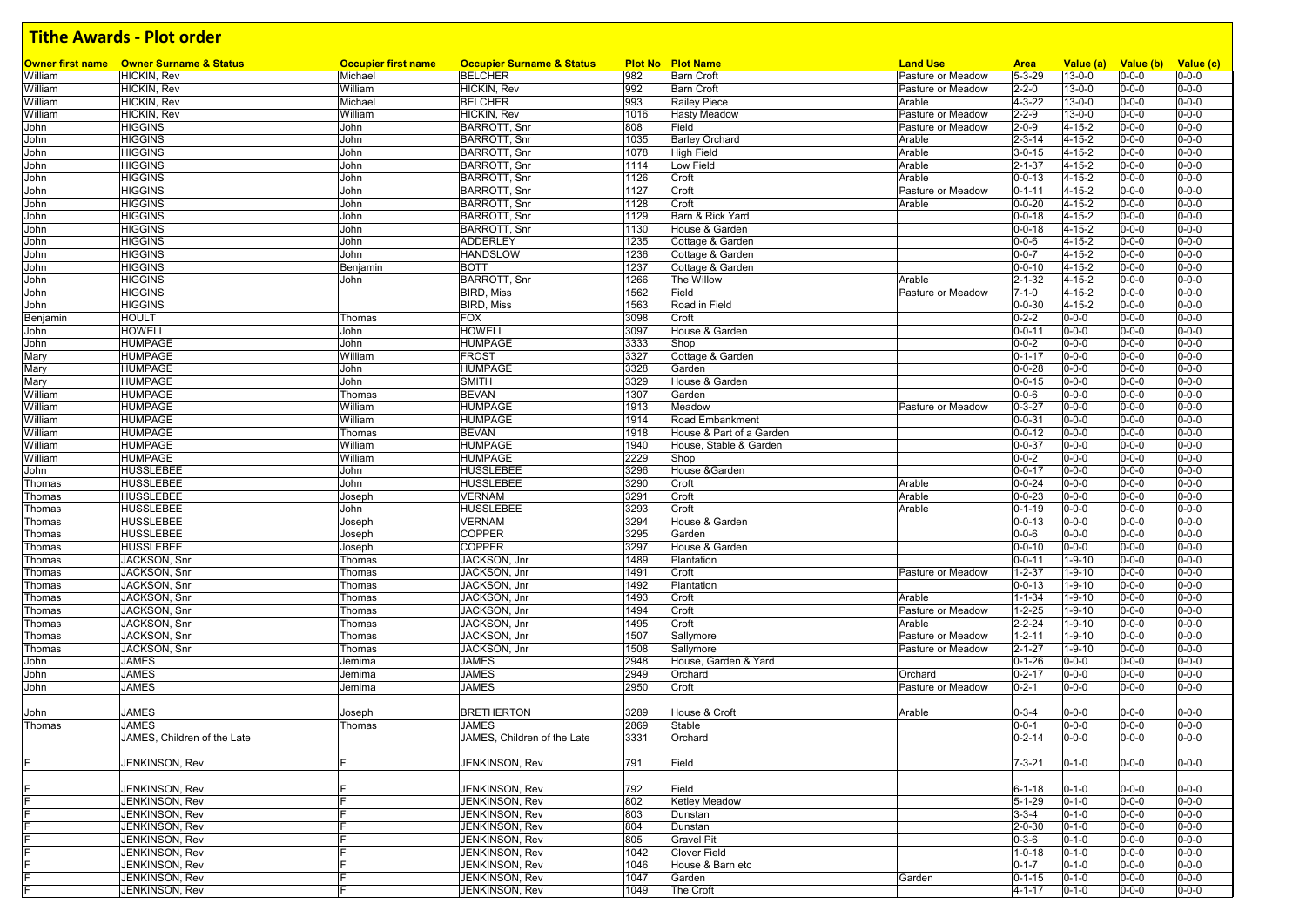# Tithe Awards - Plot order

| Owner first name | Owner Surname & Status | Occupier first name | Occupier Surname & Status | Plot No | Plot Name | Land Use | Area | Value (a) | Value (b) | Value (c) |
|---|---|---|---|---|---|---|---|---|---|---|
| William | HICKIN, Rev | Michael | BELCHER | 982 | Barn Croft | Pasture or Meadow | 5-3-29 | 13-0-0 | 0-0-0 | 0-0-0 |
| William | HICKIN, Rev | William | HICKIN, Rev | 992 | Barn Croft | Pasture or Meadow | 2-2-0 | 13-0-0 | 0-0-0 | 0-0-0 |
| William | HICKIN, Rev | Michael | BELCHER | 993 | Railey Piece | Arable | 4-3-22 | 13-0-0 | 0-0-0 | 0-0-0 |
| William | HICKIN, Rev | William | HICKIN, Rev | 1016 | Hasty Meadow | Pasture or Meadow | 2-2-9 | 13-0-0 | 0-0-0 | 0-0-0 |
| John | HIGGINS | John | BARROTT, Snr | 808 | Field | Pasture or Meadow | 2-0-9 | 4-15-2 | 0-0-0 | 0-0-0 |
| John | HIGGINS | John | BARROTT, Snr | 1035 | Barley Orchard | Arable | 2-3-14 | 4-15-2 | 0-0-0 | 0-0-0 |
| John | HIGGINS | John | BARROTT, Snr | 1078 | High Field | Arable | 3-0-15 | 4-15-2 | 0-0-0 | 0-0-0 |
| John | HIGGINS | John | BARROTT, Snr | 1114 | Low Field | Arable | 2-1-37 | 4-15-2 | 0-0-0 | 0-0-0 |
| John | HIGGINS | John | BARROTT, Snr | 1126 | Croft | Arable | 0-0-13 | 4-15-2 | 0-0-0 | 0-0-0 |
| John | HIGGINS | John | BARROTT, Snr | 1127 | Croft | Pasture or Meadow | 0-1-11 | 4-15-2 | 0-0-0 | 0-0-0 |
| John | HIGGINS | John | BARROTT, Snr | 1128 | Croft | Arable | 0-0-20 | 4-15-2 | 0-0-0 | 0-0-0 |
| John | HIGGINS | John | BARROTT, Snr | 1129 | Barn & Rick Yard | | 0-0-18 | 4-15-2 | 0-0-0 | 0-0-0 |
| John | HIGGINS | John | BARROTT, Snr | 1130 | House & Garden | | 0-0-18 | 4-15-2 | 0-0-0 | 0-0-0 |
| John | HIGGINS | John | ADDERLEY | 1235 | Cottage & Garden | | 0-0-6 | 4-15-2 | 0-0-0 | 0-0-0 |
| John | HIGGINS | John | HANDSLOW | 1236 | Cottage & Garden | | 0-0-7 | 4-15-2 | 0-0-0 | 0-0-0 |
| John | HIGGINS | Benjamin | BOTT | 1237 | Cottage & Garden | | 0-0-10 | 4-15-2 | 0-0-0 | 0-0-0 |
| John | HIGGINS | John | BARROTT, Snr | 1266 | The Willow | Arable | 2-1-32 | 4-15-2 | 0-0-0 | 0-0-0 |
| John | HIGGINS | | BIRD, Miss | 1562 | Field | Pasture or Meadow | 7-1-0 | 4-15-2 | 0-0-0 | 0-0-0 |
| John | HIGGINS | | BIRD, Miss | 1563 | Road in Field | | 0-0-30 | 4-15-2 | 0-0-0 | 0-0-0 |
| Benjamin | HOULT | Thomas | FOX | 3098 | Croft | | 0-2-2 | 0-0-0 | 0-0-0 | 0-0-0 |
| John | HOWELL | John | HOWELL | 3097 | House & Garden | | 0-0-11 | 0-0-0 | 0-0-0 | 0-0-0 |
| John | HUMPAGE | John | HUMPAGE | 3333 | Shop | | 0-0-2 | 0-0-0 | 0-0-0 | 0-0-0 |
| Mary | HUMPAGE | William | FROST | 3327 | Cottage & Garden | | 0-1-17 | 0-0-0 | 0-0-0 | 0-0-0 |
| Mary | HUMPAGE | John | HUMPAGE | 3328 | Garden | | 0-0-28 | 0-0-0 | 0-0-0 | 0-0-0 |
| Mary | HUMPAGE | John | SMITH | 3329 | House & Garden | | 0-0-15 | 0-0-0 | 0-0-0 | 0-0-0 |
| William | HUMPAGE | Thomas | BEVAN | 1307 | Garden | | 0-0-6 | 0-0-0 | 0-0-0 | 0-0-0 |
| William | HUMPAGE | William | HUMPAGE | 1913 | Meadow | Pasture or Meadow | 0-3-27 | 0-0-0 | 0-0-0 | 0-0-0 |
| William | HUMPAGE | William | HUMPAGE | 1914 | Road Embankment | | 0-0-31 | 0-0-0 | 0-0-0 | 0-0-0 |
| William | HUMPAGE | Thomas | BEVAN | 1918 | House & Part of a Garden | | 0-0-12 | 0-0-0 | 0-0-0 | 0-0-0 |
| William | HUMPAGE | William | HUMPAGE | 1940 | House, Stable & Garden | | 0-0-37 | 0-0-0 | 0-0-0 | 0-0-0 |
| William | HUMPAGE | William | HUMPAGE | 2229 | Shop | | 0-0-2 | 0-0-0 | 0-0-0 | 0-0-0 |
| John | HUSSLEBEE | John | HUSSLEBEE | 3296 | House &Garden | | 0-0-17 | 0-0-0 | 0-0-0 | 0-0-0 |
| Thomas | HUSSLEBEE | John | HUSSLEBEE | 3290 | Croft | Arable | 0-0-24 | 0-0-0 | 0-0-0 | 0-0-0 |
| Thomas | HUSSLEBEE | Joseph | VERNAM | 3291 | Croft | Arable | 0-0-23 | 0-0-0 | 0-0-0 | 0-0-0 |
| Thomas | HUSSLEBEE | John | HUSSLEBEE | 3293 | Croft | Arable | 0-1-19 | 0-0-0 | 0-0-0 | 0-0-0 |
| Thomas | HUSSLEBEE | Joseph | VERNAM | 3294 | House & Garden | | 0-0-13 | 0-0-0 | 0-0-0 | 0-0-0 |
| Thomas | HUSSLEBEE | Joseph | COPPER | 3295 | Garden | | 0-0-6 | 0-0-0 | 0-0-0 | 0-0-0 |
| Thomas | HUSSLEBEE | Joseph | COPPER | 3297 | House & Garden | | 0-0-10 | 0-0-0 | 0-0-0 | 0-0-0 |
| Thomas | JACKSON, Snr | Thomas | JACKSON, Jnr | 1489 | Plantation | | 0-0-11 | 1-9-10 | 0-0-0 | 0-0-0 |
| Thomas | JACKSON, Snr | Thomas | JACKSON, Jnr | 1491 | Croft | Pasture or Meadow | 1-2-37 | 1-9-10 | 0-0-0 | 0-0-0 |
| Thomas | JACKSON, Snr | Thomas | JACKSON, Jnr | 1492 | Plantation | | 0-0-13 | 1-9-10 | 0-0-0 | 0-0-0 |
| Thomas | JACKSON, Snr | Thomas | JACKSON, Jnr | 1493 | Croft | Arable | 1-1-34 | 1-9-10 | 0-0-0 | 0-0-0 |
| Thomas | JACKSON, Snr | Thomas | JACKSON, Jnr | 1494 | Croft | Pasture or Meadow | 1-2-25 | 1-9-10 | 0-0-0 | 0-0-0 |
| Thomas | JACKSON, Snr | Thomas | JACKSON, Jnr | 1495 | Croft | Arable | 2-2-24 | 1-9-10 | 0-0-0 | 0-0-0 |
| Thomas | JACKSON, Snr | Thomas | JACKSON, Jnr | 1507 | Sallymore | Pasture or Meadow | 1-2-11 | 1-9-10 | 0-0-0 | 0-0-0 |
| Thomas | JACKSON, Snr | Thomas | JACKSON, Jnr | 1508 | Sallymore | Pasture or Meadow | 2-1-27 | 1-9-10 | 0-0-0 | 0-0-0 |
| John | JAMES | Jemima | JAMES | 2948 | House, Garden & Yard | | 0-1-26 | 0-0-0 | 0-0-0 | 0-0-0 |
| John | JAMES | Jemima | JAMES | 2949 | Orchard | Orchard | 0-2-17 | 0-0-0 | 0-0-0 | 0-0-0 |
| John | JAMES | Jemima | JAMES | 2950 | Croft | Pasture or Meadow | 0-2-1 | 0-0-0 | 0-0-0 | 0-0-0 |
| John | JAMES | Joseph | BRETHERTON | 3289 | House & Croft | Arable | 0-3-4 | 0-0-0 | 0-0-0 | 0-0-0 |
| Thomas | JAMES | Thomas | JAMES | 2869 | Stable | | 0-0-1 | 0-0-0 | 0-0-0 | 0-0-0 |
| | JAMES, Children of the Late | | JAMES, Children of the Late | 3331 | Orchard | | 0-2-14 | 0-0-0 | 0-0-0 | 0-0-0 |
| F | JENKINSON, Rev | F | JENKINSON, Rev | 791 | Field | | 7-3-21 | 0-1-0 | 0-0-0 | 0-0-0 |
| F | JENKINSON, Rev | F | JENKINSON, Rev | 792 | Field | | 6-1-18 | 0-1-0 | 0-0-0 | 0-0-0 |
| F | JENKINSON, Rev | F | JENKINSON, Rev | 802 | Ketley Meadow | | 5-1-29 | 0-1-0 | 0-0-0 | 0-0-0 |
| F | JENKINSON, Rev | F | JENKINSON, Rev | 803 | Dunstan | | 3-3-4 | 0-1-0 | 0-0-0 | 0-0-0 |
| F | JENKINSON, Rev | F | JENKINSON, Rev | 804 | Dunstan | | 2-0-30 | 0-1-0 | 0-0-0 | 0-0-0 |
| F | JENKINSON, Rev | F | JENKINSON, Rev | 805 | Gravel Pit | | 0-3-6 | 0-1-0 | 0-0-0 | 0-0-0 |
| F | JENKINSON, Rev | F | JENKINSON, Rev | 1042 | Clover Field | | 1-0-18 | 0-1-0 | 0-0-0 | 0-0-0 |
| F | JENKINSON, Rev | F | JENKINSON, Rev | 1046 | House & Barn etc | | 0-1-7 | 0-1-0 | 0-0-0 | 0-0-0 |
| F | JENKINSON, Rev | F | JENKINSON, Rev | 1047 | Garden | Garden | 0-1-15 | 0-1-0 | 0-0-0 | 0-0-0 |
| F | JENKINSON, Rev | F | JENKINSON, Rev | 1049 | The Croft | | 4-1-17 | 0-1-0 | 0-0-0 | 0-0-0 |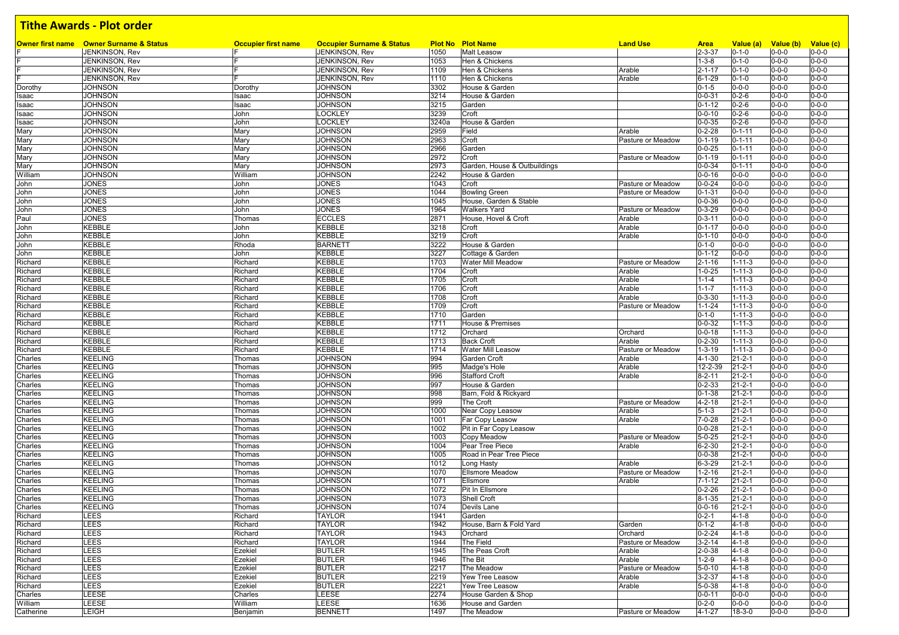# Tithe Awards - Plot order

| Owner first name | Owner Surname & Status | Occupier first name | Occupier Surname & Status | Plot No | Plot Name | Land Use | Area | Value (a) | Value (b) | Value (c) |
|---|---|---|---|---|---|---|---|---|---|---|
| F | JENKINSON, Rev | F | JENKINSON, Rev | 1050 | Malt Leasow | | 2-3-37 | 0-1-0 | 0-0-0 | 0-0-0 |
| F | JENKINSON, Rev | F | JENKINSON, Rev | 1053 | Hen & Chickens | | 1-3-8 | 0-1-0 | 0-0-0 | 0-0-0 |
| F | JENKINSON, Rev | F | JENKINSON, Rev | 1109 | Hen & Chickens | Arable | 2-1-17 | 0-1-0 | 0-0-0 | 0-0-0 |
| F | JENKINSON, Rev | F | JENKINSON, Rev | 1110 | Hen & Chickens | Arable | 6-1-29 | 0-1-0 | 0-0-0 | 0-0-0 |
| Dorothy | JOHNSON | Dorothy | JOHNSON | 3302 | House & Garden | | 0-1-5 | 0-0-0 | 0-0-0 | 0-0-0 |
| Isaac | JOHNSON | Isaac | JOHNSON | 3214 | House & Garden | | 0-0-31 | 0-2-6 | 0-0-0 | 0-0-0 |
| Isaac | JOHNSON | Isaac | JOHNSON | 3215 | Garden | | 0-1-12 | 0-2-6 | 0-0-0 | 0-0-0 |
| Isaac | JOHNSON | John | LOCKLEY | 3239 | Croft | | 0-0-10 | 0-2-6 | 0-0-0 | 0-0-0 |
| Isaac | JOHNSON | John | LOCKLEY | 3240a | House & Garden | | 0-0-35 | 0-2-6 | 0-0-0 | 0-0-0 |
| Mary | JOHNSON | Mary | JOHNSON | 2959 | Field | Arable | 0-2-28 | 0-1-11 | 0-0-0 | 0-0-0 |
| Mary | JOHNSON | Mary | JOHNSON | 2963 | Croft | Pasture or Meadow | 0-1-19 | 0-1-11 | 0-0-0 | 0-0-0 |
| Mary | JOHNSON | Mary | JOHNSON | 2966 | Garden | | 0-0-25 | 0-1-11 | 0-0-0 | 0-0-0 |
| Mary | JOHNSON | Mary | JOHNSON | 2972 | Croft | Pasture or Meadow | 0-1-19 | 0-1-11 | 0-0-0 | 0-0-0 |
| Mary | JOHNSON | Mary | JOHNSON | 2973 | Garden, House & Outbuildings | | 0-0-34 | 0-1-11 | 0-0-0 | 0-0-0 |
| William | JOHNSON | William | JOHNSON | 2242 | House & Garden | | 0-0-16 | 0-0-0 | 0-0-0 | 0-0-0 |
| John | JONES | John | JONES | 1043 | Croft | Pasture or Meadow | 0-0-24 | 0-0-0 | 0-0-0 | 0-0-0 |
| John | JONES | John | JONES | 1044 | Bowling Green | Pasture or Meadow | 0-1-31 | 0-0-0 | 0-0-0 | 0-0-0 |
| John | JONES | John | JONES | 1045 | House, Garden & Stable | | 0-0-36 | 0-0-0 | 0-0-0 | 0-0-0 |
| John | JONES | John | JONES | 1964 | Walkers Yard | Pasture or Meadow | 0-3-29 | 0-0-0 | 0-0-0 | 0-0-0 |
| Paul | JONES | Thomas | ECCLES | 2871 | House, Hovel & Croft | Arable | 0-3-11 | 0-0-0 | 0-0-0 | 0-0-0 |
| John | KEBBLE | John | KEBBLE | 3218 | Croft | Arable | 0-1-17 | 0-0-0 | 0-0-0 | 0-0-0 |
| John | KEBBLE | John | KEBBLE | 3219 | Croft | Arable | 0-1-10 | 0-0-0 | 0-0-0 | 0-0-0 |
| John | KEBBLE | Rhoda | BARNETT | 3222 | House & Garden | | 0-1-0 | 0-0-0 | 0-0-0 | 0-0-0 |
| John | KEBBLE | John | KEBBLE | 3227 | Cottage & Garden | | 0-1-12 | 0-0-0 | 0-0-0 | 0-0-0 |
| Richard | KEBBLE | Richard | KEBBLE | 1703 | Water Mill Meadow | Pasture or Meadow | 2-1-16 | 1-11-3 | 0-0-0 | 0-0-0 |
| Richard | KEBBLE | Richard | KEBBLE | 1704 | Croft | Arable | 1-0-25 | 1-11-3 | 0-0-0 | 0-0-0 |
| Richard | KEBBLE | Richard | KEBBLE | 1705 | Croft | Arable | 1-1-4 | 1-11-3 | 0-0-0 | 0-0-0 |
| Richard | KEBBLE | Richard | KEBBLE | 1706 | Croft | Arable | 1-1-7 | 1-11-3 | 0-0-0 | 0-0-0 |
| Richard | KEBBLE | Richard | KEBBLE | 1708 | Croft | Arable | 0-3-30 | 1-11-3 | 0-0-0 | 0-0-0 |
| Richard | KEBBLE | Richard | KEBBLE | 1709 | Croft | Pasture or Meadow | 1-1-24 | 1-11-3 | 0-0-0 | 0-0-0 |
| Richard | KEBBLE | Richard | KEBBLE | 1710 | Garden | | 0-1-0 | 1-11-3 | 0-0-0 | 0-0-0 |
| Richard | KEBBLE | Richard | KEBBLE | 1711 | House & Premises | | 0-0-32 | 1-11-3 | 0-0-0 | 0-0-0 |
| Richard | KEBBLE | Richard | KEBBLE | 1712 | Orchard | Orchard | 0-0-18 | 1-11-3 | 0-0-0 | 0-0-0 |
| Richard | KEBBLE | Richard | KEBBLE | 1713 | Back Croft | Arable | 0-2-30 | 1-11-3 | 0-0-0 | 0-0-0 |
| Richard | KEBBLE | Richard | KEBBLE | 1714 | Water Mill Leasow | Pasture or Meadow | 1-3-19 | 1-11-3 | 0-0-0 | 0-0-0 |
| Charles | KEELING | Thomas | JOHNSON | 994 | Garden Croft | Arable | 4-1-30 | 21-2-1 | 0-0-0 | 0-0-0 |
| Charles | KEELING | Thomas | JOHNSON | 995 | Madge's Hole | Arable | 12-2-39 | 21-2-1 | 0-0-0 | 0-0-0 |
| Charles | KEELING | Thomas | JOHNSON | 996 | Stafford Croft | Arable | 8-2-11 | 21-2-1 | 0-0-0 | 0-0-0 |
| Charles | KEELING | Thomas | JOHNSON | 997 | House & Garden | | 0-2-33 | 21-2-1 | 0-0-0 | 0-0-0 |
| Charles | KEELING | Thomas | JOHNSON | 998 | Barn, Fold & Rickyard | | 0-1-38 | 21-2-1 | 0-0-0 | 0-0-0 |
| Charles | KEELING | Thomas | JOHNSON | 999 | The Croft | Pasture or Meadow | 4-2-18 | 21-2-1 | 0-0-0 | 0-0-0 |
| Charles | KEELING | Thomas | JOHNSON | 1000 | Near Copy Leasow | Arable | 5-1-3 | 21-2-1 | 0-0-0 | 0-0-0 |
| Charles | KEELING | Thomas | JOHNSON | 1001 | Far Copy Leasow | Arable | 7-0-28 | 21-2-1 | 0-0-0 | 0-0-0 |
| Charles | KEELING | Thomas | JOHNSON | 1002 | Pit in Far Copy Leasow | | 0-0-28 | 21-2-1 | 0-0-0 | 0-0-0 |
| Charles | KEELING | Thomas | JOHNSON | 1003 | Copy Meadow | Pasture or Meadow | 5-0-25 | 21-2-1 | 0-0-0 | 0-0-0 |
| Charles | KEELING | Thomas | JOHNSON | 1004 | Pear Tree Piece | Arable | 6-2-30 | 21-2-1 | 0-0-0 | 0-0-0 |
| Charles | KEELING | Thomas | JOHNSON | 1005 | Road in Pear Tree Piece | | 0-0-38 | 21-2-1 | 0-0-0 | 0-0-0 |
| Charles | KEELING | Thomas | JOHNSON | 1012 | Long Hasty | Arable | 6-3-29 | 21-2-1 | 0-0-0 | 0-0-0 |
| Charles | KEELING | Thomas | JOHNSON | 1070 | Ellsmore Meadow | Pasture or Meadow | 1-2-16 | 21-2-1 | 0-0-0 | 0-0-0 |
| Charles | KEELING | Thomas | JOHNSON | 1071 | Ellsmore | Arable | 7-1-12 | 21-2-1 | 0-0-0 | 0-0-0 |
| Charles | KEELING | Thomas | JOHNSON | 1072 | Pit In Ellsmore | | 0-2-26 | 21-2-1 | 0-0-0 | 0-0-0 |
| Charles | KEELING | Thomas | JOHNSON | 1073 | Shell Croft | | 8-1-35 | 21-2-1 | 0-0-0 | 0-0-0 |
| Charles | KEELING | Thomas | JOHNSON | 1074 | Devils Lane | | 0-0-16 | 21-2-1 | 0-0-0 | 0-0-0 |
| Richard | LEES | Richard | TAYLOR | 1941 | Garden | | 0-2-1 | 4-1-8 | 0-0-0 | 0-0-0 |
| Richard | LEES | Richard | TAYLOR | 1942 | House, Barn & Fold Yard | Garden | 0-1-2 | 4-1-8 | 0-0-0 | 0-0-0 |
| Richard | LEES | Richard | TAYLOR | 1943 | Orchard | Orchard | 0-2-24 | 4-1-8 | 0-0-0 | 0-0-0 |
| Richard | LEES | Richard | TAYLOR | 1944 | The Field | Pasture or Meadow | 3-2-14 | 4-1-8 | 0-0-0 | 0-0-0 |
| Richard | LEES | Ezekiel | BUTLER | 1945 | The Peas Croft | Arable | 2-0-38 | 4-1-8 | 0-0-0 | 0-0-0 |
| Richard | LEES | Ezekiel | BUTLER | 1946 | The Bit | Arable | 1-2-9 | 4-1-8 | 0-0-0 | 0-0-0 |
| Richard | LEES | Ezekiel | BUTLER | 2217 | The Meadow | Pasture or Meadow | 5-0-10 | 4-1-8 | 0-0-0 | 0-0-0 |
| Richard | LEES | Ezekiel | BUTLER | 2219 | Yew Tree Leasow | Arable | 3-2-37 | 4-1-8 | 0-0-0 | 0-0-0 |
| Richard | LEES | Ezekiel | BUTLER | 2221 | Yew Tree Leasow | Arable | 5-0-38 | 4-1-8 | 0-0-0 | 0-0-0 |
| Charles | LEESE | Charles | LEESE | 2274 | House Garden & Shop | | 0-0-11 | 0-0-0 | 0-0-0 | 0-0-0 |
| William | LEESE | William | LEESE | 1636 | House and Garden | | 0-2-0 | 0-0-0 | 0-0-0 | 0-0-0 |
| Catherine | LEIGH | Benjamin | BENNETT | 1497 | The Meadow | Pasture or Meadow | 4-1-27 | 18-3-0 | 0-0-0 | 0-0-0 |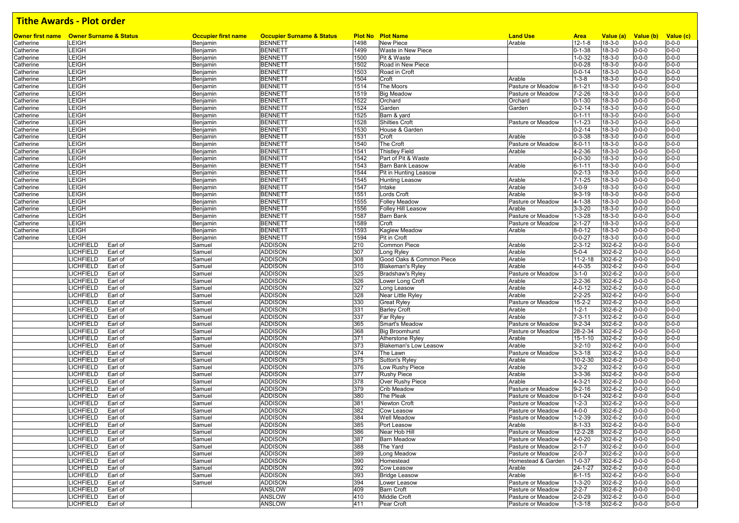# Tithe Awards - Plot order

| Owner first name | Owner Surname & Status | | Occupier first name | Occupier Surname & Status | Plot No | Plot Name | Land Use | Area | Value (a) | Value (b) | Value (c) |
|---|---|---|---|---|---|---|---|---|---|---|---|
| Catherine | LEIGH | | Benjamin | BENNETT | 1498 | New Piece | Arable | 12-1-8 | 18-3-0 | 0-0-0 | 0-0-0 |
| Catherine | LEIGH | | Benjamin | BENNETT | 1499 | Waste in New Piece | | 0-1-38 | 18-3-0 | 0-0-0 | 0-0-0 |
| Catherine | LEIGH | | Benjamin | BENNETT | 1500 | Pit & Waste | | 1-0-32 | 18-3-0 | 0-0-0 | 0-0-0 |
| Catherine | LEIGH | | Benjamin | BENNETT | 1502 | Road in New Piece | | 0-0-28 | 18-3-0 | 0-0-0 | 0-0-0 |
| Catherine | LEIGH | | Benjamin | BENNETT | 1503 | Road in Croft | | 0-0-14 | 18-3-0 | 0-0-0 | 0-0-0 |
| Catherine | LEIGH | | Benjamin | BENNETT | 1504 | Croft | Arable | 1-3-8 | 18-3-0 | 0-0-0 | 0-0-0 |
| Catherine | LEIGH | | Benjamin | BENNETT | 1514 | The Moors | Pasture or Meadow | 8-1-21 | 18-3-0 | 0-0-0 | 0-0-0 |
| Catherine | LEIGH | | Benjamin | BENNETT | 1519 | Big Meadow | Pasture or Meadow | 7-2-26 | 18-3-0 | 0-0-0 | 0-0-0 |
| Catherine | LEIGH | | Benjamin | BENNETT | 1522 | Orchard | Orchard | 0-1-30 | 18-3-0 | 0-0-0 | 0-0-0 |
| Catherine | LEIGH | | Benjamin | BENNETT | 1524 | Garden | Garden | 0-2-14 | 18-3-0 | 0-0-0 | 0-0-0 |
| Catherine | LEIGH | | Benjamin | BENNETT | 1525 | Barn & yard | | 0-1-11 | 18-3-0 | 0-0-0 | 0-0-0 |
| Catherine | LEIGH | | Benjamin | BENNETT | 1528 | Shilties Croft | Pasture or Meadow | 1-1-23 | 18-3-0 | 0-0-0 | 0-0-0 |
| Catherine | LEIGH | | Benjamin | BENNETT | 1530 | House & Garden | | 0-2-14 | 18-3-0 | 0-0-0 | 0-0-0 |
| Catherine | LEIGH | | Benjamin | BENNETT | 1531 | Croft | Arable | 0-3-38 | 18-3-0 | 0-0-0 | 0-0-0 |
| Catherine | LEIGH | | Benjamin | BENNETT | 1540 | The Croft | Pasture or Meadow | 8-0-11 | 18-3-0 | 0-0-0 | 0-0-0 |
| Catherine | LEIGH | | Benjamin | BENNETT | 1541 | Thistley Field | Arable | 4-2-36 | 18-3-0 | 0-0-0 | 0-0-0 |
| Catherine | LEIGH | | Benjamin | BENNETT | 1542 | Part of Pit & Waste | | 0-0-30 | 18-3-0 | 0-0-0 | 0-0-0 |
| Catherine | LEIGH | | Benjamin | BENNETT | 1543 | Barn Bank Leasow | Arable | 6-1-11 | 18-3-0 | 0-0-0 | 0-0-0 |
| Catherine | LEIGH | | Benjamin | BENNETT | 1544 | Pit in Hunting Leasow | | 0-2-13 | 18-3-0 | 0-0-0 | 0-0-0 |
| Catherine | LEIGH | | Benjamin | BENNETT | 1545 | Hunting Leasow | Arable | 7-1-25 | 18-3-0 | 0-0-0 | 0-0-0 |
| Catherine | LEIGH | | Benjamin | BENNETT | 1547 | Intake | Arable | 3-0-9 | 18-3-0 | 0-0-0 | 0-0-0 |
| Catherine | LEIGH | | Benjamin | BENNETT | 1551 | Lords Croft | Arable | 9-3-19 | 18-3-0 | 0-0-0 | 0-0-0 |
| Catherine | LEIGH | | Benjamin | BENNETT | 1555 | Folley Meadow | Pasture or Meadow | 4-1-38 | 18-3-0 | 0-0-0 | 0-0-0 |
| Catherine | LEIGH | | Benjamin | BENNETT | 1556 | Folley Hill Leasow | Arable | 3-3-20 | 18-3-0 | 0-0-0 | 0-0-0 |
| Catherine | LEIGH | | Benjamin | BENNETT | 1587 | Barn Bank | Pasture or Meadow | 1-3-28 | 18-3-0 | 0-0-0 | 0-0-0 |
| Catherine | LEIGH | | Benjamin | BENNETT | 1589 | Croft | Pasture or Meadow | 2-1-27 | 18-3-0 | 0-0-0 | 0-0-0 |
| Catherine | LEIGH | | Benjamin | BENNETT | 1593 | Kaglew Meadow | Arable | 8-0-12 | 18-3-0 | 0-0-0 | 0-0-0 |
| Catherine | LEIGH | | Benjamin | BENNETT | 1594 | Pit in Croft | | 0-0-27 | 18-3-0 | 0-0-0 | 0-0-0 |
| | LICHFIELD | Earl of | Samuel | ADDISON | 210 | Common Piece | Arable | 2-3-12 | 302-6-2 | 0-0-0 | 0-0-0 |
| | LICHFIELD | Earl of | Samuel | ADDISON | 307 | Long Ryley | Arable | 5-0-4 | 302-6-2 | 0-0-0 | 0-0-0 |
| | LICHFIELD | Earl of | Samuel | ADDISON | 308 | Good Oaks & Common Piece | Arable | 11-2-18 | 302-6-2 | 0-0-0 | 0-0-0 |
| | LICHFIELD | Earl of | Samuel | ADDISON | 310 | Blakeman's Ryley | Arable | 4-0-35 | 302-6-2 | 0-0-0 | 0-0-0 |
| | LICHFIELD | Earl of | Samuel | ADDISON | 325 | Bradshaw's Ryley | Pasture or Meadow | 3-1-0 | 302-6-2 | 0-0-0 | 0-0-0 |
| | LICHFIELD | Earl of | Samuel | ADDISON | 326 | Lower Long Croft | Arable | 2-2-36 | 302-6-2 | 0-0-0 | 0-0-0 |
| | LICHFIELD | Earl of | Samuel | ADDISON | 327 | Long Leasow | Arable | 4-0-12 | 302-6-2 | 0-0-0 | 0-0-0 |
| | LICHFIELD | Earl of | Samuel | ADDISON | 328 | Near Little Ryley | Arable | 2-2-25 | 302-6-2 | 0-0-0 | 0-0-0 |
| | LICHFIELD | Earl of | Samuel | ADDISON | 330 | Great Ryley | Pasture or Meadow | 15-2-2 | 302-6-2 | 0-0-0 | 0-0-0 |
| | LICHFIELD | Earl of | Samuel | ADDISON | 331 | Barley Croft | Arable | 1-2-1 | 302-6-2 | 0-0-0 | 0-0-0 |
| | LICHFIELD | Earl of | Samuel | ADDISON | 337 | Far Ryley | Arable | 7-3-11 | 302-6-2 | 0-0-0 | 0-0-0 |
| | LICHFIELD | Earl of | Samuel | ADDISON | 365 | Smart's Meadow | Pasture or Meadow | 9-2-34 | 302-6-2 | 0-0-0 | 0-0-0 |
| | LICHFIELD | Earl of | Samuel | ADDISON | 368 | Big Broomhurst | Pasture or Meadow | 28-2-34 | 302-6-2 | 0-0-0 | 0-0-0 |
| | LICHFIELD | Earl of | Samuel | ADDISON | 371 | Atherstone Ryley | Arable | 15-1-10 | 302-6-2 | 0-0-0 | 0-0-0 |
| | LICHFIELD | Earl of | Samuel | ADDISON | 373 | Blakeman's Low Leasow | Arable | 3-2-10 | 302-6-2 | 0-0-0 | 0-0-0 |
| | LICHFIELD | Earl of | Samuel | ADDISON | 374 | The Lawn | Pasture or Meadow | 3-3-18 | 302-6-2 | 0-0-0 | 0-0-0 |
| | LICHFIELD | Earl of | Samuel | ADDISON | 375 | Sutton's Ryley | Arable | 10-2-30 | 302-6-2 | 0-0-0 | 0-0-0 |
| | LICHFIELD | Earl of | Samuel | ADDISON | 376 | Low Rushy Piece | Arable | 3-2-2 | 302-6-2 | 0-0-0 | 0-0-0 |
| | LICHFIELD | Earl of | Samuel | ADDISON | 377 | Rushy Piece | Arable | 3-3-36 | 302-6-2 | 0-0-0 | 0-0-0 |
| | LICHFIELD | Earl of | Samuel | ADDISON | 378 | Over Rushy Piece | Arable | 4-3-21 | 302-6-2 | 0-0-0 | 0-0-0 |
| | LICHFIELD | Earl of | Samuel | ADDISON | 379 | Crib Meadow | Pasture or Meadow | 9-2-16 | 302-6-2 | 0-0-0 | 0-0-0 |
| | LICHFIELD | Earl of | Samuel | ADDISON | 380 | The Pleak | Pasture or Meadow | 0-1-24 | 302-6-2 | 0-0-0 | 0-0-0 |
| | LICHFIELD | Earl of | Samuel | ADDISON | 381 | Newton Croft | Pasture or Meadow | 1-2-3 | 302-6-2 | 0-0-0 | 0-0-0 |
| | LICHFIELD | Earl of | Samuel | ADDISON | 382 | Cow Leasow | Pasture or Meadow | 4-0-0 | 302-6-2 | 0-0-0 | 0-0-0 |
| | LICHFIELD | Earl of | Samuel | ADDISON | 384 | Well Meadow | Pasture or Meadow | 1-2-39 | 302-6-2 | 0-0-0 | 0-0-0 |
| | LICHFIELD | Earl of | Samuel | ADDISON | 385 | Port Leasow | Arable | 8-1-33 | 302-6-2 | 0-0-0 | 0-0-0 |
| | LICHFIELD | Earl of | Samuel | ADDISON | 386 | Near Hob Hill | Pasture or Meadow | 12-2-28 | 302-6-2 | 0-0-0 | 0-0-0 |
| | LICHFIELD | Earl of | Samuel | ADDISON | 387 | Barn Meadow | Pasture or Meadow | 4-0-20 | 302-6-2 | 0-0-0 | 0-0-0 |
| | LICHFIELD | Earl of | Samuel | ADDISON | 388 | The Yard | Pasture or Meadow | 2-1-7 | 302-6-2 | 0-0-0 | 0-0-0 |
| | LICHFIELD | Earl of | Samuel | ADDISON | 389 | Long Meadow | Pasture or Meadow | 2-0-7 | 302-6-2 | 0-0-0 | 0-0-0 |
| | LICHFIELD | Earl of | Samuel | ADDISON | 390 | Homestead | Homestead & Garden | 1-0-37 | 302-6-2 | 0-0-0 | 0-0-0 |
| | LICHFIELD | Earl of | Samuel | ADDISON | 392 | Cow Leasow | Arable | 24-1-27 | 302-6-2 | 0-0-0 | 0-0-0 |
| | LICHFIELD | Earl of | Samuel | ADDISON | 393 | Bridge Leasow | Arable | 8-1-15 | 302-6-2 | 0-0-0 | 0-0-0 |
| | LICHFIELD | Earl of | Samuel | ADDISON | 394 | Lower Leasow | Pasture or Meadow | 1-3-20 | 302-6-2 | 0-0-0 | 0-0-0 |
| | LICHFIELD | Earl of | | ANSLOW | 409 | Barn Croft | Pasture or Meadow | 2-2-7 | 302-6-2 | 0-0-0 | 0-0-0 |
| | LICHFIELD | Earl of | | ANSLOW | 410 | Middle Croft | Pasture or Meadow | 2-0-29 | 302-6-2 | 0-0-0 | 0-0-0 |
| | LICHFIELD | Earl of | | ANSLOW | 411 | Pear Croft | Pasture or Meadow | 1-3-18 | 302-6-2 | 0-0-0 | 0-0-0 |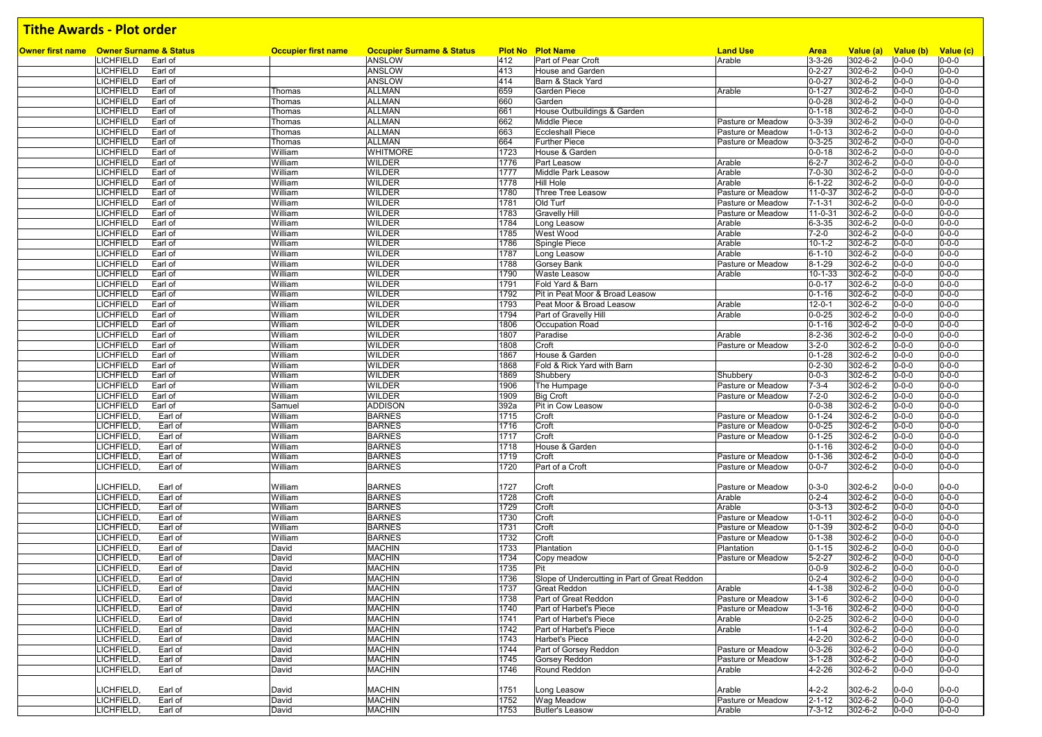# Tithe Awards - Plot order

| Owner first name | Owner Surname & Status | Occupier first name | Occupier Surname & Status | Plot No | Plot Name | Land Use | Area | Value (a) | Value (b) | Value (c) |
|---|---|---|---|---|---|---|---|---|---|---|
| | LICHFIELD Earl of | | ANSLOW | 412 | Part of Pear Croft | Arable | 3-3-26 | 302-6-2 | 0-0-0 | 0-0-0 |
| | LICHFIELD Earl of | | ANSLOW | 413 | House and Garden | | 0-2-27 | 302-6-2 | 0-0-0 | 0-0-0 |
| | LICHFIELD Earl of | | ANSLOW | 414 | Barn & Stack Yard | | 0-0-27 | 302-6-2 | 0-0-0 | 0-0-0 |
| | LICHFIELD Earl of | Thomas | ALLMAN | 659 | Garden Piece | Arable | 0-1-27 | 302-6-2 | 0-0-0 | 0-0-0 |
| | LICHFIELD Earl of | Thomas | ALLMAN | 660 | Garden | | 0-0-28 | 302-6-2 | 0-0-0 | 0-0-0 |
| | LICHFIELD Earl of | Thomas | ALLMAN | 661 | House Outbuildings & Garden | | 0-1-18 | 302-6-2 | 0-0-0 | 0-0-0 |
| | LICHFIELD Earl of | Thomas | ALLMAN | 662 | Middle Piece | Pasture or Meadow | 0-3-39 | 302-6-2 | 0-0-0 | 0-0-0 |
| | LICHFIELD Earl of | Thomas | ALLMAN | 663 | Eccleshall Piece | Pasture or Meadow | 1-0-13 | 302-6-2 | 0-0-0 | 0-0-0 |
| | LICHFIELD Earl of | Thomas | ALLMAN | 664 | Further Piece | Pasture or Meadow | 0-3-25 | 302-6-2 | 0-0-0 | 0-0-0 |
| | LICHFIELD Earl of | William | WHITMORE | 1723 | House & Garden | | 0-0-18 | 302-6-2 | 0-0-0 | 0-0-0 |
| | LICHFIELD Earl of | William | WILDER | 1776 | Part Leasow | Arable | 6-2-7 | 302-6-2 | 0-0-0 | 0-0-0 |
| | LICHFIELD Earl of | William | WILDER | 1777 | Middle Park Leasow | Arable | 7-0-30 | 302-6-2 | 0-0-0 | 0-0-0 |
| | LICHFIELD Earl of | William | WILDER | 1778 | Hill Hole | Arable | 6-1-22 | 302-6-2 | 0-0-0 | 0-0-0 |
| | LICHFIELD Earl of | William | WILDER | 1780 | Three Tree Leasow | Pasture or Meadow | 11-0-37 | 302-6-2 | 0-0-0 | 0-0-0 |
| | LICHFIELD Earl of | William | WILDER | 1781 | Old Turf | Pasture or Meadow | 7-1-31 | 302-6-2 | 0-0-0 | 0-0-0 |
| | LICHFIELD Earl of | William | WILDER | 1783 | Gravelly Hill | Pasture or Meadow | 11-0-31 | 302-6-2 | 0-0-0 | 0-0-0 |
| | LICHFIELD Earl of | William | WILDER | 1784 | Long Leasow | Arable | 6-3-35 | 302-6-2 | 0-0-0 | 0-0-0 |
| | LICHFIELD Earl of | William | WILDER | 1785 | West Wood | Arable | 7-2-0 | 302-6-2 | 0-0-0 | 0-0-0 |
| | LICHFIELD Earl of | William | WILDER | 1786 | Spingle Piece | Arable | 10-1-2 | 302-6-2 | 0-0-0 | 0-0-0 |
| | LICHFIELD Earl of | William | WILDER | 1787 | Long Leasow | Arable | 6-1-10 | 302-6-2 | 0-0-0 | 0-0-0 |
| | LICHFIELD Earl of | William | WILDER | 1788 | Gorsey Bank | Pasture or Meadow | 8-1-29 | 302-6-2 | 0-0-0 | 0-0-0 |
| | LICHFIELD Earl of | William | WILDER | 1790 | Waste Leasow | Arable | 10-1-33 | 302-6-2 | 0-0-0 | 0-0-0 |
| | LICHFIELD Earl of | William | WILDER | 1791 | Fold Yard & Barn | | 0-0-17 | 302-6-2 | 0-0-0 | 0-0-0 |
| | LICHFIELD Earl of | William | WILDER | 1792 | Pit in Peat Moor & Broad Leasow | | 0-1-16 | 302-6-2 | 0-0-0 | 0-0-0 |
| | LICHFIELD Earl of | William | WILDER | 1793 | Peat Moor & Broad Leasow | Arable | 12-0-1 | 302-6-2 | 0-0-0 | 0-0-0 |
| | LICHFIELD Earl of | William | WILDER | 1794 | Part of Gravelly Hill | Arable | 0-0-25 | 302-6-2 | 0-0-0 | 0-0-0 |
| | LICHFIELD Earl of | William | WILDER | 1806 | Occupation Road | | 0-1-16 | 302-6-2 | 0-0-0 | 0-0-0 |
| | LICHFIELD Earl of | William | WILDER | 1807 | Paradise | Arable | 8-2-36 | 302-6-2 | 0-0-0 | 0-0-0 |
| | LICHFIELD Earl of | William | WILDER | 1808 | Croft | Pasture or Meadow | 3-2-0 | 302-6-2 | 0-0-0 | 0-0-0 |
| | LICHFIELD Earl of | William | WILDER | 1867 | House & Garden | | 0-1-28 | 302-6-2 | 0-0-0 | 0-0-0 |
| | LICHFIELD Earl of | William | WILDER | 1868 | Fold & Rick Yard with Barn | | 0-2-30 | 302-6-2 | 0-0-0 | 0-0-0 |
| | LICHFIELD Earl of | William | WILDER | 1869 | Shubbery | Shubbery | 0-0-3 | 302-6-2 | 0-0-0 | 0-0-0 |
| | LICHFIELD Earl of | William | WILDER | 1906 | The Humpage | Pasture or Meadow | 7-3-4 | 302-6-2 | 0-0-0 | 0-0-0 |
| | LICHFIELD Earl of | William | WILDER | 1909 | Big Croft | Pasture or Meadow | 7-2-0 | 302-6-2 | 0-0-0 | 0-0-0 |
| | LICHFIELD Earl of | Samuel | ADDISON | 392a | Pit in Cow Leasow | | 0-0-38 | 302-6-2 | 0-0-0 | 0-0-0 |
| | LICHFIELD, Earl of | William | BARNES | 1715 | Croft | Pasture or Meadow | 0-1-24 | 302-6-2 | 0-0-0 | 0-0-0 |
| | LICHFIELD, Earl of | William | BARNES | 1716 | Croft | Pasture or Meadow | 0-0-25 | 302-6-2 | 0-0-0 | 0-0-0 |
| | LICHFIELD, Earl of | William | BARNES | 1717 | Croft | Pasture or Meadow | 0-1-25 | 302-6-2 | 0-0-0 | 0-0-0 |
| | LICHFIELD, Earl of | William | BARNES | 1718 | House & Garden | | 0-1-16 | 302-6-2 | 0-0-0 | 0-0-0 |
| | LICHFIELD, Earl of | William | BARNES | 1719 | Croft | Pasture or Meadow | 0-1-36 | 302-6-2 | 0-0-0 | 0-0-0 |
| | LICHFIELD, Earl of | William | BARNES | 1720 | Part of a Croft | Pasture or Meadow | 0-0-7 | 302-6-2 | 0-0-0 | 0-0-0 |
| | LICHFIELD, Earl of | William | BARNES | 1727 | Croft | Pasture or Meadow | 0-3-0 | 302-6-2 | 0-0-0 | 0-0-0 |
| | LICHFIELD, Earl of | William | BARNES | 1728 | Croft | Arable | 0-2-4 | 302-6-2 | 0-0-0 | 0-0-0 |
| | LICHFIELD, Earl of | William | BARNES | 1729 | Croft | Arable | 0-3-13 | 302-6-2 | 0-0-0 | 0-0-0 |
| | LICHFIELD, Earl of | William | BARNES | 1730 | Croft | Pasture or Meadow | 1-0-11 | 302-6-2 | 0-0-0 | 0-0-0 |
| | LICHFIELD, Earl of | William | BARNES | 1731 | Croft | Pasture or Meadow | 0-1-39 | 302-6-2 | 0-0-0 | 0-0-0 |
| | LICHFIELD, Earl of | William | BARNES | 1732 | Croft | Pasture or Meadow | 0-1-38 | 302-6-2 | 0-0-0 | 0-0-0 |
| | LICHFIELD, Earl of | David | MACHIN | 1733 | Plantation | Plantation | 0-1-15 | 302-6-2 | 0-0-0 | 0-0-0 |
| | LICHFIELD, Earl of | David | MACHIN | 1734 | Copy meadow | Pasture or Meadow | 5-2-27 | 302-6-2 | 0-0-0 | 0-0-0 |
| | LICHFIELD, Earl of | David | MACHIN | 1735 | Pit | | 0-0-9 | 302-6-2 | 0-0-0 | 0-0-0 |
| | LICHFIELD, Earl of | David | MACHIN | 1736 | Slope of Undercutting in Part of Great Reddon | | 0-2-4 | 302-6-2 | 0-0-0 | 0-0-0 |
| | LICHFIELD, Earl of | David | MACHIN | 1737 | Great Reddon | Arable | 4-1-38 | 302-6-2 | 0-0-0 | 0-0-0 |
| | LICHFIELD, Earl of | David | MACHIN | 1738 | Part of Great Reddon | Pasture or Meadow | 3-1-6 | 302-6-2 | 0-0-0 | 0-0-0 |
| | LICHFIELD, Earl of | David | MACHIN | 1740 | Part of Harbet's Piece | Pasture or Meadow | 1-3-16 | 302-6-2 | 0-0-0 | 0-0-0 |
| | LICHFIELD, Earl of | David | MACHIN | 1741 | Part of Harbet's Piece | Arable | 0-2-25 | 302-6-2 | 0-0-0 | 0-0-0 |
| | LICHFIELD, Earl of | David | MACHIN | 1742 | Part of Harbet's Piece | Arable | 1-1-4 | 302-6-2 | 0-0-0 | 0-0-0 |
| | LICHFIELD, Earl of | David | MACHIN | 1743 | Harbet's Piece | | 4-2-20 | 302-6-2 | 0-0-0 | 0-0-0 |
| | LICHFIELD, Earl of | David | MACHIN | 1744 | Part of Gorsey Reddon | Pasture or Meadow | 0-3-26 | 302-6-2 | 0-0-0 | 0-0-0 |
| | LICHFIELD, Earl of | David | MACHIN | 1745 | Gorsey Reddon | Pasture or Meadow | 3-1-28 | 302-6-2 | 0-0-0 | 0-0-0 |
| | LICHFIELD, Earl of | David | MACHIN | 1746 | Round Reddon | Arable | 4-2-26 | 302-6-2 | 0-0-0 | 0-0-0 |
| | LICHFIELD, Earl of | David | MACHIN | 1751 | Long Leasow | Arable | 4-2-2 | 302-6-2 | 0-0-0 | 0-0-0 |
| | LICHFIELD, Earl of | David | MACHIN | 1752 | Wag Meadow | Pasture or Meadow | 2-1-12 | 302-6-2 | 0-0-0 | 0-0-0 |
| | LICHFIELD, Earl of | David | MACHIN | 1753 | Butler's Leasow | Arable | 7-3-12 | 302-6-2 | 0-0-0 | 0-0-0 |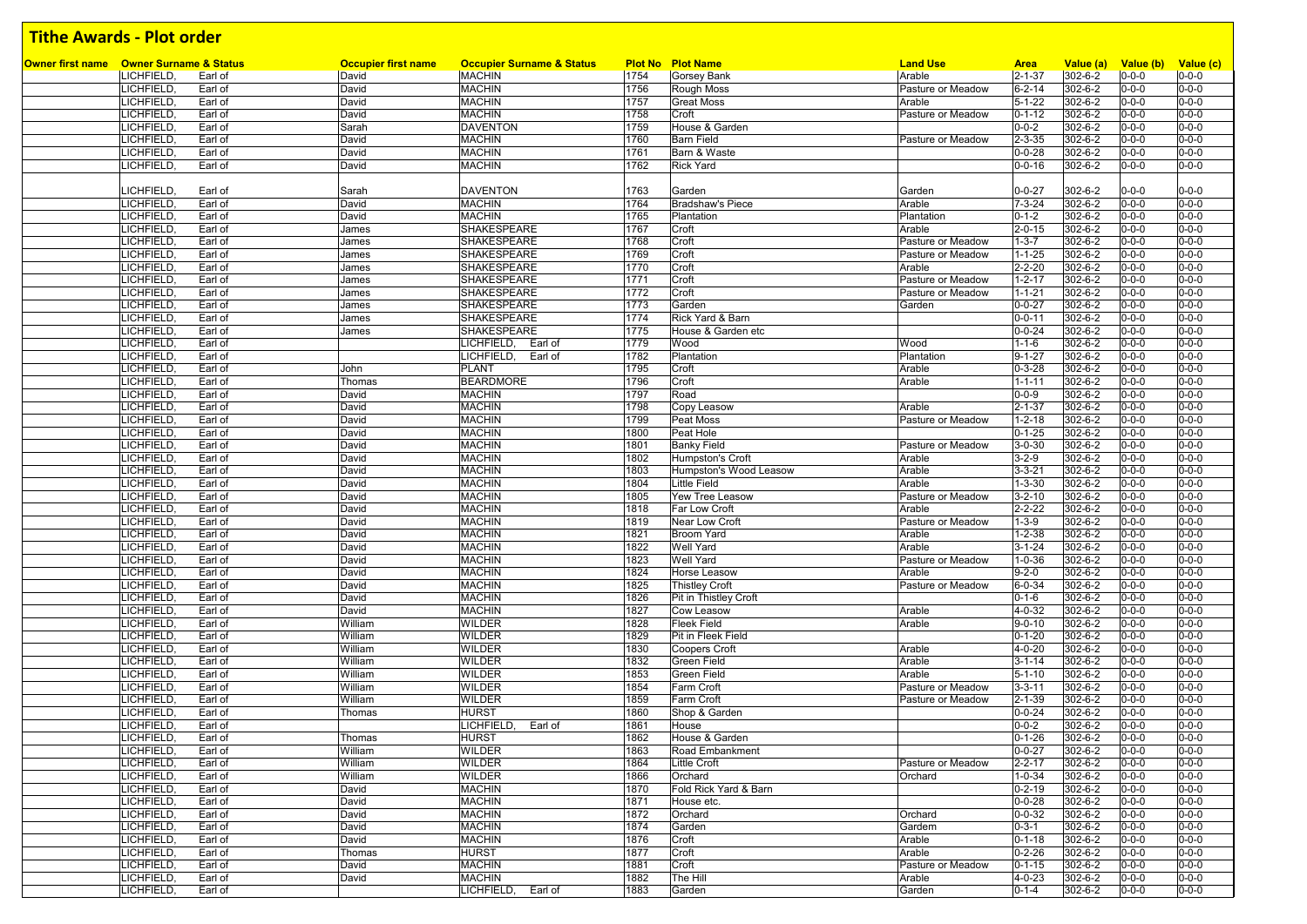# Tithe Awards - Plot order

| Owner first name | Owner Surname & Status | Occupier first name | Occupier Surname & Status | Plot No | Plot Name | Land Use | Area | Value (a) | Value (b) | Value (c) |
|---|---|---|---|---|---|---|---|---|---|---|
| | LICHFIELD, Earl of | David | MACHIN | 1754 | Gorsey Bank | Arable | 2-1-37 | 302-6-2 | 0-0-0 | 0-0-0 |
| | LICHFIELD, Earl of | David | MACHIN | 1756 | Rough Moss | Pasture or Meadow | 6-2-14 | 302-6-2 | 0-0-0 | 0-0-0 |
| | LICHFIELD, Earl of | David | MACHIN | 1757 | Great Moss | Arable | 5-1-22 | 302-6-2 | 0-0-0 | 0-0-0 |
| | LICHFIELD, Earl of | David | MACHIN | 1758 | Croft | Pasture or Meadow | 0-1-12 | 302-6-2 | 0-0-0 | 0-0-0 |
| | LICHFIELD, Earl of | Sarah | DAVENTON | 1759 | House & Garden | | 0-0-2 | 302-6-2 | 0-0-0 | 0-0-0 |
| | LICHFIELD, Earl of | David | MACHIN | 1760 | Barn Field | Pasture or Meadow | 2-3-35 | 302-6-2 | 0-0-0 | 0-0-0 |
| | LICHFIELD, Earl of | David | MACHIN | 1761 | Barn & Waste | | 0-0-28 | 302-6-2 | 0-0-0 | 0-0-0 |
| | LICHFIELD, Earl of | David | MACHIN | 1762 | Rick Yard | | 0-0-16 | 302-6-2 | 0-0-0 | 0-0-0 |
| | LICHFIELD, Earl of | Sarah | DAVENTON | 1763 | Garden | Garden | 0-0-27 | 302-6-2 | 0-0-0 | 0-0-0 |
| | LICHFIELD, Earl of | David | MACHIN | 1764 | Bradshaw's Piece | Arable | 7-3-24 | 302-6-2 | 0-0-0 | 0-0-0 |
| | LICHFIELD, Earl of | David | MACHIN | 1765 | Plantation | Plantation | 0-1-2 | 302-6-2 | 0-0-0 | 0-0-0 |
| | LICHFIELD, Earl of | James | SHAKESPEARE | 1767 | Croft | Arable | 2-0-15 | 302-6-2 | 0-0-0 | 0-0-0 |
| | LICHFIELD, Earl of | James | SHAKESPEARE | 1768 | Croft | Pasture or Meadow | 1-3-7 | 302-6-2 | 0-0-0 | 0-0-0 |
| | LICHFIELD, Earl of | James | SHAKESPEARE | 1769 | Croft | Pasture or Meadow | 1-1-25 | 302-6-2 | 0-0-0 | 0-0-0 |
| | LICHFIELD, Earl of | James | SHAKESPEARE | 1770 | Croft | Arable | 2-2-20 | 302-6-2 | 0-0-0 | 0-0-0 |
| | LICHFIELD, Earl of | James | SHAKESPEARE | 1771 | Croft | Pasture or Meadow | 1-2-17 | 302-6-2 | 0-0-0 | 0-0-0 |
| | LICHFIELD, Earl of | James | SHAKESPEARE | 1772 | Croft | Pasture or Meadow | 1-1-21 | 302-6-2 | 0-0-0 | 0-0-0 |
| | LICHFIELD, Earl of | James | SHAKESPEARE | 1773 | Garden | Garden | 0-0-27 | 302-6-2 | 0-0-0 | 0-0-0 |
| | LICHFIELD, Earl of | James | SHAKESPEARE | 1774 | Rick Yard & Barn | | 0-0-11 | 302-6-2 | 0-0-0 | 0-0-0 |
| | LICHFIELD, Earl of | James | SHAKESPEARE | 1775 | House & Garden etc | | 0-0-24 | 302-6-2 | 0-0-0 | 0-0-0 |
| | LICHFIELD, Earl of | | LICHFIELD, Earl of | 1779 | Wood | Wood | 1-1-6 | 302-6-2 | 0-0-0 | 0-0-0 |
| | LICHFIELD, Earl of | | LICHFIELD, Earl of | 1782 | Plantation | Plantation | 9-1-27 | 302-6-2 | 0-0-0 | 0-0-0 |
| | LICHFIELD, Earl of | John | PLANT | 1795 | Croft | Arable | 0-3-28 | 302-6-2 | 0-0-0 | 0-0-0 |
| | LICHFIELD, Earl of | Thomas | BEARDMORE | 1796 | Croft | Arable | 1-1-11 | 302-6-2 | 0-0-0 | 0-0-0 |
| | LICHFIELD, Earl of | David | MACHIN | 1797 | Road | | 0-0-9 | 302-6-2 | 0-0-0 | 0-0-0 |
| | LICHFIELD, Earl of | David | MACHIN | 1798 | Copy Leasow | Arable | 2-1-37 | 302-6-2 | 0-0-0 | 0-0-0 |
| | LICHFIELD, Earl of | David | MACHIN | 1799 | Peat Moss | Pasture or Meadow | 1-2-18 | 302-6-2 | 0-0-0 | 0-0-0 |
| | LICHFIELD, Earl of | David | MACHIN | 1800 | Peat Hole | | 0-1-25 | 302-6-2 | 0-0-0 | 0-0-0 |
| | LICHFIELD, Earl of | David | MACHIN | 1801 | Banky Field | Pasture or Meadow | 3-0-30 | 302-6-2 | 0-0-0 | 0-0-0 |
| | LICHFIELD, Earl of | David | MACHIN | 1802 | Humpston's Croft | Arable | 3-2-9 | 302-6-2 | 0-0-0 | 0-0-0 |
| | LICHFIELD, Earl of | David | MACHIN | 1803 | Humpston's Wood Leasow | Arable | 3-3-21 | 302-6-2 | 0-0-0 | 0-0-0 |
| | LICHFIELD, Earl of | David | MACHIN | 1804 | Little Field | Arable | 1-3-30 | 302-6-2 | 0-0-0 | 0-0-0 |
| | LICHFIELD, Earl of | David | MACHIN | 1805 | Yew Tree Leasow | Pasture or Meadow | 3-2-10 | 302-6-2 | 0-0-0 | 0-0-0 |
| | LICHFIELD, Earl of | David | MACHIN | 1818 | Far Low Croft | Arable | 2-2-22 | 302-6-2 | 0-0-0 | 0-0-0 |
| | LICHFIELD, Earl of | David | MACHIN | 1819 | Near Low Croft | Pasture or Meadow | 1-3-9 | 302-6-2 | 0-0-0 | 0-0-0 |
| | LICHFIELD, Earl of | David | MACHIN | 1821 | Broom Yard | Arable | 1-2-38 | 302-6-2 | 0-0-0 | 0-0-0 |
| | LICHFIELD, Earl of | David | MACHIN | 1822 | Well Yard | Arable | 3-1-24 | 302-6-2 | 0-0-0 | 0-0-0 |
| | LICHFIELD, Earl of | David | MACHIN | 1823 | Well Yard | Pasture or Meadow | 1-0-36 | 302-6-2 | 0-0-0 | 0-0-0 |
| | LICHFIELD, Earl of | David | MACHIN | 1824 | Horse Leasow | Arable | 9-2-0 | 302-6-2 | 0-0-0 | 0-0-0 |
| | LICHFIELD, Earl of | David | MACHIN | 1825 | Thistley Croft | Pasture or Meadow | 6-0-34 | 302-6-2 | 0-0-0 | 0-0-0 |
| | LICHFIELD, Earl of | David | MACHIN | 1826 | Pit in Thistley Croft | | 0-1-6 | 302-6-2 | 0-0-0 | 0-0-0 |
| | LICHFIELD, Earl of | David | MACHIN | 1827 | Cow Leasow | Arable | 4-0-32 | 302-6-2 | 0-0-0 | 0-0-0 |
| | LICHFIELD, Earl of | William | WILDER | 1828 | Fleek Field | Arable | 9-0-10 | 302-6-2 | 0-0-0 | 0-0-0 |
| | LICHFIELD, Earl of | William | WILDER | 1829 | Pit in Fleek Field | | 0-1-20 | 302-6-2 | 0-0-0 | 0-0-0 |
| | LICHFIELD, Earl of | William | WILDER | 1830 | Coopers Croft | Arable | 4-0-20 | 302-6-2 | 0-0-0 | 0-0-0 |
| | LICHFIELD, Earl of | William | WILDER | 1832 | Green Field | Arable | 3-1-14 | 302-6-2 | 0-0-0 | 0-0-0 |
| | LICHFIELD, Earl of | William | WILDER | 1853 | Green Field | Arable | 5-1-10 | 302-6-2 | 0-0-0 | 0-0-0 |
| | LICHFIELD, Earl of | William | WILDER | 1854 | Farm Croft | Pasture or Meadow | 3-3-11 | 302-6-2 | 0-0-0 | 0-0-0 |
| | LICHFIELD, Earl of | William | WILDER | 1859 | Farm Croft | Pasture or Meadow | 2-1-39 | 302-6-2 | 0-0-0 | 0-0-0 |
| | LICHFIELD, Earl of | Thomas | HURST | 1860 | Shop & Garden | | 0-0-24 | 302-6-2 | 0-0-0 | 0-0-0 |
| | LICHFIELD, Earl of | | LICHFIELD, Earl of | 1861 | House | | 0-0-2 | 302-6-2 | 0-0-0 | 0-0-0 |
| | LICHFIELD, Earl of | Thomas | HURST | 1862 | House & Garden | | 0-1-26 | 302-6-2 | 0-0-0 | 0-0-0 |
| | LICHFIELD, Earl of | William | WILDER | 1863 | Road Embankment | | 0-0-27 | 302-6-2 | 0-0-0 | 0-0-0 |
| | LICHFIELD, Earl of | William | WILDER | 1864 | Little Croft | Pasture or Meadow | 2-2-17 | 302-6-2 | 0-0-0 | 0-0-0 |
| | LICHFIELD, Earl of | William | WILDER | 1866 | Orchard | Orchard | 1-0-34 | 302-6-2 | 0-0-0 | 0-0-0 |
| | LICHFIELD, Earl of | David | MACHIN | 1870 | Fold Rick Yard & Barn | | 0-2-19 | 302-6-2 | 0-0-0 | 0-0-0 |
| | LICHFIELD, Earl of | David | MACHIN | 1871 | House etc. | | 0-0-28 | 302-6-2 | 0-0-0 | 0-0-0 |
| | LICHFIELD, Earl of | David | MACHIN | 1872 | Orchard | Orchard | 0-0-32 | 302-6-2 | 0-0-0 | 0-0-0 |
| | LICHFIELD, Earl of | David | MACHIN | 1874 | Garden | Gardem | 0-3-1 | 302-6-2 | 0-0-0 | 0-0-0 |
| | LICHFIELD, Earl of | David | MACHIN | 1876 | Croft | Arable | 0-1-18 | 302-6-2 | 0-0-0 | 0-0-0 |
| | LICHFIELD, Earl of | Thomas | HURST | 1877 | Croft | Arable | 0-2-26 | 302-6-2 | 0-0-0 | 0-0-0 |
| | LICHFIELD, Earl of | David | MACHIN | 1881 | Croft | Pasture or Meadow | 0-1-15 | 302-6-2 | 0-0-0 | 0-0-0 |
| | LICHFIELD, Earl of | David | MACHIN | 1882 | The Hill | Arable | 4-0-23 | 302-6-2 | 0-0-0 | 0-0-0 |
| | LICHFIELD, Earl of | | LICHFIELD, Earl of | 1883 | Garden | Garden | 0-1-4 | 302-6-2 | 0-0-0 | 0-0-0 |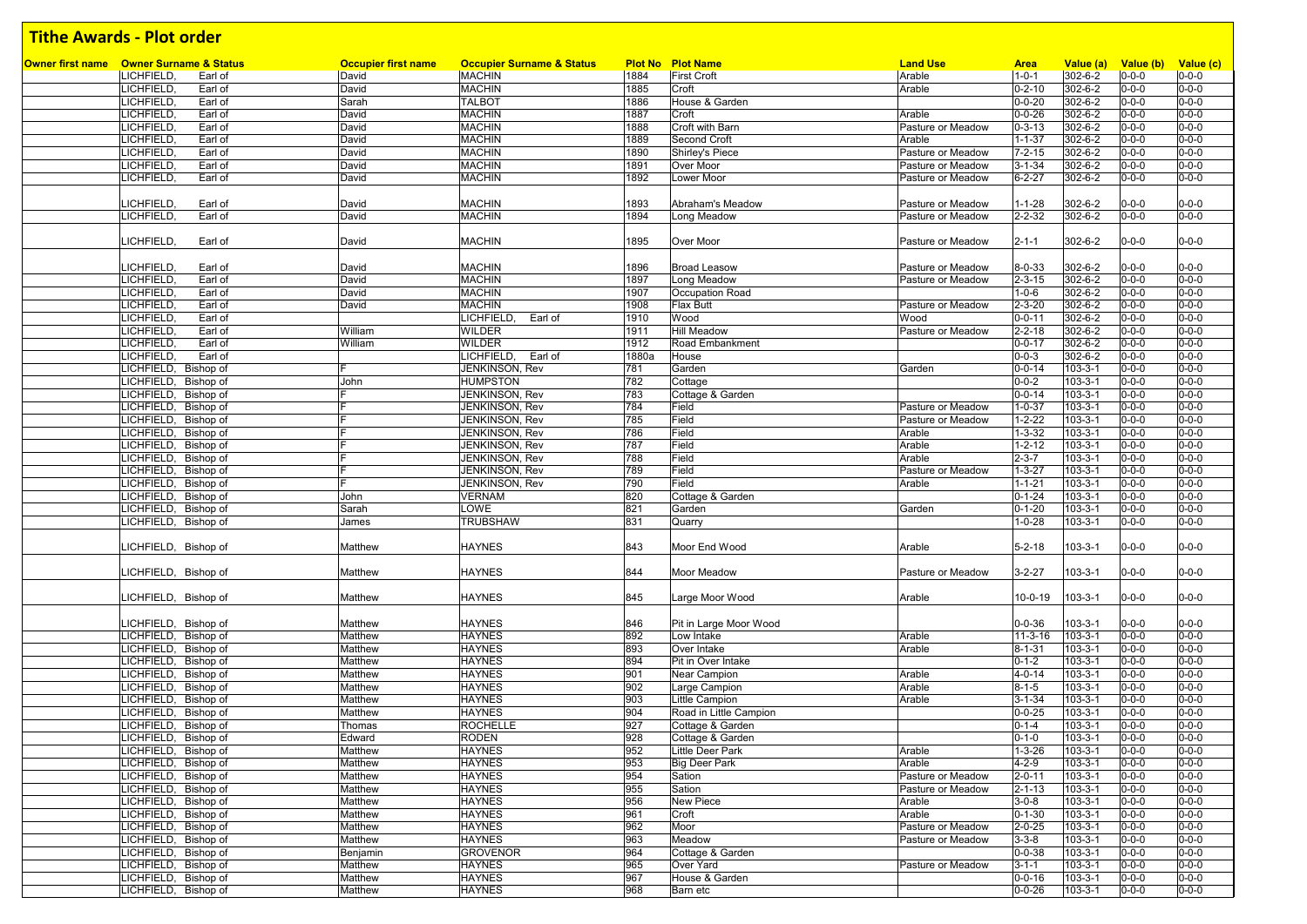# Tithe Awards - Plot order

| Owner first name | Owner Surname & Status | Occupier first name | Occupier Surname & Status | Plot No | Plot Name | Land Use | Area | Value (a) | Value (b) | Value (c) |
|---|---|---|---|---|---|---|---|---|---|---|
| | LICHFIELD, Earl of | David | MACHIN | 1884 | First Croft | Arable | 1-0-1 | 302-6-2 | 0-0-0 | 0-0-0 |
| | LICHFIELD, Earl of | David | MACHIN | 1885 | Croft | Arable | 0-2-10 | 302-6-2 | 0-0-0 | 0-0-0 |
| | LICHFIELD, Earl of | Sarah | TALBOT | 1886 | House & Garden | | 0-0-20 | 302-6-2 | 0-0-0 | 0-0-0 |
| | LICHFIELD, Earl of | David | MACHIN | 1887 | Croft | Arable | 0-0-26 | 302-6-2 | 0-0-0 | 0-0-0 |
| | LICHFIELD, Earl of | David | MACHIN | 1888 | Croft with Barn | Pasture or Meadow | 0-3-13 | 302-6-2 | 0-0-0 | 0-0-0 |
| | LICHFIELD, Earl of | David | MACHIN | 1889 | Second Croft | Arable | 1-1-37 | 302-6-2 | 0-0-0 | 0-0-0 |
| | LICHFIELD, Earl of | David | MACHIN | 1890 | Shirley's Piece | Pasture or Meadow | 7-2-15 | 302-6-2 | 0-0-0 | 0-0-0 |
| | LICHFIELD, Earl of | David | MACHIN | 1891 | Over Moor | Pasture or Meadow | 3-1-34 | 302-6-2 | 0-0-0 | 0-0-0 |
| | LICHFIELD, Earl of | David | MACHIN | 1892 | Lower Moor | Pasture or Meadow | 6-2-27 | 302-6-2 | 0-0-0 | 0-0-0 |
| | LICHFIELD, Earl of | David | MACHIN | 1893 | Abraham's Meadow | Pasture or Meadow | 1-1-28 | 302-6-2 | 0-0-0 | 0-0-0 |
| | LICHFIELD, Earl of | David | MACHIN | 1894 | Long Meadow | Pasture or Meadow | 2-2-32 | 302-6-2 | 0-0-0 | 0-0-0 |
| | LICHFIELD, Earl of | David | MACHIN | 1895 | Over Moor | Pasture or Meadow | 2-1-1 | 302-6-2 | 0-0-0 | 0-0-0 |
| | LICHFIELD, Earl of | David | MACHIN | 1896 | Broad Leasow | Pasture or Meadow | 8-0-33 | 302-6-2 | 0-0-0 | 0-0-0 |
| | LICHFIELD, Earl of | David | MACHIN | 1897 | Long Meadow | Pasture or Meadow | 2-3-15 | 302-6-2 | 0-0-0 | 0-0-0 |
| | LICHFIELD, Earl of | David | MACHIN | 1907 | Occupation Road | | 1-0-6 | 302-6-2 | 0-0-0 | 0-0-0 |
| | LICHFIELD, Earl of | David | MACHIN | 1908 | Flax Butt | Pasture or Meadow | 2-3-20 | 302-6-2 | 0-0-0 | 0-0-0 |
| | LICHFIELD, Earl of | | LICHFIELD, Earl of | 1910 | Wood | Wood | 0-0-11 | 302-6-2 | 0-0-0 | 0-0-0 |
| | LICHFIELD, Earl of | William | WILDER | 1911 | Hill Meadow | Pasture or Meadow | 2-2-18 | 302-6-2 | 0-0-0 | 0-0-0 |
| | LICHFIELD, Earl of | William | WILDER | 1912 | Road Embankment | | 0-0-17 | 302-6-2 | 0-0-0 | 0-0-0 |
| | LICHFIELD, Earl of | | LICHFIELD, Earl of | 1880a | House | | 0-0-3 | 302-6-2 | 0-0-0 | 0-0-0 |
| | LICHFIELD, Bishop of | F | JENKINSON, Rev | 781 | Garden | Garden | 0-0-14 | 103-3-1 | 0-0-0 | 0-0-0 |
| | LICHFIELD, Bishop of | John | HUMPSTON | 782 | Cottage | | 0-0-2 | 103-3-1 | 0-0-0 | 0-0-0 |
| | LICHFIELD, Bishop of | F | JENKINSON, Rev | 783 | Cottage & Garden | | 0-0-14 | 103-3-1 | 0-0-0 | 0-0-0 |
| | LICHFIELD, Bishop of | F | JENKINSON, Rev | 784 | Field | Pasture or Meadow | 1-0-37 | 103-3-1 | 0-0-0 | 0-0-0 |
| | LICHFIELD, Bishop of | F | JENKINSON, Rev | 785 | Field | Pasture or Meadow | 1-2-22 | 103-3-1 | 0-0-0 | 0-0-0 |
| | LICHFIELD, Bishop of | F | JENKINSON, Rev | 786 | Field | Arable | 1-3-32 | 103-3-1 | 0-0-0 | 0-0-0 |
| | LICHFIELD, Bishop of | F | JENKINSON, Rev | 787 | Field | Arable | 1-2-12 | 103-3-1 | 0-0-0 | 0-0-0 |
| | LICHFIELD, Bishop of | F | JENKINSON, Rev | 788 | Field | Arable | 2-3-7 | 103-3-1 | 0-0-0 | 0-0-0 |
| | LICHFIELD, Bishop of | F | JENKINSON, Rev | 789 | Field | Pasture or Meadow | 1-3-27 | 103-3-1 | 0-0-0 | 0-0-0 |
| | LICHFIELD, Bishop of | F | JENKINSON, Rev | 790 | Field | Arable | 1-1-21 | 103-3-1 | 0-0-0 | 0-0-0 |
| | LICHFIELD, Bishop of | John | VERNAM | 820 | Cottage & Garden | | 0-1-24 | 103-3-1 | 0-0-0 | 0-0-0 |
| | LICHFIELD, Bishop of | Sarah | LOWE | 821 | Garden | Garden | 0-1-20 | 103-3-1 | 0-0-0 | 0-0-0 |
| | LICHFIELD, Bishop of | James | TRUBSHAW | 831 | Quarry | | 1-0-28 | 103-3-1 | 0-0-0 | 0-0-0 |
| | LICHFIELD, Bishop of | Matthew | HAYNES | 843 | Moor End Wood | Arable | 5-2-18 | 103-3-1 | 0-0-0 | 0-0-0 |
| | LICHFIELD, Bishop of | Matthew | HAYNES | 844 | Moor Meadow | Pasture or Meadow | 3-2-27 | 103-3-1 | 0-0-0 | 0-0-0 |
| | LICHFIELD, Bishop of | Matthew | HAYNES | 845 | Large Moor Wood | Arable | 10-0-19 | 103-3-1 | 0-0-0 | 0-0-0 |
| | LICHFIELD, Bishop of | Matthew | HAYNES | 846 | Pit in Large Moor Wood | | 0-0-36 | 103-3-1 | 0-0-0 | 0-0-0 |
| | LICHFIELD, Bishop of | Matthew | HAYNES | 892 | Low Intake | Arable | 11-3-16 | 103-3-1 | 0-0-0 | 0-0-0 |
| | LICHFIELD, Bishop of | Matthew | HAYNES | 893 | Over Intake | Arable | 8-1-31 | 103-3-1 | 0-0-0 | 0-0-0 |
| | LICHFIELD, Bishop of | Matthew | HAYNES | 894 | Pit in Over Intake | | 0-1-2 | 103-3-1 | 0-0-0 | 0-0-0 |
| | LICHFIELD, Bishop of | Matthew | HAYNES | 901 | Near Campion | Arable | 4-0-14 | 103-3-1 | 0-0-0 | 0-0-0 |
| | LICHFIELD, Bishop of | Matthew | HAYNES | 902 | Large Campion | Arable | 8-1-5 | 103-3-1 | 0-0-0 | 0-0-0 |
| | LICHFIELD, Bishop of | Matthew | HAYNES | 903 | Little Campion | Arable | 3-1-34 | 103-3-1 | 0-0-0 | 0-0-0 |
| | LICHFIELD, Bishop of | Matthew | HAYNES | 904 | Road in Little Campion | | 0-0-25 | 103-3-1 | 0-0-0 | 0-0-0 |
| | LICHFIELD, Bishop of | Thomas | ROCHELLE | 927 | Cottage & Garden | | 0-1-4 | 103-3-1 | 0-0-0 | 0-0-0 |
| | LICHFIELD, Bishop of | Edward | RODEN | 928 | Cottage & Garden | | 0-1-0 | 103-3-1 | 0-0-0 | 0-0-0 |
| | LICHFIELD, Bishop of | Matthew | HAYNES | 952 | Little Deer Park | Arable | 1-3-26 | 103-3-1 | 0-0-0 | 0-0-0 |
| | LICHFIELD, Bishop of | Matthew | HAYNES | 953 | Big Deer Park | Arable | 4-2-9 | 103-3-1 | 0-0-0 | 0-0-0 |
| | LICHFIELD, Bishop of | Matthew | HAYNES | 954 | Sation | Pasture or Meadow | 2-0-11 | 103-3-1 | 0-0-0 | 0-0-0 |
| | LICHFIELD, Bishop of | Matthew | HAYNES | 955 | Sation | Pasture or Meadow | 2-1-13 | 103-3-1 | 0-0-0 | 0-0-0 |
| | LICHFIELD, Bishop of | Matthew | HAYNES | 956 | New Piece | Arable | 3-0-8 | 103-3-1 | 0-0-0 | 0-0-0 |
| | LICHFIELD, Bishop of | Matthew | HAYNES | 961 | Croft | Arable | 0-1-30 | 103-3-1 | 0-0-0 | 0-0-0 |
| | LICHFIELD, Bishop of | Matthew | HAYNES | 962 | Moor | Pasture or Meadow | 2-0-25 | 103-3-1 | 0-0-0 | 0-0-0 |
| | LICHFIELD, Bishop of | Matthew | HAYNES | 963 | Meadow | Pasture or Meadow | 3-3-8 | 103-3-1 | 0-0-0 | 0-0-0 |
| | LICHFIELD, Bishop of | Benjamin | GROVENOR | 964 | Cottage & Garden | | 0-0-38 | 103-3-1 | 0-0-0 | 0-0-0 |
| | LICHFIELD, Bishop of | Matthew | HAYNES | 965 | Over Yard | Pasture or Meadow | 3-1-1 | 103-3-1 | 0-0-0 | 0-0-0 |
| | LICHFIELD, Bishop of | Matthew | HAYNES | 967 | House & Garden | | 0-0-16 | 103-3-1 | 0-0-0 | 0-0-0 |
| | LICHFIELD, Bishop of | Matthew | HAYNES | 968 | Barn etc | | 0-0-26 | 103-3-1 | 0-0-0 | 0-0-0 |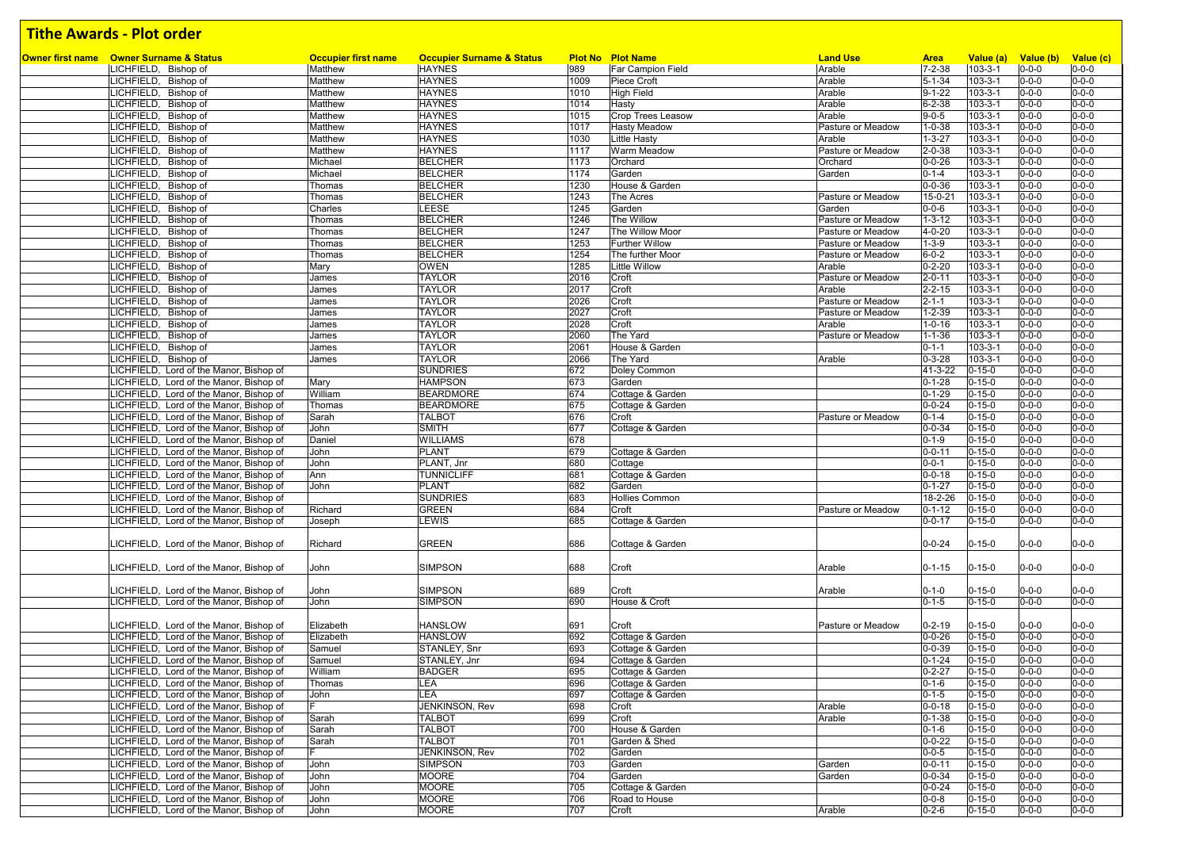# Tithe Awards - Plot order

| Owner first name | Owner Surname & Status | Occupier first name | Occupier Surname & Status | Plot No | Plot Name | Land Use | Area | Value (a) | Value (b) | Value (c) |
|---|---|---|---|---|---|---|---|---|---|---|
| | LICHFIELD, Bishop of | Matthew | HAYNES | 989 | Far Campion Field | Arable | 7-2-38 | 103-3-1 | 0-0-0 | 0-0-0 |
| | LICHFIELD, Bishop of | Matthew | HAYNES | 1009 | Piece Croft | Arable | 5-1-34 | 103-3-1 | 0-0-0 | 0-0-0 |
| | LICHFIELD, Bishop of | Matthew | HAYNES | 1010 | High Field | Arable | 9-1-22 | 103-3-1 | 0-0-0 | 0-0-0 |
| | LICHFIELD, Bishop of | Matthew | HAYNES | 1014 | Hasty | Arable | 6-2-38 | 103-3-1 | 0-0-0 | 0-0-0 |
| | LICHFIELD, Bishop of | Matthew | HAYNES | 1015 | Crop Trees Leasow | Arable | 9-0-5 | 103-3-1 | 0-0-0 | 0-0-0 |
| | LICHFIELD, Bishop of | Matthew | HAYNES | 1017 | Hasty Meadow | Pasture or Meadow | 1-0-38 | 103-3-1 | 0-0-0 | 0-0-0 |
| | LICHFIELD, Bishop of | Matthew | HAYNES | 1030 | Little Hasty | Arable | 1-3-27 | 103-3-1 | 0-0-0 | 0-0-0 |
| | LICHFIELD, Bishop of | Matthew | HAYNES | 1117 | Warm Meadow | Pasture or Meadow | 2-0-38 | 103-3-1 | 0-0-0 | 0-0-0 |
| | LICHFIELD, Bishop of | Michael | BELCHER | 1173 | Orchard | Orchard | 0-0-26 | 103-3-1 | 0-0-0 | 0-0-0 |
| | LICHFIELD, Bishop of | Michael | BELCHER | 1174 | Garden | Garden | 0-1-4 | 103-3-1 | 0-0-0 | 0-0-0 |
| | LICHFIELD, Bishop of | Thomas | BELCHER | 1230 | House & Garden | | 0-0-36 | 103-3-1 | 0-0-0 | 0-0-0 |
| | LICHFIELD, Bishop of | Thomas | BELCHER | 1243 | The Acres | Pasture or Meadow | 15-0-21 | 103-3-1 | 0-0-0 | 0-0-0 |
| | LICHFIELD, Bishop of | Charles | LEESE | 1245 | Garden | Garden | 0-0-6 | 103-3-1 | 0-0-0 | 0-0-0 |
| | LICHFIELD, Bishop of | Thomas | BELCHER | 1246 | The Willow | Pasture or Meadow | 1-3-12 | 103-3-1 | 0-0-0 | 0-0-0 |
| | LICHFIELD, Bishop of | Thomas | BELCHER | 1247 | The Willow Moor | Pasture or Meadow | 4-0-20 | 103-3-1 | 0-0-0 | 0-0-0 |
| | LICHFIELD, Bishop of | Thomas | BELCHER | 1253 | Further Willow | Pasture or Meadow | 1-3-9 | 103-3-1 | 0-0-0 | 0-0-0 |
| | LICHFIELD, Bishop of | Thomas | BELCHER | 1254 | The further Moor | Pasture or Meadow | 6-0-2 | 103-3-1 | 0-0-0 | 0-0-0 |
| | LICHFIELD, Bishop of | Mary | OWEN | 1285 | Little Willow | Arable | 0-2-20 | 103-3-1 | 0-0-0 | 0-0-0 |
| | LICHFIELD, Bishop of | James | TAYLOR | 2016 | Croft | Pasture or Meadow | 2-0-11 | 103-3-1 | 0-0-0 | 0-0-0 |
| | LICHFIELD, Bishop of | James | TAYLOR | 2017 | Croft | Arable | 2-2-15 | 103-3-1 | 0-0-0 | 0-0-0 |
| | LICHFIELD, Bishop of | James | TAYLOR | 2026 | Croft | Pasture or Meadow | 2-1-1 | 103-3-1 | 0-0-0 | 0-0-0 |
| | LICHFIELD, Bishop of | James | TAYLOR | 2027 | Croft | Pasture or Meadow | 1-2-39 | 103-3-1 | 0-0-0 | 0-0-0 |
| | LICHFIELD, Bishop of | James | TAYLOR | 2028 | Croft | Arable | 1-0-16 | 103-3-1 | 0-0-0 | 0-0-0 |
| | LICHFIELD, Bishop of | James | TAYLOR | 2060 | The Yard | Pasture or Meadow | 1-1-36 | 103-3-1 | 0-0-0 | 0-0-0 |
| | LICHFIELD, Bishop of | James | TAYLOR | 2061 | House & Garden | | 0-1-1 | 103-3-1 | 0-0-0 | 0-0-0 |
| | LICHFIELD, Bishop of | James | TAYLOR | 2066 | The Yard | Arable | 0-3-28 | 103-3-1 | 0-0-0 | 0-0-0 |
| | LICHFIELD, Lord of the Manor, Bishop of | | SUNDRIES | 672 | Doley Common | | 41-3-22 | 0-15-0 | 0-0-0 | 0-0-0 |
| | LICHFIELD, Lord of the Manor, Bishop of | Mary | HAMPSON | 673 | Garden | | 0-1-28 | 0-15-0 | 0-0-0 | 0-0-0 |
| | LICHFIELD, Lord of the Manor, Bishop of | William | BEARDMORE | 674 | Cottage & Garden | | 0-1-29 | 0-15-0 | 0-0-0 | 0-0-0 |
| | LICHFIELD, Lord of the Manor, Bishop of | Thomas | BEARDMORE | 675 | Cottage & Garden | | 0-0-24 | 0-15-0 | 0-0-0 | 0-0-0 |
| | LICHFIELD, Lord of the Manor, Bishop of | Sarah | TALBOT | 676 | Croft | Pasture or Meadow | 0-1-4 | 0-15-0 | 0-0-0 | 0-0-0 |
| | LICHFIELD, Lord of the Manor, Bishop of | John | SMITH | 677 | Cottage & Garden | | 0-0-34 | 0-15-0 | 0-0-0 | 0-0-0 |
| | LICHFIELD, Lord of the Manor, Bishop of | Daniel | WILLIAMS | 678 | | | 0-1-9 | 0-15-0 | 0-0-0 | 0-0-0 |
| | LICHFIELD, Lord of the Manor, Bishop of | John | PLANT | 679 | Cottage & Garden | | 0-0-11 | 0-15-0 | 0-0-0 | 0-0-0 |
| | LICHFIELD, Lord of the Manor, Bishop of | John | PLANT, Jnr | 680 | Cottage | | 0-0-1 | 0-15-0 | 0-0-0 | 0-0-0 |
| | LICHFIELD, Lord of the Manor, Bishop of | Ann | TUNNICLIFF | 681 | Cottage & Garden | | 0-0-18 | 0-15-0 | 0-0-0 | 0-0-0 |
| | LICHFIELD, Lord of the Manor, Bishop of | John | PLANT | 682 | Garden | | 0-1-27 | 0-15-0 | 0-0-0 | 0-0-0 |
| | LICHFIELD, Lord of the Manor, Bishop of | | SUNDRIES | 683 | Hollies Common | | 18-2-26 | 0-15-0 | 0-0-0 | 0-0-0 |
| | LICHFIELD, Lord of the Manor, Bishop of | Richard | GREEN | 684 | Croft | Pasture or Meadow | 0-1-12 | 0-15-0 | 0-0-0 | 0-0-0 |
| | LICHFIELD, Lord of the Manor, Bishop of | Joseph | LEWIS | 685 | Cottage & Garden | | 0-0-17 | 0-15-0 | 0-0-0 | 0-0-0 |
| | LICHFIELD, Lord of the Manor, Bishop of | Richard | GREEN | 686 | Cottage & Garden | | 0-0-24 | 0-15-0 | 0-0-0 | 0-0-0 |
| | LICHFIELD, Lord of the Manor, Bishop of | John | SIMPSON | 688 | Croft | Arable | 0-1-15 | 0-15-0 | 0-0-0 | 0-0-0 |
| | LICHFIELD, Lord of the Manor, Bishop of | John | SIMPSON | 689 | Croft | Arable | 0-1-0 | 0-15-0 | 0-0-0 | 0-0-0 |
| | LICHFIELD, Lord of the Manor, Bishop of | John | SIMPSON | 690 | House & Croft | | 0-1-5 | 0-15-0 | 0-0-0 | 0-0-0 |
| | LICHFIELD, Lord of the Manor, Bishop of | Elizabeth | HANSLOW | 691 | Croft | Pasture or Meadow | 0-2-19 | 0-15-0 | 0-0-0 | 0-0-0 |
| | LICHFIELD, Lord of the Manor, Bishop of | Elizabeth | HANSLOW | 692 | Cottage & Garden | | 0-0-26 | 0-15-0 | 0-0-0 | 0-0-0 |
| | LICHFIELD, Lord of the Manor, Bishop of | Samuel | STANLEY, Snr | 693 | Cottage & Garden | | 0-0-39 | 0-15-0 | 0-0-0 | 0-0-0 |
| | LICHFIELD, Lord of the Manor, Bishop of | Samuel | STANLEY, Jnr | 694 | Cottage & Garden | | 0-1-24 | 0-15-0 | 0-0-0 | 0-0-0 |
| | LICHFIELD, Lord of the Manor, Bishop of | William | BADGER | 695 | Cottage & Garden | | 0-2-27 | 0-15-0 | 0-0-0 | 0-0-0 |
| | LICHFIELD, Lord of the Manor, Bishop of | Thomas | LEA | 696 | Cottage & Garden | | 0-1-6 | 0-15-0 | 0-0-0 | 0-0-0 |
| | LICHFIELD, Lord of the Manor, Bishop of | John | LEA | 697 | Cottage & Garden | | 0-1-5 | 0-15-0 | 0-0-0 | 0-0-0 |
| | LICHFIELD, Lord of the Manor, Bishop of | F. | JENKINSON, Rev | 698 | Croft | Arable | 0-0-18 | 0-15-0 | 0-0-0 | 0-0-0 |
| | LICHFIELD, Lord of the Manor, Bishop of | Sarah | TALBOT | 699 | Croft | Arable | 0-1-38 | 0-15-0 | 0-0-0 | 0-0-0 |
| | LICHFIELD, Lord of the Manor, Bishop of | Sarah | TALBOT | 700 | House & Garden | | 0-1-6 | 0-15-0 | 0-0-0 | 0-0-0 |
| | LICHFIELD, Lord of the Manor, Bishop of | Sarah | TALBOT | 701 | Garden & Shed | | 0-0-22 | 0-15-0 | 0-0-0 | 0-0-0 |
| | LICHFIELD, Lord of the Manor, Bishop of | F. | JENKINSON, Rev | 702 | Garden | | 0-0-5 | 0-15-0 | 0-0-0 | 0-0-0 |
| | LICHFIELD, Lord of the Manor, Bishop of | John | SIMPSON | 703 | Garden | Garden | 0-0-11 | 0-15-0 | 0-0-0 | 0-0-0 |
| | LICHFIELD, Lord of the Manor, Bishop of | John | MOORE | 704 | Garden | Garden | 0-0-34 | 0-15-0 | 0-0-0 | 0-0-0 |
| | LICHFIELD, Lord of the Manor, Bishop of | John | MOORE | 705 | Cottage & Garden | | 0-0-24 | 0-15-0 | 0-0-0 | 0-0-0 |
| | LICHFIELD, Lord of the Manor, Bishop of | John | MOORE | 706 | Road to House | | 0-0-8 | 0-15-0 | 0-0-0 | 0-0-0 |
| | LICHFIELD, Lord of the Manor, Bishop of | John | MOORE | 707 | Croft | Arable | 0-2-6 | 0-15-0 | 0-0-0 | 0-0-0 |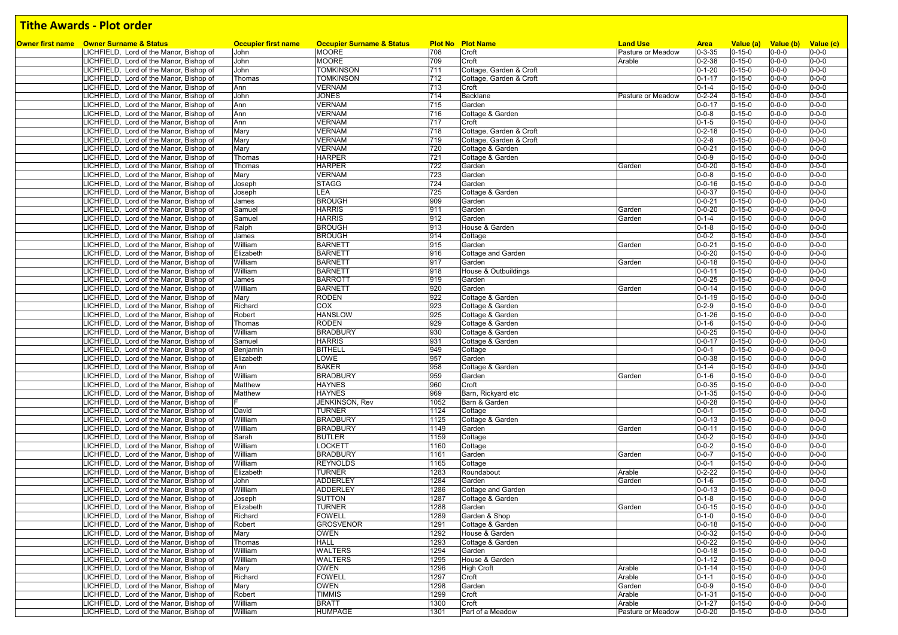# Tithe Awards - Plot order

| Owner first name | Owner Surname & Status | Occupier first name | Occupier Surname & Status | Plot No | Plot Name | Land Use | Area | Value (a) | Value (b) | Value (c) |
|---|---|---|---|---|---|---|---|---|---|---|
| | LICHFIELD, Lord of the Manor, Bishop of | John | MOORE | 708 | Croft | Pasture or Meadow | 0-3-35 | 0-15-0 | 0-0-0 | 0-0-0 |
| | LICHFIELD, Lord of the Manor, Bishop of | John | MOORE | 709 | Croft | Arable | 0-2-38 | 0-15-0 | 0-0-0 | 0-0-0 |
| | LICHFIELD, Lord of the Manor, Bishop of | John | TOMKINSON | 711 | Cottage, Garden & Croft | | 0-1-20 | 0-15-0 | 0-0-0 | 0-0-0 |
| | LICHFIELD, Lord of the Manor, Bishop of | Thomas | TOMKINSON | 712 | Cottage, Garden & Croft | | 0-1-17 | 0-15-0 | 0-0-0 | 0-0-0 |
| | LICHFIELD, Lord of the Manor, Bishop of | Ann | VERNAM | 713 | Croft | | 0-1-4 | 0-15-0 | 0-0-0 | 0-0-0 |
| | LICHFIELD, Lord of the Manor, Bishop of | John | JONES | 714 | Backlane | Pasture or Meadow | 0-2-24 | 0-15-0 | 0-0-0 | 0-0-0 |
| | LICHFIELD, Lord of the Manor, Bishop of | Ann | VERNAM | 715 | Garden | | 0-0-17 | 0-15-0 | 0-0-0 | 0-0-0 |
| | LICHFIELD, Lord of the Manor, Bishop of | Ann | VERNAM | 716 | Cottage & Garden | | 0-0-8 | 0-15-0 | 0-0-0 | 0-0-0 |
| | LICHFIELD, Lord of the Manor, Bishop of | Ann | VERNAM | 717 | Croft | | 0-1-5 | 0-15-0 | 0-0-0 | 0-0-0 |
| | LICHFIELD, Lord of the Manor, Bishop of | Mary | VERNAM | 718 | Cottage, Garden & Croft | | 0-2-18 | 0-15-0 | 0-0-0 | 0-0-0 |
| | LICHFIELD, Lord of the Manor, Bishop of | Mary | VERNAM | 719 | Cottage, Garden & Croft | | 0-2-8 | 0-15-0 | 0-0-0 | 0-0-0 |
| | LICHFIELD, Lord of the Manor, Bishop of | Mary | VERNAM | 720 | Cottage & Garden | | 0-0-21 | 0-15-0 | 0-0-0 | 0-0-0 |
| | LICHFIELD, Lord of the Manor, Bishop of | Thomas | HARPER | 721 | Cottage & Garden | | 0-0-9 | 0-15-0 | 0-0-0 | 0-0-0 |
| | LICHFIELD, Lord of the Manor, Bishop of | Thomas | HARPER | 722 | Garden | Garden | 0-0-20 | 0-15-0 | 0-0-0 | 0-0-0 |
| | LICHFIELD, Lord of the Manor, Bishop of | Mary | VERNAM | 723 | Garden | | 0-0-8 | 0-15-0 | 0-0-0 | 0-0-0 |
| | LICHFIELD, Lord of the Manor, Bishop of | Joseph | STAGG | 724 | Garden | | 0-0-16 | 0-15-0 | 0-0-0 | 0-0-0 |
| | LICHFIELD, Lord of the Manor, Bishop of | Joseph | LEA | 725 | Cottage & Garden | | 0-0-37 | 0-15-0 | 0-0-0 | 0-0-0 |
| | LICHFIELD, Lord of the Manor, Bishop of | James | BROUGH | 909 | Garden | | 0-0-21 | 0-15-0 | 0-0-0 | 0-0-0 |
| | LICHFIELD, Lord of the Manor, Bishop of | Samuel | HARRIS | 911 | Garden | Garden | 0-0-20 | 0-15-0 | 0-0-0 | 0-0-0 |
| | LICHFIELD, Lord of the Manor, Bishop of | Samuel | HARRIS | 912 | Garden | Garden | 0-1-4 | 0-15-0 | 0-0-0 | 0-0-0 |
| | LICHFIELD, Lord of the Manor, Bishop of | Ralph | BROUGH | 913 | House & Garden | | 0-1-8 | 0-15-0 | 0-0-0 | 0-0-0 |
| | LICHFIELD, Lord of the Manor, Bishop of | James | BROUGH | 914 | Cottage | | 0-0-2 | 0-15-0 | 0-0-0 | 0-0-0 |
| | LICHFIELD, Lord of the Manor, Bishop of | William | BARNETT | 915 | Garden | Garden | 0-0-21 | 0-15-0 | 0-0-0 | 0-0-0 |
| | LICHFIELD, Lord of the Manor, Bishop of | Elizabeth | BARNETT | 916 | Cottage and Garden | | 0-0-20 | 0-15-0 | 0-0-0 | 0-0-0 |
| | LICHFIELD, Lord of the Manor, Bishop of | William | BARNETT | 917 | Garden | Garden | 0-0-18 | 0-15-0 | 0-0-0 | 0-0-0 |
| | LICHFIELD, Lord of the Manor, Bishop of | William | BARNETT | 918 | House & Outbuildings | | 0-0-11 | 0-15-0 | 0-0-0 | 0-0-0 |
| | LICHFIELD, Lord of the Manor, Bishop of | James | BARROTT | 919 | Garden | | 0-0-25 | 0-15-0 | 0-0-0 | 0-0-0 |
| | LICHFIELD, Lord of the Manor, Bishop of | William | BARNETT | 920 | Garden | Garden | 0-0-14 | 0-15-0 | 0-0-0 | 0-0-0 |
| | LICHFIELD, Lord of the Manor, Bishop of | Mary | RODEN | 922 | Cottage & Garden | | 0-1-19 | 0-15-0 | 0-0-0 | 0-0-0 |
| | LICHFIELD, Lord of the Manor, Bishop of | Richard | COX | 923 | Cottage & Garden | | 0-2-9 | 0-15-0 | 0-0-0 | 0-0-0 |
| | LICHFIELD, Lord of the Manor, Bishop of | Robert | HANSLOW | 925 | Cottage & Garden | | 0-1-26 | 0-15-0 | 0-0-0 | 0-0-0 |
| | LICHFIELD, Lord of the Manor, Bishop of | Thomas | RODEN | 929 | Cottage & Garden | | 0-1-6 | 0-15-0 | 0-0-0 | 0-0-0 |
| | LICHFIELD, Lord of the Manor, Bishop of | William | BRADBURY | 930 | Cottage & Garden | | 0-0-25 | 0-15-0 | 0-0-0 | 0-0-0 |
| | LICHFIELD, Lord of the Manor, Bishop of | Samuel | HARRIS | 931 | Cottage & Garden | | 0-0-17 | 0-15-0 | 0-0-0 | 0-0-0 |
| | LICHFIELD, Lord of the Manor, Bishop of | Benjamin | BITHELL | 949 | Cottage | | 0-0-1 | 0-15-0 | 0-0-0 | 0-0-0 |
| | LICHFIELD, Lord of the Manor, Bishop of | Elizabeth | LOWE | 957 | Garden | | 0-0-38 | 0-15-0 | 0-0-0 | 0-0-0 |
| | LICHFIELD, Lord of the Manor, Bishop of | Ann | BAKER | 958 | Cottage & Garden | | 0-1-4 | 0-15-0 | 0-0-0 | 0-0-0 |
| | LICHFIELD, Lord of the Manor, Bishop of | William | BRADBURY | 959 | Garden | Garden | 0-1-6 | 0-15-0 | 0-0-0 | 0-0-0 |
| | LICHFIELD, Lord of the Manor, Bishop of | Matthew | HAYNES | 960 | Croft | | 0-0-35 | 0-15-0 | 0-0-0 | 0-0-0 |
| | LICHFIELD, Lord of the Manor, Bishop of | Matthew | HAYNES | 969 | Barn, Rickyard etc | | 0-1-35 | 0-15-0 | 0-0-0 | 0-0-0 |
| | LICHFIELD, Lord of the Manor, Bishop of | F | JENKINSON, Rev | 1052 | Barn & Garden | | 0-0-28 | 0-15-0 | 0-0-0 | 0-0-0 |
| | LICHFIELD, Lord of the Manor, Bishop of | David | TURNER | 1124 | Cottage | | 0-0-1 | 0-15-0 | 0-0-0 | 0-0-0 |
| | LICHFIELD, Lord of the Manor, Bishop of | William | BRADBURY | 1125 | Cottage & Garden | | 0-0-13 | 0-15-0 | 0-0-0 | 0-0-0 |
| | LICHFIELD, Lord of the Manor, Bishop of | William | BRADBURY | 1149 | Garden | Garden | 0-0-11 | 0-15-0 | 0-0-0 | 0-0-0 |
| | LICHFIELD, Lord of the Manor, Bishop of | Sarah | BUTLER | 1159 | Cottage | | 0-0-2 | 0-15-0 | 0-0-0 | 0-0-0 |
| | LICHFIELD, Lord of the Manor, Bishop of | William | LOCKETT | 1160 | Cottage | | 0-0-2 | 0-15-0 | 0-0-0 | 0-0-0 |
| | LICHFIELD, Lord of the Manor, Bishop of | William | BRADBURY | 1161 | Garden | Garden | 0-0-7 | 0-15-0 | 0-0-0 | 0-0-0 |
| | LICHFIELD, Lord of the Manor, Bishop of | William | REYNOLDS | 1165 | Cottage | | 0-0-1 | 0-15-0 | 0-0-0 | 0-0-0 |
| | LICHFIELD, Lord of the Manor, Bishop of | Elizabeth | TURNER | 1283 | Roundabout | Arable | 0-2-22 | 0-15-0 | 0-0-0 | 0-0-0 |
| | LICHFIELD, Lord of the Manor, Bishop of | John | ADDERLEY | 1284 | Garden | Garden | 0-1-6 | 0-15-0 | 0-0-0 | 0-0-0 |
| | LICHFIELD, Lord of the Manor, Bishop of | William | ADDERLEY | 1286 | Cottage and Garden | | 0-0-13 | 0-15-0 | 0-0-0 | 0-0-0 |
| | LICHFIELD, Lord of the Manor, Bishop of | Joseph | SUTTON | 1287 | Cottage & Garden | | 0-1-8 | 0-15-0 | 0-0-0 | 0-0-0 |
| | LICHFIELD, Lord of the Manor, Bishop of | Elizabeth | TURNER | 1288 | Garden | Garden | 0-0-15 | 0-15-0 | 0-0-0 | 0-0-0 |
| | LICHFIELD, Lord of the Manor, Bishop of | Richard | FOWELL | 1289 | Garden & Shop | | 0-1-0 | 0-15-0 | 0-0-0 | 0-0-0 |
| | LICHFIELD, Lord of the Manor, Bishop of | Robert | GROSVENOR | 1291 | Cottage & Garden | | 0-0-18 | 0-15-0 | 0-0-0 | 0-0-0 |
| | LICHFIELD, Lord of the Manor, Bishop of | Mary | OWEN | 1292 | House & Garden | | 0-0-32 | 0-15-0 | 0-0-0 | 0-0-0 |
| | LICHFIELD, Lord of the Manor, Bishop of | Thomas | HALL | 1293 | Cottage & Garden | | 0-0-22 | 0-15-0 | 0-0-0 | 0-0-0 |
| | LICHFIELD, Lord of the Manor, Bishop of | William | WALTERS | 1294 | Garden | | 0-0-18 | 0-15-0 | 0-0-0 | 0-0-0 |
| | LICHFIELD, Lord of the Manor, Bishop of | William | WALTERS | 1295 | House & Garden | | 0-1-12 | 0-15-0 | 0-0-0 | 0-0-0 |
| | LICHFIELD, Lord of the Manor, Bishop of | Mary | OWEN | 1296 | High Croft | Arable | 0-1-14 | 0-15-0 | 0-0-0 | 0-0-0 |
| | LICHFIELD, Lord of the Manor, Bishop of | Richard | FOWELL | 1297 | Croft | Arable | 0-1-1 | 0-15-0 | 0-0-0 | 0-0-0 |
| | LICHFIELD, Lord of the Manor, Bishop of | Mary | OWEN | 1298 | Garden | Garden | 0-0-9 | 0-15-0 | 0-0-0 | 0-0-0 |
| | LICHFIELD, Lord of the Manor, Bishop of | Robert | TIMMIS | 1299 | Croft | Arable | 0-1-31 | 0-15-0 | 0-0-0 | 0-0-0 |
| | LICHFIELD, Lord of the Manor, Bishop of | William | BRATT | 1300 | Croft | Arable | 0-1-27 | 0-15-0 | 0-0-0 | 0-0-0 |
| | LICHFIELD, Lord of the Manor, Bishop of | William | HUMPAGE | 1301 | Part of a Meadow | Pasture or Meadow | 0-0-20 | 0-15-0 | 0-0-0 | 0-0-0 |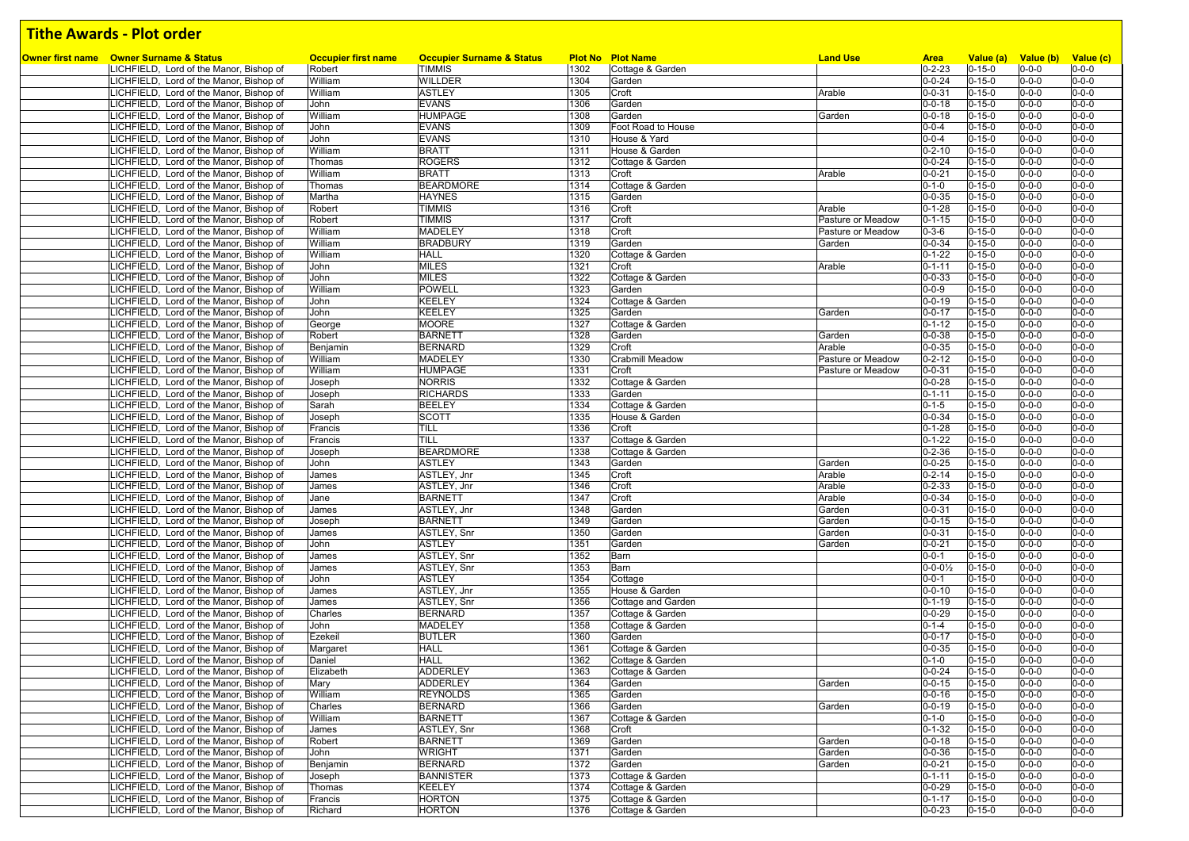# Tithe Awards - Plot order

| Owner first name | Owner Surname & Status | Occupier first name | Occupier Surname & Status | Plot No | Plot Name | Land Use | Area | Value (a) | Value (b) | Value (c) |
|---|---|---|---|---|---|---|---|---|---|---|
| | LICHFIELD, Lord of the Manor, Bishop of | Robert | TIMMIS | 1302 | Cottage & Garden | | 0-2-23 | 0-15-0 | 0-0-0 | 0-0-0 |
| | LICHFIELD, Lord of the Manor, Bishop of | William | WILLDER | 1304 | Garden | | 0-0-24 | 0-15-0 | 0-0-0 | 0-0-0 |
| | LICHFIELD, Lord of the Manor, Bishop of | William | ASTLEY | 1305 | Croft | Arable | 0-0-31 | 0-15-0 | 0-0-0 | 0-0-0 |
| | LICHFIELD, Lord of the Manor, Bishop of | John | EVANS | 1306 | Garden | | 0-0-18 | 0-15-0 | 0-0-0 | 0-0-0 |
| | LICHFIELD, Lord of the Manor, Bishop of | William | HUMPAGE | 1308 | Garden | Garden | 0-0-18 | 0-15-0 | 0-0-0 | 0-0-0 |
| | LICHFIELD, Lord of the Manor, Bishop of | John | EVANS | 1309 | Foot Road to House | | 0-0-4 | 0-15-0 | 0-0-0 | 0-0-0 |
| | LICHFIELD, Lord of the Manor, Bishop of | John | EVANS | 1310 | House & Yard | | 0-0-4 | 0-15-0 | 0-0-0 | 0-0-0 |
| | LICHFIELD, Lord of the Manor, Bishop of | William | BRATT | 1311 | House & Garden | | 0-2-10 | 0-15-0 | 0-0-0 | 0-0-0 |
| | LICHFIELD, Lord of the Manor, Bishop of | Thomas | ROGERS | 1312 | Cottage & Garden | | 0-0-24 | 0-15-0 | 0-0-0 | 0-0-0 |
| | LICHFIELD, Lord of the Manor, Bishop of | William | BRATT | 1313 | Croft | Arable | 0-0-21 | 0-15-0 | 0-0-0 | 0-0-0 |
| | LICHFIELD, Lord of the Manor, Bishop of | Thomas | BEARDMORE | 1314 | Cottage & Garden | | 0-1-0 | 0-15-0 | 0-0-0 | 0-0-0 |
| | LICHFIELD, Lord of the Manor, Bishop of | Martha | HAYNES | 1315 | Garden | | 0-0-35 | 0-15-0 | 0-0-0 | 0-0-0 |
| | LICHFIELD, Lord of the Manor, Bishop of | Robert | TIMMIS | 1316 | Croft | Arable | 0-1-28 | 0-15-0 | 0-0-0 | 0-0-0 |
| | LICHFIELD, Lord of the Manor, Bishop of | Robert | TIMMIS | 1317 | Croft | Pasture or Meadow | 0-1-15 | 0-15-0 | 0-0-0 | 0-0-0 |
| | LICHFIELD, Lord of the Manor, Bishop of | William | MADELEY | 1318 | Croft | Pasture or Meadow | 0-3-6 | 0-15-0 | 0-0-0 | 0-0-0 |
| | LICHFIELD, Lord of the Manor, Bishop of | William | BRADBURY | 1319 | Garden | Garden | 0-0-34 | 0-15-0 | 0-0-0 | 0-0-0 |
| | LICHFIELD, Lord of the Manor, Bishop of | William | HALL | 1320 | Cottage & Garden | | 0-1-22 | 0-15-0 | 0-0-0 | 0-0-0 |
| | LICHFIELD, Lord of the Manor, Bishop of | John | MILES | 1321 | Croft | Arable | 0-1-11 | 0-15-0 | 0-0-0 | 0-0-0 |
| | LICHFIELD, Lord of the Manor, Bishop of | John | MILES | 1322 | Cottage & Garden | | 0-0-33 | 0-15-0 | 0-0-0 | 0-0-0 |
| | LICHFIELD, Lord of the Manor, Bishop of | William | POWELL | 1323 | Garden | | 0-0-9 | 0-15-0 | 0-0-0 | 0-0-0 |
| | LICHFIELD, Lord of the Manor, Bishop of | John | KEELEY | 1324 | Cottage & Garden | | 0-0-19 | 0-15-0 | 0-0-0 | 0-0-0 |
| | LICHFIELD, Lord of the Manor, Bishop of | John | KEELEY | 1325 | Garden | Garden | 0-0-17 | 0-15-0 | 0-0-0 | 0-0-0 |
| | LICHFIELD, Lord of the Manor, Bishop of | George | MOORE | 1327 | Cottage & Garden | | 0-1-12 | 0-15-0 | 0-0-0 | 0-0-0 |
| | LICHFIELD, Lord of the Manor, Bishop of | Robert | BARNETT | 1328 | Garden | Garden | 0-0-38 | 0-15-0 | 0-0-0 | 0-0-0 |
| | LICHFIELD, Lord of the Manor, Bishop of | Benjamin | BERNARD | 1329 | Croft | Arable | 0-0-35 | 0-15-0 | 0-0-0 | 0-0-0 |
| | LICHFIELD, Lord of the Manor, Bishop of | William | MADELEY | 1330 | Crabmill Meadow | Pasture or Meadow | 0-2-12 | 0-15-0 | 0-0-0 | 0-0-0 |
| | LICHFIELD, Lord of the Manor, Bishop of | William | HUMPAGE | 1331 | Croft | Pasture or Meadow | 0-0-31 | 0-15-0 | 0-0-0 | 0-0-0 |
| | LICHFIELD, Lord of the Manor, Bishop of | Joseph | NORRIS | 1332 | Cottage & Garden | | 0-0-28 | 0-15-0 | 0-0-0 | 0-0-0 |
| | LICHFIELD, Lord of the Manor, Bishop of | Joseph | RICHARDS | 1333 | Garden | | 0-1-11 | 0-15-0 | 0-0-0 | 0-0-0 |
| | LICHFIELD, Lord of the Manor, Bishop of | Sarah | BEELEY | 1334 | Cottage & Garden | | 0-1-5 | 0-15-0 | 0-0-0 | 0-0-0 |
| | LICHFIELD, Lord of the Manor, Bishop of | Joseph | SCOTT | 1335 | House & Garden | | 0-0-34 | 0-15-0 | 0-0-0 | 0-0-0 |
| | LICHFIELD, Lord of the Manor, Bishop of | Francis | TILL | 1336 | Croft | | 0-1-28 | 0-15-0 | 0-0-0 | 0-0-0 |
| | LICHFIELD, Lord of the Manor, Bishop of | Francis | TILL | 1337 | Cottage & Garden | | 0-1-22 | 0-15-0 | 0-0-0 | 0-0-0 |
| | LICHFIELD, Lord of the Manor, Bishop of | Joseph | BEARDMORE | 1338 | Cottage & Garden | | 0-2-36 | 0-15-0 | 0-0-0 | 0-0-0 |
| | LICHFIELD, Lord of the Manor, Bishop of | John | ASTLEY | 1343 | Garden | Garden | 0-0-25 | 0-15-0 | 0-0-0 | 0-0-0 |
| | LICHFIELD, Lord of the Manor, Bishop of | James | ASTLEY, Jnr | 1345 | Croft | Arable | 0-2-14 | 0-15-0 | 0-0-0 | 0-0-0 |
| | LICHFIELD, Lord of the Manor, Bishop of | James | ASTLEY, Jnr | 1346 | Croft | Arable | 0-2-33 | 0-15-0 | 0-0-0 | 0-0-0 |
| | LICHFIELD, Lord of the Manor, Bishop of | Jane | BARNETT | 1347 | Croft | Arable | 0-0-34 | 0-15-0 | 0-0-0 | 0-0-0 |
| | LICHFIELD, Lord of the Manor, Bishop of | James | ASTLEY, Jnr | 1348 | Garden | Garden | 0-0-31 | 0-15-0 | 0-0-0 | 0-0-0 |
| | LICHFIELD, Lord of the Manor, Bishop of | Joseph | BARNETT | 1349 | Garden | Garden | 0-0-15 | 0-15-0 | 0-0-0 | 0-0-0 |
| | LICHFIELD, Lord of the Manor, Bishop of | James | ASTLEY, Snr | 1350 | Garden | Garden | 0-0-31 | 0-15-0 | 0-0-0 | 0-0-0 |
| | LICHFIELD, Lord of the Manor, Bishop of | John | ASTLEY | 1351 | Garden | Garden | 0-0-21 | 0-15-0 | 0-0-0 | 0-0-0 |
| | LICHFIELD, Lord of the Manor, Bishop of | James | ASTLEY, Snr | 1352 | Barn | | 0-0-1 | 0-15-0 | 0-0-0 | 0-0-0 |
| | LICHFIELD, Lord of the Manor, Bishop of | James | ASTLEY, Snr | 1353 | Barn | | 0-0-0½ | 0-15-0 | 0-0-0 | 0-0-0 |
| | LICHFIELD, Lord of the Manor, Bishop of | John | ASTLEY | 1354 | Cottage | | 0-0-1 | 0-15-0 | 0-0-0 | 0-0-0 |
| | LICHFIELD, Lord of the Manor, Bishop of | James | ASTLEY, Jnr | 1355 | House & Garden | | 0-0-10 | 0-15-0 | 0-0-0 | 0-0-0 |
| | LICHFIELD, Lord of the Manor, Bishop of | James | ASTLEY, Snr | 1356 | Cottage and Garden | | 0-1-19 | 0-15-0 | 0-0-0 | 0-0-0 |
| | LICHFIELD, Lord of the Manor, Bishop of | Charles | BERNARD | 1357 | Cottage & Garden | | 0-0-29 | 0-15-0 | 0-0-0 | 0-0-0 |
| | LICHFIELD, Lord of the Manor, Bishop of | John | MADELEY | 1358 | Cottage & Garden | | 0-1-4 | 0-15-0 | 0-0-0 | 0-0-0 |
| | LICHFIELD, Lord of the Manor, Bishop of | Ezekeil | BUTLER | 1360 | Garden | | 0-0-17 | 0-15-0 | 0-0-0 | 0-0-0 |
| | LICHFIELD, Lord of the Manor, Bishop of | Margaret | HALL | 1361 | Cottage & Garden | | 0-0-35 | 0-15-0 | 0-0-0 | 0-0-0 |
| | LICHFIELD, Lord of the Manor, Bishop of | Daniel | HALL | 1362 | Cottage & Garden | | 0-1-0 | 0-15-0 | 0-0-0 | 0-0-0 |
| | LICHFIELD, Lord of the Manor, Bishop of | Elizabeth | ADDERLEY | 1363 | Cottage & Garden | | 0-0-24 | 0-15-0 | 0-0-0 | 0-0-0 |
| | LICHFIELD, Lord of the Manor, Bishop of | Mary | ADDERLEY | 1364 | Garden | Garden | 0-0-15 | 0-15-0 | 0-0-0 | 0-0-0 |
| | LICHFIELD, Lord of the Manor, Bishop of | William | REYNOLDS | 1365 | Garden | | 0-0-16 | 0-15-0 | 0-0-0 | 0-0-0 |
| | LICHFIELD, Lord of the Manor, Bishop of | Charles | BERNARD | 1366 | Garden | Garden | 0-0-19 | 0-15-0 | 0-0-0 | 0-0-0 |
| | LICHFIELD, Lord of the Manor, Bishop of | William | BARNETT | 1367 | Cottage & Garden | | 0-1-0 | 0-15-0 | 0-0-0 | 0-0-0 |
| | LICHFIELD, Lord of the Manor, Bishop of | James | ASTLEY, Snr | 1368 | Croft | | 0-1-32 | 0-15-0 | 0-0-0 | 0-0-0 |
| | LICHFIELD, Lord of the Manor, Bishop of | Robert | BARNETT | 1369 | Garden | Garden | 0-0-18 | 0-15-0 | 0-0-0 | 0-0-0 |
| | LICHFIELD, Lord of the Manor, Bishop of | John | WRIGHT | 1371 | Garden | Garden | 0-0-36 | 0-15-0 | 0-0-0 | 0-0-0 |
| | LICHFIELD, Lord of the Manor, Bishop of | Benjamin | BERNARD | 1372 | Garden | Garden | 0-0-21 | 0-15-0 | 0-0-0 | 0-0-0 |
| | LICHFIELD, Lord of the Manor, Bishop of | Joseph | BANNISTER | 1373 | Cottage & Garden | | 0-1-11 | 0-15-0 | 0-0-0 | 0-0-0 |
| | LICHFIELD, Lord of the Manor, Bishop of | Thomas | KEELEY | 1374 | Cottage & Garden | | 0-0-29 | 0-15-0 | 0-0-0 | 0-0-0 |
| | LICHFIELD, Lord of the Manor, Bishop of | Francis | HORTON | 1375 | Cottage & Garden | | 0-1-17 | 0-15-0 | 0-0-0 | 0-0-0 |
| | LICHFIELD, Lord of the Manor, Bishop of | Richard | HORTON | 1376 | Cottage & Garden | | 0-0-23 | 0-15-0 | 0-0-0 | 0-0-0 |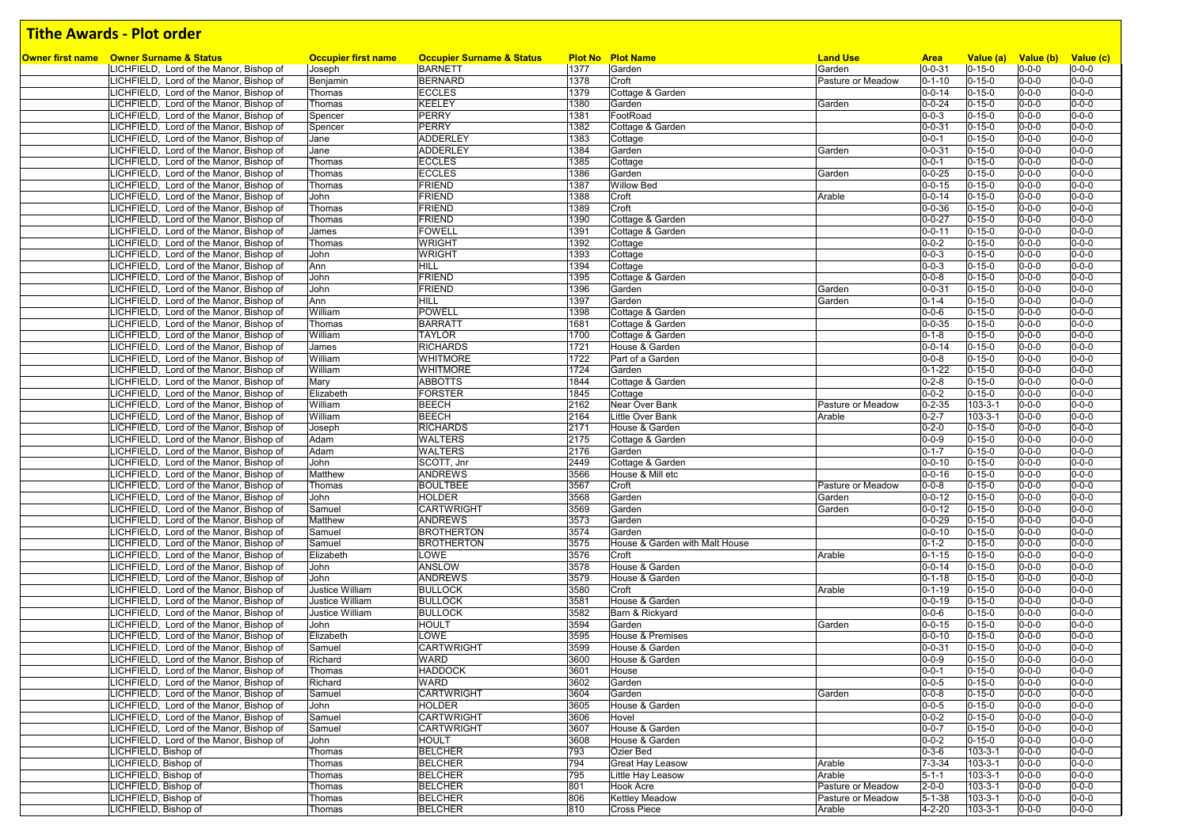# Tithe Awards - Plot order

| Owner first name | Owner Surname & Status | Occupier first name | Occupier Surname & Status | Plot No | Plot Name | Land Use | Area | Value (a) | Value (b) | Value (c) |
|---|---|---|---|---|---|---|---|---|---|---|
| | LICHFIELD, Lord of the Manor, Bishop of | Joseph | BARNETT | 1377 | Garden | Garden | 0-0-31 | 0-15-0 | 0-0-0 | 0-0-0 |
| | LICHFIELD, Lord of the Manor, Bishop of | Benjamin | BERNARD | 1378 | Croft | Pasture or Meadow | 0-1-10 | 0-15-0 | 0-0-0 | 0-0-0 |
| | LICHFIELD, Lord of the Manor, Bishop of | Thomas | ECCLES | 1379 | Cottage & Garden | | 0-0-14 | 0-15-0 | 0-0-0 | 0-0-0 |
| | LICHFIELD, Lord of the Manor, Bishop of | Thomas | KEELEY | 1380 | Garden | Garden | 0-0-24 | 0-15-0 | 0-0-0 | 0-0-0 |
| | LICHFIELD, Lord of the Manor, Bishop of | Spencer | PERRY | 1381 | FootRoad | | 0-0-3 | 0-15-0 | 0-0-0 | 0-0-0 |
| | LICHFIELD, Lord of the Manor, Bishop of | Spencer | PERRY | 1382 | Cottage & Garden | | 0-0-31 | 0-15-0 | 0-0-0 | 0-0-0 |
| | LICHFIELD, Lord of the Manor, Bishop of | Jane | ADDERLEY | 1383 | Cottage | | 0-0-1 | 0-15-0 | 0-0-0 | 0-0-0 |
| | LICHFIELD, Lord of the Manor, Bishop of | Jane | ADDERLEY | 1384 | Garden | Garden | 0-0-31 | 0-15-0 | 0-0-0 | 0-0-0 |
| | LICHFIELD, Lord of the Manor, Bishop of | Thomas | ECCLES | 1385 | Cottage | | 0-0-1 | 0-15-0 | 0-0-0 | 0-0-0 |
| | LICHFIELD, Lord of the Manor, Bishop of | Thomas | ECCLES | 1386 | Garden | Garden | 0-0-25 | 0-15-0 | 0-0-0 | 0-0-0 |
| | LICHFIELD, Lord of the Manor, Bishop of | Thomas | FRIEND | 1387 | Willow Bed | | 0-0-15 | 0-15-0 | 0-0-0 | 0-0-0 |
| | LICHFIELD, Lord of the Manor, Bishop of | John | FRIEND | 1388 | Croft | Arable | 0-0-14 | 0-15-0 | 0-0-0 | 0-0-0 |
| | LICHFIELD, Lord of the Manor, Bishop of | Thomas | FRIEND | 1389 | Croft | | 0-0-36 | 0-15-0 | 0-0-0 | 0-0-0 |
| | LICHFIELD, Lord of the Manor, Bishop of | Thomas | FRIEND | 1390 | Cottage & Garden | | 0-0-27 | 0-15-0 | 0-0-0 | 0-0-0 |
| | LICHFIELD, Lord of the Manor, Bishop of | James | FOWELL | 1391 | Cottage & Garden | | 0-0-11 | 0-15-0 | 0-0-0 | 0-0-0 |
| | LICHFIELD, Lord of the Manor, Bishop of | Thomas | WRIGHT | 1392 | Cottage | | 0-0-2 | 0-15-0 | 0-0-0 | 0-0-0 |
| | LICHFIELD, Lord of the Manor, Bishop of | John | WRIGHT | 1393 | Cottage | | 0-0-3 | 0-15-0 | 0-0-0 | 0-0-0 |
| | LICHFIELD, Lord of the Manor, Bishop of | Ann | HILL | 1394 | Cottage | | 0-0-3 | 0-15-0 | 0-0-0 | 0-0-0 |
| | LICHFIELD, Lord of the Manor, Bishop of | John | FRIEND | 1395 | Cottage & Garden | | 0-0-8 | 0-15-0 | 0-0-0 | 0-0-0 |
| | LICHFIELD, Lord of the Manor, Bishop of | John | FRIEND | 1396 | Garden | Garden | 0-0-31 | 0-15-0 | 0-0-0 | 0-0-0 |
| | LICHFIELD, Lord of the Manor, Bishop of | Ann | HILL | 1397 | Garden | Garden | 0-1-4 | 0-15-0 | 0-0-0 | 0-0-0 |
| | LICHFIELD, Lord of the Manor, Bishop of | William | POWELL | 1398 | Cottage & Garden | | 0-0-6 | 0-15-0 | 0-0-0 | 0-0-0 |
| | LICHFIELD, Lord of the Manor, Bishop of | Thomas | BARRATT | 1681 | Cottage & Garden | | 0-0-35 | 0-15-0 | 0-0-0 | 0-0-0 |
| | LICHFIELD, Lord of the Manor, Bishop of | William | TAYLOR | 1700 | Cottage & Garden | | 0-1-8 | 0-15-0 | 0-0-0 | 0-0-0 |
| | LICHFIELD, Lord of the Manor, Bishop of | James | RICHARDS | 1721 | House & Garden | | 0-0-14 | 0-15-0 | 0-0-0 | 0-0-0 |
| | LICHFIELD, Lord of the Manor, Bishop of | William | WHITMORE | 1722 | Part of a Garden | | 0-0-8 | 0-15-0 | 0-0-0 | 0-0-0 |
| | LICHFIELD, Lord of the Manor, Bishop of | William | WHITMORE | 1724 | Garden | | 0-1-22 | 0-15-0 | 0-0-0 | 0-0-0 |
| | LICHFIELD, Lord of the Manor, Bishop of | Mary | ABBOTTS | 1844 | Cottage & Garden | | 0-2-8 | 0-15-0 | 0-0-0 | 0-0-0 |
| | LICHFIELD, Lord of the Manor, Bishop of | Elizabeth | FORSTER | 1845 | Cottage | | 0-0-2 | 0-15-0 | 0-0-0 | 0-0-0 |
| | LICHFIELD, Lord of the Manor, Bishop of | William | BEECH | 2162 | Near Over Bank | Pasture or Meadow | 0-2-35 | 103-3-1 | 0-0-0 | 0-0-0 |
| | LICHFIELD, Lord of the Manor, Bishop of | William | BEECH | 2164 | Little Over Bank | Arable | 0-2-7 | 103-3-1 | 0-0-0 | 0-0-0 |
| | LICHFIELD, Lord of the Manor, Bishop of | Joseph | RICHARDS | 2171 | House & Garden | | 0-2-0 | 0-15-0 | 0-0-0 | 0-0-0 |
| | LICHFIELD, Lord of the Manor, Bishop of | Adam | WALTERS | 2175 | Cottage & Garden | | 0-0-9 | 0-15-0 | 0-0-0 | 0-0-0 |
| | LICHFIELD, Lord of the Manor, Bishop of | Adam | WALTERS | 2176 | Garden | | 0-1-7 | 0-15-0 | 0-0-0 | 0-0-0 |
| | LICHFIELD, Lord of the Manor, Bishop of | John | SCOTT, Jnr | 2449 | Cottage & Garden | | 0-0-10 | 0-15-0 | 0-0-0 | 0-0-0 |
| | LICHFIELD, Lord of the Manor, Bishop of | Matthew | ANDREWS | 3566 | House & Mill etc | | 0-0-16 | 0-15-0 | 0-0-0 | 0-0-0 |
| | LICHFIELD, Lord of the Manor, Bishop of | Thomas | BOULTBEE | 3567 | Croft | Pasture or Meadow | 0-0-8 | 0-15-0 | 0-0-0 | 0-0-0 |
| | LICHFIELD, Lord of the Manor, Bishop of | John | HOLDER | 3568 | Garden | Garden | 0-0-12 | 0-15-0 | 0-0-0 | 0-0-0 |
| | LICHFIELD, Lord of the Manor, Bishop of | Samuel | CARTWRIGHT | 3569 | Garden | Garden | 0-0-12 | 0-15-0 | 0-0-0 | 0-0-0 |
| | LICHFIELD, Lord of the Manor, Bishop of | Matthew | ANDREWS | 3573 | Garden | | 0-0-29 | 0-15-0 | 0-0-0 | 0-0-0 |
| | LICHFIELD, Lord of the Manor, Bishop of | Samuel | BROTHERTON | 3574 | Garden | | 0-0-10 | 0-15-0 | 0-0-0 | 0-0-0 |
| | LICHFIELD, Lord of the Manor, Bishop of | Samuel | BROTHERTON | 3575 | House & Garden with Malt House | | 0-1-2 | 0-15-0 | 0-0-0 | 0-0-0 |
| | LICHFIELD, Lord of the Manor, Bishop of | Elizabeth | LOWE | 3576 | Croft | Arable | 0-1-15 | 0-15-0 | 0-0-0 | 0-0-0 |
| | LICHFIELD, Lord of the Manor, Bishop of | John | ANSLOW | 3578 | House & Garden | | 0-0-14 | 0-15-0 | 0-0-0 | 0-0-0 |
| | LICHFIELD, Lord of the Manor, Bishop of | John | ANDREWS | 3579 | House & Garden | | 0-1-18 | 0-15-0 | 0-0-0 | 0-0-0 |
| | LICHFIELD, Lord of the Manor, Bishop of | Justice William | BULLOCK | 3580 | Croft | Arable | 0-1-19 | 0-15-0 | 0-0-0 | 0-0-0 |
| | LICHFIELD, Lord of the Manor, Bishop of | Justice William | BULLOCK | 3581 | House & Garden | | 0-0-19 | 0-15-0 | 0-0-0 | 0-0-0 |
| | LICHFIELD, Lord of the Manor, Bishop of | Justice William | BULLOCK | 3582 | Barn & Rickyard | | 0-0-6 | 0-15-0 | 0-0-0 | 0-0-0 |
| | LICHFIELD, Lord of the Manor, Bishop of | John | HOULT | 3594 | Garden | Garden | 0-0-15 | 0-15-0 | 0-0-0 | 0-0-0 |
| | LICHFIELD, Lord of the Manor, Bishop of | Elizabeth | LOWE | 3595 | House & Premises | | 0-0-10 | 0-15-0 | 0-0-0 | 0-0-0 |
| | LICHFIELD, Lord of the Manor, Bishop of | Samuel | CARTWRIGHT | 3599 | House & Garden | | 0-0-31 | 0-15-0 | 0-0-0 | 0-0-0 |
| | LICHFIELD, Lord of the Manor, Bishop of | Richard | WARD | 3600 | House & Garden | | 0-0-9 | 0-15-0 | 0-0-0 | 0-0-0 |
| | LICHFIELD, Lord of the Manor, Bishop of | Thomas | HADDOCK | 3601 | House | | 0-0-1 | 0-15-0 | 0-0-0 | 0-0-0 |
| | LICHFIELD, Lord of the Manor, Bishop of | Richard | WARD | 3602 | Garden | | 0-0-5 | 0-15-0 | 0-0-0 | 0-0-0 |
| | LICHFIELD, Lord of the Manor, Bishop of | Samuel | CARTWRIGHT | 3604 | Garden | Garden | 0-0-8 | 0-15-0 | 0-0-0 | 0-0-0 |
| | LICHFIELD, Lord of the Manor, Bishop of | John | HOLDER | 3605 | House & Garden | | 0-0-5 | 0-15-0 | 0-0-0 | 0-0-0 |
| | LICHFIELD, Lord of the Manor, Bishop of | Samuel | CARTWRIGHT | 3606 | Hovel | | 0-0-2 | 0-15-0 | 0-0-0 | 0-0-0 |
| | LICHFIELD, Lord of the Manor, Bishop of | Samuel | CARTWRIGHT | 3607 | House & Garden | | 0-0-7 | 0-15-0 | 0-0-0 | 0-0-0 |
| | LICHFIELD, Lord of the Manor, Bishop of | John | HOULT | 3608 | House & Garden | | 0-0-2 | 0-15-0 | 0-0-0 | 0-0-0 |
| | LICHFIELD, Bishop of | Thomas | BELCHER | 793 | Ozier Bed | | 0-3-6 | 103-3-1 | 0-0-0 | 0-0-0 |
| | LICHFIELD, Bishop of | Thomas | BELCHER | 794 | Great Hay Leasow | Arable | 7-3-34 | 103-3-1 | 0-0-0 | 0-0-0 |
| | LICHFIELD, Bishop of | Thomas | BELCHER | 795 | Little Hay Leasow | Arable | 5-1-1 | 103-3-1 | 0-0-0 | 0-0-0 |
| | LICHFIELD, Bishop of | Thomas | BELCHER | 801 | Hook Acre | Pasture or Meadow | 2-0-0 | 103-3-1 | 0-0-0 | 0-0-0 |
| | LICHFIELD, Bishop of | Thomas | BELCHER | 806 | Kettley Meadow | Pasture or Meadow | 5-1-38 | 103-3-1 | 0-0-0 | 0-0-0 |
| | LICHFIELD, Bishop of | Thomas | BELCHER | 810 | Cross Piece | Arable | 4-2-20 | 103-3-1 | 0-0-0 | 0-0-0 |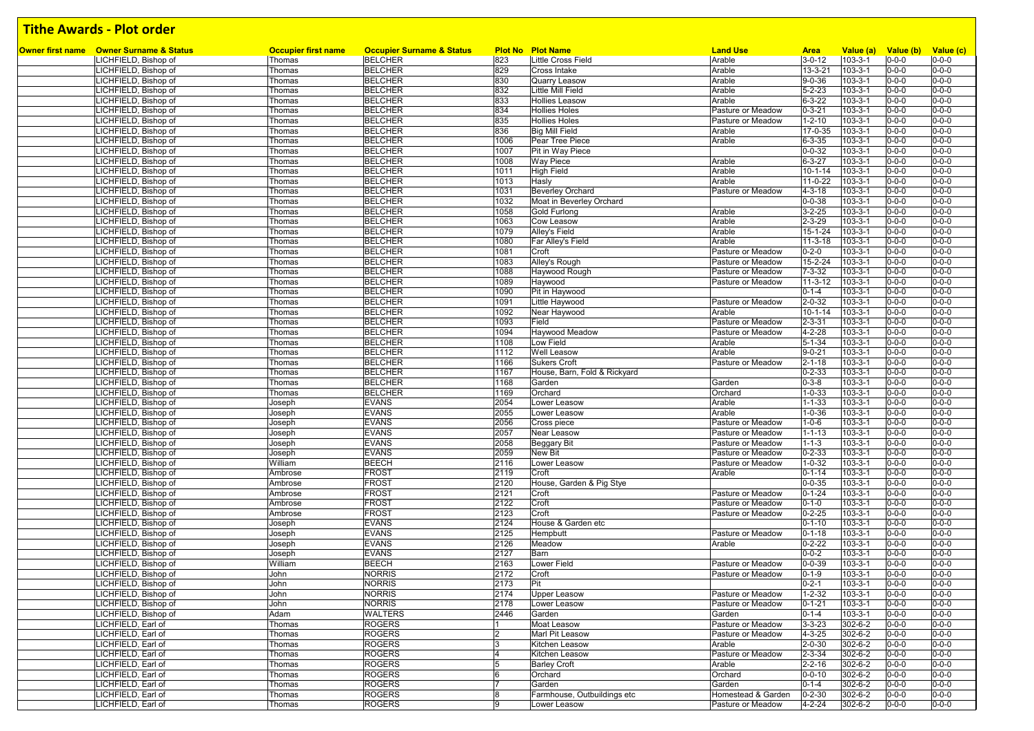# Tithe Awards - Plot order

| Owner first name | Owner Surname & Status | Occupier first name | Occupier Surname & Status | Plot No | Plot Name | Land Use | Area | Value (a) | Value (b) | Value (c) |
|---|---|---|---|---|---|---|---|---|---|---|
| | LICHFIELD, Bishop of | Thomas | BELCHER | 823 | Little Cross Field | Arable | 3-0-12 | 103-3-1 | 0-0-0 | 0-0-0 |
| | LICHFIELD, Bishop of | Thomas | BELCHER | 829 | Cross Intake | Arable | 13-3-21 | 103-3-1 | 0-0-0 | 0-0-0 |
| | LICHFIELD, Bishop of | Thomas | BELCHER | 830 | Quarry Leasow | Arable | 9-0-36 | 103-3-1 | 0-0-0 | 0-0-0 |
| | LICHFIELD, Bishop of | Thomas | BELCHER | 832 | Little Mill Field | Arable | 5-2-23 | 103-3-1 | 0-0-0 | 0-0-0 |
| | LICHFIELD, Bishop of | Thomas | BELCHER | 833 | Hollies Leasow | Arable | 6-3-22 | 103-3-1 | 0-0-0 | 0-0-0 |
| | LICHFIELD, Bishop of | Thomas | BELCHER | 834 | Hollies Holes | Pasture or Meadow | 0-3-21 | 103-3-1 | 0-0-0 | 0-0-0 |
| | LICHFIELD, Bishop of | Thomas | BELCHER | 835 | Hollies Holes | Pasture or Meadow | 1-2-10 | 103-3-1 | 0-0-0 | 0-0-0 |
| | LICHFIELD, Bishop of | Thomas | BELCHER | 836 | Big Mill Field | Arable | 17-0-35 | 103-3-1 | 0-0-0 | 0-0-0 |
| | LICHFIELD, Bishop of | Thomas | BELCHER | 1006 | Pear Tree Piece | Arable | 6-3-35 | 103-3-1 | 0-0-0 | 0-0-0 |
| | LICHFIELD, Bishop of | Thomas | BELCHER | 1007 | Pit in Way Piece | | 0-0-32 | 103-3-1 | 0-0-0 | 0-0-0 |
| | LICHFIELD, Bishop of | Thomas | BELCHER | 1008 | Way Piece | Arable | 6-3-27 | 103-3-1 | 0-0-0 | 0-0-0 |
| | LICHFIELD, Bishop of | Thomas | BELCHER | 1011 | High Field | Arable | 10-1-14 | 103-3-1 | 0-0-0 | 0-0-0 |
| | LICHFIELD, Bishop of | Thomas | BELCHER | 1013 | Hasly | Arable | 11-0-22 | 103-3-1 | 0-0-0 | 0-0-0 |
| | LICHFIELD, Bishop of | Thomas | BELCHER | 1031 | Beverley Orchard | Pasture or Meadow | 4-3-18 | 103-3-1 | 0-0-0 | 0-0-0 |
| | LICHFIELD, Bishop of | Thomas | BELCHER | 1032 | Moat in Beverley Orchard | | 0-0-38 | 103-3-1 | 0-0-0 | 0-0-0 |
| | LICHFIELD, Bishop of | Thomas | BELCHER | 1058 | Gold Furlong | Arable | 3-2-25 | 103-3-1 | 0-0-0 | 0-0-0 |
| | LICHFIELD, Bishop of | Thomas | BELCHER | 1063 | Cow Leasow | Arable | 2-3-29 | 103-3-1 | 0-0-0 | 0-0-0 |
| | LICHFIELD, Bishop of | Thomas | BELCHER | 1079 | Alley's Field | Arable | 15-1-24 | 103-3-1 | 0-0-0 | 0-0-0 |
| | LICHFIELD, Bishop of | Thomas | BELCHER | 1080 | Far Alley's Field | Arable | 11-3-18 | 103-3-1 | 0-0-0 | 0-0-0 |
| | LICHFIELD, Bishop of | Thomas | BELCHER | 1081 | Croft | Pasture or Meadow | 0-2-0 | 103-3-1 | 0-0-0 | 0-0-0 |
| | LICHFIELD, Bishop of | Thomas | BELCHER | 1083 | Alley's Rough | Pasture or Meadow | 15-2-24 | 103-3-1 | 0-0-0 | 0-0-0 |
| | LICHFIELD, Bishop of | Thomas | BELCHER | 1088 | Haywood Rough | Pasture or Meadow | 7-3-32 | 103-3-1 | 0-0-0 | 0-0-0 |
| | LICHFIELD, Bishop of | Thomas | BELCHER | 1089 | Haywood | Pasture or Meadow | 11-3-12 | 103-3-1 | 0-0-0 | 0-0-0 |
| | LICHFIELD, Bishop of | Thomas | BELCHER | 1090 | Pit in Haywood | | 0-1-4 | 103-3-1 | 0-0-0 | 0-0-0 |
| | LICHFIELD, Bishop of | Thomas | BELCHER | 1091 | Little Haywood | Pasture or Meadow | 2-0-32 | 103-3-1 | 0-0-0 | 0-0-0 |
| | LICHFIELD, Bishop of | Thomas | BELCHER | 1092 | Near Haywood | Arable | 10-1-14 | 103-3-1 | 0-0-0 | 0-0-0 |
| | LICHFIELD, Bishop of | Thomas | BELCHER | 1093 | Field | Pasture or Meadow | 2-3-31 | 103-3-1 | 0-0-0 | 0-0-0 |
| | LICHFIELD, Bishop of | Thomas | BELCHER | 1094 | Haywood Meadow | Pasture or Meadow | 4-2-28 | 103-3-1 | 0-0-0 | 0-0-0 |
| | LICHFIELD, Bishop of | Thomas | BELCHER | 1108 | Low Field | Arable | 5-1-34 | 103-3-1 | 0-0-0 | 0-0-0 |
| | LICHFIELD, Bishop of | Thomas | BELCHER | 1112 | Well Leasow | Arable | 9-0-21 | 103-3-1 | 0-0-0 | 0-0-0 |
| | LICHFIELD, Bishop of | Thomas | BELCHER | 1166 | Sukers Croft | Pasture or Meadow | 2-1-18 | 103-3-1 | 0-0-0 | 0-0-0 |
| | LICHFIELD, Bishop of | Thomas | BELCHER | 1167 | House, Barn, Fold & Rickyard | | 0-2-33 | 103-3-1 | 0-0-0 | 0-0-0 |
| | LICHFIELD, Bishop of | Thomas | BELCHER | 1168 | Garden | Garden | 0-3-8 | 103-3-1 | 0-0-0 | 0-0-0 |
| | LICHFIELD, Bishop of | Thomas | BELCHER | 1169 | Orchard | Orchard | 1-0-33 | 103-3-1 | 0-0-0 | 0-0-0 |
| | LICHFIELD, Bishop of | Joseph | EVANS | 2054 | Lower Leasow | Arable | 1-1-33 | 103-3-1 | 0-0-0 | 0-0-0 |
| | LICHFIELD, Bishop of | Joseph | EVANS | 2055 | Lower Leasow | Arable | 1-0-36 | 103-3-1 | 0-0-0 | 0-0-0 |
| | LICHFIELD, Bishop of | Joseph | EVANS | 2056 | Cross piece | Pasture or Meadow | 1-0-6 | 103-3-1 | 0-0-0 | 0-0-0 |
| | LICHFIELD, Bishop of | Joseph | EVANS | 2057 | Near Leasow | Pasture or Meadow | 1-1-13 | 103-3-1 | 0-0-0 | 0-0-0 |
| | LICHFIELD, Bishop of | Joseph | EVANS | 2058 | Beggary Bit | Pasture or Meadow | 1-1-3 | 103-3-1 | 0-0-0 | 0-0-0 |
| | LICHFIELD, Bishop of | Joseph | EVANS | 2059 | New Bit | Pasture or Meadow | 0-2-33 | 103-3-1 | 0-0-0 | 0-0-0 |
| | LICHFIELD, Bishop of | William | BEECH | 2116 | Lower Leasow | Pasture or Meadow | 1-0-32 | 103-3-1 | 0-0-0 | 0-0-0 |
| | LICHFIELD, Bishop of | Ambrose | FROST | 2119 | Croft | Arable | 0-1-14 | 103-3-1 | 0-0-0 | 0-0-0 |
| | LICHFIELD, Bishop of | Ambrose | FROST | 2120 | House, Garden & Pig Stye | | 0-0-35 | 103-3-1 | 0-0-0 | 0-0-0 |
| | LICHFIELD, Bishop of | Ambrose | FROST | 2121 | Croft | Pasture or Meadow | 0-1-24 | 103-3-1 | 0-0-0 | 0-0-0 |
| | LICHFIELD, Bishop of | Ambrose | FROST | 2122 | Croft | Pasture or Meadow | 0-1-0 | 103-3-1 | 0-0-0 | 0-0-0 |
| | LICHFIELD, Bishop of | Ambrose | FROST | 2123 | Croft | Pasture or Meadow | 0-2-25 | 103-3-1 | 0-0-0 | 0-0-0 |
| | LICHFIELD, Bishop of | Joseph | EVANS | 2124 | House & Garden etc | | 0-1-10 | 103-3-1 | 0-0-0 | 0-0-0 |
| | LICHFIELD, Bishop of | Joseph | EVANS | 2125 | Hempbutt | Pasture or Meadow | 0-1-18 | 103-3-1 | 0-0-0 | 0-0-0 |
| | LICHFIELD, Bishop of | Joseph | EVANS | 2126 | Meadow | Arable | 0-2-22 | 103-3-1 | 0-0-0 | 0-0-0 |
| | LICHFIELD, Bishop of | Joseph | EVANS | 2127 | Barn | | 0-0-2 | 103-3-1 | 0-0-0 | 0-0-0 |
| | LICHFIELD, Bishop of | William | BEECH | 2163 | Lower Field | Pasture or Meadow | 0-0-39 | 103-3-1 | 0-0-0 | 0-0-0 |
| | LICHFIELD, Bishop of | John | NORRIS | 2172 | Croft | Pasture or Meadow | 0-1-9 | 103-3-1 | 0-0-0 | 0-0-0 |
| | LICHFIELD, Bishop of | John | NORRIS | 2173 | Pit | | 0-2-1 | 103-3-1 | 0-0-0 | 0-0-0 |
| | LICHFIELD, Bishop of | John | NORRIS | 2174 | Upper Leasow | Pasture or Meadow | 1-2-32 | 103-3-1 | 0-0-0 | 0-0-0 |
| | LICHFIELD, Bishop of | John | NORRIS | 2178 | Lower Leasow | Pasture or Meadow | 0-1-21 | 103-3-1 | 0-0-0 | 0-0-0 |
| | LICHFIELD, Bishop of | Adam | WALTERS | 2446 | Garden | Garden | 0-1-4 | 103-3-1 | 0-0-0 | 0-0-0 |
| | LICHFIELD, Earl of | Thomas | ROGERS | 1 | Moat Leasow | Pasture or Meadow | 3-3-23 | 302-6-2 | 0-0-0 | 0-0-0 |
| | LICHFIELD, Earl of | Thomas | ROGERS | 2 | Marl Pit Leasow | Pasture or Meadow | 4-3-25 | 302-6-2 | 0-0-0 | 0-0-0 |
| | LICHFIELD, Earl of | Thomas | ROGERS | 3 | Kitchen Leasow | Arable | 2-0-30 | 302-6-2 | 0-0-0 | 0-0-0 |
| | LICHFIELD, Earl of | Thomas | ROGERS | 4 | Kitchen Leasow | Pasture or Meadow | 2-3-34 | 302-6-2 | 0-0-0 | 0-0-0 |
| | LICHFIELD, Earl of | Thomas | ROGERS | 5 | Barley Croft | Arable | 2-2-16 | 302-6-2 | 0-0-0 | 0-0-0 |
| | LICHFIELD, Earl of | Thomas | ROGERS | 6 | Orchard | Orchard | 0-0-10 | 302-6-2 | 0-0-0 | 0-0-0 |
| | LICHFIELD, Earl of | Thomas | ROGERS | 7 | Garden | Garden | 0-1-4 | 302-6-2 | 0-0-0 | 0-0-0 |
| | LICHFIELD, Earl of | Thomas | ROGERS | 8 | Farmhouse, Outbuildings etc | Homestead & Garden | 0-2-30 | 302-6-2 | 0-0-0 | 0-0-0 |
| | LICHFIELD, Earl of | Thomas | ROGERS | 9 | Lower Leasow | Pasture or Meadow | 4-2-24 | 302-6-2 | 0-0-0 | 0-0-0 |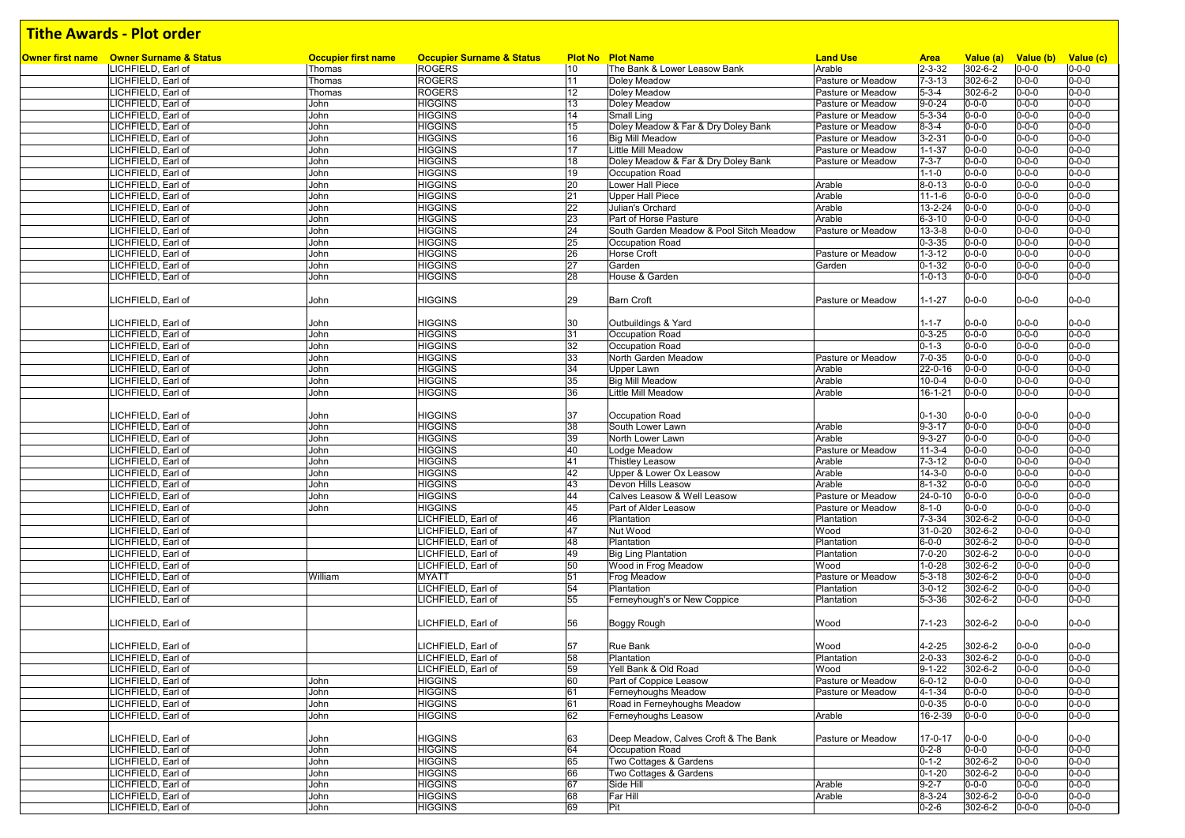# Tithe Awards - Plot order

| Owner first name | Owner Surname & Status | Occupier first name | Occupier Surname & Status | Plot No | Plot Name | Land Use | Area | Value (a) | Value (b) | Value (c) |
|---|---|---|---|---|---|---|---|---|---|---|
| | LICHFIELD, Earl of | Thomas | ROGERS | 10 | The Bank & Lower Leasow Bank | Arable | 2-3-32 | 302-6-2 | 0-0-0 | 0-0-0 |
| | LICHFIELD, Earl of | Thomas | ROGERS | 11 | Doley Meadow | Pasture or Meadow | 7-3-13 | 302-6-2 | 0-0-0 | 0-0-0 |
| | LICHFIELD, Earl of | Thomas | ROGERS | 12 | Doley Meadow | Pasture or Meadow | 5-3-4 | 302-6-2 | 0-0-0 | 0-0-0 |
| | LICHFIELD, Earl of | John | HIGGINS | 13 | Doley Meadow | Pasture or Meadow | 9-0-24 | 0-0-0 | 0-0-0 | 0-0-0 |
| | LICHFIELD, Earl of | John | HIGGINS | 14 | Small Ling | Pasture or Meadow | 5-3-34 | 0-0-0 | 0-0-0 | 0-0-0 |
| | LICHFIELD, Earl of | John | HIGGINS | 15 | Doley Meadow & Far & Dry Doley Bank | Pasture or Meadow | 8-3-4 | 0-0-0 | 0-0-0 | 0-0-0 |
| | LICHFIELD, Earl of | John | HIGGINS | 16 | Big Mill Meadow | Pasture or Meadow | 3-2-31 | 0-0-0 | 0-0-0 | 0-0-0 |
| | LICHFIELD, Earl of | John | HIGGINS | 17 | Little Mill Meadow | Pasture or Meadow | 1-1-37 | 0-0-0 | 0-0-0 | 0-0-0 |
| | LICHFIELD, Earl of | John | HIGGINS | 18 | Doley Meadow & Far & Dry Doley Bank | Pasture or Meadow | 7-3-7 | 0-0-0 | 0-0-0 | 0-0-0 |
| | LICHFIELD, Earl of | John | HIGGINS | 19 | Occupation Road | | 1-1-0 | 0-0-0 | 0-0-0 | 0-0-0 |
| | LICHFIELD, Earl of | John | HIGGINS | 20 | Lower Hall Piece | Arable | 8-0-13 | 0-0-0 | 0-0-0 | 0-0-0 |
| | LICHFIELD, Earl of | John | HIGGINS | 21 | Upper Hall Piece | Arable | 11-1-6 | 0-0-0 | 0-0-0 | 0-0-0 |
| | LICHFIELD, Earl of | John | HIGGINS | 22 | Julian's Orchard | Arable | 13-2-24 | 0-0-0 | 0-0-0 | 0-0-0 |
| | LICHFIELD, Earl of | John | HIGGINS | 23 | Part of Horse Pasture | Arable | 6-3-10 | 0-0-0 | 0-0-0 | 0-0-0 |
| | LICHFIELD, Earl of | John | HIGGINS | 24 | South Garden Meadow & Pool Sitch Meadow | Pasture or Meadow | 13-3-8 | 0-0-0 | 0-0-0 | 0-0-0 |
| | LICHFIELD, Earl of | John | HIGGINS | 25 | Occupation Road | | 0-3-35 | 0-0-0 | 0-0-0 | 0-0-0 |
| | LICHFIELD, Earl of | John | HIGGINS | 26 | Horse Croft | Pasture or Meadow | 1-3-12 | 0-0-0 | 0-0-0 | 0-0-0 |
| | LICHFIELD, Earl of | John | HIGGINS | 27 | Garden | Garden | 0-1-32 | 0-0-0 | 0-0-0 | 0-0-0 |
| | LICHFIELD, Earl of | John | HIGGINS | 28 | House & Garden | | 1-0-13 | 0-0-0 | 0-0-0 | 0-0-0 |
| | LICHFIELD, Earl of | John | HIGGINS | 29 | Barn Croft | Pasture or Meadow | 1-1-27 | 0-0-0 | 0-0-0 | 0-0-0 |
| | LICHFIELD, Earl of | John | HIGGINS | 30 | Outbuildings & Yard | | 1-1-7 | 0-0-0 | 0-0-0 | 0-0-0 |
| | LICHFIELD, Earl of | John | HIGGINS | 31 | Occupation Road | | 0-3-25 | 0-0-0 | 0-0-0 | 0-0-0 |
| | LICHFIELD, Earl of | John | HIGGINS | 32 | Occupation Road | | 0-1-3 | 0-0-0 | 0-0-0 | 0-0-0 |
| | LICHFIELD, Earl of | John | HIGGINS | 33 | North Garden Meadow | Pasture or Meadow | 7-0-35 | 0-0-0 | 0-0-0 | 0-0-0 |
| | LICHFIELD, Earl of | John | HIGGINS | 34 | Upper Lawn | Arable | 22-0-16 | 0-0-0 | 0-0-0 | 0-0-0 |
| | LICHFIELD, Earl of | John | HIGGINS | 35 | Big Mill Meadow | Arable | 10-0-4 | 0-0-0 | 0-0-0 | 0-0-0 |
| | LICHFIELD, Earl of | John | HIGGINS | 36 | Little Mill Meadow | Arable | 16-1-21 | 0-0-0 | 0-0-0 | 0-0-0 |
| | LICHFIELD, Earl of | John | HIGGINS | 37 | Occupation Road | | 0-1-30 | 0-0-0 | 0-0-0 | 0-0-0 |
| | LICHFIELD, Earl of | John | HIGGINS | 38 | South Lower Lawn | Arable | 9-3-17 | 0-0-0 | 0-0-0 | 0-0-0 |
| | LICHFIELD, Earl of | John | HIGGINS | 39 | North Lower Lawn | Arable | 9-3-27 | 0-0-0 | 0-0-0 | 0-0-0 |
| | LICHFIELD, Earl of | John | HIGGINS | 40 | Lodge Meadow | Pasture or Meadow | 11-3-4 | 0-0-0 | 0-0-0 | 0-0-0 |
| | LICHFIELD, Earl of | John | HIGGINS | 41 | Thistley Leasow | Arable | 7-3-12 | 0-0-0 | 0-0-0 | 0-0-0 |
| | LICHFIELD, Earl of | John | HIGGINS | 42 | Upper & Lower Ox Leasow | Arable | 14-3-0 | 0-0-0 | 0-0-0 | 0-0-0 |
| | LICHFIELD, Earl of | John | HIGGINS | 43 | Devon Hills Leasow | Arable | 8-1-32 | 0-0-0 | 0-0-0 | 0-0-0 |
| | LICHFIELD, Earl of | John | HIGGINS | 44 | Calves Leasow & Well Leasow | Pasture or Meadow | 24-0-10 | 0-0-0 | 0-0-0 | 0-0-0 |
| | LICHFIELD, Earl of | John | HIGGINS | 45 | Part of Alder Leasow | Pasture or Meadow | 8-1-0 | 0-0-0 | 0-0-0 | 0-0-0 |
| | LICHFIELD, Earl of | | LICHFIELD, Earl of | 46 | Plantation | Plantation | 7-3-34 | 302-6-2 | 0-0-0 | 0-0-0 |
| | LICHFIELD, Earl of | | LICHFIELD, Earl of | 47 | Nut Wood | Wood | 31-0-20 | 302-6-2 | 0-0-0 | 0-0-0 |
| | LICHFIELD, Earl of | | LICHFIELD, Earl of | 48 | Plantation | Plantation | 6-0-0 | 302-6-2 | 0-0-0 | 0-0-0 |
| | LICHFIELD, Earl of | | LICHFIELD, Earl of | 49 | Big Ling Plantation | Plantation | 7-0-20 | 302-6-2 | 0-0-0 | 0-0-0 |
| | LICHFIELD, Earl of | | LICHFIELD, Earl of | 50 | Wood in Frog Meadow | Wood | 1-0-28 | 302-6-2 | 0-0-0 | 0-0-0 |
| | LICHFIELD, Earl of | William | MYATT | 51 | Frog Meadow | Pasture or Meadow | 5-3-18 | 302-6-2 | 0-0-0 | 0-0-0 |
| | LICHFIELD, Earl of | | LICHFIELD, Earl of | 54 | Plantation | Plantation | 3-0-12 | 302-6-2 | 0-0-0 | 0-0-0 |
| | LICHFIELD, Earl of | | LICHFIELD, Earl of | 55 | Ferneyhough's or New Coppice | Plantation | 5-3-36 | 302-6-2 | 0-0-0 | 0-0-0 |
| | LICHFIELD, Earl of | | LICHFIELD, Earl of | 56 | Boggy Rough | Wood | 7-1-23 | 302-6-2 | 0-0-0 | 0-0-0 |
| | LICHFIELD, Earl of | | LICHFIELD, Earl of | 57 | Rue Bank | Wood | 4-2-25 | 302-6-2 | 0-0-0 | 0-0-0 |
| | LICHFIELD, Earl of | | LICHFIELD, Earl of | 58 | Plantation | Plantation | 2-0-33 | 302-6-2 | 0-0-0 | 0-0-0 |
| | LICHFIELD, Earl of | | LICHFIELD, Earl of | 59 | Yell Bank & Old Road | Wood | 9-1-22 | 302-6-2 | 0-0-0 | 0-0-0 |
| | LICHFIELD, Earl of | John | HIGGINS | 60 | Part of Coppice Leasow | Pasture or Meadow | 6-0-12 | 0-0-0 | 0-0-0 | 0-0-0 |
| | LICHFIELD, Earl of | John | HIGGINS | 61 | Ferneyhoughs Meadow | Pasture or Meadow | 4-1-34 | 0-0-0 | 0-0-0 | 0-0-0 |
| | LICHFIELD, Earl of | John | HIGGINS | 61 | Road in Ferneyhoughs Meadow | | 0-0-35 | 0-0-0 | 0-0-0 | 0-0-0 |
| | LICHFIELD, Earl of | John | HIGGINS | 62 | Ferneyhoughs Leasow | Arable | 16-2-39 | 0-0-0 | 0-0-0 | 0-0-0 |
| | LICHFIELD, Earl of | John | HIGGINS | 63 | Deep Meadow, Calves Croft & The Bank | Pasture or Meadow | 17-0-17 | 0-0-0 | 0-0-0 | 0-0-0 |
| | LICHFIELD, Earl of | John | HIGGINS | 64 | Occupation Road | | 0-2-8 | 0-0-0 | 0-0-0 | 0-0-0 |
| | LICHFIELD, Earl of | John | HIGGINS | 65 | Two Cottages & Gardens | | 0-1-2 | 302-6-2 | 0-0-0 | 0-0-0 |
| | LICHFIELD, Earl of | John | HIGGINS | 66 | Two Cottages & Gardens | | 0-1-20 | 302-6-2 | 0-0-0 | 0-0-0 |
| | LICHFIELD, Earl of | John | HIGGINS | 67 | Side Hill | Arable | 9-2-7 | 0-0-0 | 0-0-0 | 0-0-0 |
| | LICHFIELD, Earl of | John | HIGGINS | 68 | Far Hill | Arable | 8-3-24 | 302-6-2 | 0-0-0 | 0-0-0 |
| | LICHFIELD, Earl of | John | HIGGINS | 69 | Pit | | 0-2-6 | 302-6-2 | 0-0-0 | 0-0-0 |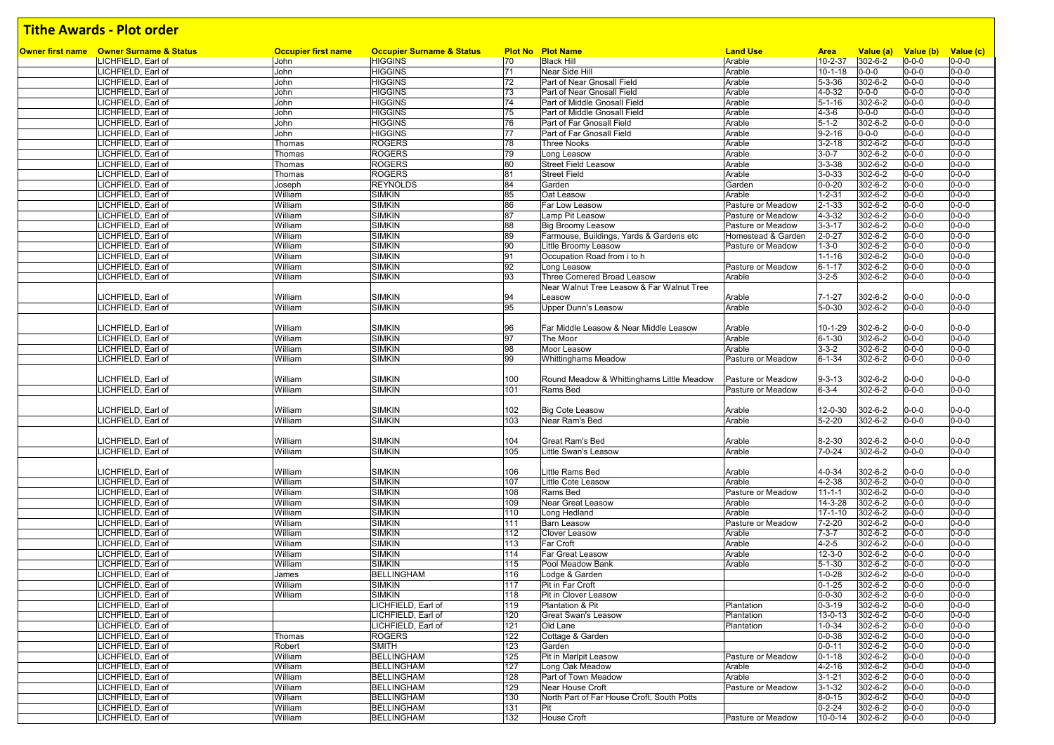# Tithe Awards - Plot order

| Owner first name | Owner Surname & Status | Occupier first name | Occupier Surname & Status | Plot No | Plot Name | Land Use | Area | Value (a) | Value (b) | Value (c) |
|---|---|---|---|---|---|---|---|---|---|---|
| | LICHFIELD, Earl of | John | HIGGINS | 70 | Black Hill | Arable | 10-2-37 | 302-6-2 | 0-0-0 | 0-0-0 |
| | LICHFIELD, Earl of | John | HIGGINS | 71 | Near Side Hill | Arable | 10-1-18 | 0-0-0 | 0-0-0 | 0-0-0 |
| | LICHFIELD, Earl of | John | HIGGINS | 72 | Part of Near Gnosall Field | Arable | 5-3-36 | 302-6-2 | 0-0-0 | 0-0-0 |
| | LICHFIELD, Earl of | John | HIGGINS | 73 | Part of Near Gnosall Field | Arable | 4-0-32 | 0-0-0 | 0-0-0 | 0-0-0 |
| | LICHFIELD, Earl of | John | HIGGINS | 74 | Part of Middle Gnosall Field | Arable | 5-1-16 | 302-6-2 | 0-0-0 | 0-0-0 |
| | LICHFIELD, Earl of | John | HIGGINS | 75 | Part of Middle Gnosall Field | Arable | 4-3-6 | 0-0-0 | 0-0-0 | 0-0-0 |
| | LICHFIELD, Earl of | John | HIGGINS | 76 | Part of Far Gnosall Field | Arable | 5-1-2 | 302-6-2 | 0-0-0 | 0-0-0 |
| | LICHFIELD, Earl of | John | HIGGINS | 77 | Part of Far Gnosall Field | Arable | 9-2-16 | 0-0-0 | 0-0-0 | 0-0-0 |
| | LICHFIELD, Earl of | Thomas | ROGERS | 78 | Three Nooks | Arable | 3-2-18 | 302-6-2 | 0-0-0 | 0-0-0 |
| | LICHFIELD, Earl of | Thomas | ROGERS | 79 | Long Leasow | Arable | 3-0-7 | 302-6-2 | 0-0-0 | 0-0-0 |
| | LICHFIELD, Earl of | Thomas | ROGERS | 80 | Street Field Leasow | Arable | 3-3-38 | 302-6-2 | 0-0-0 | 0-0-0 |
| | LICHFIELD, Earl of | Thomas | ROGERS | 81 | Street Field | Arable | 3-0-33 | 302-6-2 | 0-0-0 | 0-0-0 |
| | LICHFIELD, Earl of | Joseph | REYNOLDS | 84 | Garden | Garden | 0-0-20 | 302-6-2 | 0-0-0 | 0-0-0 |
| | LICHFIELD, Earl of | William | SIMKIN | 85 | Oat Leasow | Arable | 1-2-31 | 302-6-2 | 0-0-0 | 0-0-0 |
| | LICHFIELD, Earl of | William | SIMKIN | 86 | Far Low Leasow | Pasture or Meadow | 2-1-33 | 302-6-2 | 0-0-0 | 0-0-0 |
| | LICHFIELD, Earl of | William | SIMKIN | 87 | Lamp Pit Leasow | Pasture or Meadow | 4-3-32 | 302-6-2 | 0-0-0 | 0-0-0 |
| | LICHFIELD, Earl of | William | SIMKIN | 88 | Big Broomy Leasow | Pasture or Meadow | 3-3-17 | 302-6-2 | 0-0-0 | 0-0-0 |
| | LICHFIELD, Earl of | William | SIMKIN | 89 | Farmouse, Buildings, Yards & Gardens etc | Homestead & Garden | 2-0-27 | 302-6-2 | 0-0-0 | 0-0-0 |
| | LICHFIELD, Earl of | William | SIMKIN | 90 | Little Broomy Leasow | Pasture or Meadow | 1-3-0 | 302-6-2 | 0-0-0 | 0-0-0 |
| | LICHFIELD, Earl of | William | SIMKIN | 91 | Occupation Road from i to h | | 1-1-16 | 302-6-2 | 0-0-0 | 0-0-0 |
| | LICHFIELD, Earl of | William | SIMKIN | 92 | Long Leasow | Pasture or Meadow | 6-1-17 | 302-6-2 | 0-0-0 | 0-0-0 |
| | LICHFIELD, Earl of | William | SIMKIN | 93 | Three Cornered Broad Leasow | Arable | 3-2-5 | 302-6-2 | 0-0-0 | 0-0-0 |
| | LICHFIELD, Earl of | William | SIMKIN | 94 | Near Walnut Tree Leasow & Far Walnut Tree Leasow | Arable | 7-1-27 | 302-6-2 | 0-0-0 | 0-0-0 |
| | LICHFIELD, Earl of | William | SIMKIN | 95 | Upper Dunn's Leasow | Arable | 5-0-30 | 302-6-2 | 0-0-0 | 0-0-0 |
| | LICHFIELD, Earl of | William | SIMKIN | 96 | Far Middle Leasow & Near Middle Leasow | Arable | 10-1-29 | 302-6-2 | 0-0-0 | 0-0-0 |
| | LICHFIELD, Earl of | William | SIMKIN | 97 | The Moor | Arable | 6-1-30 | 302-6-2 | 0-0-0 | 0-0-0 |
| | LICHFIELD, Earl of | William | SIMKIN | 98 | Moor Leasow | Arable | 3-3-2 | 302-6-2 | 0-0-0 | 0-0-0 |
| | LICHFIELD, Earl of | William | SIMKIN | 99 | Whittinghams Meadow | Pasture or Meadow | 6-1-34 | 302-6-2 | 0-0-0 | 0-0-0 |
| | LICHFIELD, Earl of | William | SIMKIN | 100 | Round Meadow & Whittinghams Little Meadow | Pasture or Meadow | 9-3-13 | 302-6-2 | 0-0-0 | 0-0-0 |
| | LICHFIELD, Earl of | William | SIMKIN | 101 | Rams Bed | Pasture or Meadow | 6-3-4 | 302-6-2 | 0-0-0 | 0-0-0 |
| | LICHFIELD, Earl of | William | SIMKIN | 102 | Big Cote Leasow | Arable | 12-0-30 | 302-6-2 | 0-0-0 | 0-0-0 |
| | LICHFIELD, Earl of | William | SIMKIN | 103 | Near Ram's Bed | Arable | 5-2-20 | 302-6-2 | 0-0-0 | 0-0-0 |
| | LICHFIELD, Earl of | William | SIMKIN | 104 | Great Ram's Bed | Arable | 8-2-30 | 302-6-2 | 0-0-0 | 0-0-0 |
| | LICHFIELD, Earl of | William | SIMKIN | 105 | Little Swan's Leasow | Arable | 7-0-24 | 302-6-2 | 0-0-0 | 0-0-0 |
| | LICHFIELD, Earl of | William | SIMKIN | 106 | Little Rams Bed | Arable | 4-0-34 | 302-6-2 | 0-0-0 | 0-0-0 |
| | LICHFIELD, Earl of | William | SIMKIN | 107 | Little Cote Leasow | Arable | 4-2-38 | 302-6-2 | 0-0-0 | 0-0-0 |
| | LICHFIELD, Earl of | William | SIMKIN | 108 | Rams Bed | Pasture or Meadow | 11-1-1 | 302-6-2 | 0-0-0 | 0-0-0 |
| | LICHFIELD, Earl of | William | SIMKIN | 109 | Near Great Leasow | Arable | 14-3-28 | 302-6-2 | 0-0-0 | 0-0-0 |
| | LICHFIELD, Earl of | William | SIMKIN | 110 | Long Hedland | Arable | 17-1-10 | 302-6-2 | 0-0-0 | 0-0-0 |
| | LICHFIELD, Earl of | William | SIMKIN | 111 | Barn Leasow | Pasture or Meadow | 7-2-20 | 302-6-2 | 0-0-0 | 0-0-0 |
| | LICHFIELD, Earl of | William | SIMKIN | 112 | Clover Leasow | Arable | 7-3-7 | 302-6-2 | 0-0-0 | 0-0-0 |
| | LICHFIELD, Earl of | William | SIMKIN | 113 | Far Croft | Arable | 4-2-5 | 302-6-2 | 0-0-0 | 0-0-0 |
| | LICHFIELD, Earl of | William | SIMKIN | 114 | Far Great Leasow | Arable | 12-3-0 | 302-6-2 | 0-0-0 | 0-0-0 |
| | LICHFIELD, Earl of | William | SIMKIN | 115 | Pool Meadow Bank | Arable | 5-1-30 | 302-6-2 | 0-0-0 | 0-0-0 |
| | LICHFIELD, Earl of | James | BELLINGHAM | 116 | Lodge & Garden | | 1-0-28 | 302-6-2 | 0-0-0 | 0-0-0 |
| | LICHFIELD, Earl of | William | SIMKIN | 117 | Pit in Far Croft | | 0-1-25 | 302-6-2 | 0-0-0 | 0-0-0 |
| | LICHFIELD, Earl of | William | SIMKIN | 118 | Pit in Clover Leasow | | 0-0-30 | 302-6-2 | 0-0-0 | 0-0-0 |
| | LICHFIELD, Earl of | | LICHFIELD, Earl of | 119 | Plantation & Pit | Plantation | 0-3-19 | 302-6-2 | 0-0-0 | 0-0-0 |
| | LICHFIELD, Earl of | | LICHFIELD, Earl of | 120 | Great Swan's Leasow | Plantation | 13-0-13 | 302-6-2 | 0-0-0 | 0-0-0 |
| | LICHFIELD, Earl of | | LICHFIELD, Earl of | 121 | Old Lane | Plantation | 1-0-34 | 302-6-2 | 0-0-0 | 0-0-0 |
| | LICHFIELD, Earl of | Thomas | ROGERS | 122 | Cottage & Garden | | 0-0-38 | 302-6-2 | 0-0-0 | 0-0-0 |
| | LICHFIELD, Earl of | Robert | SMITH | 123 | Garden | | 0-0-11 | 302-6-2 | 0-0-0 | 0-0-0 |
| | LICHFIELD, Earl of | William | BELLINGHAM | 125 | Pit in Marlpit Leasow | Pasture or Meadow | 0-1-18 | 302-6-2 | 0-0-0 | 0-0-0 |
| | LICHFIELD, Earl of | William | BELLINGHAM | 127 | Long Oak Meadow | Arable | 4-2-16 | 302-6-2 | 0-0-0 | 0-0-0 |
| | LICHFIELD, Earl of | William | BELLINGHAM | 128 | Part of Town Meadow | Arable | 3-1-21 | 302-6-2 | 0-0-0 | 0-0-0 |
| | LICHFIELD, Earl of | William | BELLINGHAM | 129 | Near House Croft | Pasture or Meadow | 3-1-32 | 302-6-2 | 0-0-0 | 0-0-0 |
| | LICHFIELD, Earl of | William | BELLINGHAM | 130 | North Part of Far House Croft, South Potts | | 8-0-15 | 302-6-2 | 0-0-0 | 0-0-0 |
| | LICHFIELD, Earl of | William | BELLINGHAM | 131 | Pit | | 0-2-24 | 302-6-2 | 0-0-0 | 0-0-0 |
| | LICHFIELD, Earl of | William | BELLINGHAM | 132 | House Croft | Pasture or Meadow | 10-0-14 | 302-6-2 | 0-0-0 | 0-0-0 |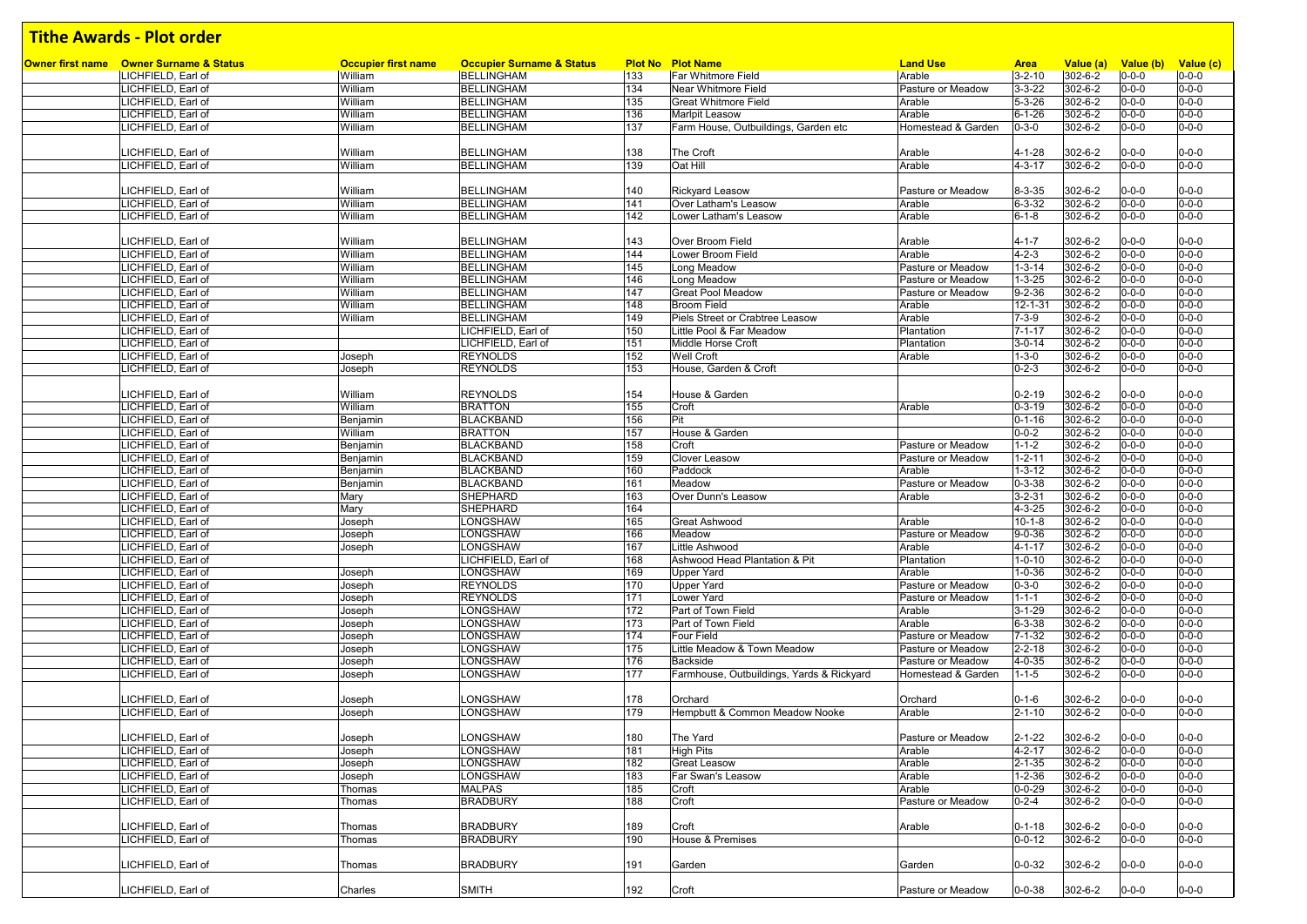# Tithe Awards - Plot order

| Owner first name | Owner Surname & Status | Occupier first name | Occupier Surname & Status | Plot No | Plot Name | Land Use | Area | Value (a) | Value (b) | Value (c) |
|---|---|---|---|---|---|---|---|---|---|---|
| | LICHFIELD, Earl of | William | BELLINGHAM | 133 | Far Whitmore Field | Arable | 3-2-10 | 302-6-2 | 0-0-0 | 0-0-0 |
| | LICHFIELD, Earl of | William | BELLINGHAM | 134 | Near Whitmore Field | Pasture or Meadow | 3-3-22 | 302-6-2 | 0-0-0 | 0-0-0 |
| | LICHFIELD, Earl of | William | BELLINGHAM | 135 | Great Whitmore Field | Arable | 5-3-26 | 302-6-2 | 0-0-0 | 0-0-0 |
| | LICHFIELD, Earl of | William | BELLINGHAM | 136 | Marlpit Leasow | Arable | 6-1-26 | 302-6-2 | 0-0-0 | 0-0-0 |
| | LICHFIELD, Earl of | William | BELLINGHAM | 137 | Farm House, Outbuildings, Garden etc | Homestead & Garden | 0-3-0 | 302-6-2 | 0-0-0 | 0-0-0 |
| | LICHFIELD, Earl of | William | BELLINGHAM | 138 | The Croft | Arable | 4-1-28 | 302-6-2 | 0-0-0 | 0-0-0 |
| | LICHFIELD, Earl of | William | BELLINGHAM | 139 | Oat Hill | Arable | 4-3-17 | 302-6-2 | 0-0-0 | 0-0-0 |
| | LICHFIELD, Earl of | William | BELLINGHAM | 140 | Rickyard Leasow | Pasture or Meadow | 8-3-35 | 302-6-2 | 0-0-0 | 0-0-0 |
| | LICHFIELD, Earl of | William | BELLINGHAM | 141 | Over Latham's Leasow | Arable | 6-3-32 | 302-6-2 | 0-0-0 | 0-0-0 |
| | LICHFIELD, Earl of | William | BELLINGHAM | 142 | Lower Latham's Leasow | Arable | 6-1-8 | 302-6-2 | 0-0-0 | 0-0-0 |
| | LICHFIELD, Earl of | William | BELLINGHAM | 143 | Over Broom Field | Arable | 4-1-7 | 302-6-2 | 0-0-0 | 0-0-0 |
| | LICHFIELD, Earl of | William | BELLINGHAM | 144 | Lower Broom Field | Arable | 4-2-3 | 302-6-2 | 0-0-0 | 0-0-0 |
| | LICHFIELD, Earl of | William | BELLINGHAM | 145 | Long Meadow | Pasture or Meadow | 1-3-14 | 302-6-2 | 0-0-0 | 0-0-0 |
| | LICHFIELD, Earl of | William | BELLINGHAM | 146 | Long Meadow | Pasture or Meadow | 1-3-25 | 302-6-2 | 0-0-0 | 0-0-0 |
| | LICHFIELD, Earl of | William | BELLINGHAM | 147 | Great Pool Meadow | Pasture or Meadow | 9-2-36 | 302-6-2 | 0-0-0 | 0-0-0 |
| | LICHFIELD, Earl of | William | BELLINGHAM | 148 | Broom Field | Arable | 12-1-31 | 302-6-2 | 0-0-0 | 0-0-0 |
| | LICHFIELD, Earl of | William | BELLINGHAM | 149 | Piels Street or Crabtree Leasow | Arable | 7-3-9 | 302-6-2 | 0-0-0 | 0-0-0 |
| | LICHFIELD, Earl of | | LICHFIELD, Earl of | 150 | Little Pool & Far Meadow | Plantation | 7-1-17 | 302-6-2 | 0-0-0 | 0-0-0 |
| | LICHFIELD, Earl of | | LICHFIELD, Earl of | 151 | Middle Horse Croft | Plantation | 3-0-14 | 302-6-2 | 0-0-0 | 0-0-0 |
| | LICHFIELD, Earl of | Joseph | REYNOLDS | 152 | Well Croft | Arable | 1-3-0 | 302-6-2 | 0-0-0 | 0-0-0 |
| | LICHFIELD, Earl of | Joseph | REYNOLDS | 153 | House, Garden & Croft | | 0-2-3 | 302-6-2 | 0-0-0 | 0-0-0 |
| | LICHFIELD, Earl of | William | REYNOLDS | 154 | House & Garden | | 0-2-19 | 302-6-2 | 0-0-0 | 0-0-0 |
| | LICHFIELD, Earl of | William | BRATTON | 155 | Croft | Arable | 0-3-19 | 302-6-2 | 0-0-0 | 0-0-0 |
| | LICHFIELD, Earl of | Benjamin | BLACKBAND | 156 | Pit | | 0-1-16 | 302-6-2 | 0-0-0 | 0-0-0 |
| | LICHFIELD, Earl of | William | BRATTON | 157 | House & Garden | | 0-0-2 | 302-6-2 | 0-0-0 | 0-0-0 |
| | LICHFIELD, Earl of | Benjamin | BLACKBAND | 158 | Croft | Pasture or Meadow | 1-1-2 | 302-6-2 | 0-0-0 | 0-0-0 |
| | LICHFIELD, Earl of | Benjamin | BLACKBAND | 159 | Clover Leasow | Pasture or Meadow | 1-2-11 | 302-6-2 | 0-0-0 | 0-0-0 |
| | LICHFIELD, Earl of | Benjamin | BLACKBAND | 160 | Paddock | Arable | 1-3-12 | 302-6-2 | 0-0-0 | 0-0-0 |
| | LICHFIELD, Earl of | Benjamin | BLACKBAND | 161 | Meadow | Pasture or Meadow | 0-3-38 | 302-6-2 | 0-0-0 | 0-0-0 |
| | LICHFIELD, Earl of | Mary | SHEPHARD | 163 | Over Dunn's Leasow | Arable | 3-2-31 | 302-6-2 | 0-0-0 | 0-0-0 |
| | LICHFIELD, Earl of | Mary | SHEPHARD | 164 | | | 4-3-25 | 302-6-2 | 0-0-0 | 0-0-0 |
| | LICHFIELD, Earl of | Joseph | LONGSHAW | 165 | Great Ashwood | Arable | 10-1-8 | 302-6-2 | 0-0-0 | 0-0-0 |
| | LICHFIELD, Earl of | Joseph | LONGSHAW | 166 | Meadow | Pasture or Meadow | 9-0-36 | 302-6-2 | 0-0-0 | 0-0-0 |
| | LICHFIELD, Earl of | Joseph | LONGSHAW | 167 | Little Ashwood | Arable | 4-1-17 | 302-6-2 | 0-0-0 | 0-0-0 |
| | LICHFIELD, Earl of | | LICHFIELD, Earl of | 168 | Ashwood Head Plantation & Pit | Plantation | 1-0-10 | 302-6-2 | 0-0-0 | 0-0-0 |
| | LICHFIELD, Earl of | Joseph | LONGSHAW | 169 | Upper Yard | Arable | 1-0-36 | 302-6-2 | 0-0-0 | 0-0-0 |
| | LICHFIELD, Earl of | Joseph | REYNOLDS | 170 | Upper Yard | Pasture or Meadow | 0-3-0 | 302-6-2 | 0-0-0 | 0-0-0 |
| | LICHFIELD, Earl of | Joseph | REYNOLDS | 171 | Lower Yard | Pasture or Meadow | 1-1-1 | 302-6-2 | 0-0-0 | 0-0-0 |
| | LICHFIELD, Earl of | Joseph | LONGSHAW | 172 | Part of Town Field | Arable | 3-1-29 | 302-6-2 | 0-0-0 | 0-0-0 |
| | LICHFIELD, Earl of | Joseph | LONGSHAW | 173 | Part of Town Field | Arable | 6-3-38 | 302-6-2 | 0-0-0 | 0-0-0 |
| | LICHFIELD, Earl of | Joseph | LONGSHAW | 174 | Four Field | Pasture or Meadow | 7-1-32 | 302-6-2 | 0-0-0 | 0-0-0 |
| | LICHFIELD, Earl of | Joseph | LONGSHAW | 175 | Little Meadow & Town Meadow | Pasture or Meadow | 2-2-18 | 302-6-2 | 0-0-0 | 0-0-0 |
| | LICHFIELD, Earl of | Joseph | LONGSHAW | 176 | Backside | Pasture or Meadow | 4-0-35 | 302-6-2 | 0-0-0 | 0-0-0 |
| | LICHFIELD, Earl of | Joseph | LONGSHAW | 177 | Farmhouse, Outbuildings, Yards & Rickyard | Homestead & Garden | 1-1-5 | 302-6-2 | 0-0-0 | 0-0-0 |
| | LICHFIELD, Earl of | Joseph | LONGSHAW | 178 | Orchard | Orchard | 0-1-6 | 302-6-2 | 0-0-0 | 0-0-0 |
| | LICHFIELD, Earl of | Joseph | LONGSHAW | 179 | Hempbutt & Common Meadow Nooke | Arable | 2-1-10 | 302-6-2 | 0-0-0 | 0-0-0 |
| | LICHFIELD, Earl of | Joseph | LONGSHAW | 180 | The Yard | Pasture or Meadow | 2-1-22 | 302-6-2 | 0-0-0 | 0-0-0 |
| | LICHFIELD, Earl of | Joseph | LONGSHAW | 181 | High Pits | Arable | 4-2-17 | 302-6-2 | 0-0-0 | 0-0-0 |
| | LICHFIELD, Earl of | Joseph | LONGSHAW | 182 | Great Leasow | Arable | 2-1-35 | 302-6-2 | 0-0-0 | 0-0-0 |
| | LICHFIELD, Earl of | Joseph | LONGSHAW | 183 | Far Swan's Leasow | Arable | 1-2-36 | 302-6-2 | 0-0-0 | 0-0-0 |
| | LICHFIELD, Earl of | Thomas | MALPAS | 185 | Croft | Arable | 0-0-29 | 302-6-2 | 0-0-0 | 0-0-0 |
| | LICHFIELD, Earl of | Thomas | BRADBURY | 188 | Croft | Pasture or Meadow | 0-2-4 | 302-6-2 | 0-0-0 | 0-0-0 |
| | LICHFIELD, Earl of | Thomas | BRADBURY | 189 | Croft | Arable | 0-1-18 | 302-6-2 | 0-0-0 | 0-0-0 |
| | LICHFIELD, Earl of | Thomas | BRADBURY | 190 | House & Premises | | 0-0-12 | 302-6-2 | 0-0-0 | 0-0-0 |
| | LICHFIELD, Earl of | Thomas | BRADBURY | 191 | Garden | Garden | 0-0-32 | 302-6-2 | 0-0-0 | 0-0-0 |
| | LICHFIELD, Earl of | Charles | SMITH | 192 | Croft | Pasture or Meadow | 0-0-38 | 302-6-2 | 0-0-0 | 0-0-0 |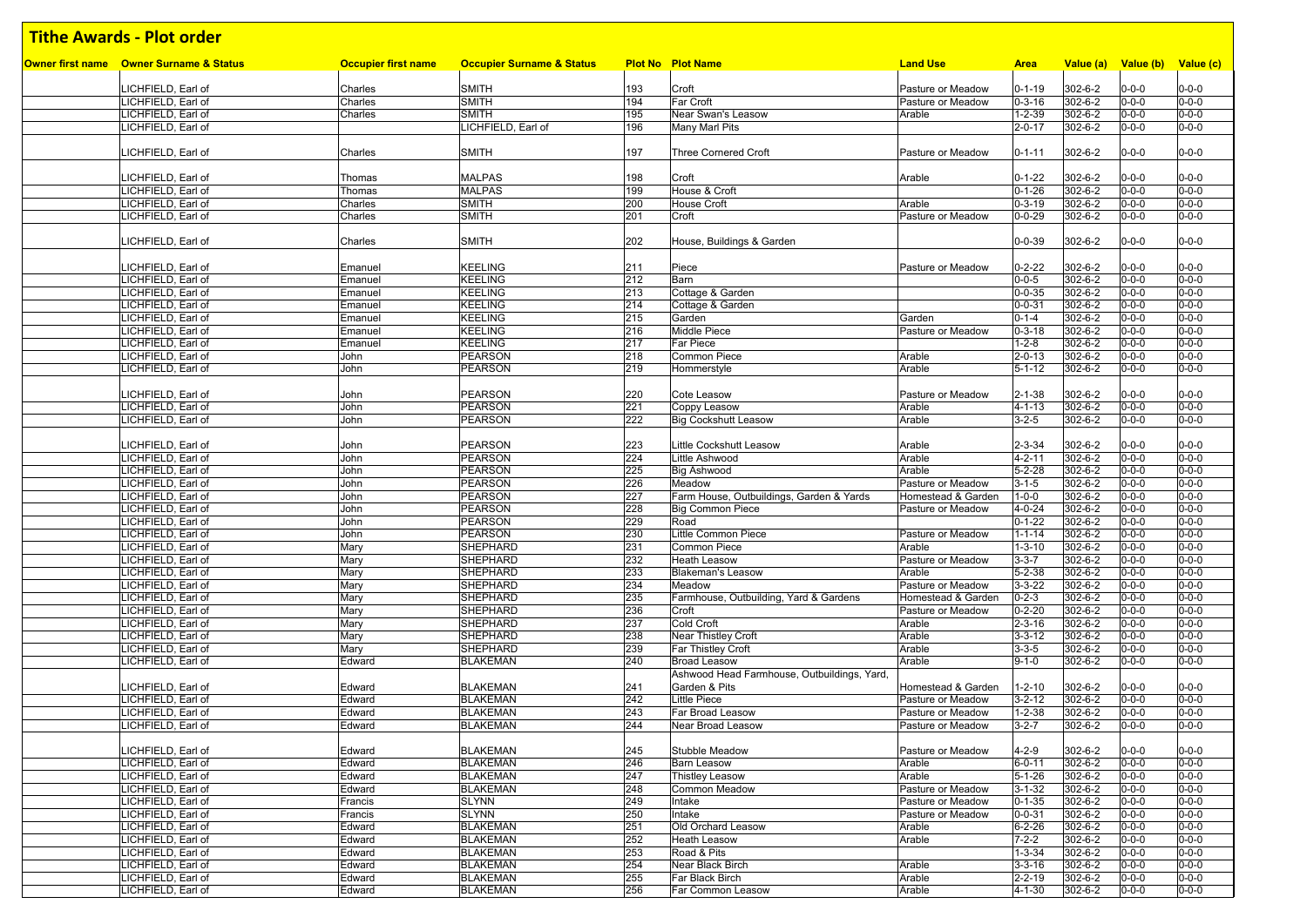# Tithe Awards - Plot order

| Owner first name | Owner Surname & Status | Occupier first name | Occupier Surname & Status | Plot No | Plot Name | Land Use | Area | Value (a) | Value (b) | Value (c) |
|---|---|---|---|---|---|---|---|---|---|---|
| | LICHFIELD, Earl of | Charles | SMITH | 193 | Croft | Pasture or Meadow | 0-1-19 | 302-6-2 | 0-0-0 | 0-0-0 |
| | LICHFIELD, Earl of | Charles | SMITH | 194 | Far Croft | Pasture or Meadow | 0-3-16 | 302-6-2 | 0-0-0 | 0-0-0 |
| | LICHFIELD, Earl of | Charles | SMITH | 195 | Near Swan's Leasow | Arable | 1-2-39 | 302-6-2 | 0-0-0 | 0-0-0 |
| | LICHFIELD, Earl of | | LICHFIELD, Earl of | 196 | Many Marl Pits | | 2-0-17 | 302-6-2 | 0-0-0 | 0-0-0 |
| | LICHFIELD, Earl of | Charles | SMITH | 197 | Three Cornered Croft | Pasture or Meadow | 0-1-11 | 302-6-2 | 0-0-0 | 0-0-0 |
| | LICHFIELD, Earl of | Thomas | MALPAS | 198 | Croft | Arable | 0-1-22 | 302-6-2 | 0-0-0 | 0-0-0 |
| | LICHFIELD, Earl of | Thomas | MALPAS | 199 | House & Croft | | 0-1-26 | 302-6-2 | 0-0-0 | 0-0-0 |
| | LICHFIELD, Earl of | Charles | SMITH | 200 | House Croft | Arable | 0-3-19 | 302-6-2 | 0-0-0 | 0-0-0 |
| | LICHFIELD, Earl of | Charles | SMITH | 201 | Croft | Pasture or Meadow | 0-0-29 | 302-6-2 | 0-0-0 | 0-0-0 |
| | LICHFIELD, Earl of | Charles | SMITH | 202 | House, Buildings & Garden | | 0-0-39 | 302-6-2 | 0-0-0 | 0-0-0 |
| | LICHFIELD, Earl of | Emanuel | KEELING | 211 | Piece | Pasture or Meadow | 0-2-22 | 302-6-2 | 0-0-0 | 0-0-0 |
| | LICHFIELD, Earl of | Emanuel | KEELING | 212 | Barn | | 0-0-5 | 302-6-2 | 0-0-0 | 0-0-0 |
| | LICHFIELD, Earl of | Emanuel | KEELING | 213 | Cottage & Garden | | 0-0-35 | 302-6-2 | 0-0-0 | 0-0-0 |
| | LICHFIELD, Earl of | Emanuel | KEELING | 214 | Cottage & Garden | | 0-0-31 | 302-6-2 | 0-0-0 | 0-0-0 |
| | LICHFIELD, Earl of | Emanuel | KEELING | 215 | Garden | Garden | 0-1-4 | 302-6-2 | 0-0-0 | 0-0-0 |
| | LICHFIELD, Earl of | Emanuel | KEELING | 216 | Middle Piece | Pasture or Meadow | 0-3-18 | 302-6-2 | 0-0-0 | 0-0-0 |
| | LICHFIELD, Earl of | Emanuel | KEELING | 217 | Far Piece | | 1-2-8 | 302-6-2 | 0-0-0 | 0-0-0 |
| | LICHFIELD, Earl of | John | PEARSON | 218 | Common Piece | Arable | 2-0-13 | 302-6-2 | 0-0-0 | 0-0-0 |
| | LICHFIELD, Earl of | John | PEARSON | 219 | Hommerstyle | Arable | 5-1-12 | 302-6-2 | 0-0-0 | 0-0-0 |
| | LICHFIELD, Earl of | John | PEARSON | 220 | Cote Leasow | Pasture or Meadow | 2-1-38 | 302-6-2 | 0-0-0 | 0-0-0 |
| | LICHFIELD, Earl of | John | PEARSON | 221 | Coppy Leasow | Arable | 4-1-13 | 302-6-2 | 0-0-0 | 0-0-0 |
| | LICHFIELD, Earl of | John | PEARSON | 222 | Big Cockshutt Leasow | Arable | 3-2-5 | 302-6-2 | 0-0-0 | 0-0-0 |
| | LICHFIELD, Earl of | John | PEARSON | 223 | Little Cockshutt Leasow | Arable | 2-3-34 | 302-6-2 | 0-0-0 | 0-0-0 |
| | LICHFIELD, Earl of | John | PEARSON | 224 | Little Ashwood | Arable | 4-2-11 | 302-6-2 | 0-0-0 | 0-0-0 |
| | LICHFIELD, Earl of | John | PEARSON | 225 | Big Ashwood | Arable | 5-2-28 | 302-6-2 | 0-0-0 | 0-0-0 |
| | LICHFIELD, Earl of | John | PEARSON | 226 | Meadow | Pasture or Meadow | 3-1-5 | 302-6-2 | 0-0-0 | 0-0-0 |
| | LICHFIELD, Earl of | John | PEARSON | 227 | Farm House, Outbuildings, Garden & Yards | Homestead & Garden | 1-0-0 | 302-6-2 | 0-0-0 | 0-0-0 |
| | LICHFIELD, Earl of | John | PEARSON | 228 | Big Common Piece | Pasture or Meadow | 4-0-24 | 302-6-2 | 0-0-0 | 0-0-0 |
| | LICHFIELD, Earl of | John | PEARSON | 229 | Road | | 0-1-22 | 302-6-2 | 0-0-0 | 0-0-0 |
| | LICHFIELD, Earl of | John | PEARSON | 230 | Little Common Piece | Pasture or Meadow | 1-1-14 | 302-6-2 | 0-0-0 | 0-0-0 |
| | LICHFIELD, Earl of | Mary | SHEPHARD | 231 | Common Piece | Arable | 1-3-10 | 302-6-2 | 0-0-0 | 0-0-0 |
| | LICHFIELD, Earl of | Mary | SHEPHARD | 232 | Heath Leasow | Pasture or Meadow | 3-3-7 | 302-6-2 | 0-0-0 | 0-0-0 |
| | LICHFIELD, Earl of | Mary | SHEPHARD | 233 | Blakeman's Leasow | Arable | 5-2-38 | 302-6-2 | 0-0-0 | 0-0-0 |
| | LICHFIELD, Earl of | Mary | SHEPHARD | 234 | Meadow | Pasture or Meadow | 3-3-22 | 302-6-2 | 0-0-0 | 0-0-0 |
| | LICHFIELD, Earl of | Mary | SHEPHARD | 235 | Farmhouse, Outbuilding, Yard & Gardens | Homestead & Garden | 0-2-3 | 302-6-2 | 0-0-0 | 0-0-0 |
| | LICHFIELD, Earl of | Mary | SHEPHARD | 236 | Croft | Pasture or Meadow | 0-2-20 | 302-6-2 | 0-0-0 | 0-0-0 |
| | LICHFIELD, Earl of | Mary | SHEPHARD | 237 | Cold Croft | Arable | 2-3-16 | 302-6-2 | 0-0-0 | 0-0-0 |
| | LICHFIELD, Earl of | Mary | SHEPHARD | 238 | Near Thistley Croft | Arable | 3-3-12 | 302-6-2 | 0-0-0 | 0-0-0 |
| | LICHFIELD, Earl of | Mary | SHEPHARD | 239 | Far Thistley Croft | Arable | 3-3-5 | 302-6-2 | 0-0-0 | 0-0-0 |
| | LICHFIELD, Earl of | Edward | BLAKEMAN | 240 | Broad Leasow | Arable | 9-1-0 | 302-6-2 | 0-0-0 | 0-0-0 |
| | LICHFIELD, Earl of | Edward | BLAKEMAN | 241 | Ashwood Head Farmhouse, Outbuildings, Yard, Garden & Pits | Homestead & Garden | 1-2-10 | 302-6-2 | 0-0-0 | 0-0-0 |
| | LICHFIELD, Earl of | Edward | BLAKEMAN | 242 | Little Piece | Pasture or Meadow | 3-2-12 | 302-6-2 | 0-0-0 | 0-0-0 |
| | LICHFIELD, Earl of | Edward | BLAKEMAN | 243 | Far Broad Leasow | Pasture or Meadow | 1-2-38 | 302-6-2 | 0-0-0 | 0-0-0 |
| | LICHFIELD, Earl of | Edward | BLAKEMAN | 244 | Near Broad Leasow | Pasture or Meadow | 3-2-7 | 302-6-2 | 0-0-0 | 0-0-0 |
| | LICHFIELD, Earl of | Edward | BLAKEMAN | 245 | Stubble Meadow | Pasture or Meadow | 4-2-9 | 302-6-2 | 0-0-0 | 0-0-0 |
| | LICHFIELD, Earl of | Edward | BLAKEMAN | 246 | Barn Leasow | Arable | 6-0-11 | 302-6-2 | 0-0-0 | 0-0-0 |
| | LICHFIELD, Earl of | Edward | BLAKEMAN | 247 | Thistley Leasow | Arable | 5-1-26 | 302-6-2 | 0-0-0 | 0-0-0 |
| | LICHFIELD, Earl of | Edward | BLAKEMAN | 248 | Common Meadow | Pasture or Meadow | 3-1-32 | 302-6-2 | 0-0-0 | 0-0-0 |
| | LICHFIELD, Earl of | Francis | SLYNN | 249 | Intake | Pasture or Meadow | 0-1-35 | 302-6-2 | 0-0-0 | 0-0-0 |
| | LICHFIELD, Earl of | Francis | SLYNN | 250 | Intake | Pasture or Meadow | 0-0-31 | 302-6-2 | 0-0-0 | 0-0-0 |
| | LICHFIELD, Earl of | Edward | BLAKEMAN | 251 | Old Orchard Leasow | Arable | 6-2-26 | 302-6-2 | 0-0-0 | 0-0-0 |
| | LICHFIELD, Earl of | Edward | BLAKEMAN | 252 | Heath Leasow | Arable | 7-2-2 | 302-6-2 | 0-0-0 | 0-0-0 |
| | LICHFIELD, Earl of | Edward | BLAKEMAN | 253 | Road & Pits | | 1-3-34 | 302-6-2 | 0-0-0 | 0-0-0 |
| | LICHFIELD, Earl of | Edward | BLAKEMAN | 254 | Near Black Birch | Arable | 3-3-16 | 302-6-2 | 0-0-0 | 0-0-0 |
| | LICHFIELD, Earl of | Edward | BLAKEMAN | 255 | Far Black Birch | Arable | 2-2-19 | 302-6-2 | 0-0-0 | 0-0-0 |
| | LICHFIELD, Earl of | Edward | BLAKEMAN | 256 | Far Common Leasow | Arable | 4-1-30 | 302-6-2 | 0-0-0 | 0-0-0 |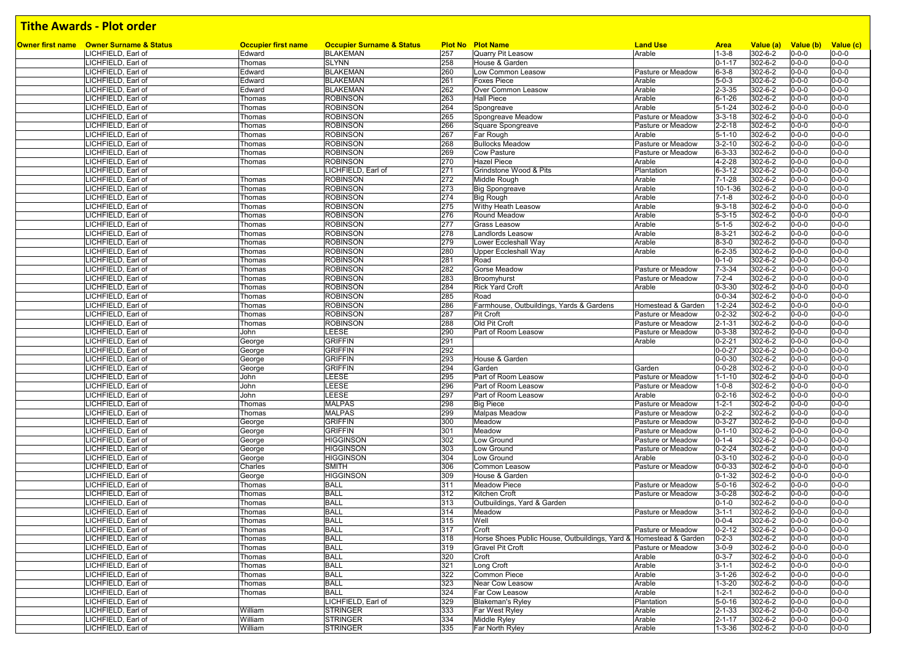# Tithe Awards - Plot order

| Owner first name | Owner Surname & Status | Occupier first name | Occupier Surname & Status | Plot No | Plot Name | Land Use | Area | Value (a) | Value (b) | Value (c) |
|---|---|---|---|---|---|---|---|---|---|---|
| | LICHFIELD, Earl of | Edward | BLAKEMAN | 257 | Quarry Pit Leasow | Arable | 1-3-8 | 302-6-2 | 0-0-0 | 0-0-0 |
| | LICHFIELD, Earl of | Thomas | SLYNN | 258 | House & Garden | | 0-1-17 | 302-6-2 | 0-0-0 | 0-0-0 |
| | LICHFIELD, Earl of | Edward | BLAKEMAN | 260 | Low Common Leasow | Pasture or Meadow | 6-3-8 | 302-6-2 | 0-0-0 | 0-0-0 |
| | LICHFIELD, Earl of | Edward | BLAKEMAN | 261 | Foxes Piece | Arable | 5-0-3 | 302-6-2 | 0-0-0 | 0-0-0 |
| | LICHFIELD, Earl of | Edward | BLAKEMAN | 262 | Over Common Leasow | Arable | 2-3-35 | 302-6-2 | 0-0-0 | 0-0-0 |
| | LICHFIELD, Earl of | Thomas | ROBINSON | 263 | Hall Piece | Arable | 6-1-26 | 302-6-2 | 0-0-0 | 0-0-0 |
| | LICHFIELD, Earl of | Thomas | ROBINSON | 264 | Spongreave | Arable | 5-1-24 | 302-6-2 | 0-0-0 | 0-0-0 |
| | LICHFIELD, Earl of | Thomas | ROBINSON | 265 | Spongreave Meadow | Pasture or Meadow | 3-3-18 | 302-6-2 | 0-0-0 | 0-0-0 |
| | LICHFIELD, Earl of | Thomas | ROBINSON | 266 | Square Spongreave | Pasture or Meadow | 2-2-18 | 302-6-2 | 0-0-0 | 0-0-0 |
| | LICHFIELD, Earl of | Thomas | ROBINSON | 267 | Far Rough | Arable | 5-1-10 | 302-6-2 | 0-0-0 | 0-0-0 |
| | LICHFIELD, Earl of | Thomas | ROBINSON | 268 | Bullocks Meadow | Pasture or Meadow | 3-2-10 | 302-6-2 | 0-0-0 | 0-0-0 |
| | LICHFIELD, Earl of | Thomas | ROBINSON | 269 | Cow Pasture | Pasture or Meadow | 6-3-33 | 302-6-2 | 0-0-0 | 0-0-0 |
| | LICHFIELD, Earl of | Thomas | ROBINSON | 270 | Hazel Piece | Arable | 4-2-28 | 302-6-2 | 0-0-0 | 0-0-0 |
| | LICHFIELD, Earl of | | LICHFIELD, Earl of | 271 | Grindstone Wood & Pits | Plantation | 6-3-12 | 302-6-2 | 0-0-0 | 0-0-0 |
| | LICHFIELD, Earl of | Thomas | ROBINSON | 272 | Middle Rough | Arable | 7-1-28 | 302-6-2 | 0-0-0 | 0-0-0 |
| | LICHFIELD, Earl of | Thomas | ROBINSON | 273 | Big Spongreave | Arable | 10-1-36 | 302-6-2 | 0-0-0 | 0-0-0 |
| | LICHFIELD, Earl of | Thomas | ROBINSON | 274 | Big Rough | Arable | 7-1-8 | 302-6-2 | 0-0-0 | 0-0-0 |
| | LICHFIELD, Earl of | Thomas | ROBINSON | 275 | Withy Heath Leasow | Arable | 9-3-18 | 302-6-2 | 0-0-0 | 0-0-0 |
| | LICHFIELD, Earl of | Thomas | ROBINSON | 276 | Round Meadow | Arable | 5-3-15 | 302-6-2 | 0-0-0 | 0-0-0 |
| | LICHFIELD, Earl of | Thomas | ROBINSON | 277 | Grass Leasow | Arable | 5-1-5 | 302-6-2 | 0-0-0 | 0-0-0 |
| | LICHFIELD, Earl of | Thomas | ROBINSON | 278 | Landlords Leasow | Arable | 8-3-21 | 302-6-2 | 0-0-0 | 0-0-0 |
| | LICHFIELD, Earl of | Thomas | ROBINSON | 279 | Lower Eccleshall Way | Arable | 8-3-0 | 302-6-2 | 0-0-0 | 0-0-0 |
| | LICHFIELD, Earl of | Thomas | ROBINSON | 280 | Upper Eccleshall Way | Arable | 6-2-35 | 302-6-2 | 0-0-0 | 0-0-0 |
| | LICHFIELD, Earl of | Thomas | ROBINSON | 281 | Road | | 0-1-0 | 302-6-2 | 0-0-0 | 0-0-0 |
| | LICHFIELD, Earl of | Thomas | ROBINSON | 282 | Gorse Meadow | Pasture or Meadow | 7-3-34 | 302-6-2 | 0-0-0 | 0-0-0 |
| | LICHFIELD, Earl of | Thomas | ROBINSON | 283 | Broomyhurst | Pasture or Meadow | 7-2-4 | 302-6-2 | 0-0-0 | 0-0-0 |
| | LICHFIELD, Earl of | Thomas | ROBINSON | 284 | Rick Yard Croft | Arable | 0-3-30 | 302-6-2 | 0-0-0 | 0-0-0 |
| | LICHFIELD, Earl of | Thomas | ROBINSON | 285 | Road | | 0-0-34 | 302-6-2 | 0-0-0 | 0-0-0 |
| | LICHFIELD, Earl of | Thomas | ROBINSON | 286 | Farmhouse, Outbuildings, Yards & Gardens | Homestead & Garden | 1-2-24 | 302-6-2 | 0-0-0 | 0-0-0 |
| | LICHFIELD, Earl of | Thomas | ROBINSON | 287 | Pit Croft | Pasture or Meadow | 0-2-32 | 302-6-2 | 0-0-0 | 0-0-0 |
| | LICHFIELD, Earl of | Thomas | ROBINSON | 288 | Old Pit Croft | Pasture or Meadow | 2-1-31 | 302-6-2 | 0-0-0 | 0-0-0 |
| | LICHFIELD, Earl of | John | LEESE | 290 | Part of Room Leasow | Pasture or Meadow | 0-3-38 | 302-6-2 | 0-0-0 | 0-0-0 |
| | LICHFIELD, Earl of | George | GRIFFIN | 291 | | Arable | 0-2-21 | 302-6-2 | 0-0-0 | 0-0-0 |
| | LICHFIELD, Earl of | George | GRIFFIN | 292 | | | 0-0-27 | 302-6-2 | 0-0-0 | 0-0-0 |
| | LICHFIELD, Earl of | George | GRIFFIN | 293 | House & Garden | | 0-0-30 | 302-6-2 | 0-0-0 | 0-0-0 |
| | LICHFIELD, Earl of | George | GRIFFIN | 294 | Garden | Garden | 0-0-28 | 302-6-2 | 0-0-0 | 0-0-0 |
| | LICHFIELD, Earl of | John | LEESE | 295 | Part of Room Leasow | Pasture or Meadow | 1-1-10 | 302-6-2 | 0-0-0 | 0-0-0 |
| | LICHFIELD, Earl of | John | LEESE | 296 | Part of Room Leasow | Pasture or Meadow | 1-0-8 | 302-6-2 | 0-0-0 | 0-0-0 |
| | LICHFIELD, Earl of | John | LEESE | 297 | Part of Room Leasow | Arable | 0-2-16 | 302-6-2 | 0-0-0 | 0-0-0 |
| | LICHFIELD, Earl of | Thomas | MALPAS | 298 | Big Piece | Pasture or Meadow | 1-2-1 | 302-6-2 | 0-0-0 | 0-0-0 |
| | LICHFIELD, Earl of | Thomas | MALPAS | 299 | Malpas Meadow | Pasture or Meadow | 0-2-2 | 302-6-2 | 0-0-0 | 0-0-0 |
| | LICHFIELD, Earl of | George | GRIFFIN | 300 | Meadow | Pasture or Meadow | 0-3-27 | 302-6-2 | 0-0-0 | 0-0-0 |
| | LICHFIELD, Earl of | George | GRIFFIN | 301 | Meadow | Pasture or Meadow | 0-1-10 | 302-6-2 | 0-0-0 | 0-0-0 |
| | LICHFIELD, Earl of | George | HIGGINSON | 302 | Low Ground | Pasture or Meadow | 0-1-4 | 302-6-2 | 0-0-0 | 0-0-0 |
| | LICHFIELD, Earl of | George | HIGGINSON | 303 | Low Ground | Pasture or Meadow | 0-2-24 | 302-6-2 | 0-0-0 | 0-0-0 |
| | LICHFIELD, Earl of | George | HIGGINSON | 304 | Low Ground | Arable | 0-3-10 | 302-6-2 | 0-0-0 | 0-0-0 |
| | LICHFIELD, Earl of | Charles | SMITH | 306 | Common Leasow | Pasture or Meadow | 0-0-33 | 302-6-2 | 0-0-0 | 0-0-0 |
| | LICHFIELD, Earl of | George | HIGGINSON | 309 | House & Garden | | 0-1-32 | 302-6-2 | 0-0-0 | 0-0-0 |
| | LICHFIELD, Earl of | Thomas | BALL | 311 | Meadow Piece | Pasture or Meadow | 5-0-16 | 302-6-2 | 0-0-0 | 0-0-0 |
| | LICHFIELD, Earl of | Thomas | BALL | 312 | Kitchen Croft | Pasture or Meadow | 3-0-28 | 302-6-2 | 0-0-0 | 0-0-0 |
| | LICHFIELD, Earl of | Thomas | BALL | 313 | Outbuildings, Yard & Garden | | 0-1-0 | 302-6-2 | 0-0-0 | 0-0-0 |
| | LICHFIELD, Earl of | Thomas | BALL | 314 | Meadow | Pasture or Meadow | 3-1-1 | 302-6-2 | 0-0-0 | 0-0-0 |
| | LICHFIELD, Earl of | Thomas | BALL | 315 | Well | | 0-0-4 | 302-6-2 | 0-0-0 | 0-0-0 |
| | LICHFIELD, Earl of | Thomas | BALL | 317 | Croft | Pasture or Meadow | 0-2-12 | 302-6-2 | 0-0-0 | 0-0-0 |
| | LICHFIELD, Earl of | Thomas | BALL | 318 | Horse Shoes Public House, Outbuildings, Yard & | Homestead & Garden | 0-2-3 | 302-6-2 | 0-0-0 | 0-0-0 |
| | LICHFIELD, Earl of | Thomas | BALL | 319 | Gravel Pit Croft | Pasture or Meadow | 3-0-9 | 302-6-2 | 0-0-0 | 0-0-0 |
| | LICHFIELD, Earl of | Thomas | BALL | 320 | Croft | Arable | 0-3-7 | 302-6-2 | 0-0-0 | 0-0-0 |
| | LICHFIELD, Earl of | Thomas | BALL | 321 | Long Croft | Arable | 3-1-1 | 302-6-2 | 0-0-0 | 0-0-0 |
| | LICHFIELD, Earl of | Thomas | BALL | 322 | Common Piece | Arable | 3-1-26 | 302-6-2 | 0-0-0 | 0-0-0 |
| | LICHFIELD, Earl of | Thomas | BALL | 323 | Near Cow Leasow | Arable | 1-3-20 | 302-6-2 | 0-0-0 | 0-0-0 |
| | LICHFIELD, Earl of | Thomas | BALL | 324 | Far Cow Leasow | Arable | 1-2-1 | 302-6-2 | 0-0-0 | 0-0-0 |
| | LICHFIELD, Earl of | | LICHFIELD, Earl of | 329 | Blakeman's Ryley | Plantation | 5-0-16 | 302-6-2 | 0-0-0 | 0-0-0 |
| | LICHFIELD, Earl of | William | STRINGER | 333 | Far West Ryley | Arable | 2-1-33 | 302-6-2 | 0-0-0 | 0-0-0 |
| | LICHFIELD, Earl of | William | STRINGER | 334 | Middle Ryley | Arable | 2-1-17 | 302-6-2 | 0-0-0 | 0-0-0 |
| | LICHFIELD, Earl of | William | STRINGER | 335 | Far North Ryley | Arable | 1-3-36 | 302-6-2 | 0-0-0 | 0-0-0 |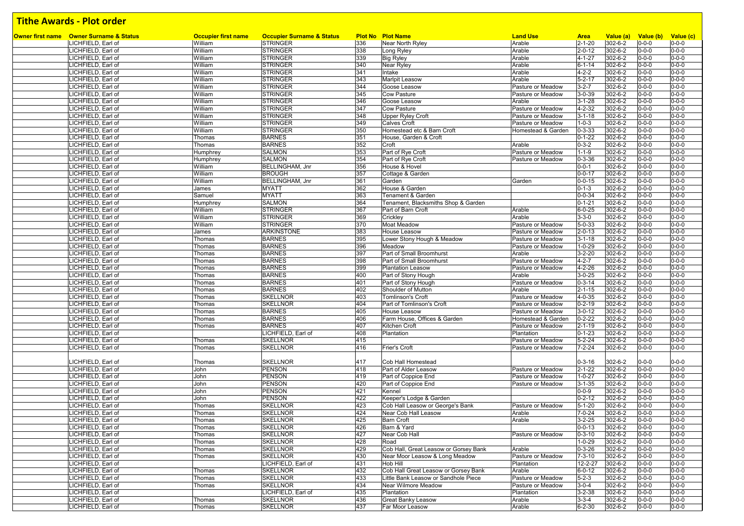# Tithe Awards - Plot order

| Owner first name | Owner Surname & Status | Occupier first name | Occupier Surname & Status | Plot No | Plot Name | Land Use | Area | Value (a) | Value (b) | Value (c) |
|---|---|---|---|---|---|---|---|---|---|---|
| | LICHFIELD, Earl of | William | STRINGER | 336 | Near North Ryley | Arable | 2-1-20 | 302-6-2 | 0-0-0 | 0-0-0 |
| | LICHFIELD, Earl of | William | STRINGER | 338 | Long Ryley | Arable | 2-0-12 | 302-6-2 | 0-0-0 | 0-0-0 |
| | LICHFIELD, Earl of | William | STRINGER | 339 | Big Ryley | Arable | 4-1-27 | 302-6-2 | 0-0-0 | 0-0-0 |
| | LICHFIELD, Earl of | William | STRINGER | 340 | Near Ryley | Arable | 6-1-14 | 302-6-2 | 0-0-0 | 0-0-0 |
| | LICHFIELD, Earl of | William | STRINGER | 341 | Intake | Arable | 4-2-2 | 302-6-2 | 0-0-0 | 0-0-0 |
| | LICHFIELD, Earl of | William | STRINGER | 343 | Marlpit Leasow | Arable | 5-2-17 | 302-6-2 | 0-0-0 | 0-0-0 |
| | LICHFIELD, Earl of | William | STRINGER | 344 | Goose Leasow | Pasture or Meadow | 3-2-7 | 302-6-2 | 0-0-0 | 0-0-0 |
| | LICHFIELD, Earl of | William | STRINGER | 345 | Cow Pasture | Pasture or Meadow | 3-0-39 | 302-6-2 | 0-0-0 | 0-0-0 |
| | LICHFIELD, Earl of | William | STRINGER | 346 | Goose Leasow | Arable | 3-1-28 | 302-6-2 | 0-0-0 | 0-0-0 |
| | LICHFIELD, Earl of | William | STRINGER | 347 | Cow Pasture | Pasture or Meadow | 4-2-32 | 302-6-2 | 0-0-0 | 0-0-0 |
| | LICHFIELD, Earl of | William | STRINGER | 348 | Upper Ryley Croft | Pasture or Meadow | 3-1-18 | 302-6-2 | 0-0-0 | 0-0-0 |
| | LICHFIELD, Earl of | William | STRINGER | 349 | Calves Croft | Pasture or Meadow | 1-0-3 | 302-6-2 | 0-0-0 | 0-0-0 |
| | LICHFIELD, Earl of | William | STRINGER | 350 | Homestead etc & Barn Croft | Homestead & Garden | 0-3-33 | 302-6-2 | 0-0-0 | 0-0-0 |
| | LICHFIELD, Earl of | Thomas | BARNES | 351 | House, Garden & Croft | | 0-1-22 | 302-6-2 | 0-0-0 | 0-0-0 |
| | LICHFIELD, Earl of | Thomas | BARNES | 352 | Croft | Arable | 0-3-2 | 302-6-2 | 0-0-0 | 0-0-0 |
| | LICHFIELD, Earl of | Humphrey | SALMON | 353 | Part of Rye Croft | Pasture or Meadow | 1-1-9 | 302-6-2 | 0-0-0 | 0-0-0 |
| | LICHFIELD, Earl of | Humphrey | SALMON | 354 | Part of Rye Croft | Pasture or Meadow | 0-3-36 | 302-6-2 | 0-0-0 | 0-0-0 |
| | LICHFIELD, Earl of | William | BELLINGHAM, Jnr | 356 | House & Hovel | | 0-0-1 | 302-6-2 | 0-0-0 | 0-0-0 |
| | LICHFIELD, Earl of | William | BROUGH | 357 | Cottage & Garden | | 0-0-17 | 302-6-2 | 0-0-0 | 0-0-0 |
| | LICHFIELD, Earl of | William | BELLINGHAM, Jnr | 361 | Garden | Garden | 0-0-15 | 302-6-2 | 0-0-0 | 0-0-0 |
| | LICHFIELD, Earl of | James | MYATT | 362 | House & Garden | | 0-1-3 | 302-6-2 | 0-0-0 | 0-0-0 |
| | LICHFIELD, Earl of | Samuel | MYATT | 363 | Tenament & Garden | | 0-0-34 | 302-6-2 | 0-0-0 | 0-0-0 |
| | LICHFIELD, Earl of | Humphrey | SALMON | 364 | Tenament, Blacksmiths Shop & Garden | | 0-1-21 | 302-6-2 | 0-0-0 | 0-0-0 |
| | LICHFIELD, Earl of | William | STRINGER | 367 | Part of Barn Croft | Arable | 6-0-25 | 302-6-2 | 0-0-0 | 0-0-0 |
| | LICHFIELD, Earl of | William | STRINGER | 369 | Crickley | Arable | 3-3-0 | 302-6-2 | 0-0-0 | 0-0-0 |
| | LICHFIELD, Earl of | William | STRINGER | 370 | Moat Meadow | Pasture or Meadow | 5-0-33 | 302-6-2 | 0-0-0 | 0-0-0 |
| | LICHFIELD, Earl of | James | ARKINSTONE | 383 | House Leasow | Pasture or Meadow | 2-0-13 | 302-6-2 | 0-0-0 | 0-0-0 |
| | LICHFIELD, Earl of | Thomas | BARNES | 395 | Lower Stony Hough & Meadow | Pasture or Meadow | 3-1-18 | 302-6-2 | 0-0-0 | 0-0-0 |
| | LICHFIELD, Earl of | Thomas | BARNES | 396 | Meadow | Pasture or Meadow | 1-0-29 | 302-6-2 | 0-0-0 | 0-0-0 |
| | LICHFIELD, Earl of | Thomas | BARNES | 397 | Part of Small Broomhurst | Arable | 3-2-20 | 302-6-2 | 0-0-0 | 0-0-0 |
| | LICHFIELD, Earl of | Thomas | BARNES | 398 | Part of Small Broomhurst | Pasture or Meadow | 4-2-7 | 302-6-2 | 0-0-0 | 0-0-0 |
| | LICHFIELD, Earl of | Thomas | BARNES | 399 | Plantation Leasow | Pasture or Meadow | 4-2-26 | 302-6-2 | 0-0-0 | 0-0-0 |
| | LICHFIELD, Earl of | Thomas | BARNES | 400 | Part of Stony Hough | Arable | 3-0-25 | 302-6-2 | 0-0-0 | 0-0-0 |
| | LICHFIELD, Earl of | Thomas | BARNES | 401 | Part of Stony Hough | Pasture or Meadow | 0-3-14 | 302-6-2 | 0-0-0 | 0-0-0 |
| | LICHFIELD, Earl of | Thomas | BARNES | 402 | Shoulder of Mutton | Arable | 2-1-15 | 302-6-2 | 0-0-0 | 0-0-0 |
| | LICHFIELD, Earl of | Thomas | SKELLNOR | 403 | Tomlinson's Croft | Pasture or Meadow | 4-0-35 | 302-6-2 | 0-0-0 | 0-0-0 |
| | LICHFIELD, Earl of | Thomas | SKELLNOR | 404 | Part of Tomlinson's Croft | Pasture or Meadow | 0-2-19 | 302-6-2 | 0-0-0 | 0-0-0 |
| | LICHFIELD, Earl of | Thomas | BARNES | 405 | House Leasow | Pasture or Meadow | 3-0-12 | 302-6-2 | 0-0-0 | 0-0-0 |
| | LICHFIELD, Earl of | Thomas | BARNES | 406 | Farm House, Offices & Garden | Homestead & Garden | 0-2-22 | 302-6-2 | 0-0-0 | 0-0-0 |
| | LICHFIELD, Earl of | Thomas | BARNES | 407 | Kitchen Croft | Pasture or Meadow | 2-1-19 | 302-6-2 | 0-0-0 | 0-0-0 |
| | LICHFIELD, Earl of | | LICHFIELD, Earl of | 408 | Plantation | Plantation | 0-1-23 | 302-6-2 | 0-0-0 | 0-0-0 |
| | LICHFIELD, Earl of | Thomas | SKELLNOR | 415 | | Pasture or Meadow | 5-2-24 | 302-6-2 | 0-0-0 | 0-0-0 |
| | LICHFIELD, Earl of | Thomas | SKELLNOR | 416 | Frier's Croft | Pasture or Meadow | 7-2-24 | 302-6-2 | 0-0-0 | 0-0-0 |
| | LICHFIELD, Earl of | Thomas | SKELLNOR | 417 | Cob Hall Homestead | | 0-3-16 | 302-6-2 | 0-0-0 | 0-0-0 |
| | LICHFIELD, Earl of | John | PENSON | 418 | Part of Alder Leasow | Pasture or Meadow | 2-1-22 | 302-6-2 | 0-0-0 | 0-0-0 |
| | LICHFIELD, Earl of | John | PENSON | 419 | Part of Coppice End | Pasture or Meadow | 1-0-27 | 302-6-2 | 0-0-0 | 0-0-0 |
| | LICHFIELD, Earl of | John | PENSON | 420 | Part of Coppice End | Pasture or Meadow | 3-1-35 | 302-6-2 | 0-0-0 | 0-0-0 |
| | LICHFIELD, Earl of | John | PENSON | 421 | Kennel | | 0-0-9 | 302-6-2 | 0-0-0 | 0-0-0 |
| | LICHFIELD, Earl of | John | PENSON | 422 | Keeper's Lodge & Garden | | 0-2-12 | 302-6-2 | 0-0-0 | 0-0-0 |
| | LICHFIELD, Earl of | Thomas | SKELLNOR | 423 | Cob Hall Leasow or George's Bank | Pasture or Meadow | 5-1-20 | 302-6-2 | 0-0-0 | 0-0-0 |
| | LICHFIELD, Earl of | Thomas | SKELLNOR | 424 | Near Cob Hall Leasow | Arable | 7-0-24 | 302-6-2 | 0-0-0 | 0-0-0 |
| | LICHFIELD, Earl of | Thomas | SKELLNOR | 425 | Barn Croft | Arable | 3-2-25 | 302-6-2 | 0-0-0 | 0-0-0 |
| | LICHFIELD, Earl of | Thomas | SKELLNOR | 426 | Barn & Yard | | 0-0-13 | 302-6-2 | 0-0-0 | 0-0-0 |
| | LICHFIELD, Earl of | Thomas | SKELLNOR | 427 | Near Cob Hall | Pasture or Meadow | 0-3-10 | 302-6-2 | 0-0-0 | 0-0-0 |
| | LICHFIELD, Earl of | Thomas | SKELLNOR | 428 | Road | | 1-0-29 | 302-6-2 | 0-0-0 | 0-0-0 |
| | LICHFIELD, Earl of | Thomas | SKELLNOR | 429 | Cob Hall, Great Leasow or Gorsey Bank | Arable | 0-3-26 | 302-6-2 | 0-0-0 | 0-0-0 |
| | LICHFIELD, Earl of | Thomas | SKELLNOR | 430 | Near Moor Leasow & Long Meadow | Pasture or Meadow | 7-3-10 | 302-6-2 | 0-0-0 | 0-0-0 |
| | LICHFIELD, Earl of | | LICHFIELD, Earl of | 431 | Hob Hill | Plantation | 12-2-27 | 302-6-2 | 0-0-0 | 0-0-0 |
| | LICHFIELD, Earl of | Thomas | SKELLNOR | 432 | Cob Hall Great Leasow or Gorsey Bank | Arable | 6-0-12 | 302-6-2 | 0-0-0 | 0-0-0 |
| | LICHFIELD, Earl of | Thomas | SKELLNOR | 433 | Little Bank Leasow or Sandhole Piece | Pasture or Meadow | 5-2-3 | 302-6-2 | 0-0-0 | 0-0-0 |
| | LICHFIELD, Earl of | Thomas | SKELLNOR | 434 | Near Wilmore Meadow | Pasture or Meadow | 3-0-4 | 302-6-2 | 0-0-0 | 0-0-0 |
| | LICHFIELD, Earl of | | LICHFIELD, Earl of | 435 | Plantation | Plantation | 3-2-38 | 302-6-2 | 0-0-0 | 0-0-0 |
| | LICHFIELD, Earl of | Thomas | SKELLNOR | 436 | Great Banky Leasow | Arable | 3-3-4 | 302-6-2 | 0-0-0 | 0-0-0 |
| | LICHFIELD, Earl of | Thomas | SKELLNOR | 437 | Far Moor Leasow | Arable | 6-2-30 | 302-6-2 | 0-0-0 | 0-0-0 |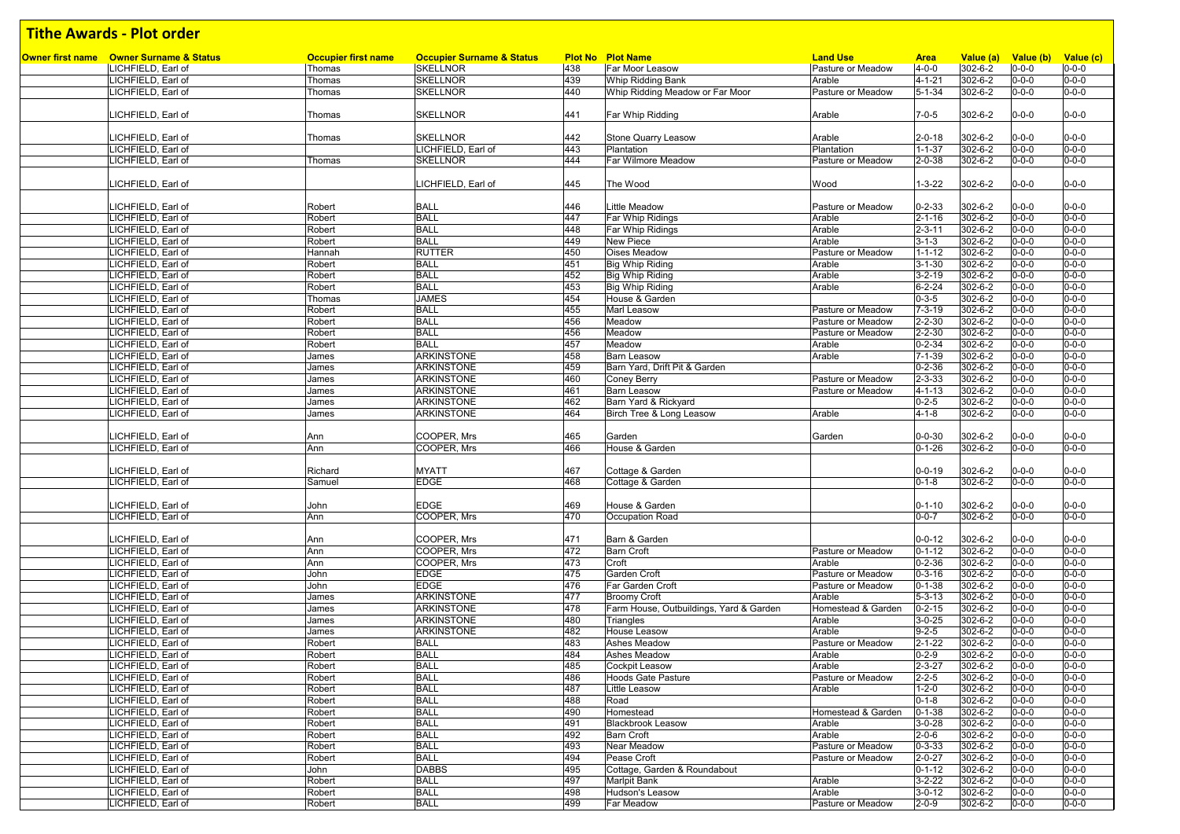# Tithe Awards - Plot order

| Owner first name | Owner Surname & Status | Occupier first name | Occupier Surname & Status | Plot No | Plot Name | Land Use | Area | Value (a) | Value (b) | Value (c) |
|---|---|---|---|---|---|---|---|---|---|---|
| | LICHFIELD, Earl of | Thomas | SKELLNOR | 438 | Far Moor Leasow | Pasture or Meadow | 4-0-0 | 302-6-2 | 0-0-0 | 0-0-0 |
| | LICHFIELD, Earl of | Thomas | SKELLNOR | 439 | Whip Ridding Bank | Arable | 4-1-21 | 302-6-2 | 0-0-0 | 0-0-0 |
| | LICHFIELD, Earl of | Thomas | SKELLNOR | 440 | Whip Ridding Meadow or Far Moor | Pasture or Meadow | 5-1-34 | 302-6-2 | 0-0-0 | 0-0-0 |
| | LICHFIELD, Earl of | Thomas | SKELLNOR | 441 | Far Whip Ridding | Arable | 7-0-5 | 302-6-2 | 0-0-0 | 0-0-0 |
| | LICHFIELD, Earl of | Thomas | SKELLNOR | 442 | Stone Quarry Leasow | Arable | 2-0-18 | 302-6-2 | 0-0-0 | 0-0-0 |
| | LICHFIELD, Earl of | | LICHFIELD, Earl of | 443 | Plantation | Plantation | 1-1-37 | 302-6-2 | 0-0-0 | 0-0-0 |
| | LICHFIELD, Earl of | Thomas | SKELLNOR | 444 | Far Wilmore Meadow | Pasture or Meadow | 2-0-38 | 302-6-2 | 0-0-0 | 0-0-0 |
| | LICHFIELD, Earl of | | LICHFIELD, Earl of | 445 | The Wood | Wood | 1-3-22 | 302-6-2 | 0-0-0 | 0-0-0 |
| | LICHFIELD, Earl of | Robert | BALL | 446 | Little Meadow | Pasture or Meadow | 0-2-33 | 302-6-2 | 0-0-0 | 0-0-0 |
| | LICHFIELD, Earl of | Robert | BALL | 447 | Far Whip Ridings | Arable | 2-1-16 | 302-6-2 | 0-0-0 | 0-0-0 |
| | LICHFIELD, Earl of | Robert | BALL | 448 | Far Whip Ridings | Arable | 2-3-11 | 302-6-2 | 0-0-0 | 0-0-0 |
| | LICHFIELD, Earl of | Robert | BALL | 449 | New Piece | Arable | 3-1-3 | 302-6-2 | 0-0-0 | 0-0-0 |
| | LICHFIELD, Earl of | Hannah | RUTTER | 450 | Oises Meadow | Pasture or Meadow | 1-1-12 | 302-6-2 | 0-0-0 | 0-0-0 |
| | LICHFIELD, Earl of | Robert | BALL | 451 | Big Whip Riding | Arable | 3-1-30 | 302-6-2 | 0-0-0 | 0-0-0 |
| | LICHFIELD, Earl of | Robert | BALL | 452 | Big Whip Riding | Arable | 3-2-19 | 302-6-2 | 0-0-0 | 0-0-0 |
| | LICHFIELD, Earl of | Robert | BALL | 453 | Big Whip Riding | Arable | 6-2-24 | 302-6-2 | 0-0-0 | 0-0-0 |
| | LICHFIELD, Earl of | Thomas | JAMES | 454 | House & Garden | | 0-3-5 | 302-6-2 | 0-0-0 | 0-0-0 |
| | LICHFIELD, Earl of | Robert | BALL | 455 | Marl Leasow | Pasture or Meadow | 7-3-19 | 302-6-2 | 0-0-0 | 0-0-0 |
| | LICHFIELD, Earl of | Robert | BALL | 456 | Meadow | Pasture or Meadow | 2-2-30 | 302-6-2 | 0-0-0 | 0-0-0 |
| | LICHFIELD, Earl of | Robert | BALL | 456 | Meadow | Pasture or Meadow | 2-2-30 | 302-6-2 | 0-0-0 | 0-0-0 |
| | LICHFIELD, Earl of | Robert | BALL | 457 | Meadow | Arable | 0-2-34 | 302-6-2 | 0-0-0 | 0-0-0 |
| | LICHFIELD, Earl of | James | ARKINSTONE | 458 | Barn Leasow | Arable | 7-1-39 | 302-6-2 | 0-0-0 | 0-0-0 |
| | LICHFIELD, Earl of | James | ARKINSTONE | 459 | Barn Yard, Drift Pit & Garden | | 0-2-36 | 302-6-2 | 0-0-0 | 0-0-0 |
| | LICHFIELD, Earl of | James | ARKINSTONE | 460 | Coney Berry | Pasture or Meadow | 2-3-33 | 302-6-2 | 0-0-0 | 0-0-0 |
| | LICHFIELD, Earl of | James | ARKINSTONE | 461 | Barn Leasow | Pasture or Meadow | 4-1-13 | 302-6-2 | 0-0-0 | 0-0-0 |
| | LICHFIELD, Earl of | James | ARKINSTONE | 462 | Barn Yard & Rickyard | | 0-2-5 | 302-6-2 | 0-0-0 | 0-0-0 |
| | LICHFIELD, Earl of | James | ARKINSTONE | 464 | Birch Tree & Long Leasow | Arable | 4-1-8 | 302-6-2 | 0-0-0 | 0-0-0 |
| | LICHFIELD, Earl of | Ann | COOPER, Mrs | 465 | Garden | Garden | 0-0-30 | 302-6-2 | 0-0-0 | 0-0-0 |
| | LICHFIELD, Earl of | Ann | COOPER, Mrs | 466 | House & Garden | | 0-1-26 | 302-6-2 | 0-0-0 | 0-0-0 |
| | LICHFIELD, Earl of | Richard | MYATT | 467 | Cottage & Garden | | 0-0-19 | 302-6-2 | 0-0-0 | 0-0-0 |
| | LICHFIELD, Earl of | Samuel | EDGE | 468 | Cottage & Garden | | 0-1-8 | 302-6-2 | 0-0-0 | 0-0-0 |
| | LICHFIELD, Earl of | John | EDGE | 469 | House & Garden | | 0-1-10 | 302-6-2 | 0-0-0 | 0-0-0 |
| | LICHFIELD, Earl of | Ann | COOPER, Mrs | 470 | Occupation Road | | 0-0-7 | 302-6-2 | 0-0-0 | 0-0-0 |
| | LICHFIELD, Earl of | Ann | COOPER, Mrs | 471 | Barn & Garden | | 0-0-12 | 302-6-2 | 0-0-0 | 0-0-0 |
| | LICHFIELD, Earl of | Ann | COOPER, Mrs | 472 | Barn Croft | Pasture or Meadow | 0-1-12 | 302-6-2 | 0-0-0 | 0-0-0 |
| | LICHFIELD, Earl of | Ann | COOPER, Mrs | 473 | Croft | Arable | 0-2-36 | 302-6-2 | 0-0-0 | 0-0-0 |
| | LICHFIELD, Earl of | John | EDGE | 475 | Garden Croft | Pasture or Meadow | 0-3-16 | 302-6-2 | 0-0-0 | 0-0-0 |
| | LICHFIELD, Earl of | John | EDGE | 476 | Far Garden Croft | Pasture or Meadow | 0-1-38 | 302-6-2 | 0-0-0 | 0-0-0 |
| | LICHFIELD, Earl of | James | ARKINSTONE | 477 | Broomy Croft | Arable | 5-3-13 | 302-6-2 | 0-0-0 | 0-0-0 |
| | LICHFIELD, Earl of | James | ARKINSTONE | 478 | Farm House, Outbuildings, Yard & Garden | Homestead & Garden | 0-2-15 | 302-6-2 | 0-0-0 | 0-0-0 |
| | LICHFIELD, Earl of | James | ARKINSTONE | 480 | Triangles | Arable | 3-0-25 | 302-6-2 | 0-0-0 | 0-0-0 |
| | LICHFIELD, Earl of | James | ARKINSTONE | 482 | House Leasow | Arable | 9-2-5 | 302-6-2 | 0-0-0 | 0-0-0 |
| | LICHFIELD, Earl of | Robert | BALL | 483 | Ashes Meadow | Pasture or Meadow | 2-1-22 | 302-6-2 | 0-0-0 | 0-0-0 |
| | LICHFIELD, Earl of | Robert | BALL | 484 | Ashes Meadow | Arable | 0-2-9 | 302-6-2 | 0-0-0 | 0-0-0 |
| | LICHFIELD, Earl of | Robert | BALL | 485 | Cockpit Leasow | Arable | 2-3-27 | 302-6-2 | 0-0-0 | 0-0-0 |
| | LICHFIELD, Earl of | Robert | BALL | 486 | Hoods Gate Pasture | Pasture or Meadow | 2-2-5 | 302-6-2 | 0-0-0 | 0-0-0 |
| | LICHFIELD, Earl of | Robert | BALL | 487 | Little Leasow | Arable | 1-2-0 | 302-6-2 | 0-0-0 | 0-0-0 |
| | LICHFIELD, Earl of | Robert | BALL | 488 | Road | | 0-1-8 | 302-6-2 | 0-0-0 | 0-0-0 |
| | LICHFIELD, Earl of | Robert | BALL | 490 | Homestead | Homestead & Garden | 0-1-38 | 302-6-2 | 0-0-0 | 0-0-0 |
| | LICHFIELD, Earl of | Robert | BALL | 491 | Blackbrook Leasow | Arable | 3-0-28 | 302-6-2 | 0-0-0 | 0-0-0 |
| | LICHFIELD, Earl of | Robert | BALL | 492 | Barn Croft | Arable | 2-0-6 | 302-6-2 | 0-0-0 | 0-0-0 |
| | LICHFIELD, Earl of | Robert | BALL | 493 | Near Meadow | Pasture or Meadow | 0-3-33 | 302-6-2 | 0-0-0 | 0-0-0 |
| | LICHFIELD, Earl of | Robert | BALL | 494 | Pease Croft | Pasture or Meadow | 2-0-27 | 302-6-2 | 0-0-0 | 0-0-0 |
| | LICHFIELD, Earl of | John | DABBS | 495 | Cottage, Garden & Roundabout | | 0-1-12 | 302-6-2 | 0-0-0 | 0-0-0 |
| | LICHFIELD, Earl of | Robert | BALL | 497 | Marlpit Bank | Arable | 3-2-22 | 302-6-2 | 0-0-0 | 0-0-0 |
| | LICHFIELD, Earl of | Robert | BALL | 498 | Hudson's Leasow | Arable | 3-0-12 | 302-6-2 | 0-0-0 | 0-0-0 |
| | LICHFIELD, Earl of | Robert | BALL | 499 | Far Meadow | Pasture or Meadow | 2-0-9 | 302-6-2 | 0-0-0 | 0-0-0 |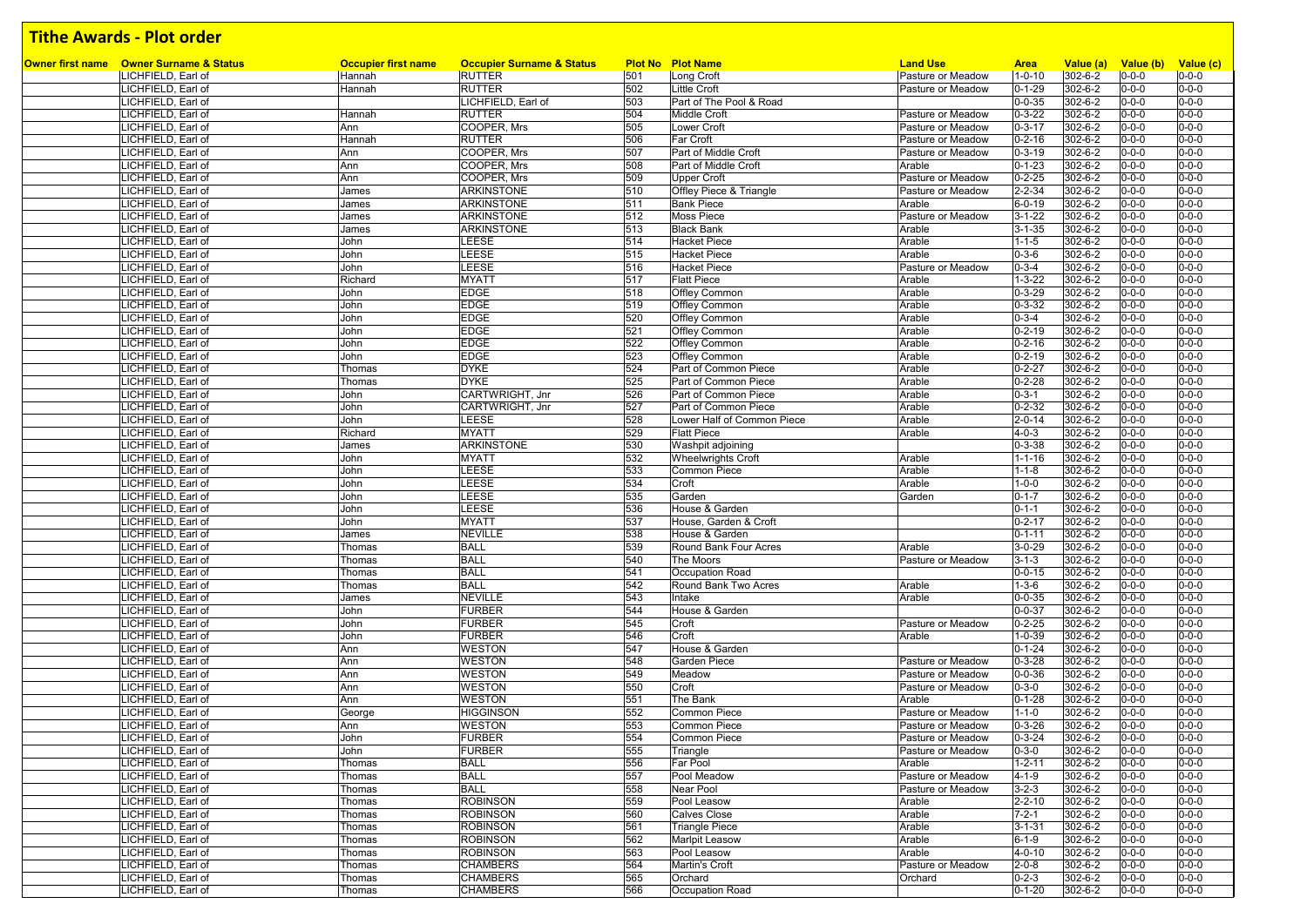# Tithe Awards - Plot order

| Owner first name | Owner Surname & Status | Occupier first name | Occupier Surname & Status | Plot No | Plot Name | Land Use | Area | Value (a) | Value (b) | Value (c) |
|---|---|---|---|---|---|---|---|---|---|---|
| | LICHFIELD, Earl of | Hannah | RUTTER | 501 | Long Croft | Pasture or Meadow | 1-0-10 | 302-6-2 | 0-0-0 | 0-0-0 |
| | LICHFIELD, Earl of | Hannah | RUTTER | 502 | Little Croft | Pasture or Meadow | 0-1-29 | 302-6-2 | 0-0-0 | 0-0-0 |
| | LICHFIELD, Earl of | | LICHFIELD, Earl of | 503 | Part of The Pool & Road | | 0-0-35 | 302-6-2 | 0-0-0 | 0-0-0 |
| | LICHFIELD, Earl of | Hannah | RUTTER | 504 | Middle Croft | Pasture or Meadow | 0-3-22 | 302-6-2 | 0-0-0 | 0-0-0 |
| | LICHFIELD, Earl of | Ann | COOPER, Mrs | 505 | Lower Croft | Pasture or Meadow | 0-3-17 | 302-6-2 | 0-0-0 | 0-0-0 |
| | LICHFIELD, Earl of | Hannah | RUTTER | 506 | Far Croft | Pasture or Meadow | 0-2-16 | 302-6-2 | 0-0-0 | 0-0-0 |
| | LICHFIELD, Earl of | Ann | COOPER, Mrs | 507 | Part of Middle Croft | Pasture or Meadow | 0-3-19 | 302-6-2 | 0-0-0 | 0-0-0 |
| | LICHFIELD, Earl of | Ann | COOPER, Mrs | 508 | Part of Middle Croft | Arable | 0-1-23 | 302-6-2 | 0-0-0 | 0-0-0 |
| | LICHFIELD, Earl of | Ann | COOPER, Mrs | 509 | Upper Croft | Pasture or Meadow | 0-2-25 | 302-6-2 | 0-0-0 | 0-0-0 |
| | LICHFIELD, Earl of | James | ARKINSTONE | 510 | Offley Piece & Triangle | Pasture or Meadow | 2-2-34 | 302-6-2 | 0-0-0 | 0-0-0 |
| | LICHFIELD, Earl of | James | ARKINSTONE | 511 | Bank Piece | Arable | 6-0-19 | 302-6-2 | 0-0-0 | 0-0-0 |
| | LICHFIELD, Earl of | James | ARKINSTONE | 512 | Moss Piece | Pasture or Meadow | 3-1-22 | 302-6-2 | 0-0-0 | 0-0-0 |
| | LICHFIELD, Earl of | James | ARKINSTONE | 513 | Black Bank | Arable | 3-1-35 | 302-6-2 | 0-0-0 | 0-0-0 |
| | LICHFIELD, Earl of | John | LEESE | 514 | Hacket Piece | Arable | 1-1-5 | 302-6-2 | 0-0-0 | 0-0-0 |
| | LICHFIELD, Earl of | John | LEESE | 515 | Hacket Piece | Arable | 0-3-6 | 302-6-2 | 0-0-0 | 0-0-0 |
| | LICHFIELD, Earl of | John | LEESE | 516 | Hacket Piece | Pasture or Meadow | 0-3-4 | 302-6-2 | 0-0-0 | 0-0-0 |
| | LICHFIELD, Earl of | Richard | MYATT | 517 | Flatt Piece | Arable | 1-3-22 | 302-6-2 | 0-0-0 | 0-0-0 |
| | LICHFIELD, Earl of | John | EDGE | 518 | Offley Common | Arable | 0-3-29 | 302-6-2 | 0-0-0 | 0-0-0 |
| | LICHFIELD, Earl of | John | EDGE | 519 | Offley Common | Arable | 0-3-32 | 302-6-2 | 0-0-0 | 0-0-0 |
| | LICHFIELD, Earl of | John | EDGE | 520 | Offley Common | Arable | 0-3-4 | 302-6-2 | 0-0-0 | 0-0-0 |
| | LICHFIELD, Earl of | John | EDGE | 521 | Offley Common | Arable | 0-2-19 | 302-6-2 | 0-0-0 | 0-0-0 |
| | LICHFIELD, Earl of | John | EDGE | 522 | Offley Common | Arable | 0-2-16 | 302-6-2 | 0-0-0 | 0-0-0 |
| | LICHFIELD, Earl of | John | EDGE | 523 | Offley Common | Arable | 0-2-19 | 302-6-2 | 0-0-0 | 0-0-0 |
| | LICHFIELD, Earl of | Thomas | DYKE | 524 | Part of Common Piece | Arable | 0-2-27 | 302-6-2 | 0-0-0 | 0-0-0 |
| | LICHFIELD, Earl of | Thomas | DYKE | 525 | Part of Common Piece | Arable | 0-2-28 | 302-6-2 | 0-0-0 | 0-0-0 |
| | LICHFIELD, Earl of | John | CARTWRIGHT, Jnr | 526 | Part of Common Piece | Arable | 0-3-1 | 302-6-2 | 0-0-0 | 0-0-0 |
| | LICHFIELD, Earl of | John | CARTWRIGHT, Jnr | 527 | Part of Common Piece | Arable | 0-2-32 | 302-6-2 | 0-0-0 | 0-0-0 |
| | LICHFIELD, Earl of | John | LEESE | 528 | Lower Half of Common Piece | Arable | 2-0-14 | 302-6-2 | 0-0-0 | 0-0-0 |
| | LICHFIELD, Earl of | Richard | MYATT | 529 | Flatt Piece | Arable | 4-0-3 | 302-6-2 | 0-0-0 | 0-0-0 |
| | LICHFIELD, Earl of | James | ARKINSTONE | 530 | Washpit adjoining | | 0-3-38 | 302-6-2 | 0-0-0 | 0-0-0 |
| | LICHFIELD, Earl of | John | MYATT | 532 | Wheelwrights Croft | Arable | 1-1-16 | 302-6-2 | 0-0-0 | 0-0-0 |
| | LICHFIELD, Earl of | John | LEESE | 533 | Common Piece | Arable | 1-1-8 | 302-6-2 | 0-0-0 | 0-0-0 |
| | LICHFIELD, Earl of | John | LEESE | 534 | Croft | Arable | 1-0-0 | 302-6-2 | 0-0-0 | 0-0-0 |
| | LICHFIELD, Earl of | John | LEESE | 535 | Garden | Garden | 0-1-7 | 302-6-2 | 0-0-0 | 0-0-0 |
| | LICHFIELD, Earl of | John | LEESE | 536 | House & Garden | | 0-1-1 | 302-6-2 | 0-0-0 | 0-0-0 |
| | LICHFIELD, Earl of | John | MYATT | 537 | House, Garden & Croft | | 0-2-17 | 302-6-2 | 0-0-0 | 0-0-0 |
| | LICHFIELD, Earl of | James | NEVILLE | 538 | House & Garden | | 0-1-11 | 302-6-2 | 0-0-0 | 0-0-0 |
| | LICHFIELD, Earl of | Thomas | BALL | 539 | Round Bank Four Acres | Arable | 3-0-29 | 302-6-2 | 0-0-0 | 0-0-0 |
| | LICHFIELD, Earl of | Thomas | BALL | 540 | The Moors | Pasture or Meadow | 3-1-3 | 302-6-2 | 0-0-0 | 0-0-0 |
| | LICHFIELD, Earl of | Thomas | BALL | 541 | Occupation Road | | 0-0-15 | 302-6-2 | 0-0-0 | 0-0-0 |
| | LICHFIELD, Earl of | Thomas | BALL | 542 | Round Bank Two Acres | Arable | 1-3-6 | 302-6-2 | 0-0-0 | 0-0-0 |
| | LICHFIELD, Earl of | James | NEVILLE | 543 | Intake | Arable | 0-0-35 | 302-6-2 | 0-0-0 | 0-0-0 |
| | LICHFIELD, Earl of | John | FURBER | 544 | House & Garden | | 0-0-37 | 302-6-2 | 0-0-0 | 0-0-0 |
| | LICHFIELD, Earl of | John | FURBER | 545 | Croft | Pasture or Meadow | 0-2-25 | 302-6-2 | 0-0-0 | 0-0-0 |
| | LICHFIELD, Earl of | John | FURBER | 546 | Croft | Arable | 1-0-39 | 302-6-2 | 0-0-0 | 0-0-0 |
| | LICHFIELD, Earl of | Ann | WESTON | 547 | House & Garden | | 0-1-24 | 302-6-2 | 0-0-0 | 0-0-0 |
| | LICHFIELD, Earl of | Ann | WESTON | 548 | Garden Piece | Pasture or Meadow | 0-3-28 | 302-6-2 | 0-0-0 | 0-0-0 |
| | LICHFIELD, Earl of | Ann | WESTON | 549 | Meadow | Pasture or Meadow | 0-0-36 | 302-6-2 | 0-0-0 | 0-0-0 |
| | LICHFIELD, Earl of | Ann | WESTON | 550 | Croft | Pasture or Meadow | 0-3-0 | 302-6-2 | 0-0-0 | 0-0-0 |
| | LICHFIELD, Earl of | Ann | WESTON | 551 | The Bank | Arable | 0-1-28 | 302-6-2 | 0-0-0 | 0-0-0 |
| | LICHFIELD, Earl of | George | HIGGINSON | 552 | Common Piece | Pasture or Meadow | 1-1-0 | 302-6-2 | 0-0-0 | 0-0-0 |
| | LICHFIELD, Earl of | Ann | WESTON | 553 | Common Piece | Pasture or Meadow | 0-3-26 | 302-6-2 | 0-0-0 | 0-0-0 |
| | LICHFIELD, Earl of | John | FURBER | 554 | Common Piece | Pasture or Meadow | 0-3-24 | 302-6-2 | 0-0-0 | 0-0-0 |
| | LICHFIELD, Earl of | John | FURBER | 555 | Triangle | Pasture or Meadow | 0-3-0 | 302-6-2 | 0-0-0 | 0-0-0 |
| | LICHFIELD, Earl of | Thomas | BALL | 556 | Far Pool | Arable | 1-2-11 | 302-6-2 | 0-0-0 | 0-0-0 |
| | LICHFIELD, Earl of | Thomas | BALL | 557 | Pool Meadow | Pasture or Meadow | 4-1-9 | 302-6-2 | 0-0-0 | 0-0-0 |
| | LICHFIELD, Earl of | Thomas | BALL | 558 | Near Pool | Pasture or Meadow | 3-2-3 | 302-6-2 | 0-0-0 | 0-0-0 |
| | LICHFIELD, Earl of | Thomas | ROBINSON | 559 | Pool Leasow | Arable | 2-2-10 | 302-6-2 | 0-0-0 | 0-0-0 |
| | LICHFIELD, Earl of | Thomas | ROBINSON | 560 | Calves Close | Arable | 7-2-1 | 302-6-2 | 0-0-0 | 0-0-0 |
| | LICHFIELD, Earl of | Thomas | ROBINSON | 561 | Triangle Piece | Arable | 3-1-31 | 302-6-2 | 0-0-0 | 0-0-0 |
| | LICHFIELD, Earl of | Thomas | ROBINSON | 562 | Marlpit Leasow | Arable | 6-1-9 | 302-6-2 | 0-0-0 | 0-0-0 |
| | LICHFIELD, Earl of | Thomas | ROBINSON | 563 | Pool Leasow | Arable | 4-0-10 | 302-6-2 | 0-0-0 | 0-0-0 |
| | LICHFIELD, Earl of | Thomas | CHAMBERS | 564 | Martin's Croft | Pasture or Meadow | 2-0-8 | 302-6-2 | 0-0-0 | 0-0-0 |
| | LICHFIELD, Earl of | Thomas | CHAMBERS | 565 | Orchard | Orchard | 0-2-3 | 302-6-2 | 0-0-0 | 0-0-0 |
| | LICHFIELD, Earl of | Thomas | CHAMBERS | 566 | Occupation Road | | 0-1-20 | 302-6-2 | 0-0-0 | 0-0-0 |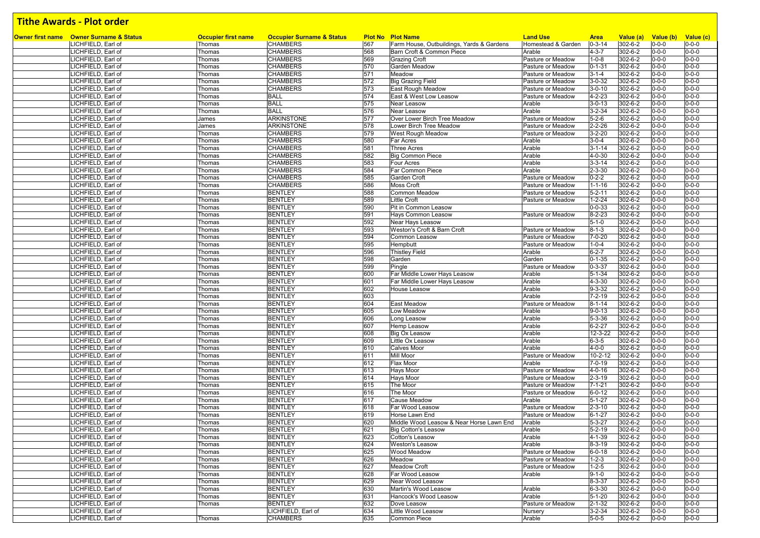# Tithe Awards - Plot order

| Owner first name | Owner Surname & Status | Occupier first name | Occupier Surname & Status | Plot No | Plot Name | Land Use | Area | Value (a) | Value (b) | Value (c) |
|---|---|---|---|---|---|---|---|---|---|---|
| | LICHFIELD, Earl of | Thomas | CHAMBERS | 567 | Farm House, Outbuildings, Yards & Gardens | Homestead & Garden | 0-3-14 | 302-6-2 | 0-0-0 | 0-0-0 |
| | LICHFIELD, Earl of | Thomas | CHAMBERS | 568 | Barn Croft & Common Piece | Arable | 4-3-7 | 302-6-2 | 0-0-0 | 0-0-0 |
| | LICHFIELD, Earl of | Thomas | CHAMBERS | 569 | Grazing Croft | Pasture or Meadow | 1-0-8 | 302-6-2 | 0-0-0 | 0-0-0 |
| | LICHFIELD, Earl of | Thomas | CHAMBERS | 570 | Garden Meadow | Pasture or Meadow | 0-1-31 | 302-6-2 | 0-0-0 | 0-0-0 |
| | LICHFIELD, Earl of | Thomas | CHAMBERS | 571 | Meadow | Pasture or Meadow | 3-1-4 | 302-6-2 | 0-0-0 | 0-0-0 |
| | LICHFIELD, Earl of | Thomas | CHAMBERS | 572 | Big Grazing Field | Pasture or Meadow | 3-0-32 | 302-6-2 | 0-0-0 | 0-0-0 |
| | LICHFIELD, Earl of | Thomas | CHAMBERS | 573 | East Rough Meadow | Pasture or Meadow | 3-0-10 | 302-6-2 | 0-0-0 | 0-0-0 |
| | LICHFIELD, Earl of | Thomas | BALL | 574 | East & West Low Leasow | Pasture or Meadow | 4-2-23 | 302-6-2 | 0-0-0 | 0-0-0 |
| | LICHFIELD, Earl of | Thomas | BALL | 575 | Near Leasow | Arable | 3-0-13 | 302-6-2 | 0-0-0 | 0-0-0 |
| | LICHFIELD, Earl of | Thomas | BALL | 576 | Near Leasow | Arable | 3-2-34 | 302-6-2 | 0-0-0 | 0-0-0 |
| | LICHFIELD, Earl of | James | ARKINSTONE | 577 | Over Lower Birch Tree Meadow | Pasture or Meadow | 5-2-6 | 302-6-2 | 0-0-0 | 0-0-0 |
| | LICHFIELD, Earl of | James | ARKINSTONE | 578 | Lower Birch Tree Meadow | Pasture or Meadow | 2-2-26 | 302-6-2 | 0-0-0 | 0-0-0 |
| | LICHFIELD, Earl of | Thomas | CHAMBERS | 579 | West Rough Meadow | Pasture or Meadow | 3-2-20 | 302-6-2 | 0-0-0 | 0-0-0 |
| | LICHFIELD, Earl of | Thomas | CHAMBERS | 580 | Far Acres | Arable | 3-0-4 | 302-6-2 | 0-0-0 | 0-0-0 |
| | LICHFIELD, Earl of | Thomas | CHAMBERS | 581 | Three Acres | Arable | 3-1-14 | 302-6-2 | 0-0-0 | 0-0-0 |
| | LICHFIELD, Earl of | Thomas | CHAMBERS | 582 | Big Common Piece | Arable | 4-0-30 | 302-6-2 | 0-0-0 | 0-0-0 |
| | LICHFIELD, Earl of | Thomas | CHAMBERS | 583 | Four Acres | Arable | 3-3-14 | 302-6-2 | 0-0-0 | 0-0-0 |
| | LICHFIELD, Earl of | Thomas | CHAMBERS | 584 | Far Common Piece | Arable | 2-3-30 | 302-6-2 | 0-0-0 | 0-0-0 |
| | LICHFIELD, Earl of | Thomas | CHAMBERS | 585 | Garden Croft | Pasture or Meadow | 0-2-2 | 302-6-2 | 0-0-0 | 0-0-0 |
| | LICHFIELD, Earl of | Thomas | CHAMBERS | 586 | Moss Croft | Pasture or Meadow | 1-1-16 | 302-6-2 | 0-0-0 | 0-0-0 |
| | LICHFIELD, Earl of | Thomas | BENTLEY | 588 | Common Meadow | Pasture or Meadow | 5-2-11 | 302-6-2 | 0-0-0 | 0-0-0 |
| | LICHFIELD, Earl of | Thomas | BENTLEY | 589 | Little Croft | Pasture or Meadow | 1-2-24 | 302-6-2 | 0-0-0 | 0-0-0 |
| | LICHFIELD, Earl of | Thomas | BENTLEY | 590 | Pit in Common Leasow | | 0-0-33 | 302-6-2 | 0-0-0 | 0-0-0 |
| | LICHFIELD, Earl of | Thomas | BENTLEY | 591 | Hays Common Leasow | Pasture or Meadow | 8-2-23 | 302-6-2 | 0-0-0 | 0-0-0 |
| | LICHFIELD, Earl of | Thomas | BENTLEY | 592 | Near Hays Leasow | | 5-1-0 | 302-6-2 | 0-0-0 | 0-0-0 |
| | LICHFIELD, Earl of | Thomas | BENTLEY | 593 | Weston's Croft & Barn Croft | Pasture or Meadow | 8-1-3 | 302-6-2 | 0-0-0 | 0-0-0 |
| | LICHFIELD, Earl of | Thomas | BENTLEY | 594 | Common Leasow | Pasture or Meadow | 7-0-20 | 302-6-2 | 0-0-0 | 0-0-0 |
| | LICHFIELD, Earl of | Thomas | BENTLEY | 595 | Hempbutt | Pasture or Meadow | 1-0-4 | 302-6-2 | 0-0-0 | 0-0-0 |
| | LICHFIELD, Earl of | Thomas | BENTLEY | 596 | Thistley Field | Arable | 6-2-7 | 302-6-2 | 0-0-0 | 0-0-0 |
| | LICHFIELD, Earl of | Thomas | BENTLEY | 598 | Garden | Garden | 0-1-35 | 302-6-2 | 0-0-0 | 0-0-0 |
| | LICHFIELD, Earl of | Thomas | BENTLEY | 599 | Pingle | Pasture or Meadow | 0-3-37 | 302-6-2 | 0-0-0 | 0-0-0 |
| | LICHFIELD, Earl of | Thomas | BENTLEY | 600 | Far Middle Lower Hays Leasow | Arable | 5-1-34 | 302-6-2 | 0-0-0 | 0-0-0 |
| | LICHFIELD, Earl of | Thomas | BENTLEY | 601 | Far Middle Lower Hays Leasow | Arable | 4-3-30 | 302-6-2 | 0-0-0 | 0-0-0 |
| | LICHFIELD, Earl of | Thomas | BENTLEY | 602 | House Leasow | Arable | 9-3-32 | 302-6-2 | 0-0-0 | 0-0-0 |
| | LICHFIELD, Earl of | Thomas | BENTLEY | 603 | | Arable | 7-2-19 | 302-6-2 | 0-0-0 | 0-0-0 |
| | LICHFIELD, Earl of | Thomas | BENTLEY | 604 | East Meadow | Pasture or Meadow | 8-1-14 | 302-6-2 | 0-0-0 | 0-0-0 |
| | LICHFIELD, Earl of | Thomas | BENTLEY | 605 | Low Meadow | Arable | 9-0-13 | 302-6-2 | 0-0-0 | 0-0-0 |
| | LICHFIELD, Earl of | Thomas | BENTLEY | 606 | Long Leasow | Arable | 5-3-36 | 302-6-2 | 0-0-0 | 0-0-0 |
| | LICHFIELD, Earl of | Thomas | BENTLEY | 607 | Hemp Leasow | Arable | 6-2-27 | 302-6-2 | 0-0-0 | 0-0-0 |
| | LICHFIELD, Earl of | Thomas | BENTLEY | 608 | Big Ox Leasow | Arable | 12-3-22 | 302-6-2 | 0-0-0 | 0-0-0 |
| | LICHFIELD, Earl of | Thomas | BENTLEY | 609 | Little Ox Leasow | Arable | 6-3-5 | 302-6-2 | 0-0-0 | 0-0-0 |
| | LICHFIELD, Earl of | Thomas | BENTLEY | 610 | Calves Moor | Arable | 4-0-0 | 302-6-2 | 0-0-0 | 0-0-0 |
| | LICHFIELD, Earl of | Thomas | BENTLEY | 611 | Mill Moor | Pasture or Meadow | 10-2-12 | 302-6-2 | 0-0-0 | 0-0-0 |
| | LICHFIELD, Earl of | Thomas | BENTLEY | 612 | Flax Moor | Arable | 7-0-19 | 302-6-2 | 0-0-0 | 0-0-0 |
| | LICHFIELD, Earl of | Thomas | BENTLEY | 613 | Hays Moor | Pasture or Meadow | 4-0-16 | 302-6-2 | 0-0-0 | 0-0-0 |
| | LICHFIELD, Earl of | Thomas | BENTLEY | 614 | Hays Moor | Pasture or Meadow | 2-3-19 | 302-6-2 | 0-0-0 | 0-0-0 |
| | LICHFIELD, Earl of | Thomas | BENTLEY | 615 | The Moor | Pasture or Meadow | 7-1-21 | 302-6-2 | 0-0-0 | 0-0-0 |
| | LICHFIELD, Earl of | Thomas | BENTLEY | 616 | The Moor | Pasture or Meadow | 6-0-12 | 302-6-2 | 0-0-0 | 0-0-0 |
| | LICHFIELD, Earl of | Thomas | BENTLEY | 617 | Cause Meadow | Arable | 5-1-27 | 302-6-2 | 0-0-0 | 0-0-0 |
| | LICHFIELD, Earl of | Thomas | BENTLEY | 618 | Far Wood Leasow | Pasture or Meadow | 2-3-10 | 302-6-2 | 0-0-0 | 0-0-0 |
| | LICHFIELD, Earl of | Thomas | BENTLEY | 619 | Horse Lawn End | Pasture or Meadow | 6-1-27 | 302-6-2 | 0-0-0 | 0-0-0 |
| | LICHFIELD, Earl of | Thomas | BENTLEY | 620 | Middle Wood Leasow & Near Horse Lawn End | Arable | 5-3-27 | 302-6-2 | 0-0-0 | 0-0-0 |
| | LICHFIELD, Earl of | Thomas | BENTLEY | 621 | Big Cotton's Leasow | Arable | 5-2-19 | 302-6-2 | 0-0-0 | 0-0-0 |
| | LICHFIELD, Earl of | Thomas | BENTLEY | 623 | Cotton's Leasow | Arable | 4-1-39 | 302-6-2 | 0-0-0 | 0-0-0 |
| | LICHFIELD, Earl of | Thomas | BENTLEY | 624 | Weston's Leasow | Arable | 8-3-19 | 302-6-2 | 0-0-0 | 0-0-0 |
| | LICHFIELD, Earl of | Thomas | BENTLEY | 625 | Wood Meadow | Pasture or Meadow | 6-0-18 | 302-6-2 | 0-0-0 | 0-0-0 |
| | LICHFIELD, Earl of | Thomas | BENTLEY | 626 | Meadow | Pasture or Meadow | 1-2-3 | 302-6-2 | 0-0-0 | 0-0-0 |
| | LICHFIELD, Earl of | Thomas | BENTLEY | 627 | Meadow Croft | Pasture or Meadow | 1-2-5 | 302-6-2 | 0-0-0 | 0-0-0 |
| | LICHFIELD, Earl of | Thomas | BENTLEY | 628 | Far Wood Leasow | Arable | 9-1-0 | 302-6-2 | 0-0-0 | 0-0-0 |
| | LICHFIELD, Earl of | Thomas | BENTLEY | 629 | Near Wood Leasow | | 8-3-37 | 302-6-2 | 0-0-0 | 0-0-0 |
| | LICHFIELD, Earl of | Thomas | BENTLEY | 630 | Martin's Wood Leasow | Arable | 6-3-30 | 302-6-2 | 0-0-0 | 0-0-0 |
| | LICHFIELD, Earl of | Thomas | BENTLEY | 631 | Hancock's Wood Leasow | Arable | 5-1-20 | 302-6-2 | 0-0-0 | 0-0-0 |
| | LICHFIELD, Earl of | Thomas | BENTLEY | 632 | Dove Leasow | Pasture or Meadow | 2-1-32 | 302-6-2 | 0-0-0 | 0-0-0 |
| | LICHFIELD, Earl of | | LICHFIELD, Earl of | 634 | Little Wood Leasow | Nursery | 3-2-34 | 302-6-2 | 0-0-0 | 0-0-0 |
| | LICHFIELD, Earl of | Thomas | CHAMBERS | 635 | Common Piece | Arable | 5-0-5 | 302-6-2 | 0-0-0 | 0-0-0 |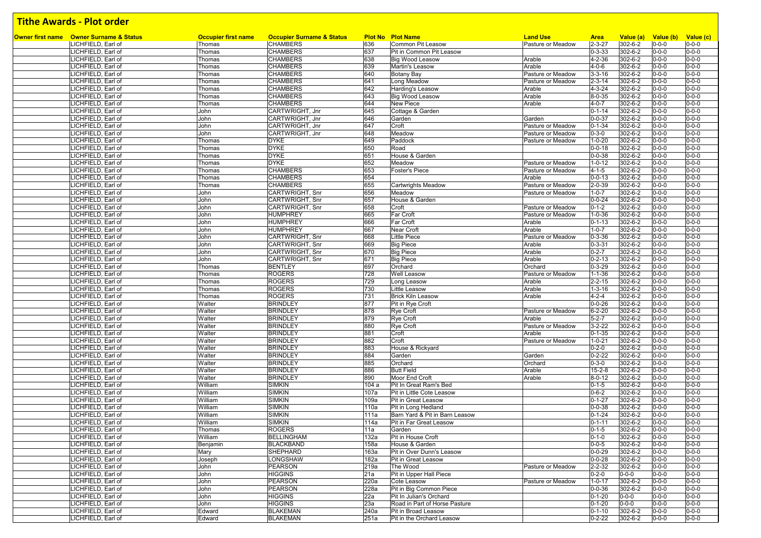# Tithe Awards - Plot order

| Owner first name | Owner Surname & Status | Occupier first name | Occupier Surname & Status | Plot No | Plot Name | Land Use | Area | Value (a) | Value (b) | Value (c) |
|---|---|---|---|---|---|---|---|---|---|---|
| | LICHFIELD, Earl of | Thomas | CHAMBERS | 636 | Common Pit Leasow | Pasture or Meadow | 2-3-27 | 302-6-2 | 0-0-0 | 0-0-0 |
| | LICHFIELD, Earl of | Thomas | CHAMBERS | 637 | Pit in Common Pit Leasow | | 0-3-33 | 302-6-2 | 0-0-0 | 0-0-0 |
| | LICHFIELD, Earl of | Thomas | CHAMBERS | 638 | Big Wood Leasow | Arable | 4-2-36 | 302-6-2 | 0-0-0 | 0-0-0 |
| | LICHFIELD, Earl of | Thomas | CHAMBERS | 639 | Martin's Leasow | Arable | 4-0-6 | 302-6-2 | 0-0-0 | 0-0-0 |
| | LICHFIELD, Earl of | Thomas | CHAMBERS | 640 | Botany Bay | Pasture or Meadow | 3-3-16 | 302-6-2 | 0-0-0 | 0-0-0 |
| | LICHFIELD, Earl of | Thomas | CHAMBERS | 641 | Long Meadow | Pasture or Meadow | 2-3-14 | 302-6-2 | 0-0-0 | 0-0-0 |
| | LICHFIELD, Earl of | Thomas | CHAMBERS | 642 | Harding's Leasow | Arable | 4-3-24 | 302-6-2 | 0-0-0 | 0-0-0 |
| | LICHFIELD, Earl of | Thomas | CHAMBERS | 643 | Big Wood Leasow | Arable | 8-0-35 | 302-6-2 | 0-0-0 | 0-0-0 |
| | LICHFIELD, Earl of | Thomas | CHAMBERS | 644 | New Piece | Arable | 4-0-7 | 302-6-2 | 0-0-0 | 0-0-0 |
| | LICHFIELD, Earl of | John | CARTWRIGHT, Jnr | 645 | Cottage & Garden | | 0-1-14 | 302-6-2 | 0-0-0 | 0-0-0 |
| | LICHFIELD, Earl of | John | CARTWRIGHT, Jnr | 646 | Garden | Garden | 0-0-37 | 302-6-2 | 0-0-0 | 0-0-0 |
| | LICHFIELD, Earl of | John | CARTWRIGHT, Jnr | 647 | Croft | Pasture or Meadow | 0-1-34 | 302-6-2 | 0-0-0 | 0-0-0 |
| | LICHFIELD, Earl of | John | CARTWRIGHT, Jnr | 648 | Meadow | Pasture or Meadow | 0-3-0 | 302-6-2 | 0-0-0 | 0-0-0 |
| | LICHFIELD, Earl of | Thomas | DYKE | 649 | Paddock | Pasture or Meadow | 1-0-20 | 302-6-2 | 0-0-0 | 0-0-0 |
| | LICHFIELD, Earl of | Thomas | DYKE | 650 | Road | | 0-0-18 | 302-6-2 | 0-0-0 | 0-0-0 |
| | LICHFIELD, Earl of | Thomas | DYKE | 651 | House & Garden | | 0-0-38 | 302-6-2 | 0-0-0 | 0-0-0 |
| | LICHFIELD, Earl of | Thomas | DYKE | 652 | Meadow | Pasture or Meadow | 1-0-12 | 302-6-2 | 0-0-0 | 0-0-0 |
| | LICHFIELD, Earl of | Thomas | CHAMBERS | 653 | Foster's Piece | Pasture or Meadow | 4-1-5 | 302-6-2 | 0-0-0 | 0-0-0 |
| | LICHFIELD, Earl of | Thomas | CHAMBERS | 654 | | Arable | 0-0-13 | 302-6-2 | 0-0-0 | 0-0-0 |
| | LICHFIELD, Earl of | Thomas | CHAMBERS | 655 | Cartwrights Meadow | Pasture or Meadow | 2-0-39 | 302-6-2 | 0-0-0 | 0-0-0 |
| | LICHFIELD, Earl of | John | CARTWRIGHT, Snr | 656 | Meadow | Pasture or Meadow | 1-0-7 | 302-6-2 | 0-0-0 | 0-0-0 |
| | LICHFIELD, Earl of | John | CARTWRIGHT, Snr | 657 | House & Garden | | 0-0-24 | 302-6-2 | 0-0-0 | 0-0-0 |
| | LICHFIELD, Earl of | John | CARTWRIGHT, Snr | 658 | Croft | Pasture or Meadow | 0-1-2 | 302-6-2 | 0-0-0 | 0-0-0 |
| | LICHFIELD, Earl of | John | HUMPHREY | 665 | Far Croft | Pasture or Meadow | 1-0-36 | 302-6-2 | 0-0-0 | 0-0-0 |
| | LICHFIELD, Earl of | John | HUMPHREY | 666 | Far Croft | Arable | 0-1-13 | 302-6-2 | 0-0-0 | 0-0-0 |
| | LICHFIELD, Earl of | John | HUMPHREY | 667 | Near Croft | Arable | 1-0-7 | 302-6-2 | 0-0-0 | 0-0-0 |
| | LICHFIELD, Earl of | John | CARTWRIGHT, Snr | 668 | Little Piece | Pasture or Meadow | 0-3-36 | 302-6-2 | 0-0-0 | 0-0-0 |
| | LICHFIELD, Earl of | John | CARTWRIGHT, Snr | 669 | Big Piece | Arable | 0-3-31 | 302-6-2 | 0-0-0 | 0-0-0 |
| | LICHFIELD, Earl of | John | CARTWRIGHT, Snr | 670 | Big Piece | Arable | 0-2-7 | 302-6-2 | 0-0-0 | 0-0-0 |
| | LICHFIELD, Earl of | John | CARTWRIGHT, Snr | 671 | Big Piece | Arable | 0-2-13 | 302-6-2 | 0-0-0 | 0-0-0 |
| | LICHFIELD, Earl of | Thomas | BENTLEY | 697 | Orchard | Orchard | 0-3-29 | 302-6-2 | 0-0-0 | 0-0-0 |
| | LICHFIELD, Earl of | Thomas | ROGERS | 728 | Well Leasow | Pasture or Meadow | 1-1-36 | 302-6-2 | 0-0-0 | 0-0-0 |
| | LICHFIELD, Earl of | Thomas | ROGERS | 729 | Long Leasow | Arable | 2-2-15 | 302-6-2 | 0-0-0 | 0-0-0 |
| | LICHFIELD, Earl of | Thomas | ROGERS | 730 | Little Leasow | Arable | 1-3-16 | 302-6-2 | 0-0-0 | 0-0-0 |
| | LICHFIELD, Earl of | Thomas | ROGERS | 731 | Brick Kiln Leasow | Arable | 4-2-4 | 302-6-2 | 0-0-0 | 0-0-0 |
| | LICHFIELD, Earl of | Walter | BRINDLEY | 877 | Pit in Rye Croft | | 0-0-26 | 302-6-2 | 0-0-0 | 0-0-0 |
| | LICHFIELD, Earl of | Walter | BRINDLEY | 878 | Rye Croft | Pasture or Meadow | 6-2-20 | 302-6-2 | 0-0-0 | 0-0-0 |
| | LICHFIELD, Earl of | Walter | BRINDLEY | 879 | Rye Croft | Arable | 5-2-7 | 302-6-2 | 0-0-0 | 0-0-0 |
| | LICHFIELD, Earl of | Walter | BRINDLEY | 880 | Rye Croft | Pasture or Meadow | 3-2-22 | 302-6-2 | 0-0-0 | 0-0-0 |
| | LICHFIELD, Earl of | Walter | BRINDLEY | 881 | Croft | Arable | 0-1-35 | 302-6-2 | 0-0-0 | 0-0-0 |
| | LICHFIELD, Earl of | Walter | BRINDLEY | 882 | Croft | Pasture or Meadow | 1-0-21 | 302-6-2 | 0-0-0 | 0-0-0 |
| | LICHFIELD, Earl of | Walter | BRINDLEY | 883 | House & Rickyard | | 0-2-0 | 302-6-2 | 0-0-0 | 0-0-0 |
| | LICHFIELD, Earl of | Walter | BRINDLEY | 884 | Garden | Garden | 0-2-22 | 302-6-2 | 0-0-0 | 0-0-0 |
| | LICHFIELD, Earl of | Walter | BRINDLEY | 885 | Orchard | Orchard | 0-3-0 | 302-6-2 | 0-0-0 | 0-0-0 |
| | LICHFIELD, Earl of | Walter | BRINDLEY | 886 | Butt Field | Arable | 15-2-8 | 302-6-2 | 0-0-0 | 0-0-0 |
| | LICHFIELD, Earl of | Walter | BRINDLEY | 890 | Moor End Croft | Arable | 8-0-12 | 302-6-2 | 0-0-0 | 0-0-0 |
| | LICHFIELD, Earl of | William | SIMKIN | 104 a | Pit In Great Ram's Bed | | 0-1-5 | 302-6-2 | 0-0-0 | 0-0-0 |
| | LICHFIELD, Earl of | William | SIMKIN | 107a | Pit in Little Cote Leasow | | 0-6-2 | 302-6-2 | 0-0-0 | 0-0-0 |
| | LICHFIELD, Earl of | William | SIMKIN | 109a | Pit in Great Leasow | | 0-1-27 | 302-6-2 | 0-0-0 | 0-0-0 |
| | LICHFIELD, Earl of | William | SIMKIN | 110a | Pit in Long Hedland | | 0-0-38 | 302-6-2 | 0-0-0 | 0-0-0 |
| | LICHFIELD, Earl of | William | SIMKIN | 111a | Barn Yard & Pit in Barn Leasow | | 0-1-24 | 302-6-2 | 0-0-0 | 0-0-0 |
| | LICHFIELD, Earl of | William | SIMKIN | 114a | Pit in Far Great Leasow | | 0-1-11 | 302-6-2 | 0-0-0 | 0-0-0 |
| | LICHFIELD, Earl of | Thomas | ROGERS | 11a | Garden | | 0-1-5 | 302-6-2 | 0-0-0 | 0-0-0 |
| | LICHFIELD, Earl of | William | BELLINGHAM | 132a | Pit in House Croft | | 0-1-0 | 302-6-2 | 0-0-0 | 0-0-0 |
| | LICHFIELD, Earl of | Benjamin | BLACKBAND | 158a | House & Garden | | 0-0-5 | 302-6-2 | 0-0-0 | 0-0-0 |
| | LICHFIELD, Earl of | Mary | SHEPHARD | 163a | Pit in Over Dunn's Leasow | | 0-0-29 | 302-6-2 | 0-0-0 | 0-0-0 |
| | LICHFIELD, Earl of | Joseph | LONGSHAW | 182a | Pit in Great Leasow | | 0-0-28 | 302-6-2 | 0-0-0 | 0-0-0 |
| | LICHFIELD, Earl of | John | PEARSON | 219a | The Wood | Pasture or Meadow | 2-2-32 | 302-6-2 | 0-0-0 | 0-0-0 |
| | LICHFIELD, Earl of | John | HIGGINS | 21a | Pit in Upper Hall Piece | | 0-2-0 | 0-0-0 | 0-0-0 | 0-0-0 |
| | LICHFIELD, Earl of | John | PEARSON | 220a | Cote Leasow | Pasture or Meadow | 1-0-17 | 302-6-2 | 0-0-0 | 0-0-0 |
| | LICHFIELD, Earl of | John | PEARSON | 228a | Pit in Big Common Piece | | 0-0-36 | 302-6-2 | 0-0-0 | 0-0-0 |
| | LICHFIELD, Earl of | John | HIGGINS | 22a | Pit In Julian's Orchard | | 0-1-20 | 0-0-0 | 0-0-0 | 0-0-0 |
| | LICHFIELD, Earl of | John | HIGGINS | 23a | Road in Part of Horse Pasture | | 0-1-20 | 0-0-0 | 0-0-0 | 0-0-0 |
| | LICHFIELD, Earl of | Edward | BLAKEMAN | 240a | Pit in Broad Leasow | | 0-1-10 | 302-6-2 | 0-0-0 | 0-0-0 |
| | LICHFIELD, Earl of | Edward | BLAKEMAN | 251a | Pit in the Orchard Leasow | | 0-2-22 | 302-6-2 | 0-0-0 | 0-0-0 |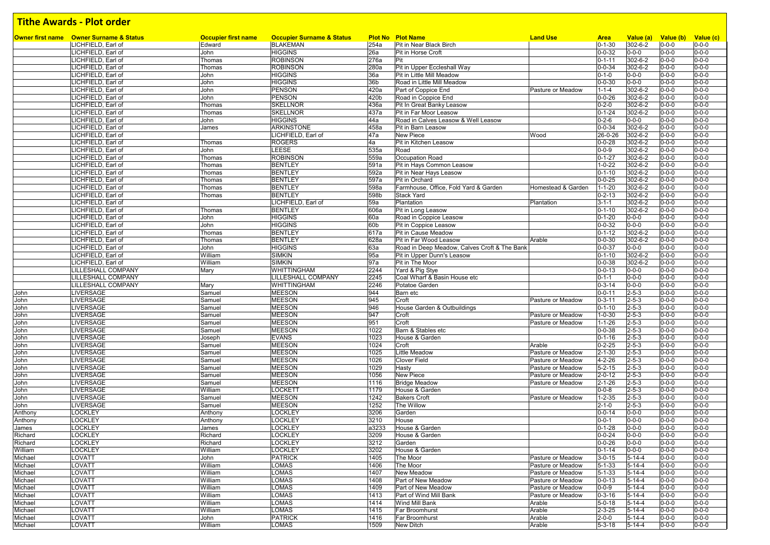## Tithe Awards - Plot order

| Owner first name | Owner Surname & Status | Occupier first name | Occupier Surname & Status | Plot No | Plot Name | Land Use | Area | Value (a) | Value (b) | Value (c) |
|---|---|---|---|---|---|---|---|---|---|---|
| | LICHFIELD, Earl of | Edward | BLAKEMAN | 254a | Pit in Near Black Birch | | 0-1-30 | 302-6-2 | 0-0-0 | 0-0-0 |
| | LICHFIELD, Earl of | John | HIGGINS | 26a | Pit in Horse Croft | | 0-0-32 | 0-0-0 | 0-0-0 | 0-0-0 |
| | LICHFIELD, Earl of | Thomas | ROBINSON | 276a | Pit | | 0-1-11 | 302-6-2 | 0-0-0 | 0-0-0 |
| | LICHFIELD, Earl of | Thomas | ROBINSON | 280a | Pit in Upper Eccleshall Way | | 0-0-34 | 302-6-2 | 0-0-0 | 0-0-0 |
| | LICHFIELD, Earl of | John | HIGGINS | 36a | Pit in Little Mill Meadow | | 0-1-0 | 0-0-0 | 0-0-0 | 0-0-0 |
| | LICHFIELD, Earl of | John | HIGGINS | 36b | Road in Little Mill Meadow | | 0-0-30 | 0-0-0 | 0-0-0 | 0-0-0 |
| | LICHFIELD, Earl of | John | PENSON | 420a | Part of Coppice End | Pasture or Meadow | 1-1-4 | 302-6-2 | 0-0-0 | 0-0-0 |
| | LICHFIELD, Earl of | John | PENSON | 420b | Road in Coppice End | | 0-0-26 | 302-6-2 | 0-0-0 | 0-0-0 |
| | LICHFIELD, Earl of | Thomas | SKELLNOR | 436a | Pit In Great Banky Leasow | | 0-2-0 | 302-6-2 | 0-0-0 | 0-0-0 |
| | LICHFIELD, Earl of | Thomas | SKELLNOR | 437a | Pit in Far Moor Leasow | | 0-1-24 | 302-6-2 | 0-0-0 | 0-0-0 |
| | LICHFIELD, Earl of | John | HIGGINS | 44a | Road in Calves Leasow & Well Leasow | | 0-2-6 | 0-0-0 | 0-0-0 | 0-0-0 |
| | LICHFIELD, Earl of | James | ARKINSTONE | 458a | Pit in Barn Leasow | | 0-0-34 | 302-6-2 | 0-0-0 | 0-0-0 |
| | LICHFIELD, Earl of | | LICHFIELD, Earl of | 47a | New Piece | Wood | 26-0-26 | 302-6-2 | 0-0-0 | 0-0-0 |
| | LICHFIELD, Earl of | Thomas | ROGERS | 4a | Pit in Kitchen Leasow | | 0-0-28 | 302-6-2 | 0-0-0 | 0-0-0 |
| | LICHFIELD, Earl of | John | LEESE | 535a | Road | | 0-0-9 | 302-6-2 | 0-0-0 | 0-0-0 |
| | LICHFIELD, Earl of | Thomas | ROBINSON | 559a | Occupation Road | | 0-1-27 | 302-6-2 | 0-0-0 | 0-0-0 |
| | LICHFIELD, Earl of | Thomas | BENTLEY | 591a | Pit in Hays Common Leasow | | 1-0-22 | 302-6-2 | 0-0-0 | 0-0-0 |
| | LICHFIELD, Earl of | Thomas | BENTLEY | 592a | Pit in Near Hays Leasow | | 0-1-10 | 302-6-2 | 0-0-0 | 0-0-0 |
| | LICHFIELD, Earl of | Thomas | BENTLEY | 597a | Pit in Orchard | | 0-0-25 | 302-6-2 | 0-0-0 | 0-0-0 |
| | LICHFIELD, Earl of | Thomas | BENTLEY | 598a | Farmhouse, Office, Fold Yard & Garden | Homestead & Garden | 1-1-20 | 302-6-2 | 0-0-0 | 0-0-0 |
| | LICHFIELD, Earl of | Thomas | BENTLEY | 598b | Stack Yard | | 0-2-13 | 302-6-2 | 0-0-0 | 0-0-0 |
| | LICHFIELD, Earl of | | LICHFIELD, Earl of | 59a | Plantation | Plantation | 3-1-1 | 302-6-2 | 0-0-0 | 0-0-0 |
| | LICHFIELD, Earl of | Thomas | BENTLEY | 606a | Pit in Long Leasow | | 0-1-10 | 302-6-2 | 0-0-0 | 0-0-0 |
| | LICHFIELD, Earl of | John | HIGGINS | 60a | Road in Coppice Leasow | | 0-1-20 | 0-0-0 | 0-0-0 | 0-0-0 |
| | LICHFIELD, Earl of | John | HIGGINS | 60b | Pit in Coppice Leasow | | 0-0-32 | 0-0-0 | 0-0-0 | 0-0-0 |
| | LICHFIELD, Earl of | Thomas | BENTLEY | 617a | Pit in Cause Meadow | | 0-1-12 | 302-6-2 | 0-0-0 | 0-0-0 |
| | LICHFIELD, Earl of | Thomas | BENTLEY | 628a | Pit in Far Wood Leasow | Arable | 0-0-30 | 302-6-2 | 0-0-0 | 0-0-0 |
| | LICHFIELD, Earl of | John | HIGGINS | 63a | Road in Deep Meadow, Calves Croft & The Bank | | 0-0-37 | 0-0-0 | 0-0-0 | 0-0-0 |
| | LICHFIELD, Earl of | William | SIMKIN | 95a | Pit in Upper Dunn's Leasow | | 0-1-10 | 302-6-2 | 0-0-0 | 0-0-0 |
| | LICHFIELD, Earl of | William | SIMKIN | 97a | Pit in The Moor | | 0-0-38 | 302-6-2 | 0-0-0 | 0-0-0 |
| | LILLESHALL COMPANY | Mary | WHITTINGHAM | 2244 | Yard & Pig Stye | | 0-0-13 | 0-0-0 | 0-0-0 | 0-0-0 |
| | LILLESHALL COMPANY | | LILLESHALL COMPANY | 2245 | Coal Wharf & Basin House etc | | 0-1-1 | 0-0-0 | 0-0-0 | 0-0-0 |
| | LILLESHALL COMPANY | Mary | WHITTINGHAM | 2246 | Potatoe Garden | | 0-3-14 | 0-0-0 | 0-0-0 | 0-0-0 |
| John | LIVERSAGE | Samuel | MEESON | 944 | Barn etc | | 0-0-11 | 2-5-3 | 0-0-0 | 0-0-0 |
| John | LIVERSAGE | Samuel | MEESON | 945 | Croft | Pasture or Meadow | 0-3-11 | 2-5-3 | 0-0-0 | 0-0-0 |
| John | LIVERSAGE | Samuel | MEESON | 946 | House Garden & Outbuildings | | 0-1-10 | 2-5-3 | 0-0-0 | 0-0-0 |
| John | LIVERSAGE | Samuel | MEESON | 947 | Croft | Pasture or Meadow | 1-0-30 | 2-5-3 | 0-0-0 | 0-0-0 |
| John | LIVERSAGE | Samuel | MEESON | 951 | Croft | Pasture or Meadow | 1-1-26 | 2-5-3 | 0-0-0 | 0-0-0 |
| John | LIVERSAGE | Samuel | MEESON | 1022 | Barn & Stables etc | | 0-0-38 | 2-5-3 | 0-0-0 | 0-0-0 |
| John | LIVERSAGE | Joseph | EVANS | 1023 | House & Garden | | 0-1-16 | 2-5-3 | 0-0-0 | 0-0-0 |
| John | LIVERSAGE | Samuel | MEESON | 1024 | Croft | Arable | 0-2-25 | 2-5-3 | 0-0-0 | 0-0-0 |
| John | LIVERSAGE | Samuel | MEESON | 1025 | Little Meadow | Pasture or Meadow | 2-1-30 | 2-5-3 | 0-0-0 | 0-0-0 |
| John | LIVERSAGE | Samuel | MEESON | 1026 | Clover Field | Pasture or Meadow | 4-2-26 | 2-5-3 | 0-0-0 | 0-0-0 |
| John | LIVERSAGE | Samuel | MEESON | 1029 | Hasty | Pasture or Meadow | 5-2-15 | 2-5-3 | 0-0-0 | 0-0-0 |
| John | LIVERSAGE | Samuel | MEESON | 1056 | New Piece | Pasture or Meadow | 2-0-12 | 2-5-3 | 0-0-0 | 0-0-0 |
| John | LIVERSAGE | Samuel | MEESON | 1116 | Bridge Meadow | Pasture or Meadow | 2-1-26 | 2-5-3 | 0-0-0 | 0-0-0 |
| John | LIVERSAGE | William | LOCKETT | 1179 | House & Garden | | 0-0-8 | 2-5-3 | 0-0-0 | 0-0-0 |
| John | LIVERSAGE | Samuel | MEESON | 1242 | Bakers Croft | Pasture or Meadow | 1-2-35 | 2-5-3 | 0-0-0 | 0-0-0 |
| John | LIVERSAGE | Samuel | MEESON | 1252 | The Willow | | 2-1-0 | 2-5-3 | 0-0-0 | 0-0-0 |
| Anthony | LOCKLEY | Anthony | LOCKLEY | 3206 | Garden | | 0-0-14 | 0-0-0 | 0-0-0 | 0-0-0 |
| Anthony | LOCKLEY | Anthony | LOCKLEY | 3210 | House | | 0-0-1 | 0-0-0 | 0-0-0 | 0-0-0 |
| James | LOCKLEY | James | LOCKLEY | a3233 | House & Garden | | 0-1-28 | 0-0-0 | 0-0-0 | 0-0-0 |
| Richard | LOCKLEY | Richard | LOCKLEY | 3209 | House & Garden | | 0-0-24 | 0-0-0 | 0-0-0 | 0-0-0 |
| Richard | LOCKLEY | Richard | LOCKLEY | 3212 | Garden | | 0-0-26 | 0-0-0 | 0-0-0 | 0-0-0 |
| William | LOCKLEY | William | LOCKLEY | 3202 | House & Garden | | 0-1-14 | 0-0-0 | 0-0-0 | 0-0-0 |
| Michael | LOVATT | John | PATRICK | 1405 | The Moor | Pasture or Meadow | 3-0-15 | 5-14-4 | 0-0-0 | 0-0-0 |
| Michael | LOVATT | William | LOMAS | 1406 | The Moor | Pasture or Meadow | 5-1-33 | 5-14-4 | 0-0-0 | 0-0-0 |
| Michael | LOVATT | William | LOMAS | 1407 | New Meadow | Pasture or Meadow | 5-1-33 | 5-14-4 | 0-0-0 | 0-0-0 |
| Michael | LOVATT | William | LOMAS | 1408 | Part of New Meadow | Pasture or Meadow | 0-0-13 | 5-14-4 | 0-0-0 | 0-0-0 |
| Michael | LOVATT | William | LOMAS | 1409 | Part of New Meadow | Pasture or Meadow | 0-0-9 | 5-14-4 | 0-0-0 | 0-0-0 |
| Michael | LOVATT | William | LOMAS | 1413 | Part of Wind Mill Bank | Pasture or Meadow | 0-3-16 | 5-14-4 | 0-0-0 | 0-0-0 |
| Michael | LOVATT | William | LOMAS | 1414 | Wind Mill Bank | Arable | 5-0-18 | 5-14-4 | 0-0-0 | 0-0-0 |
| Michael | LOVATT | William | LOMAS | 1415 | Far Broomhurst | Arable | 2-3-25 | 5-14-4 | 0-0-0 | 0-0-0 |
| Michael | LOVATT | John | PATRICK | 1416 | Far Broomhurst | Arable | 2-0-0 | 5-14-4 | 0-0-0 | 0-0-0 |
| Michael | LOVATT | William | LOMAS | 1509 | New Ditch | Arable | 5-3-18 | 5-14-4 | 0-0-0 | 0-0-0 |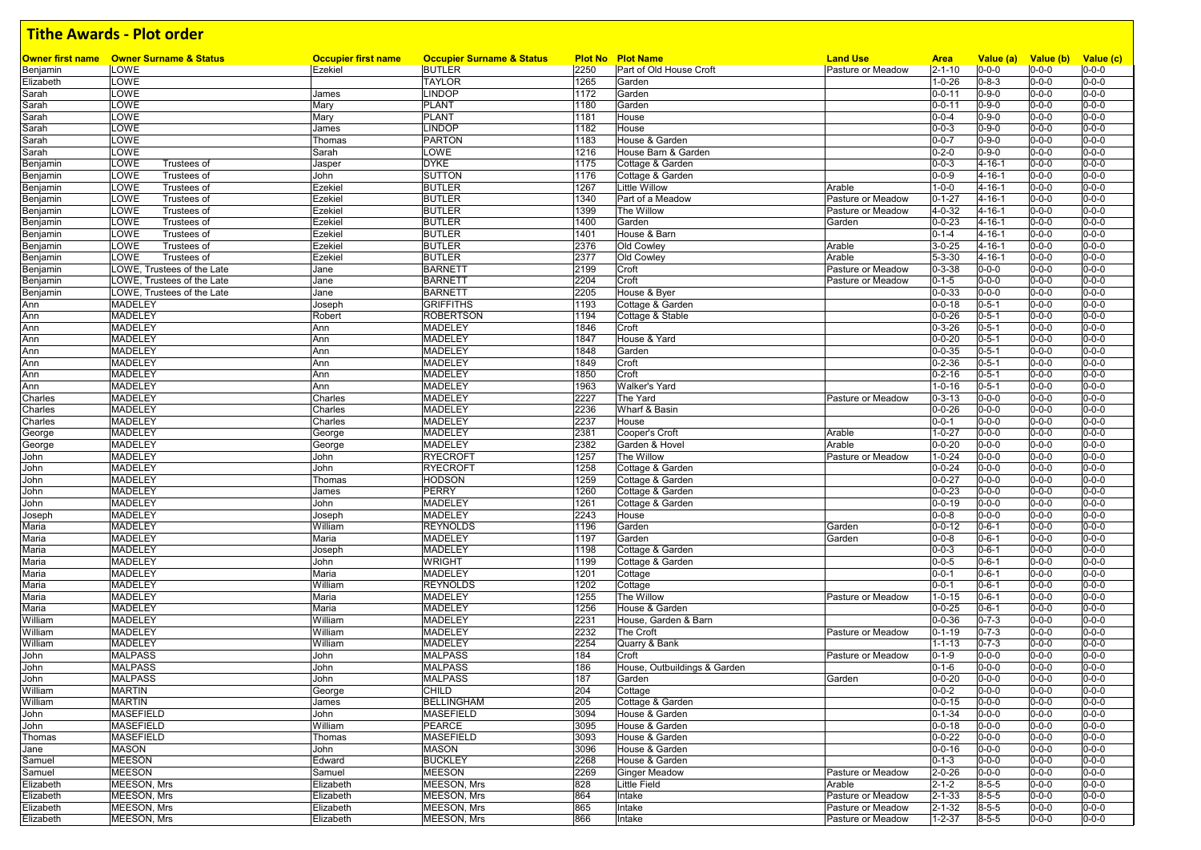# Tithe Awards - Plot order

| Owner first name | Owner Surname & Status | Occupier first name | Occupier Surname & Status | Plot No | Plot Name | Land Use | Area | Value (a) | Value (b) | Value (c) |
|---|---|---|---|---|---|---|---|---|---|---|
| Benjamin | LOWE | Ezekiel | BUTLER | 2250 | Part of Old House Croft | Pasture or Meadow | 2-1-10 | 0-0-0 | 0-0-0 | 0-0-0 |
| Elizabeth | LOWE | | TAYLOR | 1265 | Garden | | 1-0-26 | 0-8-3 | 0-0-0 | 0-0-0 |
| Sarah | LOWE | James | LINDOP | 1172 | Garden | | 0-0-11 | 0-9-0 | 0-0-0 | 0-0-0 |
| Sarah | LOWE | Mary | PLANT | 1180 | Garden | | 0-0-11 | 0-9-0 | 0-0-0 | 0-0-0 |
| Sarah | LOWE | Mary | PLANT | 1181 | House | | 0-0-4 | 0-9-0 | 0-0-0 | 0-0-0 |
| Sarah | LOWE | James | LINDOP | 1182 | House | | 0-0-3 | 0-9-0 | 0-0-0 | 0-0-0 |
| Sarah | LOWE | Thomas | PARTON | 1183 | House & Garden | | 0-0-7 | 0-9-0 | 0-0-0 | 0-0-0 |
| Sarah | LOWE | Sarah | LOWE | 1216 | House Barn & Garden | | 0-2-0 | 0-9-0 | 0-0-0 | 0-0-0 |
| Benjamin | LOWE Trustees of | Jasper | DYKE | 1175 | Cottage & Garden | | 0-0-3 | 4-16-1 | 0-0-0 | 0-0-0 |
| Benjamin | LOWE Trustees of | John | SUTTON | 1176 | Cottage & Garden | | 0-0-9 | 4-16-1 | 0-0-0 | 0-0-0 |
| Benjamin | LOWE Trustees of | Ezekiel | BUTLER | 1267 | Little Willow | Arable | 1-0-0 | 4-16-1 | 0-0-0 | 0-0-0 |
| Benjamin | LOWE Trustees of | Ezekiel | BUTLER | 1340 | Part of a Meadow | Pasture or Meadow | 0-1-27 | 4-16-1 | 0-0-0 | 0-0-0 |
| Benjamin | LOWE Trustees of | Ezekiel | BUTLER | 1399 | The Willow | Pasture or Meadow | 4-0-32 | 4-16-1 | 0-0-0 | 0-0-0 |
| Benjamin | LOWE Trustees of | Ezekiel | BUTLER | 1400 | Garden | Garden | 0-0-23 | 4-16-1 | 0-0-0 | 0-0-0 |
| Benjamin | LOWE Trustees of | Ezekiel | BUTLER | 1401 | House & Barn | | 0-1-4 | 4-16-1 | 0-0-0 | 0-0-0 |
| Benjamin | LOWE Trustees of | Ezekiel | BUTLER | 2376 | Old Cowley | Arable | 3-0-25 | 4-16-1 | 0-0-0 | 0-0-0 |
| Benjamin | LOWE Trustees of | Ezekiel | BUTLER | 2377 | Old Cowley | Arable | 5-3-30 | 4-16-1 | 0-0-0 | 0-0-0 |
| Benjamin | LOWE, Trustees of the Late | Jane | BARNETT | 2199 | Croft | Pasture or Meadow | 0-3-38 | 0-0-0 | 0-0-0 | 0-0-0 |
| Benjamin | LOWE, Trustees of the Late | Jane | BARNETT | 2204 | Croft | Pasture or Meadow | 0-1-5 | 0-0-0 | 0-0-0 | 0-0-0 |
| Benjamin | LOWE, Trustees of the Late | Jane | BARNETT | 2205 | House & Byer | | 0-0-33 | 0-0-0 | 0-0-0 | 0-0-0 |
| Ann | MADELEY | Joseph | GRIFFITHS | 1193 | Cottage & Garden | | 0-0-18 | 0-5-1 | 0-0-0 | 0-0-0 |
| Ann | MADELEY | Robert | ROBERTSON | 1194 | Cottage & Stable | | 0-0-26 | 0-5-1 | 0-0-0 | 0-0-0 |
| Ann | MADELEY | Ann | MADELEY | 1846 | Croft | | 0-3-26 | 0-5-1 | 0-0-0 | 0-0-0 |
| Ann | MADELEY | Ann | MADELEY | 1847 | House & Yard | | 0-0-20 | 0-5-1 | 0-0-0 | 0-0-0 |
| Ann | MADELEY | Ann | MADELEY | 1848 | Garden | | 0-0-35 | 0-5-1 | 0-0-0 | 0-0-0 |
| Ann | MADELEY | Ann | MADELEY | 1849 | Croft | | 0-2-36 | 0-5-1 | 0-0-0 | 0-0-0 |
| Ann | MADELEY | Ann | MADELEY | 1850 | Croft | | 0-2-16 | 0-5-1 | 0-0-0 | 0-0-0 |
| Ann | MADELEY | Ann | MADELEY | 1963 | Walker's Yard | | 1-0-16 | 0-5-1 | 0-0-0 | 0-0-0 |
| Charles | MADELEY | Charles | MADELEY | 2227 | The Yard | Pasture or Meadow | 0-3-13 | 0-0-0 | 0-0-0 | 0-0-0 |
| Charles | MADELEY | Charles | MADELEY | 2236 | Wharf & Basin | | 0-0-26 | 0-0-0 | 0-0-0 | 0-0-0 |
| Charles | MADELEY | Charles | MADELEY | 2237 | House | | 0-0-1 | 0-0-0 | 0-0-0 | 0-0-0 |
| George | MADELEY | George | MADELEY | 2381 | Cooper's Croft | Arable | 1-0-27 | 0-0-0 | 0-0-0 | 0-0-0 |
| George | MADELEY | George | MADELEY | 2382 | Garden & Hovel | Arable | 0-0-20 | 0-0-0 | 0-0-0 | 0-0-0 |
| John | MADELEY | John | RYECROFT | 1257 | The Willow | Pasture or Meadow | 1-0-24 | 0-0-0 | 0-0-0 | 0-0-0 |
| John | MADELEY | John | RYECROFT | 1258 | Cottage & Garden | | 0-0-24 | 0-0-0 | 0-0-0 | 0-0-0 |
| John | MADELEY | Thomas | HODSON | 1259 | Cottage & Garden | | 0-0-27 | 0-0-0 | 0-0-0 | 0-0-0 |
| John | MADELEY | James | PERRY | 1260 | Cottage & Garden | | 0-0-23 | 0-0-0 | 0-0-0 | 0-0-0 |
| John | MADELEY | John | MADELEY | 1261 | Cottage & Garden | | 0-0-19 | 0-0-0 | 0-0-0 | 0-0-0 |
| Joseph | MADELEY | Joseph | MADELEY | 2243 | House | | 0-0-8 | 0-0-0 | 0-0-0 | 0-0-0 |
| Maria | MADELEY | William | REYNOLDS | 1196 | Garden | Garden | 0-0-12 | 0-6-1 | 0-0-0 | 0-0-0 |
| Maria | MADELEY | Maria | MADELEY | 1197 | Garden | Garden | 0-0-8 | 0-6-1 | 0-0-0 | 0-0-0 |
| Maria | MADELEY | Joseph | MADELEY | 1198 | Cottage & Garden | | 0-0-3 | 0-6-1 | 0-0-0 | 0-0-0 |
| Maria | MADELEY | John | WRIGHT | 1199 | Cottage & Garden | | 0-0-5 | 0-6-1 | 0-0-0 | 0-0-0 |
| Maria | MADELEY | Maria | MADELEY | 1201 | Cottage | | 0-0-1 | 0-6-1 | 0-0-0 | 0-0-0 |
| Maria | MADELEY | William | REYNOLDS | 1202 | Cottage | | 0-0-1 | 0-6-1 | 0-0-0 | 0-0-0 |
| Maria | MADELEY | Maria | MADELEY | 1255 | The Willow | Pasture or Meadow | 1-0-15 | 0-6-1 | 0-0-0 | 0-0-0 |
| Maria | MADELEY | Maria | MADELEY | 1256 | House & Garden | | 0-0-25 | 0-6-1 | 0-0-0 | 0-0-0 |
| William | MADELEY | William | MADELEY | 2231 | House, Garden & Barn | | 0-0-36 | 0-7-3 | 0-0-0 | 0-0-0 |
| William | MADELEY | William | MADELEY | 2232 | The Croft | Pasture or Meadow | 0-1-19 | 0-7-3 | 0-0-0 | 0-0-0 |
| William | MADELEY | William | MADELEY | 2254 | Quarry & Bank | | 1-1-13 | 0-7-3 | 0-0-0 | 0-0-0 |
| John | MALPASS | John | MALPASS | 184 | Croft | Pasture or Meadow | 0-1-9 | 0-0-0 | 0-0-0 | 0-0-0 |
| John | MALPASS | John | MALPASS | 186 | House, Outbuildings & Garden | | 0-1-6 | 0-0-0 | 0-0-0 | 0-0-0 |
| John | MALPASS | John | MALPASS | 187 | Garden | Garden | 0-0-20 | 0-0-0 | 0-0-0 | 0-0-0 |
| William | MARTIN | George | CHILD | 204 | Cottage | | 0-0-2 | 0-0-0 | 0-0-0 | 0-0-0 |
| William | MARTIN | James | BELLINGHAM | 205 | Cottage & Garden | | 0-0-15 | 0-0-0 | 0-0-0 | 0-0-0 |
| John | MASEFIELD | John | MASEFIELD | 3094 | House & Garden | | 0-1-34 | 0-0-0 | 0-0-0 | 0-0-0 |
| John | MASEFIELD | William | PEARCE | 3095 | House & Garden | | 0-0-18 | 0-0-0 | 0-0-0 | 0-0-0 |
| Thomas | MASEFIELD | Thomas | MASEFIELD | 3093 | House & Garden | | 0-0-22 | 0-0-0 | 0-0-0 | 0-0-0 |
| Jane | MASON | John | MASON | 3096 | House & Garden | | 0-0-16 | 0-0-0 | 0-0-0 | 0-0-0 |
| Samuel | MEESON | Edward | BUCKLEY | 2268 | House & Garden | | 0-1-3 | 0-0-0 | 0-0-0 | 0-0-0 |
| Samuel | MEESON | Samuel | MEESON | 2269 | Ginger Meadow | Pasture or Meadow | 2-0-26 | 0-0-0 | 0-0-0 | 0-0-0 |
| Elizabeth | MEESON, Mrs | Elizabeth | MEESON, Mrs | 828 | Little Field | Arable | 2-1-2 | 8-5-5 | 0-0-0 | 0-0-0 |
| Elizabeth | MEESON, Mrs | Elizabeth | MEESON, Mrs | 864 | Intake | Pasture or Meadow | 2-1-33 | 8-5-5 | 0-0-0 | 0-0-0 |
| Elizabeth | MEESON, Mrs | Elizabeth | MEESON, Mrs | 865 | Intake | Pasture or Meadow | 2-1-32 | 8-5-5 | 0-0-0 | 0-0-0 |
| Elizabeth | MEESON, Mrs | Elizabeth | MEESON, Mrs | 866 | Intake | Pasture or Meadow | 1-2-37 | 8-5-5 | 0-0-0 | 0-0-0 |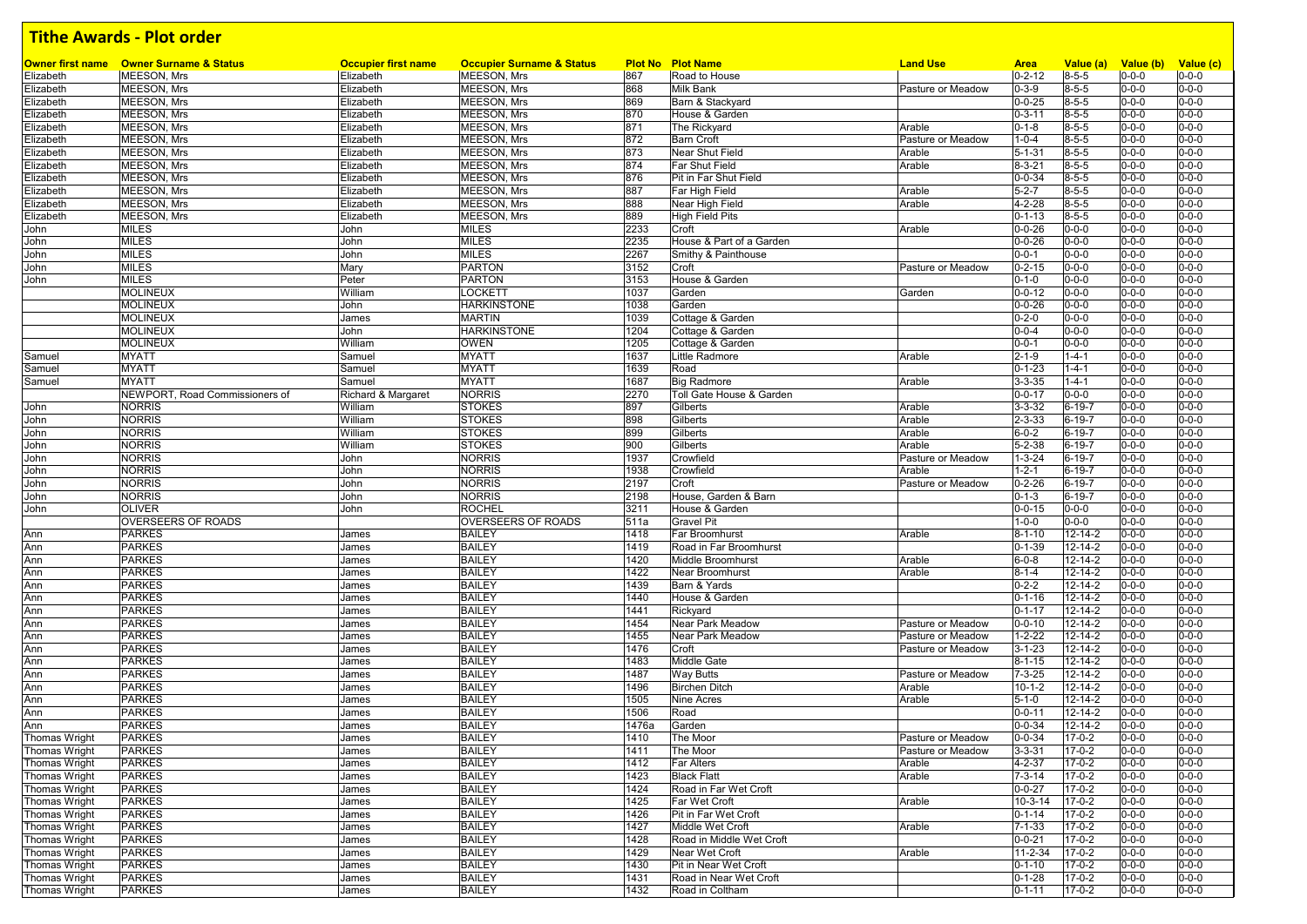# Tithe Awards - Plot order

| Owner first name | Owner Surname & Status | Occupier first name | Occupier Surname & Status | Plot No | Plot Name | Land Use | Area | Value (a) | Value (b) | Value (c) |
|---|---|---|---|---|---|---|---|---|---|---|
| Elizabeth | MEESON, Mrs | Elizabeth | MEESON, Mrs | 867 | Road to House | | 0-2-12 | 8-5-5 | 0-0-0 | 0-0-0 |
| Elizabeth | MEESON, Mrs | Elizabeth | MEESON, Mrs | 868 | Milk Bank | Pasture or Meadow | 0-3-9 | 8-5-5 | 0-0-0 | 0-0-0 |
| Elizabeth | MEESON, Mrs | Elizabeth | MEESON, Mrs | 869 | Barn & Stackyard | | 0-0-25 | 8-5-5 | 0-0-0 | 0-0-0 |
| Elizabeth | MEESON, Mrs | Elizabeth | MEESON, Mrs | 870 | House & Garden | | 0-3-11 | 8-5-5 | 0-0-0 | 0-0-0 |
| Elizabeth | MEESON, Mrs | Elizabeth | MEESON, Mrs | 871 | The Rickyard | Arable | 0-1-8 | 8-5-5 | 0-0-0 | 0-0-0 |
| Elizabeth | MEESON, Mrs | Elizabeth | MEESON, Mrs | 872 | Barn Croft | Pasture or Meadow | 1-0-4 | 8-5-5 | 0-0-0 | 0-0-0 |
| Elizabeth | MEESON, Mrs | Elizabeth | MEESON, Mrs | 873 | Near Shut Field | Arable | 5-1-31 | 8-5-5 | 0-0-0 | 0-0-0 |
| Elizabeth | MEESON, Mrs | Elizabeth | MEESON, Mrs | 874 | Far Shut Field | Arable | 8-3-21 | 8-5-5 | 0-0-0 | 0-0-0 |
| Elizabeth | MEESON, Mrs | Elizabeth | MEESON, Mrs | 876 | Pit in Far Shut Field | | 0-0-34 | 8-5-5 | 0-0-0 | 0-0-0 |
| Elizabeth | MEESON, Mrs | Elizabeth | MEESON, Mrs | 887 | Far High Field | Arable | 5-2-7 | 8-5-5 | 0-0-0 | 0-0-0 |
| Elizabeth | MEESON, Mrs | Elizabeth | MEESON, Mrs | 888 | Near High Field | Arable | 4-2-28 | 8-5-5 | 0-0-0 | 0-0-0 |
| Elizabeth | MEESON, Mrs | Elizabeth | MEESON, Mrs | 889 | High Field Pits | | 0-1-13 | 8-5-5 | 0-0-0 | 0-0-0 |
| John | MILES | John | MILES | 2233 | Croft | Arable | 0-0-26 | 0-0-0 | 0-0-0 | 0-0-0 |
| John | MILES | John | MILES | 2235 | House & Part of a Garden | | 0-0-26 | 0-0-0 | 0-0-0 | 0-0-0 |
| John | MILES | John | MILES | 2267 | Smithy & Painthouse | | 0-0-1 | 0-0-0 | 0-0-0 | 0-0-0 |
| John | MILES | Mary | PARTON | 3152 | Croft | Pasture or Meadow | 0-2-15 | 0-0-0 | 0-0-0 | 0-0-0 |
| John | MILES | Peter | PARTON | 3153 | House & Garden | | 0-1-0 | 0-0-0 | 0-0-0 | 0-0-0 |
| | MOLINEUX | William | LOCKETT | 1037 | Garden | Garden | 0-0-12 | 0-0-0 | 0-0-0 | 0-0-0 |
| | MOLINEUX | John | HARKINSTONE | 1038 | Garden | | 0-0-26 | 0-0-0 | 0-0-0 | 0-0-0 |
| | MOLINEUX | James | MARTIN | 1039 | Cottage & Garden | | 0-2-0 | 0-0-0 | 0-0-0 | 0-0-0 |
| | MOLINEUX | John | HARKINSTONE | 1204 | Cottage & Garden | | 0-0-4 | 0-0-0 | 0-0-0 | 0-0-0 |
| | MOLINEUX | William | OWEN | 1205 | Cottage & Garden | | 0-0-1 | 0-0-0 | 0-0-0 | 0-0-0 |
| Samuel | MYATT | Samuel | MYATT | 1637 | Little Radmore | Arable | 2-1-9 | 1-4-1 | 0-0-0 | 0-0-0 |
| Samuel | MYATT | Samuel | MYATT | 1639 | Road | | 0-1-23 | 1-4-1 | 0-0-0 | 0-0-0 |
| Samuel | MYATT | Samuel | MYATT | 1687 | Big Radmore | Arable | 3-3-35 | 1-4-1 | 0-0-0 | 0-0-0 |
| | NEWPORT, Road Commissioners of | Richard & Margaret | NORRIS | 2270 | Toll Gate House & Garden | | 0-0-17 | 0-0-0 | 0-0-0 | 0-0-0 |
| John | NORRIS | William | STOKES | 897 | Gilberts | Arable | 3-3-32 | 6-19-7 | 0-0-0 | 0-0-0 |
| John | NORRIS | William | STOKES | 898 | Gilberts | Arable | 2-3-33 | 6-19-7 | 0-0-0 | 0-0-0 |
| John | NORRIS | William | STOKES | 899 | Gilberts | Arable | 6-0-2 | 6-19-7 | 0-0-0 | 0-0-0 |
| John | NORRIS | William | STOKES | 900 | Gilberts | Arable | 5-2-38 | 6-19-7 | 0-0-0 | 0-0-0 |
| John | NORRIS | John | NORRIS | 1937 | Crowfield | Pasture or Meadow | 1-3-24 | 6-19-7 | 0-0-0 | 0-0-0 |
| John | NORRIS | John | NORRIS | 1938 | Crowfield | Arable | 1-2-1 | 6-19-7 | 0-0-0 | 0-0-0 |
| John | NORRIS | John | NORRIS | 2197 | Croft | Pasture or Meadow | 0-2-26 | 6-19-7 | 0-0-0 | 0-0-0 |
| John | NORRIS | John | NORRIS | 2198 | House, Garden & Barn | | 0-1-3 | 6-19-7 | 0-0-0 | 0-0-0 |
| John | OLIVER | John | ROCHEL | 3211 | House & Garden | | 0-0-15 | 0-0-0 | 0-0-0 | 0-0-0 |
| | OVERSEERS OF ROADS | | OVERSEERS OF ROADS | 511a | Gravel Pit | | 1-0-0 | 0-0-0 | 0-0-0 | 0-0-0 |
| Ann | PARKES | James | BAILEY | 1418 | Far Broomhurst | Arable | 8-1-10 | 12-14-2 | 0-0-0 | 0-0-0 |
| Ann | PARKES | James | BAILEY | 1419 | Road in Far Broomhurst | | 0-1-39 | 12-14-2 | 0-0-0 | 0-0-0 |
| Ann | PARKES | James | BAILEY | 1420 | Middle Broomhurst | Arable | 6-0-8 | 12-14-2 | 0-0-0 | 0-0-0 |
| Ann | PARKES | James | BAILEY | 1422 | Near Broomhurst | Arable | 8-1-4 | 12-14-2 | 0-0-0 | 0-0-0 |
| Ann | PARKES | James | BAILEY | 1439 | Barn & Yards | | 0-2-2 | 12-14-2 | 0-0-0 | 0-0-0 |
| Ann | PARKES | James | BAILEY | 1440 | House & Garden | | 0-1-16 | 12-14-2 | 0-0-0 | 0-0-0 |
| Ann | PARKES | James | BAILEY | 1441 | Rickyard | | 0-1-17 | 12-14-2 | 0-0-0 | 0-0-0 |
| Ann | PARKES | James | BAILEY | 1454 | Near Park Meadow | Pasture or Meadow | 0-0-10 | 12-14-2 | 0-0-0 | 0-0-0 |
| Ann | PARKES | James | BAILEY | 1455 | Near Park Meadow | Pasture or Meadow | 1-2-22 | 12-14-2 | 0-0-0 | 0-0-0 |
| Ann | PARKES | James | BAILEY | 1476 | Croft | Pasture or Meadow | 3-1-23 | 12-14-2 | 0-0-0 | 0-0-0 |
| Ann | PARKES | James | BAILEY | 1483 | Middle Gate | | 8-1-15 | 12-14-2 | 0-0-0 | 0-0-0 |
| Ann | PARKES | James | BAILEY | 1487 | Way Butts | Pasture or Meadow | 7-3-25 | 12-14-2 | 0-0-0 | 0-0-0 |
| Ann | PARKES | James | BAILEY | 1496 | Birchen Ditch | Arable | 10-1-2 | 12-14-2 | 0-0-0 | 0-0-0 |
| Ann | PARKES | James | BAILEY | 1505 | Nine Acres | Arable | 5-1-0 | 12-14-2 | 0-0-0 | 0-0-0 |
| Ann | PARKES | James | BAILEY | 1506 | Road | | 0-0-11 | 12-14-2 | 0-0-0 | 0-0-0 |
| Ann | PARKES | James | BAILEY | 1476a | Garden | | 0-0-34 | 12-14-2 | 0-0-0 | 0-0-0 |
| Thomas Wright | PARKES | James | BAILEY | 1410 | The Moor | Pasture or Meadow | 0-0-34 | 17-0-2 | 0-0-0 | 0-0-0 |
| Thomas Wright | PARKES | James | BAILEY | 1411 | The Moor | Pasture or Meadow | 3-3-31 | 17-0-2 | 0-0-0 | 0-0-0 |
| Thomas Wright | PARKES | James | BAILEY | 1412 | Far Alters | Arable | 4-2-37 | 17-0-2 | 0-0-0 | 0-0-0 |
| Thomas Wright | PARKES | James | BAILEY | 1423 | Black Flatt | Arable | 7-3-14 | 17-0-2 | 0-0-0 | 0-0-0 |
| Thomas Wright | PARKES | James | BAILEY | 1424 | Road in Far Wet Croft | | 0-0-27 | 17-0-2 | 0-0-0 | 0-0-0 |
| Thomas Wright | PARKES | James | BAILEY | 1425 | Far Wet Croft | Arable | 10-3-14 | 17-0-2 | 0-0-0 | 0-0-0 |
| Thomas Wright | PARKES | James | BAILEY | 1426 | Pit in Far Wet Croft | | 0-1-14 | 17-0-2 | 0-0-0 | 0-0-0 |
| Thomas Wright | PARKES | James | BAILEY | 1427 | Middle Wet Croft | Arable | 7-1-33 | 17-0-2 | 0-0-0 | 0-0-0 |
| Thomas Wright | PARKES | James | BAILEY | 1428 | Road in Middle Wet Croft | | 0-0-21 | 17-0-2 | 0-0-0 | 0-0-0 |
| Thomas Wright | PARKES | James | BAILEY | 1429 | Near Wet Croft | Arable | 11-2-34 | 17-0-2 | 0-0-0 | 0-0-0 |
| Thomas Wright | PARKES | James | BAILEY | 1430 | Pit in Near Wet Croft | | 0-1-10 | 17-0-2 | 0-0-0 | 0-0-0 |
| Thomas Wright | PARKES | James | BAILEY | 1431 | Road in Near Wet Croft | | 0-1-28 | 17-0-2 | 0-0-0 | 0-0-0 |
| Thomas Wright | PARKES | James | BAILEY | 1432 | Road in Coltham | | 0-1-11 | 17-0-2 | 0-0-0 | 0-0-0 |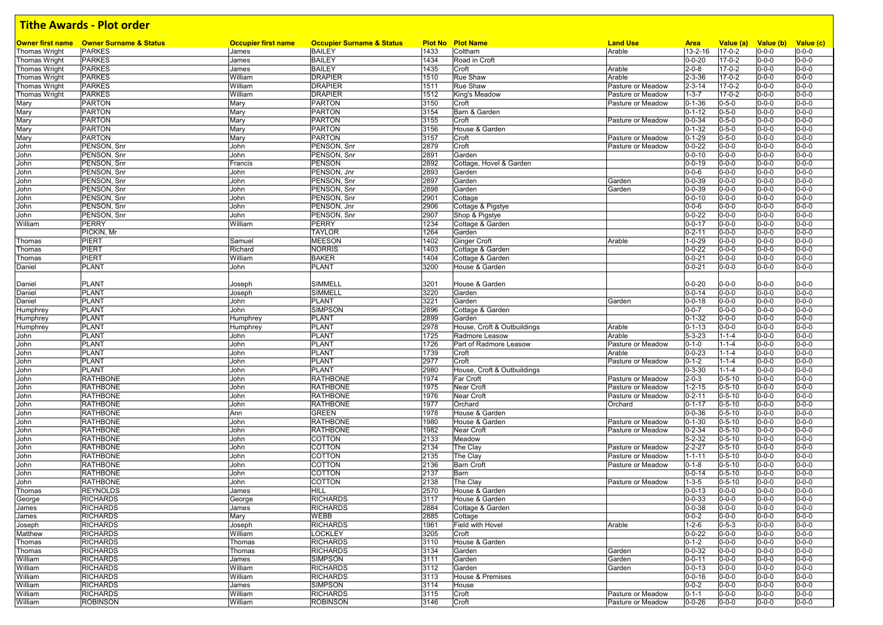# Tithe Awards - Plot order

| Owner first name | Owner Surname & Status | Occupier first name | Occupier Surname & Status | Plot No | Plot Name | Land Use | Area | Value (a) | Value (b) | Value (c) |
|---|---|---|---|---|---|---|---|---|---|---|
| Thomas Wright | PARKES | James | BAILEY | 1433 | Coltham | Arable | 13-2-16 | 17-0-2 | 0-0-0 | 0-0-0 |
| Thomas Wright | PARKES | James | BAILEY | 1434 | Road in Croft | | 0-0-20 | 17-0-2 | 0-0-0 | 0-0-0 |
| Thomas Wright | PARKES | James | BAILEY | 1435 | Croft | Arable | 2-0-8 | 17-0-2 | 0-0-0 | 0-0-0 |
| Thomas Wright | PARKES | William | DRAPIER | 1510 | Rue Shaw | Arable | 2-3-36 | 17-0-2 | 0-0-0 | 0-0-0 |
| Thomas Wright | PARKES | William | DRAPIER | 1511 | Rue Shaw | Pasture or Meadow | 2-3-14 | 17-0-2 | 0-0-0 | 0-0-0 |
| Thomas Wright | PARKES | William | DRAPIER | 1512 | King's Meadow | Pasture or Meadow | 1-3-7 | 17-0-2 | 0-0-0 | 0-0-0 |
| Mary | PARTON | Mary | PARTON | 3150 | Croft | Pasture or Meadow | 0-1-36 | 0-5-0 | 0-0-0 | 0-0-0 |
| Mary | PARTON | Mary | PARTON | 3154 | Barn & Garden | | 0-1-12 | 0-5-0 | 0-0-0 | 0-0-0 |
| Mary | PARTON | Mary | PARTON | 3155 | Croft | Pasture or Meadow | 0-0-34 | 0-5-0 | 0-0-0 | 0-0-0 |
| Mary | PARTON | Mary | PARTON | 3156 | House & Garden | | 0-1-32 | 0-5-0 | 0-0-0 | 0-0-0 |
| Mary | PARTON | Mary | PARTON | 3157 | Croft | Pasture or Meadow | 0-1-29 | 0-5-0 | 0-0-0 | 0-0-0 |
| John | PENSON, Snr | John | PENSON, Snr | 2879 | Croft | Pasture or Meadow | 0-0-22 | 0-0-0 | 0-0-0 | 0-0-0 |
| John | PENSON, Snr | John | PENSON, Snr | 2891 | Garden | | 0-0-10 | 0-0-0 | 0-0-0 | 0-0-0 |
| John | PENSON, Snr | Francis | PENSON | 2892 | Cottage, Hovel & Garden | | 0-0-19 | 0-0-0 | 0-0-0 | 0-0-0 |
| John | PENSON, Snr | John | PENSON, Jnr | 2893 | Garden | | 0-0-6 | 0-0-0 | 0-0-0 | 0-0-0 |
| John | PENSON, Snr | John | PENSON, Snr | 2897 | Garden | Garden | 0-0-39 | 0-0-0 | 0-0-0 | 0-0-0 |
| John | PENSON, Snr | John | PENSON, Snr | 2898 | Garden | Garden | 0-0-39 | 0-0-0 | 0-0-0 | 0-0-0 |
| John | PENSON, Snr | John | PENSON, Snr | 2901 | Cottage | | 0-0-10 | 0-0-0 | 0-0-0 | 0-0-0 |
| John | PENSON, Snr | John | PENSON, Jnr | 2906 | Cottage & Pigstye | | 0-0-6 | 0-0-0 | 0-0-0 | 0-0-0 |
| John | PENSON, Snr | John | PENSON, Snr | 2907 | Shop & Pigstye | | 0-0-22 | 0-0-0 | 0-0-0 | 0-0-0 |
| William | PERRY | William | PERRY | 1234 | Cottage & Garden | | 0-0-17 | 0-0-0 | 0-0-0 | 0-0-0 |
| | PICKIN, Mr | | TAYLOR | 1264 | Garden | | 0-2-11 | 0-0-0 | 0-0-0 | 0-0-0 |
| Thomas | PIERT | Samuel | MEESON | 1402 | Ginger Croft | Arable | 1-0-29 | 0-0-0 | 0-0-0 | 0-0-0 |
| Thomas | PIERT | Richard | NORRIS | 1403 | Cottage & Garden | | 0-0-22 | 0-0-0 | 0-0-0 | 0-0-0 |
| Thomas | PIERT | William | BAKER | 1404 | Cottage & Garden | | 0-0-21 | 0-0-0 | 0-0-0 | 0-0-0 |
| Daniel | PLANT | John | PLANT | 3200 | House & Garden | | 0-0-21 | 0-0-0 | 0-0-0 | 0-0-0 |
| Daniel | PLANT | Joseph | SIMMELL | 3201 | House & Garden | | 0-0-20 | 0-0-0 | 0-0-0 | 0-0-0 |
| Daniel | PLANT | Joseph | SIMMELL | 3220 | Garden | | 0-0-14 | 0-0-0 | 0-0-0 | 0-0-0 |
| Daniel | PLANT | John | PLANT | 3221 | Garden | Garden | 0-0-18 | 0-0-0 | 0-0-0 | 0-0-0 |
| Humphrey | PLANT | John | SIMPSON | 2896 | Cottage & Garden | | 0-0-7 | 0-0-0 | 0-0-0 | 0-0-0 |
| Humphrey | PLANT | Humphrey | PLANT | 2899 | Garden | | 0-1-32 | 0-0-0 | 0-0-0 | 0-0-0 |
| Humphrey | PLANT | Humphrey | PLANT | 2978 | House, Croft & Outbuildings | Arable | 0-1-13 | 0-0-0 | 0-0-0 | 0-0-0 |
| John | PLANT | John | PLANT | 1725 | Radmore Leasow | Arable | 5-3-23 | 1-1-4 | 0-0-0 | 0-0-0 |
| John | PLANT | John | PLANT | 1726 | Part of Radmore Leasow | Pasture or Meadow | 0-1-0 | 1-1-4 | 0-0-0 | 0-0-0 |
| John | PLANT | John | PLANT | 1739 | Croft | Arable | 0-0-23 | 1-1-4 | 0-0-0 | 0-0-0 |
| John | PLANT | John | PLANT | 2977 | Croft | Pasture or Meadow | 0-1-2 | 1-1-4 | 0-0-0 | 0-0-0 |
| John | PLANT | John | PLANT | 2980 | House, Croft & Outbuildings | | 0-3-30 | 1-1-4 | 0-0-0 | 0-0-0 |
| John | RATHBONE | John | RATHBONE | 1974 | Far Croft | Pasture or Meadow | 2-0-3 | 0-5-10 | 0-0-0 | 0-0-0 |
| John | RATHBONE | John | RATHBONE | 1975 | Near Croft | Pasture or Meadow | 1-2-15 | 0-5-10 | 0-0-0 | 0-0-0 |
| John | RATHBONE | John | RATHBONE | 1976 | Near Croft | Pasture or Meadow | 0-2-11 | 0-5-10 | 0-0-0 | 0-0-0 |
| John | RATHBONE | John | RATHBONE | 1977 | Orchard | Orchard | 0-1-17 | 0-5-10 | 0-0-0 | 0-0-0 |
| John | RATHBONE | Ann | GREEN | 1978 | House & Garden | | 0-0-36 | 0-5-10 | 0-0-0 | 0-0-0 |
| John | RATHBONE | John | RATHBONE | 1980 | House & Garden | Pasture or Meadow | 0-1-30 | 0-5-10 | 0-0-0 | 0-0-0 |
| John | RATHBONE | John | RATHBONE | 1982 | Near Croft | Pasture or Meadow | 0-2-34 | 0-5-10 | 0-0-0 | 0-0-0 |
| John | RATHBONE | John | COTTON | 2133 | Meadow | | 5-2-32 | 0-5-10 | 0-0-0 | 0-0-0 |
| John | RATHBONE | John | COTTON | 2134 | The Clay | Pasture or Meadow | 2-2-27 | 0-5-10 | 0-0-0 | 0-0-0 |
| John | RATHBONE | John | COTTON | 2135 | The Clay | Pasture or Meadow | 1-1-11 | 0-5-10 | 0-0-0 | 0-0-0 |
| John | RATHBONE | John | COTTON | 2136 | Barn Croft | Pasture or Meadow | 0-1-8 | 0-5-10 | 0-0-0 | 0-0-0 |
| John | RATHBONE | John | COTTON | 2137 | Barn | | 0-0-14 | 0-5-10 | 0-0-0 | 0-0-0 |
| John | RATHBONE | John | COTTON | 2138 | The Clay | Pasture or Meadow | 1-3-5 | 0-5-10 | 0-0-0 | 0-0-0 |
| Thomas | REYNOLDS | James | HILL | 2570 | House & Garden | | 0-0-13 | 0-0-0 | 0-0-0 | 0-0-0 |
| George | RICHARDS | George | RICHARDS | 3117 | House & Garden | | 0-0-33 | 0-0-0 | 0-0-0 | 0-0-0 |
| James | RICHARDS | James | RICHARDS | 2884 | Cottage & Garden | | 0-0-38 | 0-0-0 | 0-0-0 | 0-0-0 |
| James | RICHARDS | Mary | WEBB | 2885 | Cottage | | 0-0-2 | 0-0-0 | 0-0-0 | 0-0-0 |
| Joseph | RICHARDS | Joseph | RICHARDS | 1961 | Field with Hovel | Arable | 1-2-6 | 0-5-3 | 0-0-0 | 0-0-0 |
| Matthew | RICHARDS | William | LOCKLEY | 3205 | Croft | | 0-0-22 | 0-0-0 | 0-0-0 | 0-0-0 |
| Thomas | RICHARDS | Thomas | RICHARDS | 3110 | House & Garden | | 0-1-2 | 0-0-0 | 0-0-0 | 0-0-0 |
| Thomas | RICHARDS | Thomas | RICHARDS | 3134 | Garden | Garden | 0-0-32 | 0-0-0 | 0-0-0 | 0-0-0 |
| William | RICHARDS | James | SIMPSON | 3111 | Garden | Garden | 0-0-11 | 0-0-0 | 0-0-0 | 0-0-0 |
| William | RICHARDS | William | RICHARDS | 3112 | Garden | Garden | 0-0-13 | 0-0-0 | 0-0-0 | 0-0-0 |
| William | RICHARDS | William | RICHARDS | 3113 | House & Premises | | 0-0-16 | 0-0-0 | 0-0-0 | 0-0-0 |
| William | RICHARDS | James | SIMPSON | 3114 | House | | 0-0-2 | 0-0-0 | 0-0-0 | 0-0-0 |
| William | RICHARDS | William | RICHARDS | 3115 | Croft | Pasture or Meadow | 0-1-1 | 0-0-0 | 0-0-0 | 0-0-0 |
| William | ROBINSON | William | ROBINSON | 3146 | Croft | Pasture or Meadow | 0-0-26 | 0-0-0 | 0-0-0 | 0-0-0 |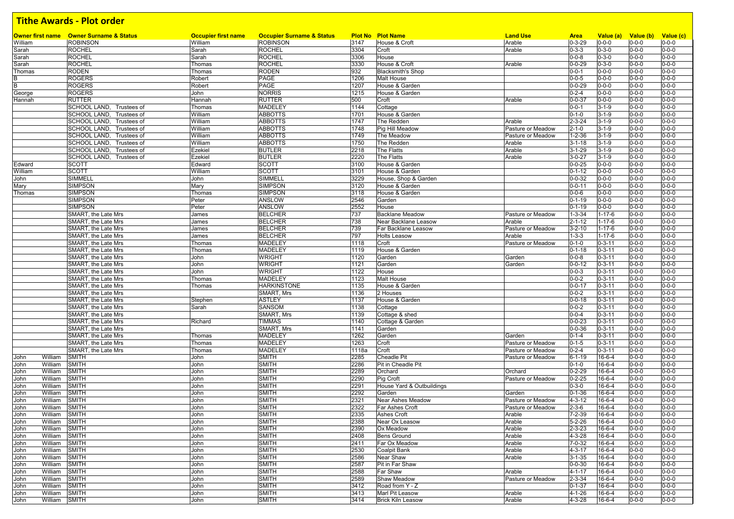# Tithe Awards - Plot order

| Owner first name | Owner Surname & Status | Occupier first name | Occupier Surname & Status | Plot No | Plot Name | Land Use | Area | Value (a) | Value (b) | Value (c) |
|---|---|---|---|---|---|---|---|---|---|---|
| William | ROBINSON | William | ROBINSON | 3147 | House & Croft | Arable | 0-3-29 | 0-0-0 | 0-0-0 | 0-0-0 |
| Sarah | ROCHEL | Sarah | ROCHEL | 3304 | Croft | Arable | 0-3-3 | 0-3-0 | 0-0-0 | 0-0-0 |
| Sarah | ROCHEL | Sarah | ROCHEL | 3306 | House | | 0-0-8 | 0-3-0 | 0-0-0 | 0-0-0 |
| Sarah | ROCHEL | Thomas | ROCHEL | 3330 | House & Croft | Arable | 0-0-29 | 0-3-0 | 0-0-0 | 0-0-0 |
| Thomas | RODEN | Thomas | RODEN | 932 | Blacksmith's Shop | | 0-0-1 | 0-0-0 | 0-0-0 | 0-0-0 |
| B | ROGERS | Robert | PAGE | 1206 | Malt House | | 0-0-5 | 0-0-0 | 0-0-0 | 0-0-0 |
| B | ROGERS | Robert | PAGE | 1207 | House & Garden | | 0-0-29 | 0-0-0 | 0-0-0 | 0-0-0 |
| George | ROGERS | John | NORRIS | 1215 | House & Garden | | 0-2-4 | 0-0-0 | 0-0-0 | 0-0-0 |
| Hannah | RUTTER | Hannah | RUTTER | 500 | Croft | Arable | 0-0-37 | 0-0-0 | 0-0-0 | 0-0-0 |
| | SCHOOL LAND, Trustees of | Thomas | MADELEY | 1144 | Cottage | | 0-0-1 | 3-1-9 | 0-0-0 | 0-0-0 |
| | SCHOOL LAND, Trustees of | William | ABBOTTS | 1701 | House & Garden | | 0-1-0 | 3-1-9 | 0-0-0 | 0-0-0 |
| | SCHOOL LAND, Trustees of | William | ABBOTTS | 1747 | The Redden | Arable | 2-3-24 | 3-1-9 | 0-0-0 | 0-0-0 |
| | SCHOOL LAND, Trustees of | William | ABBOTTS | 1748 | Pig Hill Meadow | Pasture or Meadow | 2-1-0 | 3-1-9 | 0-0-0 | 0-0-0 |
| | SCHOOL LAND, Trustees of | William | ABBOTTS | 1749 | The Meadow | Pasture or Meadow | 1-2-36 | 3-1-9 | 0-0-0 | 0-0-0 |
| | SCHOOL LAND, Trustees of | William | ABBOTTS | 1750 | The Redden | Arable | 3-1-18 | 3-1-9 | 0-0-0 | 0-0-0 |
| | SCHOOL LAND, Trustees of | Ezekiel | BUTLER | 2218 | The Flatts | Arable | 3-1-29 | 3-1-9 | 0-0-0 | 0-0-0 |
| | SCHOOL LAND, Trustees of | Ezekiel | BUTLER | 2220 | The Flatts | Arable | 3-0-27 | 3-1-9 | 0-0-0 | 0-0-0 |
| Edward | SCOTT | Edward | SCOTT | 3100 | House & Garden | | 0-0-25 | 0-0-0 | 0-0-0 | 0-0-0 |
| William | SCOTT | William | SCOTT | 3101 | House & Garden | | 0-1-12 | 0-0-0 | 0-0-0 | 0-0-0 |
| John | SIMMELL | John | SIMMELL | 3229 | House, Shop & Garden | | 0-0-32 | 0-0-0 | 0-0-0 | 0-0-0 |
| Mary | SIMPSON | Mary | SIMPSON | 3120 | House & Garden | | 0-0-11 | 0-0-0 | 0-0-0 | 0-0-0 |
| Thomas | SIMPSON | Thomas | SIMPSON | 3118 | House & Garden | | 0-0-6 | 0-0-0 | 0-0-0 | 0-0-0 |
| | SIMPSON | Peter | ANSLOW | 2546 | Garden | | 0-1-19 | 0-0-0 | 0-0-0 | 0-0-0 |
| | SIMPSON | Peter | ANSLOW | 2552 | House | | 0-1-19 | 0-0-0 | 0-0-0 | 0-0-0 |
| | SMART, the Late Mrs | James | BELCHER | 737 | Backlane Meadow | Pasture or Meadow | 1-3-34 | 1-17-6 | 0-0-0 | 0-0-0 |
| | SMART, the Late Mrs | James | BELCHER | 738 | Near Backlane Leasow | Arable | 2-1-12 | 1-17-6 | 0-0-0 | 0-0-0 |
| | SMART, the Late Mrs | James | BELCHER | 739 | Far Backlane Leasow | Pasture or Meadow | 3-2-10 | 1-17-6 | 0-0-0 | 0-0-0 |
| | SMART, the Late Mrs | James | BELCHER | 797 | Holts Leasow | Arable | 1-3-3 | 1-17-6 | 0-0-0 | 0-0-0 |
| | SMART, the Late Mrs | Thomas | MADELEY | 1118 | Croft | Pasture or Meadow | 0-1-0 | 0-3-11 | 0-0-0 | 0-0-0 |
| | SMART, the Late Mrs | Thomas | MADELEY | 1119 | House & Garden | | 0-1-18 | 0-3-11 | 0-0-0 | 0-0-0 |
| | SMART, the Late Mrs | John | WRIGHT | 1120 | Garden | Garden | 0-0-8 | 0-3-11 | 0-0-0 | 0-0-0 |
| | SMART, the Late Mrs | John | WRIGHT | 1121 | Garden | Garden | 0-0-12 | 0-3-11 | 0-0-0 | 0-0-0 |
| | SMART, the Late Mrs | John | WRIGHT | 1122 | House | | 0-0-3 | 0-3-11 | 0-0-0 | 0-0-0 |
| | SMART, the Late Mrs | Thomas | MADELEY | 1123 | Malt House | | 0-0-2 | 0-3-11 | 0-0-0 | 0-0-0 |
| | SMART, the Late Mrs | Thomas | HARKINSTONE | 1135 | House & Garden | | 0-0-17 | 0-3-11 | 0-0-0 | 0-0-0 |
| | SMART, the Late Mrs | | SMART, Mrs | 1136 | 2 Houses | | 0-0-2 | 0-3-11 | 0-0-0 | 0-0-0 |
| | SMART, the Late Mrs | Stephen | ASTLEY | 1137 | House & Garden | | 0-0-18 | 0-3-11 | 0-0-0 | 0-0-0 |
| | SMART, the Late Mrs | Sarah | SANSOM | 1138 | Cottage | | 0-0-2 | 0-3-11 | 0-0-0 | 0-0-0 |
| | SMART, the Late Mrs | | SMART, Mrs | 1139 | Cottage & shed | | 0-0-4 | 0-3-11 | 0-0-0 | 0-0-0 |
| | SMART, the Late Mrs | Richard | TIMMAS | 1140 | Cottage & Garden | | 0-0-23 | 0-3-11 | 0-0-0 | 0-0-0 |
| | SMART, the Late Mrs | | SMART, Mrs | 1141 | Garden | | 0-0-36 | 0-3-11 | 0-0-0 | 0-0-0 |
| | SMART, the Late Mrs | Thomas | MADELEY | 1262 | Garden | Garden | 0-1-4 | 0-3-11 | 0-0-0 | 0-0-0 |
| | SMART, the Late Mrs | Thomas | MADELEY | 1263 | Croft | Pasture or Meadow | 0-1-5 | 0-3-11 | 0-0-0 | 0-0-0 |
| | SMART, the Late Mrs | Thomas | MADELEY | 1118a | Croft | Pasture or Meadow | 0-2-4 | 0-3-11 | 0-0-0 | 0-0-0 |
| John William | SMITH | John | SMITH | 2285 | Cheadle Pit | Pasture or Meadow | 6-1-19 | 16-6-4 | 0-0-0 | 0-0-0 |
| John William | SMITH | John | SMITH | 2286 | Pit in Cheadle Pit | | 0-1-0 | 16-6-4 | 0-0-0 | 0-0-0 |
| John William | SMITH | John | SMITH | 2289 | Orchard | Orchard | 0-2-29 | 16-6-4 | 0-0-0 | 0-0-0 |
| John William | SMITH | John | SMITH | 2290 | Pig Croft | Pasture or Meadow | 0-2-25 | 16-6-4 | 0-0-0 | 0-0-0 |
| John William | SMITH | John | SMITH | 2291 | House Yard & Outbuildings | | 0-3-0 | 16-6-4 | 0-0-0 | 0-0-0 |
| John William | SMITH | John | SMITH | 2292 | Garden | Garden | 0-1-36 | 16-6-4 | 0-0-0 | 0-0-0 |
| John William | SMITH | John | SMITH | 2321 | Near Ashes Meadow | Pasture or Meadow | 4-3-12 | 16-6-4 | 0-0-0 | 0-0-0 |
| John William | SMITH | John | SMITH | 2322 | Far Ashes Croft | Pasture or Meadow | 2-3-6 | 16-6-4 | 0-0-0 | 0-0-0 |
| John William | SMITH | John | SMITH | 2335 | Ashes Croft | Arable | 7-2-39 | 16-6-4 | 0-0-0 | 0-0-0 |
| John William | SMITH | John | SMITH | 2388 | Near Ox Leasow | Arable | 5-2-26 | 16-6-4 | 0-0-0 | 0-0-0 |
| John William | SMITH | John | SMITH | 2390 | Ox Meadow | Arable | 2-3-23 | 16-6-4 | 0-0-0 | 0-0-0 |
| John William | SMITH | John | SMITH | 2408 | Bens Ground | Arable | 4-3-28 | 16-6-4 | 0-0-0 | 0-0-0 |
| John William | SMITH | John | SMITH | 2411 | Far Ox Meadow | Arable | 7-0-32 | 16-6-4 | 0-0-0 | 0-0-0 |
| John William | SMITH | John | SMITH | 2530 | Coalpit Bank | Arable | 4-3-17 | 16-6-4 | 0-0-0 | 0-0-0 |
| John William | SMITH | John | SMITH | 2586 | Near Shaw | Arable | 3-1-35 | 16-6-4 | 0-0-0 | 0-0-0 |
| John William | SMITH | John | SMITH | 2587 | Pit in Far Shaw | | 0-0-30 | 16-6-4 | 0-0-0 | 0-0-0 |
| John William | SMITH | John | SMITH | 2588 | Far Shaw | Arable | 4-1-17 | 16-6-4 | 0-0-0 | 0-0-0 |
| John William | SMITH | John | SMITH | 2589 | Shaw Meadow | Pasture or Meadow | 2-3-34 | 16-6-4 | 0-0-0 | 0-0-0 |
| John William | SMITH | John | SMITH | 3412 | Road from Y - Z | | 0-1-37 | 16-6-4 | 0-0-0 | 0-0-0 |
| John William | SMITH | John | SMITH | 3413 | Marl Pit Leasow | Arable | 4-1-26 | 16-6-4 | 0-0-0 | 0-0-0 |
| John William | SMITH | John | SMITH | 3414 | Brick Kiln Leasow | Arable | 4-3-28 | 16-6-4 | 0-0-0 | 0-0-0 |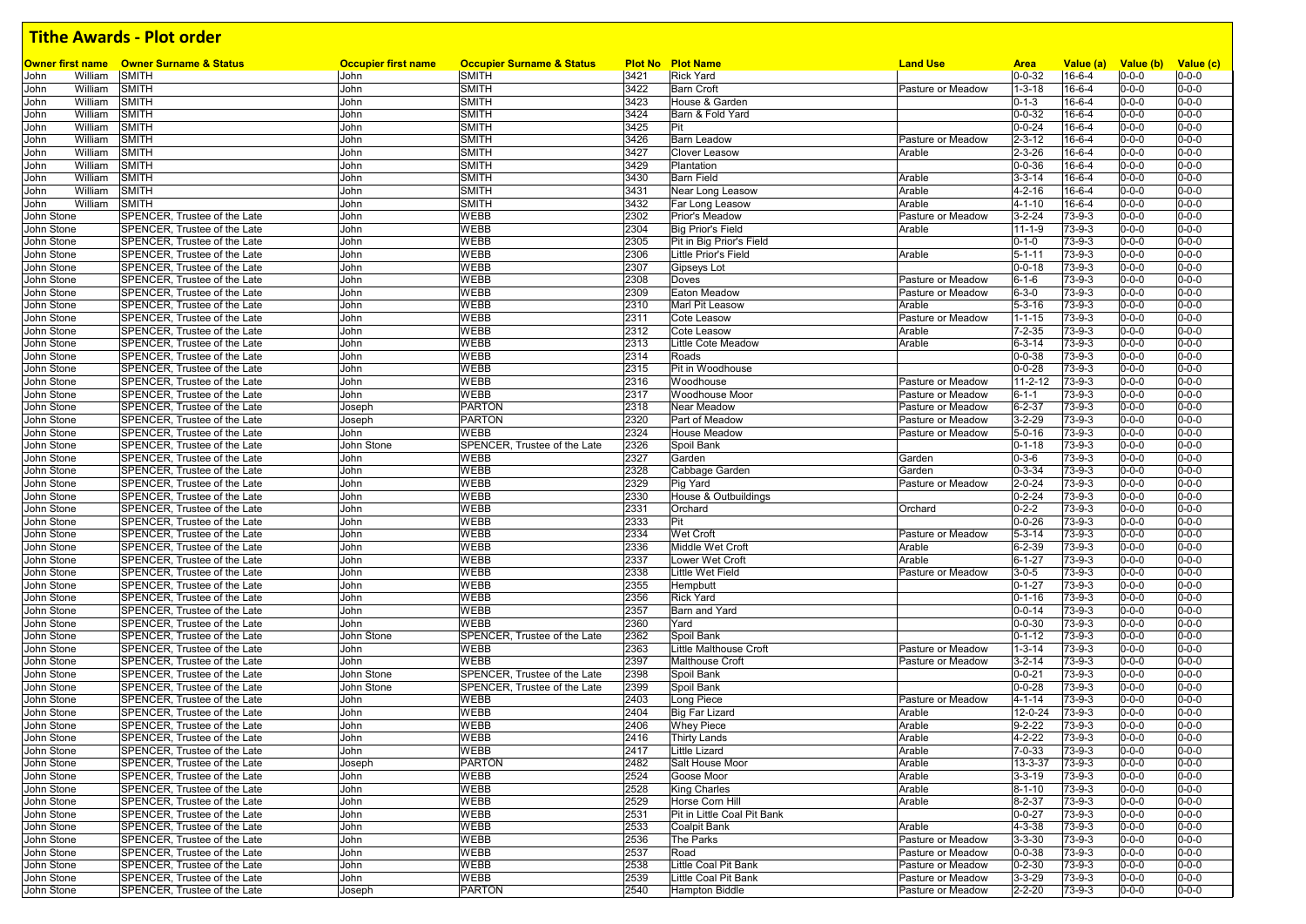# Tithe Awards - Plot order

| Owner first name | Owner Surname & Status | Occupier first name | Occupier Surname & Status | Plot No | Plot Name | Land Use | Area | Value (a) | Value (b) | Value (c) |
|---|---|---|---|---|---|---|---|---|---|---|
| John William | SMITH | John | SMITH | 3421 | Rick Yard | | 0-0-32 | 16-6-4 | 0-0-0 | 0-0-0 |
| John William | SMITH | John | SMITH | 3422 | Barn Croft | Pasture or Meadow | 1-3-18 | 16-6-4 | 0-0-0 | 0-0-0 |
| John William | SMITH | John | SMITH | 3423 | House & Garden | | 0-1-3 | 16-6-4 | 0-0-0 | 0-0-0 |
| John William | SMITH | John | SMITH | 3424 | Barn & Fold Yard | | 0-0-32 | 16-6-4 | 0-0-0 | 0-0-0 |
| John William | SMITH | John | SMITH | 3425 | Pit | | 0-0-24 | 16-6-4 | 0-0-0 | 0-0-0 |
| John William | SMITH | John | SMITH | 3426 | Barn Leadow | Pasture or Meadow | 2-3-12 | 16-6-4 | 0-0-0 | 0-0-0 |
| John William | SMITH | John | SMITH | 3427 | Clover Leasow | Arable | 2-3-26 | 16-6-4 | 0-0-0 | 0-0-0 |
| John William | SMITH | John | SMITH | 3429 | Plantation | | 0-0-36 | 16-6-4 | 0-0-0 | 0-0-0 |
| John William | SMITH | John | SMITH | 3430 | Barn Field | Arable | 3-3-14 | 16-6-4 | 0-0-0 | 0-0-0 |
| John William | SMITH | John | SMITH | 3431 | Near Long Leasow | Arable | 4-2-16 | 16-6-4 | 0-0-0 | 0-0-0 |
| John William | SMITH | John | SMITH | 3432 | Far Long Leasow | Arable | 4-1-10 | 16-6-4 | 0-0-0 | 0-0-0 |
| John Stone | SPENCER, Trustee of the Late | John | WEBB | 2302 | Prior's Meadow | Pasture or Meadow | 3-2-24 | 73-9-3 | 0-0-0 | 0-0-0 |
| John Stone | SPENCER, Trustee of the Late | John | WEBB | 2304 | Big Prior's Field | Arable | 11-1-9 | 73-9-3 | 0-0-0 | 0-0-0 |
| John Stone | SPENCER, Trustee of the Late | John | WEBB | 2305 | Pit in Big Prior's Field | | 0-1-0 | 73-9-3 | 0-0-0 | 0-0-0 |
| John Stone | SPENCER, Trustee of the Late | John | WEBB | 2306 | Little Prior's Field | Arable | 5-1-11 | 73-9-3 | 0-0-0 | 0-0-0 |
| John Stone | SPENCER, Trustee of the Late | John | WEBB | 2307 | Gipseys Lot | | 0-0-18 | 73-9-3 | 0-0-0 | 0-0-0 |
| John Stone | SPENCER, Trustee of the Late | John | WEBB | 2308 | Doves | Pasture or Meadow | 6-1-6 | 73-9-3 | 0-0-0 | 0-0-0 |
| John Stone | SPENCER, Trustee of the Late | John | WEBB | 2309 | Eaton Meadow | Pasture or Meadow | 6-3-0 | 73-9-3 | 0-0-0 | 0-0-0 |
| John Stone | SPENCER, Trustee of the Late | John | WEBB | 2310 | Marl Pit Leasow | Arable | 5-3-16 | 73-9-3 | 0-0-0 | 0-0-0 |
| John Stone | SPENCER, Trustee of the Late | John | WEBB | 2311 | Cote Leasow | Pasture or Meadow | 1-1-15 | 73-9-3 | 0-0-0 | 0-0-0 |
| John Stone | SPENCER, Trustee of the Late | John | WEBB | 2312 | Cote Leasow | Arable | 7-2-35 | 73-9-3 | 0-0-0 | 0-0-0 |
| John Stone | SPENCER, Trustee of the Late | John | WEBB | 2313 | Little Cote Meadow | Arable | 6-3-14 | 73-9-3 | 0-0-0 | 0-0-0 |
| John Stone | SPENCER, Trustee of the Late | John | WEBB | 2314 | Roads | | 0-0-38 | 73-9-3 | 0-0-0 | 0-0-0 |
| John Stone | SPENCER, Trustee of the Late | John | WEBB | 2315 | Pit in Woodhouse | | 0-0-28 | 73-9-3 | 0-0-0 | 0-0-0 |
| John Stone | SPENCER, Trustee of the Late | John | WEBB | 2316 | Woodhouse | Pasture or Meadow | 11-2-12 | 73-9-3 | 0-0-0 | 0-0-0 |
| John Stone | SPENCER, Trustee of the Late | John | WEBB | 2317 | Woodhouse Moor | Pasture or Meadow | 6-1-1 | 73-9-3 | 0-0-0 | 0-0-0 |
| John Stone | SPENCER, Trustee of the Late | Joseph | PARTON | 2318 | Near Meadow | Pasture or Meadow | 6-2-37 | 73-9-3 | 0-0-0 | 0-0-0 |
| John Stone | SPENCER, Trustee of the Late | Joseph | PARTON | 2320 | Part of Meadow | Pasture or Meadow | 3-2-29 | 73-9-3 | 0-0-0 | 0-0-0 |
| John Stone | SPENCER, Trustee of the Late | John | WEBB | 2324 | House Meadow | Pasture or Meadow | 5-0-16 | 73-9-3 | 0-0-0 | 0-0-0 |
| John Stone | SPENCER, Trustee of the Late | John Stone | SPENCER, Trustee of the Late | 2326 | Spoil Bank | | 0-1-18 | 73-9-3 | 0-0-0 | 0-0-0 |
| John Stone | SPENCER, Trustee of the Late | John | WEBB | 2327 | Garden | Garden | 0-3-6 | 73-9-3 | 0-0-0 | 0-0-0 |
| John Stone | SPENCER, Trustee of the Late | John | WEBB | 2328 | Cabbage Garden | Garden | 0-3-34 | 73-9-3 | 0-0-0 | 0-0-0 |
| John Stone | SPENCER, Trustee of the Late | John | WEBB | 2329 | Pig Yard | Pasture or Meadow | 2-0-24 | 73-9-3 | 0-0-0 | 0-0-0 |
| John Stone | SPENCER, Trustee of the Late | John | WEBB | 2330 | House & Outbuildings | | 0-2-24 | 73-9-3 | 0-0-0 | 0-0-0 |
| John Stone | SPENCER, Trustee of the Late | John | WEBB | 2331 | Orchard | Orchard | 0-2-2 | 73-9-3 | 0-0-0 | 0-0-0 |
| John Stone | SPENCER, Trustee of the Late | John | WEBB | 2333 | Pit | | 0-0-26 | 73-9-3 | 0-0-0 | 0-0-0 |
| John Stone | SPENCER, Trustee of the Late | John | WEBB | 2334 | Wet Croft | Pasture or Meadow | 5-3-14 | 73-9-3 | 0-0-0 | 0-0-0 |
| John Stone | SPENCER, Trustee of the Late | John | WEBB | 2336 | Middle Wet Croft | Arable | 6-2-39 | 73-9-3 | 0-0-0 | 0-0-0 |
| John Stone | SPENCER, Trustee of the Late | John | WEBB | 2337 | Lower Wet Croft | Arable | 6-1-27 | 73-9-3 | 0-0-0 | 0-0-0 |
| John Stone | SPENCER, Trustee of the Late | John | WEBB | 2338 | Little Wet Field | Pasture or Meadow | 3-0-5 | 73-9-3 | 0-0-0 | 0-0-0 |
| John Stone | SPENCER, Trustee of the Late | John | WEBB | 2355 | Hempbutt | | 0-1-27 | 73-9-3 | 0-0-0 | 0-0-0 |
| John Stone | SPENCER, Trustee of the Late | John | WEBB | 2356 | Rick Yard | | 0-1-16 | 73-9-3 | 0-0-0 | 0-0-0 |
| John Stone | SPENCER, Trustee of the Late | John | WEBB | 2357 | Barn and Yard | | 0-0-14 | 73-9-3 | 0-0-0 | 0-0-0 |
| John Stone | SPENCER, Trustee of the Late | John | WEBB | 2360 | Yard | | 0-0-30 | 73-9-3 | 0-0-0 | 0-0-0 |
| John Stone | SPENCER, Trustee of the Late | John Stone | SPENCER, Trustee of the Late | 2362 | Spoil Bank | | 0-1-12 | 73-9-3 | 0-0-0 | 0-0-0 |
| John Stone | SPENCER, Trustee of the Late | John | WEBB | 2363 | Little Malthouse Croft | Pasture or Meadow | 1-3-14 | 73-9-3 | 0-0-0 | 0-0-0 |
| John Stone | SPENCER, Trustee of the Late | John | WEBB | 2397 | Malthouse Croft | Pasture or Meadow | 3-2-14 | 73-9-3 | 0-0-0 | 0-0-0 |
| John Stone | SPENCER, Trustee of the Late | John Stone | SPENCER, Trustee of the Late | 2398 | Spoil Bank | | 0-0-21 | 73-9-3 | 0-0-0 | 0-0-0 |
| John Stone | SPENCER, Trustee of the Late | John Stone | SPENCER, Trustee of the Late | 2399 | Spoil Bank | | 0-0-28 | 73-9-3 | 0-0-0 | 0-0-0 |
| John Stone | SPENCER, Trustee of the Late | John | WEBB | 2403 | Long Piece | Pasture or Meadow | 4-1-14 | 73-9-3 | 0-0-0 | 0-0-0 |
| John Stone | SPENCER, Trustee of the Late | John | WEBB | 2404 | Big Far Lizard | Arable | 12-0-24 | 73-9-3 | 0-0-0 | 0-0-0 |
| John Stone | SPENCER, Trustee of the Late | John | WEBB | 2406 | Whey Piece | Arable | 9-2-22 | 73-9-3 | 0-0-0 | 0-0-0 |
| John Stone | SPENCER, Trustee of the Late | John | WEBB | 2416 | Thirty Lands | Arable | 4-2-22 | 73-9-3 | 0-0-0 | 0-0-0 |
| John Stone | SPENCER, Trustee of the Late | John | WEBB | 2417 | Little Lizard | Arable | 7-0-33 | 73-9-3 | 0-0-0 | 0-0-0 |
| John Stone | SPENCER, Trustee of the Late | Joseph | PARTON | 2482 | Salt House Moor | Arable | 13-3-37 | 73-9-3 | 0-0-0 | 0-0-0 |
| John Stone | SPENCER, Trustee of the Late | John | WEBB | 2524 | Goose Moor | Arable | 3-3-19 | 73-9-3 | 0-0-0 | 0-0-0 |
| John Stone | SPENCER, Trustee of the Late | John | WEBB | 2528 | King Charles | Arable | 8-1-10 | 73-9-3 | 0-0-0 | 0-0-0 |
| John Stone | SPENCER, Trustee of the Late | John | WEBB | 2529 | Horse Corn Hill | Arable | 8-2-37 | 73-9-3 | 0-0-0 | 0-0-0 |
| John Stone | SPENCER, Trustee of the Late | John | WEBB | 2531 | Pit in Little Coal Pit Bank | | 0-0-27 | 73-9-3 | 0-0-0 | 0-0-0 |
| John Stone | SPENCER, Trustee of the Late | John | WEBB | 2533 | Coalpit Bank | Arable | 4-3-38 | 73-9-3 | 0-0-0 | 0-0-0 |
| John Stone | SPENCER, Trustee of the Late | John | WEBB | 2536 | The Parks | Pasture or Meadow | 3-3-30 | 73-9-3 | 0-0-0 | 0-0-0 |
| John Stone | SPENCER, Trustee of the Late | John | WEBB | 2537 | Road | Pasture or Meadow | 0-0-38 | 73-9-3 | 0-0-0 | 0-0-0 |
| John Stone | SPENCER, Trustee of the Late | John | WEBB | 2538 | Little Coal Pit Bank | Pasture or Meadow | 0-2-30 | 73-9-3 | 0-0-0 | 0-0-0 |
| John Stone | SPENCER, Trustee of the Late | John | WEBB | 2539 | Little Coal Pit Bank | Pasture or Meadow | 3-3-29 | 73-9-3 | 0-0-0 | 0-0-0 |
| John Stone | SPENCER, Trustee of the Late | Joseph | PARTON | 2540 | Hampton Biddle | Pasture or Meadow | 2-2-20 | 73-9-3 | 0-0-0 | 0-0-0 |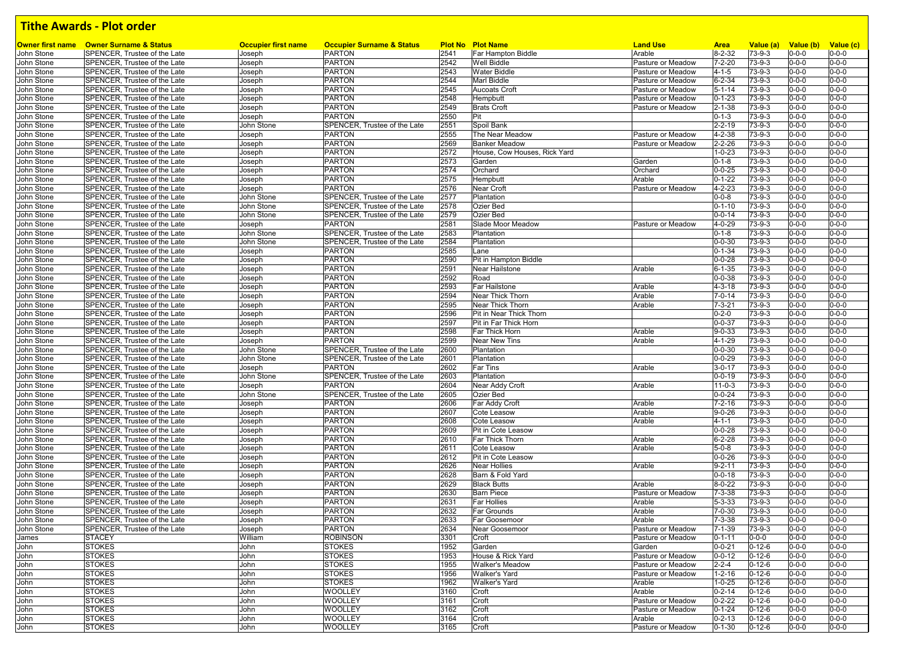# Tithe Awards - Plot order

| Owner first name | Owner Surname & Status | Occupier first name | Occupier Surname & Status | Plot No | Plot Name | Land Use | Area | Value (a) | Value (b) | Value (c) |
|---|---|---|---|---|---|---|---|---|---|---|
| John Stone | SPENCER, Trustee of the Late | Joseph | PARTON | 2541 | Far Hampton Biddle | Arable | 8-2-32 | 73-9-3 | 0-0-0 | 0-0-0 |
| John Stone | SPENCER, Trustee of the Late | Joseph | PARTON | 2542 | Well Biddle | Pasture or Meadow | 7-2-20 | 73-9-3 | 0-0-0 | 0-0-0 |
| John Stone | SPENCER, Trustee of the Late | Joseph | PARTON | 2543 | Water Biddle | Pasture or Meadow | 4-1-5 | 73-9-3 | 0-0-0 | 0-0-0 |
| John Stone | SPENCER, Trustee of the Late | Joseph | PARTON | 2544 | Marl Biddle | Pasture or Meadow | 6-2-34 | 73-9-3 | 0-0-0 | 0-0-0 |
| John Stone | SPENCER, Trustee of the Late | Joseph | PARTON | 2545 | Aucoats Croft | Pasture or Meadow | 5-1-14 | 73-9-3 | 0-0-0 | 0-0-0 |
| John Stone | SPENCER, Trustee of the Late | Joseph | PARTON | 2548 | Hempbutt | Pasture or Meadow | 0-1-23 | 73-9-3 | 0-0-0 | 0-0-0 |
| John Stone | SPENCER, Trustee of the Late | Joseph | PARTON | 2549 | Brats Croft | Pasture or Meadow | 2-1-38 | 73-9-3 | 0-0-0 | 0-0-0 |
| John Stone | SPENCER, Trustee of the Late | Joseph | PARTON | 2550 | Pit | | 0-1-3 | 73-9-3 | 0-0-0 | 0-0-0 |
| John Stone | SPENCER, Trustee of the Late | John Stone | SPENCER, Trustee of the Late | 2551 | Spoil Bank | | 2-2-19 | 73-9-3 | 0-0-0 | 0-0-0 |
| John Stone | SPENCER, Trustee of the Late | Joseph | PARTON | 2555 | The Near Meadow | Pasture or Meadow | 4-2-38 | 73-9-3 | 0-0-0 | 0-0-0 |
| John Stone | SPENCER, Trustee of the Late | Joseph | PARTON | 2569 | Banker Meadow | Pasture or Meadow | 2-2-26 | 73-9-3 | 0-0-0 | 0-0-0 |
| John Stone | SPENCER, Trustee of the Late | Joseph | PARTON | 2572 | House, Cow Houses, Rick Yard | | 1-0-23 | 73-9-3 | 0-0-0 | 0-0-0 |
| John Stone | SPENCER, Trustee of the Late | Joseph | PARTON | 2573 | Garden | Garden | 0-1-8 | 73-9-3 | 0-0-0 | 0-0-0 |
| John Stone | SPENCER, Trustee of the Late | Joseph | PARTON | 2574 | Orchard | Orchard | 0-0-25 | 73-9-3 | 0-0-0 | 0-0-0 |
| John Stone | SPENCER, Trustee of the Late | Joseph | PARTON | 2575 | Hempbutt | Arable | 0-1-22 | 73-9-3 | 0-0-0 | 0-0-0 |
| John Stone | SPENCER, Trustee of the Late | Joseph | PARTON | 2576 | Near Croft | Pasture or Meadow | 4-2-23 | 73-9-3 | 0-0-0 | 0-0-0 |
| John Stone | SPENCER, Trustee of the Late | John Stone | SPENCER, Trustee of the Late | 2577 | Plantation | | 0-0-8 | 73-9-3 | 0-0-0 | 0-0-0 |
| John Stone | SPENCER, Trustee of the Late | John Stone | SPENCER, Trustee of the Late | 2578 | Ozier Bed | | 0-1-10 | 73-9-3 | 0-0-0 | 0-0-0 |
| John Stone | SPENCER, Trustee of the Late | John Stone | SPENCER, Trustee of the Late | 2579 | Ozier Bed | | 0-0-14 | 73-9-3 | 0-0-0 | 0-0-0 |
| John Stone | SPENCER, Trustee of the Late | Joseph | PARTON | 2581 | Slade Moor Meadow | Pasture or Meadow | 4-0-29 | 73-9-3 | 0-0-0 | 0-0-0 |
| John Stone | SPENCER, Trustee of the Late | John Stone | SPENCER, Trustee of the Late | 2583 | Plantation | | 0-1-8 | 73-9-3 | 0-0-0 | 0-0-0 |
| John Stone | SPENCER, Trustee of the Late | John Stone | SPENCER, Trustee of the Late | 2584 | Plantation | | 0-0-30 | 73-9-3 | 0-0-0 | 0-0-0 |
| John Stone | SPENCER, Trustee of the Late | Joseph | PARTON | 2585 | Lane | | 0-1-34 | 73-9-3 | 0-0-0 | 0-0-0 |
| John Stone | SPENCER, Trustee of the Late | Joseph | PARTON | 2590 | Pit in Hampton Biddle | | 0-0-28 | 73-9-3 | 0-0-0 | 0-0-0 |
| John Stone | SPENCER, Trustee of the Late | Joseph | PARTON | 2591 | Near Hailstone | Arable | 6-1-35 | 73-9-3 | 0-0-0 | 0-0-0 |
| John Stone | SPENCER, Trustee of the Late | Joseph | PARTON | 2592 | Road | | 0-0-38 | 73-9-3 | 0-0-0 | 0-0-0 |
| John Stone | SPENCER, Trustee of the Late | Joseph | PARTON | 2593 | Far Hailstone | Arable | 4-3-18 | 73-9-3 | 0-0-0 | 0-0-0 |
| John Stone | SPENCER, Trustee of the Late | Joseph | PARTON | 2594 | Near Thick Thorn | Arable | 7-0-14 | 73-9-3 | 0-0-0 | 0-0-0 |
| John Stone | SPENCER, Trustee of the Late | Joseph | PARTON | 2595 | Near Thick Thorn | Arable | 7-3-21 | 73-9-3 | 0-0-0 | 0-0-0 |
| John Stone | SPENCER, Trustee of the Late | Joseph | PARTON | 2596 | Pit in Near Thick Thorn | | 0-2-0 | 73-9-3 | 0-0-0 | 0-0-0 |
| John Stone | SPENCER, Trustee of the Late | Joseph | PARTON | 2597 | Pit in Far Thick Horn | | 0-0-37 | 73-9-3 | 0-0-0 | 0-0-0 |
| John Stone | SPENCER, Trustee of the Late | Joseph | PARTON | 2598 | Far Thick Horn | Arable | 9-0-33 | 73-9-3 | 0-0-0 | 0-0-0 |
| John Stone | SPENCER, Trustee of the Late | Joseph | PARTON | 2599 | Near New Tins | Arable | 4-1-29 | 73-9-3 | 0-0-0 | 0-0-0 |
| John Stone | SPENCER, Trustee of the Late | John Stone | SPENCER, Trustee of the Late | 2600 | Plantation | | 0-0-30 | 73-9-3 | 0-0-0 | 0-0-0 |
| John Stone | SPENCER, Trustee of the Late | John Stone | SPENCER, Trustee of the Late | 2601 | Plantation | | 0-0-29 | 73-9-3 | 0-0-0 | 0-0-0 |
| John Stone | SPENCER, Trustee of the Late | Joseph | PARTON | 2602 | Far Tins | Arable | 3-0-17 | 73-9-3 | 0-0-0 | 0-0-0 |
| John Stone | SPENCER, Trustee of the Late | John Stone | SPENCER, Trustee of the Late | 2603 | Plantation | | 0-0-19 | 73-9-3 | 0-0-0 | 0-0-0 |
| John Stone | SPENCER, Trustee of the Late | Joseph | PARTON | 2604 | Near Addy Croft | Arable | 11-0-3 | 73-9-3 | 0-0-0 | 0-0-0 |
| John Stone | SPENCER, Trustee of the Late | John Stone | SPENCER, Trustee of the Late | 2605 | Ozier Bed | | 0-0-24 | 73-9-3 | 0-0-0 | 0-0-0 |
| John Stone | SPENCER, Trustee of the Late | Joseph | PARTON | 2606 | Far Addy Croft | Arable | 7-2-16 | 73-9-3 | 0-0-0 | 0-0-0 |
| John Stone | SPENCER, Trustee of the Late | Joseph | PARTON | 2607 | Cote Leasow | Arable | 9-0-26 | 73-9-3 | 0-0-0 | 0-0-0 |
| John Stone | SPENCER, Trustee of the Late | Joseph | PARTON | 2608 | Cote Leasow | Arable | 4-1-1 | 73-9-3 | 0-0-0 | 0-0-0 |
| John Stone | SPENCER, Trustee of the Late | Joseph | PARTON | 2609 | Pit in Cote Leasow | | 0-0-28 | 73-9-3 | 0-0-0 | 0-0-0 |
| John Stone | SPENCER, Trustee of the Late | Joseph | PARTON | 2610 | Far Thick Thorn | Arable | 6-2-28 | 73-9-3 | 0-0-0 | 0-0-0 |
| John Stone | SPENCER, Trustee of the Late | Joseph | PARTON | 2611 | Cote Leasow | Arable | 5-0-8 | 73-9-3 | 0-0-0 | 0-0-0 |
| John Stone | SPENCER, Trustee of the Late | Joseph | PARTON | 2612 | Pit in Cote Leasow | | 0-0-26 | 73-9-3 | 0-0-0 | 0-0-0 |
| John Stone | SPENCER, Trustee of the Late | Joseph | PARTON | 2626 | Near Hollies | Arable | 9-2-11 | 73-9-3 | 0-0-0 | 0-0-0 |
| John Stone | SPENCER, Trustee of the Late | Joseph | PARTON | 2628 | Barn & Fold Yard | | 0-0-18 | 73-9-3 | 0-0-0 | 0-0-0 |
| John Stone | SPENCER, Trustee of the Late | Joseph | PARTON | 2629 | Black Butts | Arable | 8-0-22 | 73-9-3 | 0-0-0 | 0-0-0 |
| John Stone | SPENCER, Trustee of the Late | Joseph | PARTON | 2630 | Barn Piece | Pasture or Meadow | 7-3-38 | 73-9-3 | 0-0-0 | 0-0-0 |
| John Stone | SPENCER, Trustee of the Late | Joseph | PARTON | 2631 | Far Hollies | Arable | 5-3-33 | 73-9-3 | 0-0-0 | 0-0-0 |
| John Stone | SPENCER, Trustee of the Late | Joseph | PARTON | 2632 | Far Grounds | Arable | 7-0-30 | 73-9-3 | 0-0-0 | 0-0-0 |
| John Stone | SPENCER, Trustee of the Late | Joseph | PARTON | 2633 | Far Goosemoor | Arable | 7-3-38 | 73-9-3 | 0-0-0 | 0-0-0 |
| John Stone | SPENCER, Trustee of the Late | Joseph | PARTON | 2634 | Near Goosemoor | Pasture or Meadow | 7-1-39 | 73-9-3 | 0-0-0 | 0-0-0 |
| James | STACEY | William | ROBINSON | 3301 | Croft | Pasture or Meadow | 0-1-11 | 0-0-0 | 0-0-0 | 0-0-0 |
| John | STOKES | John | STOKES | 1952 | Garden | Garden | 0-0-21 | 0-12-6 | 0-0-0 | 0-0-0 |
| John | STOKES | John | STOKES | 1953 | House & Rick Yard | Pasture or Meadow | 0-0-12 | 0-12-6 | 0-0-0 | 0-0-0 |
| John | STOKES | John | STOKES | 1955 | Walker's Meadow | Pasture or Meadow | 2-2-4 | 0-12-6 | 0-0-0 | 0-0-0 |
| John | STOKES | John | STOKES | 1956 | Walker's Yard | Pasture or Meadow | 1-2-16 | 0-12-6 | 0-0-0 | 0-0-0 |
| John | STOKES | John | STOKES | 1962 | Walker's Yard | Arable | 1-0-25 | 0-12-6 | 0-0-0 | 0-0-0 |
| John | STOKES | John | WOOLLEY | 3160 | Croft | Arable | 0-2-14 | 0-12-6 | 0-0-0 | 0-0-0 |
| John | STOKES | John | WOOLLEY | 3161 | Croft | Pasture or Meadow | 0-2-22 | 0-12-6 | 0-0-0 | 0-0-0 |
| John | STOKES | John | WOOLLEY | 3162 | Croft | Pasture or Meadow | 0-1-24 | 0-12-6 | 0-0-0 | 0-0-0 |
| John | STOKES | John | WOOLLEY | 3164 | Croft | Arable | 0-2-13 | 0-12-6 | 0-0-0 | 0-0-0 |
| John | STOKES | John | WOOLLEY | 3165 | Croft | Pasture or Meadow | 0-1-30 | 0-12-6 | 0-0-0 | 0-0-0 |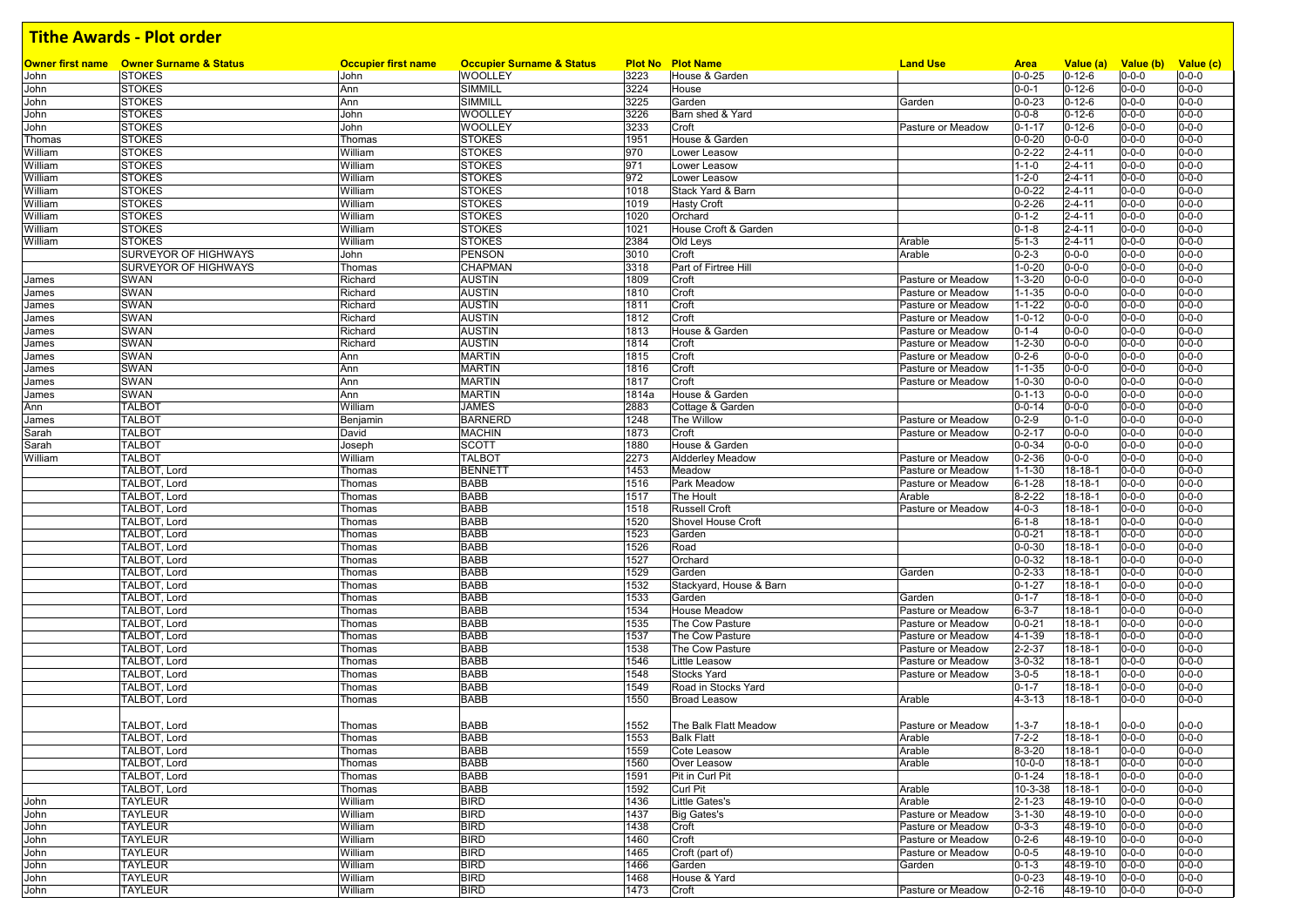# Tithe Awards - Plot order

| Owner first name | Owner Surname & Status | Occupier first name | Occupier Surname & Status | Plot No | Plot Name | Land Use | Area | Value (a) | Value (b) | Value (c) |
|---|---|---|---|---|---|---|---|---|---|---|
| John | STOKES | John | WOOLLEY | 3223 | House & Garden | | 0-0-25 | 0-12-6 | 0-0-0 | 0-0-0 |
| John | STOKES | Ann | SIMMILL | 3224 | House | | 0-0-1 | 0-12-6 | 0-0-0 | 0-0-0 |
| John | STOKES | Ann | SIMMILL | 3225 | Garden | Garden | 0-0-23 | 0-12-6 | 0-0-0 | 0-0-0 |
| John | STOKES | John | WOOLLEY | 3226 | Barn shed & Yard | | 0-0-8 | 0-12-6 | 0-0-0 | 0-0-0 |
| John | STOKES | John | WOOLLEY | 3233 | Croft | Pasture or Meadow | 0-1-17 | 0-12-6 | 0-0-0 | 0-0-0 |
| Thomas | STOKES | Thomas | STOKES | 1951 | House & Garden | | 0-0-20 | 0-0-0 | 0-0-0 | 0-0-0 |
| William | STOKES | William | STOKES | 970 | Lower Leasow | | 0-2-22 | 2-4-11 | 0-0-0 | 0-0-0 |
| William | STOKES | William | STOKES | 971 | Lower Leasow | | 1-1-0 | 2-4-11 | 0-0-0 | 0-0-0 |
| William | STOKES | William | STOKES | 972 | Lower Leasow | | 1-2-0 | 2-4-11 | 0-0-0 | 0-0-0 |
| William | STOKES | William | STOKES | 1018 | Stack Yard & Barn | | 0-0-22 | 2-4-11 | 0-0-0 | 0-0-0 |
| William | STOKES | William | STOKES | 1019 | Hasty Croft | | 0-2-26 | 2-4-11 | 0-0-0 | 0-0-0 |
| William | STOKES | William | STOKES | 1020 | Orchard | | 0-1-2 | 2-4-11 | 0-0-0 | 0-0-0 |
| William | STOKES | William | STOKES | 1021 | House Croft & Garden | | 0-1-8 | 2-4-11 | 0-0-0 | 0-0-0 |
| William | STOKES | William | STOKES | 2384 | Old Leys | Arable | 5-1-3 | 2-4-11 | 0-0-0 | 0-0-0 |
| | SURVEYOR OF HIGHWAYS | John | PENSON | 3010 | Croft | Arable | 0-2-3 | 0-0-0 | 0-0-0 | 0-0-0 |
| | SURVEYOR OF HIGHWAYS | Thomas | CHAPMAN | 3318 | Part of Firtree Hill | | 1-0-20 | 0-0-0 | 0-0-0 | 0-0-0 |
| James | SWAN | Richard | AUSTIN | 1809 | Croft | Pasture or Meadow | 1-3-20 | 0-0-0 | 0-0-0 | 0-0-0 |
| James | SWAN | Richard | AUSTIN | 1810 | Croft | Pasture or Meadow | 1-1-35 | 0-0-0 | 0-0-0 | 0-0-0 |
| James | SWAN | Richard | AUSTIN | 1811 | Croft | Pasture or Meadow | 1-1-22 | 0-0-0 | 0-0-0 | 0-0-0 |
| James | SWAN | Richard | AUSTIN | 1812 | Croft | Pasture or Meadow | 1-0-12 | 0-0-0 | 0-0-0 | 0-0-0 |
| James | SWAN | Richard | AUSTIN | 1813 | House & Garden | Pasture or Meadow | 0-1-4 | 0-0-0 | 0-0-0 | 0-0-0 |
| James | SWAN | Richard | AUSTIN | 1814 | Croft | Pasture or Meadow | 1-2-30 | 0-0-0 | 0-0-0 | 0-0-0 |
| James | SWAN | Ann | MARTIN | 1815 | Croft | Pasture or Meadow | 0-2-6 | 0-0-0 | 0-0-0 | 0-0-0 |
| James | SWAN | Ann | MARTIN | 1816 | Croft | Pasture or Meadow | 1-1-35 | 0-0-0 | 0-0-0 | 0-0-0 |
| James | SWAN | Ann | MARTIN | 1817 | Croft | Pasture or Meadow | 1-0-30 | 0-0-0 | 0-0-0 | 0-0-0 |
| James | SWAN | Ann | MARTIN | 1814a | House & Garden | | 0-1-13 | 0-0-0 | 0-0-0 | 0-0-0 |
| Ann | TALBOT | William | JAMES | 2883 | Cottage & Garden | | 0-0-14 | 0-0-0 | 0-0-0 | 0-0-0 |
| James | TALBOT | Benjamin | BARNERD | 1248 | The Willow | Pasture or Meadow | 0-2-9 | 0-1-0 | 0-0-0 | 0-0-0 |
| Sarah | TALBOT | David | MACHIN | 1873 | Croft | Pasture or Meadow | 0-2-17 | 0-0-0 | 0-0-0 | 0-0-0 |
| Sarah | TALBOT | Joseph | SCOTT | 1880 | House & Garden | | 0-0-34 | 0-0-0 | 0-0-0 | 0-0-0 |
| William | TALBOT | William | TALBOT | 2273 | Aldderley Meadow | Pasture or Meadow | 0-2-36 | 0-0-0 | 0-0-0 | 0-0-0 |
| | TALBOT, Lord | Thomas | BENNETT | 1453 | Meadow | Pasture or Meadow | 1-1-30 | 18-18-1 | 0-0-0 | 0-0-0 |
| | TALBOT, Lord | Thomas | BABB | 1516 | Park Meadow | Pasture or Meadow | 6-1-28 | 18-18-1 | 0-0-0 | 0-0-0 |
| | TALBOT, Lord | Thomas | BABB | 1517 | The Hoult | Arable | 8-2-22 | 18-18-1 | 0-0-0 | 0-0-0 |
| | TALBOT, Lord | Thomas | BABB | 1518 | Russell Croft | Pasture or Meadow | 4-0-3 | 18-18-1 | 0-0-0 | 0-0-0 |
| | TALBOT, Lord | Thomas | BABB | 1520 | Shovel House Croft | | 6-1-8 | 18-18-1 | 0-0-0 | 0-0-0 |
| | TALBOT, Lord | Thomas | BABB | 1523 | Garden | | 0-0-21 | 18-18-1 | 0-0-0 | 0-0-0 |
| | TALBOT, Lord | Thomas | BABB | 1526 | Road | | 0-0-30 | 18-18-1 | 0-0-0 | 0-0-0 |
| | TALBOT, Lord | Thomas | BABB | 1527 | Orchard | | 0-0-32 | 18-18-1 | 0-0-0 | 0-0-0 |
| | TALBOT, Lord | Thomas | BABB | 1529 | Garden | Garden | 0-2-33 | 18-18-1 | 0-0-0 | 0-0-0 |
| | TALBOT, Lord | Thomas | BABB | 1532 | Stackyard, House & Barn | | 0-1-27 | 18-18-1 | 0-0-0 | 0-0-0 |
| | TALBOT, Lord | Thomas | BABB | 1533 | Garden | Garden | 0-1-7 | 18-18-1 | 0-0-0 | 0-0-0 |
| | TALBOT, Lord | Thomas | BABB | 1534 | House Meadow | Pasture or Meadow | 6-3-7 | 18-18-1 | 0-0-0 | 0-0-0 |
| | TALBOT, Lord | Thomas | BABB | 1535 | The Cow Pasture | Pasture or Meadow | 0-0-21 | 18-18-1 | 0-0-0 | 0-0-0 |
| | TALBOT, Lord | Thomas | BABB | 1537 | The Cow Pasture | Pasture or Meadow | 4-1-39 | 18-18-1 | 0-0-0 | 0-0-0 |
| | TALBOT, Lord | Thomas | BABB | 1538 | The Cow Pasture | Pasture or Meadow | 2-2-37 | 18-18-1 | 0-0-0 | 0-0-0 |
| | TALBOT, Lord | Thomas | BABB | 1546 | Little Leasow | Pasture or Meadow | 3-0-32 | 18-18-1 | 0-0-0 | 0-0-0 |
| | TALBOT, Lord | Thomas | BABB | 1548 | Stocks Yard | Pasture or Meadow | 3-0-5 | 18-18-1 | 0-0-0 | 0-0-0 |
| | TALBOT, Lord | Thomas | BABB | 1549 | Road in Stocks Yard | | 0-1-7 | 18-18-1 | 0-0-0 | 0-0-0 |
| | TALBOT, Lord | Thomas | BABB | 1550 | Broad Leasow | Arable | 4-3-13 | 18-18-1 | 0-0-0 | 0-0-0 |
| | TALBOT, Lord | Thomas | BABB | 1552 | The Balk Flatt Meadow | Pasture or Meadow | 1-3-7 | 18-18-1 | 0-0-0 | 0-0-0 |
| | TALBOT, Lord | Thomas | BABB | 1553 | Balk Flatt | Arable | 7-2-2 | 18-18-1 | 0-0-0 | 0-0-0 |
| | TALBOT, Lord | Thomas | BABB | 1559 | Cote Leasow | Arable | 8-3-20 | 18-18-1 | 0-0-0 | 0-0-0 |
| | TALBOT, Lord | Thomas | BABB | 1560 | Over Leasow | Arable | 10-0-0 | 18-18-1 | 0-0-0 | 0-0-0 |
| | TALBOT, Lord | Thomas | BABB | 1591 | Pit in Curl Pit | | 0-1-24 | 18-18-1 | 0-0-0 | 0-0-0 |
| | TALBOT, Lord | Thomas | BABB | 1592 | Curl Pit | Arable | 10-3-38 | 18-18-1 | 0-0-0 | 0-0-0 |
| John | TAYLEUR | William | BIRD | 1436 | Little Gates's | Arable | 2-1-23 | 48-19-10 | 0-0-0 | 0-0-0 |
| John | TAYLEUR | William | BIRD | 1437 | Big Gates's | Pasture or Meadow | 3-1-30 | 48-19-10 | 0-0-0 | 0-0-0 |
| John | TAYLEUR | William | BIRD | 1438 | Croft | Pasture or Meadow | 0-3-3 | 48-19-10 | 0-0-0 | 0-0-0 |
| John | TAYLEUR | William | BIRD | 1460 | Croft | Pasture or Meadow | 0-2-6 | 48-19-10 | 0-0-0 | 0-0-0 |
| John | TAYLEUR | William | BIRD | 1465 | Croft (part of) | Pasture or Meadow | 0-0-5 | 48-19-10 | 0-0-0 | 0-0-0 |
| John | TAYLEUR | William | BIRD | 1466 | Garden | Garden | 0-1-3 | 48-19-10 | 0-0-0 | 0-0-0 |
| John | TAYLEUR | William | BIRD | 1468 | House & Yard | | 0-0-23 | 48-19-10 | 0-0-0 | 0-0-0 |
| John | TAYLEUR | William | BIRD | 1473 | Croft | Pasture or Meadow | 0-2-16 | 48-19-10 | 0-0-0 | 0-0-0 |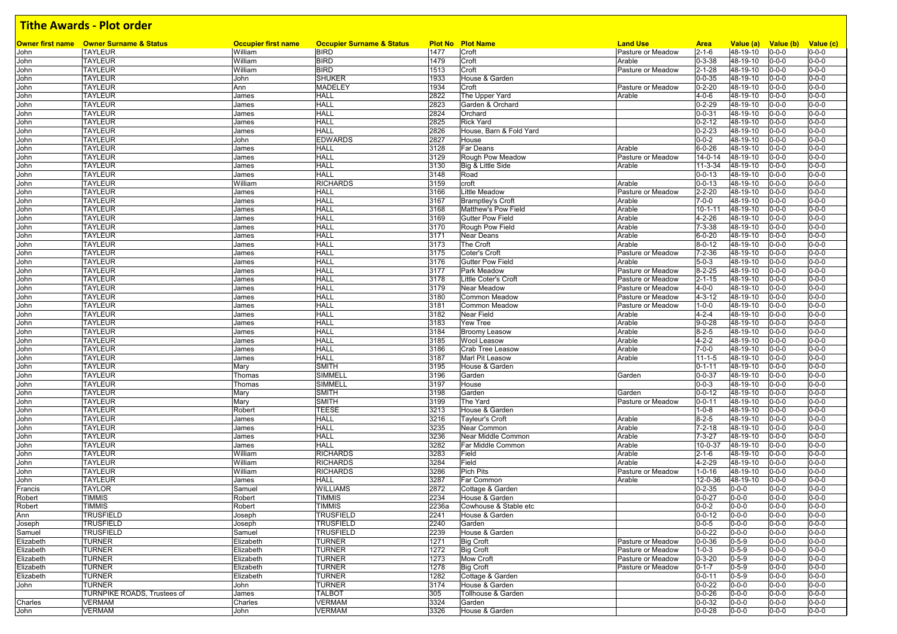# Tithe Awards - Plot order

| Owner first name | Owner Surname & Status | Occupier first name | Occupier Surname & Status | Plot No | Plot Name | Land Use | Area | Value (a) | Value (b) | Value (c) |
|---|---|---|---|---|---|---|---|---|---|---|
| John | TAYLEUR | William | BIRD | 1477 | Croft | Pasture or Meadow | 2-1-6 | 48-19-10 | 0-0-0 | 0-0-0 |
| John | TAYLEUR | William | BIRD | 1479 | Croft | Arable | 0-3-38 | 48-19-10 | 0-0-0 | 0-0-0 |
| John | TAYLEUR | William | BIRD | 1513 | Croft | Pasture or Meadow | 2-1-28 | 48-19-10 | 0-0-0 | 0-0-0 |
| John | TAYLEUR | John | SHUKER | 1933 | House & Garden | | 0-0-35 | 48-19-10 | 0-0-0 | 0-0-0 |
| John | TAYLEUR | Ann | MADELEY | 1934 | Croft | Pasture or Meadow | 0-2-20 | 48-19-10 | 0-0-0 | 0-0-0 |
| John | TAYLEUR | James | HALL | 2822 | The Upper Yard | Arable | 4-0-6 | 48-19-10 | 0-0-0 | 0-0-0 |
| John | TAYLEUR | James | HALL | 2823 | Garden & Orchard | | 0-2-29 | 48-19-10 | 0-0-0 | 0-0-0 |
| John | TAYLEUR | James | HALL | 2824 | Orchard | | 0-0-31 | 48-19-10 | 0-0-0 | 0-0-0 |
| John | TAYLEUR | James | HALL | 2825 | Rick Yard | | 0-2-12 | 48-19-10 | 0-0-0 | 0-0-0 |
| John | TAYLEUR | James | HALL | 2826 | House, Barn & Fold Yard | | 0-2-23 | 48-19-10 | 0-0-0 | 0-0-0 |
| John | TAYLEUR | John | EDWARDS | 2827 | House | | 0-0-2 | 48-19-10 | 0-0-0 | 0-0-0 |
| John | TAYLEUR | James | HALL | 3128 | Far Deans | Arable | 6-0-26 | 48-19-10 | 0-0-0 | 0-0-0 |
| John | TAYLEUR | James | HALL | 3129 | Rough Pow Meadow | Pasture or Meadow | 14-0-14 | 48-19-10 | 0-0-0 | 0-0-0 |
| John | TAYLEUR | James | HALL | 3130 | Big & Little Side | Arable | 11-3-34 | 48-19-10 | 0-0-0 | 0-0-0 |
| John | TAYLEUR | James | HALL | 3148 | Road | | 0-0-13 | 48-19-10 | 0-0-0 | 0-0-0 |
| John | TAYLEUR | William | RICHARDS | 3159 | croft | Arable | 0-0-13 | 48-19-10 | 0-0-0 | 0-0-0 |
| John | TAYLEUR | James | HALL | 3166 | Little Meadow | Pasture or Meadow | 2-2-20 | 48-19-10 | 0-0-0 | 0-0-0 |
| John | TAYLEUR | James | HALL | 3167 | Bramptley's Croft | Arable | 7-0-0 | 48-19-10 | 0-0-0 | 0-0-0 |
| John | TAYLEUR | James | HALL | 3168 | Matthew's Pow Field | Arable | 10-1-11 | 48-19-10 | 0-0-0 | 0-0-0 |
| John | TAYLEUR | James | HALL | 3169 | Gutter Pow Field | Arable | 4-2-26 | 48-19-10 | 0-0-0 | 0-0-0 |
| John | TAYLEUR | James | HALL | 3170 | Rough Pow Field | Arable | 7-3-38 | 48-19-10 | 0-0-0 | 0-0-0 |
| John | TAYLEUR | James | HALL | 3171 | Near Deans | Arable | 6-0-20 | 48-19-10 | 0-0-0 | 0-0-0 |
| John | TAYLEUR | James | HALL | 3173 | The Croft | Arable | 8-0-12 | 48-19-10 | 0-0-0 | 0-0-0 |
| John | TAYLEUR | James | HALL | 3175 | Coter's Croft | Pasture or Meadow | 7-2-36 | 48-19-10 | 0-0-0 | 0-0-0 |
| John | TAYLEUR | James | HALL | 3176 | Gutter Pow Field | Arable | 5-0-3 | 48-19-10 | 0-0-0 | 0-0-0 |
| John | TAYLEUR | James | HALL | 3177 | Park Meadow | Pasture or Meadow | 8-2-25 | 48-19-10 | 0-0-0 | 0-0-0 |
| John | TAYLEUR | James | HALL | 3178 | Little Coter's Croft | Pasture or Meadow | 2-1-15 | 48-19-10 | 0-0-0 | 0-0-0 |
| John | TAYLEUR | James | HALL | 3179 | Near Meadow | Pasture or Meadow | 4-0-0 | 48-19-10 | 0-0-0 | 0-0-0 |
| John | TAYLEUR | James | HALL | 3180 | Common Meadow | Pasture or Meadow | 4-3-12 | 48-19-10 | 0-0-0 | 0-0-0 |
| John | TAYLEUR | James | HALL | 3181 | Common Meadow | Pasture or Meadow | 1-0-0 | 48-19-10 | 0-0-0 | 0-0-0 |
| John | TAYLEUR | James | HALL | 3182 | Near Field | Arable | 4-2-4 | 48-19-10 | 0-0-0 | 0-0-0 |
| John | TAYLEUR | James | HALL | 3183 | Yew Tree | Arable | 9-0-28 | 48-19-10 | 0-0-0 | 0-0-0 |
| John | TAYLEUR | James | HALL | 3184 | Broomy Leasow | Arable | 8-2-5 | 48-19-10 | 0-0-0 | 0-0-0 |
| John | TAYLEUR | James | HALL | 3185 | Wool Leasow | Arable | 4-2-2 | 48-19-10 | 0-0-0 | 0-0-0 |
| John | TAYLEUR | James | HALL | 3186 | Crab Tree Leasow | Arable | 7-0-0 | 48-19-10 | 0-0-0 | 0-0-0 |
| John | TAYLEUR | James | HALL | 3187 | Marl Pit Leasow | Arable | 11-1-5 | 48-19-10 | 0-0-0 | 0-0-0 |
| John | TAYLEUR | Mary | SMITH | 3195 | House & Garden | | 0-1-11 | 48-19-10 | 0-0-0 | 0-0-0 |
| John | TAYLEUR | Thomas | SIMMELL | 3196 | Garden | Garden | 0-0-37 | 48-19-10 | 0-0-0 | 0-0-0 |
| John | TAYLEUR | Thomas | SIMMELL | 3197 | House | | 0-0-3 | 48-19-10 | 0-0-0 | 0-0-0 |
| John | TAYLEUR | Mary | SMITH | 3198 | Garden | Garden | 0-0-12 | 48-19-10 | 0-0-0 | 0-0-0 |
| John | TAYLEUR | Mary | SMITH | 3199 | The Yard | Pasture or Meadow | 0-0-11 | 48-19-10 | 0-0-0 | 0-0-0 |
| John | TAYLEUR | Robert | TEESE | 3213 | House & Garden | | 1-0-8 | 48-19-10 | 0-0-0 | 0-0-0 |
| John | TAYLEUR | James | HALL | 3216 | Tayleur's Croft | Arable | 8-2-5 | 48-19-10 | 0-0-0 | 0-0-0 |
| John | TAYLEUR | James | HALL | 3235 | Near Common | Arable | 7-2-18 | 48-19-10 | 0-0-0 | 0-0-0 |
| John | TAYLEUR | James | HALL | 3236 | Near Middle Common | Arable | 7-3-27 | 48-19-10 | 0-0-0 | 0-0-0 |
| John | TAYLEUR | James | HALL | 3282 | Far Middle Common | Arable | 10-0-37 | 48-19-10 | 0-0-0 | 0-0-0 |
| John | TAYLEUR | William | RICHARDS | 3283 | Field | Arable | 2-1-6 | 48-19-10 | 0-0-0 | 0-0-0 |
| John | TAYLEUR | William | RICHARDS | 3284 | Field | Arable | 4-2-29 | 48-19-10 | 0-0-0 | 0-0-0 |
| John | TAYLEUR | William | RICHARDS | 3286 | Pich Pits | Pasture or Meadow | 1-0-16 | 48-19-10 | 0-0-0 | 0-0-0 |
| John | TAYLEUR | James | HALL | 3287 | Far Common | Arable | 12-0-36 | 48-19-10 | 0-0-0 | 0-0-0 |
| Francis | TAYLOR | Samuel | WILLIAMS | 2872 | Cottage & Garden | | 0-2-35 | 0-0-0 | 0-0-0 | 0-0-0 |
| Robert | TIMMIS | Robert | TIMMIS | 2234 | House & Garden | | 0-0-27 | 0-0-0 | 0-0-0 | 0-0-0 |
| Robert | TIMMIS | Robert | TIMMIS | 2236a | Cowhouse & Stable etc | | 0-0-2 | 0-0-0 | 0-0-0 | 0-0-0 |
| Ann | TRUSFIELD | Joseph | TRUSFIELD | 2241 | House & Garden | | 0-0-12 | 0-0-0 | 0-0-0 | 0-0-0 |
| Joseph | TRUSFIELD | Joseph | TRUSFIELD | 2240 | Garden | | 0-0-5 | 0-0-0 | 0-0-0 | 0-0-0 |
| Samuel | TRUSFIELD | Samuel | TRUSFIELD | 2239 | House & Garden | | 0-0-22 | 0-0-0 | 0-0-0 | 0-0-0 |
| Elizabeth | TURNER | Elizabeth | TURNER | 1271 | Big Croft | Pasture or Meadow | 0-0-36 | 0-5-9 | 0-0-0 | 0-0-0 |
| Elizabeth | TURNER | Elizabeth | TURNER | 1272 | Big Croft | Pasture or Meadow | 1-0-3 | 0-5-9 | 0-0-0 | 0-0-0 |
| Elizabeth | TURNER | Elizabeth | TURNER | 1273 | Mow Croft | Pasture or Meadow | 0-3-20 | 0-5-9 | 0-0-0 | 0-0-0 |
| Elizabeth | TURNER | Elizabeth | TURNER | 1278 | Big Croft | Pasture or Meadow | 0-1-7 | 0-5-9 | 0-0-0 | 0-0-0 |
| Elizabeth | TURNER | Elizabeth | TURNER | 1282 | Cottage & Garden | | 0-0-11 | 0-5-9 | 0-0-0 | 0-0-0 |
| John | TURNER | John | TURNER | 3174 | House & Garden | | 0-0-22 | 0-0-0 | 0-0-0 | 0-0-0 |
| | TURNPIKE ROADS, Trustees of | James | TALBOT | 305 | Tollhouse & Garden | | 0-0-26 | 0-0-0 | 0-0-0 | 0-0-0 |
| Charles | VERMAM | Charles | VERMAM | 3324 | Garden | | 0-0-32 | 0-0-0 | 0-0-0 | 0-0-0 |
| John | VERMAM | John | VERMAM | 3326 | House & Garden | | 0-0-28 | 0-0-0 | 0-0-0 | 0-0-0 |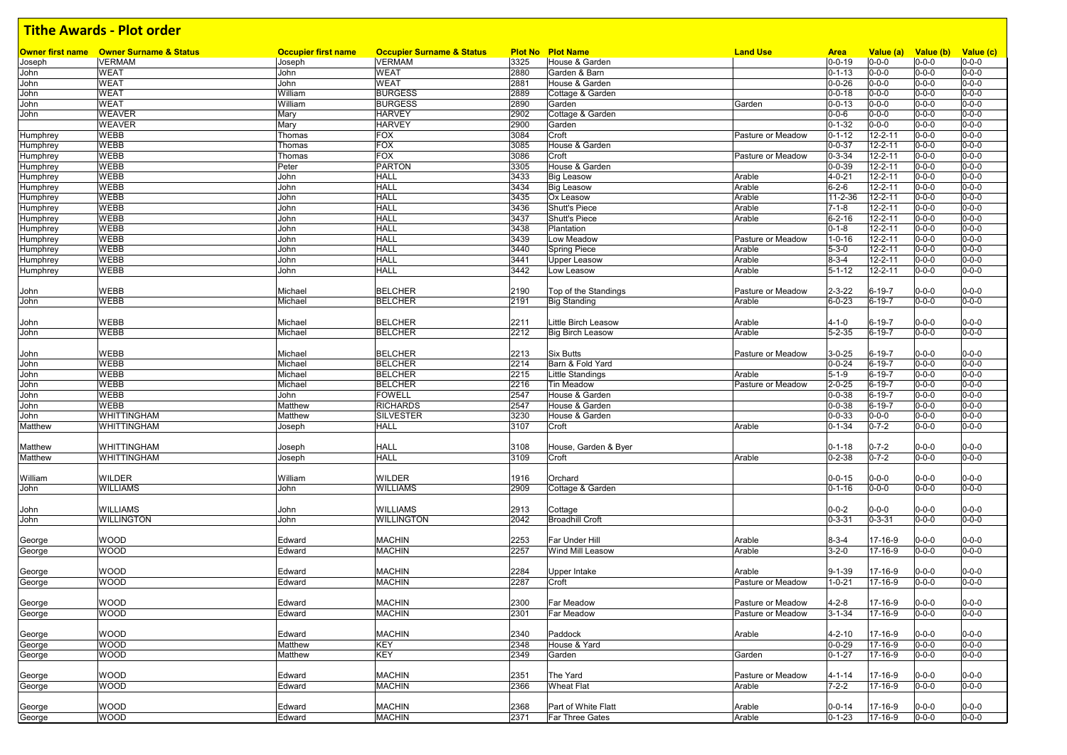# Tithe Awards - Plot order

| Owner first name | Owner Surname & Status | Occupier first name | Occupier Surname & Status | Plot No | Plot Name | Land Use | Area | Value (a) | Value (b) | Value (c) |
|---|---|---|---|---|---|---|---|---|---|---|
| Joseph | VERMAM | Joseph | VERMAM | 3325 | House & Garden | | 0-0-19 | 0-0-0 | 0-0-0 | 0-0-0 |
| John | WEAT | John | WEAT | 2880 | Garden & Barn | | 0-1-13 | 0-0-0 | 0-0-0 | 0-0-0 |
| John | WEAT | John | WEAT | 2881 | House & Garden | | 0-0-26 | 0-0-0 | 0-0-0 | 0-0-0 |
| John | WEAT | William | BURGESS | 2889 | Cottage & Garden | | 0-0-18 | 0-0-0 | 0-0-0 | 0-0-0 |
| John | WEAT | William | BURGESS | 2890 | Garden | Garden | 0-0-13 | 0-0-0 | 0-0-0 | 0-0-0 |
| John | WEAVER | Mary | HARVEY | 2902 | Cottage & Garden | | 0-0-6 | 0-0-0 | 0-0-0 | 0-0-0 |
| | WEAVER | Mary | HARVEY | 2900 | Garden | | 0-1-32 | 0-0-0 | 0-0-0 | 0-0-0 |
| Humphrey | WEBB | Thomas | FOX | 3084 | Croft | Pasture or Meadow | 0-1-12 | 12-2-11 | 0-0-0 | 0-0-0 |
| Humphrey | WEBB | Thomas | FOX | 3085 | House & Garden | | 0-0-37 | 12-2-11 | 0-0-0 | 0-0-0 |
| Humphrey | WEBB | Thomas | FOX | 3086 | Croft | Pasture or Meadow | 0-3-34 | 12-2-11 | 0-0-0 | 0-0-0 |
| Humphrey | WEBB | Peter | PARTON | 3305 | House & Garden | | 0-0-39 | 12-2-11 | 0-0-0 | 0-0-0 |
| Humphrey | WEBB | John | HALL | 3433 | Big Leasow | Arable | 4-0-21 | 12-2-11 | 0-0-0 | 0-0-0 |
| Humphrey | WEBB | John | HALL | 3434 | Big Leasow | Arable | 6-2-6 | 12-2-11 | 0-0-0 | 0-0-0 |
| Humphrey | WEBB | John | HALL | 3435 | Ox Leasow | Arable | 11-2-36 | 12-2-11 | 0-0-0 | 0-0-0 |
| Humphrey | WEBB | John | HALL | 3436 | Shutt's Piece | Arable | 7-1-8 | 12-2-11 | 0-0-0 | 0-0-0 |
| Humphrey | WEBB | John | HALL | 3437 | Shutt's Piece | Arable | 6-2-16 | 12-2-11 | 0-0-0 | 0-0-0 |
| Humphrey | WEBB | John | HALL | 3438 | Plantation | | 0-1-8 | 12-2-11 | 0-0-0 | 0-0-0 |
| Humphrey | WEBB | John | HALL | 3439 | Low Meadow | Pasture or Meadow | 1-0-16 | 12-2-11 | 0-0-0 | 0-0-0 |
| Humphrey | WEBB | John | HALL | 3440 | Spring Piece | Arable | 5-3-0 | 12-2-11 | 0-0-0 | 0-0-0 |
| Humphrey | WEBB | John | HALL | 3441 | Upper Leasow | Arable | 8-3-4 | 12-2-11 | 0-0-0 | 0-0-0 |
| Humphrey | WEBB | John | HALL | 3442 | Low Leasow | Arable | 5-1-12 | 12-2-11 | 0-0-0 | 0-0-0 |
| John | WEBB | Michael | BELCHER | 2190 | Top of the Standings | Pasture or Meadow | 2-3-22 | 6-19-7 | 0-0-0 | 0-0-0 |
| John | WEBB | Michael | BELCHER | 2191 | Big Standing | Arable | 6-0-23 | 6-19-7 | 0-0-0 | 0-0-0 |
| John | WEBB | Michael | BELCHER | 2211 | Little Birch Leasow | Arable | 4-1-0 | 6-19-7 | 0-0-0 | 0-0-0 |
| John | WEBB | Michael | BELCHER | 2212 | Big Birch Leasow | Arable | 5-2-35 | 6-19-7 | 0-0-0 | 0-0-0 |
| John | WEBB | Michael | BELCHER | 2213 | Six Butts | Pasture or Meadow | 3-0-25 | 6-19-7 | 0-0-0 | 0-0-0 |
| John | WEBB | Michael | BELCHER | 2214 | Barn & Fold Yard | | 0-0-24 | 6-19-7 | 0-0-0 | 0-0-0 |
| John | WEBB | Michael | BELCHER | 2215 | Little Standings | Arable | 5-1-9 | 6-19-7 | 0-0-0 | 0-0-0 |
| John | WEBB | Michael | BELCHER | 2216 | Tin Meadow | Pasture or Meadow | 2-0-25 | 6-19-7 | 0-0-0 | 0-0-0 |
| John | WEBB | John | FOWELL | 2547 | House & Garden | | 0-0-38 | 6-19-7 | 0-0-0 | 0-0-0 |
| John | WEBB | Matthew | RICHARDS | 2547 | House & Garden | | 0-0-38 | 6-19-7 | 0-0-0 | 0-0-0 |
| John | WHITTINGHAM | Matthew | SILVESTER | 3230 | House & Garden | | 0-0-33 | 0-0-0 | 0-0-0 | 0-0-0 |
| Matthew | WHITTINGHAM | Joseph | HALL | 3107 | Croft | Arable | 0-1-34 | 0-7-2 | 0-0-0 | 0-0-0 |
| Matthew | WHITTINGHAM | Joseph | HALL | 3108 | House, Garden & Byer | | 0-1-18 | 0-7-2 | 0-0-0 | 0-0-0 |
| Matthew | WHITTINGHAM | Joseph | HALL | 3109 | Croft | Arable | 0-2-38 | 0-7-2 | 0-0-0 | 0-0-0 |
| William | WILDER | William | WILDER | 1916 | Orchard | | 0-0-15 | 0-0-0 | 0-0-0 | 0-0-0 |
| John | WILLIAMS | John | WILLIAMS | 2909 | Cottage & Garden | | 0-1-16 | 0-0-0 | 0-0-0 | 0-0-0 |
| John | WILLIAMS | John | WILLIAMS | 2913 | Cottage | | 0-0-2 | 0-0-0 | 0-0-0 | 0-0-0 |
| John | WILLINGTON | John | WILLINGTON | 2042 | Broadhill Croft | | 0-3-31 | 0-3-31 | 0-0-0 | 0-0-0 |
| George | WOOD | Edward | MACHIN | 2253 | Far Under Hill | Arable | 8-3-4 | 17-16-9 | 0-0-0 | 0-0-0 |
| George | WOOD | Edward | MACHIN | 2257 | Wind Mill Leasow | Arable | 3-2-0 | 17-16-9 | 0-0-0 | 0-0-0 |
| George | WOOD | Edward | MACHIN | 2284 | Upper Intake | Arable | 9-1-39 | 17-16-9 | 0-0-0 | 0-0-0 |
| George | WOOD | Edward | MACHIN | 2287 | Croft | Pasture or Meadow | 1-0-21 | 17-16-9 | 0-0-0 | 0-0-0 |
| George | WOOD | Edward | MACHIN | 2300 | Far Meadow | Pasture or Meadow | 4-2-8 | 17-16-9 | 0-0-0 | 0-0-0 |
| George | WOOD | Edward | MACHIN | 2301 | Far Meadow | Pasture or Meadow | 3-1-34 | 17-16-9 | 0-0-0 | 0-0-0 |
| George | WOOD | Edward | MACHIN | 2340 | Paddock | Arable | 4-2-10 | 17-16-9 | 0-0-0 | 0-0-0 |
| George | WOOD | Matthew | KEY | 2348 | House & Yard | | 0-0-29 | 17-16-9 | 0-0-0 | 0-0-0 |
| George | WOOD | Matthew | KEY | 2349 | Garden | Garden | 0-1-27 | 17-16-9 | 0-0-0 | 0-0-0 |
| George | WOOD | Edward | MACHIN | 2351 | The Yard | Pasture or Meadow | 4-1-14 | 17-16-9 | 0-0-0 | 0-0-0 |
| George | WOOD | Edward | MACHIN | 2366 | Wheat Flat | Arable | 7-2-2 | 17-16-9 | 0-0-0 | 0-0-0 |
| George | WOOD | Edward | MACHIN | 2368 | Part of White Flatt | Arable | 0-0-14 | 17-16-9 | 0-0-0 | 0-0-0 |
| George | WOOD | Edward | MACHIN | 2371 | Far Three Gates | Arable | 0-1-23 | 17-16-9 | 0-0-0 | 0-0-0 |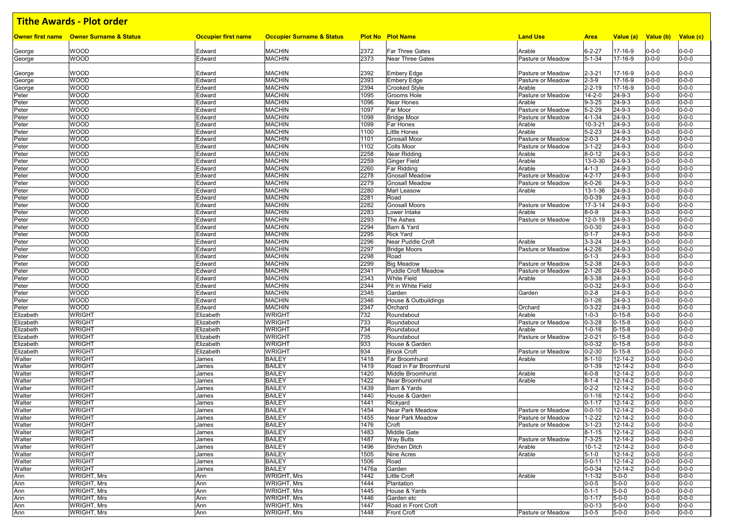# Tithe Awards - Plot order

| Owner first name | Owner Surname & Status | Occupier first name | Occupier Surname & Status | Plot No | Plot Name | Land Use | Area | Value (a) | Value (b) | Value (c) |
|---|---|---|---|---|---|---|---|---|---|---|
| George | WOOD | Edward | MACHIN | 2372 | Far Three Gates | Arable | 6-2-27 | 17-16-9 | 0-0-0 | 0-0-0 |
| George | WOOD | Edward | MACHIN | 2373 | Near Three Gates | Pasture or Meadow | 5-1-34 | 17-16-9 | 0-0-0 | 0-0-0 |
| George | WOOD | Edward | MACHIN | 2392 | Embery Edge | Pasture or Meadow | 2-3-21 | 17-16-9 | 0-0-0 | 0-0-0 |
| George | WOOD | Edward | MACHIN | 2393 | Embery Edge | Pasture or Meadow | 2-3-9 | 17-16-9 | 0-0-0 | 0-0-0 |
| George | WOOD | Edward | MACHIN | 2394 | Crooked Style | Arable | 2-2-19 | 17-16-9 | 0-0-0 | 0-0-0 |
| Peter | WOOD | Edward | MACHIN | 1095 | Grooms Hole | Pasture or Meadow | 14-2-0 | 24-9-3 | 0-0-0 | 0-0-0 |
| Peter | WOOD | Edward | MACHIN | 1096 | Near Hones | Arable | 9-3-25 | 24-9-3 | 0-0-0 | 0-0-0 |
| Peter | WOOD | Edward | MACHIN | 1097 | Far Moor | Pasture or Meadow | 5-2-29 | 24-9-3 | 0-0-0 | 0-0-0 |
| Peter | WOOD | Edward | MACHIN | 1098 | Bridge Moor | Pasture or Meadow | 4-1-34 | 24-9-3 | 0-0-0 | 0-0-0 |
| Peter | WOOD | Edward | MACHIN | 1099 | Far Hones | Arable | 10-3-21 | 24-9-3 | 0-0-0 | 0-0-0 |
| Peter | WOOD | Edward | MACHIN | 1100 | Little Hones | Arable | 5-2-23 | 24-9-3 | 0-0-0 | 0-0-0 |
| Peter | WOOD | Edward | MACHIN | 1101 | Gnosall Moor | Pasture or Meadow | 2-0-3 | 24-9-3 | 0-0-0 | 0-0-0 |
| Peter | WOOD | Edward | MACHIN | 1102 | Colts Moor | Pasture or Meadow | 3-1-22 | 24-9-3 | 0-0-0 | 0-0-0 |
| Peter | WOOD | Edward | MACHIN | 2258 | Near Ridding | Arable | 8-0-12 | 24-9-3 | 0-0-0 | 0-0-0 |
| Peter | WOOD | Edward | MACHIN | 2259 | Ginger Field | Arable | 13-0-30 | 24-9-3 | 0-0-0 | 0-0-0 |
| Peter | WOOD | Edward | MACHIN | 2260 | Far Ridding | Arable | 4-1-3 | 24-9-3 | 0-0-0 | 0-0-0 |
| Peter | WOOD | Edward | MACHIN | 2278 | Gnosall Meadow | Pasture or Meadow | 4-2-17 | 24-9-3 | 0-0-0 | 0-0-0 |
| Peter | WOOD | Edward | MACHIN | 2279 | Gnosall Meadow | Pasture or Meadow | 6-0-26 | 24-9-3 | 0-0-0 | 0-0-0 |
| Peter | WOOD | Edward | MACHIN | 2280 | Marl Leasow | Arable | 13-1-36 | 24-9-3 | 0-0-0 | 0-0-0 |
| Peter | WOOD | Edward | MACHIN | 2281 | Road | | 0-0-39 | 24-9-3 | 0-0-0 | 0-0-0 |
| Peter | WOOD | Edward | MACHIN | 2282 | Gnosall Moors | Pasture or Meadow | 17-3-14 | 24-9-3 | 0-0-0 | 0-0-0 |
| Peter | WOOD | Edward | MACHIN | 2283 | Lower Intake | Arable | 8-0-9 | 24-9-3 | 0-0-0 | 0-0-0 |
| Peter | WOOD | Edward | MACHIN | 2293 | The Ashes | Pasture or Meadow | 12-0-19 | 24-9-3 | 0-0-0 | 0-0-0 |
| Peter | WOOD | Edward | MACHIN | 2294 | Barn & Yard | | 0-0-30 | 24-9-3 | 0-0-0 | 0-0-0 |
| Peter | WOOD | Edward | MACHIN | 2295 | Rick Yard | | 0-1-7 | 24-9-3 | 0-0-0 | 0-0-0 |
| Peter | WOOD | Edward | MACHIN | 2296 | Near Puddle Croft | Arable | 3-3-24 | 24-9-3 | 0-0-0 | 0-0-0 |
| Peter | WOOD | Edward | MACHIN | 2297 | Bridge Moors | Pasture or Meadow | 4-2-26 | 24-9-3 | 0-0-0 | 0-0-0 |
| Peter | WOOD | Edward | MACHIN | 2298 | Road | | 0-1-3 | 24-9-3 | 0-0-0 | 0-0-0 |
| Peter | WOOD | Edward | MACHIN | 2299 | Big Meadow | Pasture or Meadow | 5-2-38 | 24-9-3 | 0-0-0 | 0-0-0 |
| Peter | WOOD | Edward | MACHIN | 2341 | Puddle Croft Meadow | Pasture or Meadow | 2-1-26 | 24-9-3 | 0-0-0 | 0-0-0 |
| Peter | WOOD | Edward | MACHIN | 2343 | White Field | Arable | 8-3-38 | 24-9-3 | 0-0-0 | 0-0-0 |
| Peter | WOOD | Edward | MACHIN | 2344 | Pit in White Field | | 0-0-32 | 24-9-3 | 0-0-0 | 0-0-0 |
| Peter | WOOD | Edward | MACHIN | 2345 | Garden | Garden | 0-2-8 | 24-9-3 | 0-0-0 | 0-0-0 |
| Peter | WOOD | Edward | MACHIN | 2346 | House & Outbuildings | | 0-1-26 | 24-9-3 | 0-0-0 | 0-0-0 |
| Peter | WOOD | Edward | MACHIN | 2347 | Orchard | Orchard | 0-3-22 | 24-9-3 | 0-0-0 | 0-0-0 |
| Elizabeth | WRIGHT | Elizabeth | WRIGHT | 732 | Roundabout | Arable | 1-0-3 | 0-15-8 | 0-0-0 | 0-0-0 |
| Elizabeth | WRIGHT | Elizabeth | WRIGHT | 733 | Roundabout | Pasture or Meadow | 0-3-28 | 0-15-8 | 0-0-0 | 0-0-0 |
| Elizabeth | WRIGHT | Elizabeth | WRIGHT | 734 | Roundabout | Arable | 1-0-16 | 0-15-8 | 0-0-0 | 0-0-0 |
| Elizabeth | WRIGHT | Elizabeth | WRIGHT | 735 | Roundabout | Pasture or Meadow | 2-0-21 | 0-15-8 | 0-0-0 | 0-0-0 |
| Elizabeth | WRIGHT | Elizabeth | WRIGHT | 933 | House & Garden | | 0-0-32 | 0-15-8 | 0-0-0 | 0-0-0 |
| Elizabeth | WRIGHT | Elizabeth | WRIGHT | 934 | Brook Croft | Pasture or Meadow | 0-2-30 | 0-15-8 | 0-0-0 | 0-0-0 |
| Walter | WRIGHT | James | BAILEY | 1418 | Far Broomhurst | Arable | 8-1-10 | 12-14-2 | 0-0-0 | 0-0-0 |
| Walter | WRIGHT | James | BAILEY | 1419 | Road in Far Broomhurst | | 0-1-39 | 12-14-2 | 0-0-0 | 0-0-0 |
| Walter | WRIGHT | James | BAILEY | 1420 | Middle Broomhurst | Arable | 6-0-8 | 12-14-2 | 0-0-0 | 0-0-0 |
| Walter | WRIGHT | James | BAILEY | 1422 | Near Broomhurst | Arable | 8-1-4 | 12-14-2 | 0-0-0 | 0-0-0 |
| Walter | WRIGHT | James | BAILEY | 1439 | Barn & Yards | | 0-2-2 | 12-14-2 | 0-0-0 | 0-0-0 |
| Walter | WRIGHT | James | BAILEY | 1440 | House & Garden | | 0-1-16 | 12-14-2 | 0-0-0 | 0-0-0 |
| Walter | WRIGHT | James | BAILEY | 1441 | Rickyard | | 0-1-17 | 12-14-2 | 0-0-0 | 0-0-0 |
| Walter | WRIGHT | James | BAILEY | 1454 | Near Park Meadow | Pasture or Meadow | 0-0-10 | 12-14-2 | 0-0-0 | 0-0-0 |
| Walter | WRIGHT | James | BAILEY | 1455 | Near Park Meadow | Pasture or Meadow | 1-2-22 | 12-14-2 | 0-0-0 | 0-0-0 |
| Walter | WRIGHT | James | BAILEY | 1476 | Croft | Pasture or Meadow | 3-1-23 | 12-14-2 | 0-0-0 | 0-0-0 |
| Walter | WRIGHT | James | BAILEY | 1483 | Middle Gate | | 8-1-15 | 12-14-2 | 0-0-0 | 0-0-0 |
| Walter | WRIGHT | James | BAILEY | 1487 | Way Butts | Pasture or Meadow | 7-3-25 | 12-14-2 | 0-0-0 | 0-0-0 |
| Walter | WRIGHT | James | BAILEY | 1496 | Birchen Ditch | Arable | 10-1-2 | 12-14-2 | 0-0-0 | 0-0-0 |
| Walter | WRIGHT | James | BAILEY | 1505 | Nine Acres | Arable | 5-1-0 | 12-14-2 | 0-0-0 | 0-0-0 |
| Walter | WRIGHT | James | BAILEY | 1506 | Road | | 0-0-11 | 12-14-2 | 0-0-0 | 0-0-0 |
| Walter | WRIGHT | James | BAILEY | 1476a | Garden | | 0-0-34 | 12-14-2 | 0-0-0 | 0-0-0 |
| Ann | WRIGHT, Mrs | Ann | WRIGHT, Mrs | 1442 | Little Croft | Arable | 1-1-32 | 5-0-0 | 0-0-0 | 0-0-0 |
| Ann | WRIGHT, Mrs | Ann | WRIGHT, Mrs | 1444 | Plantation | | 0-0-5 | 5-0-0 | 0-0-0 | 0-0-0 |
| Ann | WRIGHT, Mrs | Ann | WRIGHT, Mrs | 1445 | House & Yards | | 0-1-1 | 5-0-0 | 0-0-0 | 0-0-0 |
| Ann | WRIGHT, Mrs | Ann | WRIGHT, Mrs | 1446 | Garden etc | | 0-1-17 | 5-0-0 | 0-0-0 | 0-0-0 |
| Ann | WRIGHT, Mrs | Ann | WRIGHT, Mrs | 1447 | Road in Front Croft | | 0-0-13 | 5-0-0 | 0-0-0 | 0-0-0 |
| Ann | WRIGHT, Mrs | Ann | WRIGHT, Mrs | 1448 | Front Croft | Pasture or Meadow | 3-0-5 | 5-0-0 | 0-0-0 | 0-0-0 |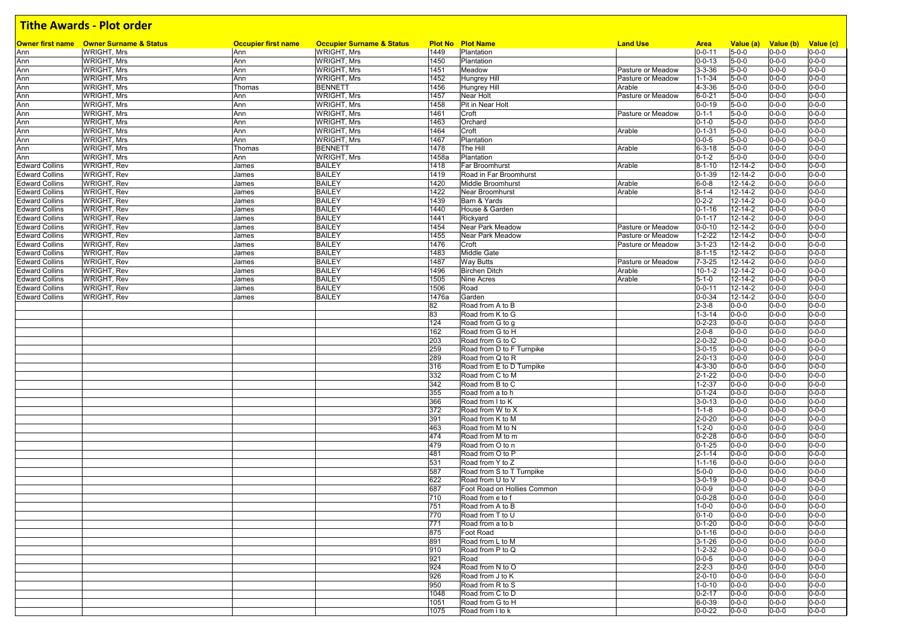# Tithe Awards - Plot order

| Owner first name | Owner Surname & Status | Occupier first name | Occupier Surname & Status | Plot No | Plot Name | Land Use | Area | Value (a) | Value (b) | Value (c) |
|---|---|---|---|---|---|---|---|---|---|---|
| Ann | WRIGHT, Mrs | Ann | WRIGHT, Mrs | 1449 | Plantation | | 0-0-11 | 5-0-0 | 0-0-0 | 0-0-0 |
| Ann | WRIGHT, Mrs | Ann | WRIGHT, Mrs | 1450 | Plantation | | 0-0-13 | 5-0-0 | 0-0-0 | 0-0-0 |
| Ann | WRIGHT, Mrs | Ann | WRIGHT, Mrs | 1451 | Meadow | Pasture or Meadow | 3-3-36 | 5-0-0 | 0-0-0 | 0-0-0 |
| Ann | WRIGHT, Mrs | Ann | WRIGHT, Mrs | 1452 | Hungrey Hill | Pasture or Meadow | 1-1-34 | 5-0-0 | 0-0-0 | 0-0-0 |
| Ann | WRIGHT, Mrs | Thomas | BENNETT | 1456 | Hungrey Hill | Arable | 4-3-36 | 5-0-0 | 0-0-0 | 0-0-0 |
| Ann | WRIGHT, Mrs | Ann | WRIGHT, Mrs | 1457 | Near Holt | Pasture or Meadow | 6-0-21 | 5-0-0 | 0-0-0 | 0-0-0 |
| Ann | WRIGHT, Mrs | Ann | WRIGHT, Mrs | 1458 | Pit in Near Holt | | 0-0-19 | 5-0-0 | 0-0-0 | 0-0-0 |
| Ann | WRIGHT, Mrs | Ann | WRIGHT, Mrs | 1461 | Croft | Pasture or Meadow | 0-1-1 | 5-0-0 | 0-0-0 | 0-0-0 |
| Ann | WRIGHT, Mrs | Ann | WRIGHT, Mrs | 1463 | Orchard | | 0-1-0 | 5-0-0 | 0-0-0 | 0-0-0 |
| Ann | WRIGHT, Mrs | Ann | WRIGHT, Mrs | 1464 | Croft | Arable | 0-1-31 | 5-0-0 | 0-0-0 | 0-0-0 |
| Ann | WRIGHT, Mrs | Ann | WRIGHT, Mrs | 1467 | Plantation | | 0-0-5 | 5-0-0 | 0-0-0 | 0-0-0 |
| Ann | WRIGHT, Mrs | Thomas | BENNETT | 1478 | The Hill | Arable | 6-3-18 | 5-0-0 | 0-0-0 | 0-0-0 |
| Ann | WRIGHT, Mrs | Ann | WRIGHT, Mrs | 1458a | Plantation | | 0-1-2 | 5-0-0 | 0-0-0 | 0-0-0 |
| Edward Collins | WRIGHT, Rev | James | BAILEY | 1418 | Far Broomhurst | Arable | 8-1-10 | 12-14-2 | 0-0-0 | 0-0-0 |
| Edward Collins | WRIGHT, Rev | James | BAILEY | 1419 | Road in Far Broomhurst | | 0-1-39 | 12-14-2 | 0-0-0 | 0-0-0 |
| Edward Collins | WRIGHT, Rev | James | BAILEY | 1420 | Middle Broomhurst | Arable | 6-0-8 | 12-14-2 | 0-0-0 | 0-0-0 |
| Edward Collins | WRIGHT, Rev | James | BAILEY | 1422 | Near Broomhurst | Arable | 8-1-4 | 12-14-2 | 0-0-0 | 0-0-0 |
| Edward Collins | WRIGHT, Rev | James | BAILEY | 1439 | Barn & Yards | | 0-2-2 | 12-14-2 | 0-0-0 | 0-0-0 |
| Edward Collins | WRIGHT, Rev | James | BAILEY | 1440 | House & Garden | | 0-1-16 | 12-14-2 | 0-0-0 | 0-0-0 |
| Edward Collins | WRIGHT, Rev | James | BAILEY | 1441 | Rickyard | | 0-1-17 | 12-14-2 | 0-0-0 | 0-0-0 |
| Edward Collins | WRIGHT, Rev | James | BAILEY | 1454 | Near Park Meadow | Pasture or Meadow | 0-0-10 | 12-14-2 | 0-0-0 | 0-0-0 |
| Edward Collins | WRIGHT, Rev | James | BAILEY | 1455 | Near Park Meadow | Pasture or Meadow | 1-2-22 | 12-14-2 | 0-0-0 | 0-0-0 |
| Edward Collins | WRIGHT, Rev | James | BAILEY | 1476 | Croft | Pasture or Meadow | 3-1-23 | 12-14-2 | 0-0-0 | 0-0-0 |
| Edward Collins | WRIGHT, Rev | James | BAILEY | 1483 | Middle Gate | | 8-1-15 | 12-14-2 | 0-0-0 | 0-0-0 |
| Edward Collins | WRIGHT, Rev | James | BAILEY | 1487 | Way Butts | Pasture or Meadow | 7-3-25 | 12-14-2 | 0-0-0 | 0-0-0 |
| Edward Collins | WRIGHT, Rev | James | BAILEY | 1496 | Birchen Ditch | Arable | 10-1-2 | 12-14-2 | 0-0-0 | 0-0-0 |
| Edward Collins | WRIGHT, Rev | James | BAILEY | 1505 | Nine Acres | Arable | 5-1-0 | 12-14-2 | 0-0-0 | 0-0-0 |
| Edward Collins | WRIGHT, Rev | James | BAILEY | 1506 | Road | | 0-0-11 | 12-14-2 | 0-0-0 | 0-0-0 |
| Edward Collins | WRIGHT, Rev | James | BAILEY | 1476a | Garden | | 0-0-34 | 12-14-2 | 0-0-0 | 0-0-0 |
| | | | | 82 | Road from A to B | | 2-3-8 | 0-0-0 | 0-0-0 | 0-0-0 |
| | | | | 83 | Road from K to G | | 1-3-14 | 0-0-0 | 0-0-0 | 0-0-0 |
| | | | | 124 | Road from G to g | | 0-2-23 | 0-0-0 | 0-0-0 | 0-0-0 |
| | | | | 162 | Road from G to H | | 2-0-8 | 0-0-0 | 0-0-0 | 0-0-0 |
| | | | | 203 | Road from G to C | | 2-0-32 | 0-0-0 | 0-0-0 | 0-0-0 |
| | | | | 259 | Road from D to F Turnpike | | 3-0-15 | 0-0-0 | 0-0-0 | 0-0-0 |
| | | | | 289 | Road from Q to R | | 2-0-13 | 0-0-0 | 0-0-0 | 0-0-0 |
| | | | | 316 | Road from E to D Turnpike | | 4-3-30 | 0-0-0 | 0-0-0 | 0-0-0 |
| | | | | 332 | Road from C to M | | 2-1-22 | 0-0-0 | 0-0-0 | 0-0-0 |
| | | | | 342 | Road from B to C | | 1-2-37 | 0-0-0 | 0-0-0 | 0-0-0 |
| | | | | 355 | Road from a to h | | 0-1-24 | 0-0-0 | 0-0-0 | 0-0-0 |
| | | | | 366 | Road from I to K | | 3-0-13 | 0-0-0 | 0-0-0 | 0-0-0 |
| | | | | 372 | Road from W to X | | 1-1-8 | 0-0-0 | 0-0-0 | 0-0-0 |
| | | | | 391 | Road from K to M | | 2-0-20 | 0-0-0 | 0-0-0 | 0-0-0 |
| | | | | 463 | Road from M to N | | 1-2-0 | 0-0-0 | 0-0-0 | 0-0-0 |
| | | | | 474 | Road from M to m | | 0-2-28 | 0-0-0 | 0-0-0 | 0-0-0 |
| | | | | 479 | Road from O to n | | 0-1-25 | 0-0-0 | 0-0-0 | 0-0-0 |
| | | | | 481 | Road from O to P | | 2-1-14 | 0-0-0 | 0-0-0 | 0-0-0 |
| | | | | 531 | Road from Y to Z | | 1-1-16 | 0-0-0 | 0-0-0 | 0-0-0 |
| | | | | 587 | Road from S to T Turnpike | | 5-0-0 | 0-0-0 | 0-0-0 | 0-0-0 |
| | | | | 622 | Road from U to V | | 3-0-19 | 0-0-0 | 0-0-0 | 0-0-0 |
| | | | | 687 | Foot Road on Hollies Common | | 0-0-9 | 0-0-0 | 0-0-0 | 0-0-0 |
| | | | | 710 | Road from e to f | | 0-0-28 | 0-0-0 | 0-0-0 | 0-0-0 |
| | | | | 751 | Road from A to B | | 1-0-0 | 0-0-0 | 0-0-0 | 0-0-0 |
| | | | | 770 | Road from T to U | | 0-1-0 | 0-0-0 | 0-0-0 | 0-0-0 |
| | | | | 771 | Road from a to b | | 0-1-20 | 0-0-0 | 0-0-0 | 0-0-0 |
| | | | | 875 | Foot Road | | 0-1-16 | 0-0-0 | 0-0-0 | 0-0-0 |
| | | | | 891 | Road from L to M | | 3-1-26 | 0-0-0 | 0-0-0 | 0-0-0 |
| | | | | 910 | Road from P to Q | | 1-2-32 | 0-0-0 | 0-0-0 | 0-0-0 |
| | | | | 921 | Road | | 0-0-5 | 0-0-0 | 0-0-0 | 0-0-0 |
| | | | | 924 | Road from N to O | | 2-2-3 | 0-0-0 | 0-0-0 | 0-0-0 |
| | | | | 926 | Road from J to K | | 2-0-10 | 0-0-0 | 0-0-0 | 0-0-0 |
| | | | | 950 | Road from R to S | | 1-0-10 | 0-0-0 | 0-0-0 | 0-0-0 |
| | | | | 1048 | Road from C to D | | 0-2-17 | 0-0-0 | 0-0-0 | 0-0-0 |
| | | | | 1051 | Road from G to H | | 6-0-39 | 0-0-0 | 0-0-0 | 0-0-0 |
| | | | | 1075 | Road from i to k | | 0-0-22 | 0-0-0 | 0-0-0 | 0-0-0 |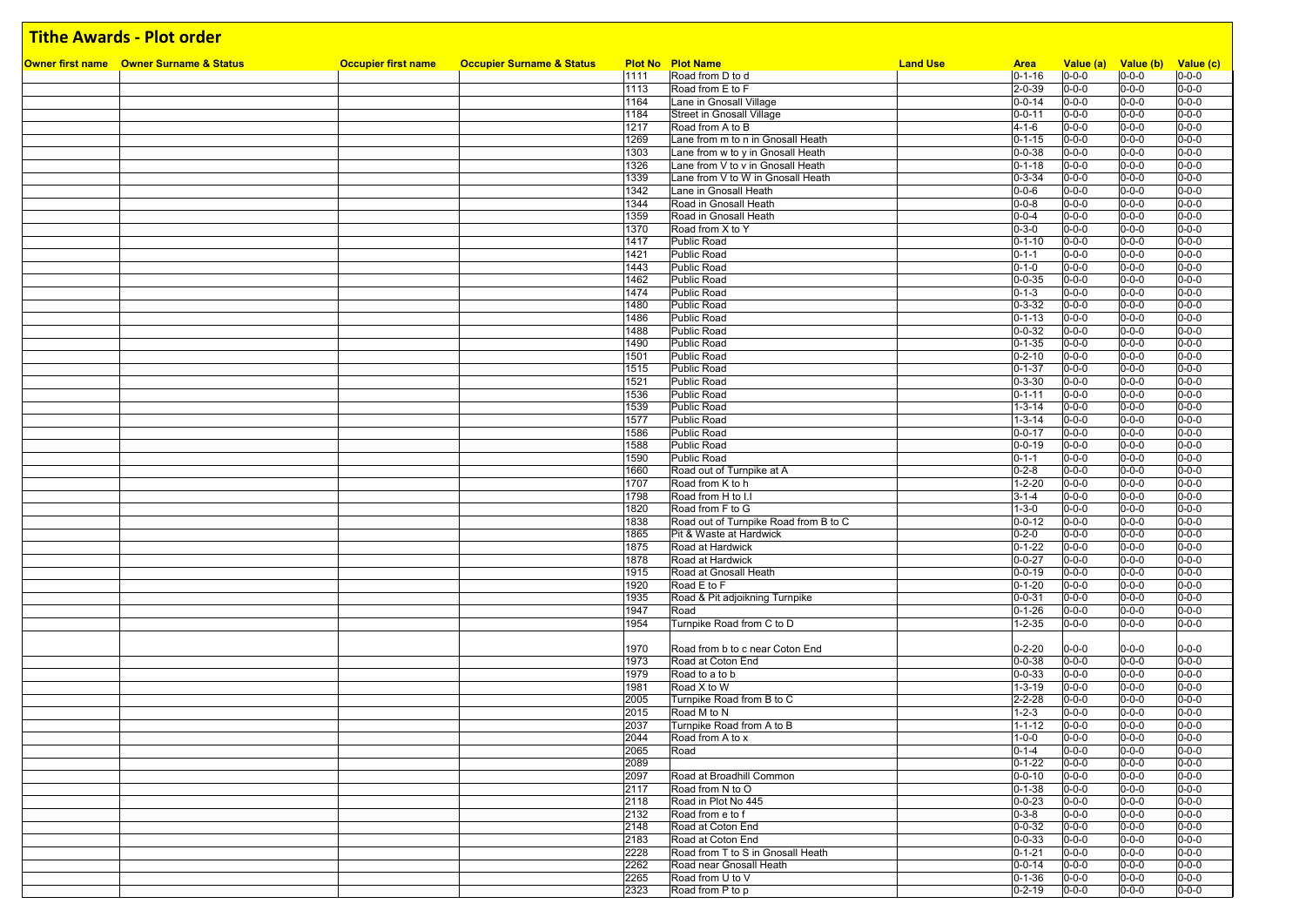# Tithe Awards - Plot order

| Owner first name | Owner Surname & Status | Occupier first name | Occupier Surname & Status | Plot No | Plot Name | Land Use | Area | Value (a) | Value (b) | Value (c) |
|---|---|---|---|---|---|---|---|---|---|---|
| | | | | 1111 | Road from D to d | | 0-1-16 | 0-0-0 | 0-0-0 | 0-0-0 |
| | | | | 1113 | Road from E to F | | 2-0-39 | 0-0-0 | 0-0-0 | 0-0-0 |
| | | | | 1164 | Lane in Gnosall Village | | 0-0-14 | 0-0-0 | 0-0-0 | 0-0-0 |
| | | | | 1184 | Street in Gnosall Village | | 0-0-11 | 0-0-0 | 0-0-0 | 0-0-0 |
| | | | | 1217 | Road from A to B | | 4-1-6 | 0-0-0 | 0-0-0 | 0-0-0 |
| | | | | 1269 | Lane from m to n in Gnosall Heath | | 0-1-15 | 0-0-0 | 0-0-0 | 0-0-0 |
| | | | | 1303 | Lane from w to y in Gnosall Heath | | 0-0-38 | 0-0-0 | 0-0-0 | 0-0-0 |
| | | | | 1326 | Lane from V to v in Gnosall Heath | | 0-1-18 | 0-0-0 | 0-0-0 | 0-0-0 |
| | | | | 1339 | Lane from V to W in Gnosall Heath | | 0-3-34 | 0-0-0 | 0-0-0 | 0-0-0 |
| | | | | 1342 | Lane in Gnosall Heath | | 0-0-6 | 0-0-0 | 0-0-0 | 0-0-0 |
| | | | | 1344 | Road in Gnosall Heath | | 0-0-8 | 0-0-0 | 0-0-0 | 0-0-0 |
| | | | | 1359 | Road in Gnosall Heath | | 0-0-4 | 0-0-0 | 0-0-0 | 0-0-0 |
| | | | | 1370 | Road from X to Y | | 0-3-0 | 0-0-0 | 0-0-0 | 0-0-0 |
| | | | | 1417 | Public Road | | 0-1-10 | 0-0-0 | 0-0-0 | 0-0-0 |
| | | | | 1421 | Public Road | | 0-1-1 | 0-0-0 | 0-0-0 | 0-0-0 |
| | | | | 1443 | Public Road | | 0-1-0 | 0-0-0 | 0-0-0 | 0-0-0 |
| | | | | 1462 | Public Road | | 0-0-35 | 0-0-0 | 0-0-0 | 0-0-0 |
| | | | | 1474 | Public Road | | 0-1-3 | 0-0-0 | 0-0-0 | 0-0-0 |
| | | | | 1480 | Public Road | | 0-3-32 | 0-0-0 | 0-0-0 | 0-0-0 |
| | | | | 1486 | Public Road | | 0-1-13 | 0-0-0 | 0-0-0 | 0-0-0 |
| | | | | 1488 | Public Road | | 0-0-32 | 0-0-0 | 0-0-0 | 0-0-0 |
| | | | | 1490 | Public Road | | 0-1-35 | 0-0-0 | 0-0-0 | 0-0-0 |
| | | | | 1501 | Public Road | | 0-2-10 | 0-0-0 | 0-0-0 | 0-0-0 |
| | | | | 1515 | Public Road | | 0-1-37 | 0-0-0 | 0-0-0 | 0-0-0 |
| | | | | 1521 | Public Road | | 0-3-30 | 0-0-0 | 0-0-0 | 0-0-0 |
| | | | | 1536 | Public Road | | 0-1-11 | 0-0-0 | 0-0-0 | 0-0-0 |
| | | | | 1539 | Public Road | | 1-3-14 | 0-0-0 | 0-0-0 | 0-0-0 |
| | | | | 1577 | Public Road | | 1-3-14 | 0-0-0 | 0-0-0 | 0-0-0 |
| | | | | 1586 | Public Road | | 0-0-17 | 0-0-0 | 0-0-0 | 0-0-0 |
| | | | | 1588 | Public Road | | 0-0-19 | 0-0-0 | 0-0-0 | 0-0-0 |
| | | | | 1590 | Public Road | | 0-1-1 | 0-0-0 | 0-0-0 | 0-0-0 |
| | | | | 1660 | Road out of Turnpike at A | | 0-2-8 | 0-0-0 | 0-0-0 | 0-0-0 |
| | | | | 1707 | Road from K to h | | 1-2-20 | 0-0-0 | 0-0-0 | 0-0-0 |
| | | | | 1798 | Road from H to I.I | | 3-1-4 | 0-0-0 | 0-0-0 | 0-0-0 |
| | | | | 1820 | Road from F to G | | 1-3-0 | 0-0-0 | 0-0-0 | 0-0-0 |
| | | | | 1838 | Road out of Turnpike Road from B to C | | 0-0-12 | 0-0-0 | 0-0-0 | 0-0-0 |
| | | | | 1865 | Pit & Waste at Hardwick | | 0-2-0 | 0-0-0 | 0-0-0 | 0-0-0 |
| | | | | 1875 | Road at Hardwick | | 0-1-22 | 0-0-0 | 0-0-0 | 0-0-0 |
| | | | | 1878 | Road at Hardwick | | 0-0-27 | 0-0-0 | 0-0-0 | 0-0-0 |
| | | | | 1915 | Road at Gnosall Heath | | 0-0-19 | 0-0-0 | 0-0-0 | 0-0-0 |
| | | | | 1920 | Road E to F | | 0-1-20 | 0-0-0 | 0-0-0 | 0-0-0 |
| | | | | 1935 | Road & Pit adjoikning Turnpike | | 0-0-31 | 0-0-0 | 0-0-0 | 0-0-0 |
| | | | | 1947 | Road | | 0-1-26 | 0-0-0 | 0-0-0 | 0-0-0 |
| | | | | 1954 | Turnpike Road from C to D | | 1-2-35 | 0-0-0 | 0-0-0 | 0-0-0 |
| | | | | 1970 | Road from b to c near Coton End | | 0-2-20 | 0-0-0 | 0-0-0 | 0-0-0 |
| | | | | 1973 | Road at Coton End | | 0-0-38 | 0-0-0 | 0-0-0 | 0-0-0 |
| | | | | 1979 | Road to a to b | | 0-0-33 | 0-0-0 | 0-0-0 | 0-0-0 |
| | | | | 1981 | Road X to W | | 1-3-19 | 0-0-0 | 0-0-0 | 0-0-0 |
| | | | | 2005 | Turnpike Road from B to C | | 2-2-28 | 0-0-0 | 0-0-0 | 0-0-0 |
| | | | | 2015 | Road M to N | | 1-2-3 | 0-0-0 | 0-0-0 | 0-0-0 |
| | | | | 2037 | Turnpike Road from A to B | | 1-1-12 | 0-0-0 | 0-0-0 | 0-0-0 |
| | | | | 2044 | Road from A to x | | 1-0-0 | 0-0-0 | 0-0-0 | 0-0-0 |
| | | | | 2065 | Road | | 0-1-4 | 0-0-0 | 0-0-0 | 0-0-0 |
| | | | | 2089 | | | 0-1-22 | 0-0-0 | 0-0-0 | 0-0-0 |
| | | | | 2097 | Road at Broadhill Common | | 0-0-10 | 0-0-0 | 0-0-0 | 0-0-0 |
| | | | | 2117 | Road from N to O | | 0-1-38 | 0-0-0 | 0-0-0 | 0-0-0 |
| | | | | 2118 | Road in Plot No 445 | | 0-0-23 | 0-0-0 | 0-0-0 | 0-0-0 |
| | | | | 2132 | Road from e to f | | 0-3-8 | 0-0-0 | 0-0-0 | 0-0-0 |
| | | | | 2148 | Road at Coton End | | 0-0-32 | 0-0-0 | 0-0-0 | 0-0-0 |
| | | | | 2183 | Road at Coton End | | 0-0-33 | 0-0-0 | 0-0-0 | 0-0-0 |
| | | | | 2228 | Road from T to S in Gnosall Heath | | 0-1-21 | 0-0-0 | 0-0-0 | 0-0-0 |
| | | | | 2262 | Road near Gnosall Heath | | 0-0-14 | 0-0-0 | 0-0-0 | 0-0-0 |
| | | | | 2265 | Road from U to V | | 0-1-36 | 0-0-0 | 0-0-0 | 0-0-0 |
| | | | | 2323 | Road from P to p | | 0-2-19 | 0-0-0 | 0-0-0 | 0-0-0 |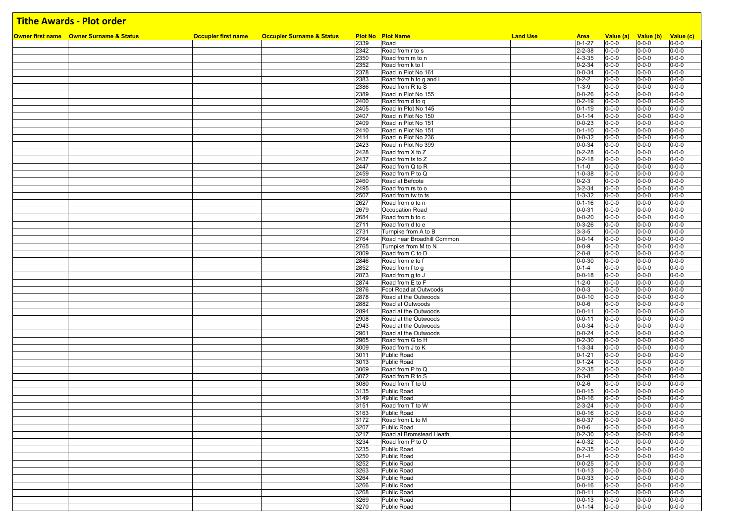# Tithe Awards - Plot order

| Owner first name | Owner Surname & Status | Occupier first name | Occupier Surname & Status | Plot No | Plot Name | Land Use | Area | Value (a) | Value (b) | Value (c) |
|---|---|---|---|---|---|---|---|---|---|---|
| | | | | 2339 | Road | | 0-1-27 | 0-0-0 | 0-0-0 | 0-0-0 |
| | | | | 2342 | Road from r to s | | 2-2-38 | 0-0-0 | 0-0-0 | 0-0-0 |
| | | | | 2350 | Road from m to n | | 4-3-35 | 0-0-0 | 0-0-0 | 0-0-0 |
| | | | | 2352 | Road from k to l | | 0-2-34 | 0-0-0 | 0-0-0 | 0-0-0 |
| | | | | 2378 | Road in Plot No 161 | | 0-0-34 | 0-0-0 | 0-0-0 | 0-0-0 |
| | | | | 2383 | Road from h to g and i | | 0-2-2 | 0-0-0 | 0-0-0 | 0-0-0 |
| | | | | 2386 | Road from R to S | | 1-3-9 | 0-0-0 | 0-0-0 | 0-0-0 |
| | | | | 2389 | Road in Plot No 155 | | 0-0-26 | 0-0-0 | 0-0-0 | 0-0-0 |
| | | | | 2400 | Road from d to q | | 0-2-19 | 0-0-0 | 0-0-0 | 0-0-0 |
| | | | | 2405 | Road In Plot No 145 | | 0-1-19 | 0-0-0 | 0-0-0 | 0-0-0 |
| | | | | 2407 | Road in Plot No 150 | | 0-1-14 | 0-0-0 | 0-0-0 | 0-0-0 |
| | | | | 2409 | Road in Plot No 151 | | 0-0-23 | 0-0-0 | 0-0-0 | 0-0-0 |
| | | | | 2410 | Road in Plot No 151 | | 0-1-10 | 0-0-0 | 0-0-0 | 0-0-0 |
| | | | | 2414 | Road in Plot No 236 | | 0-0-32 | 0-0-0 | 0-0-0 | 0-0-0 |
| | | | | 2423 | Road in Plot No 399 | | 0-0-34 | 0-0-0 | 0-0-0 | 0-0-0 |
| | | | | 2428 | Road from X to Z | | 0-2-28 | 0-0-0 | 0-0-0 | 0-0-0 |
| | | | | 2437 | Road from ts to Z | | 0-2-18 | 0-0-0 | 0-0-0 | 0-0-0 |
| | | | | 2447 | Road from Q to R | | 1-1-0 | 0-0-0 | 0-0-0 | 0-0-0 |
| | | | | 2459 | Road from P to Q | | 1-0-38 | 0-0-0 | 0-0-0 | 0-0-0 |
| | | | | 2460 | Road at Befcote | | 0-2-3 | 0-0-0 | 0-0-0 | 0-0-0 |
| | | | | 2495 | Road from rs to o | | 3-2-34 | 0-0-0 | 0-0-0 | 0-0-0 |
| | | | | 2507 | Road from tw to ts | | 1-3-32 | 0-0-0 | 0-0-0 | 0-0-0 |
| | | | | 2627 | Road from o to n | | 0-1-16 | 0-0-0 | 0-0-0 | 0-0-0 |
| | | | | 2679 | Occupation Road | | 0-0-31 | 0-0-0 | 0-0-0 | 0-0-0 |
| | | | | 2684 | Road from b to c | | 0-0-20 | 0-0-0 | 0-0-0 | 0-0-0 |
| | | | | 2711 | Road from d to e | | 0-3-26 | 0-0-0 | 0-0-0 | 0-0-0 |
| | | | | 2731 | Turnpike from A to B | | 3-3-5 | 0-0-0 | 0-0-0 | 0-0-0 |
| | | | | 2764 | Road near Broadhill Common | | 0-0-14 | 0-0-0 | 0-0-0 | 0-0-0 |
| | | | | 2765 | Turnpike from M to N | | 0-0-9 | 0-0-0 | 0-0-0 | 0-0-0 |
| | | | | 2809 | Road from C to D | | 2-0-8 | 0-0-0 | 0-0-0 | 0-0-0 |
| | | | | 2846 | Road from e to f | | 0-0-30 | 0-0-0 | 0-0-0 | 0-0-0 |
| | | | | 2852 | Road from f to g | | 0-1-4 | 0-0-0 | 0-0-0 | 0-0-0 |
| | | | | 2873 | Road from g to J | | 0-0-18 | 0-0-0 | 0-0-0 | 0-0-0 |
| | | | | 2874 | Road from E to F | | 1-2-0 | 0-0-0 | 0-0-0 | 0-0-0 |
| | | | | 2876 | Foot Road at Outwoods | | 0-0-3 | 0-0-0 | 0-0-0 | 0-0-0 |
| | | | | 2878 | Road at the Outwoods | | 0-0-10 | 0-0-0 | 0-0-0 | 0-0-0 |
| | | | | 2882 | Road at Outwoods | | 0-0-6 | 0-0-0 | 0-0-0 | 0-0-0 |
| | | | | 2894 | Road at the Outwoods | | 0-0-11 | 0-0-0 | 0-0-0 | 0-0-0 |
| | | | | 2908 | Road at the Outwoods | | 0-0-11 | 0-0-0 | 0-0-0 | 0-0-0 |
| | | | | 2943 | Road at the Outwoods | | 0-0-34 | 0-0-0 | 0-0-0 | 0-0-0 |
| | | | | 2961 | Road at the Outwoods | | 0-0-24 | 0-0-0 | 0-0-0 | 0-0-0 |
| | | | | 2965 | Road from G to H | | 0-2-30 | 0-0-0 | 0-0-0 | 0-0-0 |
| | | | | 3009 | Road from J to K | | 1-3-34 | 0-0-0 | 0-0-0 | 0-0-0 |
| | | | | 3011 | Public Road | | 0-1-21 | 0-0-0 | 0-0-0 | 0-0-0 |
| | | | | 3013 | Public Road | | 0-1-24 | 0-0-0 | 0-0-0 | 0-0-0 |
| | | | | 3069 | Road from P to Q | | 2-2-35 | 0-0-0 | 0-0-0 | 0-0-0 |
| | | | | 3072 | Road from R to S | | 0-3-8 | 0-0-0 | 0-0-0 | 0-0-0 |
| | | | | 3080 | Road from T to U | | 0-2-6 | 0-0-0 | 0-0-0 | 0-0-0 |
| | | | | 3135 | Public Road | | 0-0-15 | 0-0-0 | 0-0-0 | 0-0-0 |
| | | | | 3149 | Public Road | | 0-0-16 | 0-0-0 | 0-0-0 | 0-0-0 |
| | | | | 3151 | Road from T to W | | 2-3-24 | 0-0-0 | 0-0-0 | 0-0-0 |
| | | | | 3163 | Public Road | | 0-0-16 | 0-0-0 | 0-0-0 | 0-0-0 |
| | | | | 3172 | Road from L to M | | 6-0-37 | 0-0-0 | 0-0-0 | 0-0-0 |
| | | | | 3207 | Public Road | | 0-0-6 | 0-0-0 | 0-0-0 | 0-0-0 |
| | | | | 3217 | Road at Bromstead Heath | | 0-2-30 | 0-0-0 | 0-0-0 | 0-0-0 |
| | | | | 3234 | Road from P to O | | 4-0-32 | 0-0-0 | 0-0-0 | 0-0-0 |
| | | | | 3235 | Public Road | | 0-2-35 | 0-0-0 | 0-0-0 | 0-0-0 |
| | | | | 3250 | Public Road | | 0-1-4 | 0-0-0 | 0-0-0 | 0-0-0 |
| | | | | 3252 | Public Road | | 0-0-25 | 0-0-0 | 0-0-0 | 0-0-0 |
| | | | | 3263 | Public Road | | 1-0-13 | 0-0-0 | 0-0-0 | 0-0-0 |
| | | | | 3264 | Public Road | | 0-0-33 | 0-0-0 | 0-0-0 | 0-0-0 |
| | | | | 3266 | Public Road | | 0-0-16 | 0-0-0 | 0-0-0 | 0-0-0 |
| | | | | 3268 | Public Road | | 0-0-11 | 0-0-0 | 0-0-0 | 0-0-0 |
| | | | | 3269 | Public Road | | 0-0-13 | 0-0-0 | 0-0-0 | 0-0-0 |
| | | | | 3270 | Public Road | | 0-1-14 | 0-0-0 | 0-0-0 | 0-0-0 |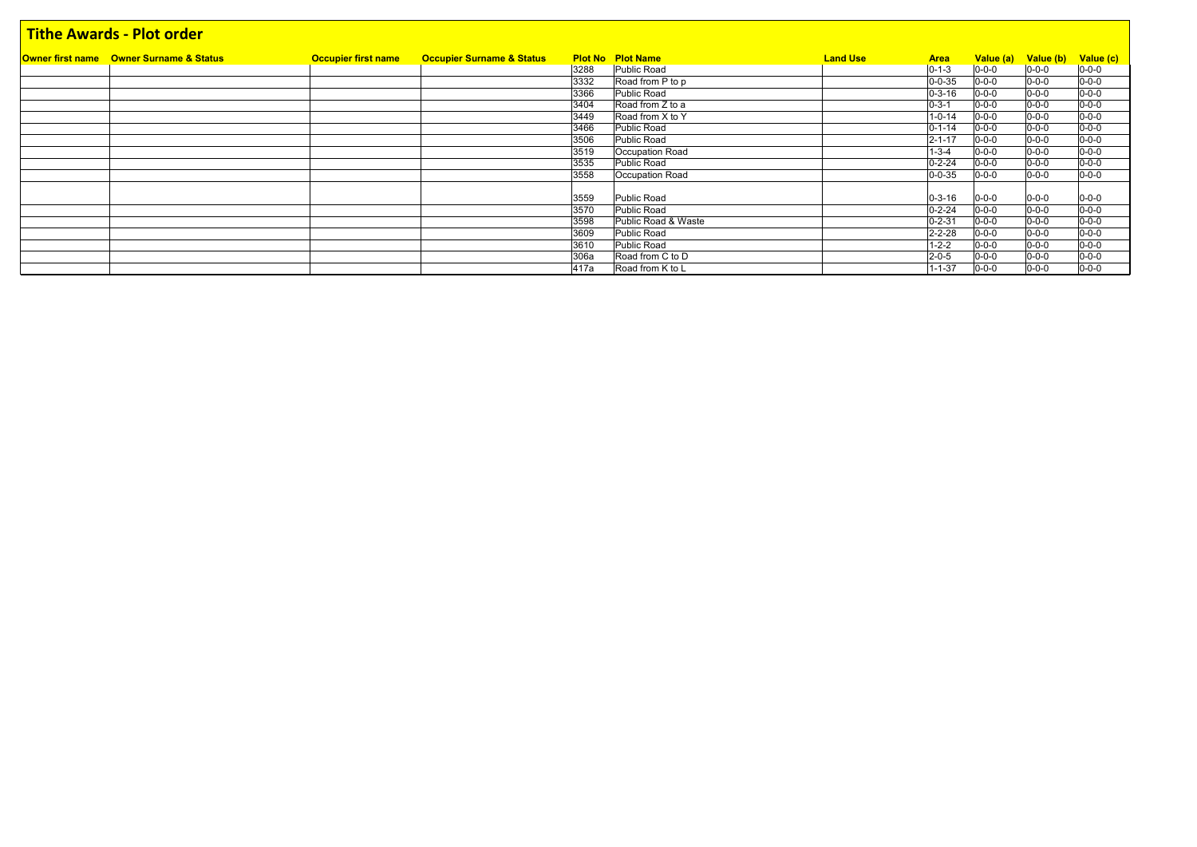## Tithe Awards - Plot order

| Owner first name | Owner Surname & Status | Occupier first name | Occupier Surname & Status | Plot No | Plot Name | Land Use | Area | Value (a) | Value (b) | Value (c) |
|---|---|---|---|---|---|---|---|---|---|---|
| | | | | 3288 | Public Road | | 0-1-3 | 0-0-0 | 0-0-0 | 0-0-0 |
| | | | | 3332 | Road from P to p | | 0-0-35 | 0-0-0 | 0-0-0 | 0-0-0 |
| | | | | 3366 | Public Road | | 0-3-16 | 0-0-0 | 0-0-0 | 0-0-0 |
| | | | | 3404 | Road from Z to a | | 0-3-1 | 0-0-0 | 0-0-0 | 0-0-0 |
| | | | | 3449 | Road from X to Y | | 1-0-14 | 0-0-0 | 0-0-0 | 0-0-0 |
| | | | | 3466 | Public Road | | 0-1-14 | 0-0-0 | 0-0-0 | 0-0-0 |
| | | | | 3506 | Public Road | | 2-1-17 | 0-0-0 | 0-0-0 | 0-0-0 |
| | | | | 3519 | Occupation Road | | 1-3-4 | 0-0-0 | 0-0-0 | 0-0-0 |
| | | | | 3535 | Public Road | | 0-2-24 | 0-0-0 | 0-0-0 | 0-0-0 |
| | | | | 3558 | Occupation Road | | 0-0-35 | 0-0-0 | 0-0-0 | 0-0-0 |
| | | | | 3559 | Public Road | | 0-3-16 | 0-0-0 | 0-0-0 | 0-0-0 |
| | | | | 3570 | Public Road | | 0-2-24 | 0-0-0 | 0-0-0 | 0-0-0 |
| | | | | 3598 | Public Road & Waste | | 0-2-31 | 0-0-0 | 0-0-0 | 0-0-0 |
| | | | | 3609 | Public Road | | 2-2-28 | 0-0-0 | 0-0-0 | 0-0-0 |
| | | | | 3610 | Public Road | | 1-2-2 | 0-0-0 | 0-0-0 | 0-0-0 |
| | | | | 306a | Road from C to D | | 2-0-5 | 0-0-0 | 0-0-0 | 0-0-0 |
| | | | | 417a | Road from K to L | | 1-1-37 | 0-0-0 | 0-0-0 | 0-0-0 |